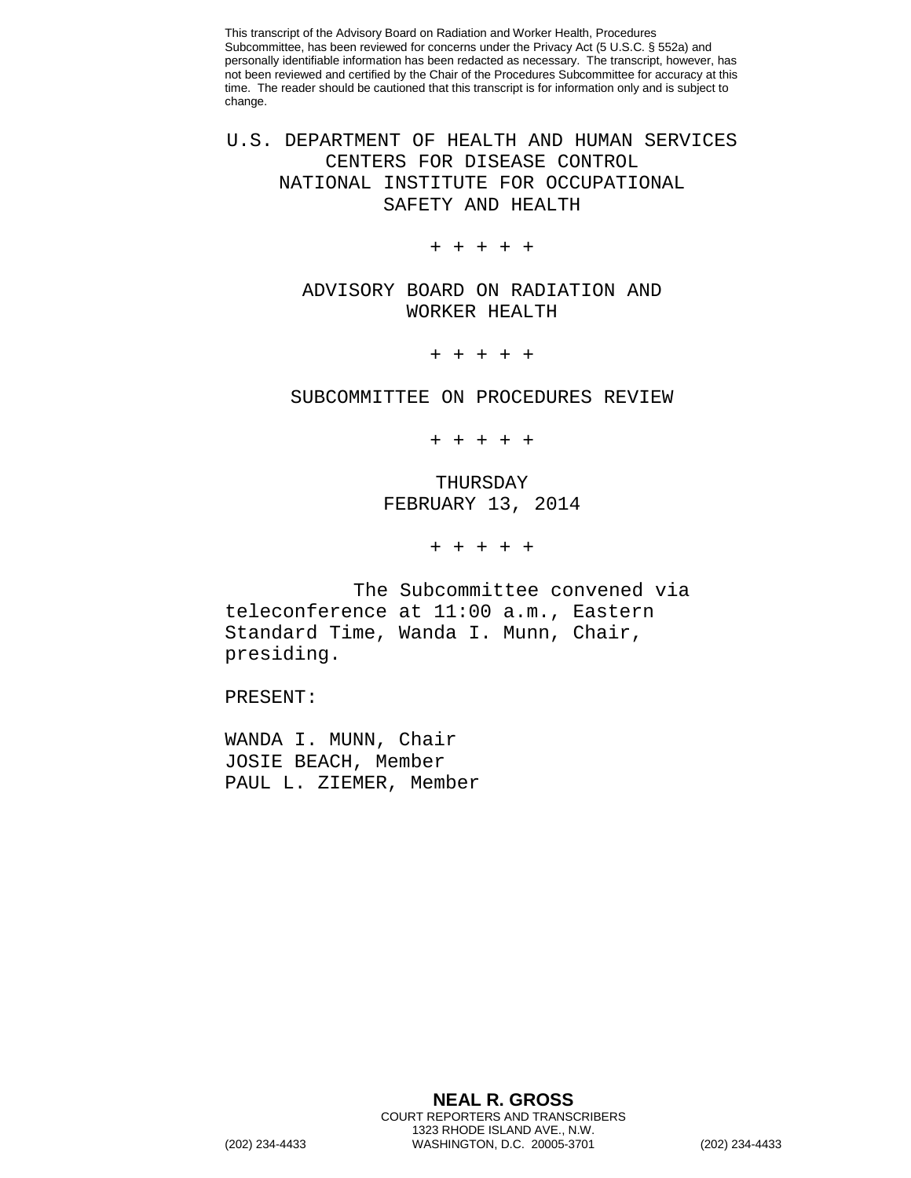This transcript of the Advisory Board on Radiation and Worker Health, Procedures Subcommittee, has been reviewed for concerns under the Privacy Act (5 U.S.C. § 552a) and personally identifiable information has been redacted as necessary. The transcript, however, has not been reviewed and certified by the Chair of the Procedures Subcommittee for accuracy at this time. The reader should be cautioned that this transcript is for information only and is subject to change.

U.S. DEPARTMENT OF HEALTH AND HUMAN SERVICES
CENTERS FOR DISEASE CONTROL
NATIONAL INSTITUTE FOR OCCUPATIONAL
SAFETY AND HEALTH

+ + + + +

ADVISORY BOARD ON RADIATION AND
WORKER HEALTH

+ + + + +

SUBCOMMITTEE ON PROCEDURES REVIEW

+ + + + +

THURSDAY
FEBRUARY 13, 2014

+ + + + +

The Subcommittee convened via teleconference at 11:00 a.m., Eastern Standard Time, Wanda I. Munn, Chair, presiding.

PRESENT:

WANDA I. MUNN, Chair
JOSIE BEACH, Member
PAUL L. ZIEMER, Member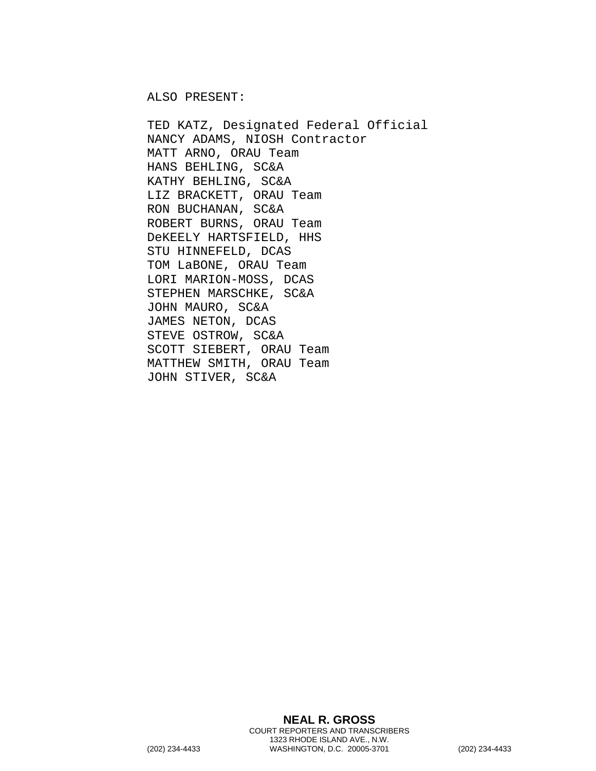ALSO PRESENT:

TED KATZ, Designated Federal Official
NANCY ADAMS, NIOSH Contractor
MATT ARNO, ORAU Team
HANS BEHLING, SC&A
KATHY BEHLING, SC&A
LIZ BRACKETT, ORAU Team
RON BUCHANAN, SC&A
ROBERT BURNS, ORAU Team
DeKEELY HARTSFIELD, HHS
STU HINNEFELD, DCAS
TOM LaBONE, ORAU Team
LORI MARION-MOSS, DCAS
STEPHEN MARSCHKE, SC&A
JOHN MAURO, SC&A
JAMES NETON, DCAS
STEVE OSTROW, SC&A
SCOTT SIEBERT, ORAU Team
MATTHEW SMITH, ORAU Team
JOHN STIVER, SC&A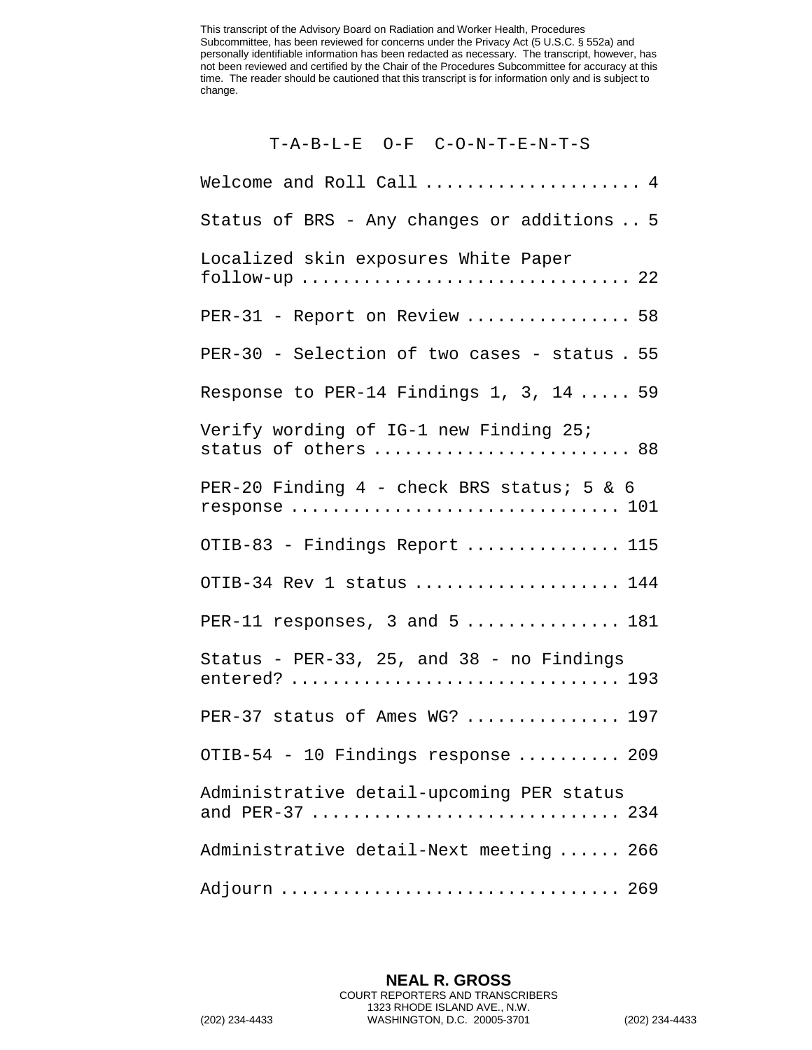This transcript of the Advisory Board on Radiation and Worker Health, Procedures Subcommittee, has been reviewed for concerns under the Privacy Act (5 U.S.C. § 552a) and personally identifiable information has been redacted as necessary. The transcript, however, has not been reviewed and certified by the Chair of the Procedures Subcommittee for accuracy at this time. The reader should be cautioned that this transcript is for information only and is subject to change.

# T-A-B-L-E O-F C-O-N-T-E-N-T-S

| | |
|---|---|
| Welcome and Roll Call | 4 |
| Status of BRS - Any changes or additions | 5 |
| Localized skin exposures White Paper follow-up | 22 |
| PER-31 - Report on Review | 58 |
| PER-30 - Selection of two cases - status | 55 |
| Response to PER-14 Findings 1, 3, 14 | 59 |
| Verify wording of IG-1 new Finding 25; status of others | 88 |
| PER-20 Finding 4 - check BRS status; 5 & 6 response | 101 |
| OTIB-83 - Findings Report | 115 |
| OTIB-34 Rev 1 status | 144 |
| PER-11 responses, 3 and 5 | 181 |
| Status - PER-33, 25, and 38 - no Findings entered? | 193 |
| PER-37 status of Ames WG? | 197 |
| OTIB-54 - 10 Findings response | 209 |
| Administrative detail-upcoming PER status and PER-37 | 234 |
| Administrative detail-Next meeting | 266 |
| Adjourn | 269 |

**NEAL R. GROSS**
COURT REPORTERS AND TRANSCRIBERS
1323 RHODE ISLAND AVE., N.W.
(202) 234-4433 WASHINGTON, D.C. 20005-3701 (202) 234-4433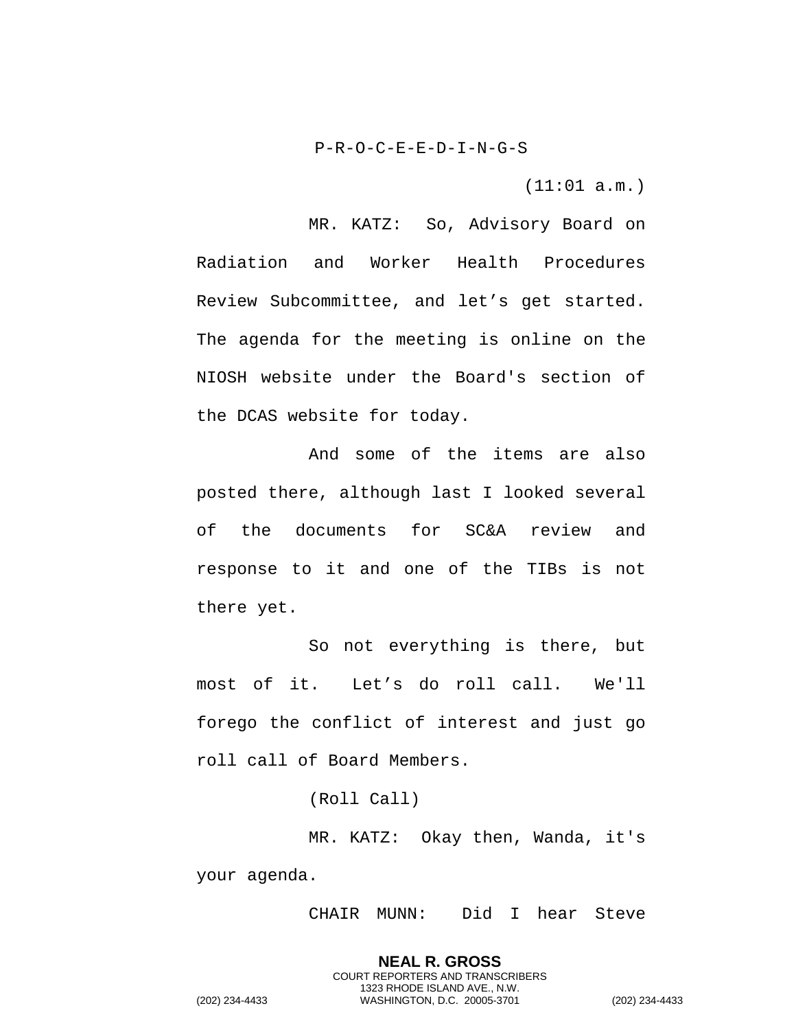P-R-O-C-E-E-D-I-N-G-S

(11:01 a.m.)

MR. KATZ: So, Advisory Board on Radiation and Worker Health Procedures Review Subcommittee, and let's get started. The agenda for the meeting is online on the NIOSH website under the Board's section of the DCAS website for today.

And some of the items are also posted there, although last I looked several of the documents for SC&A review and response to it and one of the TIBs is not there yet.

So not everything is there, but most of it. Let's do roll call. We'll forego the conflict of interest and just go roll call of Board Members.

(Roll Call)

MR. KATZ: Okay then, Wanda, it's your agenda.

CHAIR MUNN: Did I hear Steve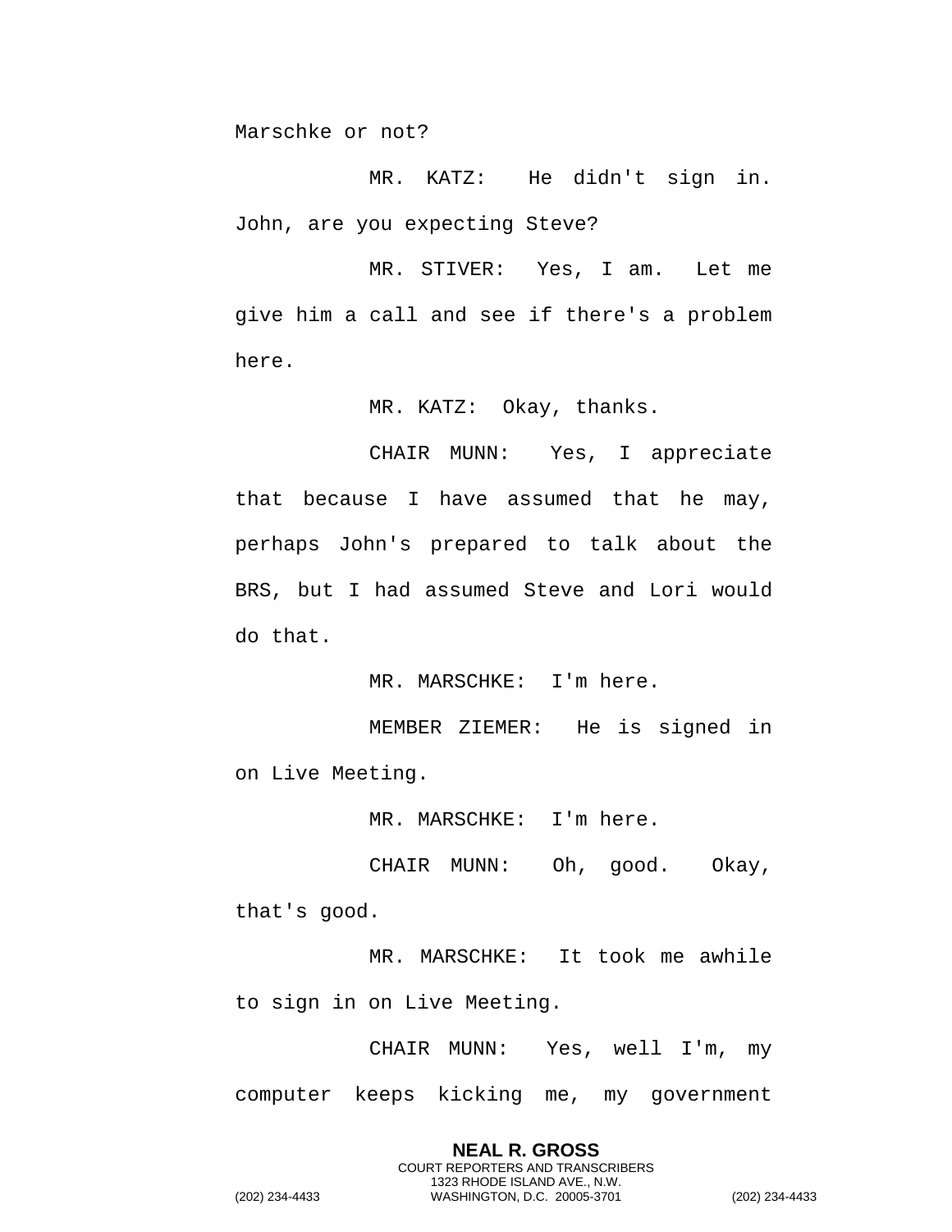Marschke or not?

MR. KATZ: He didn't sign in. John, are you expecting Steve?

MR. STIVER: Yes, I am. Let me give him a call and see if there's a problem here.

MR. KATZ: Okay, thanks.

CHAIR MUNN: Yes, I appreciate that because I have assumed that he may, perhaps John's prepared to talk about the BRS, but I had assumed Steve and Lori would do that.

MR. MARSCHKE: I'm here.

MEMBER ZIEMER: He is signed in on Live Meeting.

MR. MARSCHKE: I'm here.

CHAIR MUNN: Oh, good. Okay, that's good.

MR. MARSCHKE: It took me awhile to sign in on Live Meeting.

CHAIR MUNN: Yes, well I'm, my computer keeps kicking me, my government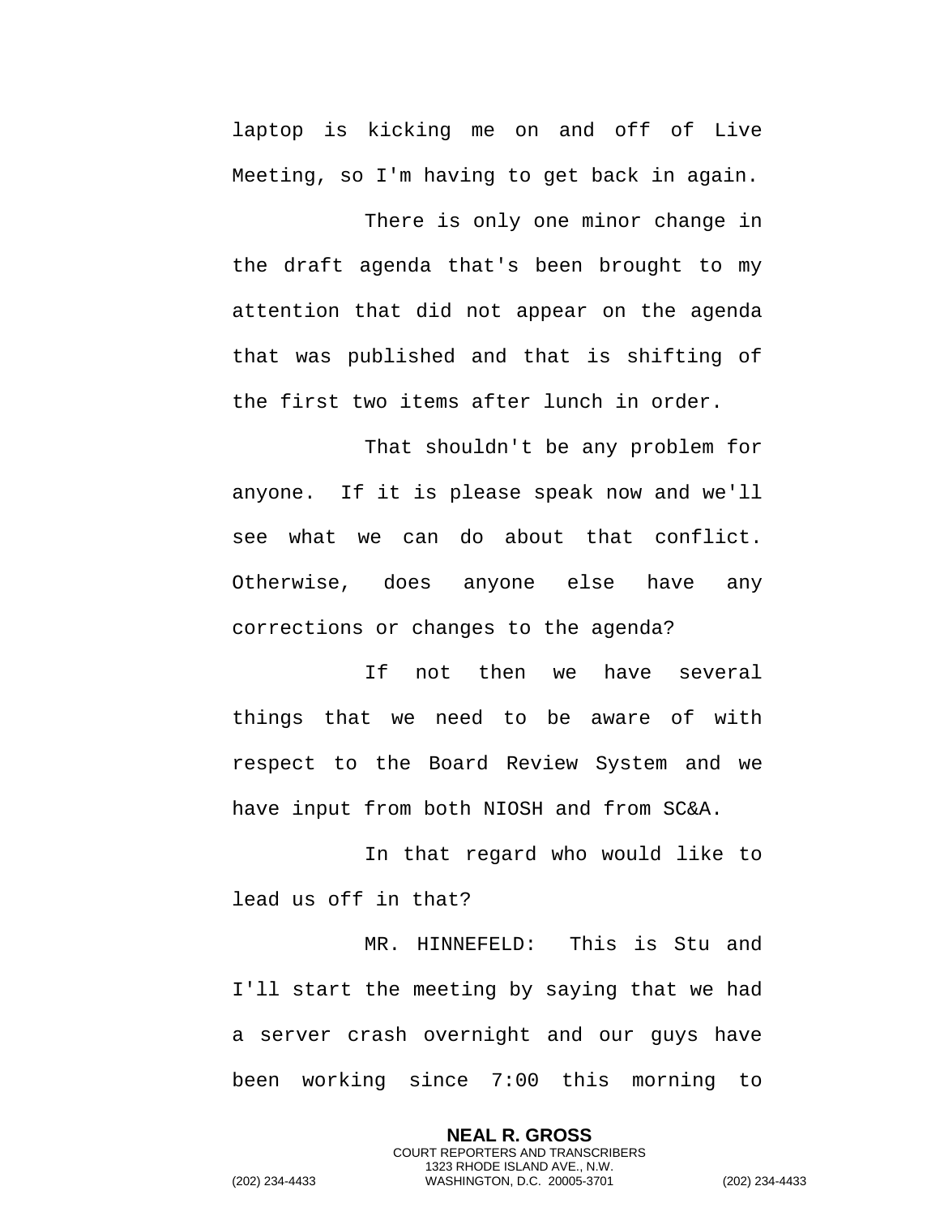laptop is kicking me on and off of Live Meeting, so I'm having to get back in again.

There is only one minor change in the draft agenda that's been brought to my attention that did not appear on the agenda that was published and that is shifting of the first two items after lunch in order.

That shouldn't be any problem for anyone. If it is please speak now and we'll see what we can do about that conflict. Otherwise, does anyone else have any corrections or changes to the agenda?

If not then we have several things that we need to be aware of with respect to the Board Review System and we have input from both NIOSH and from SC&A.

In that regard who would like to lead us off in that?

MR. HINNEFELD: This is Stu and I'll start the meeting by saying that we had a server crash overnight and our guys have been working since 7:00 this morning to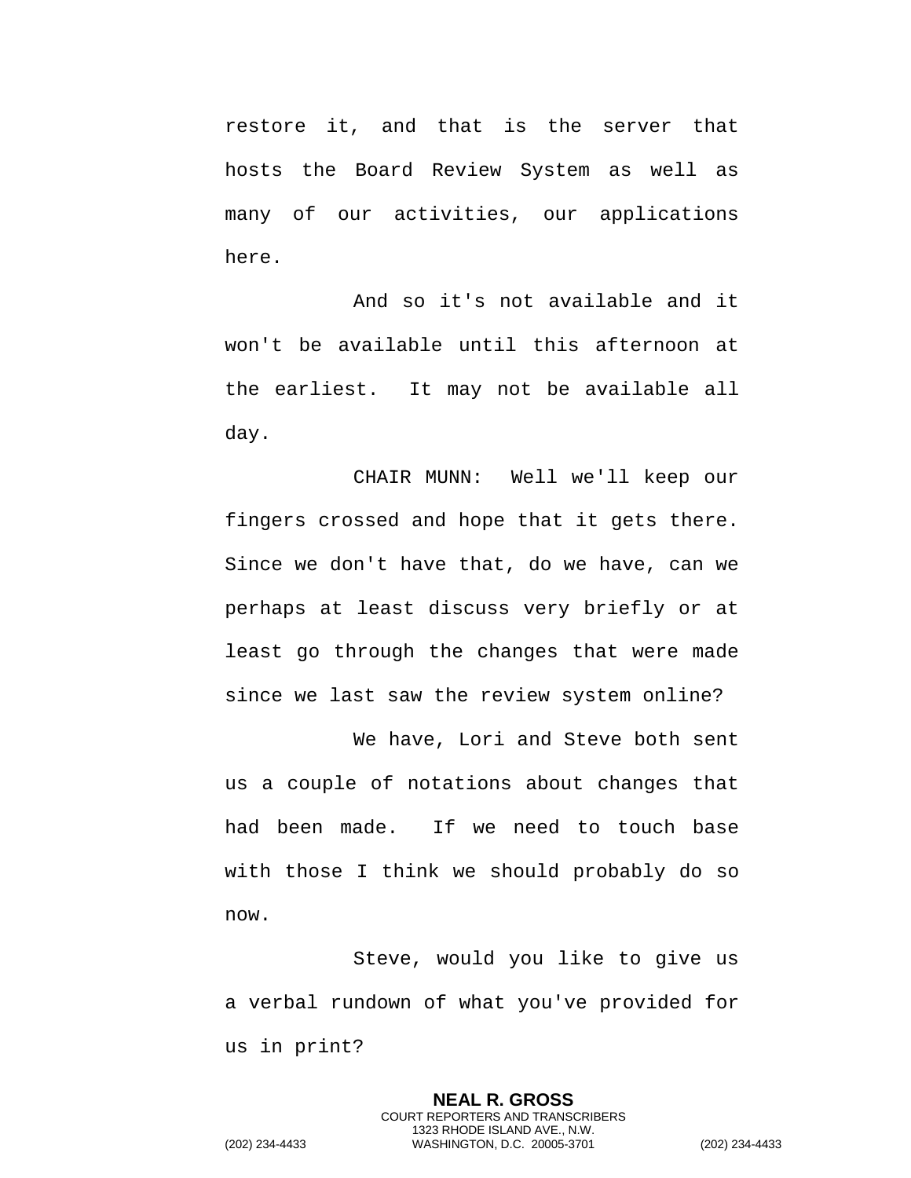restore it, and that is the server that hosts the Board Review System as well as many of our activities, our applications here.

And so it's not available and it won't be available until this afternoon at the earliest.  It may not be available all day.

CHAIR MUNN:  Well we'll keep our fingers crossed and hope that it gets there. Since we don't have that, do we have, can we perhaps at least discuss very briefly or at least go through the changes that were made since we last saw the review system online?

We have, Lori and Steve both sent us a couple of notations about changes that had been made.  If we need to touch base with those I think we should probably do so now.

Steve, would you like to give us a verbal rundown of what you've provided for us in print?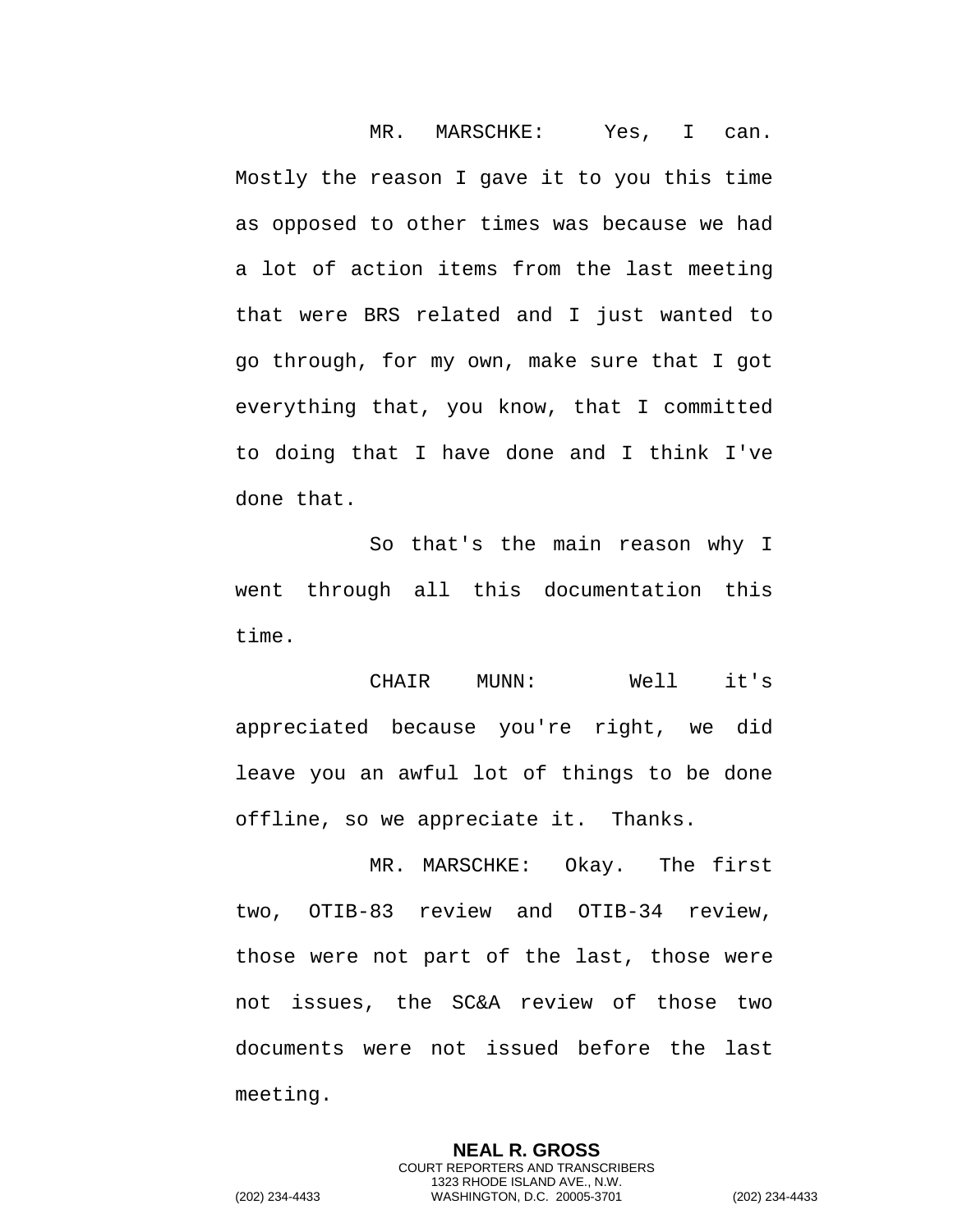MR. MARSCHKE: Yes, I can. Mostly the reason I gave it to you this time as opposed to other times was because we had a lot of action items from the last meeting that were BRS related and I just wanted to go through, for my own, make sure that I got everything that, you know, that I committed to doing that I have done and I think I've done that.

So that's the main reason why I went through all this documentation this time.

CHAIR MUNN: Well it's appreciated because you're right, we did leave you an awful lot of things to be done offline, so we appreciate it. Thanks.

MR. MARSCHKE: Okay. The first two, OTIB-83 review and OTIB-34 review, those were not part of the last, those were not issues, the SC&A review of those two documents were not issued before the last meeting.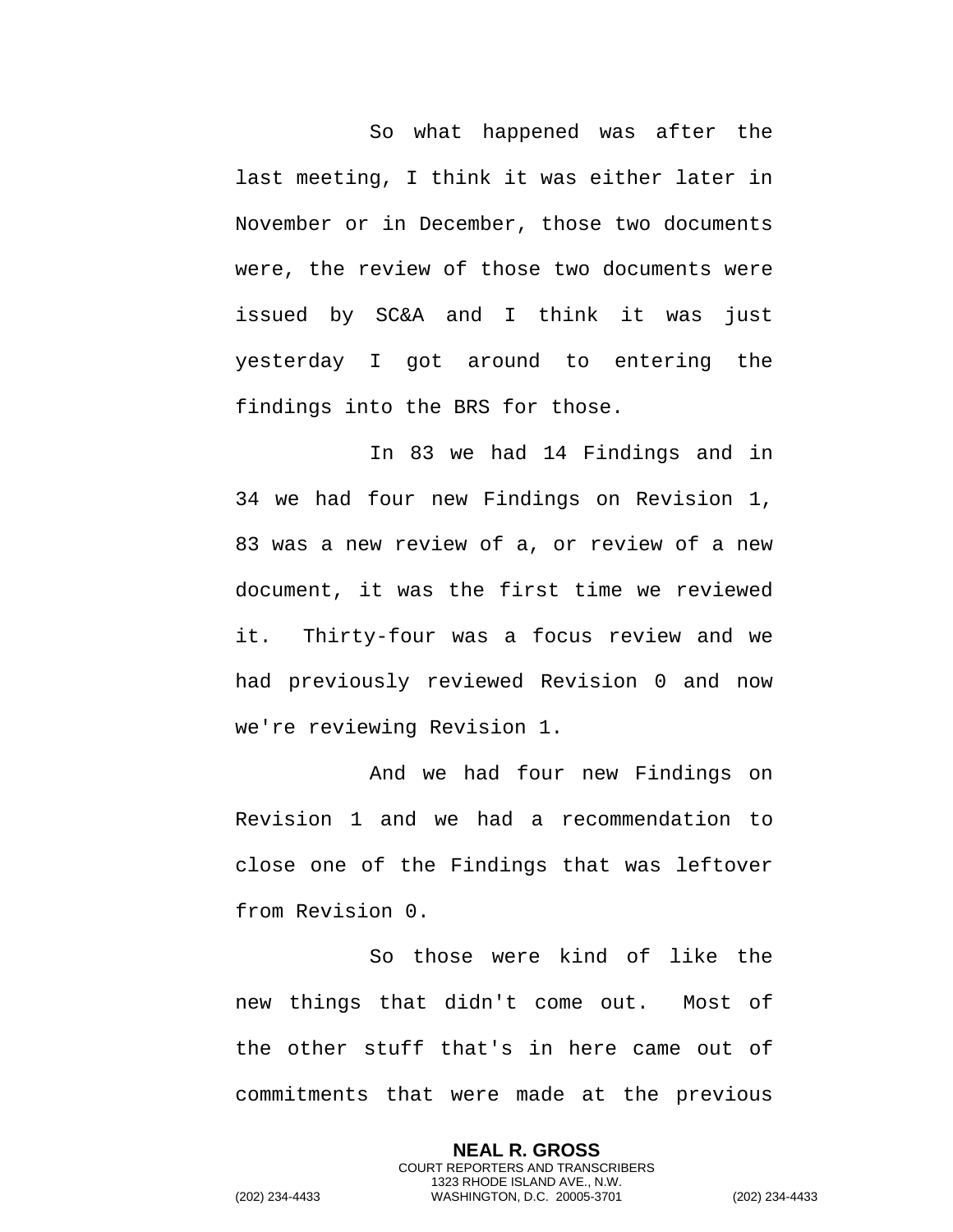So what happened was after the last meeting, I think it was either later in November or in December, those two documents were, the review of those two documents were issued by SC&A and I think it was just yesterday I got around to entering the findings into the BRS for those.

In 83 we had 14 Findings and in 34 we had four new Findings on Revision 1, 83 was a new review of a, or review of a new document, it was the first time we reviewed it. Thirty-four was a focus review and we had previously reviewed Revision 0 and now we're reviewing Revision 1.

And we had four new Findings on Revision 1 and we had a recommendation to close one of the Findings that was leftover from Revision 0.

So those were kind of like the new things that didn't come out. Most of the other stuff that's in here came out of commitments that were made at the previous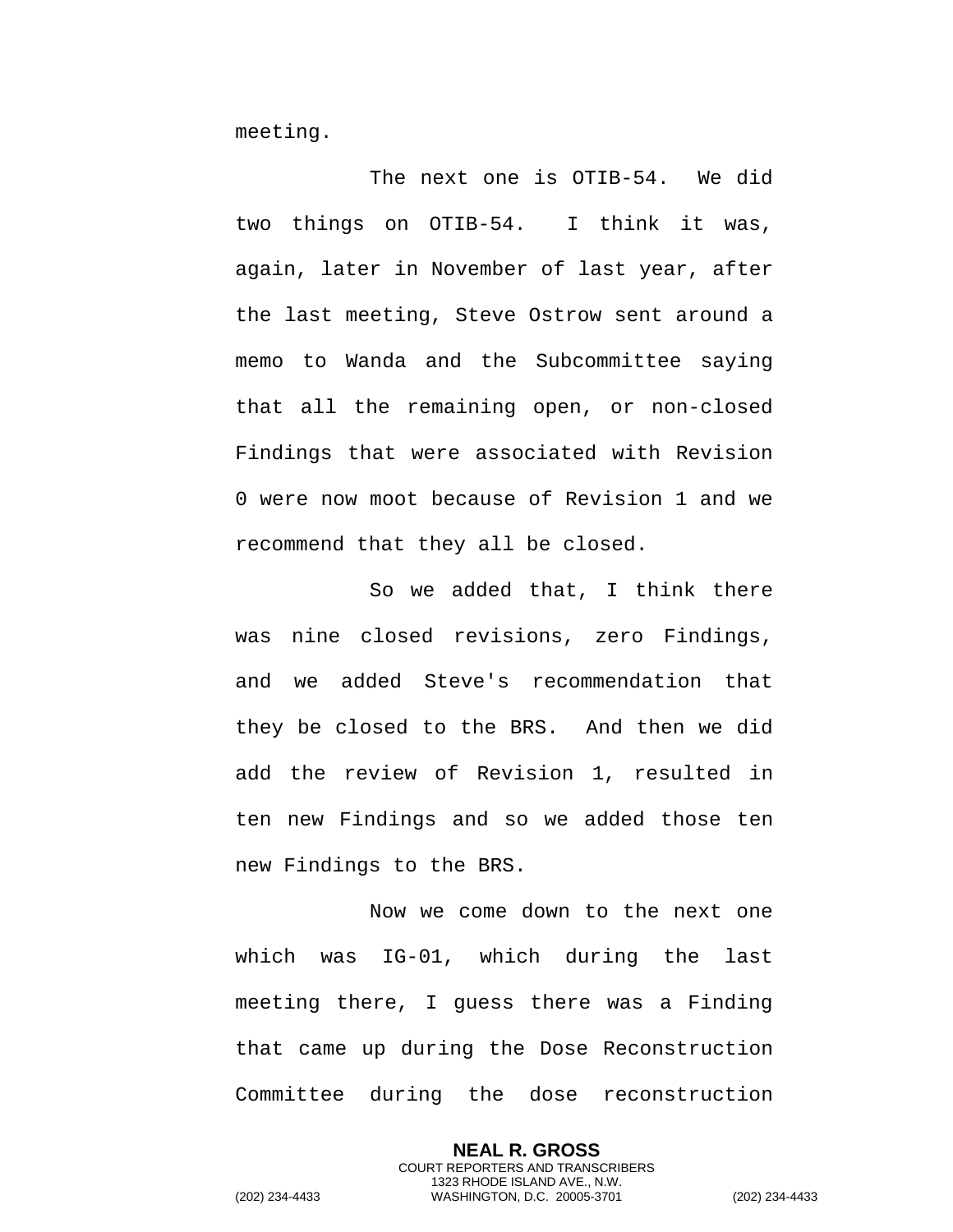meeting.

The next one is OTIB-54. We did two things on OTIB-54. I think it was, again, later in November of last year, after the last meeting, Steve Ostrow sent around a memo to Wanda and the Subcommittee saying that all the remaining open, or non-closed Findings that were associated with Revision 0 were now moot because of Revision 1 and we recommend that they all be closed.

So we added that, I think there was nine closed revisions, zero Findings, and we added Steve's recommendation that they be closed to the BRS. And then we did add the review of Revision 1, resulted in ten new Findings and so we added those ten new Findings to the BRS.

Now we come down to the next one which was IG-01, which during the last meeting there, I guess there was a Finding that came up during the Dose Reconstruction Committee during the dose reconstruction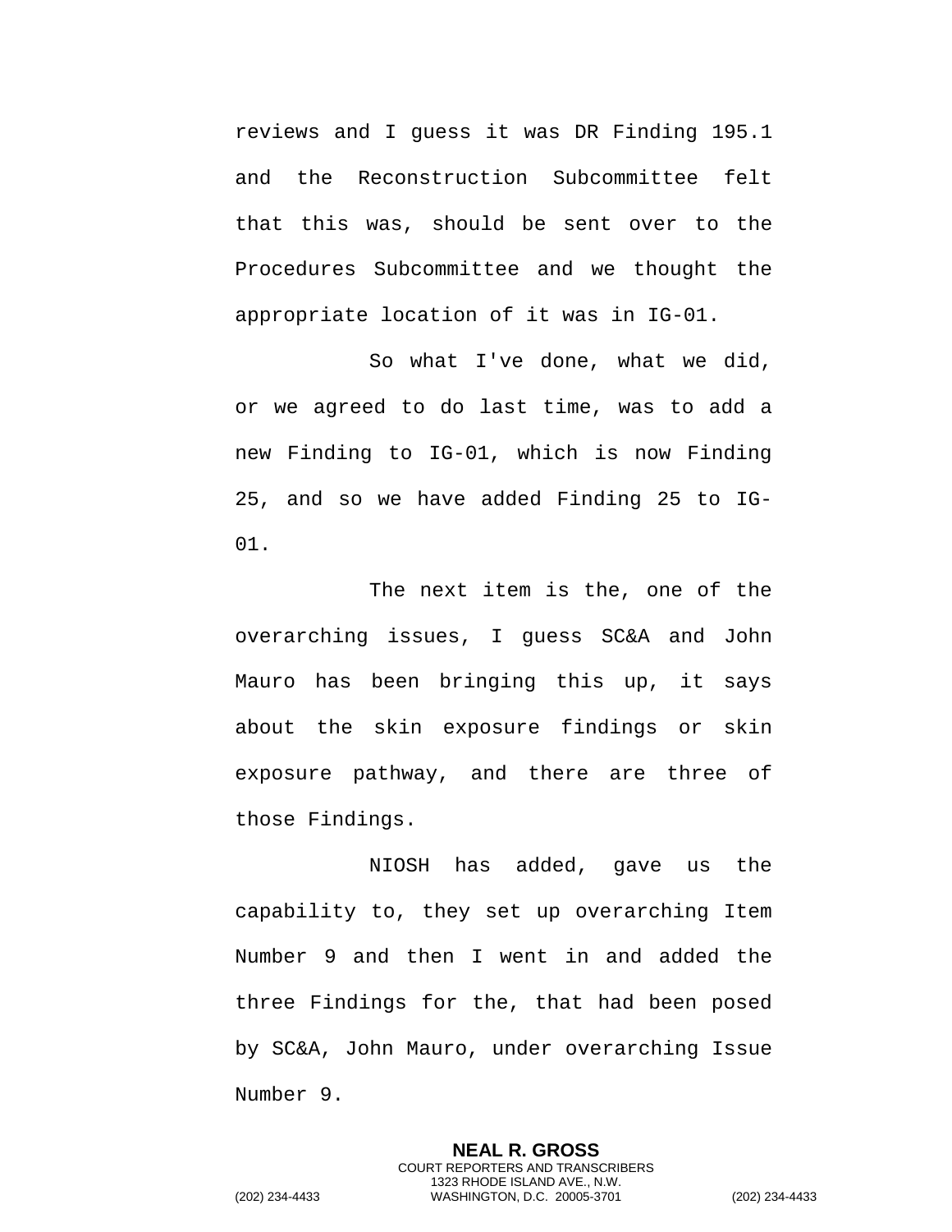reviews and I guess it was DR Finding 195.1 and the Reconstruction Subcommittee felt that this was, should be sent over to the Procedures Subcommittee and we thought the appropriate location of it was in IG-01.

So what I've done, what we did, or we agreed to do last time, was to add a new Finding to IG-01, which is now Finding 25, and so we have added Finding 25 to IG-01.

The next item is the, one of the overarching issues, I guess SC&A and John Mauro has been bringing this up, it says about the skin exposure findings or skin exposure pathway, and there are three of those Findings.

NIOSH has added, gave us the capability to, they set up overarching Item Number 9 and then I went in and added the three Findings for the, that had been posed by SC&A, John Mauro, under overarching Issue Number 9.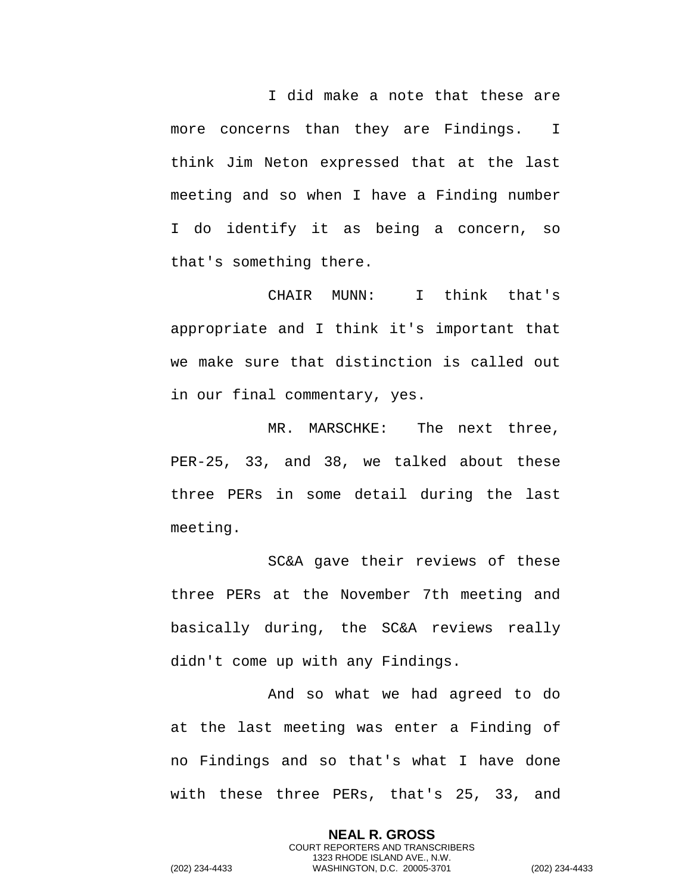I did make a note that these are more concerns than they are Findings. I think Jim Neton expressed that at the last meeting and so when I have a Finding number I do identify it as being a concern, so that's something there.

CHAIR MUNN: I think that's appropriate and I think it's important that we make sure that distinction is called out in our final commentary, yes.

MR. MARSCHKE: The next three, PER-25, 33, and 38, we talked about these three PERs in some detail during the last meeting.

SC&A gave their reviews of these three PERs at the November 7th meeting and basically during, the SC&A reviews really didn't come up with any Findings.

And so what we had agreed to do at the last meeting was enter a Finding of no Findings and so that's what I have done with these three PERs, that's 25, 33, and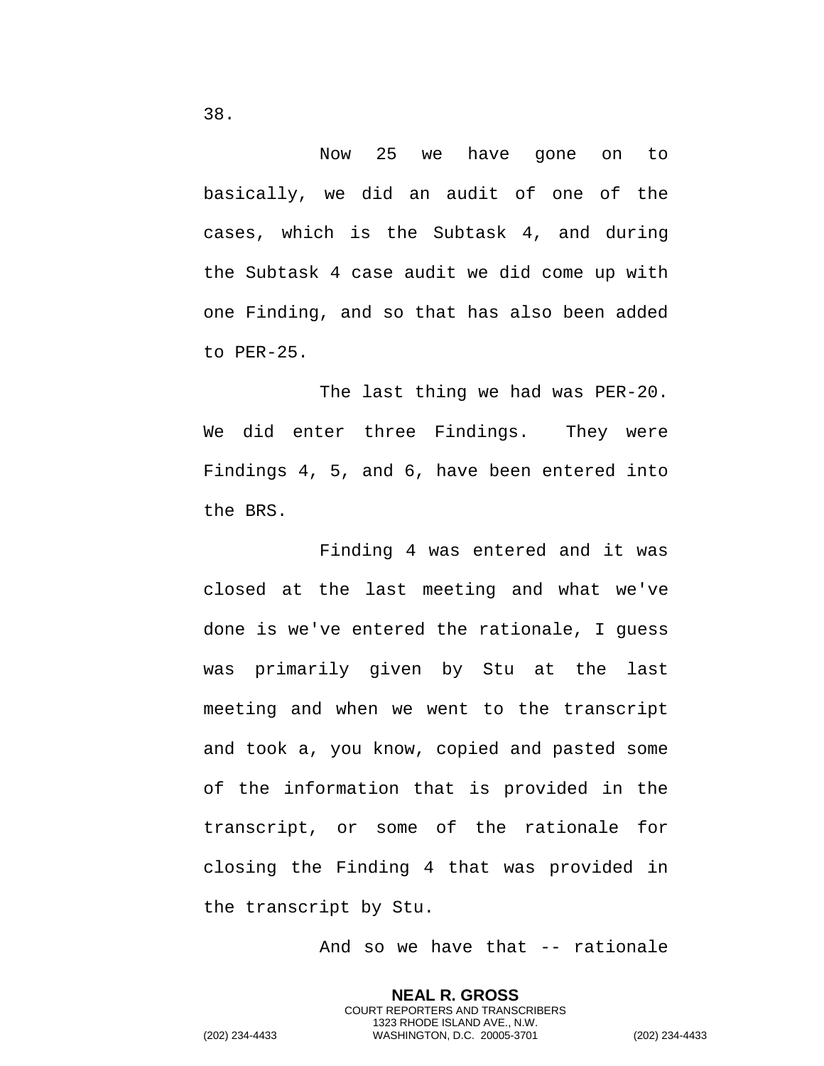38.

Now 25 we have gone on to basically, we did an audit of one of the cases, which is the Subtask 4, and during the Subtask 4 case audit we did come up with one Finding, and so that has also been added to PER-25.

The last thing we had was PER-20. We did enter three Findings. They were Findings 4, 5, and 6, have been entered into the BRS.

Finding 4 was entered and it was closed at the last meeting and what we've done is we've entered the rationale, I guess was primarily given by Stu at the last meeting and when we went to the transcript and took a, you know, copied and pasted some of the information that is provided in the transcript, or some of the rationale for closing the Finding 4 that was provided in the transcript by Stu.

And so we have that -- rationale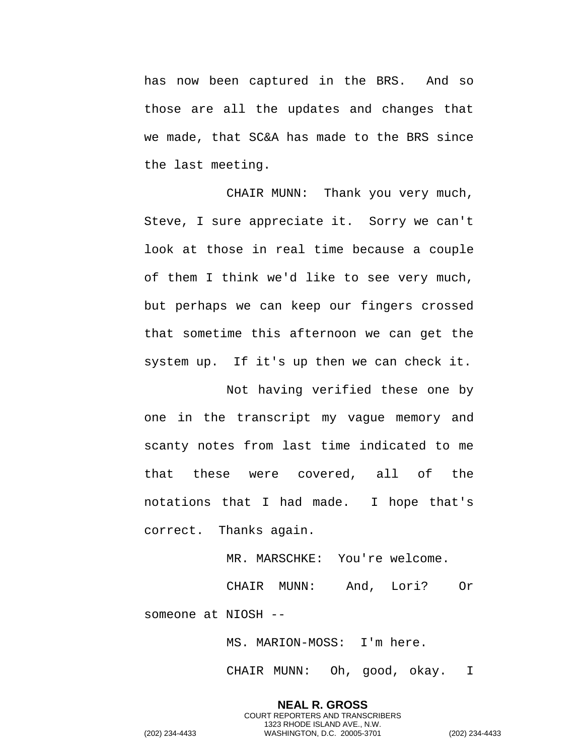has now been captured in the BRS. And so those are all the updates and changes that we made, that SC&A has made to the BRS since the last meeting.

CHAIR MUNN: Thank you very much, Steve, I sure appreciate it. Sorry we can't look at those in real time because a couple of them I think we'd like to see very much, but perhaps we can keep our fingers crossed that sometime this afternoon we can get the system up. If it's up then we can check it.

Not having verified these one by one in the transcript my vague memory and scanty notes from last time indicated to me that these were covered, all of the notations that I had made. I hope that's correct. Thanks again.

MR. MARSCHKE: You're welcome.

CHAIR MUNN: And, Lori? Or someone at NIOSH --

MS. MARION-MOSS: I'm here.

CHAIR MUNN: Oh, good, okay. I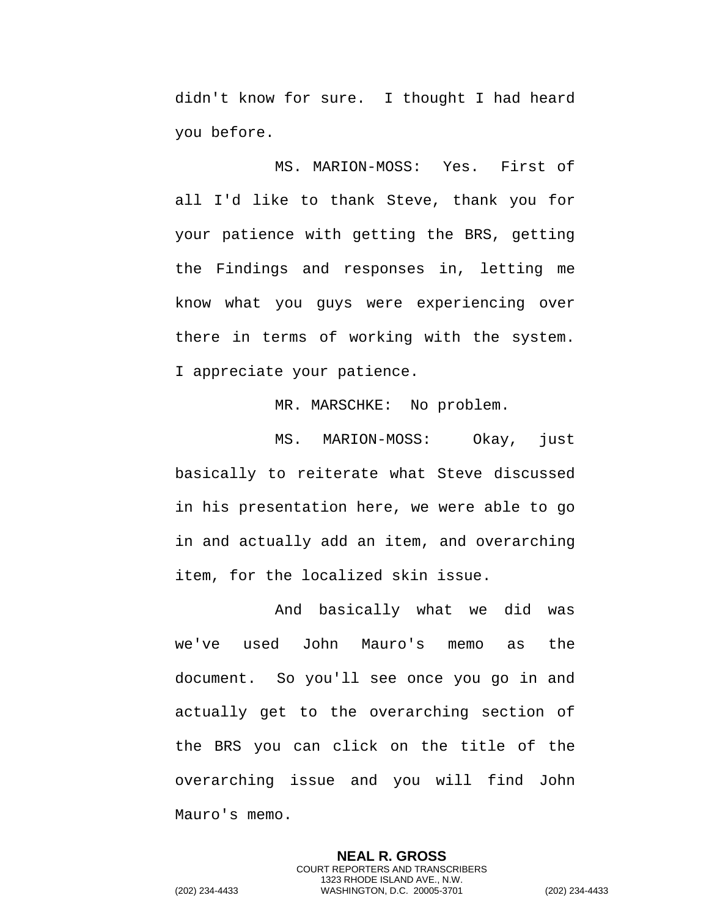didn't know for sure. I thought I had heard you before.

MS. MARION-MOSS: Yes. First of all I'd like to thank Steve, thank you for your patience with getting the BRS, getting the Findings and responses in, letting me know what you guys were experiencing over there in terms of working with the system. I appreciate your patience.

MR. MARSCHKE: No problem.

MS. MARION-MOSS: Okay, just basically to reiterate what Steve discussed in his presentation here, we were able to go in and actually add an item, and overarching item, for the localized skin issue.

And basically what we did was we've used John Mauro's memo as the document. So you'll see once you go in and actually get to the overarching section of the BRS you can click on the title of the overarching issue and you will find John Mauro's memo.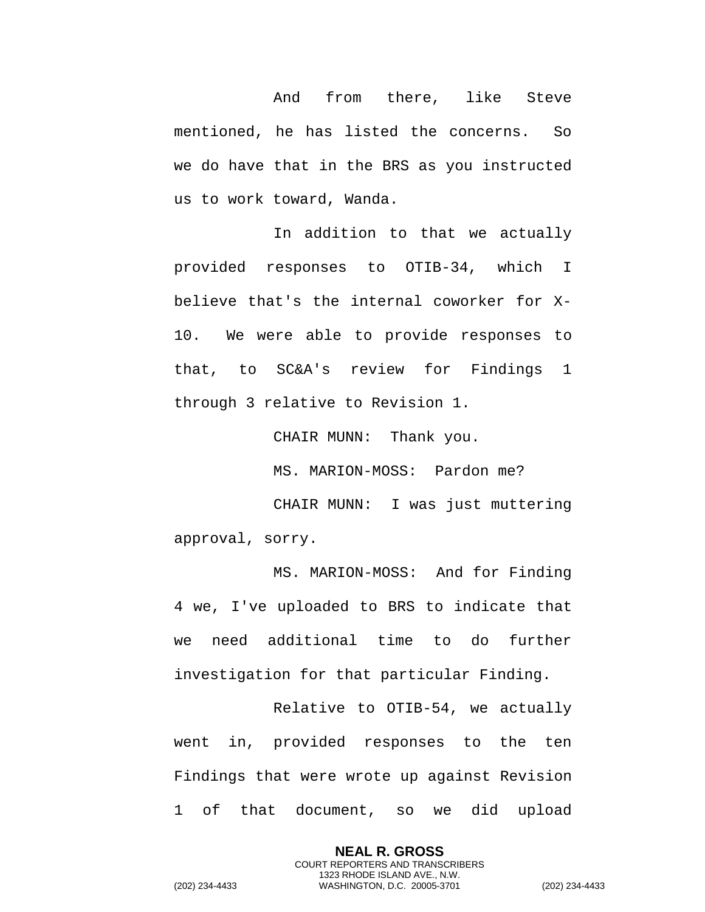And from there, like Steve mentioned, he has listed the concerns. So we do have that in the BRS as you instructed us to work toward, Wanda.

In addition to that we actually provided responses to OTIB-34, which I believe that's the internal coworker for X-10. We were able to provide responses to that, to SC&A's review for Findings 1 through 3 relative to Revision 1.

CHAIR MUNN: Thank you.

MS. MARION-MOSS: Pardon me?

CHAIR MUNN: I was just muttering approval, sorry.

MS. MARION-MOSS: And for Finding 4 we, I've uploaded to BRS to indicate that we need additional time to do further investigation for that particular Finding.

Relative to OTIB-54, we actually went in, provided responses to the ten Findings that were wrote up against Revision 1 of that document, so we did upload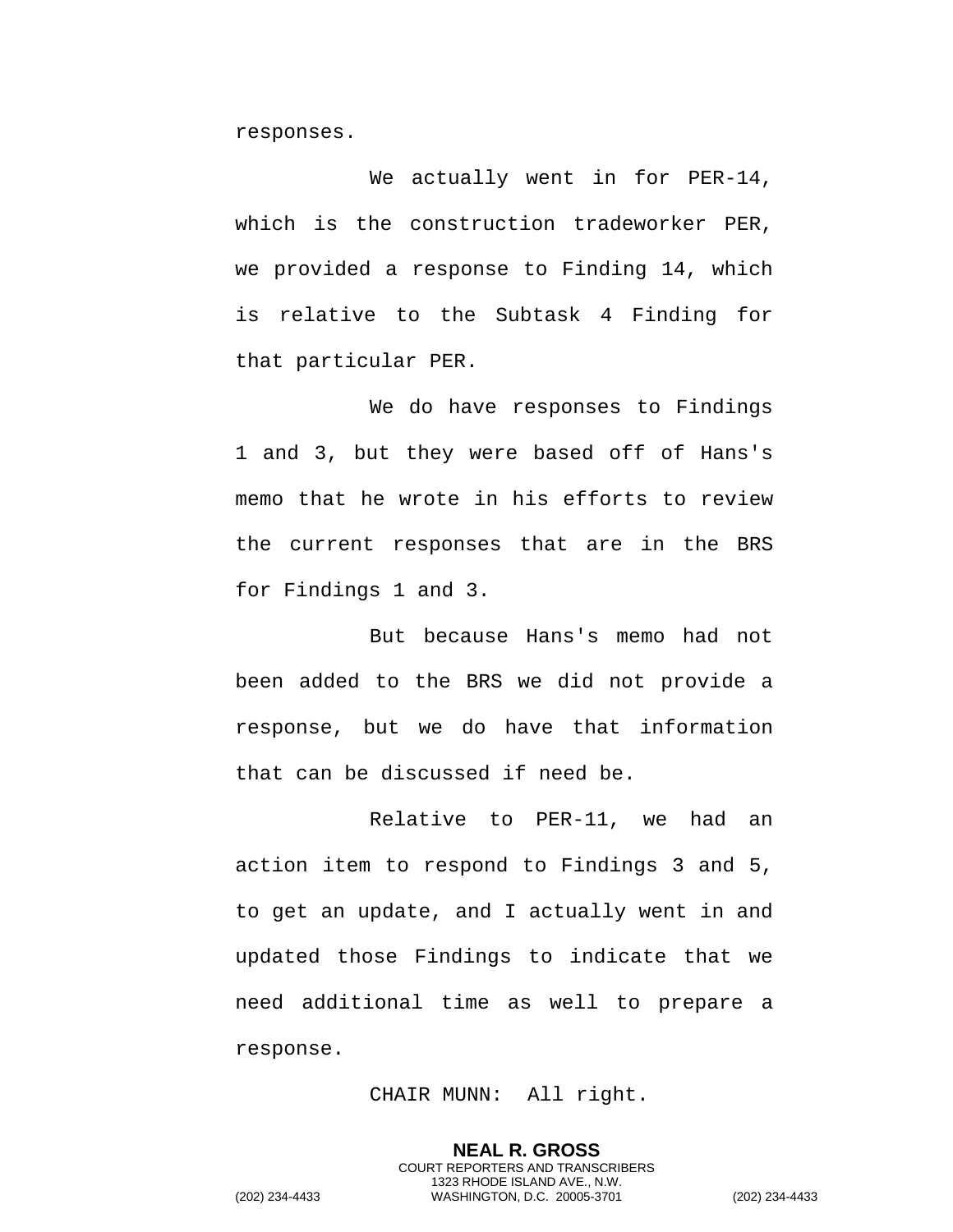responses.

We actually went in for PER-14, which is the construction tradeworker PER, we provided a response to Finding 14, which is relative to the Subtask 4 Finding for that particular PER.

We do have responses to Findings 1 and 3, but they were based off of Hans's memo that he wrote in his efforts to review the current responses that are in the BRS for Findings 1 and 3.

But because Hans's memo had not been added to the BRS we did not provide a response, but we do have that information that can be discussed if need be.

Relative to PER-11, we had an action item to respond to Findings 3 and 5, to get an update, and I actually went in and updated those Findings to indicate that we need additional time as well to prepare a response.

CHAIR MUNN: All right.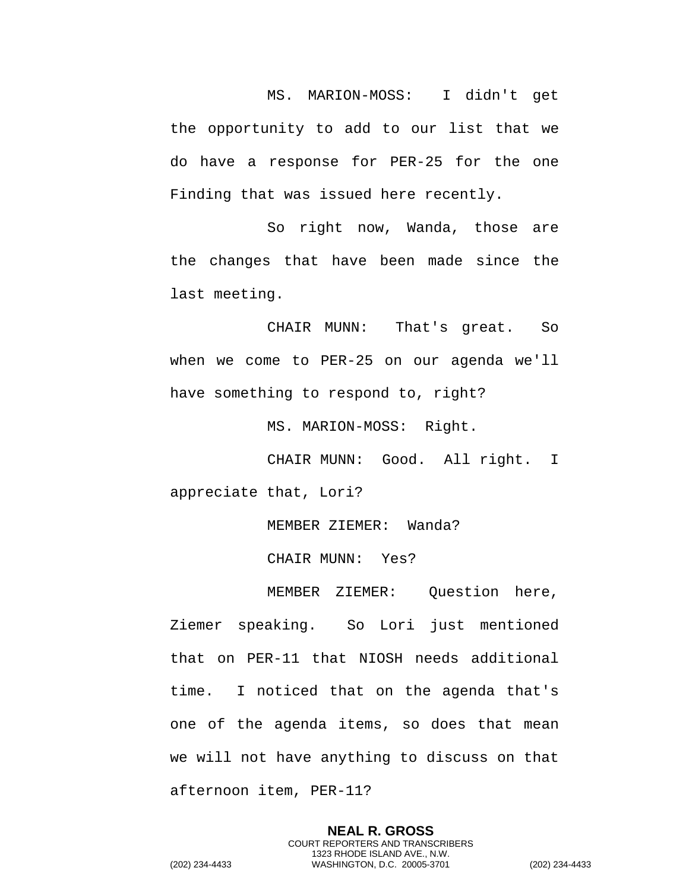MS. MARION-MOSS: I didn't get the opportunity to add to our list that we do have a response for PER-25 for the one Finding that was issued here recently.

So right now, Wanda, those are the changes that have been made since the last meeting.

CHAIR MUNN: That's great. So when we come to PER-25 on our agenda we'll have something to respond to, right?

MS. MARION-MOSS: Right.

CHAIR MUNN: Good. All right. I appreciate that, Lori?

MEMBER ZIEMER: Wanda?

CHAIR MUNN: Yes?

MEMBER ZIEMER: Question here, Ziemer speaking. So Lori just mentioned that on PER-11 that NIOSH needs additional time. I noticed that on the agenda that's one of the agenda items, so does that mean we will not have anything to discuss on that afternoon item, PER-11?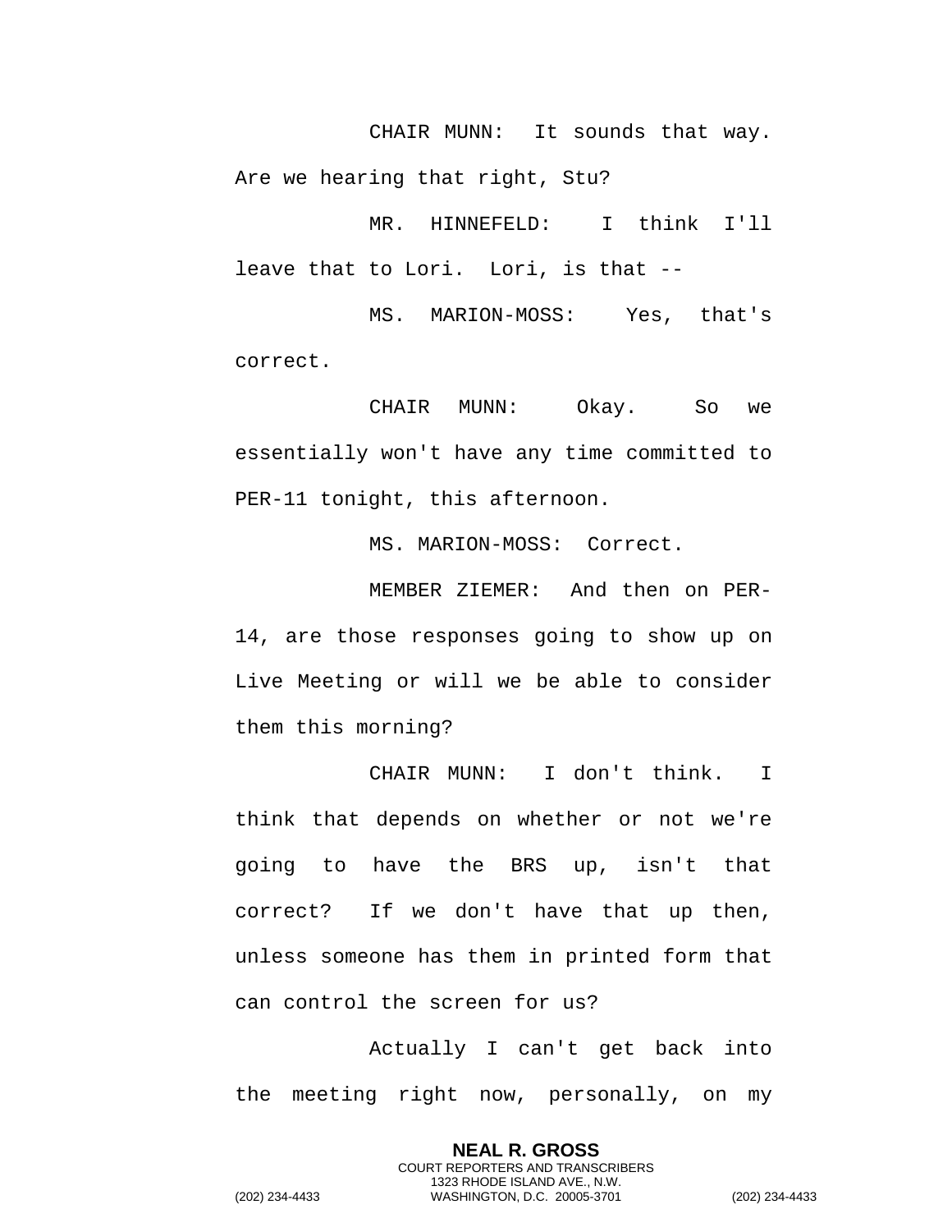CHAIR MUNN: It sounds that way. Are we hearing that right, Stu?

MR. HINNEFELD: I think I'll leave that to Lori. Lori, is that --

MS. MARION-MOSS: Yes, that's correct.

CHAIR MUNN: Okay. So we essentially won't have any time committed to PER-11 tonight, this afternoon.

MS. MARION-MOSS: Correct.

MEMBER ZIEMER: And then on PER-14, are those responses going to show up on Live Meeting or will we be able to consider them this morning?

CHAIR MUNN: I don't think. I think that depends on whether or not we're going to have the BRS up, isn't that correct? If we don't have that up then, unless someone has them in printed form that can control the screen for us?

Actually I can't get back into the meeting right now, personally, on my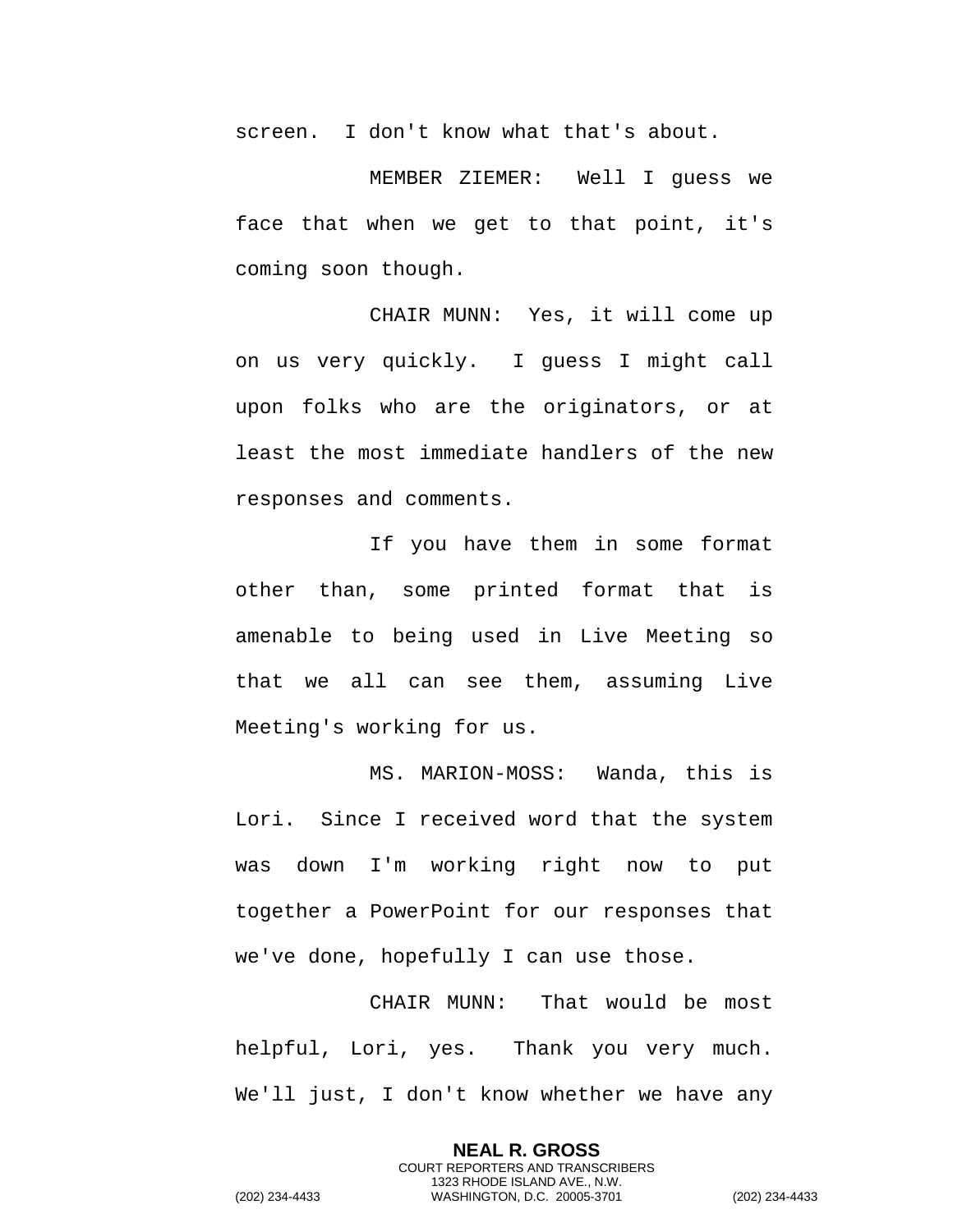screen. I don't know what that's about.

MEMBER ZIEMER: Well I guess we face that when we get to that point, it's coming soon though.

CHAIR MUNN: Yes, it will come up on us very quickly. I guess I might call upon folks who are the originators, or at least the most immediate handlers of the new responses and comments.

If you have them in some format other than, some printed format that is amenable to being used in Live Meeting so that we all can see them, assuming Live Meeting's working for us.

MS. MARION-MOSS: Wanda, this is Lori. Since I received word that the system was down I'm working right now to put together a PowerPoint for our responses that we've done, hopefully I can use those.

CHAIR MUNN: That would be most helpful, Lori, yes. Thank you very much. We'll just, I don't know whether we have any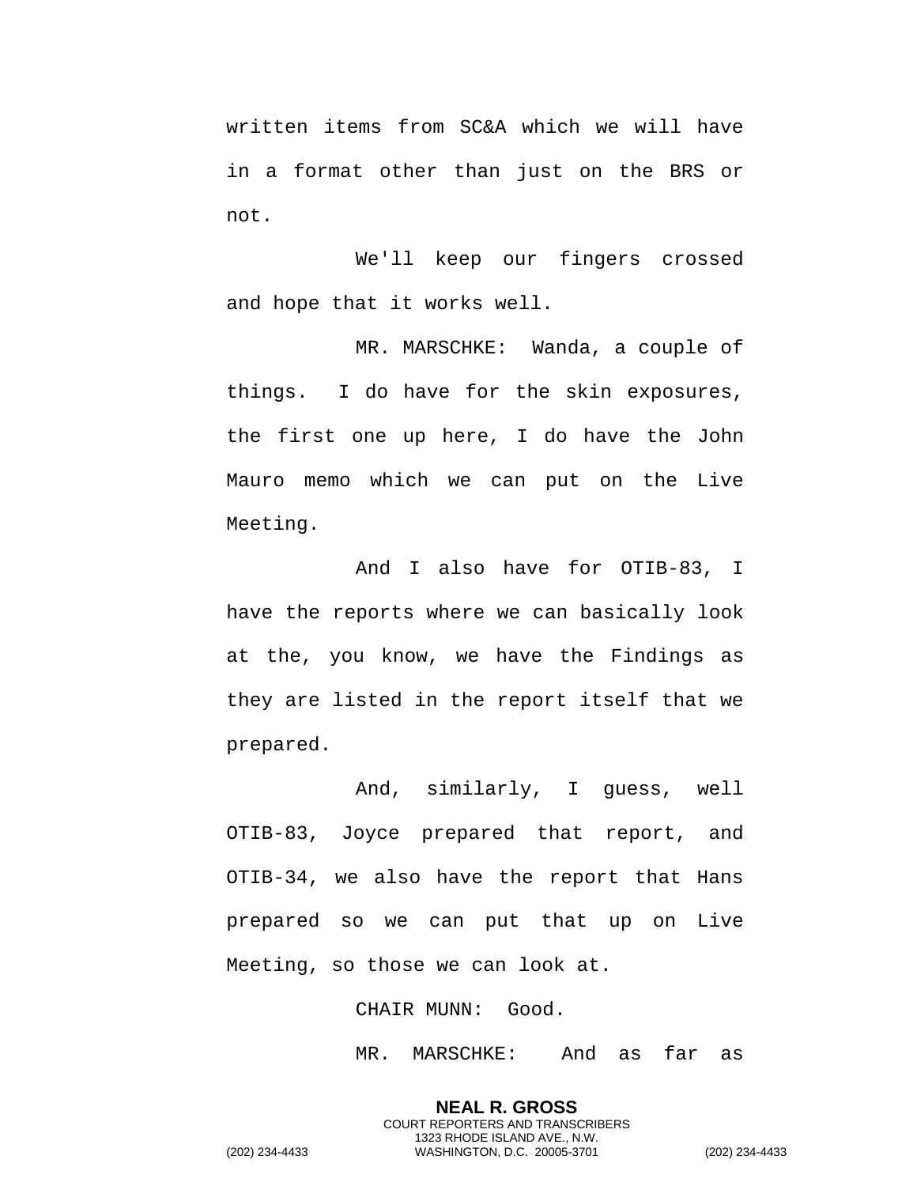written items from SC&A which we will have in a format other than just on the BRS or not.

We'll keep our fingers crossed and hope that it works well.

MR. MARSCHKE: Wanda, a couple of things. I do have for the skin exposures, the first one up here, I do have the John Mauro memo which we can put on the Live Meeting.

And I also have for OTIB-83, I have the reports where we can basically look at the, you know, we have the Findings as they are listed in the report itself that we prepared.

And, similarly, I guess, well OTIB-83, Joyce prepared that report, and OTIB-34, we also have the report that Hans prepared so we can put that up on Live Meeting, so those we can look at.

CHAIR MUNN: Good.

MR. MARSCHKE: And as far as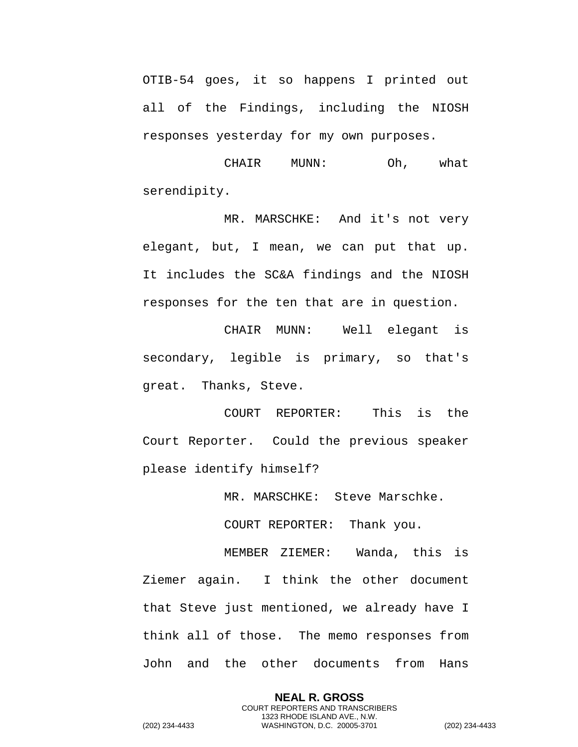OTIB-54 goes, it so happens I printed out all of the Findings, including the NIOSH responses yesterday for my own purposes.

CHAIR MUNN: Oh, what serendipity.

MR. MARSCHKE: And it's not very elegant, but, I mean, we can put that up. It includes the SC&A findings and the NIOSH responses for the ten that are in question.

CHAIR MUNN: Well elegant is secondary, legible is primary, so that's great. Thanks, Steve.

COURT REPORTER: This is the Court Reporter. Could the previous speaker please identify himself?

MR. MARSCHKE: Steve Marschke.

COURT REPORTER: Thank you.

MEMBER ZIEMER: Wanda, this is Ziemer again. I think the other document that Steve just mentioned, we already have I think all of those. The memo responses from John and the other documents from Hans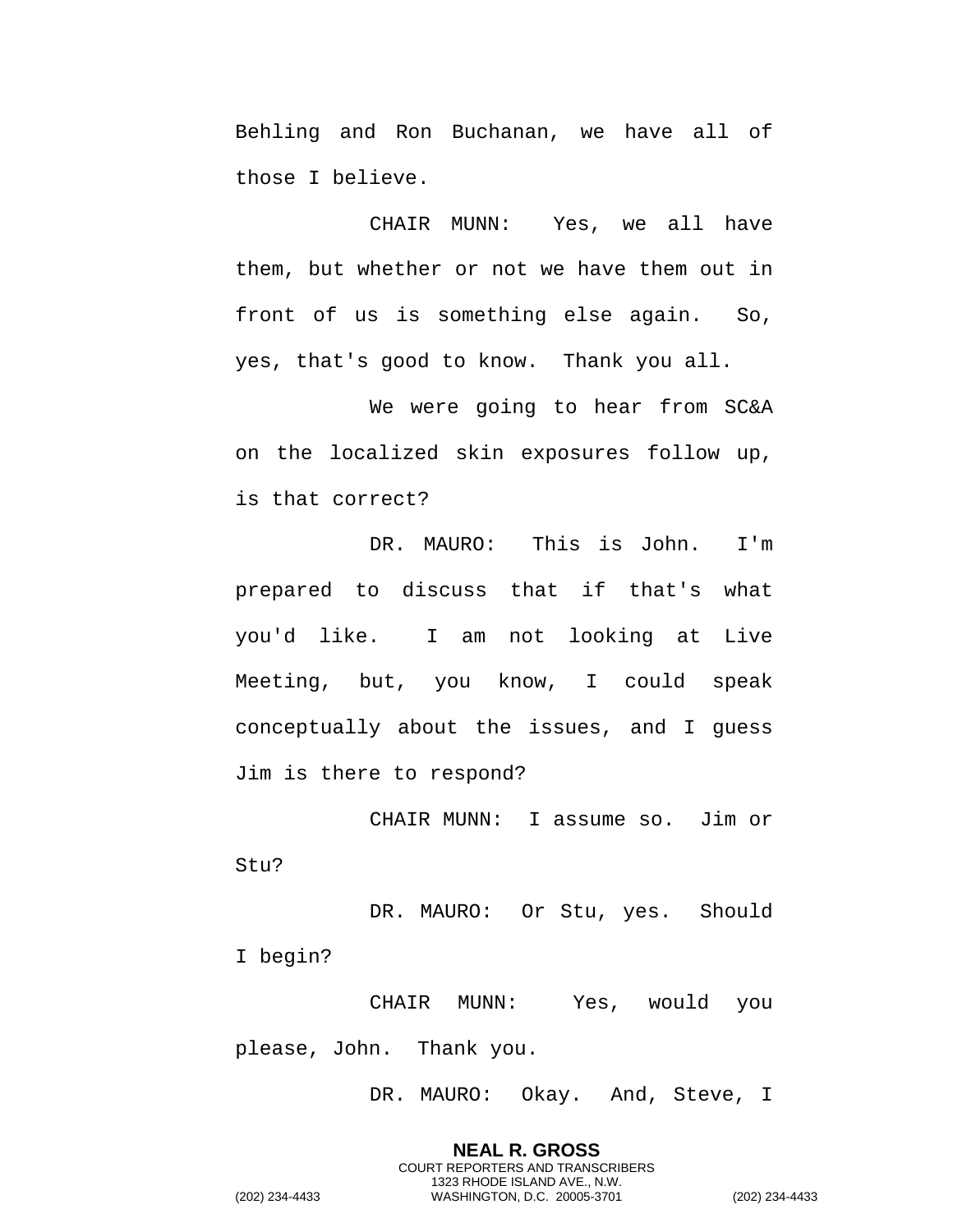Behling and Ron Buchanan, we have all of those I believe.

CHAIR MUNN: Yes, we all have them, but whether or not we have them out in front of us is something else again. So, yes, that's good to know. Thank you all.

We were going to hear from SC&A on the localized skin exposures follow up, is that correct?

DR. MAURO: This is John. I'm prepared to discuss that if that's what you'd like. I am not looking at Live Meeting, but, you know, I could speak conceptually about the issues, and I guess Jim is there to respond?

CHAIR MUNN: I assume so. Jim or Stu?

DR. MAURO: Or Stu, yes. Should I begin?

CHAIR MUNN: Yes, would you please, John. Thank you.

DR. MAURO: Okay. And, Steve, I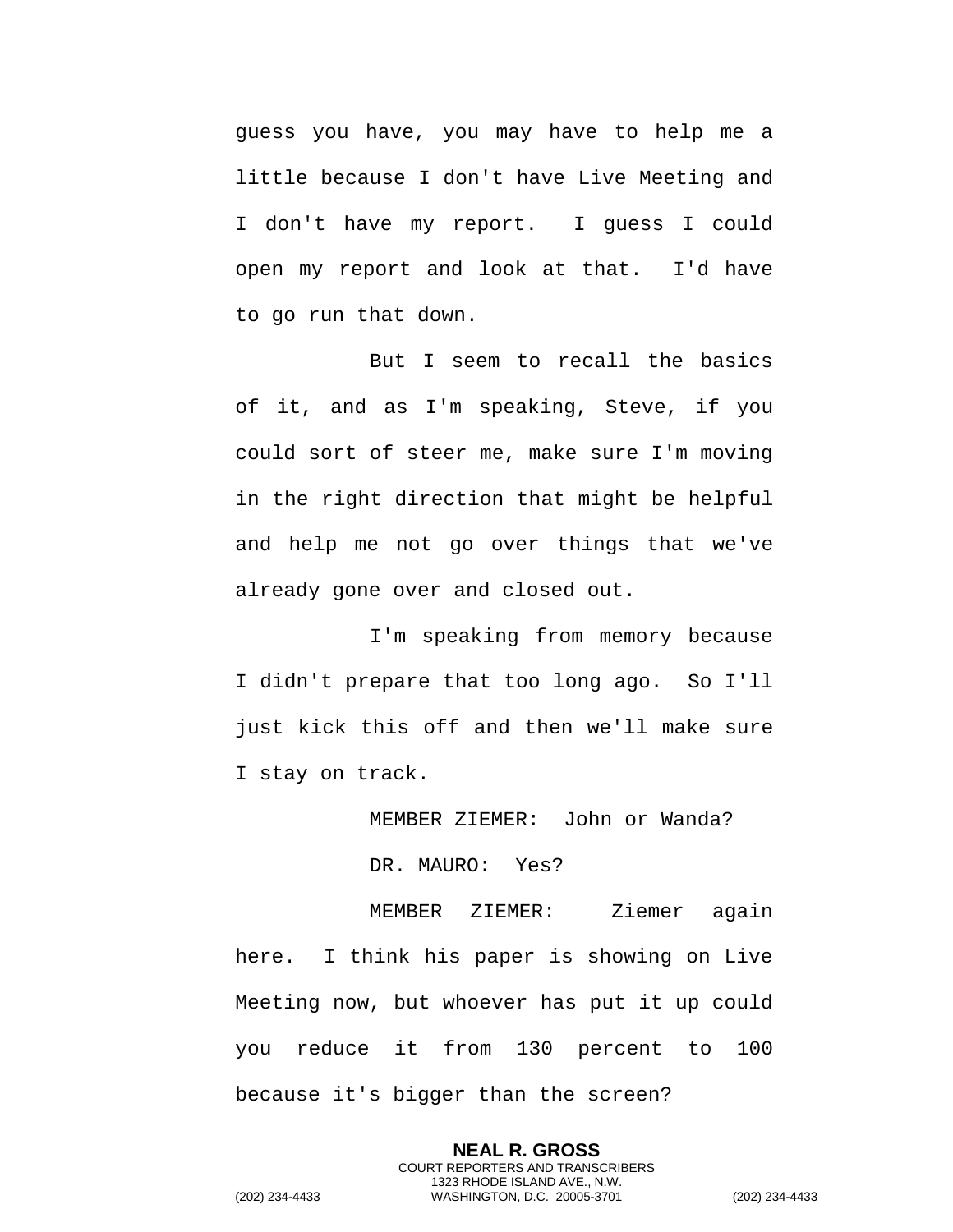guess you have, you may have to help me a little because I don't have Live Meeting and I don't have my report. I guess I could open my report and look at that. I'd have to go run that down.

But I seem to recall the basics of it, and as I'm speaking, Steve, if you could sort of steer me, make sure I'm moving in the right direction that might be helpful and help me not go over things that we've already gone over and closed out.

I'm speaking from memory because I didn't prepare that too long ago. So I'll just kick this off and then we'll make sure I stay on track.

MEMBER ZIEMER: John or Wanda?

DR. MAURO: Yes?

MEMBER ZIEMER: Ziemer again here. I think his paper is showing on Live Meeting now, but whoever has put it up could you reduce it from 130 percent to 100 because it's bigger than the screen?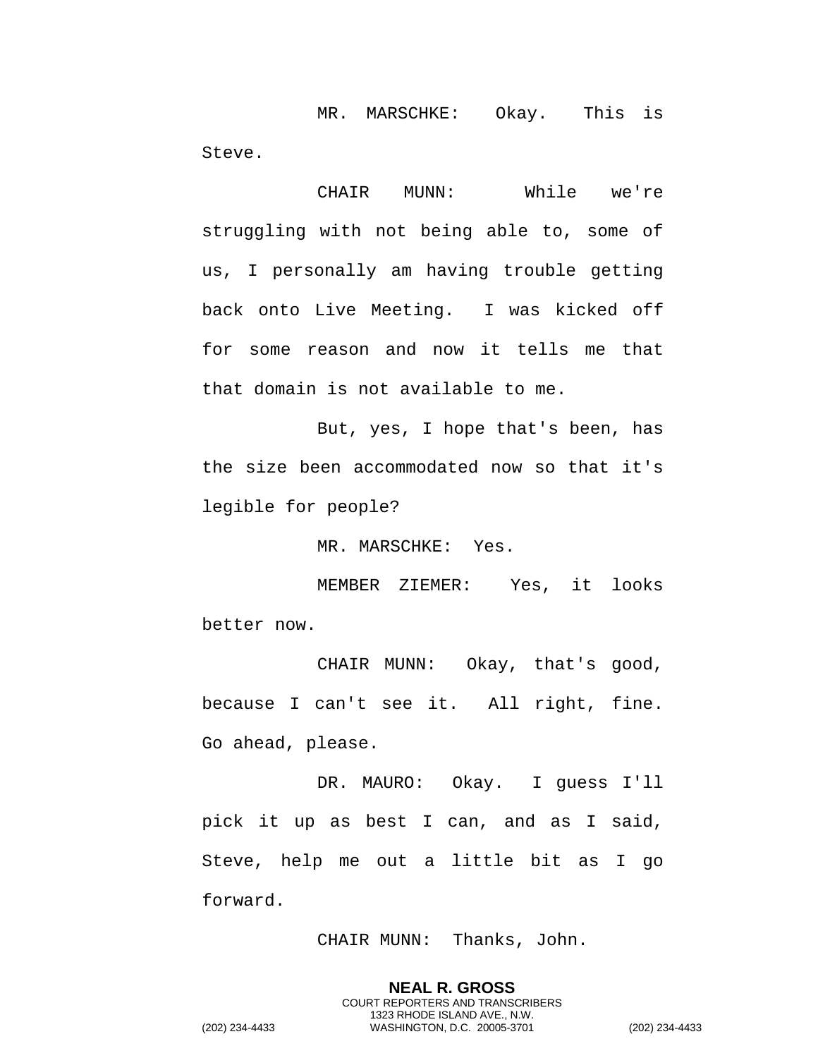MR. MARSCHKE: Okay. This is Steve.

CHAIR MUNN: While we're struggling with not being able to, some of us, I personally am having trouble getting back onto Live Meeting. I was kicked off for some reason and now it tells me that that domain is not available to me.

But, yes, I hope that's been, has the size been accommodated now so that it's legible for people?

MR. MARSCHKE: Yes.

MEMBER ZIEMER: Yes, it looks better now.

CHAIR MUNN: Okay, that's good, because I can't see it. All right, fine. Go ahead, please.

DR. MAURO: Okay. I guess I'll pick it up as best I can, and as I said, Steve, help me out a little bit as I go forward.

CHAIR MUNN: Thanks, John.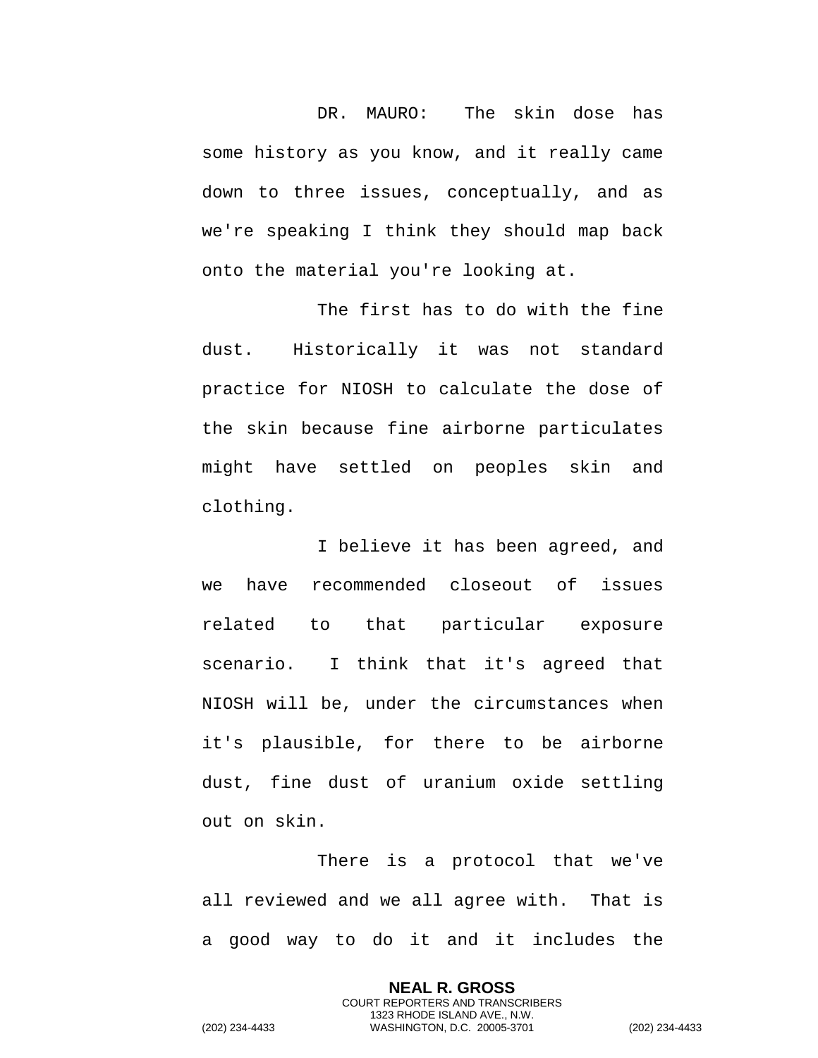DR. MAURO: The skin dose has some history as you know, and it really came down to three issues, conceptually, and as we're speaking I think they should map back onto the material you're looking at.

The first has to do with the fine dust. Historically it was not standard practice for NIOSH to calculate the dose of the skin because fine airborne particulates might have settled on peoples skin and clothing.

I believe it has been agreed, and we have recommended closeout of issues related to that particular exposure scenario. I think that it's agreed that NIOSH will be, under the circumstances when it's plausible, for there to be airborne dust, fine dust of uranium oxide settling out on skin.

There is a protocol that we've all reviewed and we all agree with. That is a good way to do it and it includes the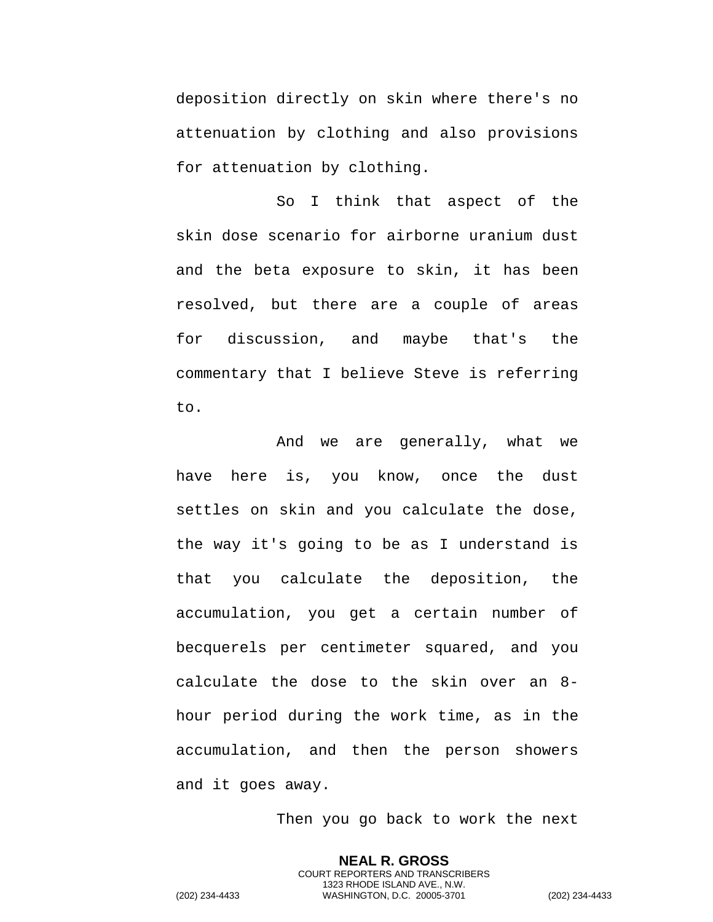deposition directly on skin where there's no attenuation by clothing and also provisions for attenuation by clothing.

So I think that aspect of the skin dose scenario for airborne uranium dust and the beta exposure to skin, it has been resolved, but there are a couple of areas for discussion, and maybe that's the commentary that I believe Steve is referring to.

And we are generally, what we have here is, you know, once the dust settles on skin and you calculate the dose, the way it's going to be as I understand is that you calculate the deposition, the accumulation, you get a certain number of becquerels per centimeter squared, and you calculate the dose to the skin over an 8-hour period during the work time, as in the accumulation, and then the person showers and it goes away.

Then you go back to work the next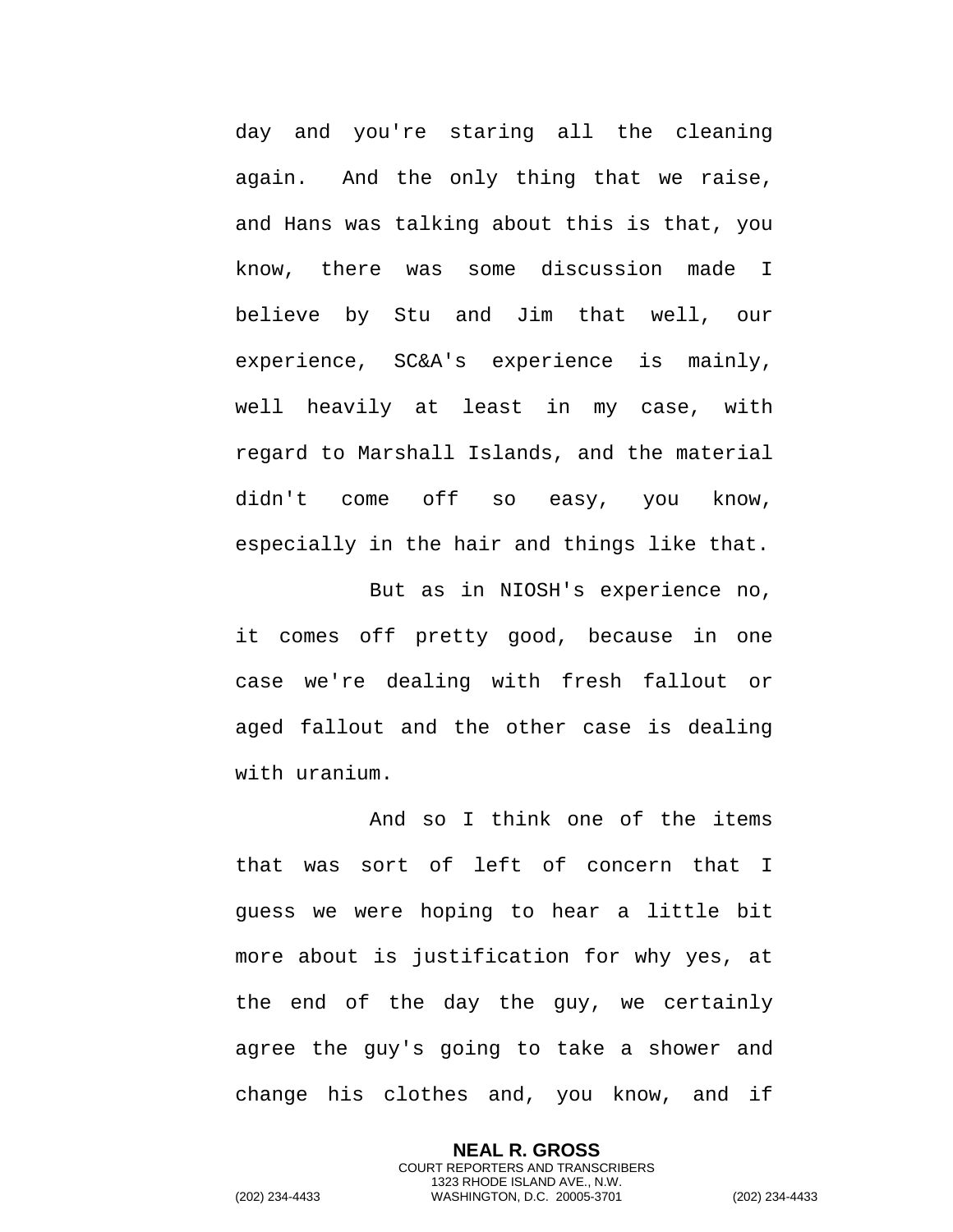day and you're staring all the cleaning again. And the only thing that we raise, and Hans was talking about this is that, you know, there was some discussion made I believe by Stu and Jim that well, our experience, SC&A's experience is mainly, well heavily at least in my case, with regard to Marshall Islands, and the material didn't come off so easy, you know, especially in the hair and things like that.

But as in NIOSH's experience no, it comes off pretty good, because in one case we're dealing with fresh fallout or aged fallout and the other case is dealing with uranium.

And so I think one of the items that was sort of left of concern that I guess we were hoping to hear a little bit more about is justification for why yes, at the end of the day the guy, we certainly agree the guy's going to take a shower and change his clothes and, you know, and if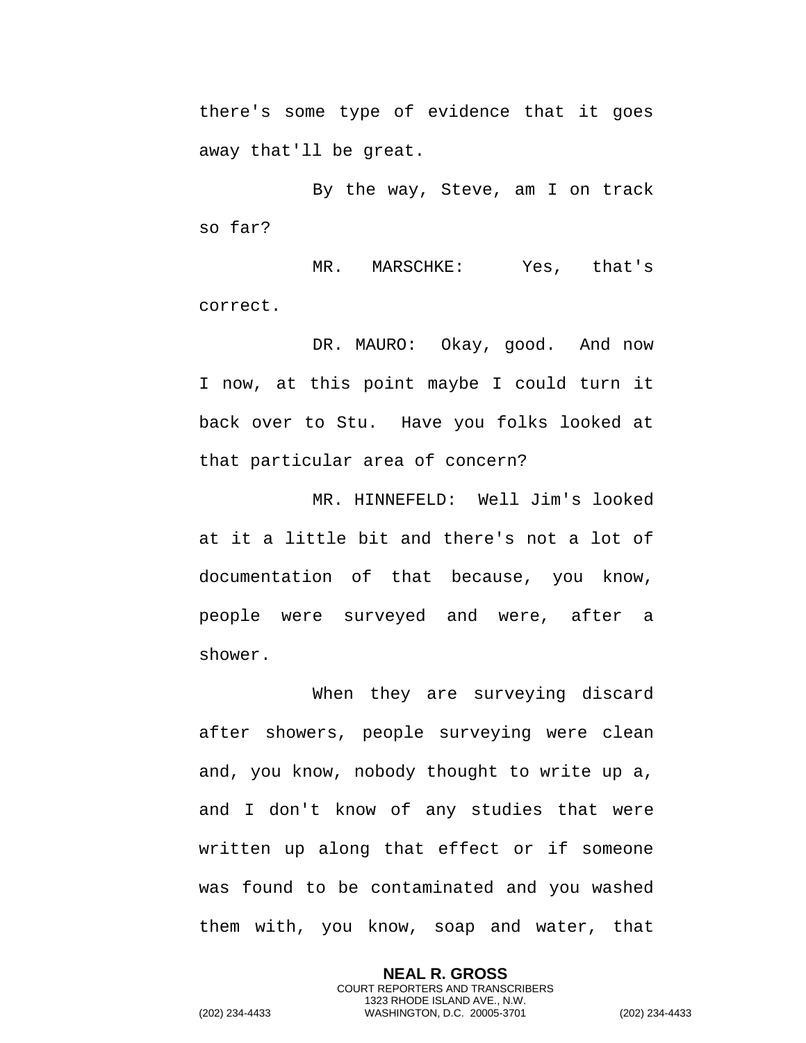there's some type of evidence that it goes away that'll be great.

By the way, Steve, am I on track so far?

MR. MARSCHKE: Yes, that's correct.

DR. MAURO: Okay, good. And now I now, at this point maybe I could turn it back over to Stu. Have you folks looked at that particular area of concern?

MR. HINNEFELD: Well Jim's looked at it a little bit and there's not a lot of documentation of that because, you know, people were surveyed and were, after a shower.

When they are surveying discard after showers, people surveying were clean and, you know, nobody thought to write up a, and I don't know of any studies that were written up along that effect or if someone was found to be contaminated and you washed them with, you know, soap and water, that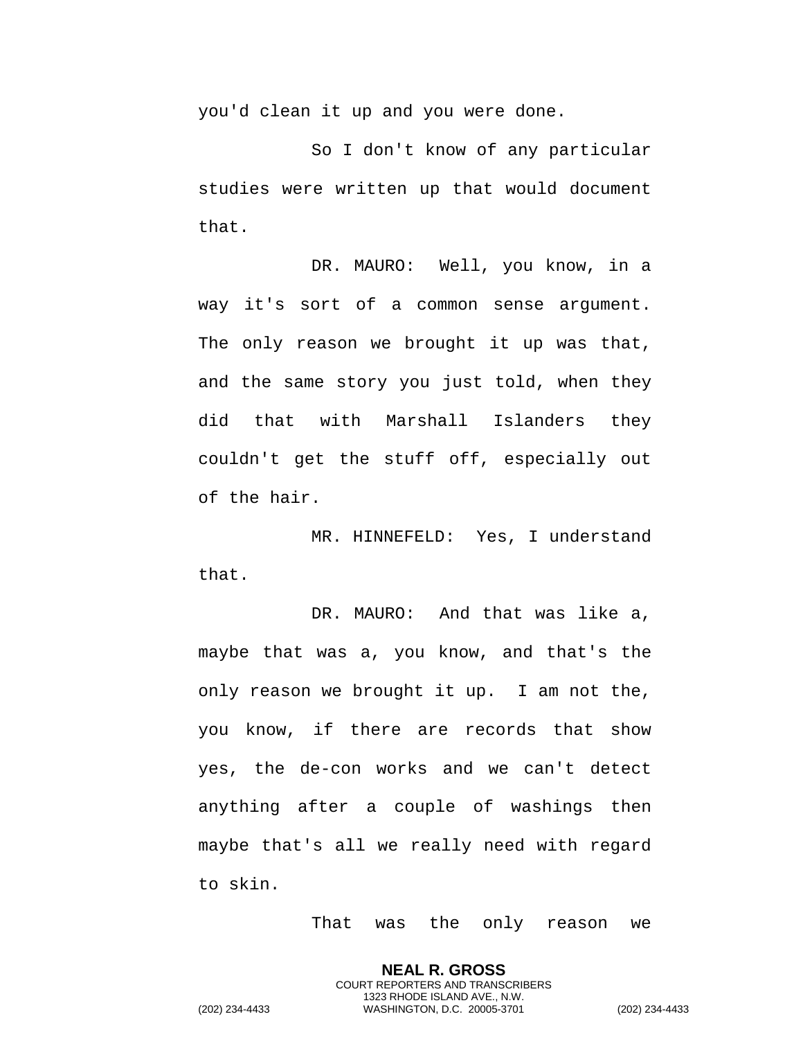you'd clean it up and you were done.

So I don't know of any particular studies were written up that would document that.

DR. MAURO: Well, you know, in a way it's sort of a common sense argument. The only reason we brought it up was that, and the same story you just told, when they did that with Marshall Islanders they couldn't get the stuff off, especially out of the hair.

MR. HINNEFELD: Yes, I understand that.

DR. MAURO: And that was like a, maybe that was a, you know, and that's the only reason we brought it up. I am not the, you know, if there are records that show yes, the de-con works and we can't detect anything after a couple of washings then maybe that's all we really need with regard to skin.

That was the only reason we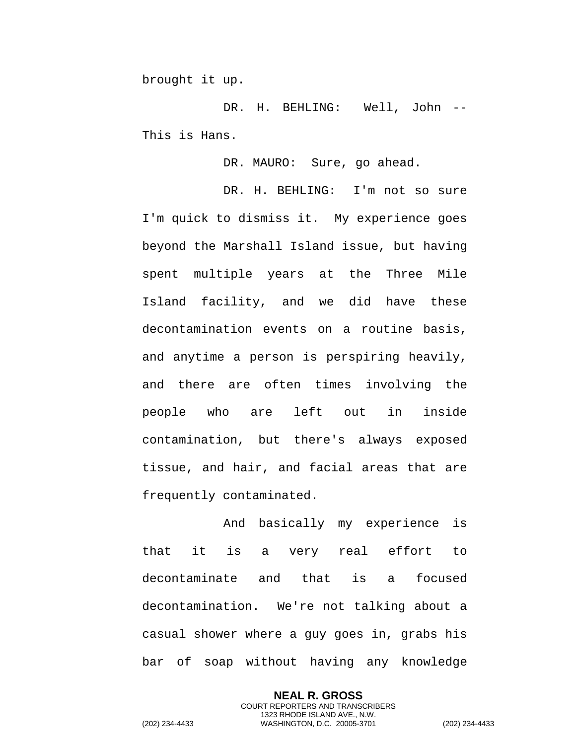brought it up.

DR. H. BEHLING: Well, John -- This is Hans.

DR. MAURO: Sure, go ahead.

DR. H. BEHLING: I'm not so sure I'm quick to dismiss it. My experience goes beyond the Marshall Island issue, but having spent multiple years at the Three Mile Island facility, and we did have these decontamination events on a routine basis, and anytime a person is perspiring heavily, and there are often times involving the people who are left out in inside contamination, but there's always exposed tissue, and hair, and facial areas that are frequently contaminated.

And basically my experience is that it is a very real effort to decontaminate and that is a focused decontamination. We're not talking about a casual shower where a guy goes in, grabs his bar of soap without having any knowledge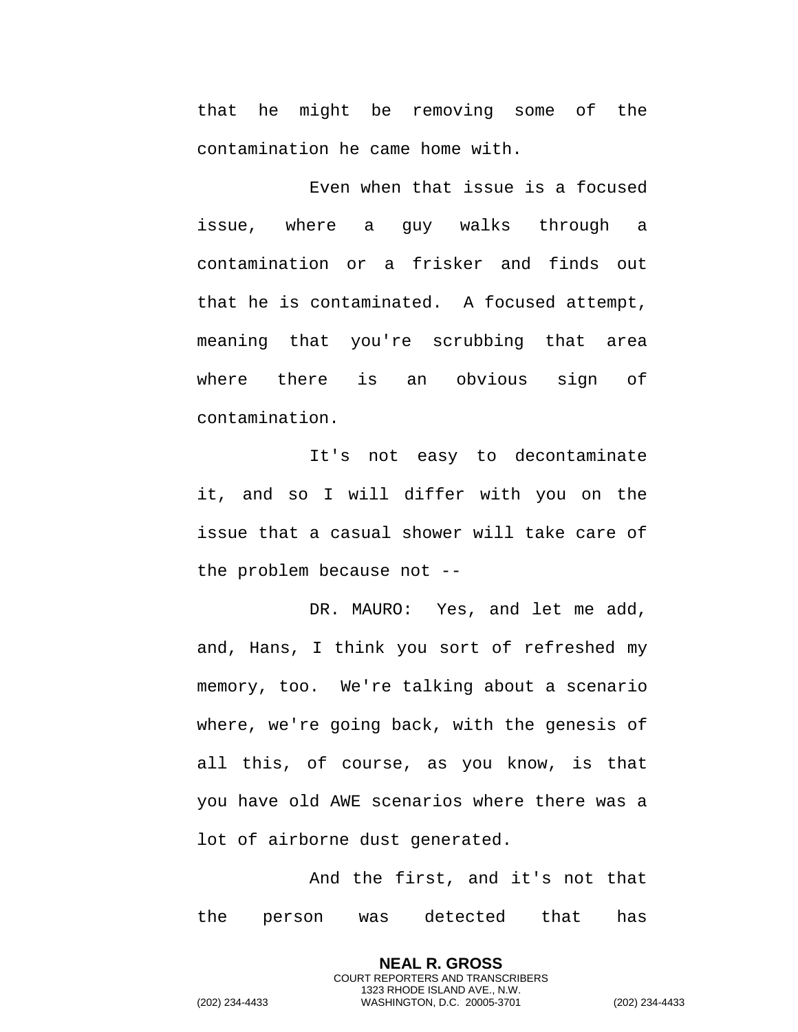that he might be removing some of the contamination he came home with.

Even when that issue is a focused issue, where a guy walks through a contamination or a frisker and finds out that he is contaminated. A focused attempt, meaning that you're scrubbing that area where there is an obvious sign of contamination.

It's not easy to decontaminate it, and so I will differ with you on the issue that a casual shower will take care of the problem because not --

DR. MAURO: Yes, and let me add, and, Hans, I think you sort of refreshed my memory, too. We're talking about a scenario where, we're going back, with the genesis of all this, of course, as you know, is that you have old AWE scenarios where there was a lot of airborne dust generated.

And the first, and it's not that the person was detected that has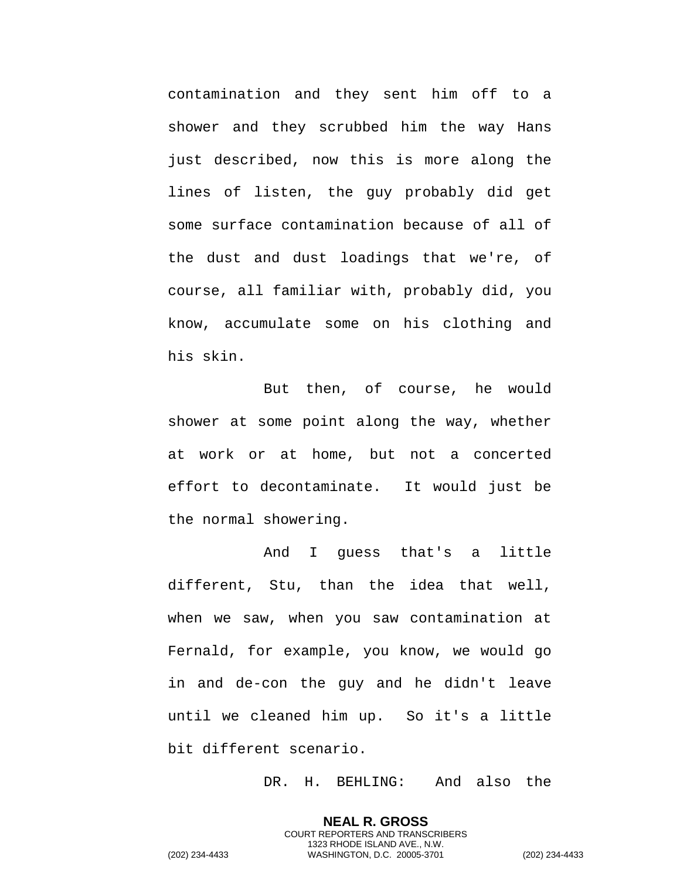contamination and they sent him off to a shower and they scrubbed him the way Hans just described, now this is more along the lines of listen, the guy probably did get some surface contamination because of all of the dust and dust loadings that we're, of course, all familiar with, probably did, you know, accumulate some on his clothing and his skin.

But then, of course, he would shower at some point along the way, whether at work or at home, but not a concerted effort to decontaminate. It would just be the normal showering.

And I guess that's a little different, Stu, than the idea that well, when we saw, when you saw contamination at Fernald, for example, you know, we would go in and de-con the guy and he didn't leave until we cleaned him up. So it's a little bit different scenario.

DR. H. BEHLING: And also the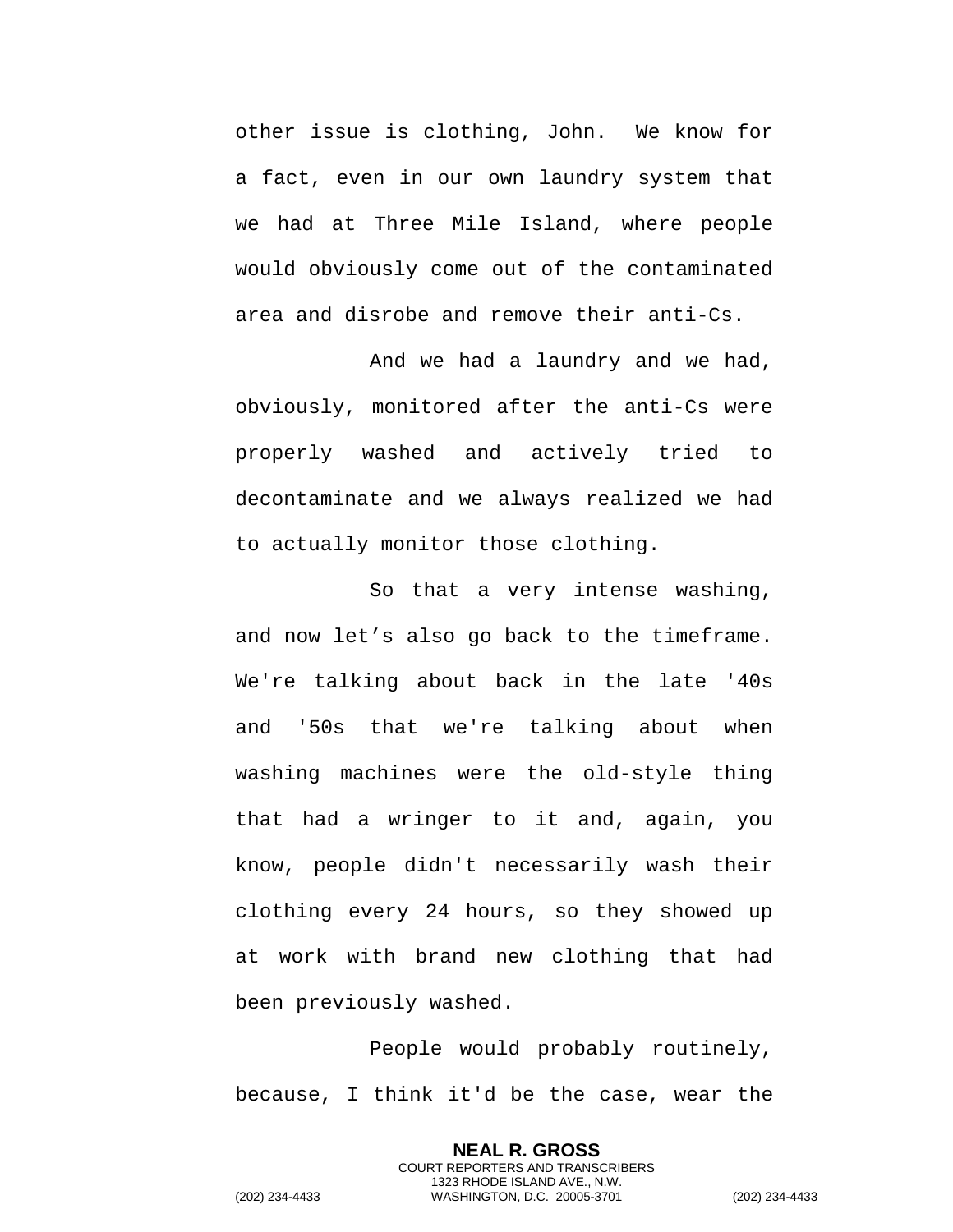other issue is clothing, John. We know for a fact, even in our own laundry system that we had at Three Mile Island, where people would obviously come out of the contaminated area and disrobe and remove their anti-Cs.

And we had a laundry and we had, obviously, monitored after the anti-Cs were properly washed and actively tried to decontaminate and we always realized we had to actually monitor those clothing.

So that a very intense washing, and now let’s also go back to the timeframe. We're talking about back in the late '40s and '50s that we're talking about when washing machines were the old-style thing that had a wringer to it and, again, you know, people didn't necessarily wash their clothing every 24 hours, so they showed up at work with brand new clothing that had been previously washed.

People would probably routinely, because, I think it'd be the case, wear the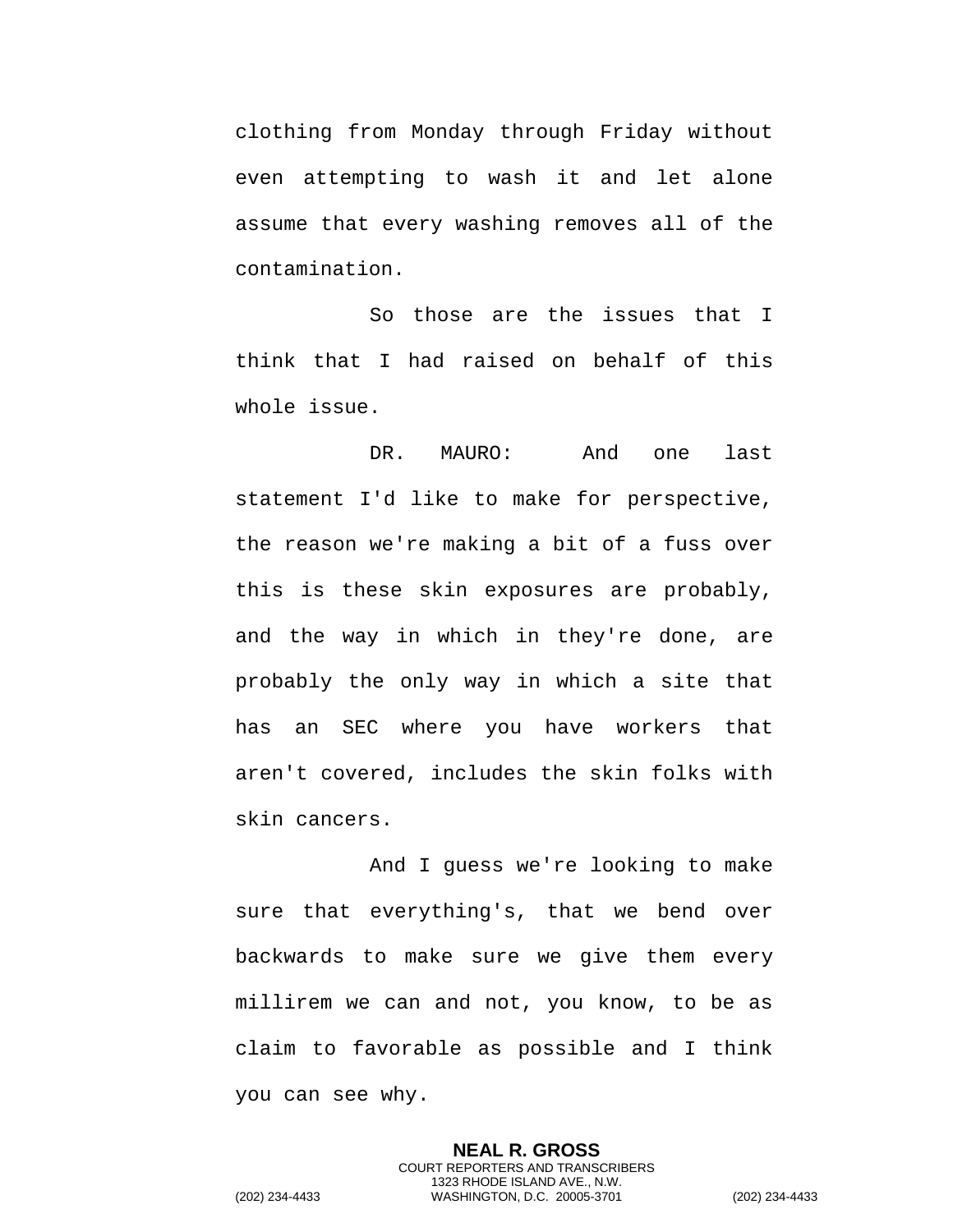clothing from Monday through Friday without even attempting to wash it and let alone assume that every washing removes all of the contamination.

So those are the issues that I think that I had raised on behalf of this whole issue.

DR. MAURO: And one last statement I'd like to make for perspective, the reason we're making a bit of a fuss over this is these skin exposures are probably, and the way in which in they're done, are probably the only way in which a site that has an SEC where you have workers that aren't covered, includes the skin folks with skin cancers.

And I guess we're looking to make sure that everything's, that we bend over backwards to make sure we give them every millirem we can and not, you know, to be as claim to favorable as possible and I think you can see why.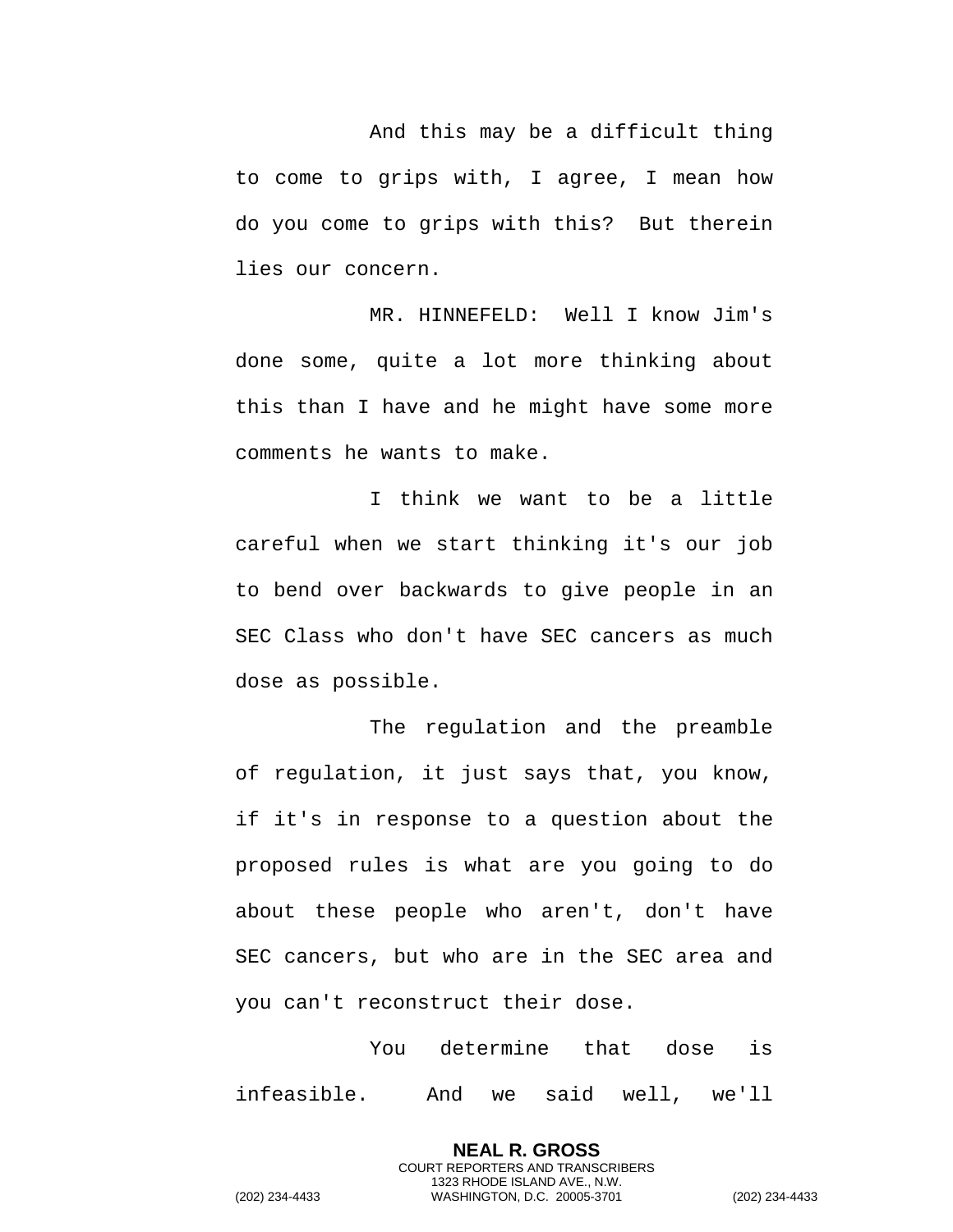And this may be a difficult thing to come to grips with, I agree, I mean how do you come to grips with this? But therein lies our concern.

MR. HINNEFELD: Well I know Jim's done some, quite a lot more thinking about this than I have and he might have some more comments he wants to make.

I think we want to be a little careful when we start thinking it's our job to bend over backwards to give people in an SEC Class who don't have SEC cancers as much dose as possible.

The regulation and the preamble of regulation, it just says that, you know, if it's in response to a question about the proposed rules is what are you going to do about these people who aren't, don't have SEC cancers, but who are in the SEC area and you can't reconstruct their dose.

You determine that dose is infeasible. And we said well, we'll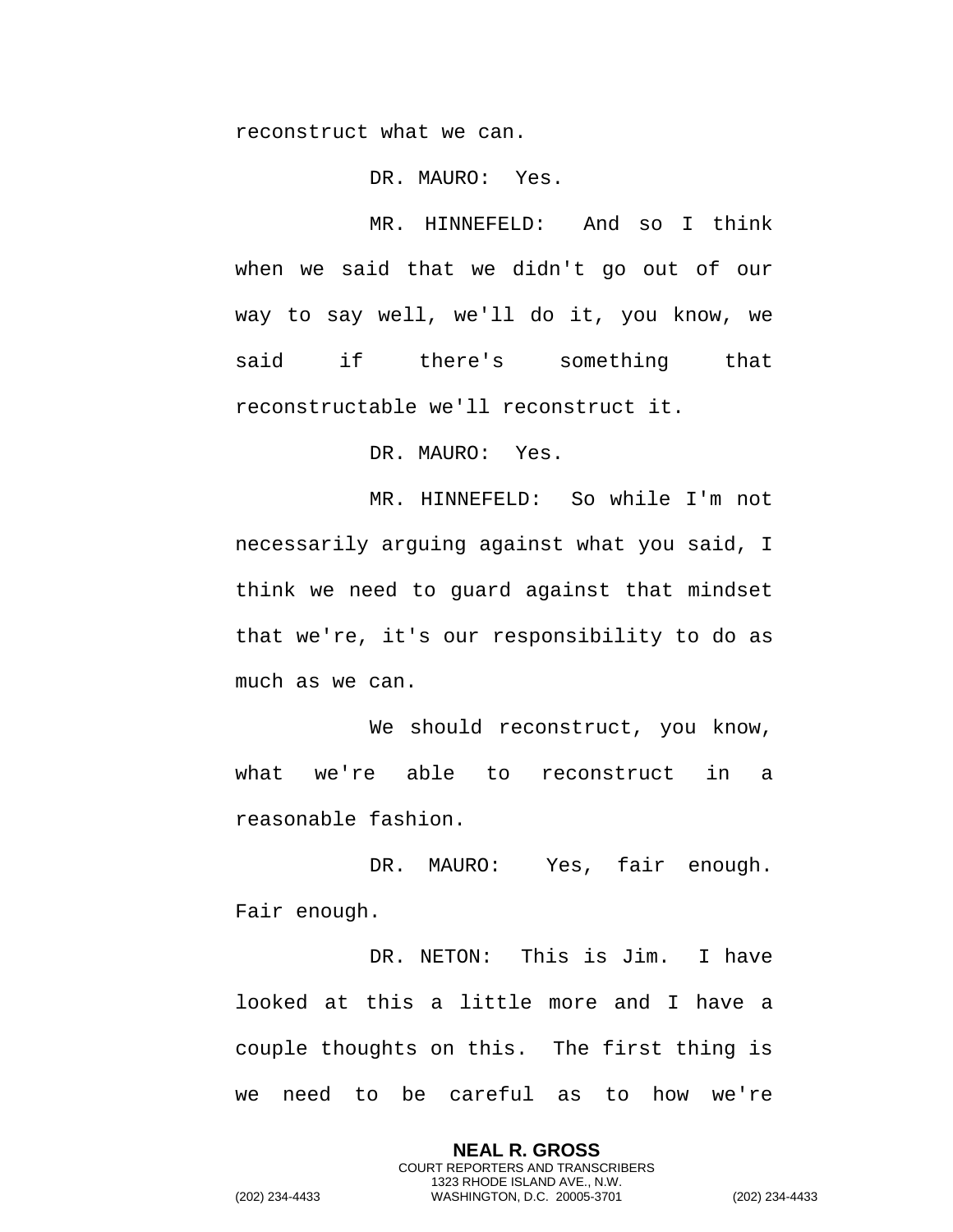reconstruct what we can.

DR. MAURO: Yes.

MR. HINNEFELD: And so I think when we said that we didn't go out of our way to say well, we'll do it, you know, we said if there's something that reconstructable we'll reconstruct it.

DR. MAURO: Yes.

MR. HINNEFELD: So while I'm not necessarily arguing against what you said, I think we need to guard against that mindset that we're, it's our responsibility to do as much as we can.

We should reconstruct, you know, what we're able to reconstruct in a reasonable fashion.

DR. MAURO: Yes, fair enough. Fair enough.

DR. NETON: This is Jim. I have looked at this a little more and I have a couple thoughts on this. The first thing is we need to be careful as to how we're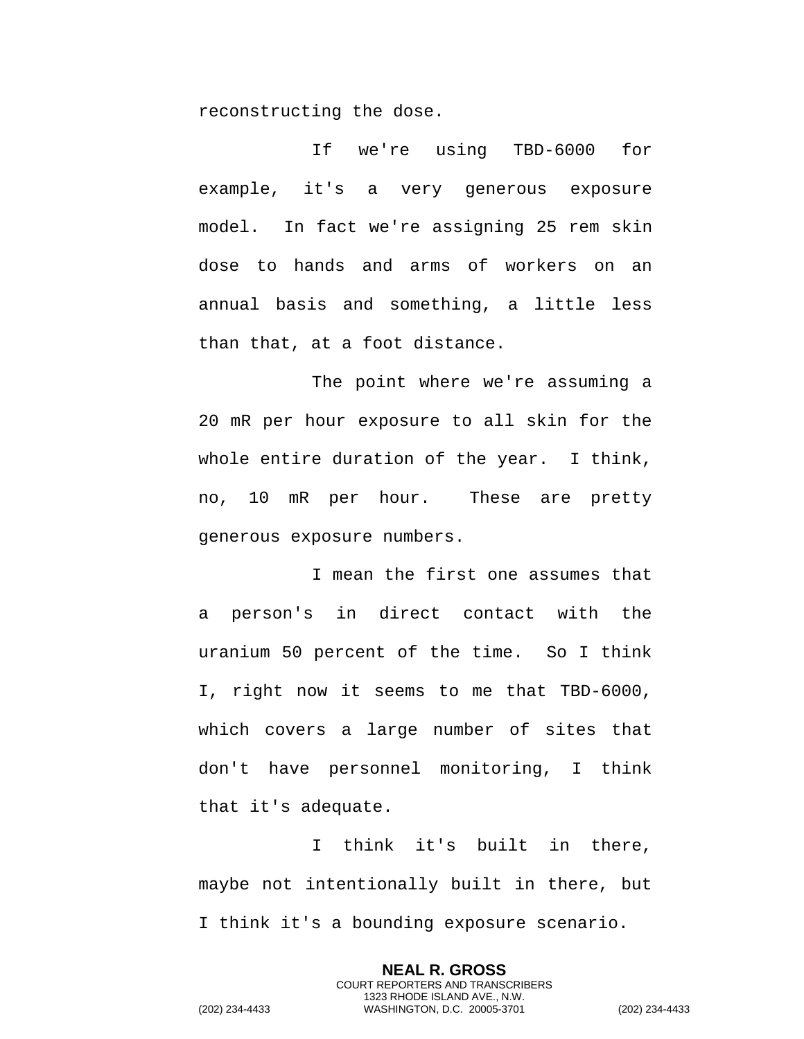reconstructing the dose.

If we're using TBD-6000 for example, it's a very generous exposure model. In fact we're assigning 25 rem skin dose to hands and arms of workers on an annual basis and something, a little less than that, at a foot distance.

The point where we're assuming a 20 mR per hour exposure to all skin for the whole entire duration of the year. I think, no, 10 mR per hour. These are pretty generous exposure numbers.

I mean the first one assumes that a person's in direct contact with the uranium 50 percent of the time. So I think I, right now it seems to me that TBD-6000, which covers a large number of sites that don't have personnel monitoring, I think that it's adequate.

I think it's built in there, maybe not intentionally built in there, but I think it's a bounding exposure scenario.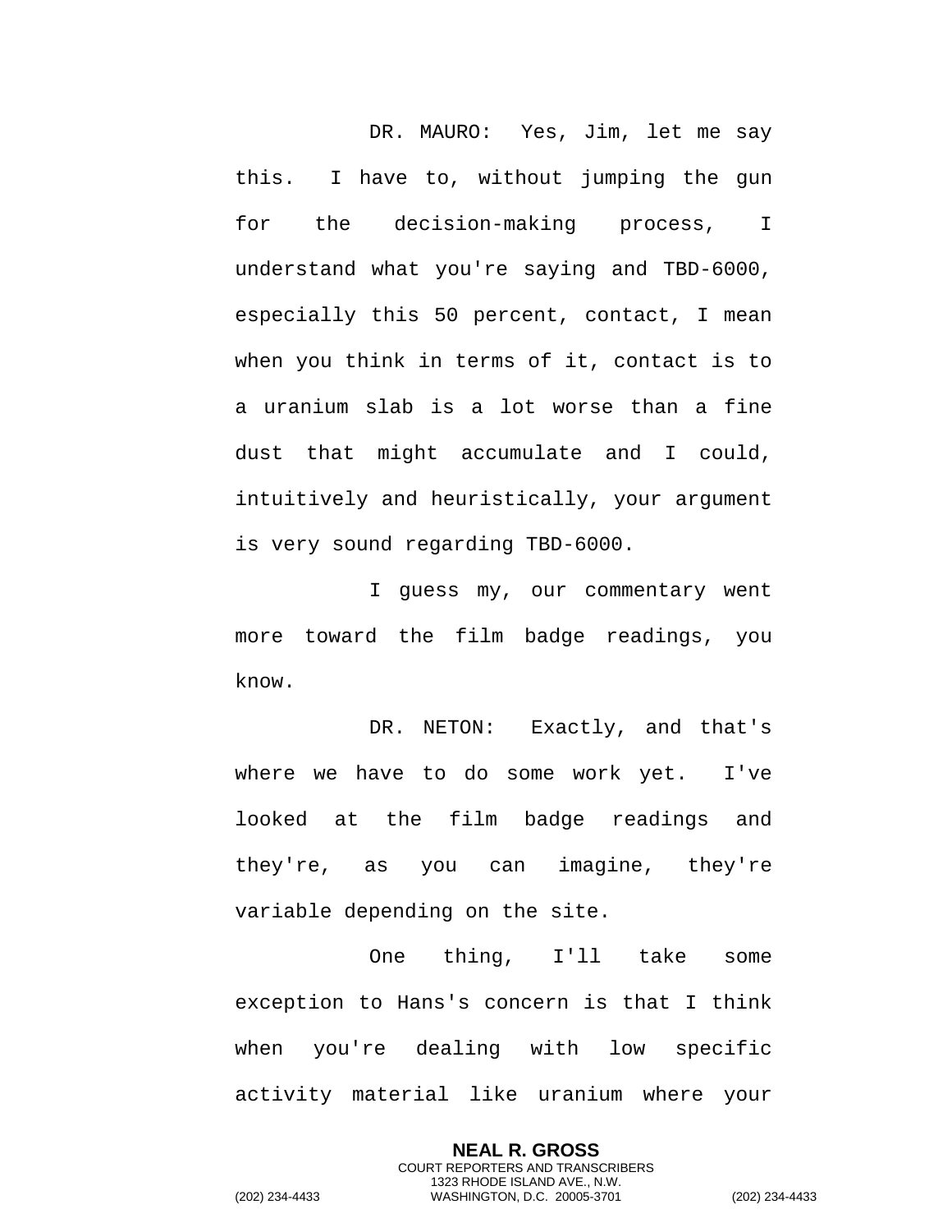DR. MAURO: Yes, Jim, let me say this. I have to, without jumping the gun for the decision-making process, I understand what you're saying and TBD-6000, especially this 50 percent, contact, I mean when you think in terms of it, contact is to a uranium slab is a lot worse than a fine dust that might accumulate and I could, intuitively and heuristically, your argument is very sound regarding TBD-6000.

I guess my, our commentary went more toward the film badge readings, you know.

DR. NETON: Exactly, and that's where we have to do some work yet. I've looked at the film badge readings and they're, as you can imagine, they're variable depending on the site.

One thing, I'll take some exception to Hans's concern is that I think when you're dealing with low specific activity material like uranium where your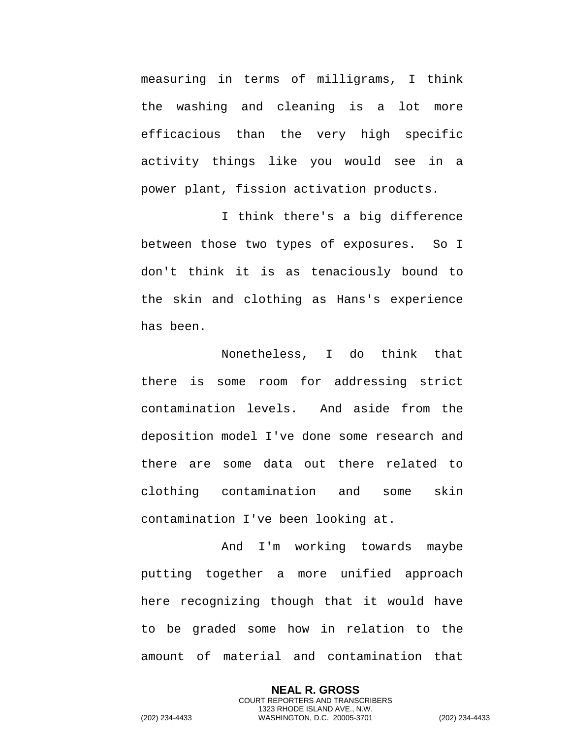measuring in terms of milligrams, I think the washing and cleaning is a lot more efficacious than the very high specific activity things like you would see in a power plant, fission activation products.

I think there's a big difference between those two types of exposures. So I don't think it is as tenaciously bound to the skin and clothing as Hans's experience has been.

Nonetheless, I do think that there is some room for addressing strict contamination levels. And aside from the deposition model I've done some research and there are some data out there related to clothing contamination and some skin contamination I've been looking at.

And I'm working towards maybe putting together a more unified approach here recognizing though that it would have to be graded some how in relation to the amount of material and contamination that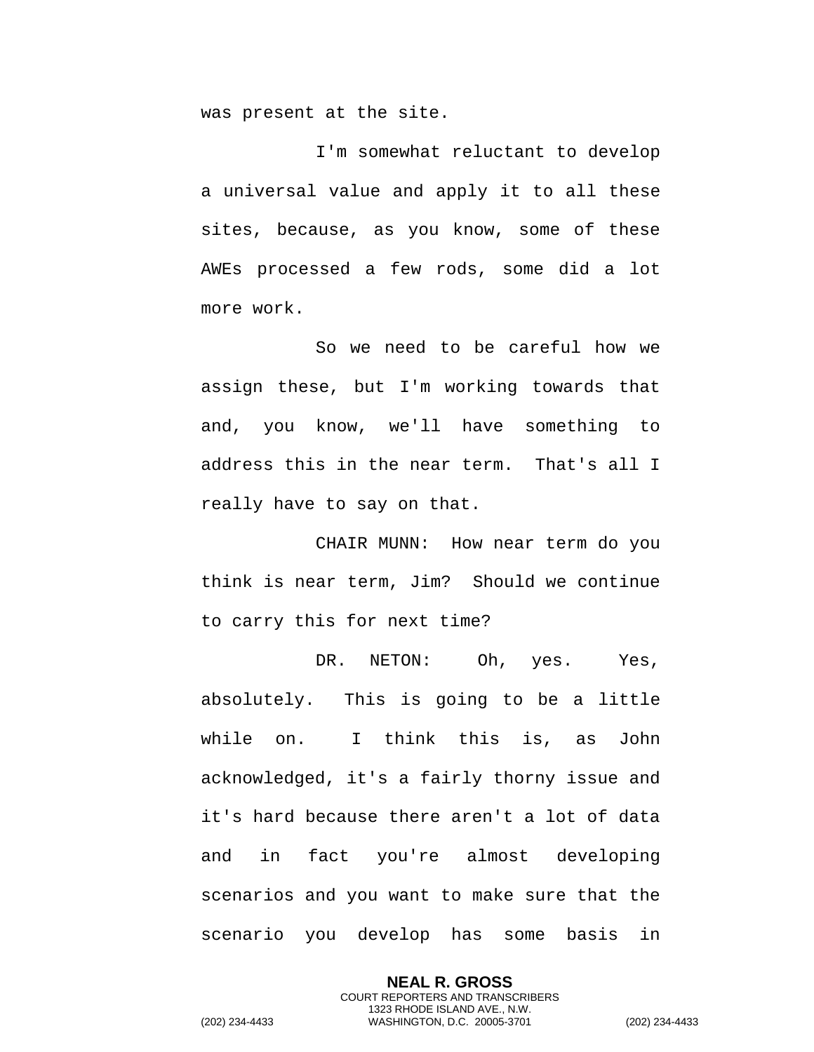was present at the site.

I'm somewhat reluctant to develop a universal value and apply it to all these sites, because, as you know, some of these AWEs processed a few rods, some did a lot more work.

So we need to be careful how we assign these, but I'm working towards that and, you know, we'll have something to address this in the near term. That's all I really have to say on that.

CHAIR MUNN: How near term do you think is near term, Jim? Should we continue to carry this for next time?

DR. NETON: Oh, yes. Yes, absolutely. This is going to be a little while on. I think this is, as John acknowledged, it's a fairly thorny issue and it's hard because there aren't a lot of data and in fact you're almost developing scenarios and you want to make sure that the scenario you develop has some basis in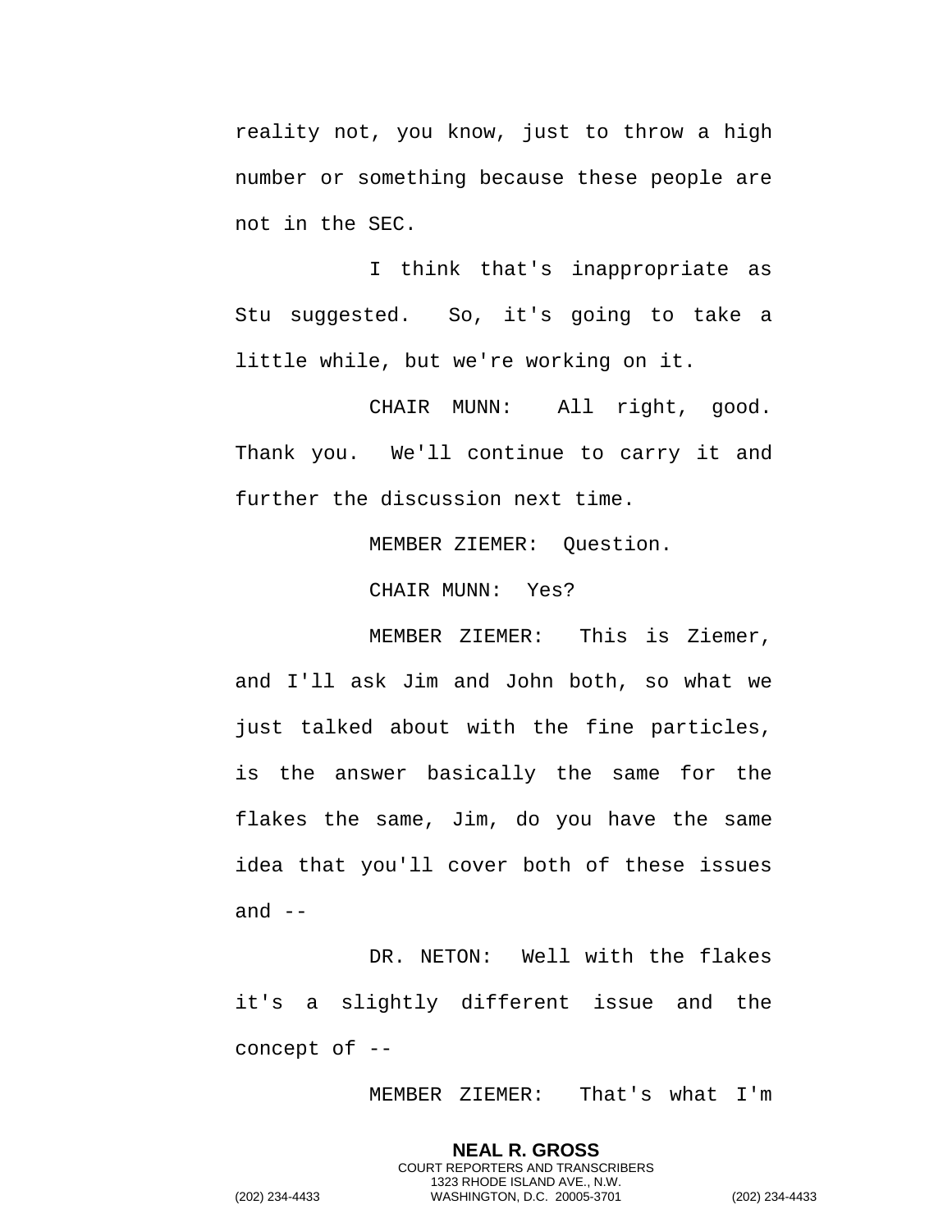reality not, you know, just to throw a high number or something because these people are not in the SEC.

I think that's inappropriate as Stu suggested. So, it's going to take a little while, but we're working on it.

CHAIR MUNN: All right, good. Thank you. We'll continue to carry it and further the discussion next time.

MEMBER ZIEMER: Question.

CHAIR MUNN: Yes?

MEMBER ZIEMER: This is Ziemer, and I'll ask Jim and John both, so what we just talked about with the fine particles, is the answer basically the same for the flakes the same, Jim, do you have the same idea that you'll cover both of these issues and --

DR. NETON: Well with the flakes it's a slightly different issue and the concept of --

MEMBER ZIEMER: That's what I'm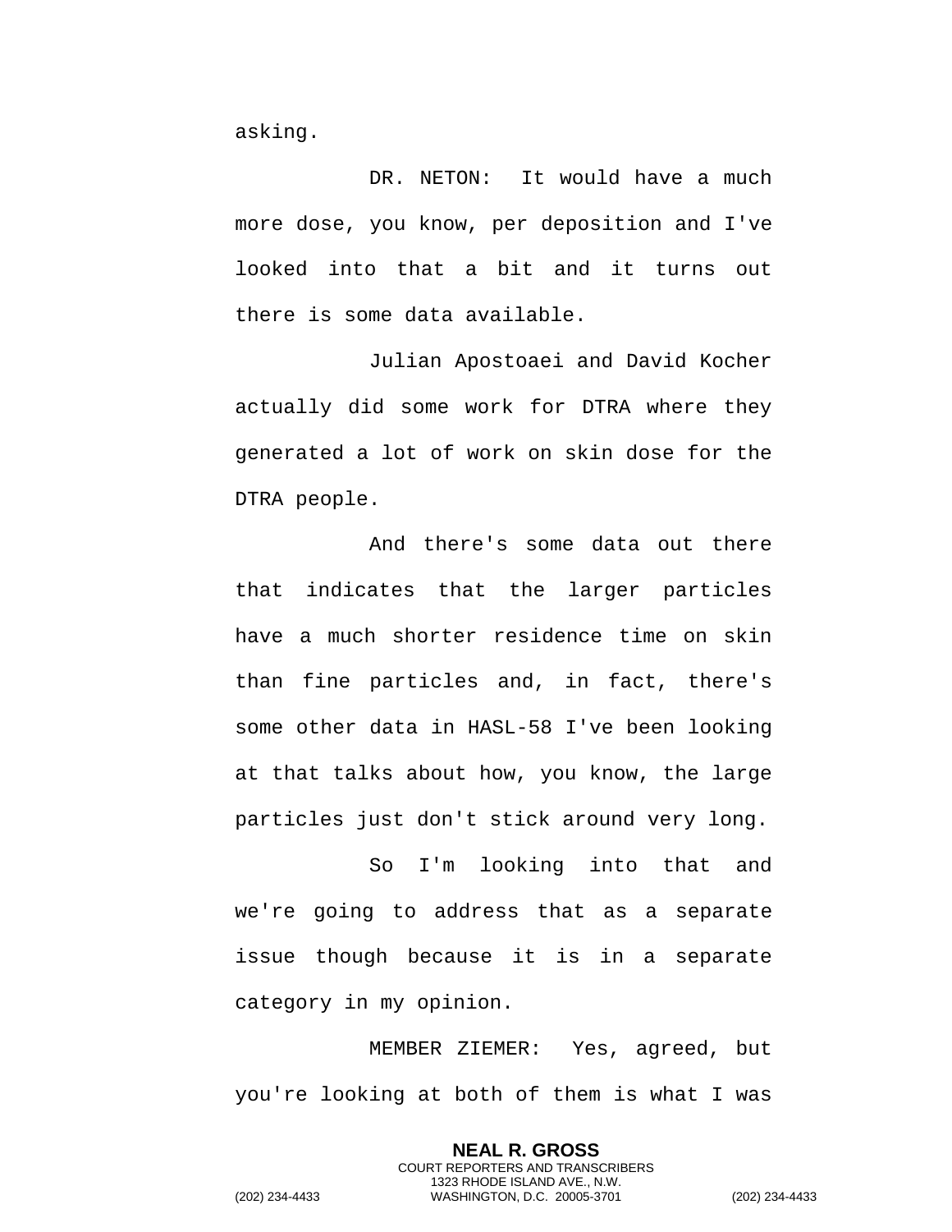asking.

DR. NETON: It would have a much more dose, you know, per deposition and I've looked into that a bit and it turns out there is some data available.

Julian Apostoaei and David Kocher actually did some work for DTRA where they generated a lot of work on skin dose for the DTRA people.

And there's some data out there that indicates that the larger particles have a much shorter residence time on skin than fine particles and, in fact, there's some other data in HASL-58 I've been looking at that talks about how, you know, the large particles just don't stick around very long.

So I'm looking into that and we're going to address that as a separate issue though because it is in a separate category in my opinion.

MEMBER ZIEMER: Yes, agreed, but you're looking at both of them is what I was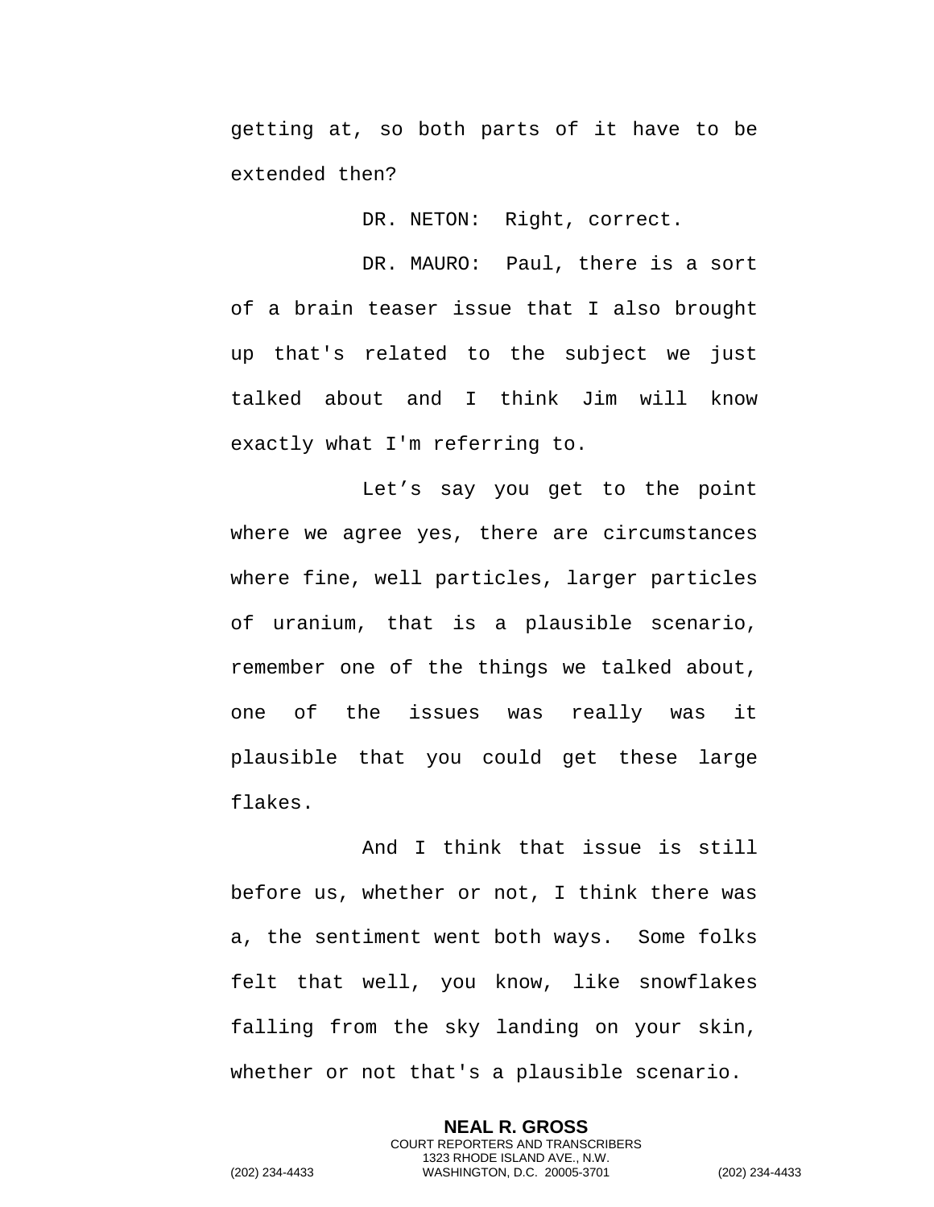getting at, so both parts of it have to be extended then?

DR. NETON: Right, correct.

DR. MAURO: Paul, there is a sort of a brain teaser issue that I also brought up that's related to the subject we just talked about and I think Jim will know exactly what I'm referring to.

Let’s say you get to the point where we agree yes, there are circumstances where fine, well particles, larger particles of uranium, that is a plausible scenario, remember one of the things we talked about, one of the issues was really was it plausible that you could get these large flakes.

And I think that issue is still before us, whether or not, I think there was a, the sentiment went both ways. Some folks felt that well, you know, like snowflakes falling from the sky landing on your skin, whether or not that's a plausible scenario.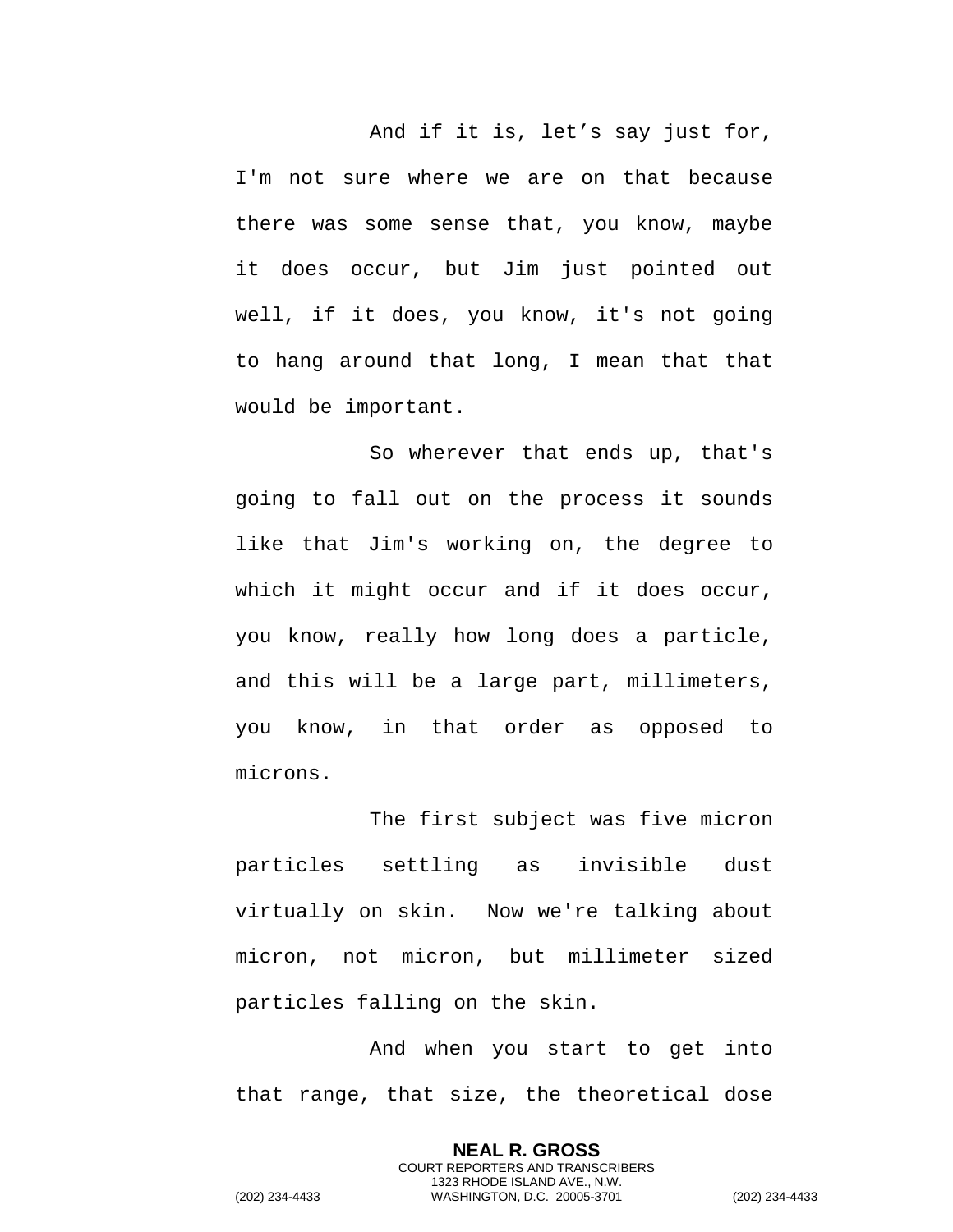And if it is, let’s say just for, I'm not sure where we are on that because there was some sense that, you know, maybe it does occur, but Jim just pointed out well, if it does, you know, it's not going to hang around that long, I mean that that would be important.

So wherever that ends up, that's going to fall out on the process it sounds like that Jim's working on, the degree to which it might occur and if it does occur, you know, really how long does a particle, and this will be a large part, millimeters, you know, in that order as opposed to microns.

The first subject was five micron particles settling as invisible dust virtually on skin. Now we're talking about micron, not micron, but millimeter sized particles falling on the skin.

And when you start to get into that range, that size, the theoretical dose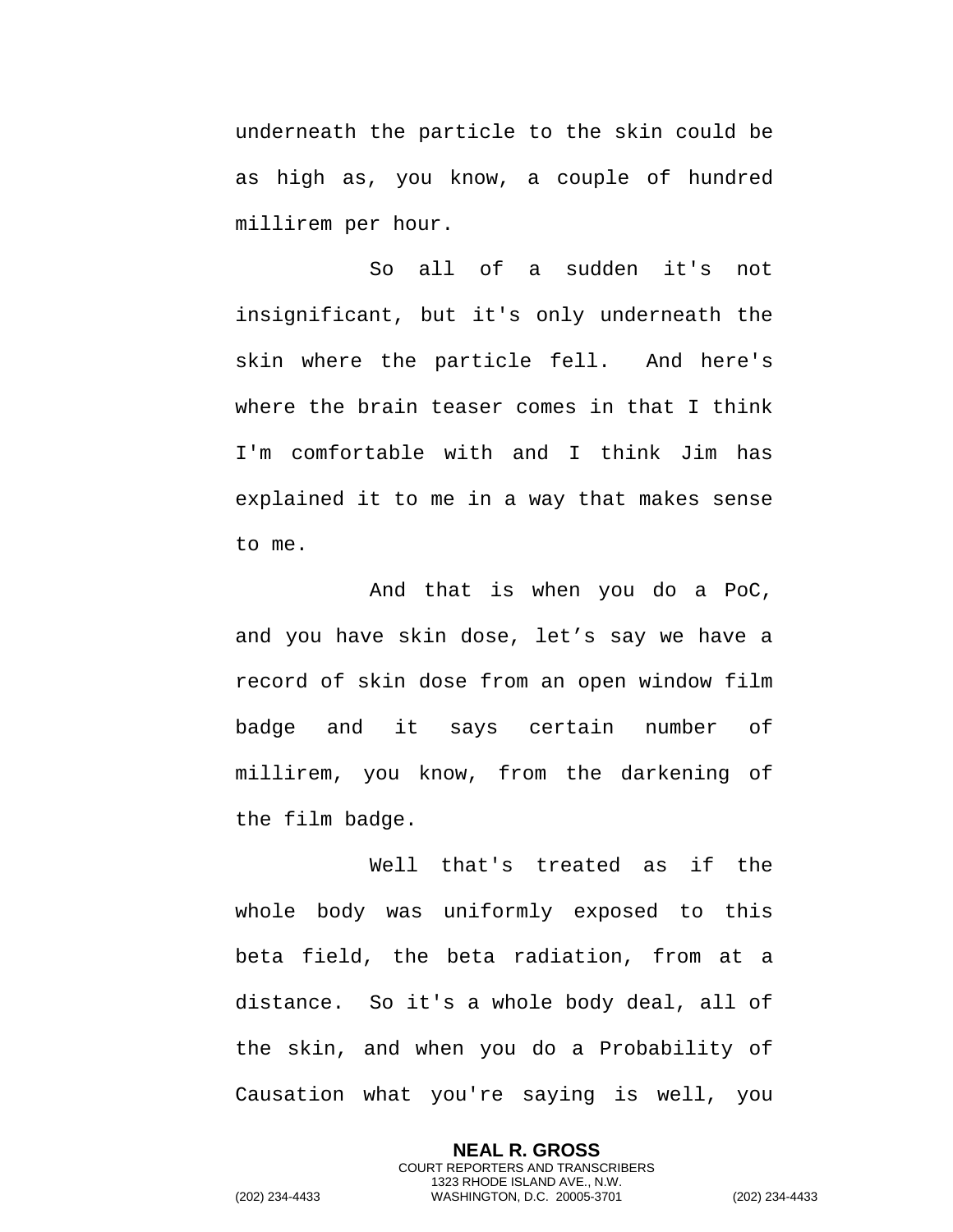underneath the particle to the skin could be as high as, you know, a couple of hundred millirem per hour.

So all of a sudden it's not insignificant, but it's only underneath the skin where the particle fell. And here's where the brain teaser comes in that I think I'm comfortable with and I think Jim has explained it to me in a way that makes sense to me.

And that is when you do a PoC, and you have skin dose, let’s say we have a record of skin dose from an open window film badge and it says certain number of millirem, you know, from the darkening of the film badge.

Well that's treated as if the whole body was uniformly exposed to this beta field, the beta radiation, from at a distance. So it's a whole body deal, all of the skin, and when you do a Probability of Causation what you're saying is well, you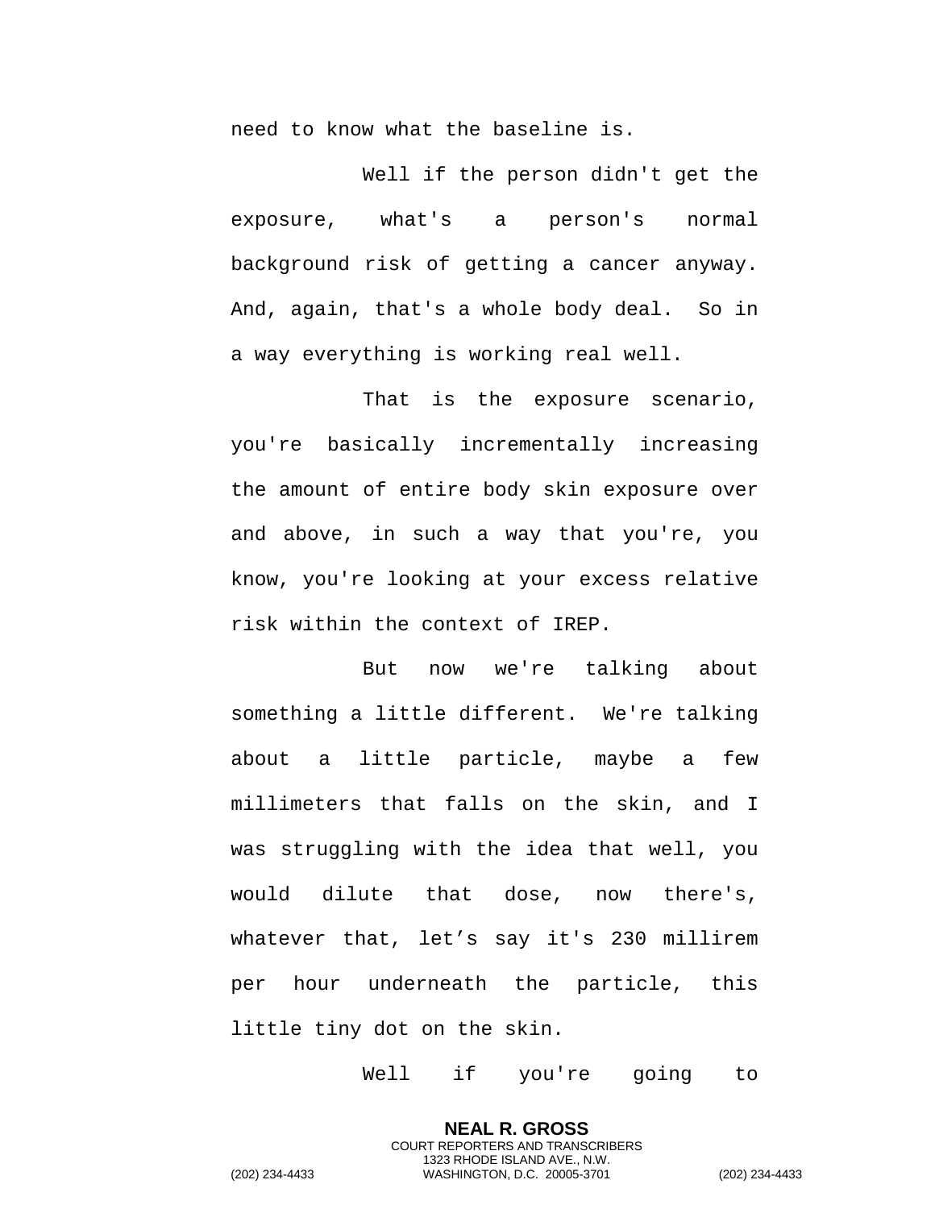need to know what the baseline is.

Well if the person didn't get the exposure, what's a person's normal background risk of getting a cancer anyway. And, again, that's a whole body deal. So in a way everything is working real well.

That is the exposure scenario, you're basically incrementally increasing the amount of entire body skin exposure over and above, in such a way that you're, you know, you're looking at your excess relative risk within the context of IREP.

But now we're talking about something a little different. We're talking about a little particle, maybe a few millimeters that falls on the skin, and I was struggling with the idea that well, you would dilute that dose, now there's, whatever that, let's say it's 230 millirem per hour underneath the particle, this little tiny dot on the skin.

Well if you're going to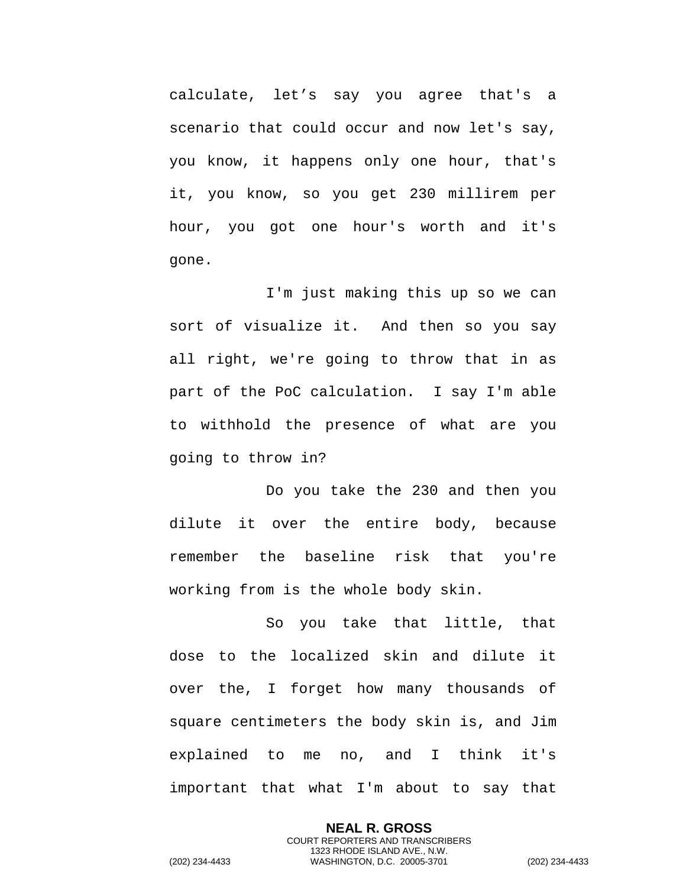calculate, let’s say you agree that's a scenario that could occur and now let's say, you know, it happens only one hour, that's it, you know, so you get 230 millirem per hour, you got one hour's worth and it's gone.

I'm just making this up so we can sort of visualize it. And then so you say all right, we're going to throw that in as part of the PoC calculation. I say I'm able to withhold the presence of what are you going to throw in?

Do you take the 230 and then you dilute it over the entire body, because remember the baseline risk that you're working from is the whole body skin.

So you take that little, that dose to the localized skin and dilute it over the, I forget how many thousands of square centimeters the body skin is, and Jim explained to me no, and I think it's important that what I'm about to say that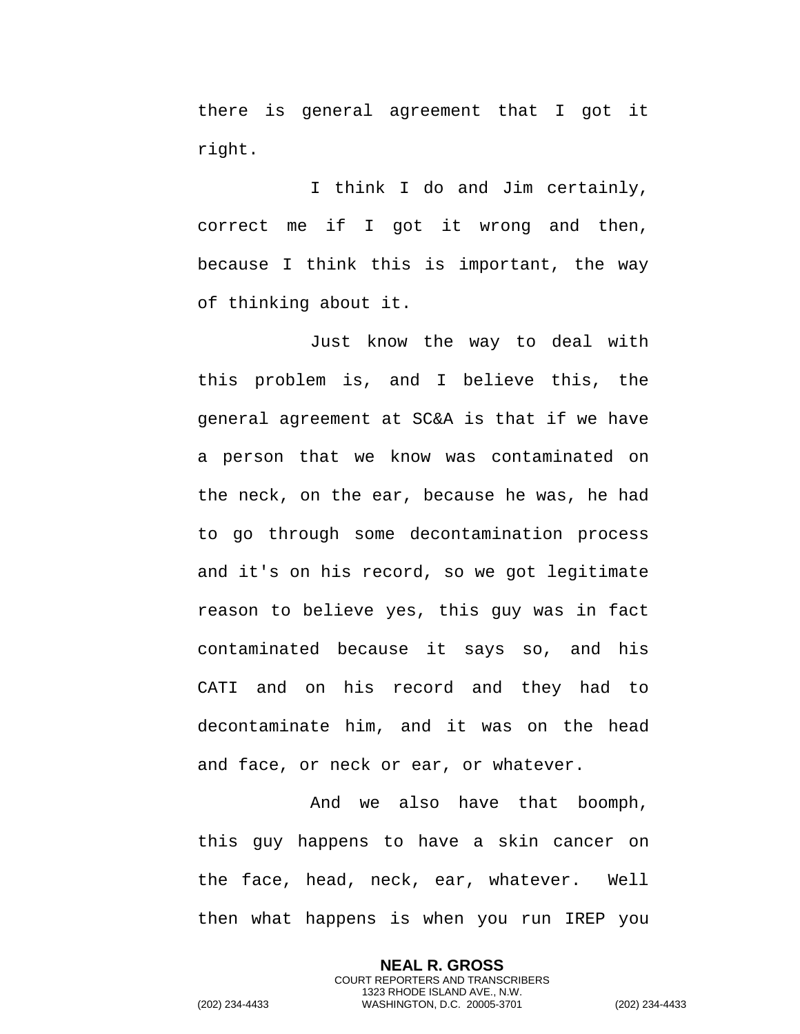there is general agreement that I got it right.

I think I do and Jim certainly, correct me if I got it wrong and then, because I think this is important, the way of thinking about it.

Just know the way to deal with this problem is, and I believe this, the general agreement at SC&A is that if we have a person that we know was contaminated on the neck, on the ear, because he was, he had to go through some decontamination process and it's on his record, so we got legitimate reason to believe yes, this guy was in fact contaminated because it says so, and his CATI and on his record and they had to decontaminate him, and it was on the head and face, or neck or ear, or whatever.

And we also have that boomph, this guy happens to have a skin cancer on the face, head, neck, ear, whatever. Well then what happens is when you run IREP you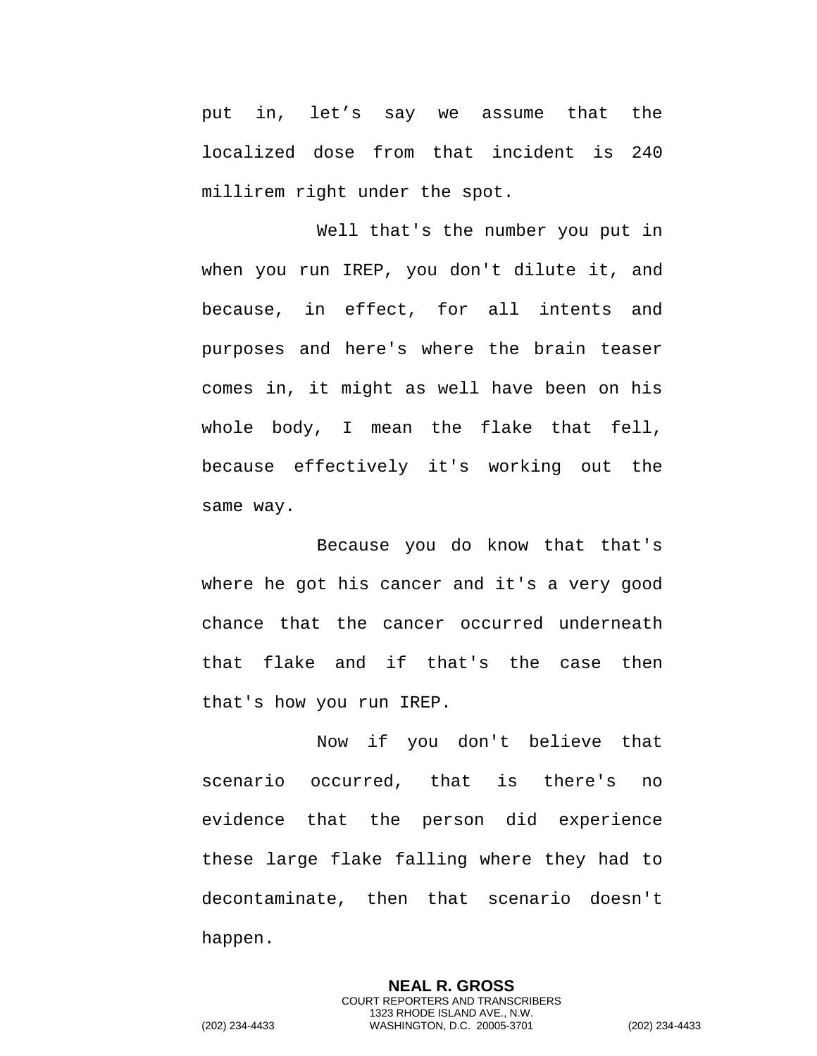put in, let’s say we assume that the localized dose from that incident is 240 millirem right under the spot.

Well that's the number you put in when you run IREP, you don't dilute it, and because, in effect, for all intents and purposes and here's where the brain teaser comes in, it might as well have been on his whole body, I mean the flake that fell, because effectively it's working out the same way.

Because you do know that that's where he got his cancer and it's a very good chance that the cancer occurred underneath that flake and if that's the case then that's how you run IREP.

Now if you don't believe that scenario occurred, that is there's no evidence that the person did experience these large flake falling where they had to decontaminate, then that scenario doesn't happen.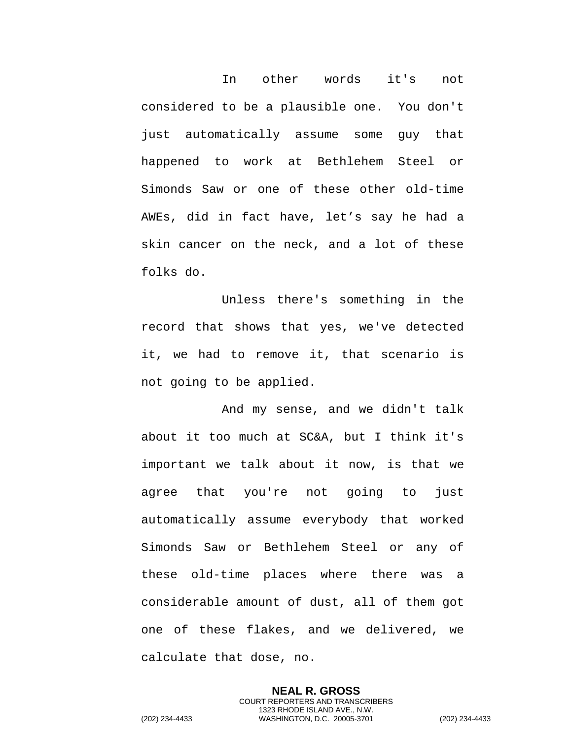In other words it's not considered to be a plausible one. You don't just automatically assume some guy that happened to work at Bethlehem Steel or Simonds Saw or one of these other old-time AWEs, did in fact have, let’s say he had a skin cancer on the neck, and a lot of these folks do.

Unless there's something in the record that shows that yes, we've detected it, we had to remove it, that scenario is not going to be applied.

And my sense, and we didn't talk about it too much at SC&A, but I think it's important we talk about it now, is that we agree that you're not going to just automatically assume everybody that worked Simonds Saw or Bethlehem Steel or any of these old-time places where there was a considerable amount of dust, all of them got one of these flakes, and we delivered, we calculate that dose, no.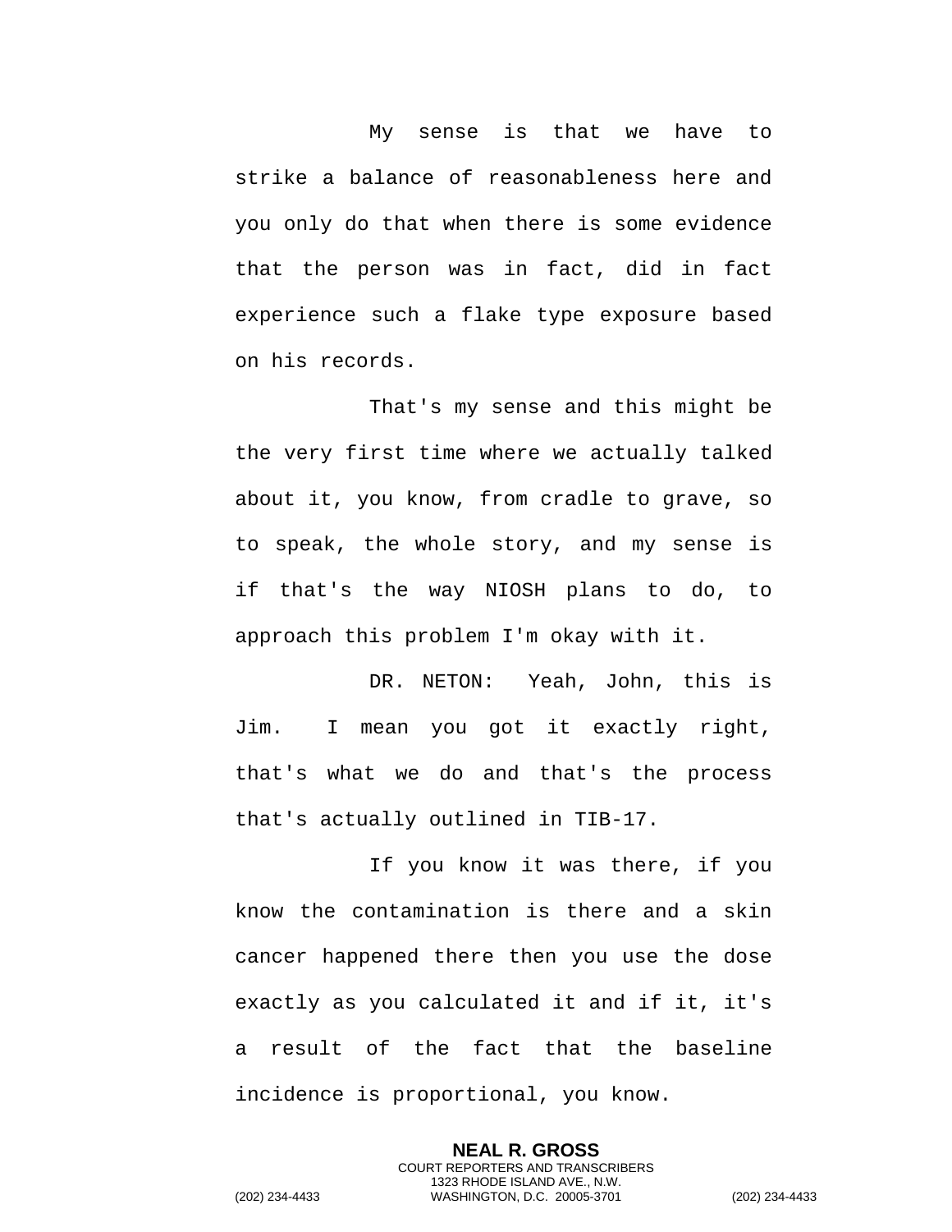My sense is that we have to strike a balance of reasonableness here and you only do that when there is some evidence that the person was in fact, did in fact experience such a flake type exposure based on his records.

That's my sense and this might be the very first time where we actually talked about it, you know, from cradle to grave, so to speak, the whole story, and my sense is if that's the way NIOSH plans to do, to approach this problem I'm okay with it.

DR. NETON: Yeah, John, this is Jim. I mean you got it exactly right, that's what we do and that's the process that's actually outlined in TIB-17.

If you know it was there, if you know the contamination is there and a skin cancer happened there then you use the dose exactly as you calculated it and if it, it's a result of the fact that the baseline incidence is proportional, you know.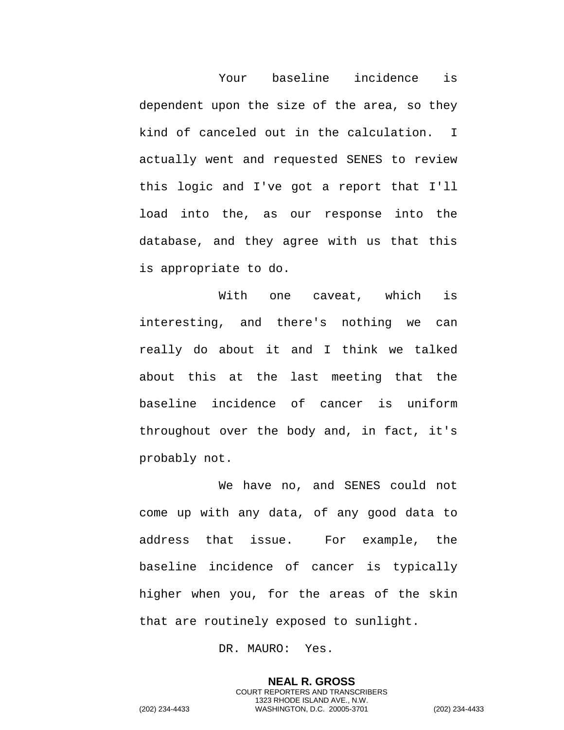Your baseline incidence is dependent upon the size of the area, so they kind of canceled out in the calculation. I actually went and requested SENES to review this logic and I've got a report that I'll load into the, as our response into the database, and they agree with us that this is appropriate to do.

With one caveat, which is interesting, and there's nothing we can really do about it and I think we talked about this at the last meeting that the baseline incidence of cancer is uniform throughout over the body and, in fact, it's probably not.

We have no, and SENES could not come up with any data, of any good data to address that issue. For example, the baseline incidence of cancer is typically higher when you, for the areas of the skin that are routinely exposed to sunlight.

DR. MAURO: Yes.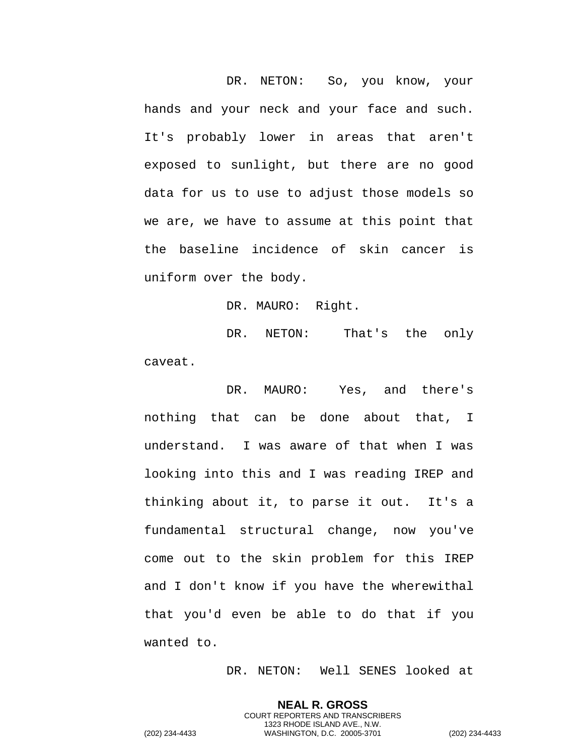DR. NETON: So, you know, your hands and your neck and your face and such. It's probably lower in areas that aren't exposed to sunlight, but there are no good data for us to use to adjust those models so we are, we have to assume at this point that the baseline incidence of skin cancer is uniform over the body.

DR. MAURO: Right.

DR. NETON: That's the only caveat.

DR. MAURO: Yes, and there's nothing that can be done about that, I understand. I was aware of that when I was looking into this and I was reading IREP and thinking about it, to parse it out. It's a fundamental structural change, now you've come out to the skin problem for this IREP and I don't know if you have the wherewithal that you'd even be able to do that if you wanted to.

DR. NETON: Well SENES looked at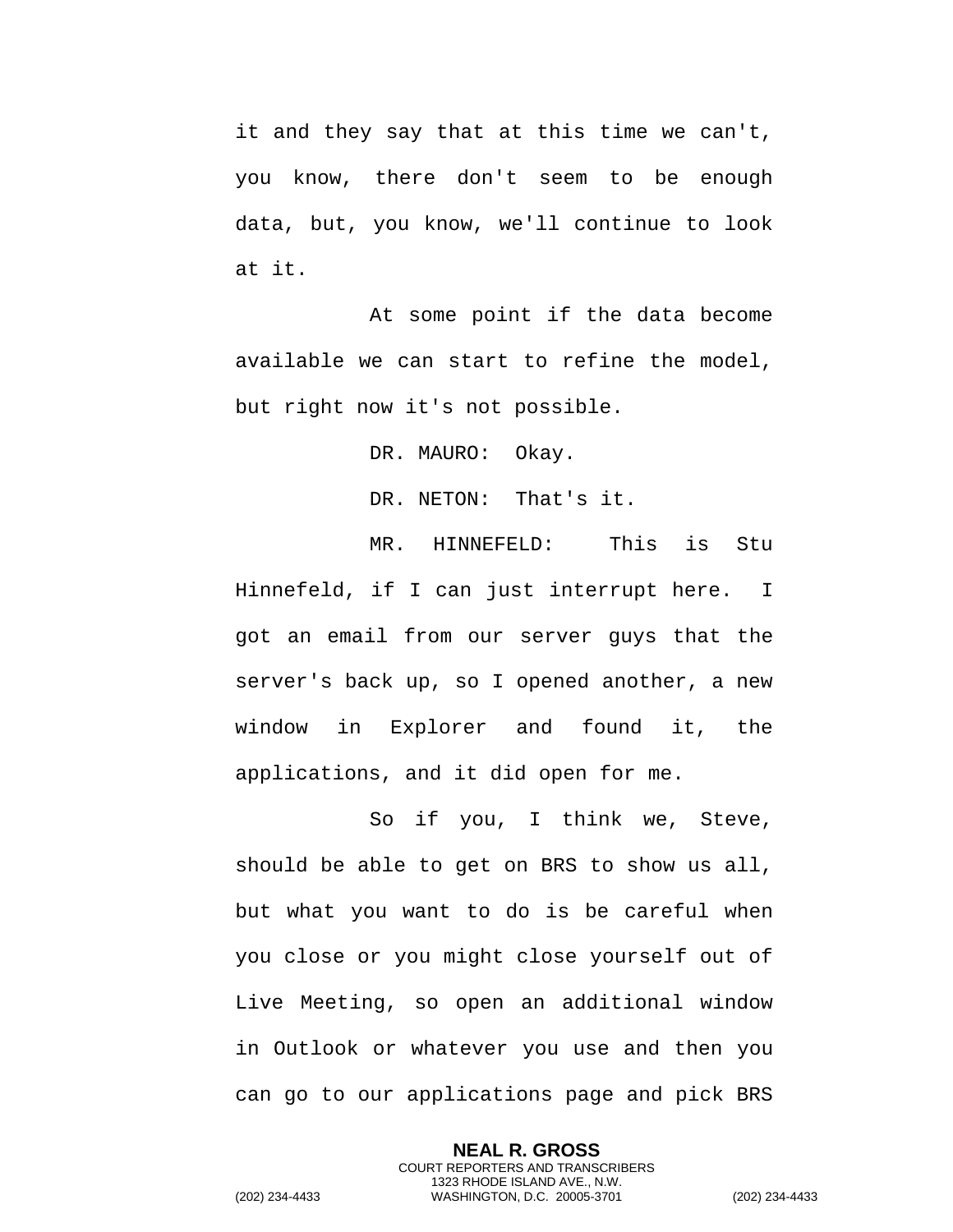it and they say that at this time we can't, you know, there don't seem to be enough data, but, you know, we'll continue to look at it.

At some point if the data become available we can start to refine the model, but right now it's not possible.

DR. MAURO: Okay.

DR. NETON: That's it.

MR. HINNEFELD: This is Stu Hinnefeld, if I can just interrupt here. I got an email from our server guys that the server's back up, so I opened another, a new window in Explorer and found it, the applications, and it did open for me.

So if you, I think we, Steve, should be able to get on BRS to show us all, but what you want to do is be careful when you close or you might close yourself out of Live Meeting, so open an additional window in Outlook or whatever you use and then you can go to our applications page and pick BRS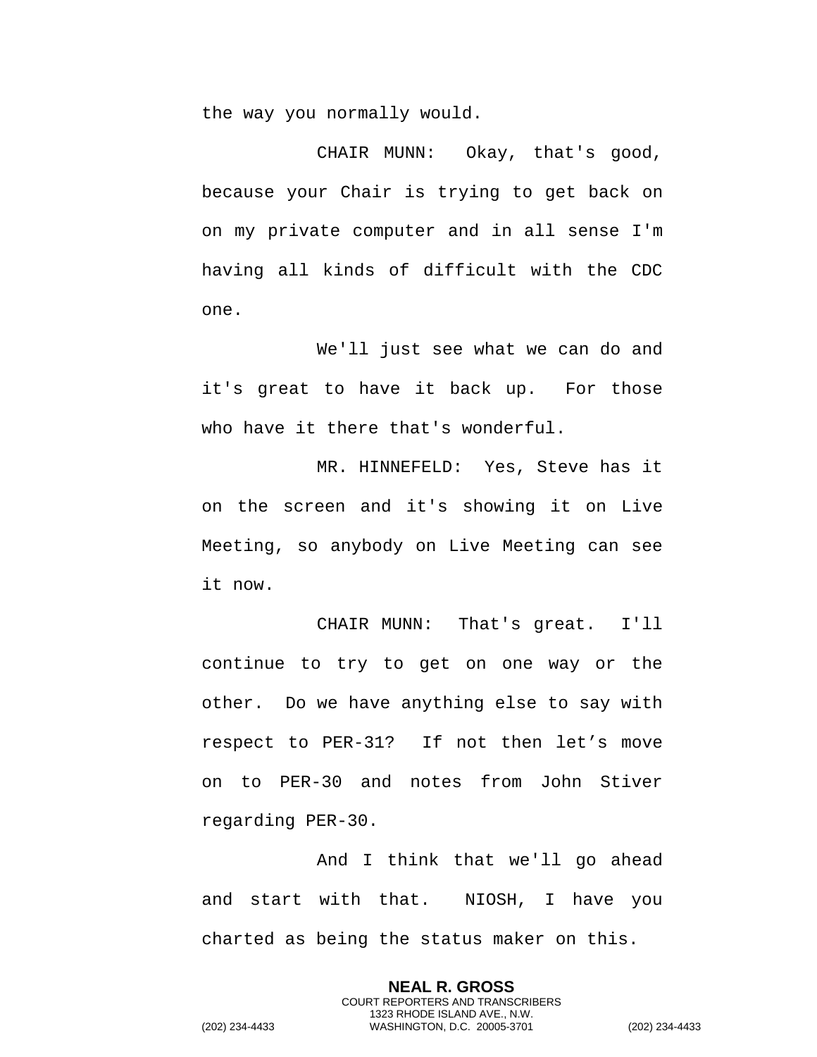the way you normally would.

CHAIR MUNN: Okay, that's good, because your Chair is trying to get back on on my private computer and in all sense I'm having all kinds of difficult with the CDC one.

We'll just see what we can do and it's great to have it back up. For those who have it there that's wonderful.

MR. HINNEFELD: Yes, Steve has it on the screen and it's showing it on Live Meeting, so anybody on Live Meeting can see it now.

CHAIR MUNN: That's great. I'll continue to try to get on one way or the other. Do we have anything else to say with respect to PER-31? If not then let’s move on to PER-30 and notes from John Stiver regarding PER-30.

And I think that we'll go ahead and start with that. NIOSH, I have you charted as being the status maker on this.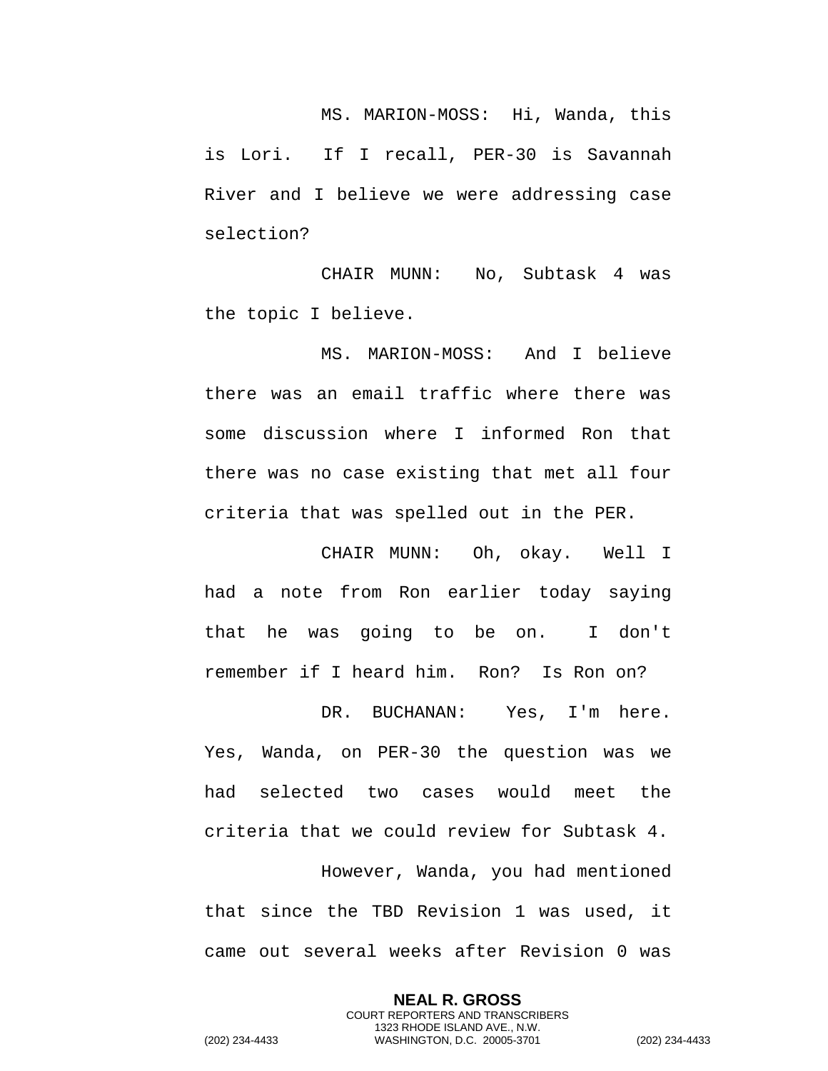MS. MARION-MOSS: Hi, Wanda, this is Lori. If I recall, PER-30 is Savannah River and I believe we were addressing case selection?

CHAIR MUNN: No, Subtask 4 was the topic I believe.

MS. MARION-MOSS: And I believe there was an email traffic where there was some discussion where I informed Ron that there was no case existing that met all four criteria that was spelled out in the PER.

CHAIR MUNN: Oh, okay. Well I had a note from Ron earlier today saying that he was going to be on. I don't remember if I heard him. Ron? Is Ron on?

DR. BUCHANAN: Yes, I'm here. Yes, Wanda, on PER-30 the question was we had selected two cases would meet the criteria that we could review for Subtask 4.

However, Wanda, you had mentioned that since the TBD Revision 1 was used, it came out several weeks after Revision 0 was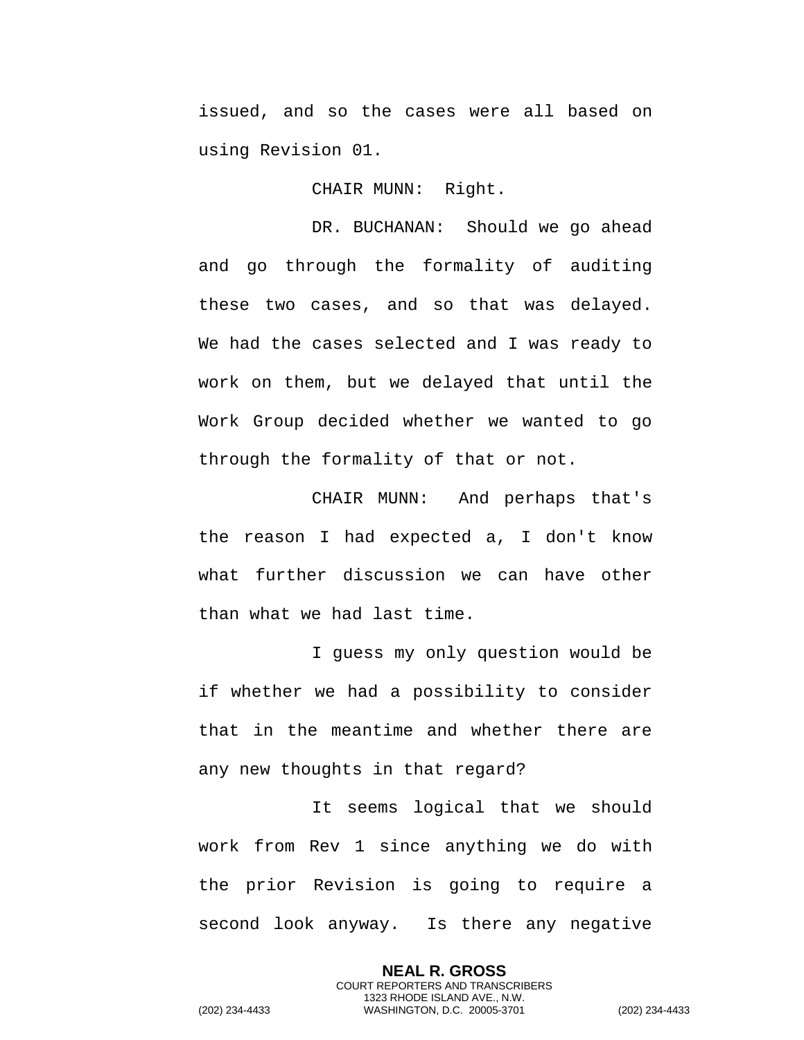issued, and so the cases were all based on using Revision 01.

CHAIR MUNN: Right.

DR. BUCHANAN: Should we go ahead and go through the formality of auditing these two cases, and so that was delayed. We had the cases selected and I was ready to work on them, but we delayed that until the Work Group decided whether we wanted to go through the formality of that or not.

CHAIR MUNN: And perhaps that's the reason I had expected a, I don't know what further discussion we can have other than what we had last time.

I guess my only question would be if whether we had a possibility to consider that in the meantime and whether there are any new thoughts in that regard?

It seems logical that we should work from Rev 1 since anything we do with the prior Revision is going to require a second look anyway. Is there any negative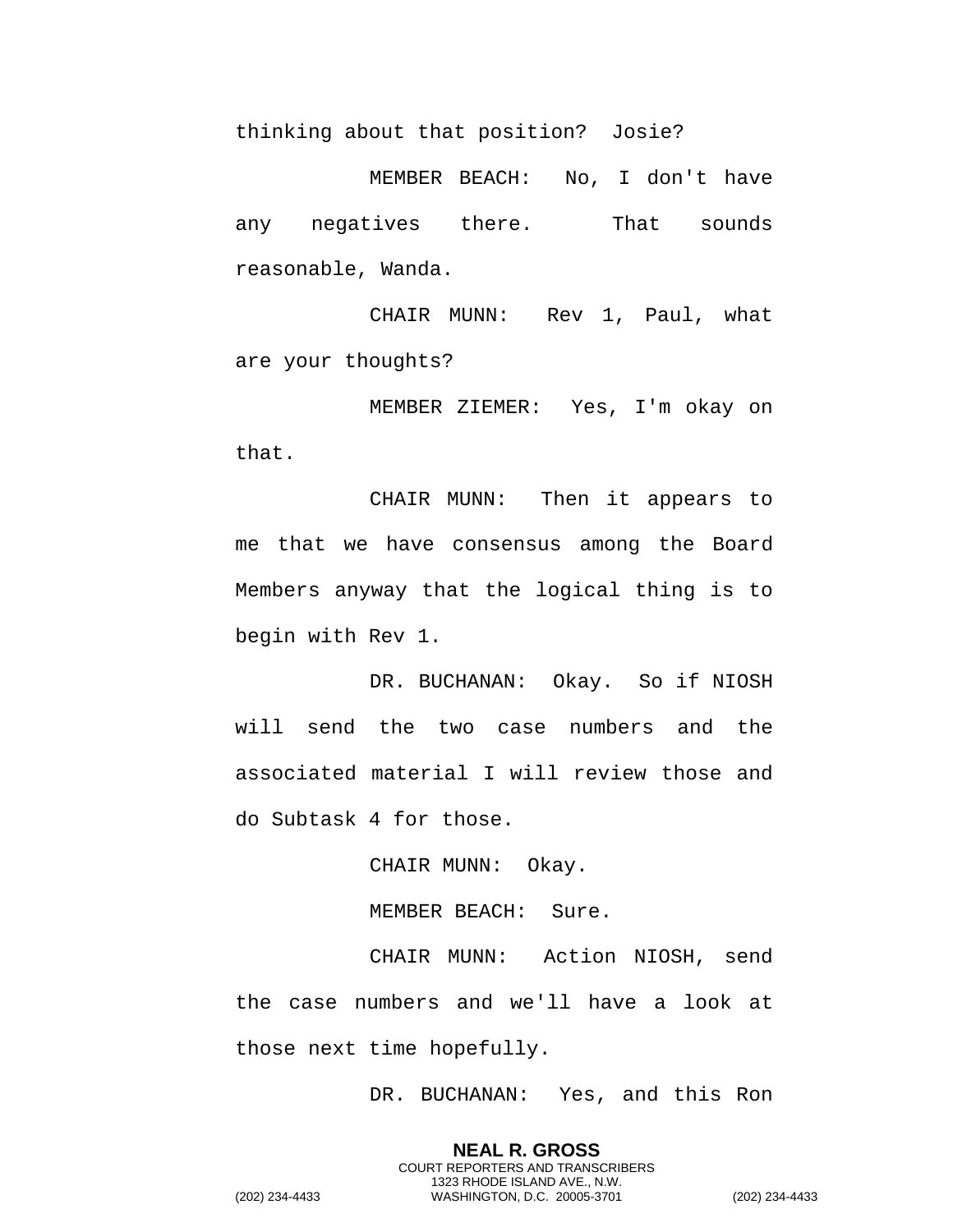thinking about that position? Josie?

MEMBER BEACH: No, I don't have any negatives there. That sounds reasonable, Wanda.

CHAIR MUNN: Rev 1, Paul, what are your thoughts?

MEMBER ZIEMER: Yes, I'm okay on that.

CHAIR MUNN: Then it appears to me that we have consensus among the Board Members anyway that the logical thing is to begin with Rev 1.

DR. BUCHANAN: Okay. So if NIOSH will send the two case numbers and the associated material I will review those and do Subtask 4 for those.

CHAIR MUNN: Okay.

MEMBER BEACH: Sure.

CHAIR MUNN: Action NIOSH, send the case numbers and we'll have a look at those next time hopefully.

DR. BUCHANAN: Yes, and this Ron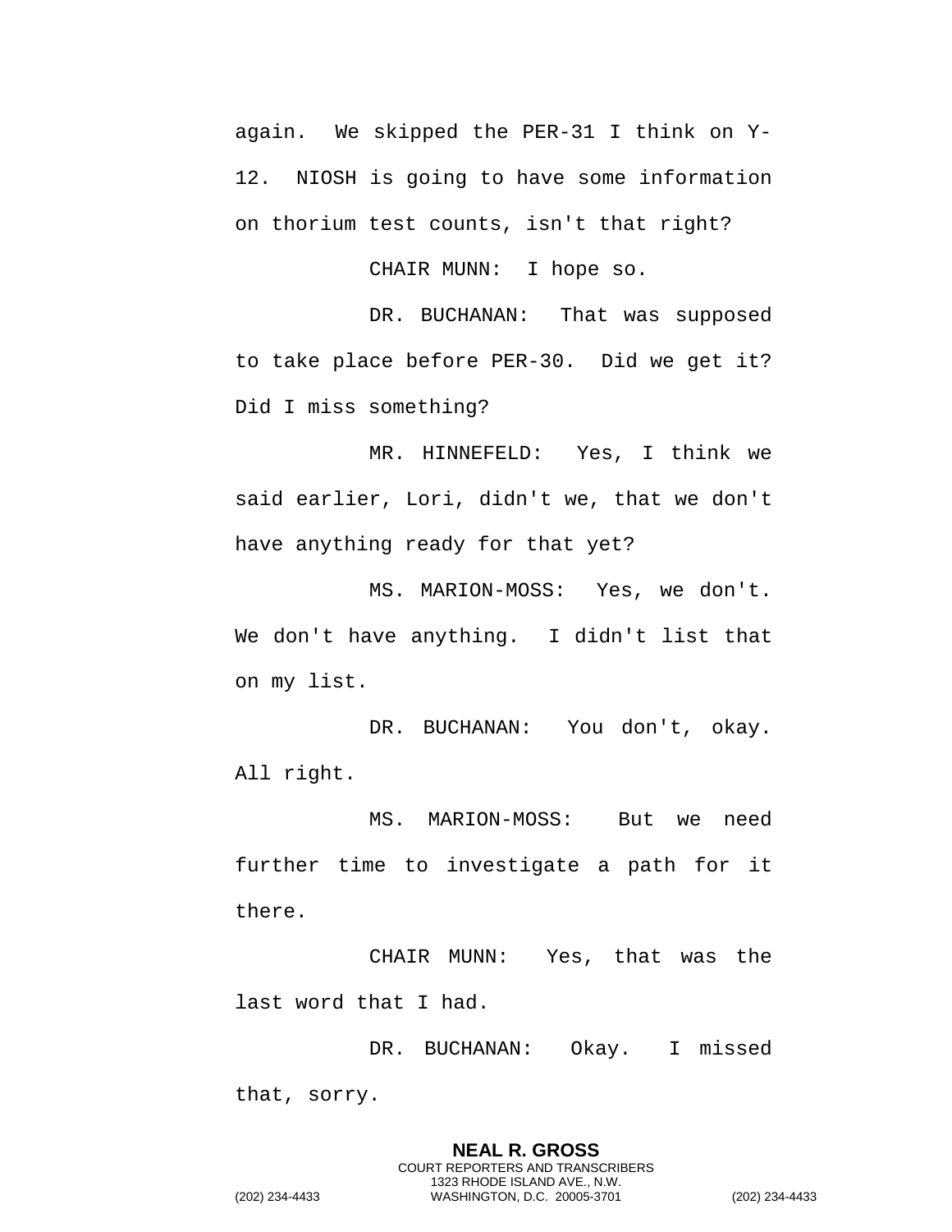again. We skipped the PER-31 I think on Y-12. NIOSH is going to have some information on thorium test counts, isn't that right?

CHAIR MUNN: I hope so.

DR. BUCHANAN: That was supposed to take place before PER-30. Did we get it? Did I miss something?

MR. HINNEFELD: Yes, I think we said earlier, Lori, didn't we, that we don't have anything ready for that yet?

MS. MARION-MOSS: Yes, we don't. We don't have anything. I didn't list that on my list.

DR. BUCHANAN: You don't, okay. All right.

MS. MARION-MOSS: But we need further time to investigate a path for it there.

CHAIR MUNN: Yes, that was the last word that I had.

DR. BUCHANAN: Okay. I missed that, sorry.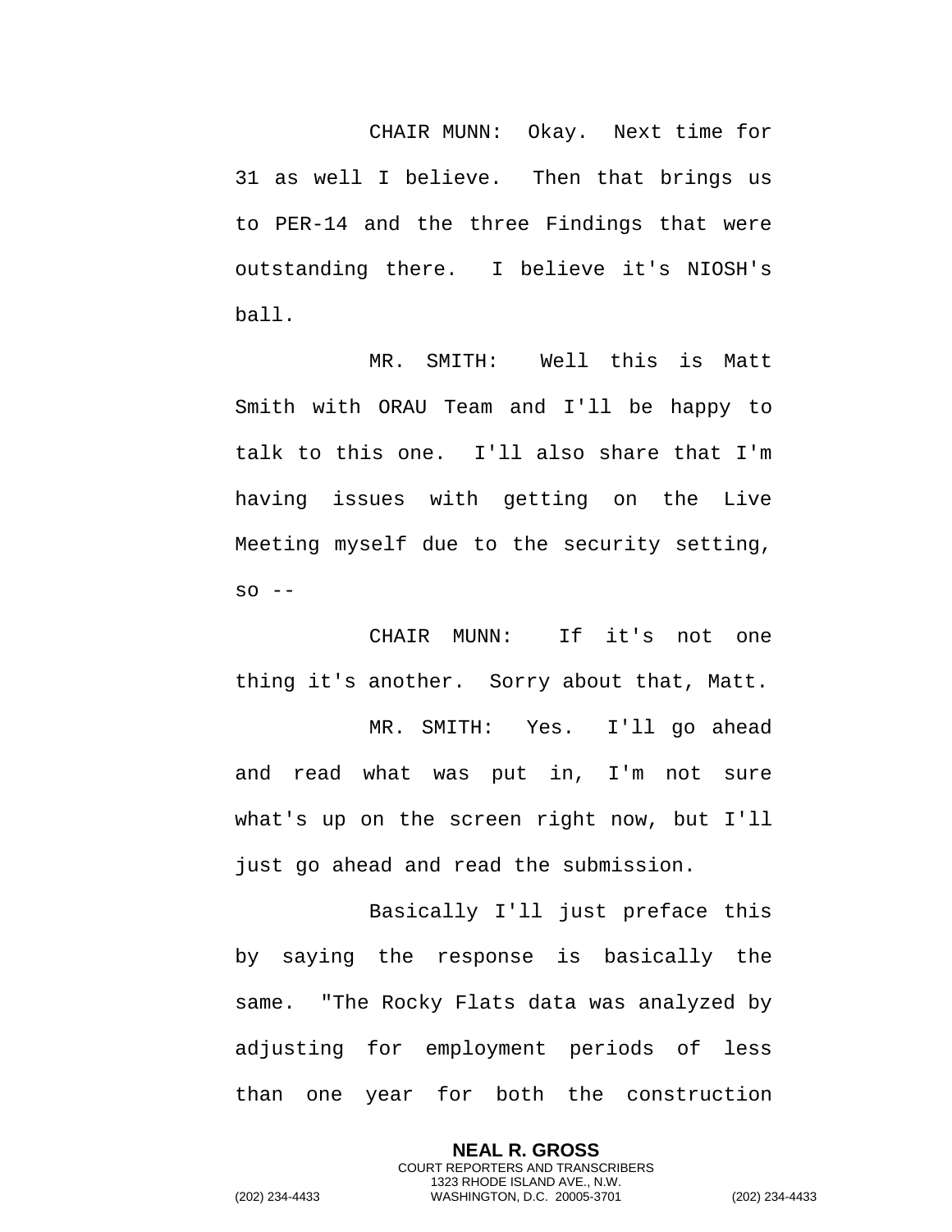CHAIR MUNN: Okay. Next time for 31 as well I believe. Then that brings us to PER-14 and the three Findings that were outstanding there. I believe it's NIOSH's ball.

MR. SMITH: Well this is Matt Smith with ORAU Team and I'll be happy to talk to this one. I'll also share that I'm having issues with getting on the Live Meeting myself due to the security setting, so --

CHAIR MUNN: If it's not one thing it's another. Sorry about that, Matt.

MR. SMITH: Yes. I'll go ahead and read what was put in, I'm not sure what's up on the screen right now, but I'll just go ahead and read the submission.

Basically I'll just preface this by saying the response is basically the same. "The Rocky Flats data was analyzed by adjusting for employment periods of less than one year for both the construction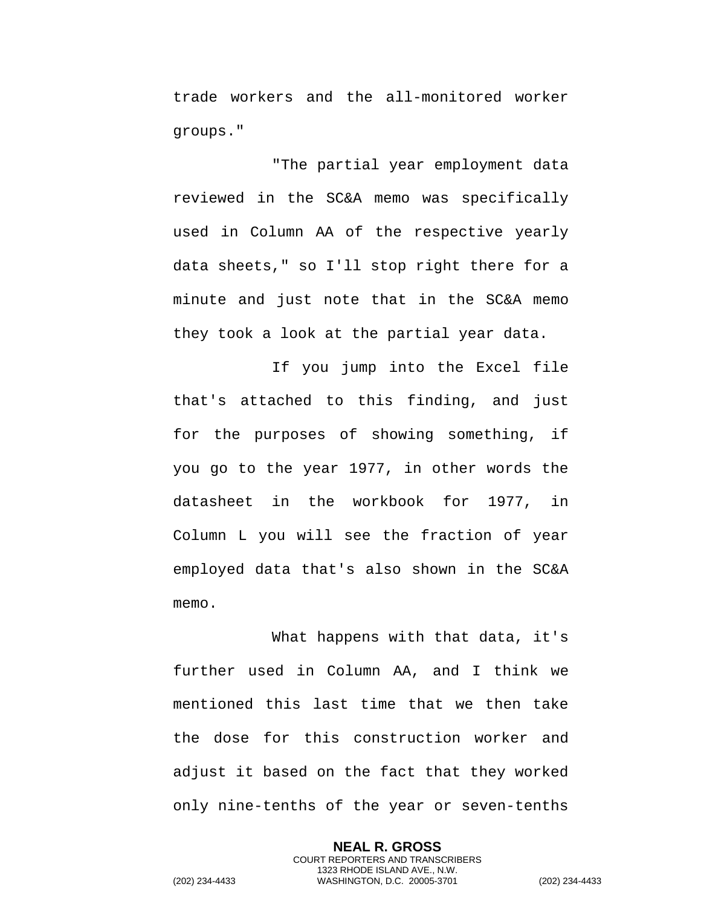trade workers and the all-monitored worker groups."

"The partial year employment data reviewed in the SC&A memo was specifically used in Column AA of the respective yearly data sheets," so I'll stop right there for a minute and just note that in the SC&A memo they took a look at the partial year data.

If you jump into the Excel file that's attached to this finding, and just for the purposes of showing something, if you go to the year 1977, in other words the datasheet in the workbook for 1977, in Column L you will see the fraction of year employed data that's also shown in the SC&A memo.

What happens with that data, it's further used in Column AA, and I think we mentioned this last time that we then take the dose for this construction worker and adjust it based on the fact that they worked only nine-tenths of the year or seven-tenths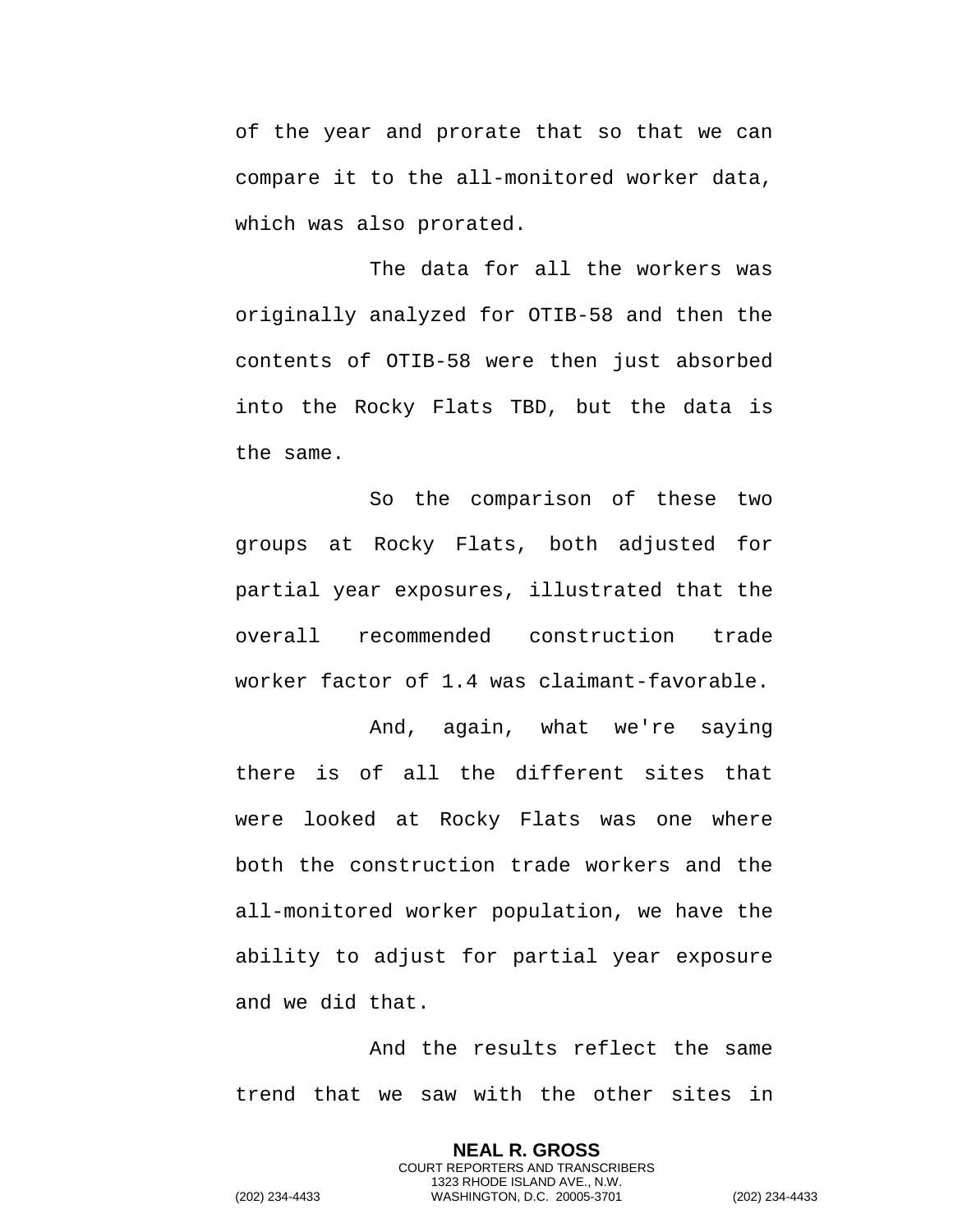of the year and prorate that so that we can compare it to the all-monitored worker data, which was also prorated.

The data for all the workers was originally analyzed for OTIB-58 and then the contents of OTIB-58 were then just absorbed into the Rocky Flats TBD, but the data is the same.

So the comparison of these two groups at Rocky Flats, both adjusted for partial year exposures, illustrated that the overall recommended construction trade worker factor of 1.4 was claimant-favorable.

And, again, what we're saying there is of all the different sites that were looked at Rocky Flats was one where both the construction trade workers and the all-monitored worker population, we have the ability to adjust for partial year exposure and we did that.

And the results reflect the same trend that we saw with the other sites in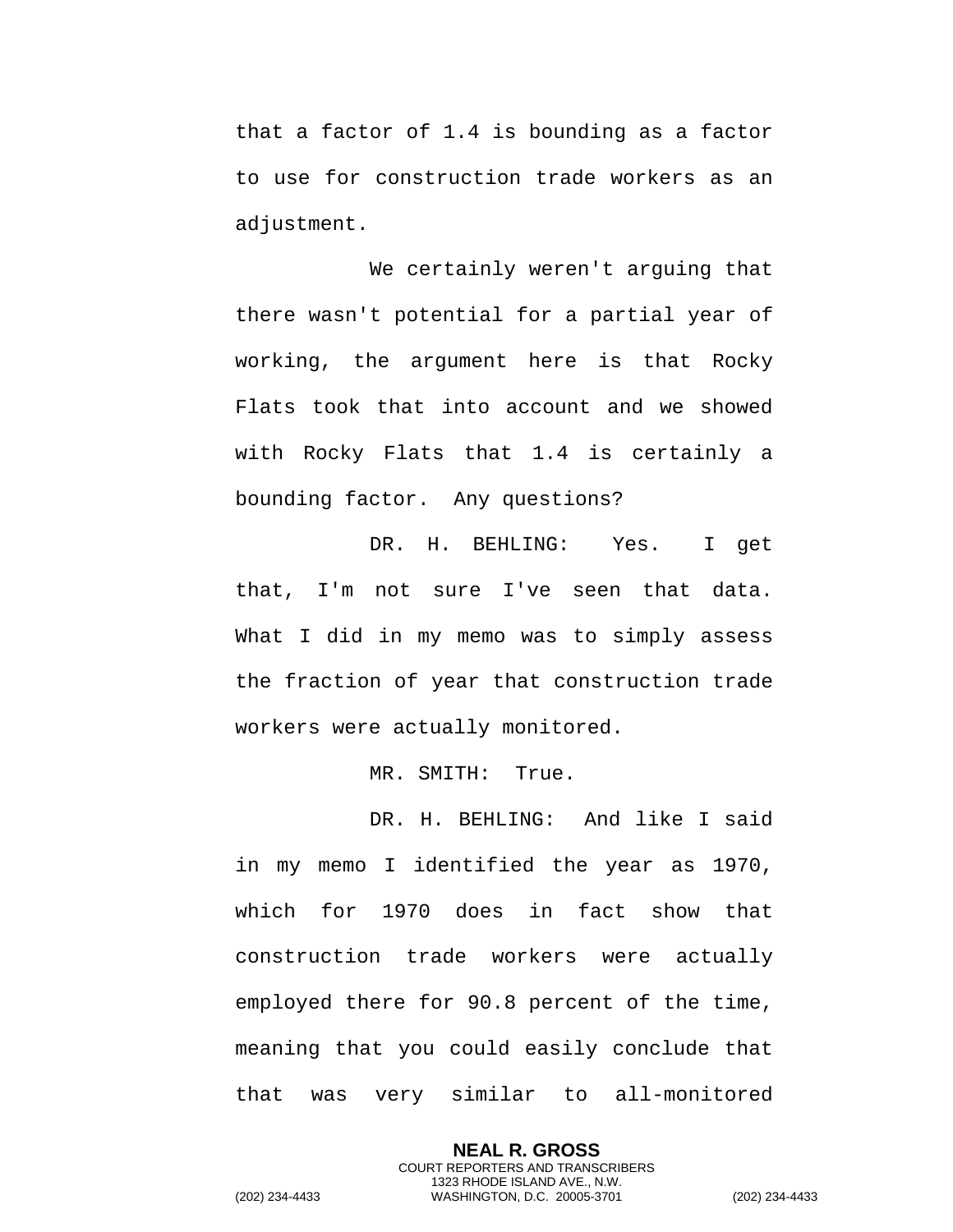that a factor of 1.4 is bounding as a factor to use for construction trade workers as an adjustment.

We certainly weren't arguing that there wasn't potential for a partial year of working, the argument here is that Rocky Flats took that into account and we showed with Rocky Flats that 1.4 is certainly a bounding factor. Any questions?

DR. H. BEHLING: Yes. I get that, I'm not sure I've seen that data. What I did in my memo was to simply assess the fraction of year that construction trade workers were actually monitored.

MR. SMITH: True.

DR. H. BEHLING: And like I said in my memo I identified the year as 1970, which for 1970 does in fact show that construction trade workers were actually employed there for 90.8 percent of the time, meaning that you could easily conclude that that was very similar to all-monitored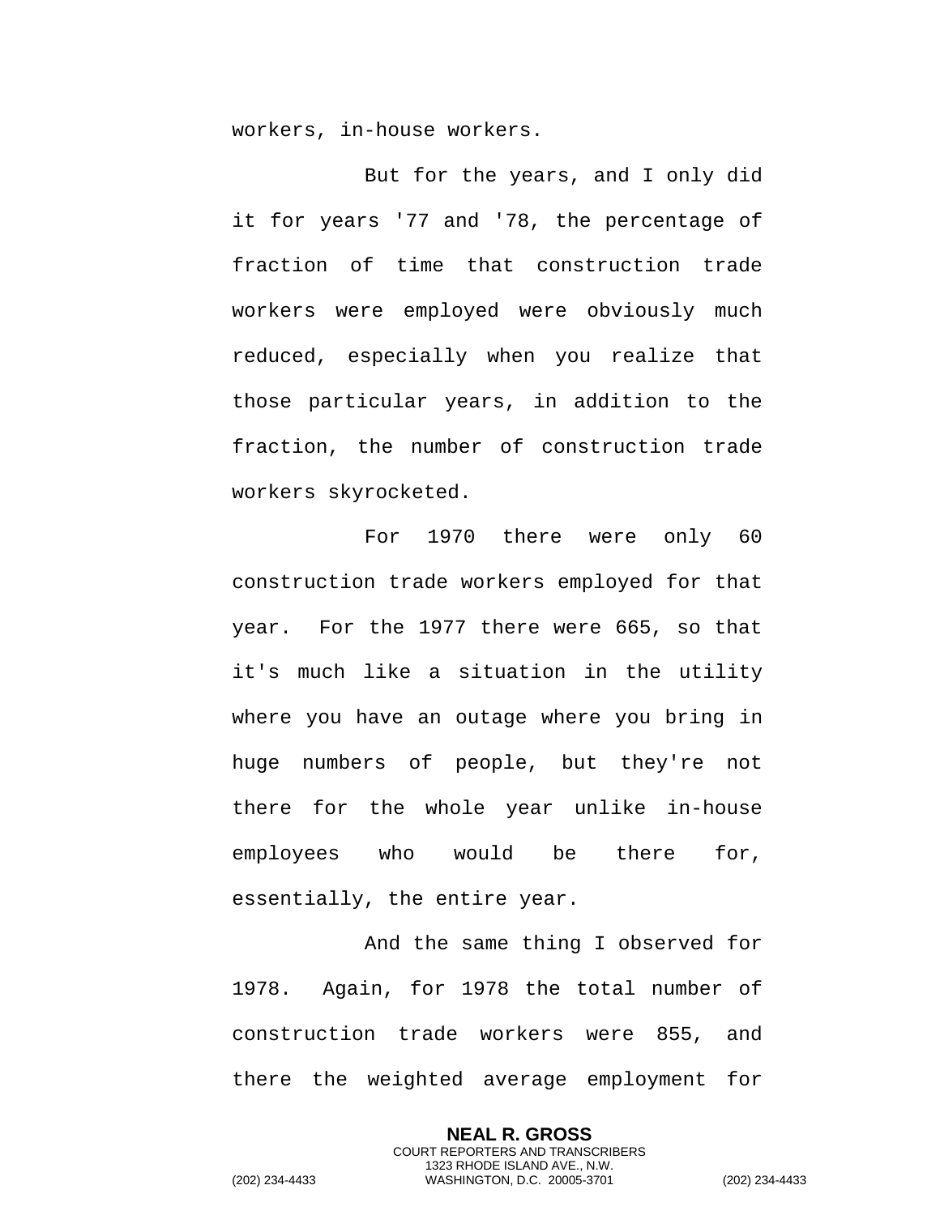workers, in-house workers.

But for the years, and I only did it for years '77 and '78, the percentage of fraction of time that construction trade workers were employed were obviously much reduced, especially when you realize that those particular years, in addition to the fraction, the number of construction trade workers skyrocketed.

For 1970 there were only 60 construction trade workers employed for that year. For the 1977 there were 665, so that it's much like a situation in the utility where you have an outage where you bring in huge numbers of people, but they're not there for the whole year unlike in-house employees who would be there for, essentially, the entire year.

And the same thing I observed for 1978. Again, for 1978 the total number of construction trade workers were 855, and there the weighted average employment for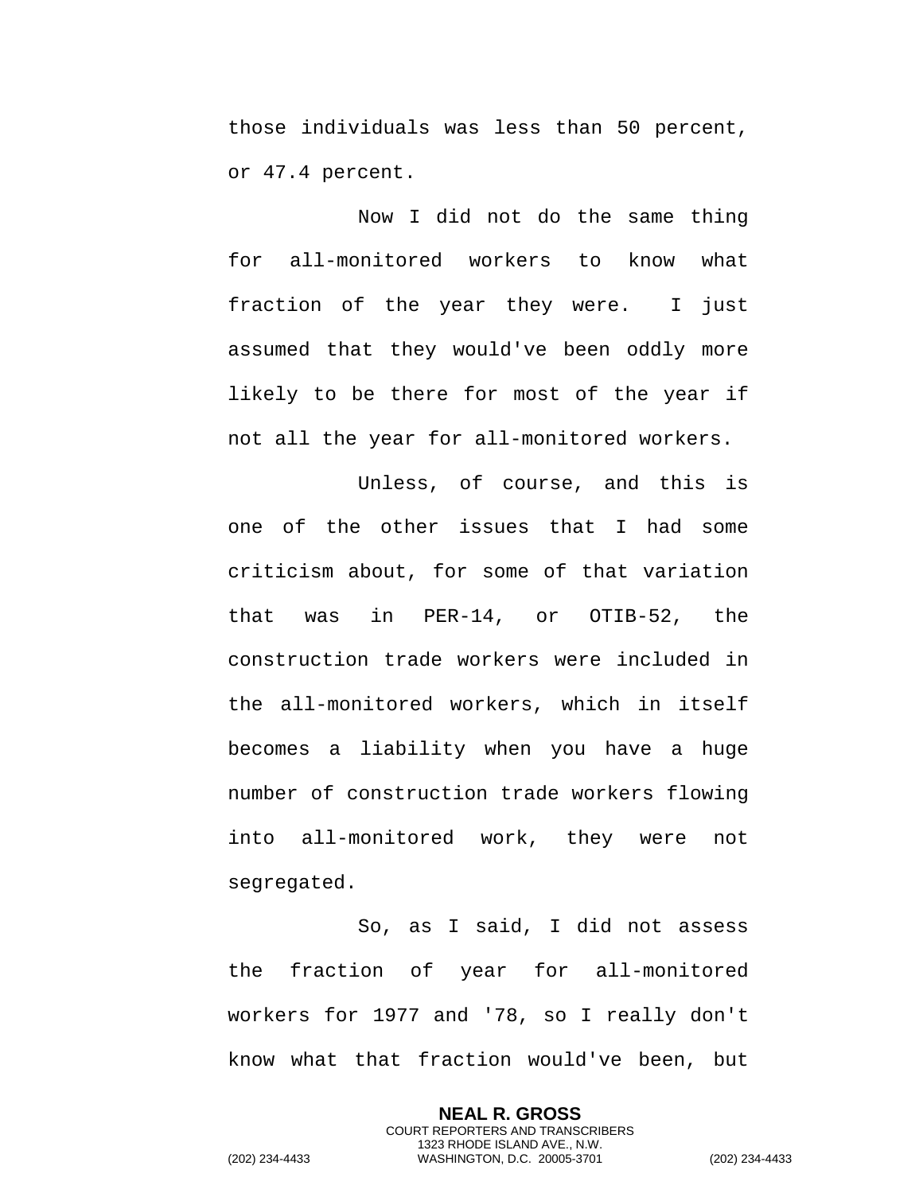those individuals was less than 50 percent, or 47.4 percent.

Now I did not do the same thing for all-monitored workers to know what fraction of the year they were. I just assumed that they would've been oddly more likely to be there for most of the year if not all the year for all-monitored workers.

Unless, of course, and this is one of the other issues that I had some criticism about, for some of that variation that was in PER-14, or OTIB-52, the construction trade workers were included in the all-monitored workers, which in itself becomes a liability when you have a huge number of construction trade workers flowing into all-monitored work, they were not segregated.

So, as I said, I did not assess the fraction of year for all-monitored workers for 1977 and '78, so I really don't know what that fraction would've been, but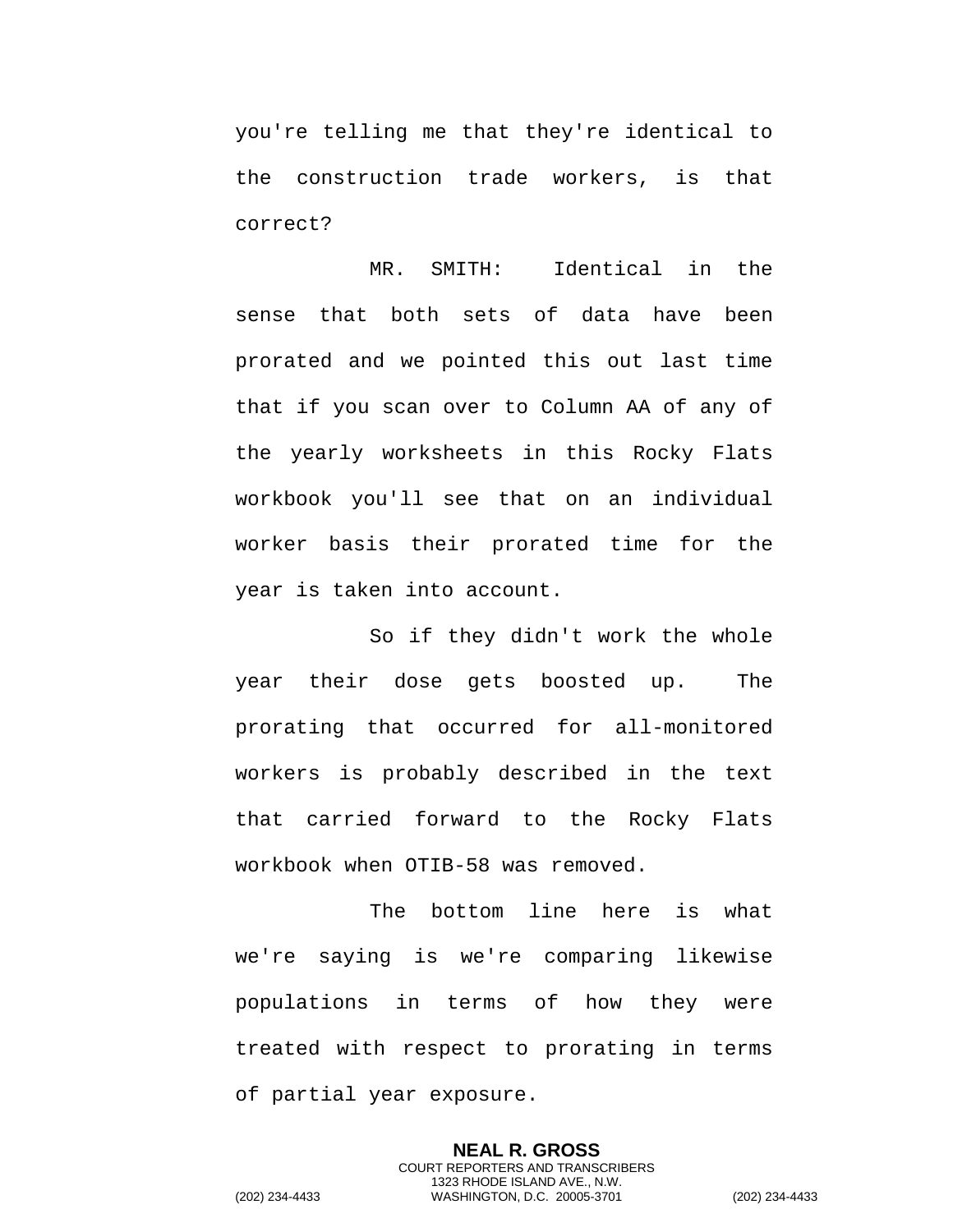you're telling me that they're identical to the construction trade workers, is that correct?

MR. SMITH: Identical in the sense that both sets of data have been prorated and we pointed this out last time that if you scan over to Column AA of any of the yearly worksheets in this Rocky Flats workbook you'll see that on an individual worker basis their prorated time for the year is taken into account.

So if they didn't work the whole year their dose gets boosted up. The prorating that occurred for all-monitored workers is probably described in the text that carried forward to the Rocky Flats workbook when OTIB-58 was removed.

The bottom line here is what we're saying is we're comparing likewise populations in terms of how they were treated with respect to prorating in terms of partial year exposure.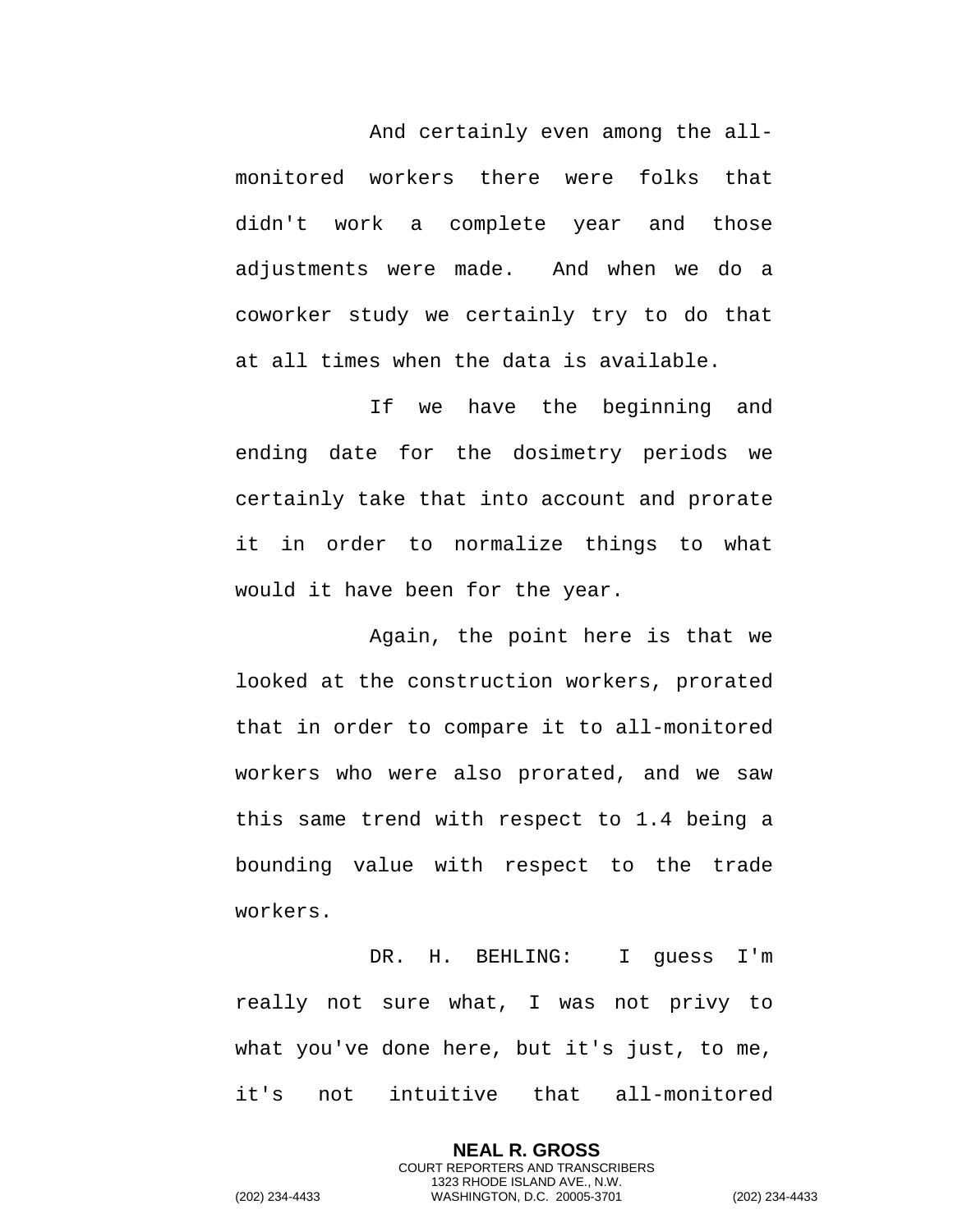And certainly even among the all-monitored workers there were folks that didn't work a complete year and those adjustments were made. And when we do a coworker study we certainly try to do that at all times when the data is available.

If we have the beginning and ending date for the dosimetry periods we certainly take that into account and prorate it in order to normalize things to what would it have been for the year.

Again, the point here is that we looked at the construction workers, prorated that in order to compare it to all-monitored workers who were also prorated, and we saw this same trend with respect to 1.4 being a bounding value with respect to the trade workers.

DR. H. BEHLING: I guess I'm really not sure what, I was not privy to what you've done here, but it's just, to me, it's not intuitive that all-monitored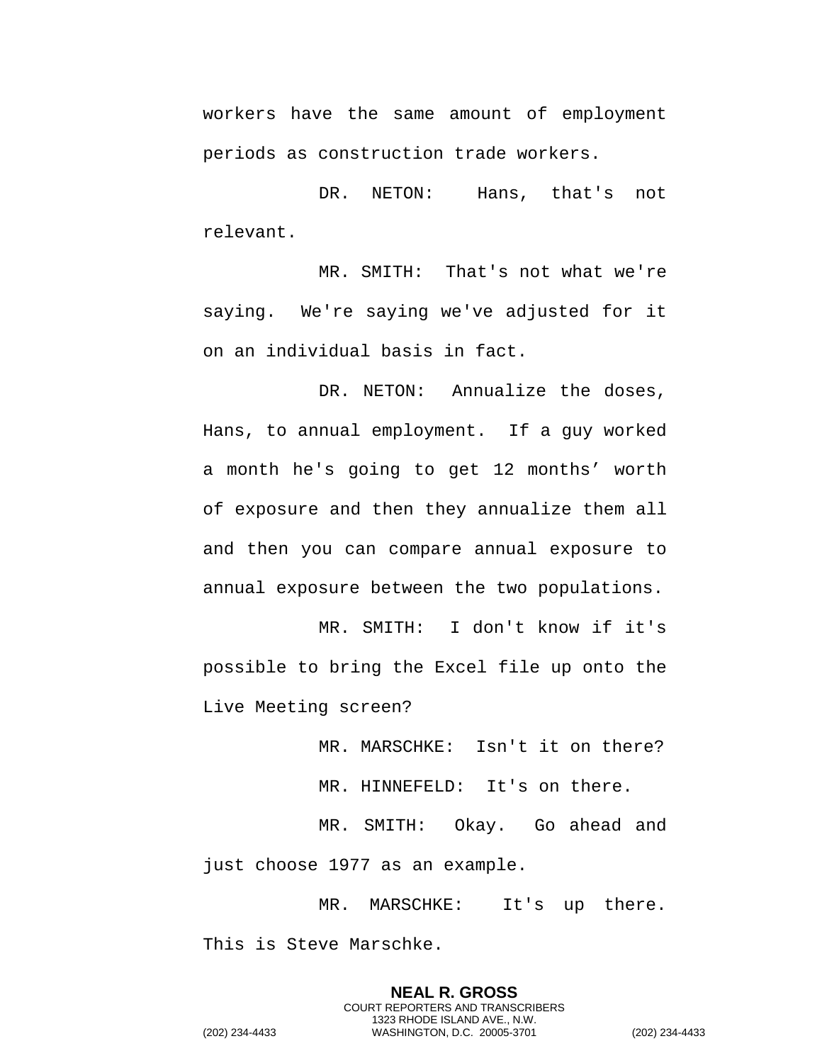workers have the same amount of employment periods as construction trade workers.

DR. NETON: Hans, that's not relevant.

MR. SMITH: That's not what we're saying. We're saying we've adjusted for it on an individual basis in fact.

DR. NETON: Annualize the doses, Hans, to annual employment. If a guy worked a month he's going to get 12 months' worth of exposure and then they annualize them all and then you can compare annual exposure to annual exposure between the two populations.

MR. SMITH: I don't know if it's possible to bring the Excel file up onto the Live Meeting screen?

MR. MARSCHKE: Isn't it on there?

MR. HINNEFELD: It's on there.

MR. SMITH: Okay. Go ahead and just choose 1977 as an example.

MR. MARSCHKE: It's up there. This is Steve Marschke.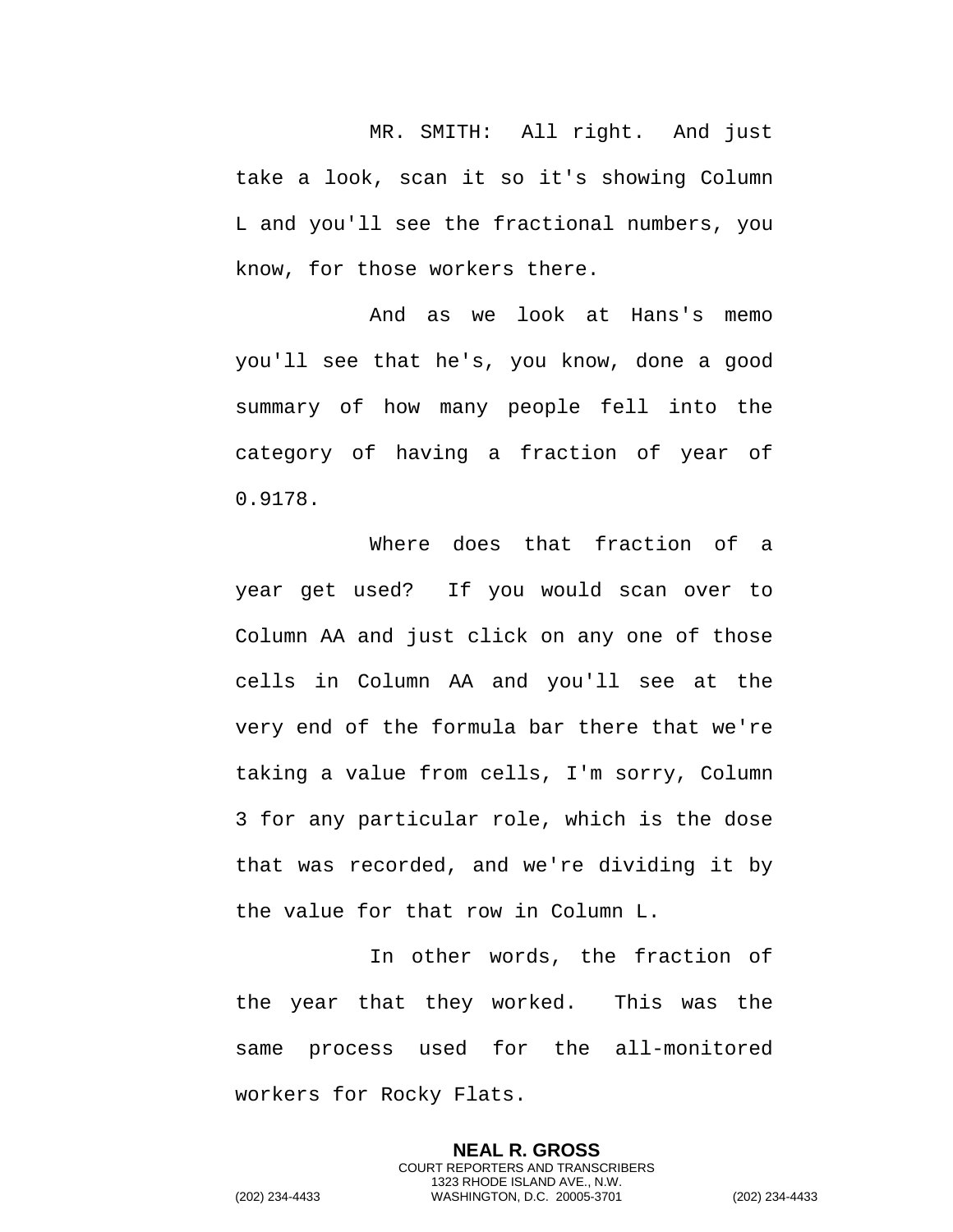MR. SMITH: All right. And just take a look, scan it so it's showing Column L and you'll see the fractional numbers, you know, for those workers there.

And as we look at Hans's memo you'll see that he's, you know, done a good summary of how many people fell into the category of having a fraction of year of 0.9178.

Where does that fraction of a year get used? If you would scan over to Column AA and just click on any one of those cells in Column AA and you'll see at the very end of the formula bar there that we're taking a value from cells, I'm sorry, Column 3 for any particular role, which is the dose that was recorded, and we're dividing it by the value for that row in Column L.

In other words, the fraction of the year that they worked. This was the same process used for the all-monitored workers for Rocky Flats.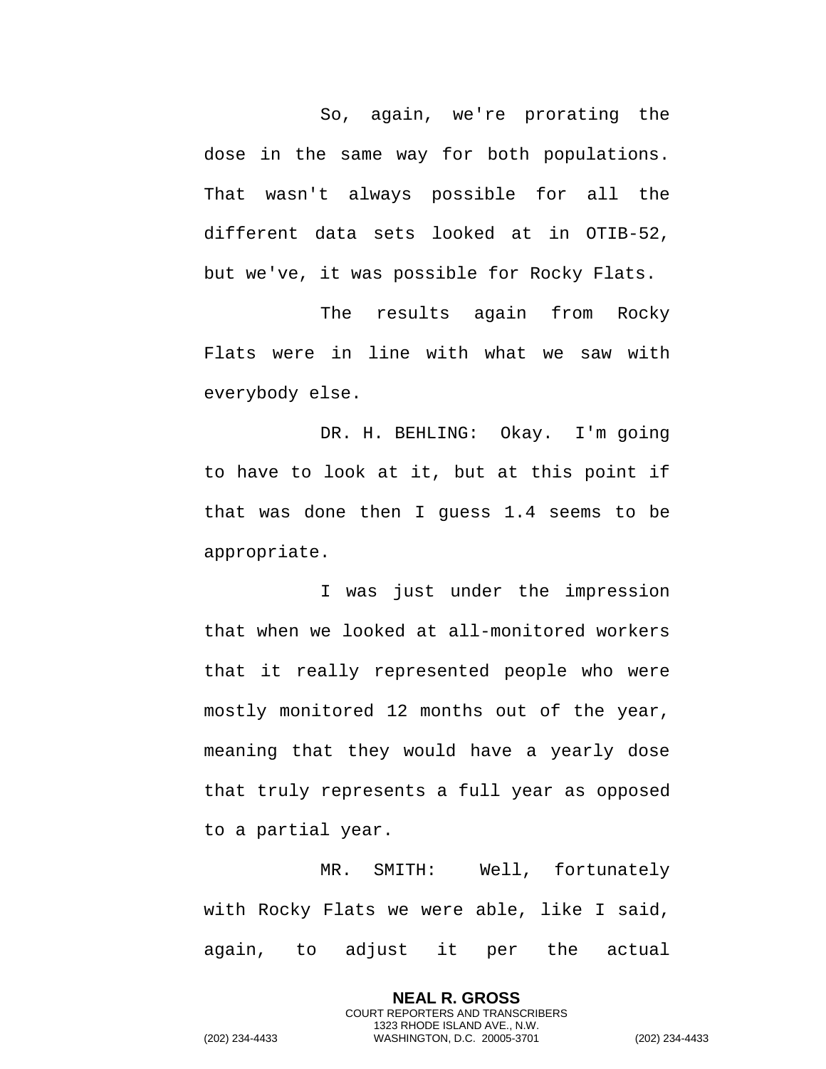So, again, we're prorating the dose in the same way for both populations. That wasn't always possible for all the different data sets looked at in OTIB-52, but we've, it was possible for Rocky Flats.

The results again from Rocky Flats were in line with what we saw with everybody else.

DR. H. BEHLING: Okay. I'm going to have to look at it, but at this point if that was done then I guess 1.4 seems to be appropriate.

I was just under the impression that when we looked at all-monitored workers that it really represented people who were mostly monitored 12 months out of the year, meaning that they would have a yearly dose that truly represents a full year as opposed to a partial year.

MR. SMITH: Well, fortunately with Rocky Flats we were able, like I said, again, to adjust it per the actual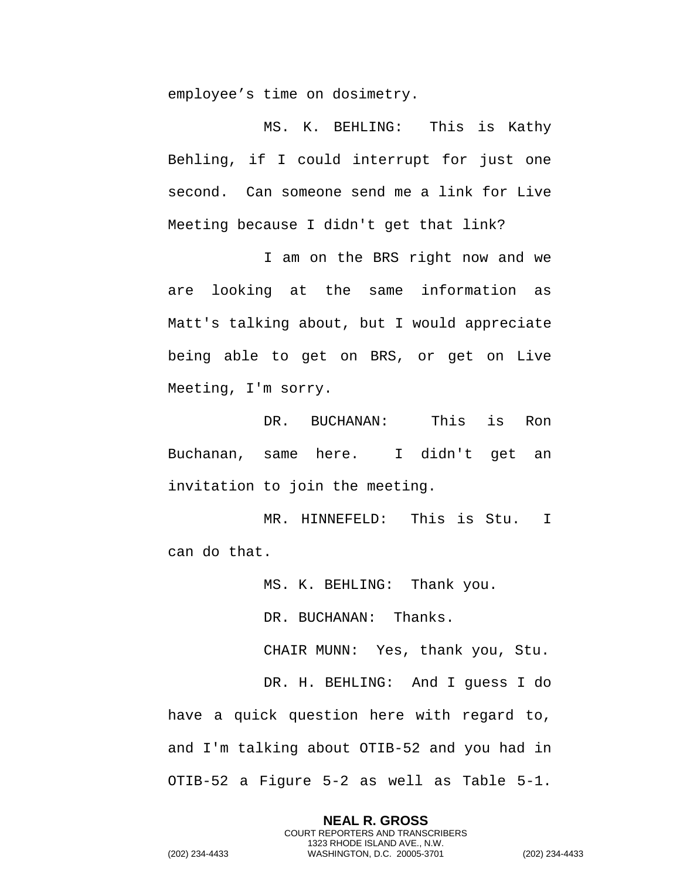employee's time on dosimetry.

MS. K. BEHLING: This is Kathy Behling, if I could interrupt for just one second. Can someone send me a link for Live Meeting because I didn't get that link?

I am on the BRS right now and we are looking at the same information as Matt's talking about, but I would appreciate being able to get on BRS, or get on Live Meeting, I'm sorry.

DR. BUCHANAN: This is Ron Buchanan, same here. I didn't get an invitation to join the meeting.

MR. HINNEFELD: This is Stu. I can do that.

MS. K. BEHLING: Thank you.

DR. BUCHANAN: Thanks.

CHAIR MUNN: Yes, thank you, Stu.

DR. H. BEHLING: And I guess I do have a quick question here with regard to, and I'm talking about OTIB-52 and you had in OTIB-52 a Figure 5-2 as well as Table 5-1.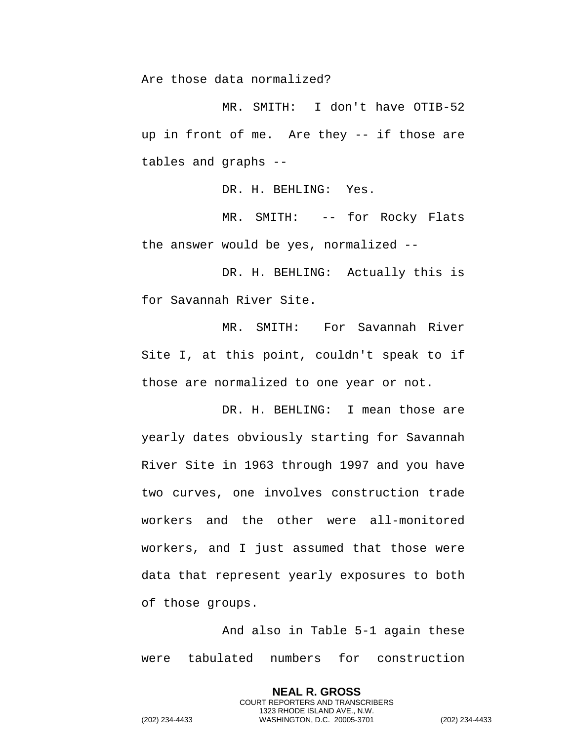Are those data normalized?

MR. SMITH: I don't have OTIB-52 up in front of me. Are they -- if those are tables and graphs --

DR. H. BEHLING: Yes.

MR. SMITH: -- for Rocky Flats the answer would be yes, normalized --

DR. H. BEHLING: Actually this is for Savannah River Site.

MR. SMITH: For Savannah River Site I, at this point, couldn't speak to if those are normalized to one year or not.

DR. H. BEHLING: I mean those are yearly dates obviously starting for Savannah River Site in 1963 through 1997 and you have two curves, one involves construction trade workers and the other were all-monitored workers, and I just assumed that those were data that represent yearly exposures to both of those groups.

And also in Table 5-1 again these were tabulated numbers for construction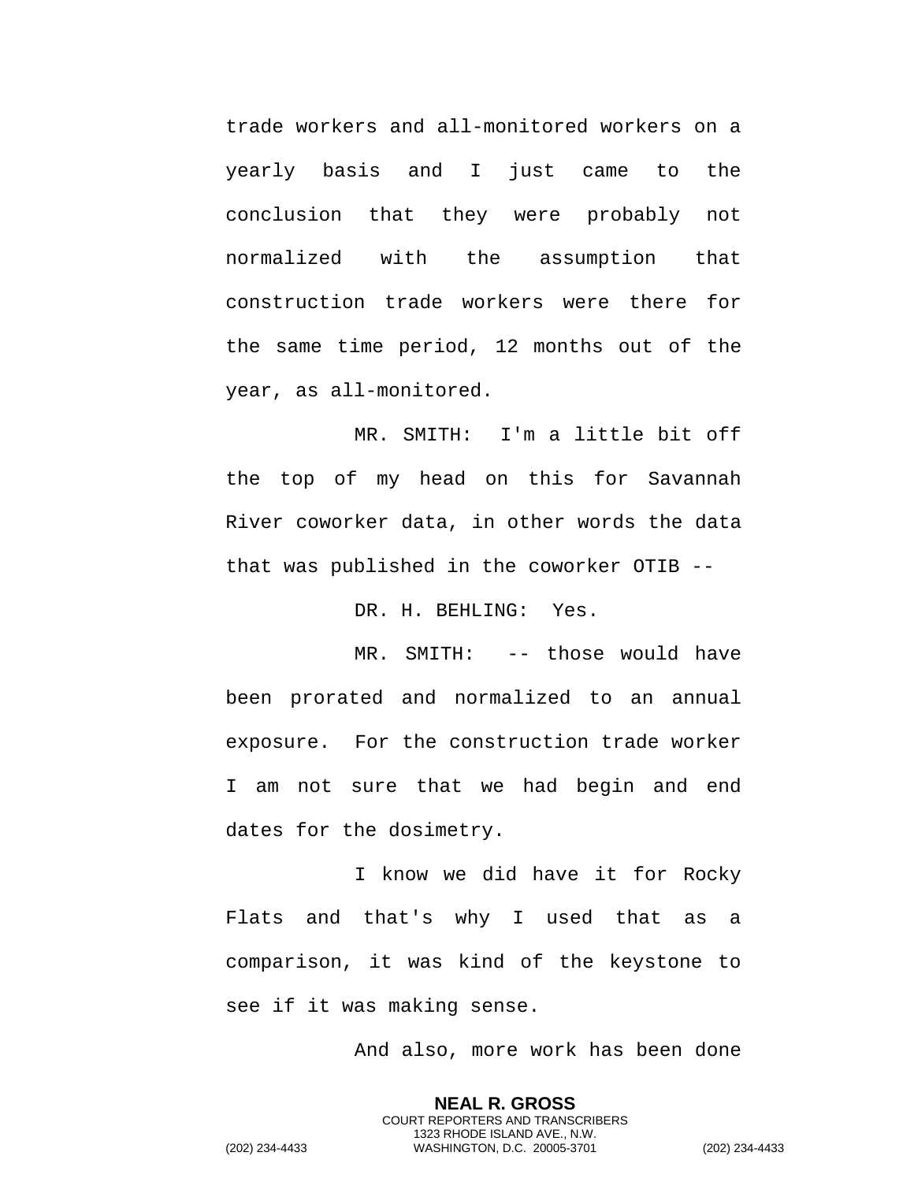trade workers and all-monitored workers on a yearly basis and I just came to the conclusion that they were probably not normalized with the assumption that construction trade workers were there for the same time period, 12 months out of the year, as all-monitored.

MR. SMITH: I'm a little bit off the top of my head on this for Savannah River coworker data, in other words the data that was published in the coworker OTIB --

DR. H. BEHLING: Yes.

MR. SMITH: -- those would have been prorated and normalized to an annual exposure. For the construction trade worker I am not sure that we had begin and end dates for the dosimetry.

I know we did have it for Rocky Flats and that's why I used that as a comparison, it was kind of the keystone to see if it was making sense.

And also, more work has been done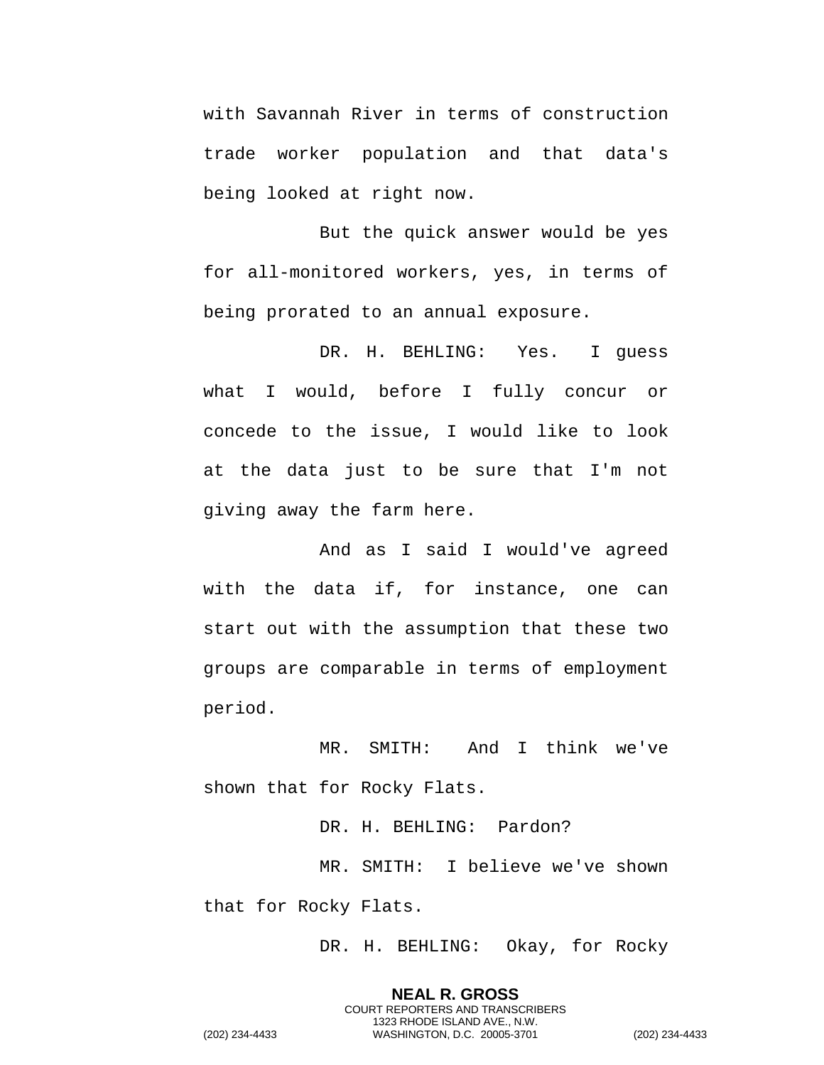with Savannah River in terms of construction trade worker population and that data's being looked at right now.

But the quick answer would be yes for all-monitored workers, yes, in terms of being prorated to an annual exposure.

DR. H. BEHLING: Yes. I guess what I would, before I fully concur or concede to the issue, I would like to look at the data just to be sure that I'm not giving away the farm here.

And as I said I would've agreed with the data if, for instance, one can start out with the assumption that these two groups are comparable in terms of employment period.

MR. SMITH: And I think we've shown that for Rocky Flats.

DR. H. BEHLING: Pardon?

MR. SMITH: I believe we've shown that for Rocky Flats.

DR. H. BEHLING: Okay, for Rocky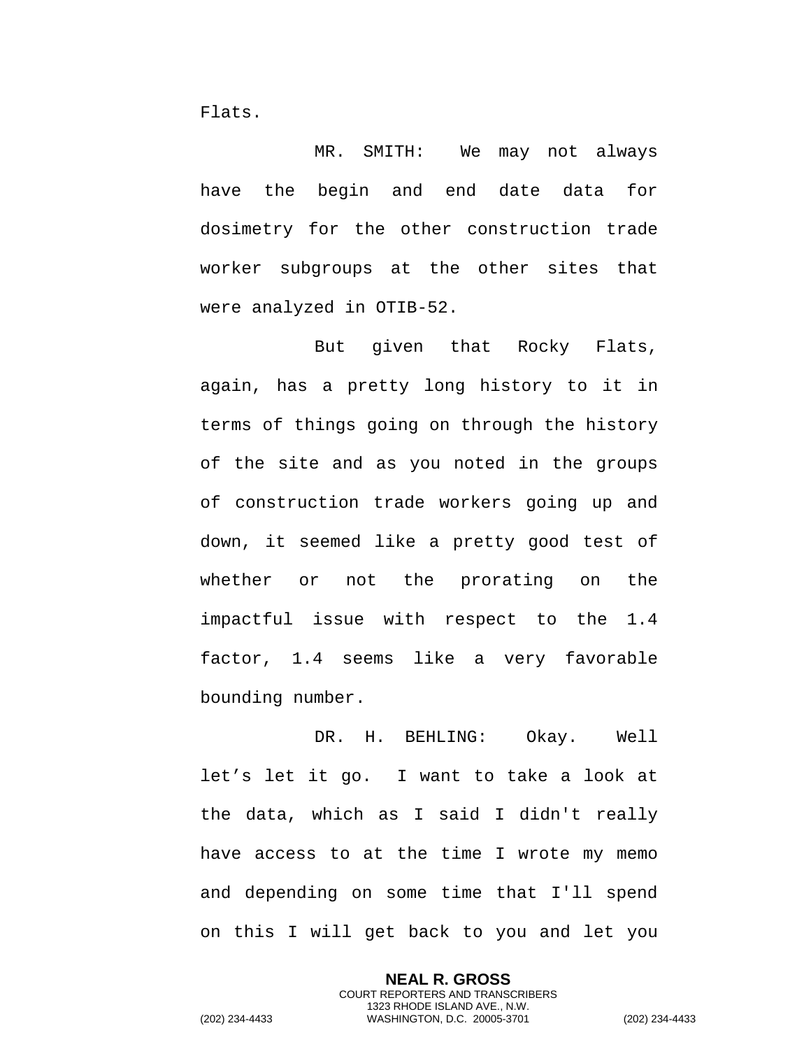Flats.

MR. SMITH: We may not always have the begin and end date data for dosimetry for the other construction trade worker subgroups at the other sites that were analyzed in OTIB-52.

But given that Rocky Flats, again, has a pretty long history to it in terms of things going on through the history of the site and as you noted in the groups of construction trade workers going up and down, it seemed like a pretty good test of whether or not the prorating on the impactful issue with respect to the 1.4 factor, 1.4 seems like a very favorable bounding number.

DR. H. BEHLING: Okay. Well let's let it go. I want to take a look at the data, which as I said I didn't really have access to at the time I wrote my memo and depending on some time that I'll spend on this I will get back to you and let you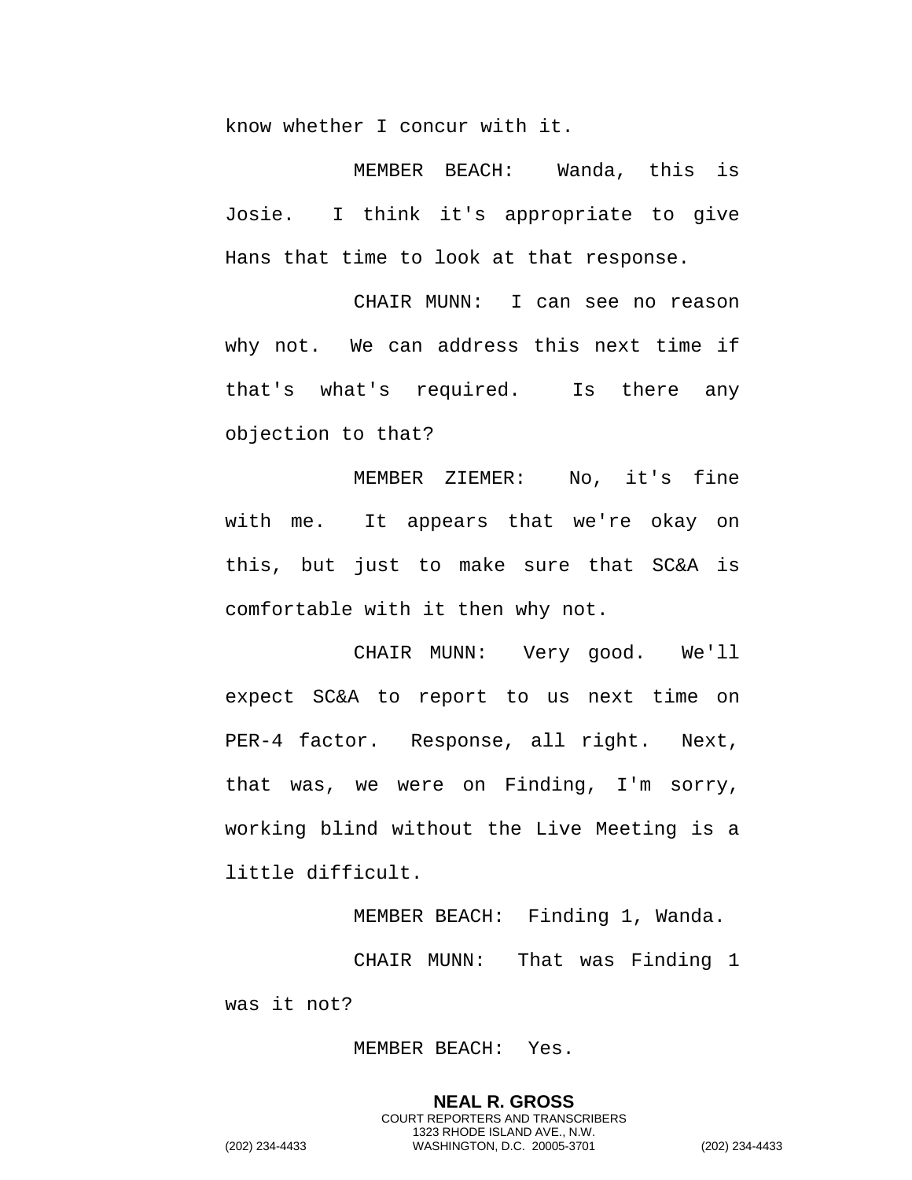know whether I concur with it.

MEMBER BEACH: Wanda, this is Josie. I think it's appropriate to give Hans that time to look at that response.

CHAIR MUNN: I can see no reason why not. We can address this next time if that's what's required. Is there any objection to that?

MEMBER ZIEMER: No, it's fine with me. It appears that we're okay on this, but just to make sure that SC&A is comfortable with it then why not.

CHAIR MUNN: Very good. We'll expect SC&A to report to us next time on PER-4 factor. Response, all right. Next, that was, we were on Finding, I'm sorry, working blind without the Live Meeting is a little difficult.

MEMBER BEACH: Finding 1, Wanda.

CHAIR MUNN: That was Finding 1 was it not?

MEMBER BEACH: Yes.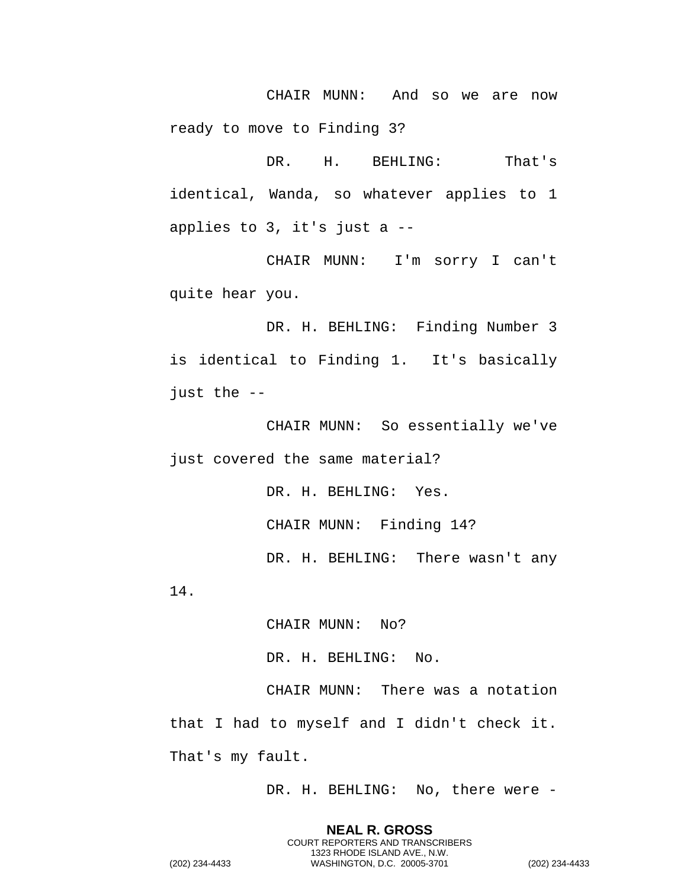CHAIR MUNN: And so we are now ready to move to Finding 3?

DR. H. BEHLING: That's identical, Wanda, so whatever applies to 1 applies to 3, it's just a --

CHAIR MUNN: I'm sorry I can't quite hear you.

DR. H. BEHLING: Finding Number 3 is identical to Finding 1. It's basically just the --

CHAIR MUNN: So essentially we've just covered the same material?

DR. H. BEHLING: Yes.

CHAIR MUNN: Finding 14?

DR. H. BEHLING: There wasn't any 14.

CHAIR MUNN: No?

DR. H. BEHLING: No.

CHAIR MUNN: There was a notation that I had to myself and I didn't check it. That's my fault.

DR. H. BEHLING: No, there were -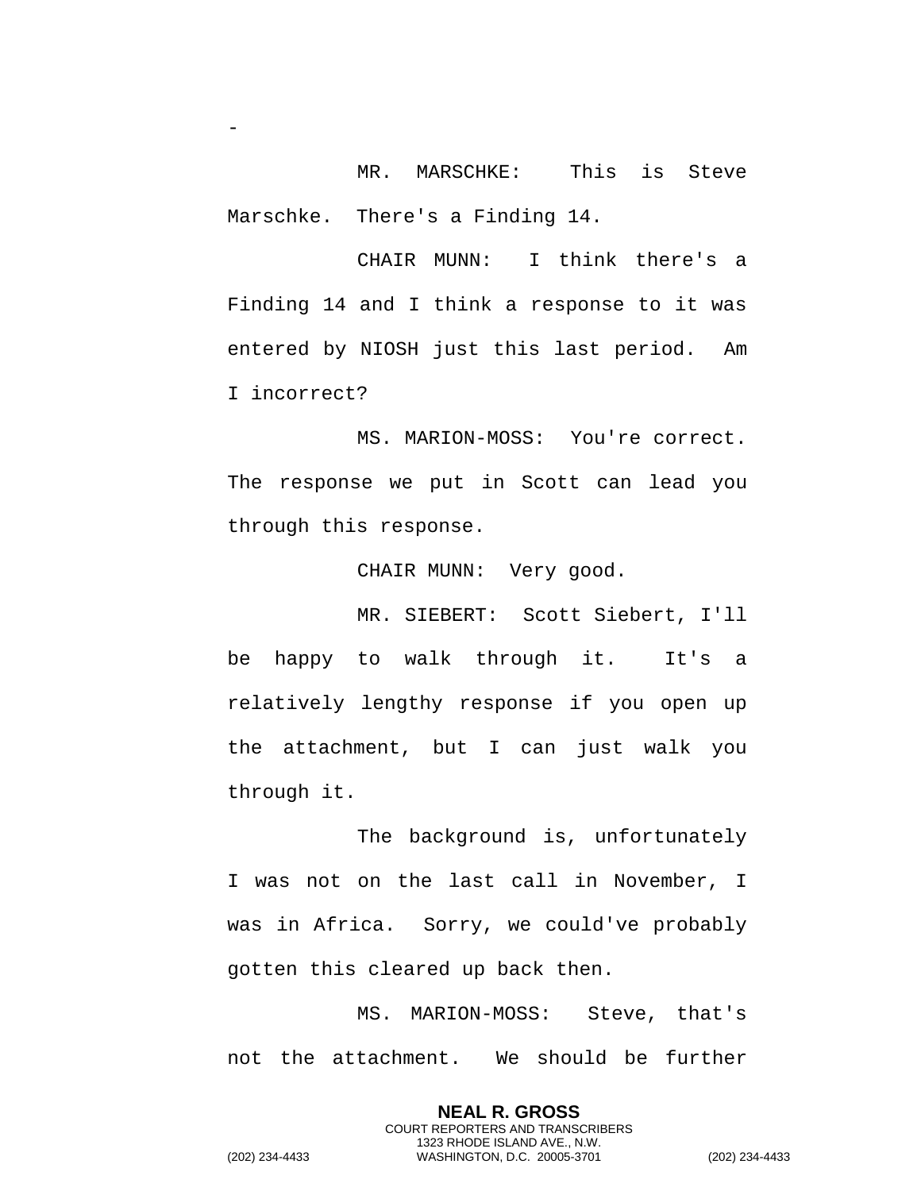-

MR. MARSCHKE: This is Steve Marschke. There's a Finding 14.

CHAIR MUNN: I think there's a Finding 14 and I think a response to it was entered by NIOSH just this last period. Am I incorrect?

MS. MARION-MOSS: You're correct. The response we put in Scott can lead you through this response.

CHAIR MUNN: Very good.

MR. SIEBERT: Scott Siebert, I'll be happy to walk through it. It's a relatively lengthy response if you open up the attachment, but I can just walk you through it.

The background is, unfortunately I was not on the last call in November, I was in Africa. Sorry, we could've probably gotten this cleared up back then.

MS. MARION-MOSS: Steve, that's not the attachment. We should be further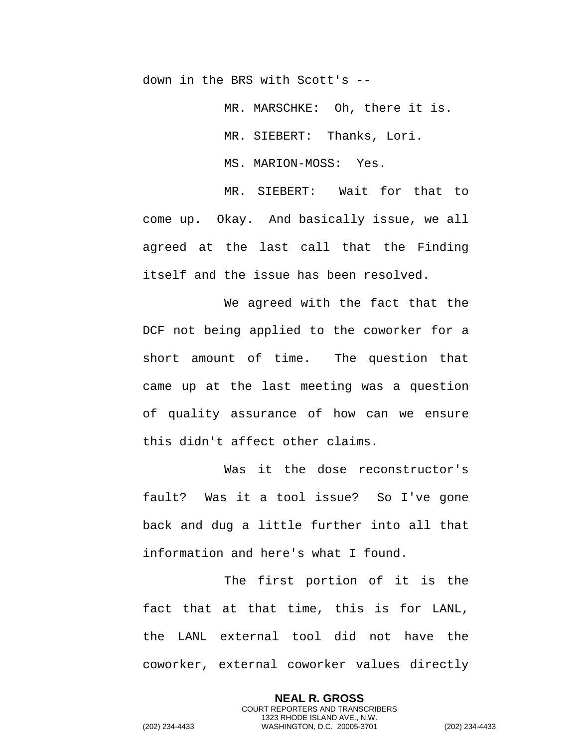down in the BRS with Scott's --

MR. MARSCHKE: Oh, there it is.

MR. SIEBERT: Thanks, Lori.

MS. MARION-MOSS: Yes.

MR. SIEBERT: Wait for that to come up. Okay. And basically issue, we all agreed at the last call that the Finding itself and the issue has been resolved.

We agreed with the fact that the DCF not being applied to the coworker for a short amount of time. The question that came up at the last meeting was a question of quality assurance of how can we ensure this didn't affect other claims.

Was it the dose reconstructor's fault? Was it a tool issue? So I've gone back and dug a little further into all that information and here's what I found.

The first portion of it is the fact that at that time, this is for LANL, the LANL external tool did not have the coworker, external coworker values directly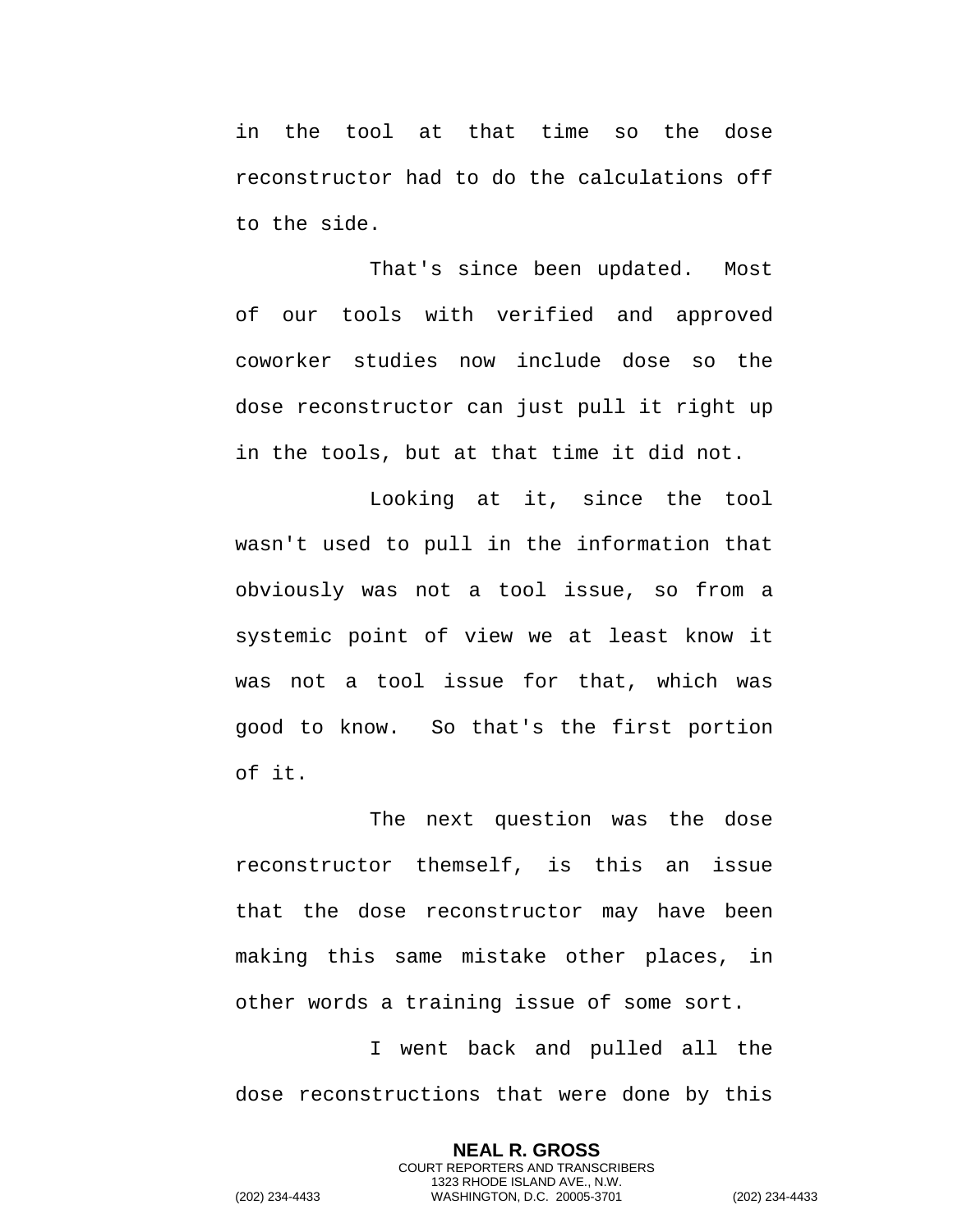in the tool at that time so the dose reconstructor had to do the calculations off to the side.

That's since been updated. Most of our tools with verified and approved coworker studies now include dose so the dose reconstructor can just pull it right up in the tools, but at that time it did not.

Looking at it, since the tool wasn't used to pull in the information that obviously was not a tool issue, so from a systemic point of view we at least know it was not a tool issue for that, which was good to know. So that's the first portion of it.

The next question was the dose reconstructor themself, is this an issue that the dose reconstructor may have been making this same mistake other places, in other words a training issue of some sort.

I went back and pulled all the dose reconstructions that were done by this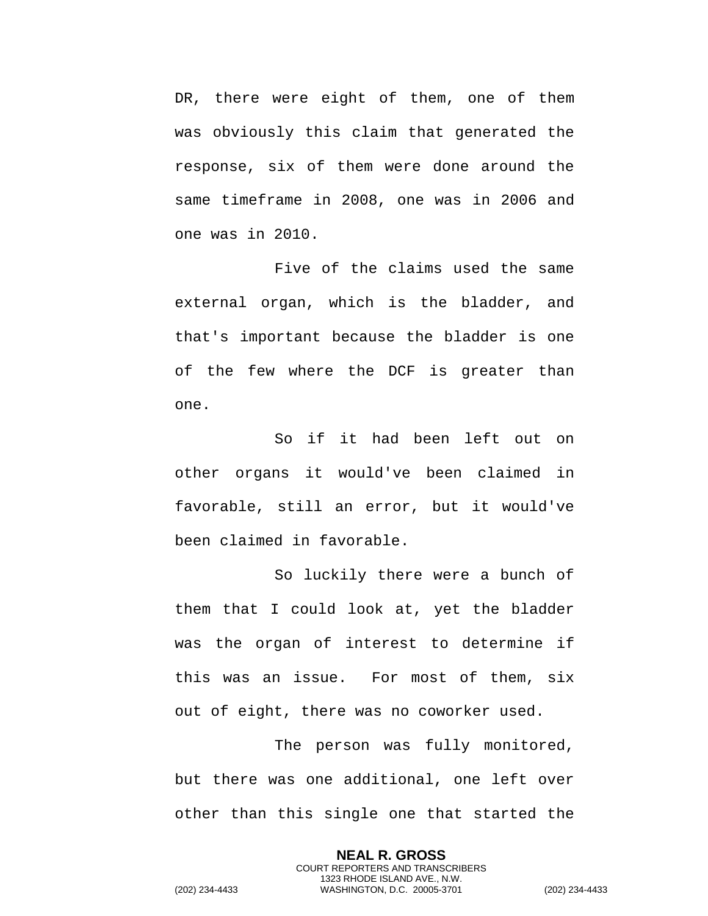DR, there were eight of them, one of them was obviously this claim that generated the response, six of them were done around the same timeframe in 2008, one was in 2006 and one was in 2010.

Five of the claims used the same external organ, which is the bladder, and that's important because the bladder is one of the few where the DCF is greater than one.

So if it had been left out on other organs it would've been claimed in favorable, still an error, but it would've been claimed in favorable.

So luckily there were a bunch of them that I could look at, yet the bladder was the organ of interest to determine if this was an issue. For most of them, six out of eight, there was no coworker used.

The person was fully monitored, but there was one additional, one left over other than this single one that started the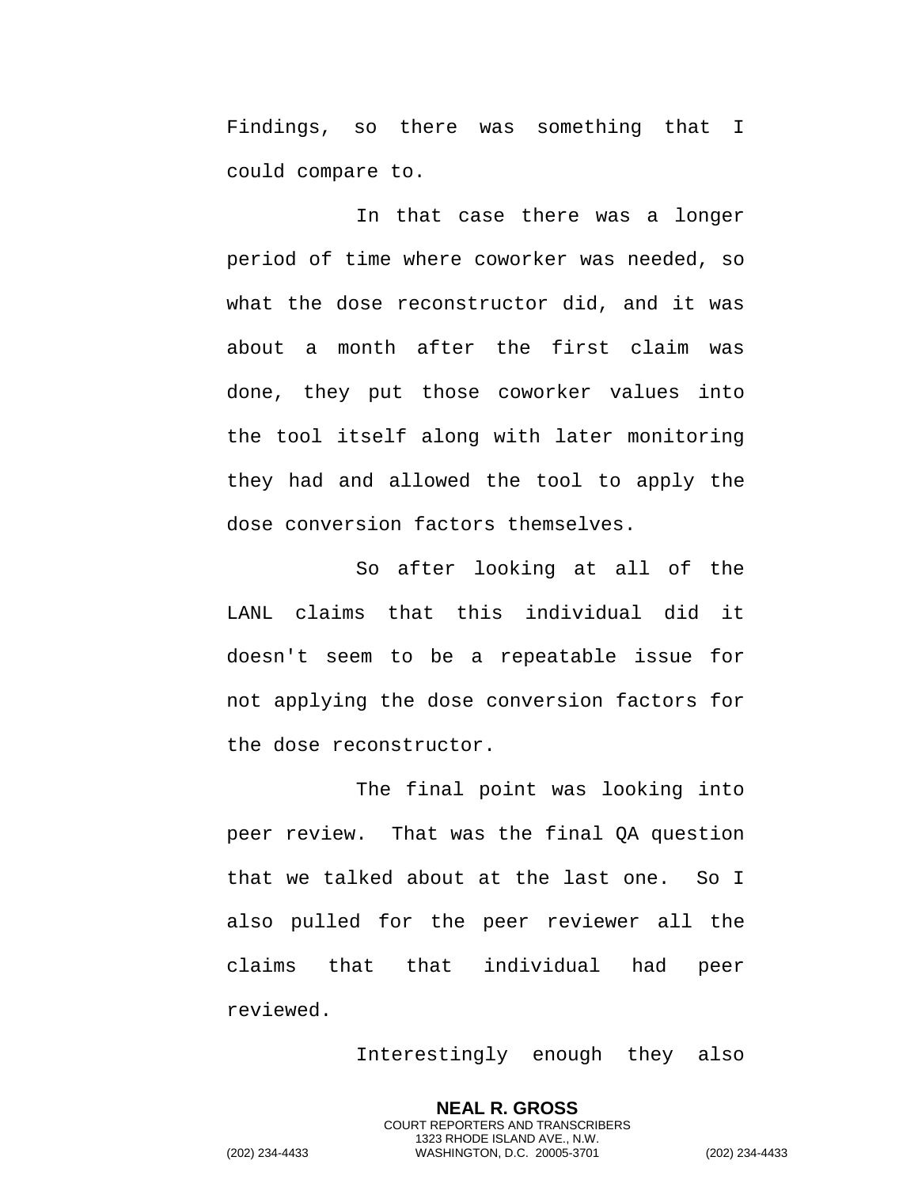Findings, so there was something that I could compare to.

In that case there was a longer period of time where coworker was needed, so what the dose reconstructor did, and it was about a month after the first claim was done, they put those coworker values into the tool itself along with later monitoring they had and allowed the tool to apply the dose conversion factors themselves.

So after looking at all of the LANL claims that this individual did it doesn't seem to be a repeatable issue for not applying the dose conversion factors for the dose reconstructor.

The final point was looking into peer review. That was the final QA question that we talked about at the last one. So I also pulled for the peer reviewer all the claims that that individual had peer reviewed.

Interestingly enough they also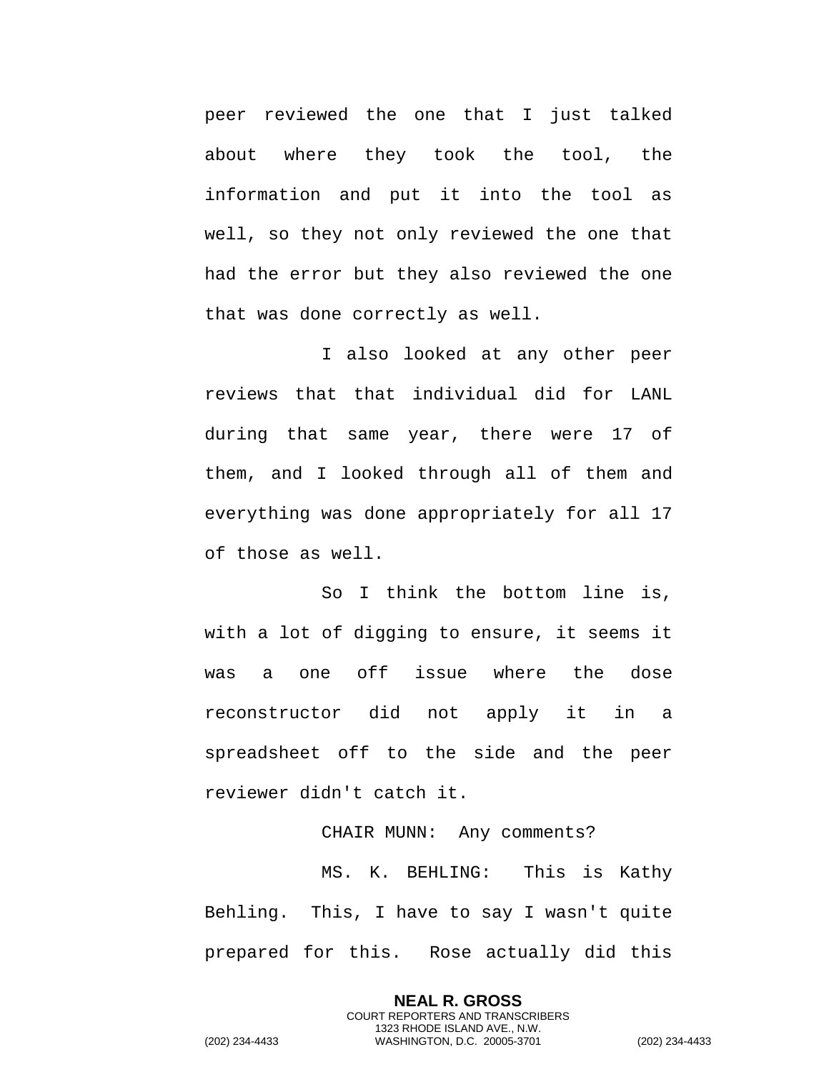peer reviewed the one that I just talked about where they took the tool, the information and put it into the tool as well, so they not only reviewed the one that had the error but they also reviewed the one that was done correctly as well.

I also looked at any other peer reviews that that individual did for LANL during that same year, there were 17 of them, and I looked through all of them and everything was done appropriately for all 17 of those as well.

So I think the bottom line is, with a lot of digging to ensure, it seems it was a one off issue where the dose reconstructor did not apply it in a spreadsheet off to the side and the peer reviewer didn't catch it.

CHAIR MUNN: Any comments?

MS. K. BEHLING: This is Kathy Behling. This, I have to say I wasn't quite prepared for this. Rose actually did this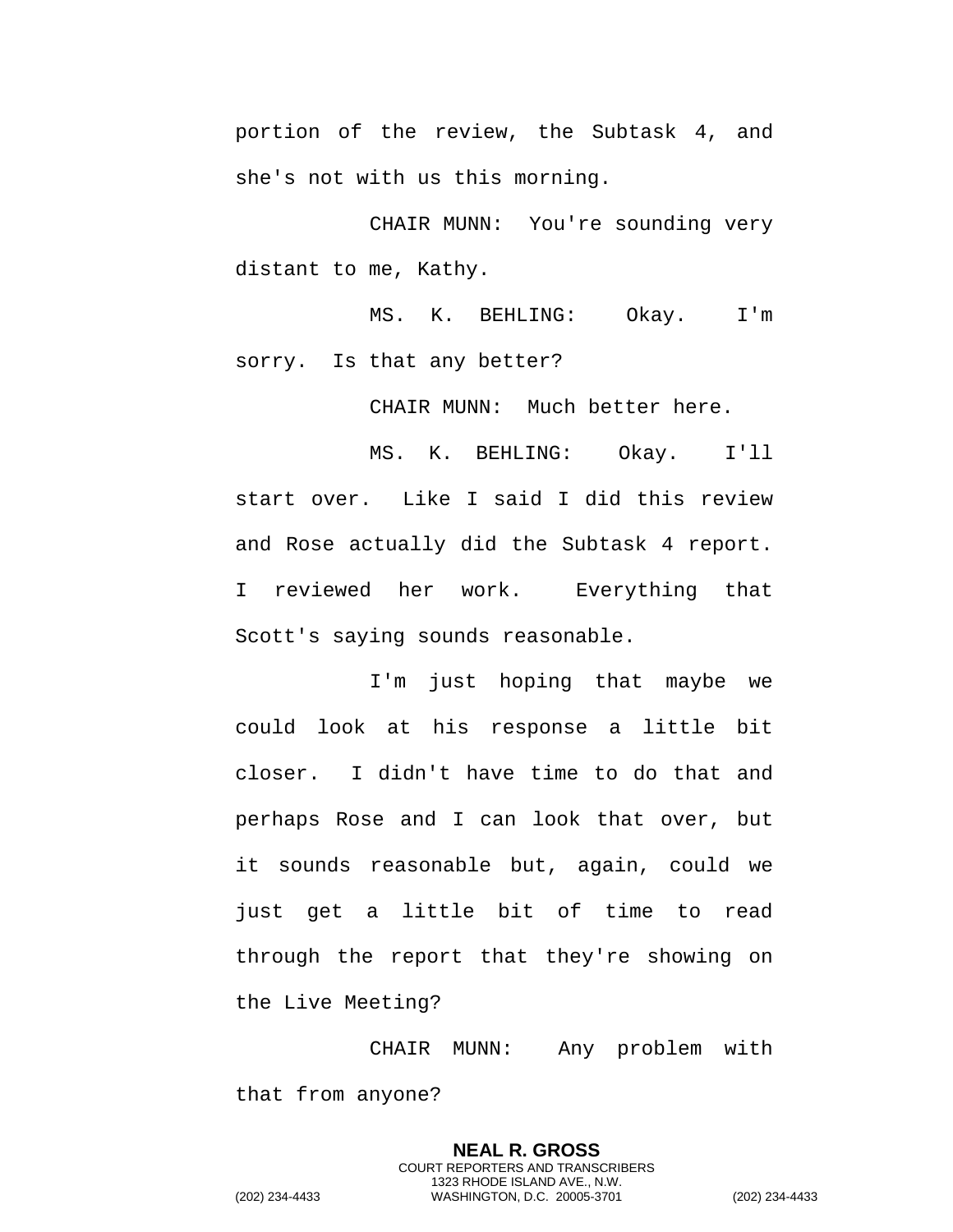portion of the review, the Subtask 4, and she's not with us this morning.

CHAIR MUNN: You're sounding very distant to me, Kathy.

MS. K. BEHLING: Okay. I'm sorry. Is that any better?

CHAIR MUNN: Much better here.

MS. K. BEHLING: Okay. I'll start over. Like I said I did this review and Rose actually did the Subtask 4 report. I reviewed her work. Everything that Scott's saying sounds reasonable.

I'm just hoping that maybe we could look at his response a little bit closer. I didn't have time to do that and perhaps Rose and I can look that over, but it sounds reasonable but, again, could we just get a little bit of time to read through the report that they're showing on the Live Meeting?

CHAIR MUNN: Any problem with that from anyone?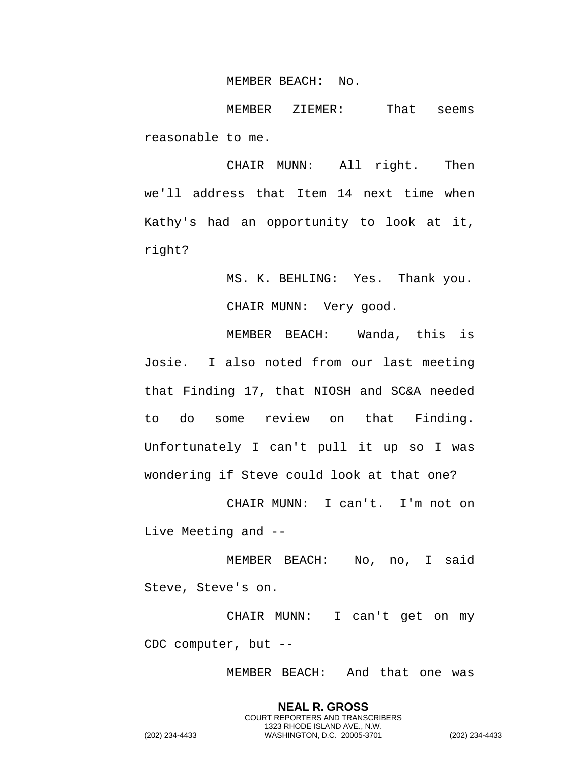MEMBER BEACH: No.

MEMBER ZIEMER: That seems reasonable to me.

CHAIR MUNN: All right. Then we'll address that Item 14 next time when Kathy's had an opportunity to look at it, right?

MS. K. BEHLING: Yes. Thank you.

CHAIR MUNN: Very good.

MEMBER BEACH: Wanda, this is Josie. I also noted from our last meeting that Finding 17, that NIOSH and SC&A needed to do some review on that Finding. Unfortunately I can't pull it up so I was wondering if Steve could look at that one?

CHAIR MUNN: I can't. I'm not on Live Meeting and --

MEMBER BEACH: No, no, I said Steve, Steve's on.

CHAIR MUNN: I can't get on my CDC computer, but --

MEMBER BEACH: And that one was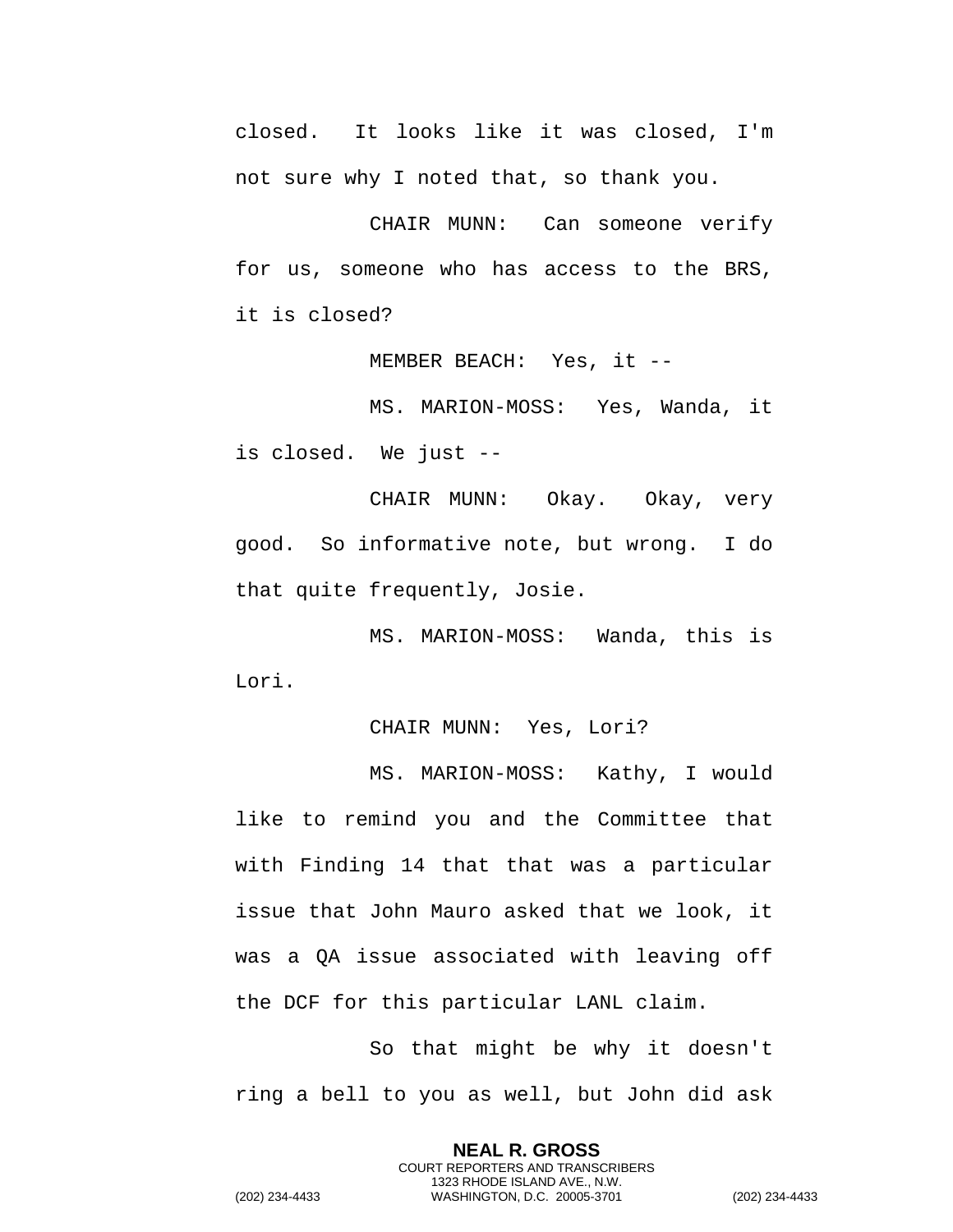closed. It looks like it was closed, I'm not sure why I noted that, so thank you.

CHAIR MUNN: Can someone verify for us, someone who has access to the BRS, it is closed?

MEMBER BEACH: Yes, it --

MS. MARION-MOSS: Yes, Wanda, it is closed. We just --

CHAIR MUNN: Okay. Okay, very good. So informative note, but wrong. I do that quite frequently, Josie.

MS. MARION-MOSS: Wanda, this is Lori.

CHAIR MUNN: Yes, Lori?

MS. MARION-MOSS: Kathy, I would like to remind you and the Committee that with Finding 14 that that was a particular issue that John Mauro asked that we look, it was a QA issue associated with leaving off the DCF for this particular LANL claim.

So that might be why it doesn't ring a bell to you as well, but John did ask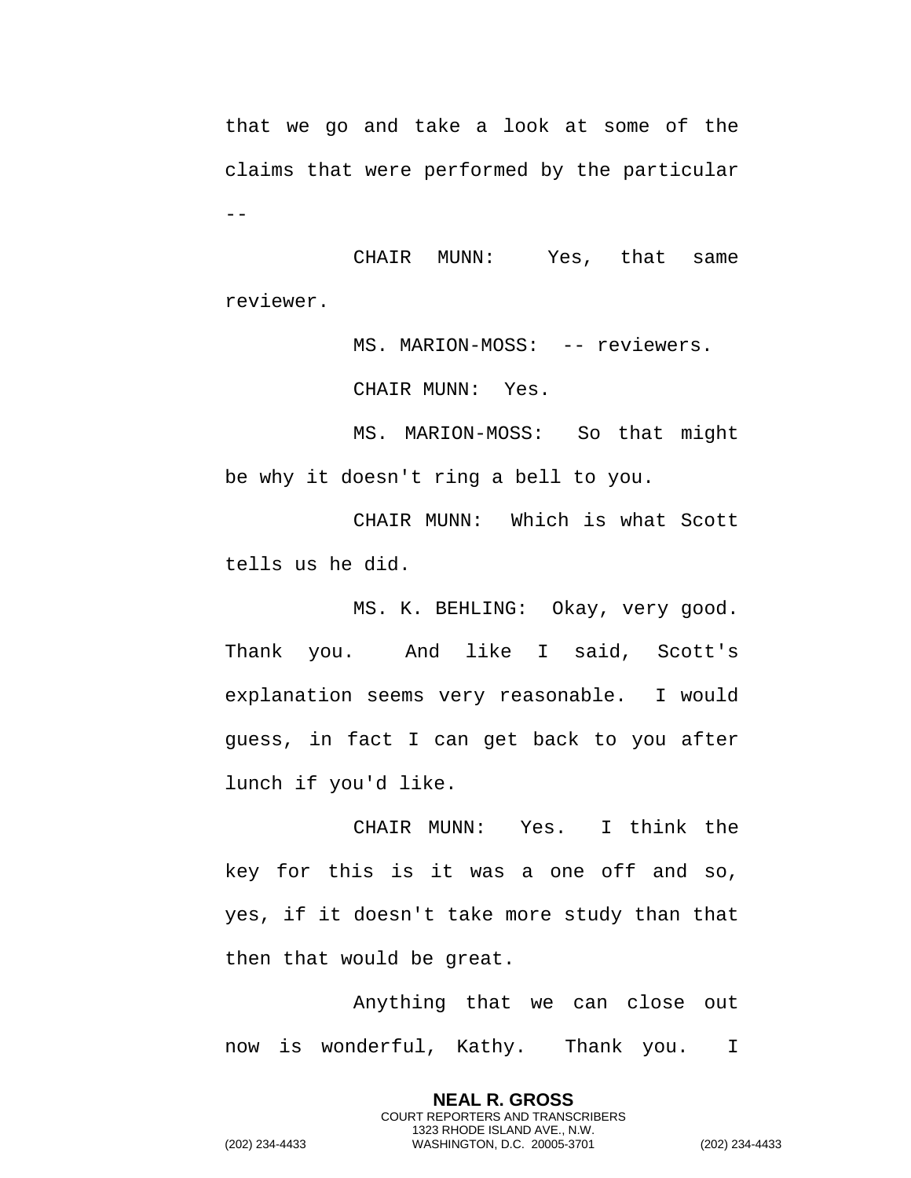that we go and take a look at some of the claims that were performed by the particular --

CHAIR MUNN: Yes, that same reviewer.

MS. MARION-MOSS: -- reviewers.

CHAIR MUNN: Yes.

MS. MARION-MOSS: So that might be why it doesn't ring a bell to you.

CHAIR MUNN: Which is what Scott tells us he did.

MS. K. BEHLING: Okay, very good. Thank you. And like I said, Scott's explanation seems very reasonable. I would guess, in fact I can get back to you after lunch if you'd like.

CHAIR MUNN: Yes. I think the key for this is it was a one off and so, yes, if it doesn't take more study than that then that would be great.

Anything that we can close out now is wonderful, Kathy. Thank you. I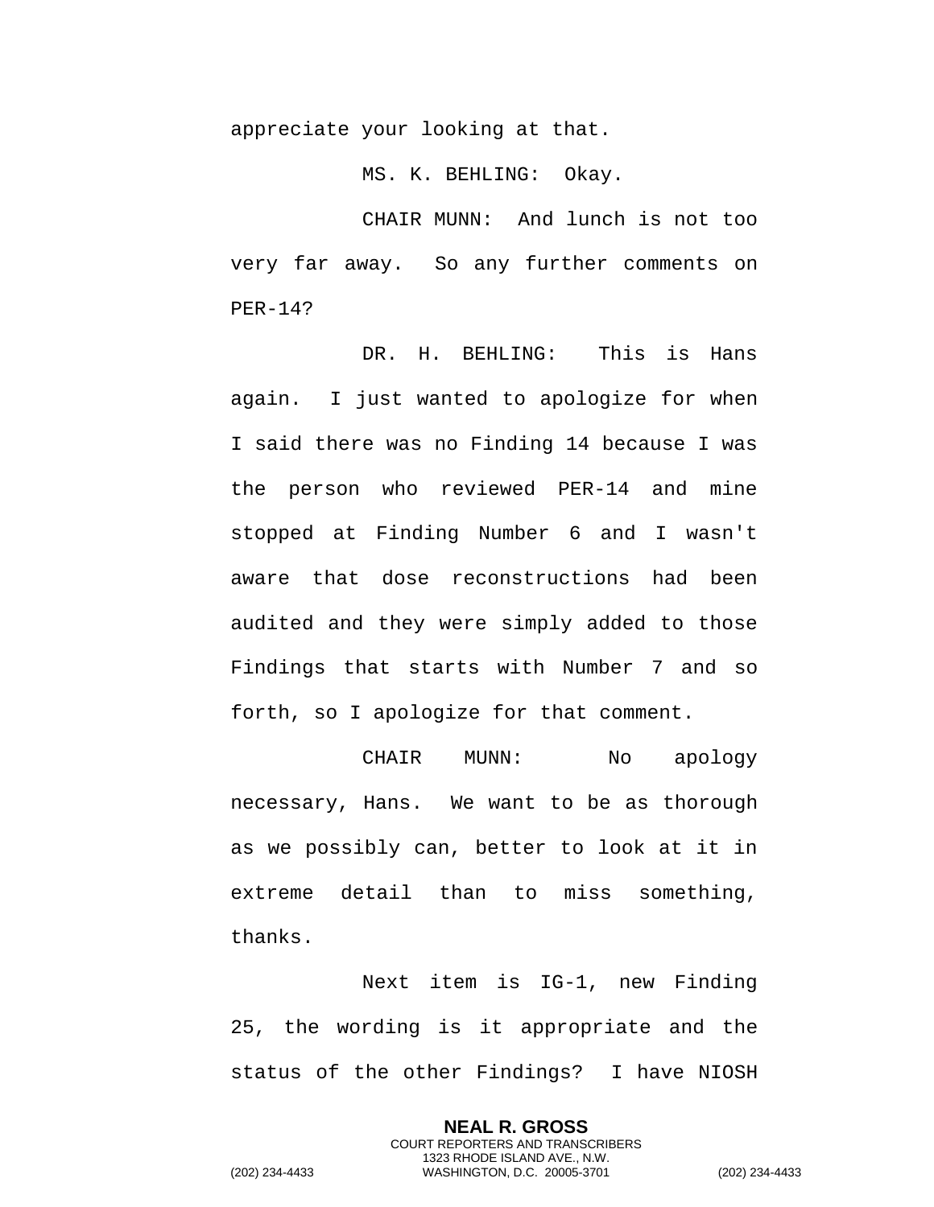appreciate your looking at that.

MS. K. BEHLING: Okay.

CHAIR MUNN: And lunch is not too very far away. So any further comments on PER-14?

DR. H. BEHLING: This is Hans again. I just wanted to apologize for when I said there was no Finding 14 because I was the person who reviewed PER-14 and mine stopped at Finding Number 6 and I wasn't aware that dose reconstructions had been audited and they were simply added to those Findings that starts with Number 7 and so forth, so I apologize for that comment.

CHAIR MUNN: No apology necessary, Hans. We want to be as thorough as we possibly can, better to look at it in extreme detail than to miss something, thanks.

Next item is IG-1, new Finding 25, the wording is it appropriate and the status of the other Findings? I have NIOSH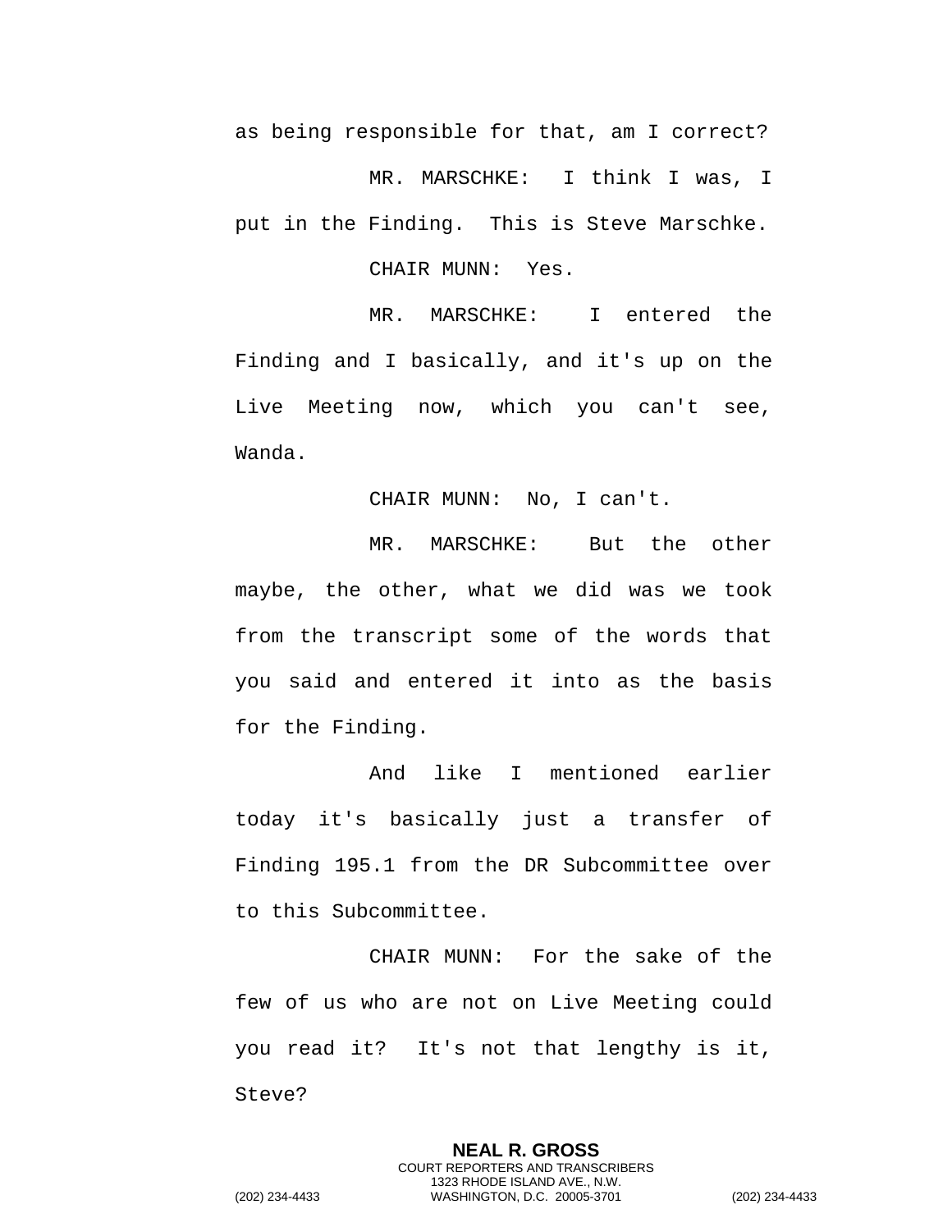as being responsible for that, am I correct?

MR. MARSCHKE: I think I was, I put in the Finding. This is Steve Marschke.

CHAIR MUNN: Yes.

MR. MARSCHKE: I entered the Finding and I basically, and it's up on the Live Meeting now, which you can't see, Wanda.

CHAIR MUNN: No, I can't.

MR. MARSCHKE: But the other maybe, the other, what we did was we took from the transcript some of the words that you said and entered it into as the basis for the Finding.

And like I mentioned earlier today it's basically just a transfer of Finding 195.1 from the DR Subcommittee over to this Subcommittee.

CHAIR MUNN: For the sake of the few of us who are not on Live Meeting could you read it? It's not that lengthy is it, Steve?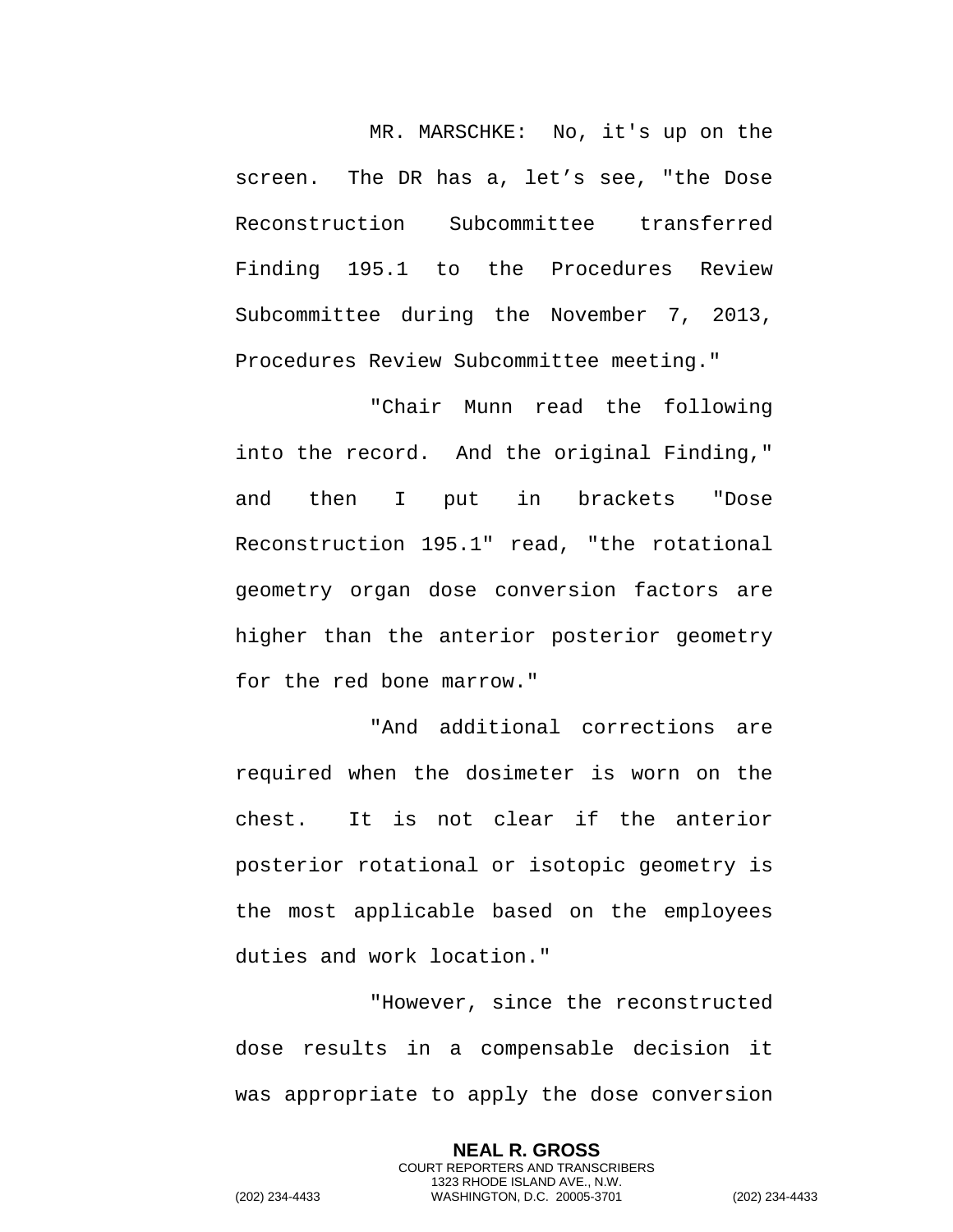MR. MARSCHKE: No, it's up on the screen. The DR has a, let’s see, "the Dose Reconstruction Subcommittee transferred Finding 195.1 to the Procedures Review Subcommittee during the November 7, 2013, Procedures Review Subcommittee meeting."

"Chair Munn read the following into the record. And the original Finding," and then I put in brackets "Dose Reconstruction 195.1" read, "the rotational geometry organ dose conversion factors are higher than the anterior posterior geometry for the red bone marrow."

"And additional corrections are required when the dosimeter is worn on the chest. It is not clear if the anterior posterior rotational or isotopic geometry is the most applicable based on the employees duties and work location."

"However, since the reconstructed dose results in a compensable decision it was appropriate to apply the dose conversion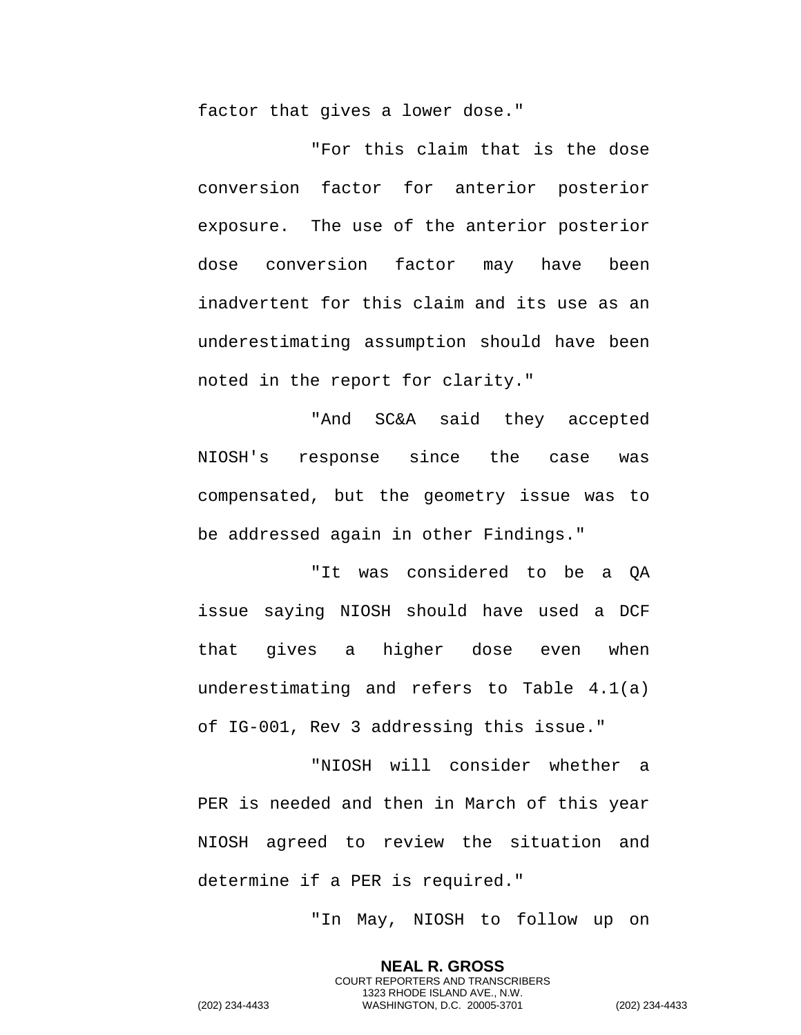factor that gives a lower dose."

"For this claim that is the dose conversion factor for anterior posterior exposure. The use of the anterior posterior dose conversion factor may have been inadvertent for this claim and its use as an underestimating assumption should have been noted in the report for clarity."

"And SC&A said they accepted NIOSH's response since the case was compensated, but the geometry issue was to be addressed again in other Findings."

"It was considered to be a QA issue saying NIOSH should have used a DCF that gives a higher dose even when underestimating and refers to Table 4.1(a) of IG-001, Rev 3 addressing this issue."

"NIOSH will consider whether a PER is needed and then in March of this year NIOSH agreed to review the situation and determine if a PER is required."

"In May, NIOSH to follow up on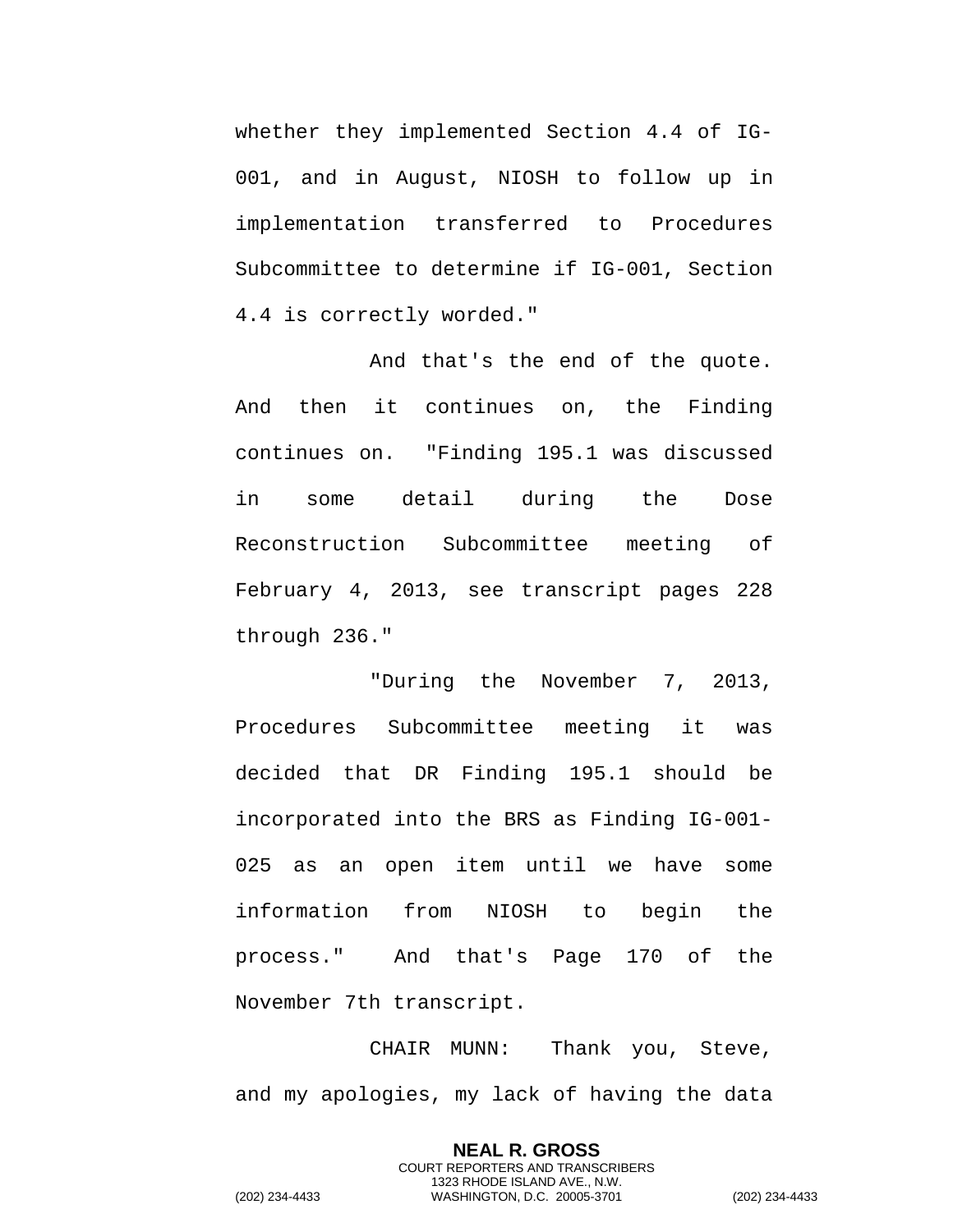whether they implemented Section 4.4 of IG-001, and in August, NIOSH to follow up in implementation transferred to Procedures Subcommittee to determine if IG-001, Section 4.4 is correctly worded."

And that's the end of the quote. And then it continues on, the Finding continues on. "Finding 195.1 was discussed in some detail during the Dose Reconstruction Subcommittee meeting of February 4, 2013, see transcript pages 228 through 236."

"During the November 7, 2013, Procedures Subcommittee meeting it was decided that DR Finding 195.1 should be incorporated into the BRS as Finding IG-001-025 as an open item until we have some information from NIOSH to begin the process." And that's Page 170 of the November 7th transcript.

CHAIR MUNN: Thank you, Steve, and my apologies, my lack of having the data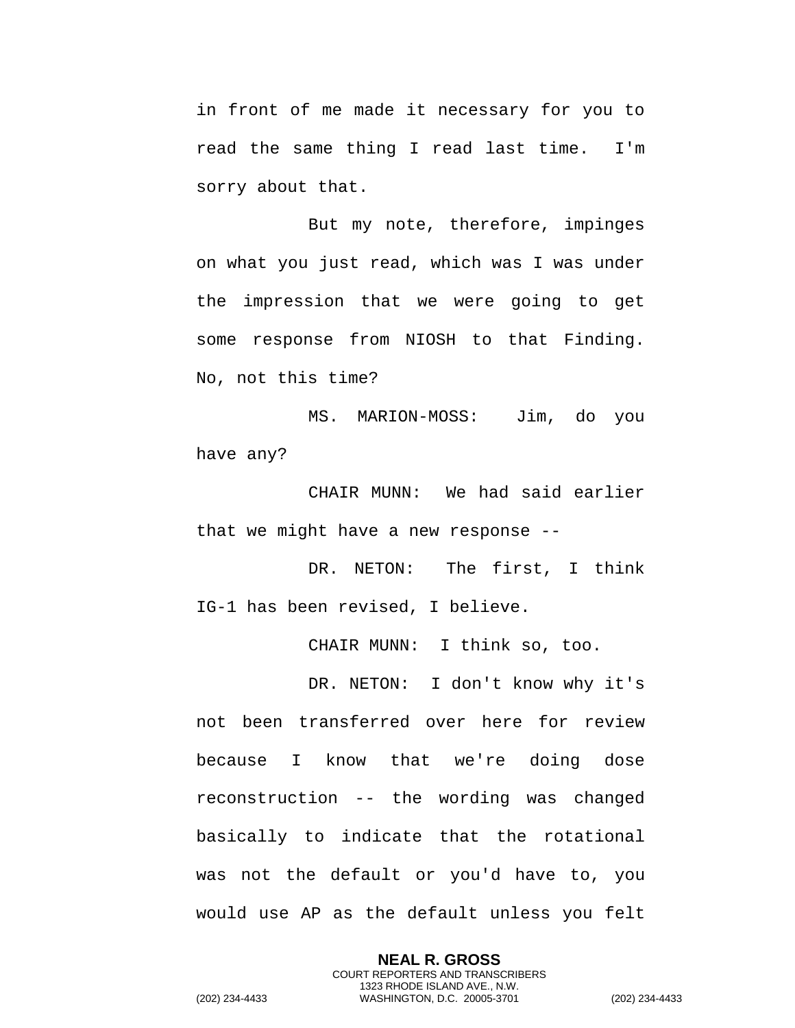in front of me made it necessary for you to read the same thing I read last time. I'm sorry about that.

But my note, therefore, impinges on what you just read, which was I was under the impression that we were going to get some response from NIOSH to that Finding. No, not this time?

MS. MARION-MOSS: Jim, do you have any?

CHAIR MUNN: We had said earlier that we might have a new response --

DR. NETON: The first, I think IG-1 has been revised, I believe.

CHAIR MUNN: I think so, too.

DR. NETON: I don't know why it's not been transferred over here for review because I know that we're doing dose reconstruction -- the wording was changed basically to indicate that the rotational was not the default or you'd have to, you would use AP as the default unless you felt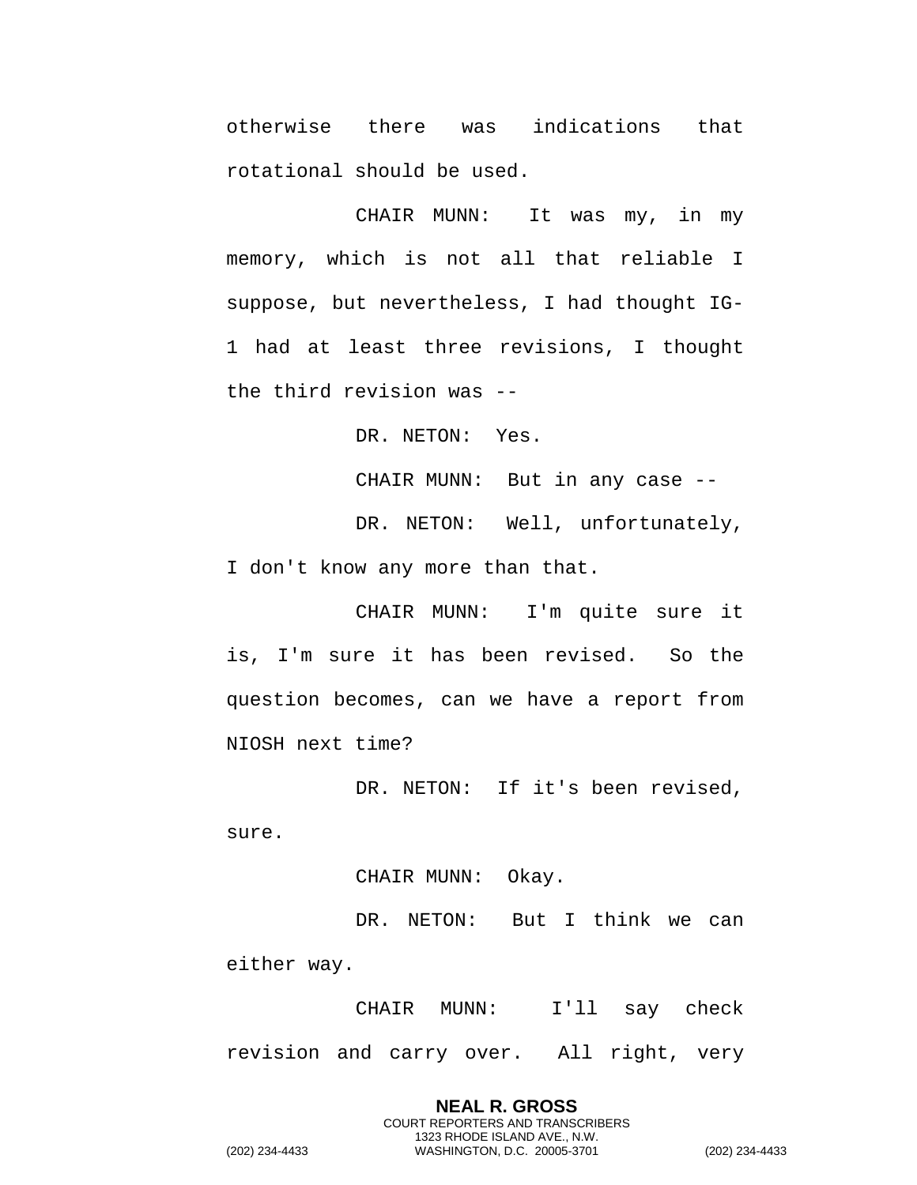otherwise there was indications that rotational should be used.

CHAIR MUNN: It was my, in my memory, which is not all that reliable I suppose, but nevertheless, I had thought IG-1 had at least three revisions, I thought the third revision was --

DR. NETON: Yes.

CHAIR MUNN: But in any case --

DR. NETON: Well, unfortunately, I don't know any more than that.

CHAIR MUNN: I'm quite sure it is, I'm sure it has been revised. So the question becomes, can we have a report from NIOSH next time?

DR. NETON: If it's been revised, sure.

CHAIR MUNN: Okay.

DR. NETON: But I think we can either way.

CHAIR MUNN: I'll say check revision and carry over. All right, very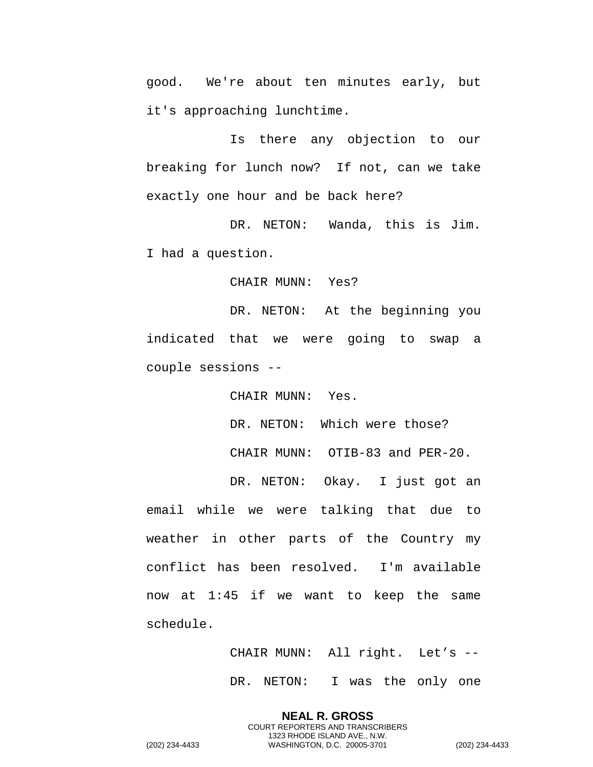good. We're about ten minutes early, but it's approaching lunchtime.

Is there any objection to our breaking for lunch now? If not, can we take exactly one hour and be back here?

DR. NETON: Wanda, this is Jim. I had a question.

CHAIR MUNN: Yes?

DR. NETON: At the beginning you indicated that we were going to swap a couple sessions --

CHAIR MUNN: Yes.

DR. NETON: Which were those?

CHAIR MUNN: OTIB-83 and PER-20.

DR. NETON: Okay. I just got an email while we were talking that due to weather in other parts of the Country my conflict has been resolved. I'm available now at 1:45 if we want to keep the same schedule.

CHAIR MUNN: All right. Let's --

DR. NETON: I was the only one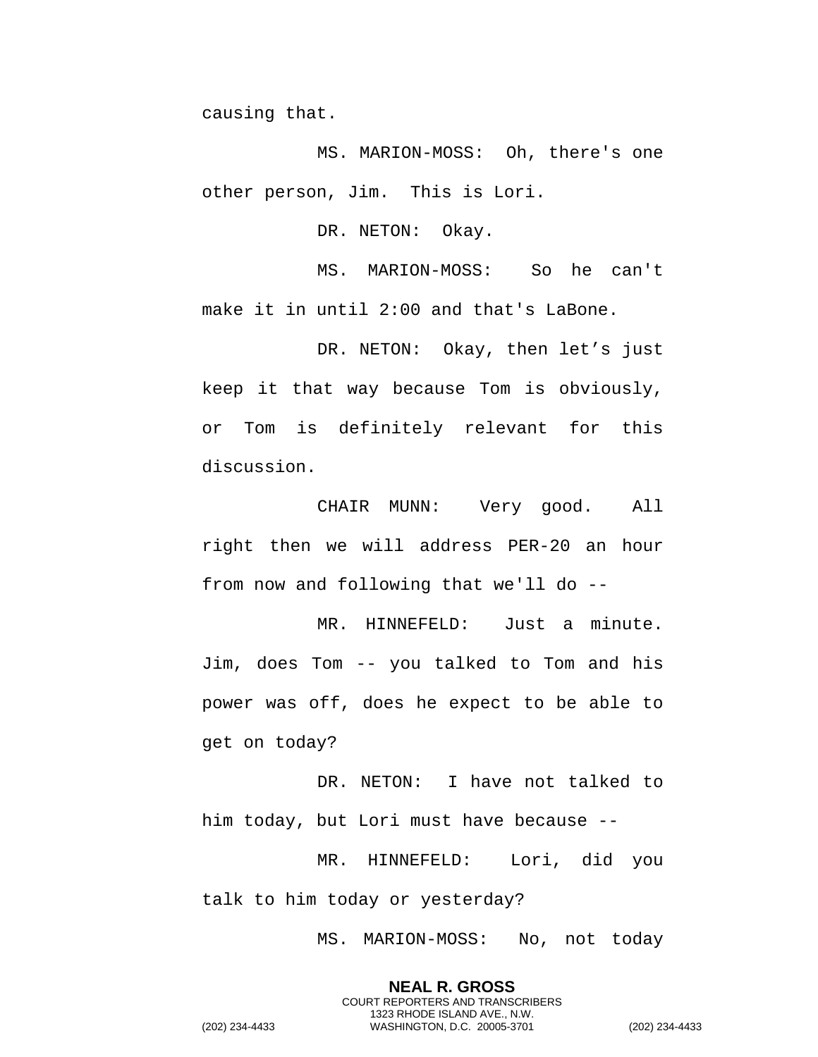causing that.

MS. MARION-MOSS: Oh, there's one other person, Jim. This is Lori.

DR. NETON: Okay.

MS. MARION-MOSS: So he can't make it in until 2:00 and that's LaBone.

DR. NETON: Okay, then let’s just keep it that way because Tom is obviously, or Tom is definitely relevant for this discussion.

CHAIR MUNN: Very good. All right then we will address PER-20 an hour from now and following that we'll do --

MR. HINNEFELD: Just a minute. Jim, does Tom -- you talked to Tom and his power was off, does he expect to be able to get on today?

DR. NETON: I have not talked to him today, but Lori must have because --

MR. HINNEFELD: Lori, did you talk to him today or yesterday?

MS. MARION-MOSS: No, not today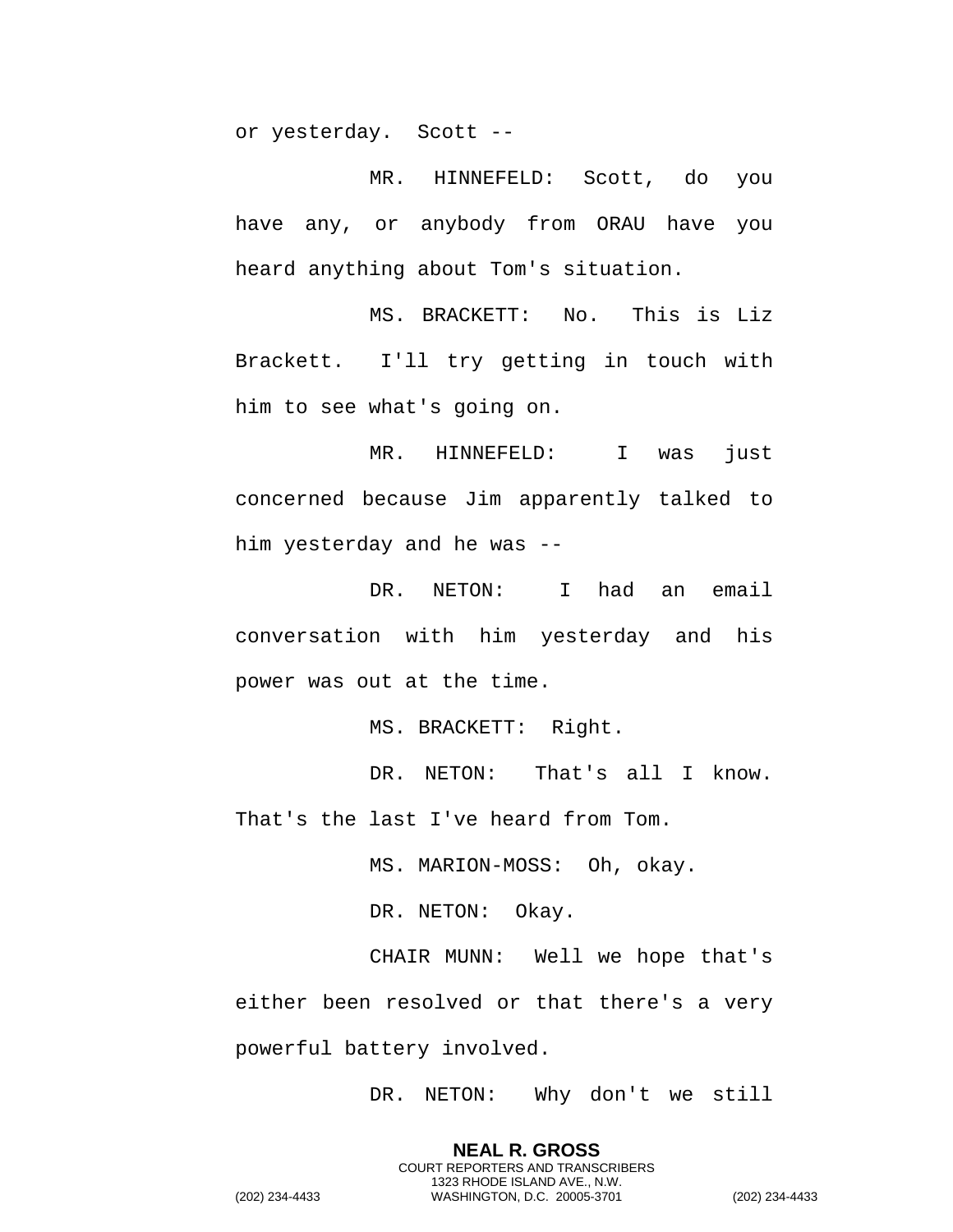or yesterday. Scott --

MR. HINNEFELD: Scott, do you have any, or anybody from ORAU have you heard anything about Tom's situation.

MS. BRACKETT: No. This is Liz Brackett. I'll try getting in touch with him to see what's going on.

MR. HINNEFELD: I was just concerned because Jim apparently talked to him yesterday and he was --

DR. NETON: I had an email conversation with him yesterday and his power was out at the time.

MS. BRACKETT: Right.

DR. NETON: That's all I know. That's the last I've heard from Tom.

MS. MARION-MOSS: Oh, okay.

DR. NETON: Okay.

CHAIR MUNN: Well we hope that's either been resolved or that there's a very powerful battery involved.

DR. NETON: Why don't we still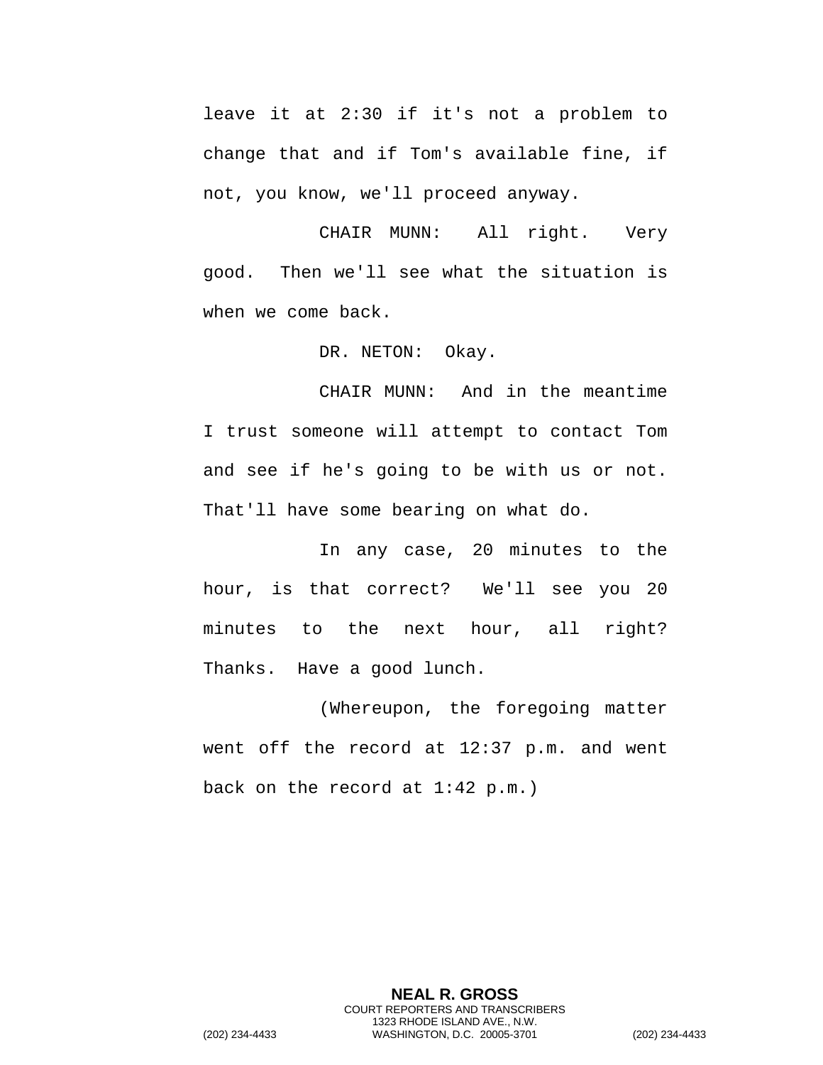leave it at 2:30 if it's not a problem to change that and if Tom's available fine, if not, you know, we'll proceed anyway.

CHAIR MUNN: All right. Very good. Then we'll see what the situation is when we come back.

DR. NETON: Okay.

CHAIR MUNN: And in the meantime I trust someone will attempt to contact Tom and see if he's going to be with us or not. That'll have some bearing on what do.

In any case, 20 minutes to the hour, is that correct? We'll see you 20 minutes to the next hour, all right? Thanks. Have a good lunch.

(Whereupon, the foregoing matter went off the record at 12:37 p.m. and went back on the record at 1:42 p.m.)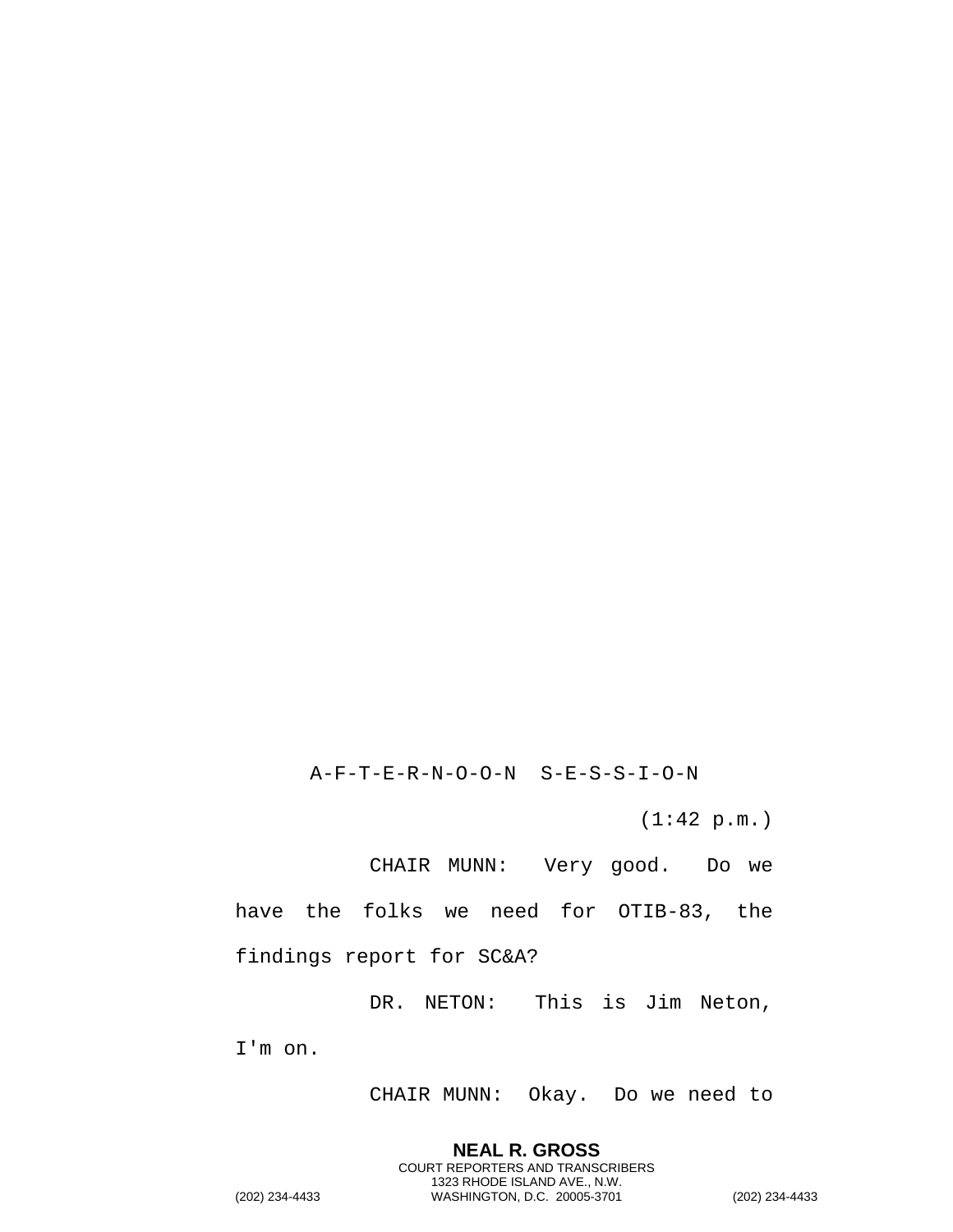A-F-T-E-R-N-O-O-N S-E-S-S-I-O-N

(1:42 p.m.)

CHAIR MUNN: Very good. Do we have the folks we need for OTIB-83, the findings report for SC&A?

DR. NETON: This is Jim Neton, I'm on.

CHAIR MUNN: Okay. Do we need to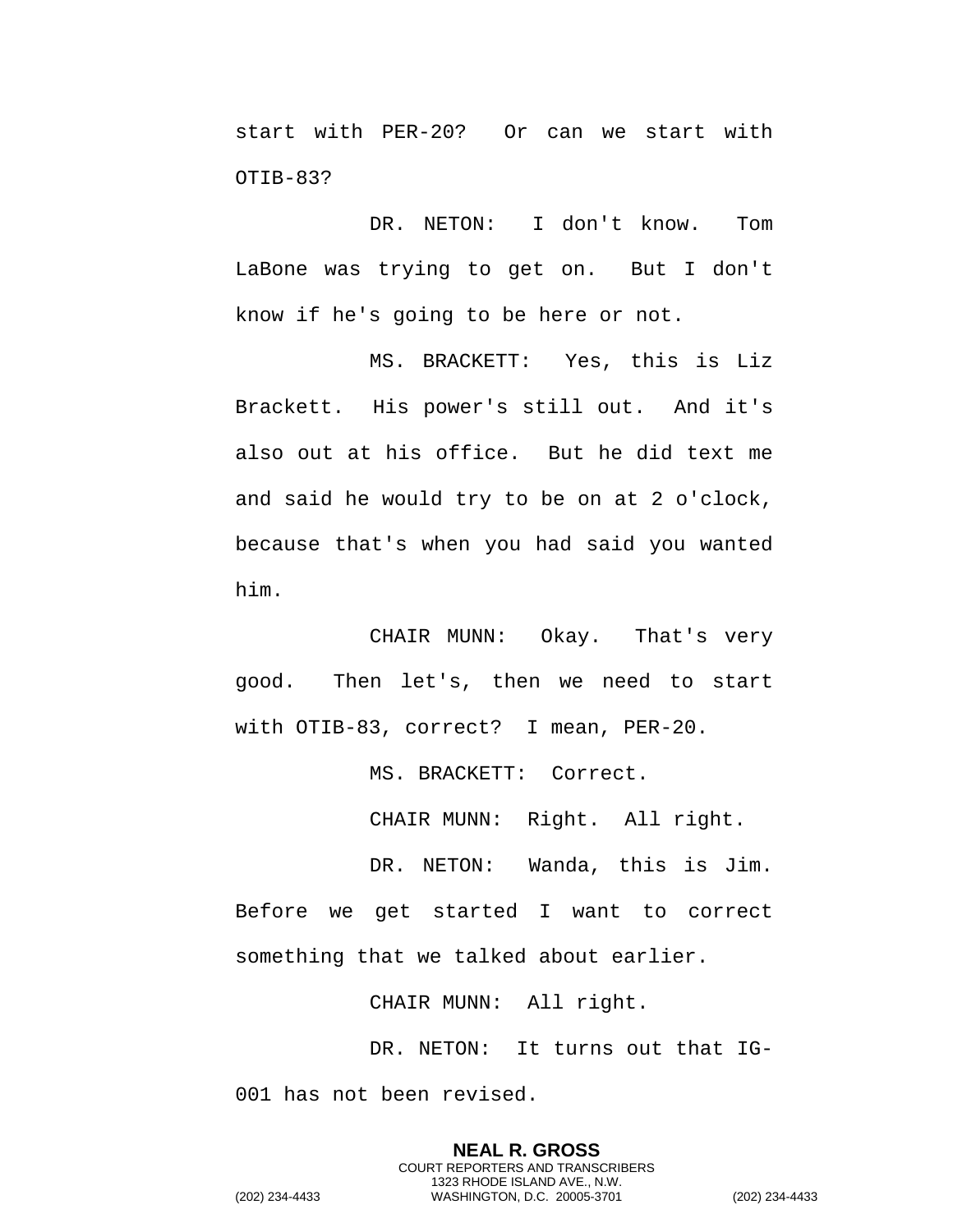start with PER-20? Or can we start with OTIB-83?

DR. NETON: I don't know. Tom LaBone was trying to get on. But I don't know if he's going to be here or not.

MS. BRACKETT: Yes, this is Liz Brackett. His power's still out. And it's also out at his office. But he did text me and said he would try to be on at 2 o'clock, because that's when you had said you wanted him.

CHAIR MUNN: Okay. That's very good. Then let's, then we need to start with OTIB-83, correct? I mean, PER-20.

MS. BRACKETT: Correct.

CHAIR MUNN: Right. All right.

DR. NETON: Wanda, this is Jim. Before we get started I want to correct something that we talked about earlier.

CHAIR MUNN: All right.

DR. NETON: It turns out that IG-001 has not been revised.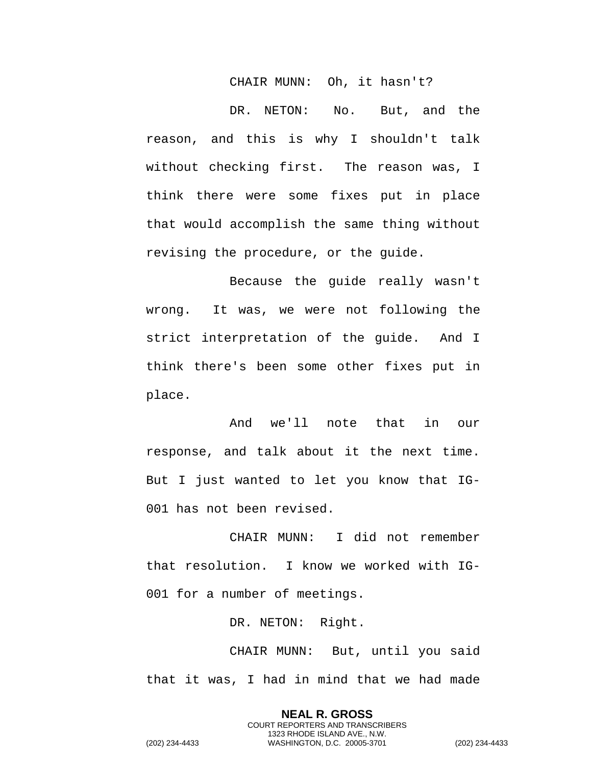CHAIR MUNN: Oh, it hasn't?

DR. NETON: No. But, and the reason, and this is why I shouldn't talk without checking first. The reason was, I think there were some fixes put in place that would accomplish the same thing without revising the procedure, or the guide.

Because the guide really wasn't wrong. It was, we were not following the strict interpretation of the guide. And I think there's been some other fixes put in place.

And we'll note that in our response, and talk about it the next time. But I just wanted to let you know that IG-001 has not been revised.

CHAIR MUNN: I did not remember that resolution. I know we worked with IG-001 for a number of meetings.

DR. NETON: Right.

CHAIR MUNN: But, until you said that it was, I had in mind that we had made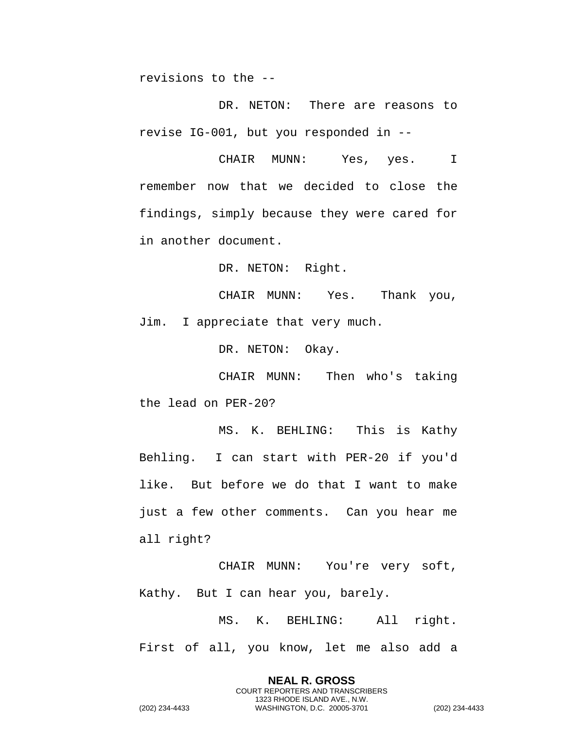revisions to the --

DR. NETON: There are reasons to revise IG-001, but you responded in --

CHAIR MUNN: Yes, yes. I remember now that we decided to close the findings, simply because they were cared for in another document.

DR. NETON: Right.

CHAIR MUNN: Yes. Thank you, Jim. I appreciate that very much.

DR. NETON: Okay.

CHAIR MUNN: Then who's taking the lead on PER-20?

MS. K. BEHLING: This is Kathy Behling. I can start with PER-20 if you'd like. But before we do that I want to make just a few other comments. Can you hear me all right?

CHAIR MUNN: You're very soft, Kathy. But I can hear you, barely.

MS. K. BEHLING: All right. First of all, you know, let me also add a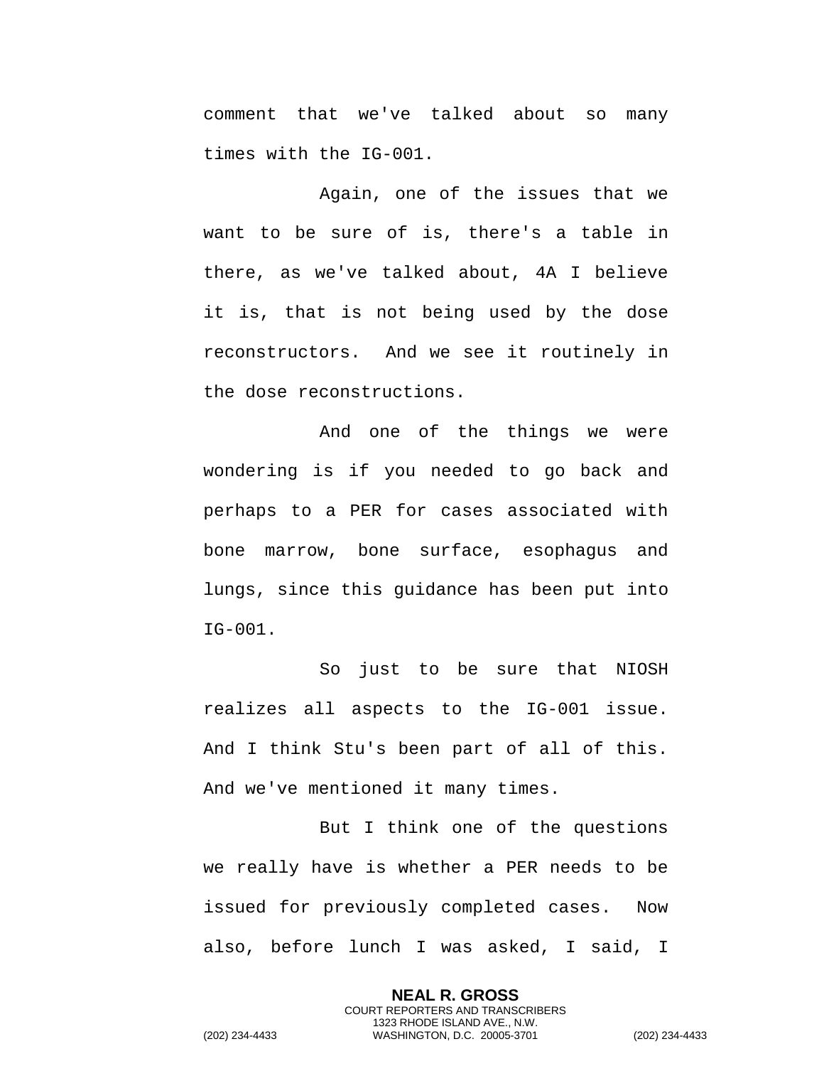comment that we've talked about so many times with the IG-001.

Again, one of the issues that we want to be sure of is, there's a table in there, as we've talked about, 4A I believe it is, that is not being used by the dose reconstructors. And we see it routinely in the dose reconstructions.

And one of the things we were wondering is if you needed to go back and perhaps to a PER for cases associated with bone marrow, bone surface, esophagus and lungs, since this guidance has been put into IG-001.

So just to be sure that NIOSH realizes all aspects to the IG-001 issue. And I think Stu's been part of all of this. And we've mentioned it many times.

But I think one of the questions we really have is whether a PER needs to be issued for previously completed cases. Now also, before lunch I was asked, I said, I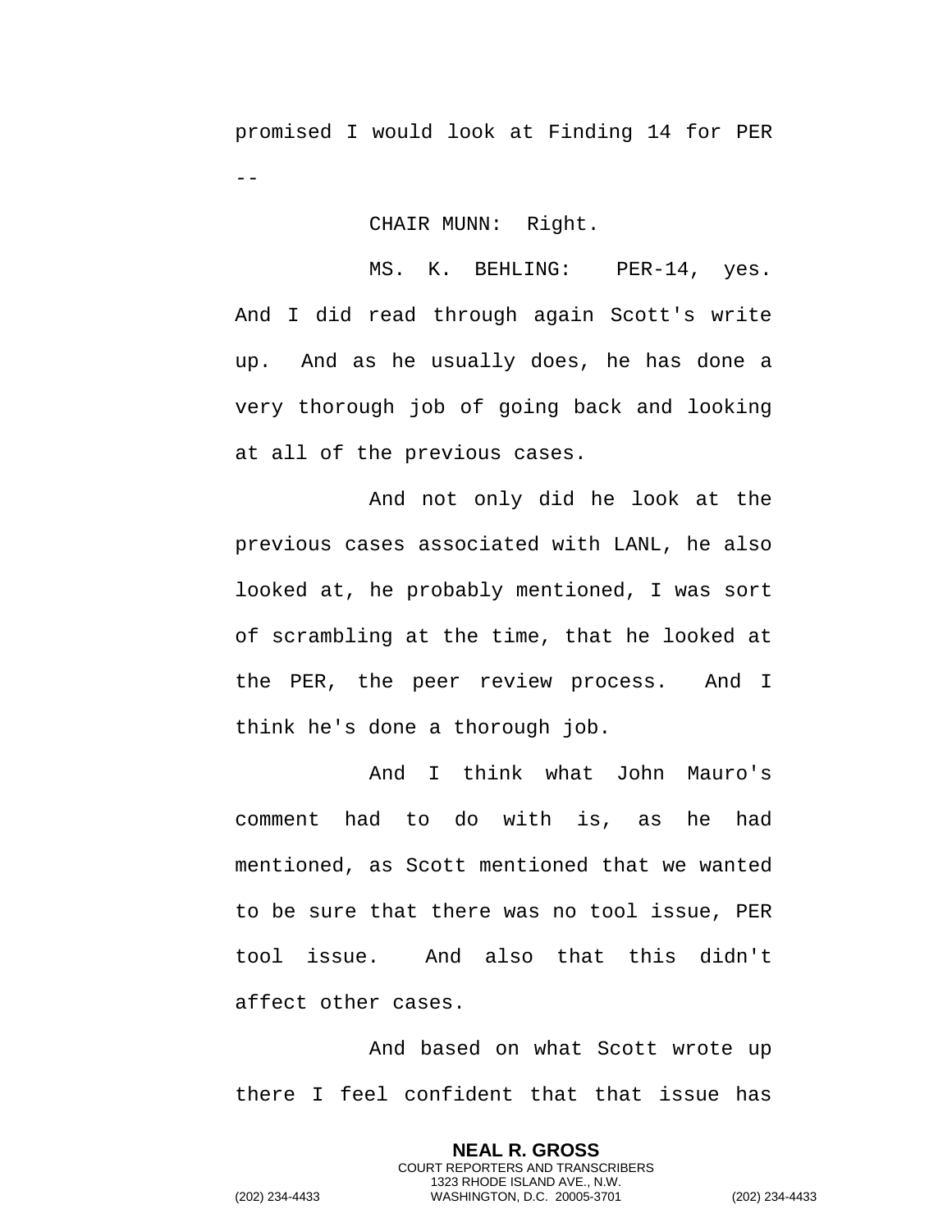promised I would look at Finding 14 for PER --

CHAIR MUNN: Right.

MS. K. BEHLING: PER-14, yes. And I did read through again Scott's write up. And as he usually does, he has done a very thorough job of going back and looking at all of the previous cases.

And not only did he look at the previous cases associated with LANL, he also looked at, he probably mentioned, I was sort of scrambling at the time, that he looked at the PER, the peer review process. And I think he's done a thorough job.

And I think what John Mauro's comment had to do with is, as he had mentioned, as Scott mentioned that we wanted to be sure that there was no tool issue, PER tool issue. And also that this didn't affect other cases.

And based on what Scott wrote up there I feel confident that that issue has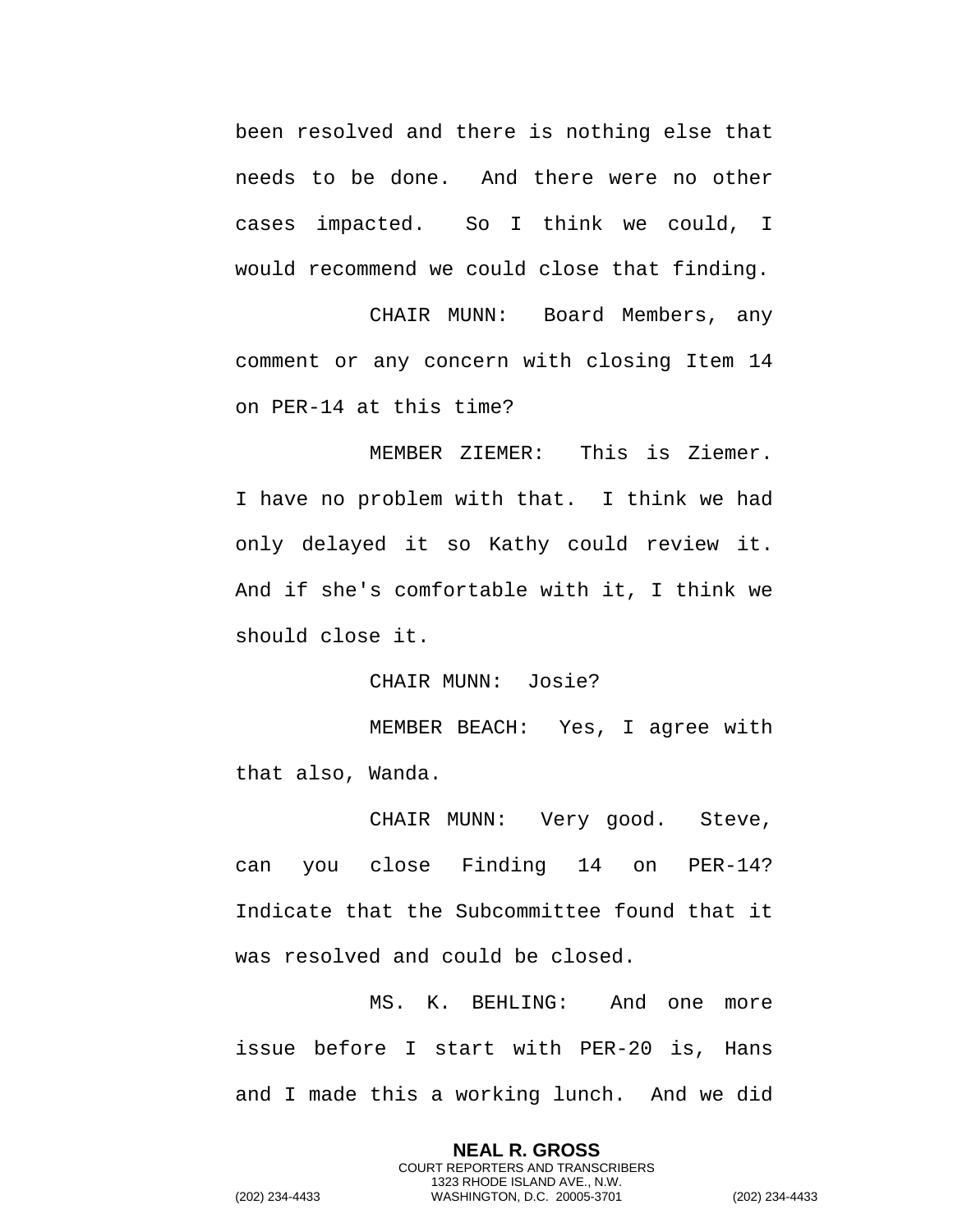been resolved and there is nothing else that needs to be done. And there were no other cases impacted. So I think we could, I would recommend we could close that finding.

CHAIR MUNN: Board Members, any comment or any concern with closing Item 14 on PER-14 at this time?

MEMBER ZIEMER: This is Ziemer. I have no problem with that. I think we had only delayed it so Kathy could review it. And if she's comfortable with it, I think we should close it.

CHAIR MUNN: Josie?

MEMBER BEACH: Yes, I agree with that also, Wanda.

CHAIR MUNN: Very good. Steve, can you close Finding 14 on PER-14? Indicate that the Subcommittee found that it was resolved and could be closed.

MS. K. BEHLING: And one more issue before I start with PER-20 is, Hans and I made this a working lunch. And we did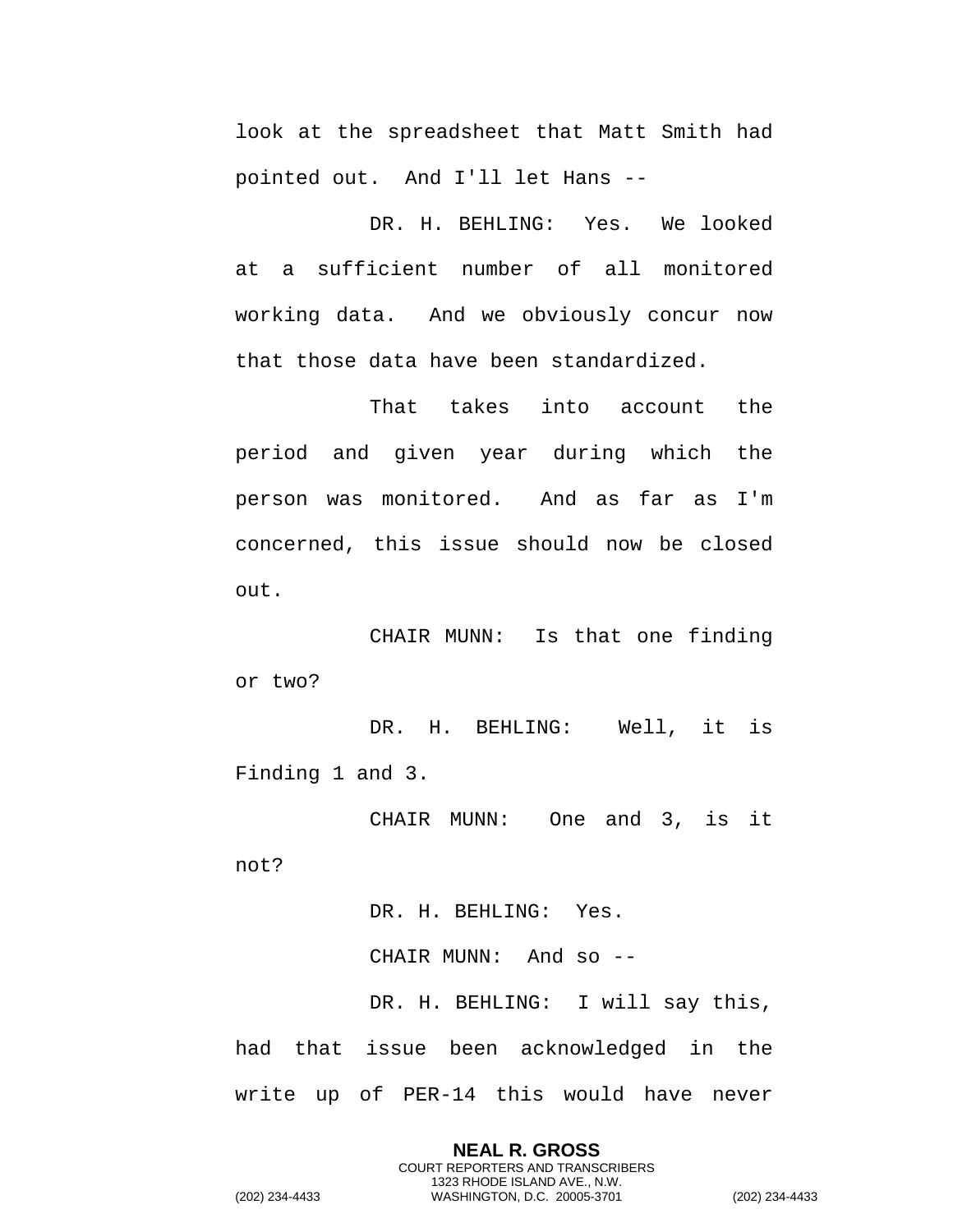look at the spreadsheet that Matt Smith had pointed out. And I'll let Hans --

DR. H. BEHLING: Yes. We looked at a sufficient number of all monitored working data. And we obviously concur now that those data have been standardized.

That takes into account the period and given year during which the person was monitored. And as far as I'm concerned, this issue should now be closed out.

CHAIR MUNN: Is that one finding or two?

DR. H. BEHLING: Well, it is Finding 1 and 3.

CHAIR MUNN: One and 3, is it not?

DR. H. BEHLING: Yes.

CHAIR MUNN: And so --

DR. H. BEHLING: I will say this, had that issue been acknowledged in the write up of PER-14 this would have never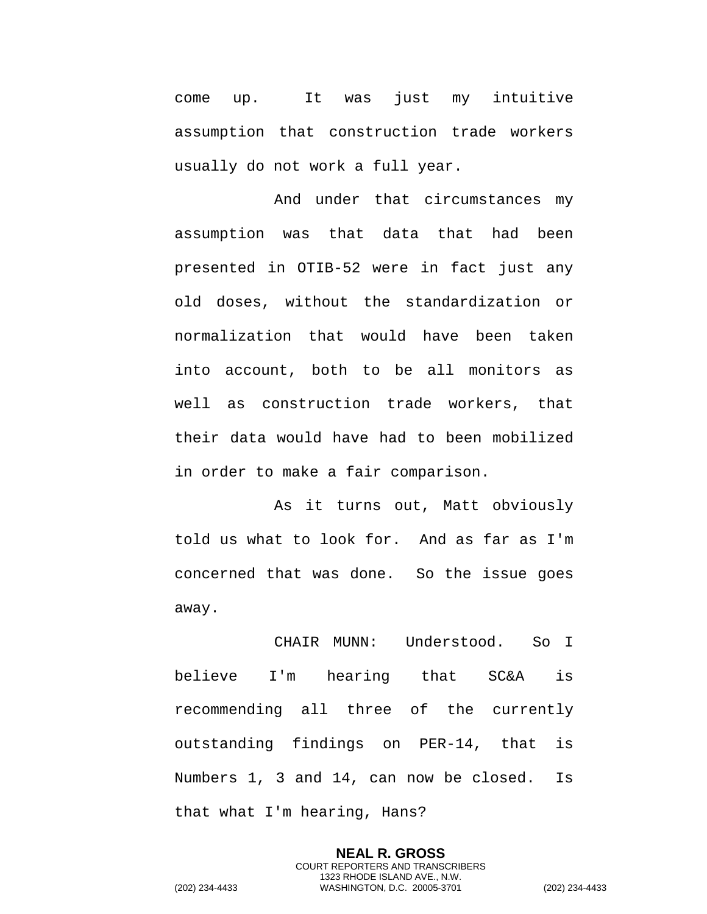come up. It was just my intuitive assumption that construction trade workers usually do not work a full year.

And under that circumstances my assumption was that data that had been presented in OTIB-52 were in fact just any old doses, without the standardization or normalization that would have been taken into account, both to be all monitors as well as construction trade workers, that their data would have had to been mobilized in order to make a fair comparison.

As it turns out, Matt obviously told us what to look for. And as far as I'm concerned that was done. So the issue goes away.

CHAIR MUNN: Understood. So I believe I'm hearing that SC&A is recommending all three of the currently outstanding findings on PER-14, that is Numbers 1, 3 and 14, can now be closed. Is that what I'm hearing, Hans?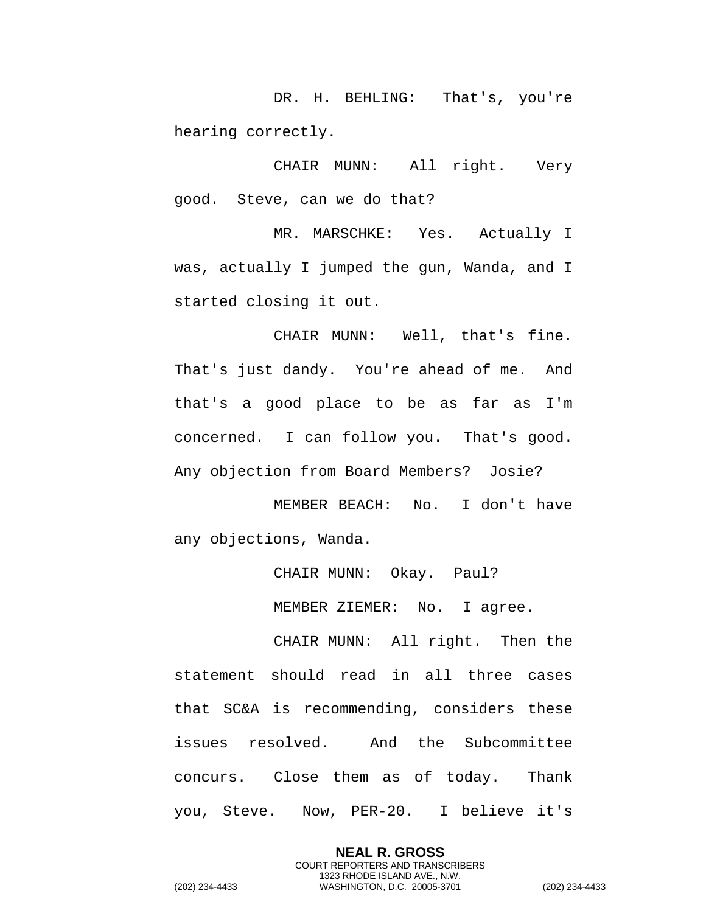DR. H. BEHLING: That's, you're hearing correctly.

CHAIR MUNN: All right. Very good. Steve, can we do that?

MR. MARSCHKE: Yes. Actually I was, actually I jumped the gun, Wanda, and I started closing it out.

CHAIR MUNN: Well, that's fine. That's just dandy. You're ahead of me. And that's a good place to be as far as I'm concerned. I can follow you. That's good. Any objection from Board Members? Josie?

MEMBER BEACH: No. I don't have any objections, Wanda.

CHAIR MUNN: Okay. Paul?

MEMBER ZIEMER: No. I agree.

CHAIR MUNN: All right. Then the statement should read in all three cases that SC&A is recommending, considers these issues resolved. And the Subcommittee concurs. Close them as of today. Thank you, Steve. Now, PER-20. I believe it's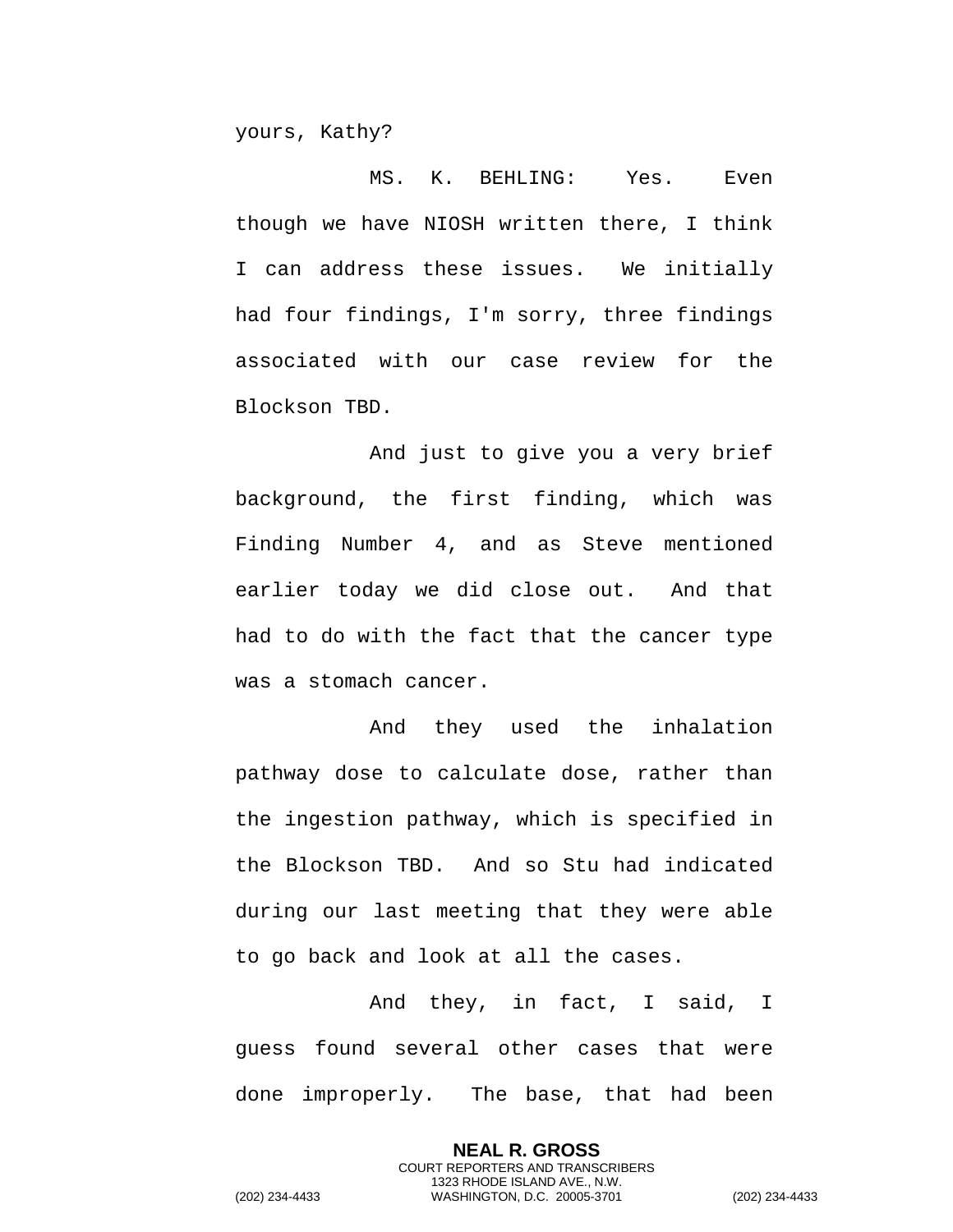yours, Kathy?

MS. K. BEHLING: Yes. Even though we have NIOSH written there, I think I can address these issues. We initially had four findings, I'm sorry, three findings associated with our case review for the Blockson TBD.

And just to give you a very brief background, the first finding, which was Finding Number 4, and as Steve mentioned earlier today we did close out. And that had to do with the fact that the cancer type was a stomach cancer.

And they used the inhalation pathway dose to calculate dose, rather than the ingestion pathway, which is specified in the Blockson TBD. And so Stu had indicated during our last meeting that they were able to go back and look at all the cases.

And they, in fact, I said, I guess found several other cases that were done improperly. The base, that had been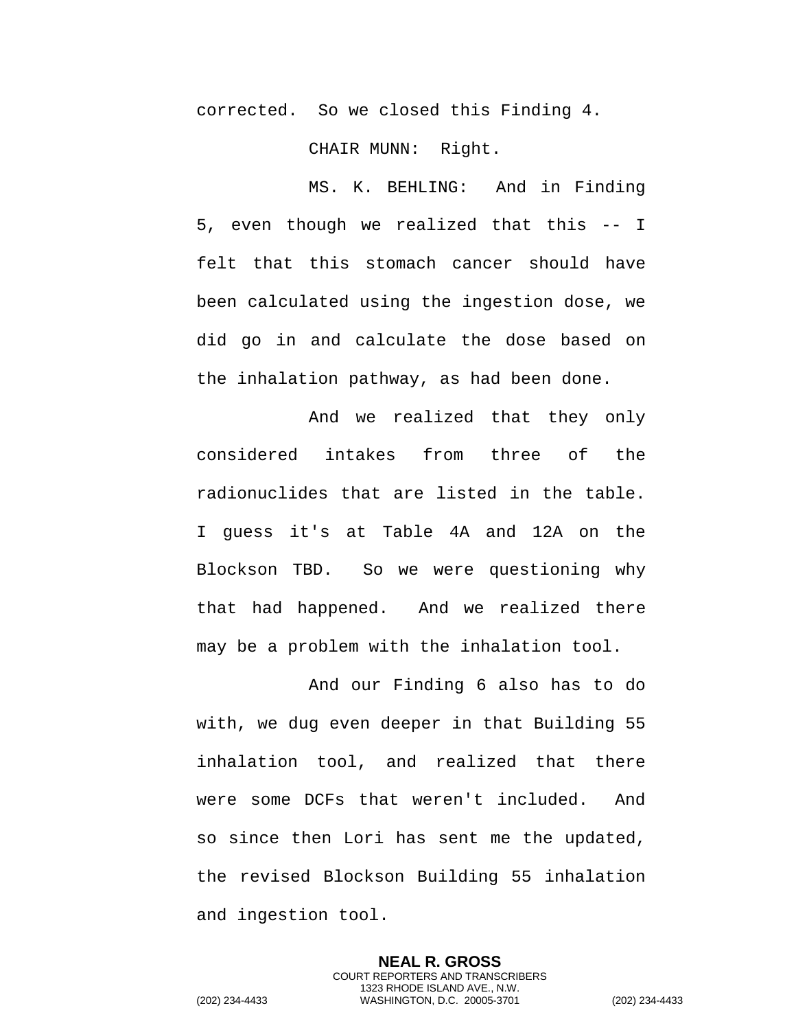corrected. So we closed this Finding 4.

CHAIR MUNN: Right.

MS. K. BEHLING: And in Finding 5, even though we realized that this -- I felt that this stomach cancer should have been calculated using the ingestion dose, we did go in and calculate the dose based on the inhalation pathway, as had been done.

And we realized that they only considered intakes from three of the radionuclides that are listed in the table. I guess it's at Table 4A and 12A on the Blockson TBD. So we were questioning why that had happened. And we realized there may be a problem with the inhalation tool.

And our Finding 6 also has to do with, we dug even deeper in that Building 55 inhalation tool, and realized that there were some DCFs that weren't included. And so since then Lori has sent me the updated, the revised Blockson Building 55 inhalation and ingestion tool.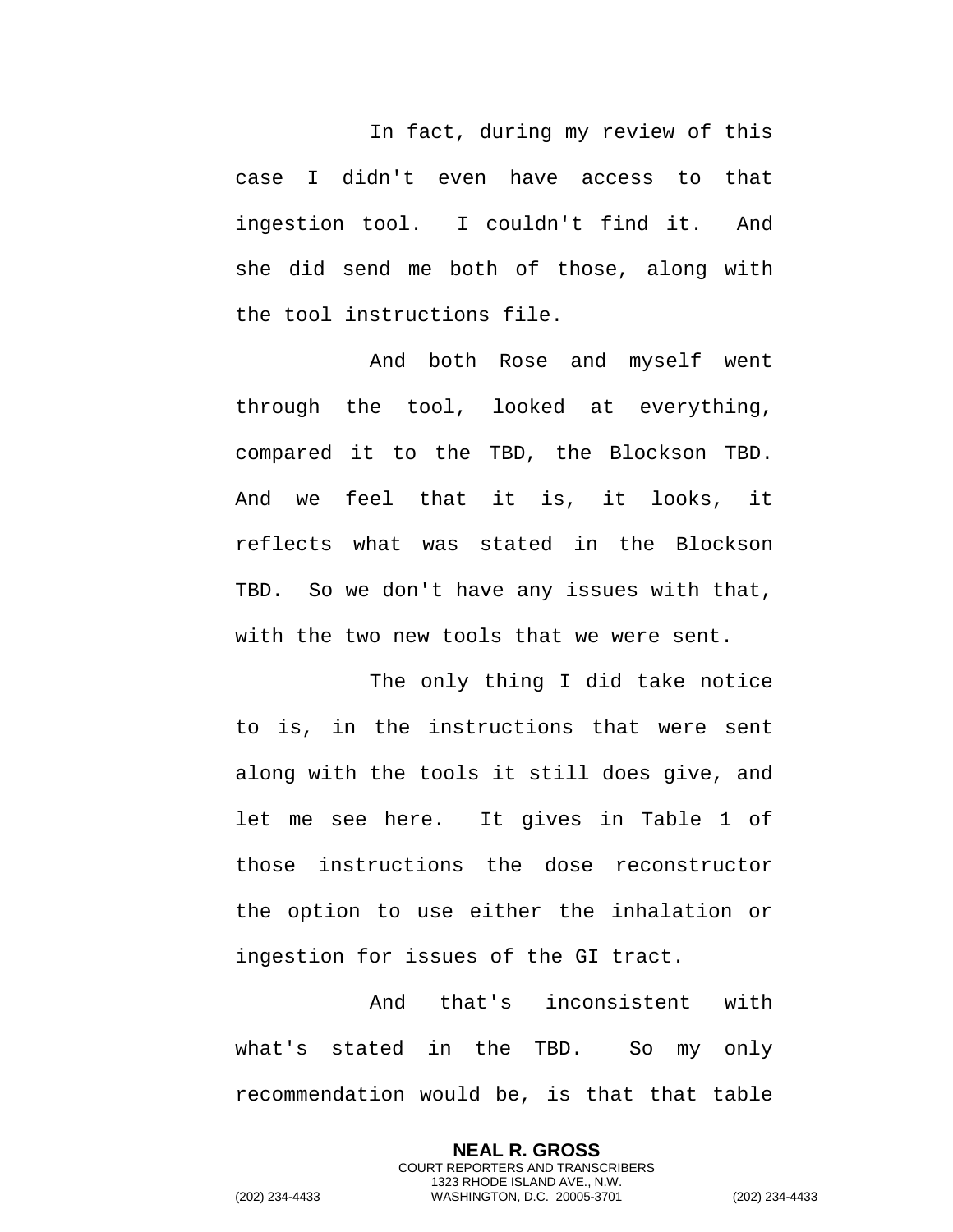In fact, during my review of this case I didn't even have access to that ingestion tool. I couldn't find it. And she did send me both of those, along with the tool instructions file.

And both Rose and myself went through the tool, looked at everything, compared it to the TBD, the Blockson TBD. And we feel that it is, it looks, it reflects what was stated in the Blockson TBD. So we don't have any issues with that, with the two new tools that we were sent.

The only thing I did take notice to is, in the instructions that were sent along with the tools it still does give, and let me see here. It gives in Table 1 of those instructions the dose reconstructor the option to use either the inhalation or ingestion for issues of the GI tract.

And that's inconsistent with what's stated in the TBD. So my only recommendation would be, is that that table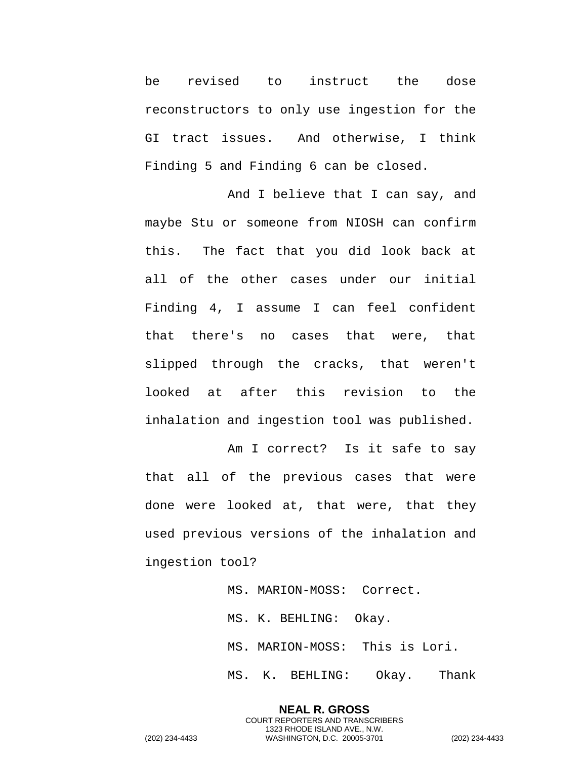be revised to instruct the dose reconstructors to only use ingestion for the GI tract issues. And otherwise, I think Finding 5 and Finding 6 can be closed.

And I believe that I can say, and maybe Stu or someone from NIOSH can confirm this. The fact that you did look back at all of the other cases under our initial Finding 4, I assume I can feel confident that there's no cases that were, that slipped through the cracks, that weren't looked at after this revision to the inhalation and ingestion tool was published.

Am I correct? Is it safe to say that all of the previous cases that were done were looked at, that were, that they used previous versions of the inhalation and ingestion tool?

MS. MARION-MOSS: Correct.

MS. K. BEHLING: Okay.

MS. MARION-MOSS: This is Lori.

MS. K. BEHLING: Okay. Thank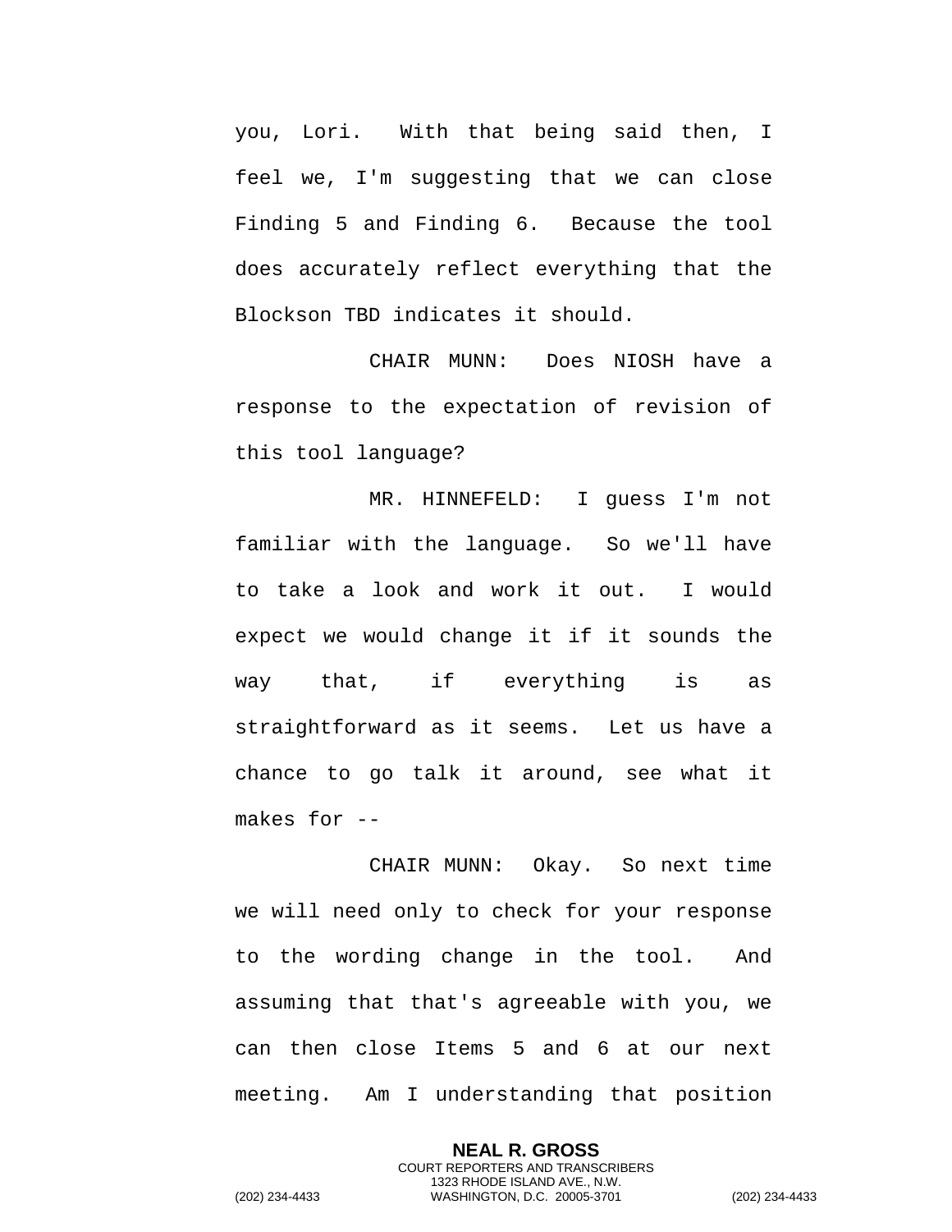you, Lori. With that being said then, I feel we, I'm suggesting that we can close Finding 5 and Finding 6. Because the tool does accurately reflect everything that the Blockson TBD indicates it should.

CHAIR MUNN: Does NIOSH have a response to the expectation of revision of this tool language?

MR. HINNEFELD: I guess I'm not familiar with the language. So we'll have to take a look and work it out. I would expect we would change it if it sounds the way that, if everything is as straightforward as it seems. Let us have a chance to go talk it around, see what it makes for --

CHAIR MUNN: Okay. So next time we will need only to check for your response to the wording change in the tool. And assuming that that's agreeable with you, we can then close Items 5 and 6 at our next meeting. Am I understanding that position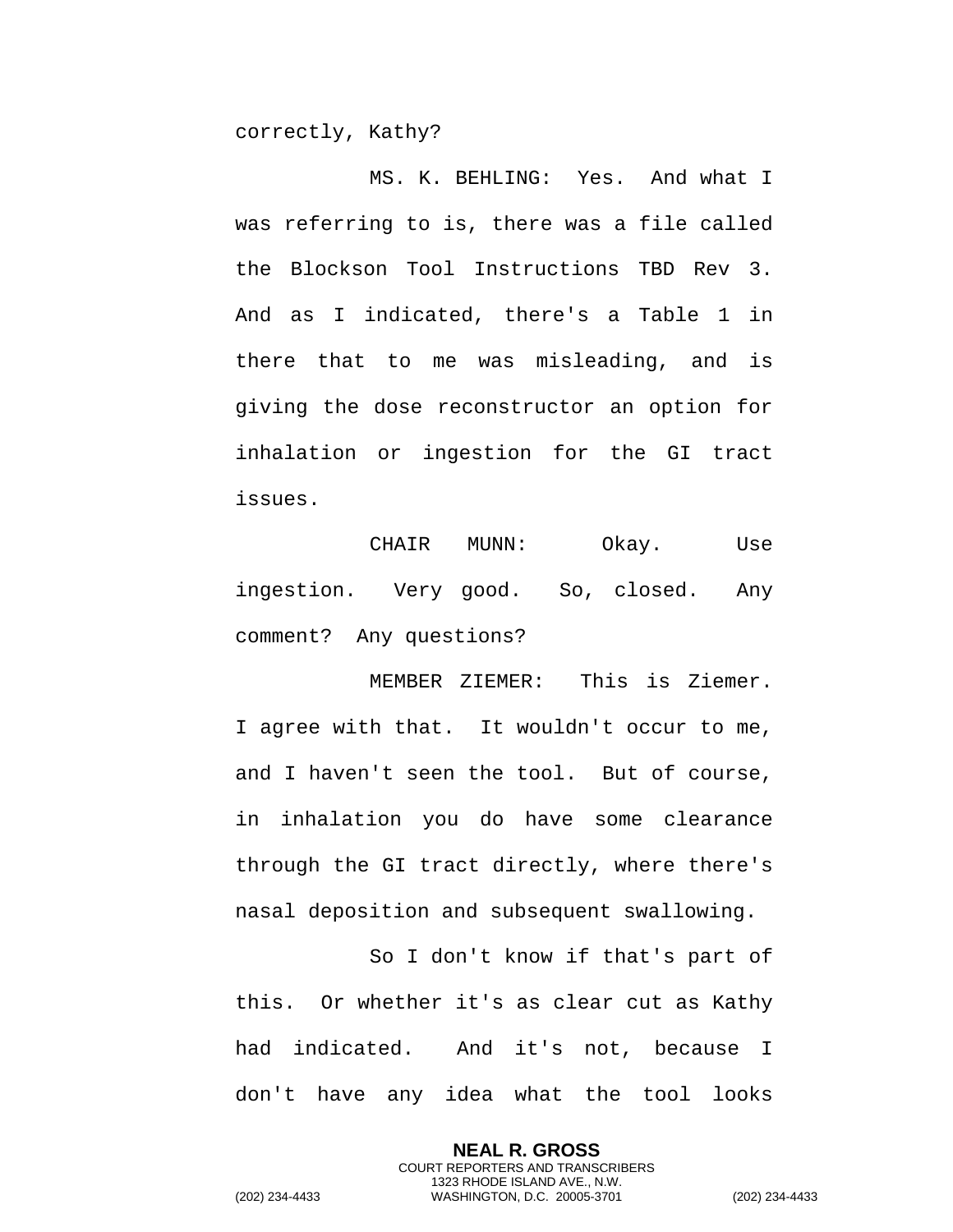correctly, Kathy?

MS. K. BEHLING: Yes. And what I was referring to is, there was a file called the Blockson Tool Instructions TBD Rev 3. And as I indicated, there's a Table 1 in there that to me was misleading, and is giving the dose reconstructor an option for inhalation or ingestion for the GI tract issues.

CHAIR MUNN: Okay. Use ingestion. Very good. So, closed. Any comment? Any questions?

MEMBER ZIEMER: This is Ziemer. I agree with that. It wouldn't occur to me, and I haven't seen the tool. But of course, in inhalation you do have some clearance through the GI tract directly, where there's nasal deposition and subsequent swallowing.

So I don't know if that's part of this. Or whether it's as clear cut as Kathy had indicated. And it's not, because I don't have any idea what the tool looks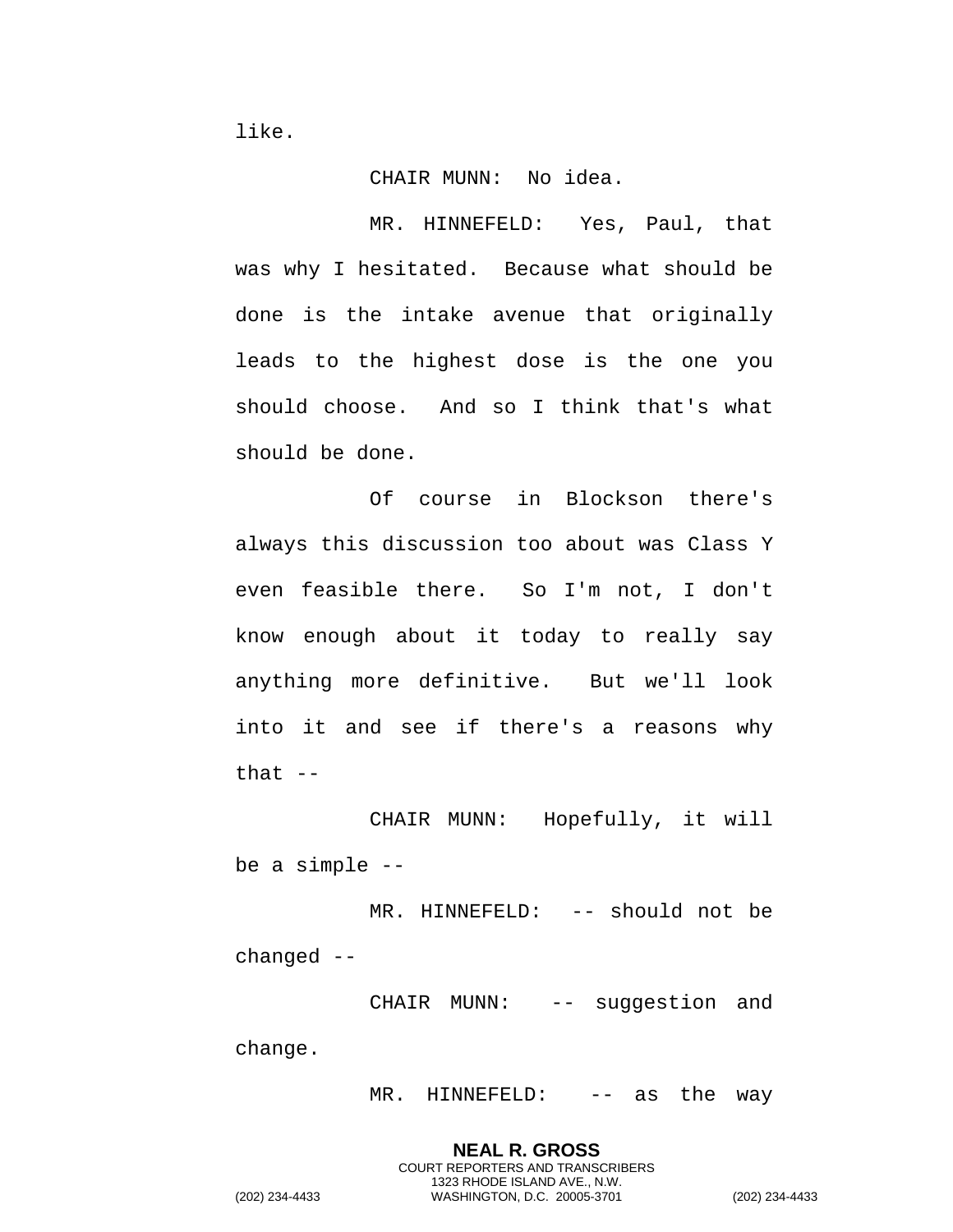like.

CHAIR MUNN: No idea.

MR. HINNEFELD: Yes, Paul, that was why I hesitated. Because what should be done is the intake avenue that originally leads to the highest dose is the one you should choose. And so I think that's what should be done.

Of course in Blockson there's always this discussion too about was Class Y even feasible there. So I'm not, I don't know enough about it today to really say anything more definitive. But we'll look into it and see if there's a reasons why that --

CHAIR MUNN: Hopefully, it will be a simple --

MR. HINNEFELD: -- should not be changed --

CHAIR MUNN: -- suggestion and change.

MR. HINNEFELD: -- as the way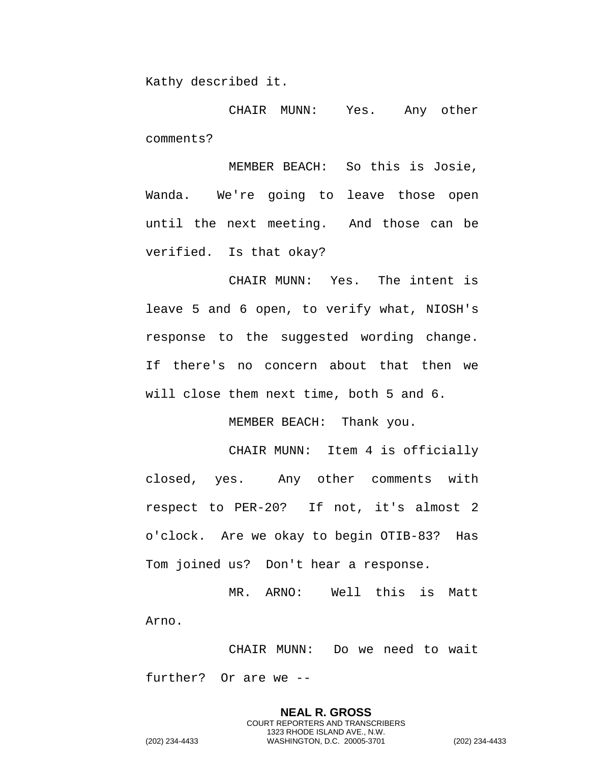Kathy described it.

CHAIR MUNN: Yes. Any other comments?

MEMBER BEACH: So this is Josie, Wanda. We're going to leave those open until the next meeting. And those can be verified. Is that okay?

CHAIR MUNN: Yes. The intent is leave 5 and 6 open, to verify what, NIOSH's response to the suggested wording change. If there's no concern about that then we will close them next time, both 5 and 6.

MEMBER BEACH: Thank you.

CHAIR MUNN: Item 4 is officially closed, yes. Any other comments with respect to PER-20? If not, it's almost 2 o'clock. Are we okay to begin OTIB-83? Has Tom joined us? Don't hear a response.

MR. ARNO: Well this is Matt Arno.

CHAIR MUNN: Do we need to wait further? Or are we --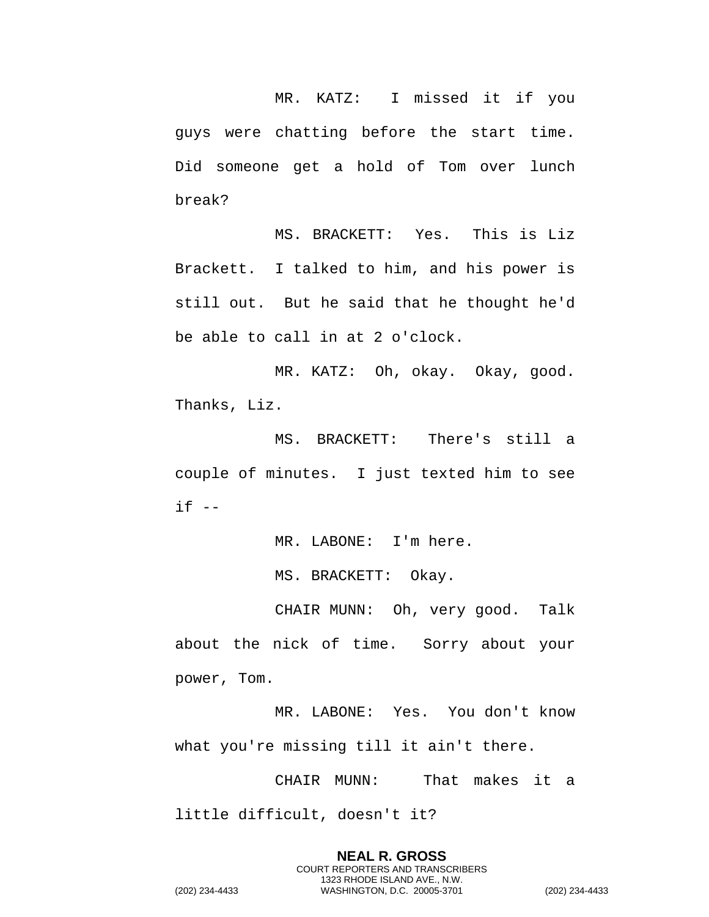MR. KATZ: I missed it if you guys were chatting before the start time. Did someone get a hold of Tom over lunch break?

MS. BRACKETT: Yes. This is Liz Brackett. I talked to him, and his power is still out. But he said that he thought he'd be able to call in at 2 o'clock.

MR. KATZ: Oh, okay. Okay, good. Thanks, Liz.

MS. BRACKETT: There's still a couple of minutes. I just texted him to see if --

MR. LABONE: I'm here.

MS. BRACKETT: Okay.

CHAIR MUNN: Oh, very good. Talk about the nick of time. Sorry about your power, Tom.

MR. LABONE: Yes. You don't know what you're missing till it ain't there.

CHAIR MUNN: That makes it a little difficult, doesn't it?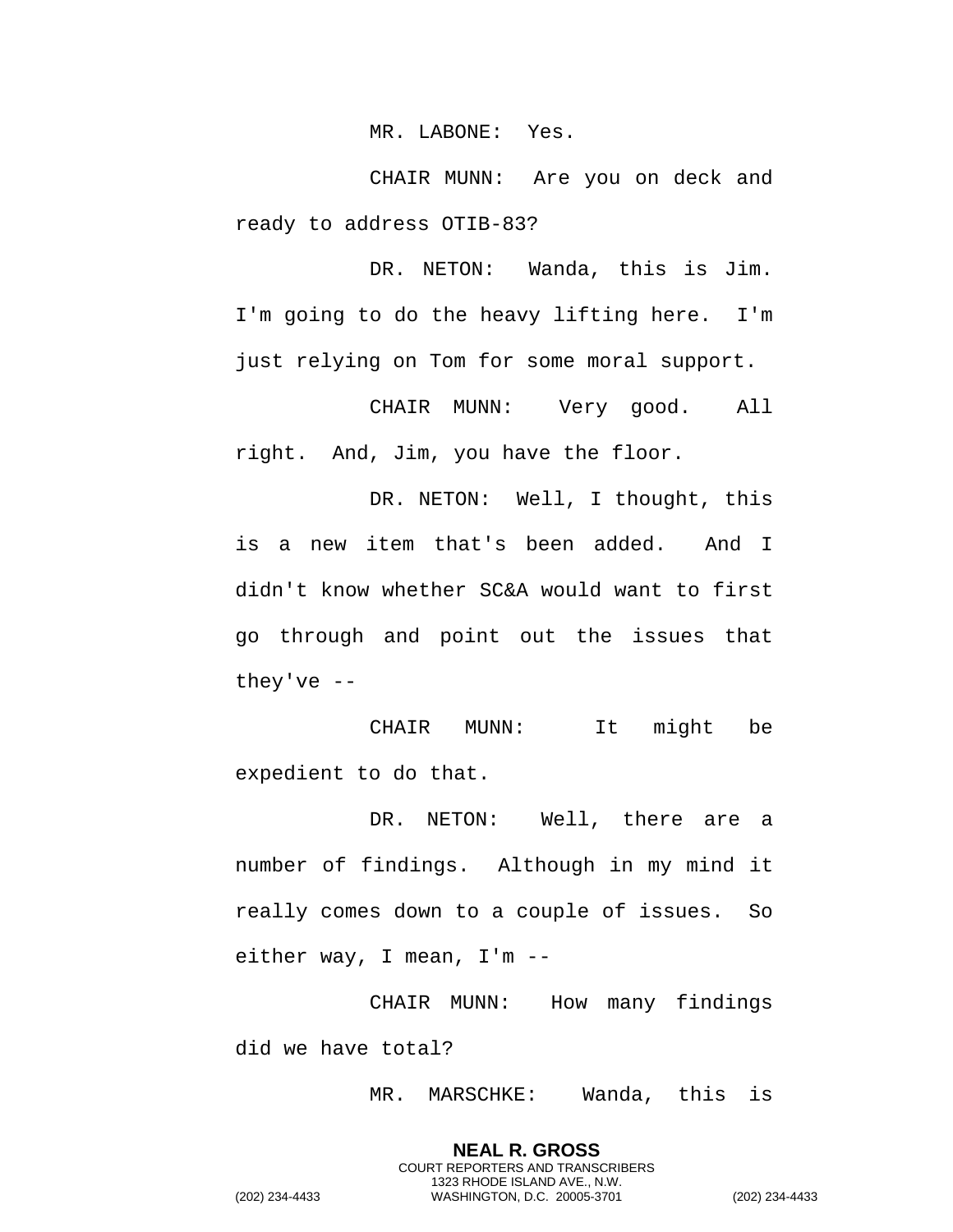MR. LABONE: Yes.

CHAIR MUNN: Are you on deck and ready to address OTIB-83?

DR. NETON: Wanda, this is Jim. I'm going to do the heavy lifting here. I'm just relying on Tom for some moral support.

CHAIR MUNN: Very good. All right. And, Jim, you have the floor.

DR. NETON: Well, I thought, this is a new item that's been added. And I didn't know whether SC&A would want to first go through and point out the issues that they've --

CHAIR MUNN: It might be expedient to do that.

DR. NETON: Well, there are a number of findings. Although in my mind it really comes down to a couple of issues. So either way, I mean, I'm --

CHAIR MUNN: How many findings did we have total?

MR. MARSCHKE: Wanda, this is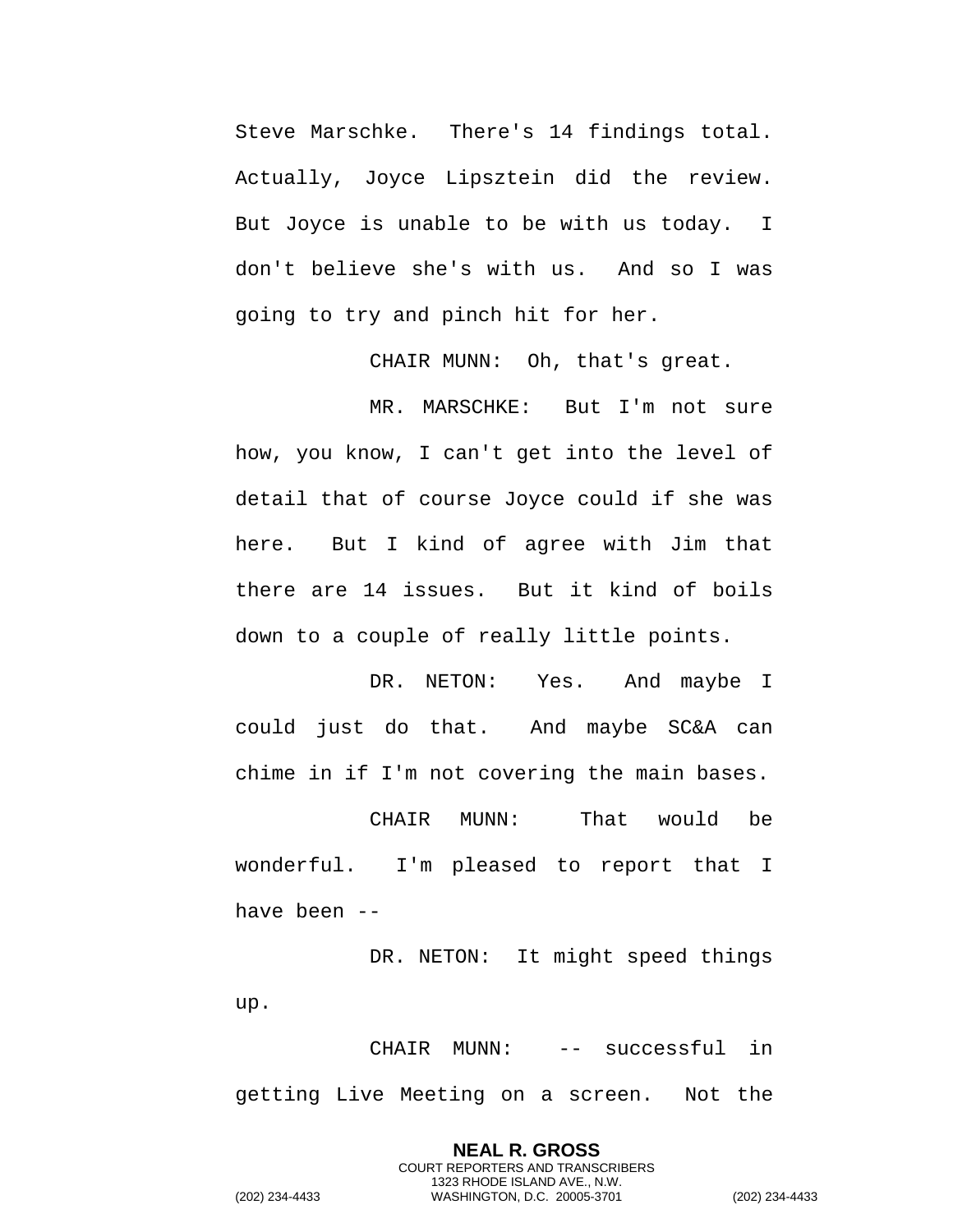Steve Marschke. There's 14 findings total. Actually, Joyce Lipsztein did the review. But Joyce is unable to be with us today. I don't believe she's with us. And so I was going to try and pinch hit for her.

CHAIR MUNN: Oh, that's great.

MR. MARSCHKE: But I'm not sure how, you know, I can't get into the level of detail that of course Joyce could if she was here. But I kind of agree with Jim that there are 14 issues. But it kind of boils down to a couple of really little points.

DR. NETON: Yes. And maybe I could just do that. And maybe SC&A can chime in if I'm not covering the main bases.

CHAIR MUNN: That would be wonderful. I'm pleased to report that I have been --

DR. NETON: It might speed things up.

CHAIR MUNN: -- successful in getting Live Meeting on a screen. Not the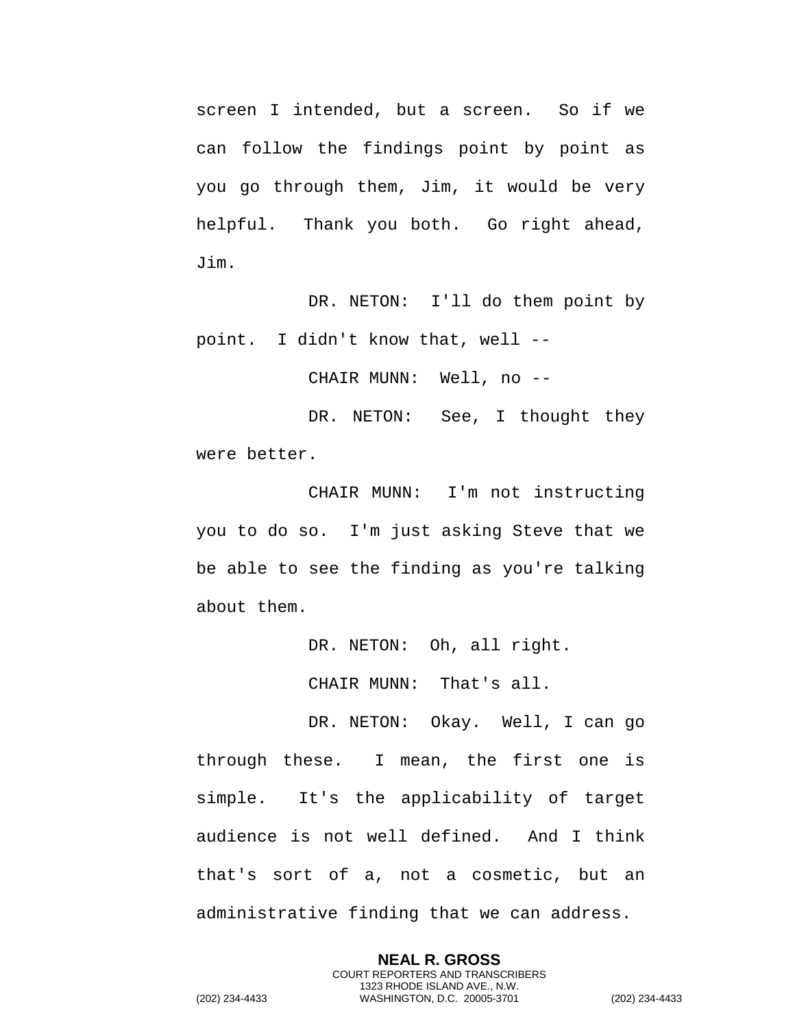screen I intended, but a screen. So if we can follow the findings point by point as you go through them, Jim, it would be very helpful. Thank you both. Go right ahead, Jim.

DR. NETON: I'll do them point by point. I didn't know that, well --

CHAIR MUNN: Well, no --

DR. NETON: See, I thought they were better.

CHAIR MUNN: I'm not instructing you to do so. I'm just asking Steve that we be able to see the finding as you're talking about them.

DR. NETON: Oh, all right.

CHAIR MUNN: That's all.

DR. NETON: Okay. Well, I can go through these. I mean, the first one is simple. It's the applicability of target audience is not well defined. And I think that's sort of a, not a cosmetic, but an administrative finding that we can address.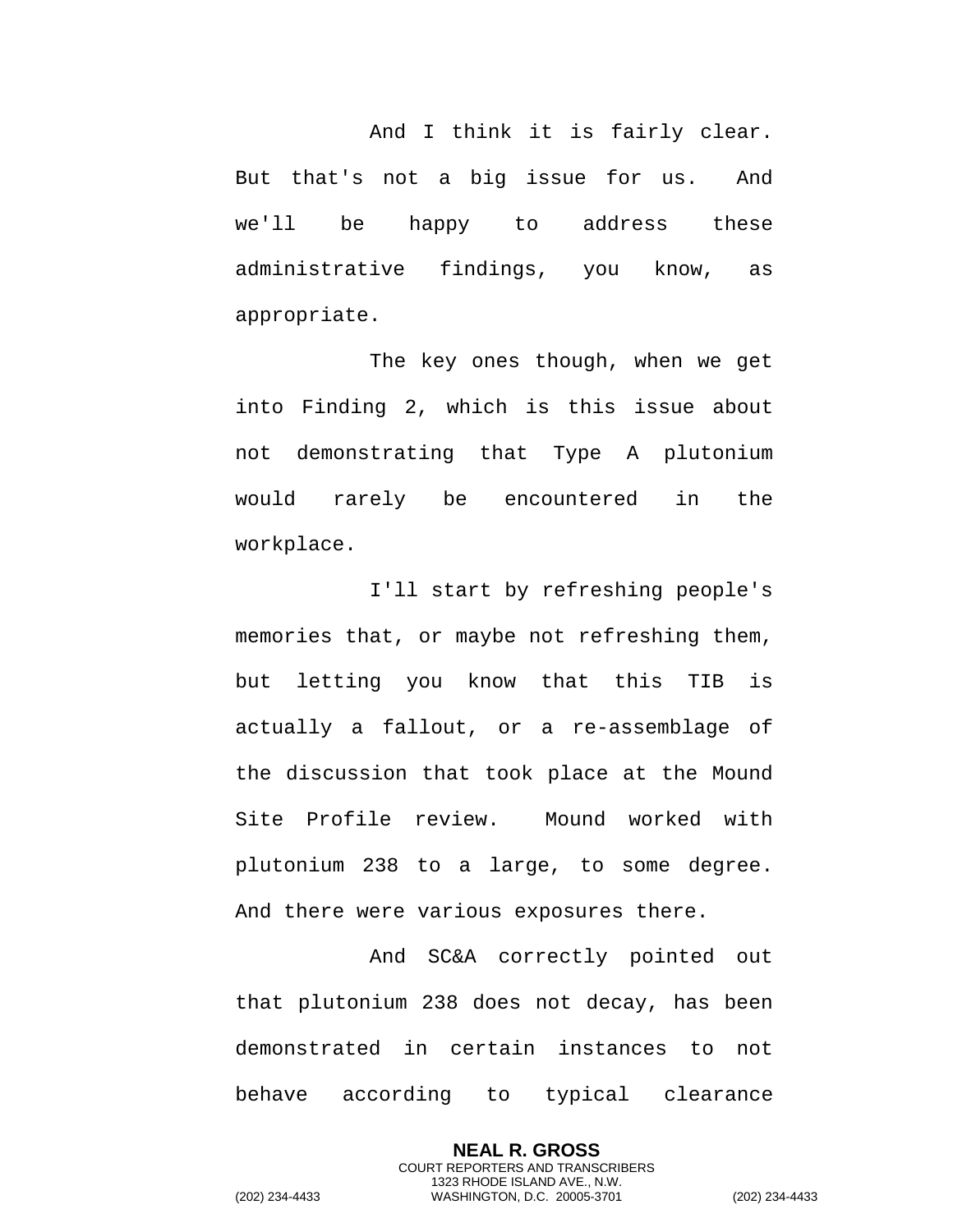And I think it is fairly clear. But that's not a big issue for us. And we'll be happy to address these administrative findings, you know, as appropriate.

The key ones though, when we get into Finding 2, which is this issue about not demonstrating that Type A plutonium would rarely be encountered in the workplace.

I'll start by refreshing people's memories that, or maybe not refreshing them, but letting you know that this TIB is actually a fallout, or a re-assemblage of the discussion that took place at the Mound Site Profile review. Mound worked with plutonium 238 to a large, to some degree. And there were various exposures there.

And SC&A correctly pointed out that plutonium 238 does not decay, has been demonstrated in certain instances to not behave according to typical clearance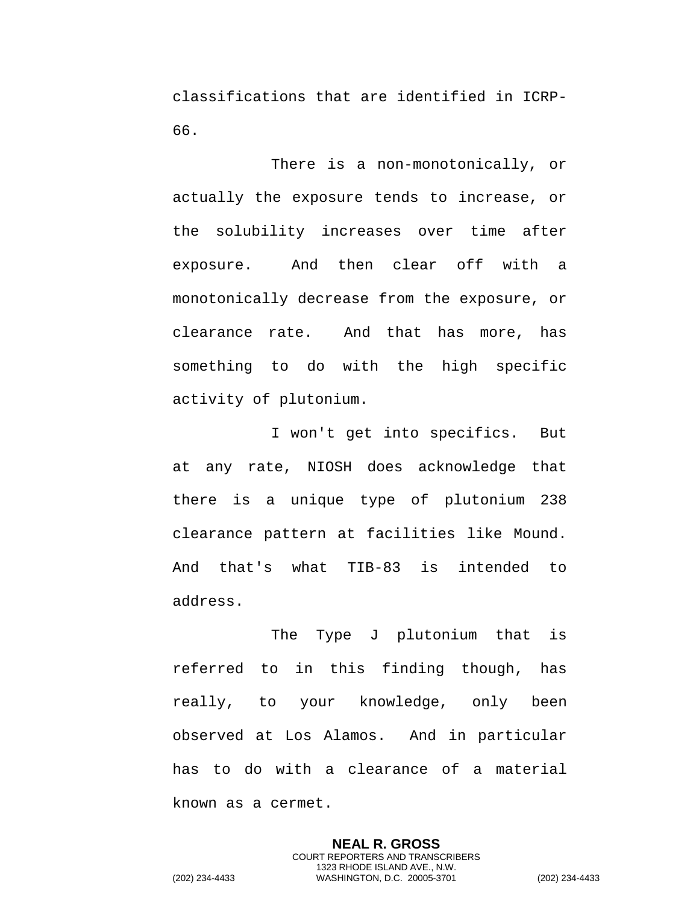classifications that are identified in ICRP-66.

There is a non-monotonically, or actually the exposure tends to increase, or the solubility increases over time after exposure. And then clear off with a monotonically decrease from the exposure, or clearance rate. And that has more, has something to do with the high specific activity of plutonium.

I won't get into specifics. But at any rate, NIOSH does acknowledge that there is a unique type of plutonium 238 clearance pattern at facilities like Mound. And that's what TIB-83 is intended to address.

The Type J plutonium that is referred to in this finding though, has really, to your knowledge, only been observed at Los Alamos. And in particular has to do with a clearance of a material known as a cermet.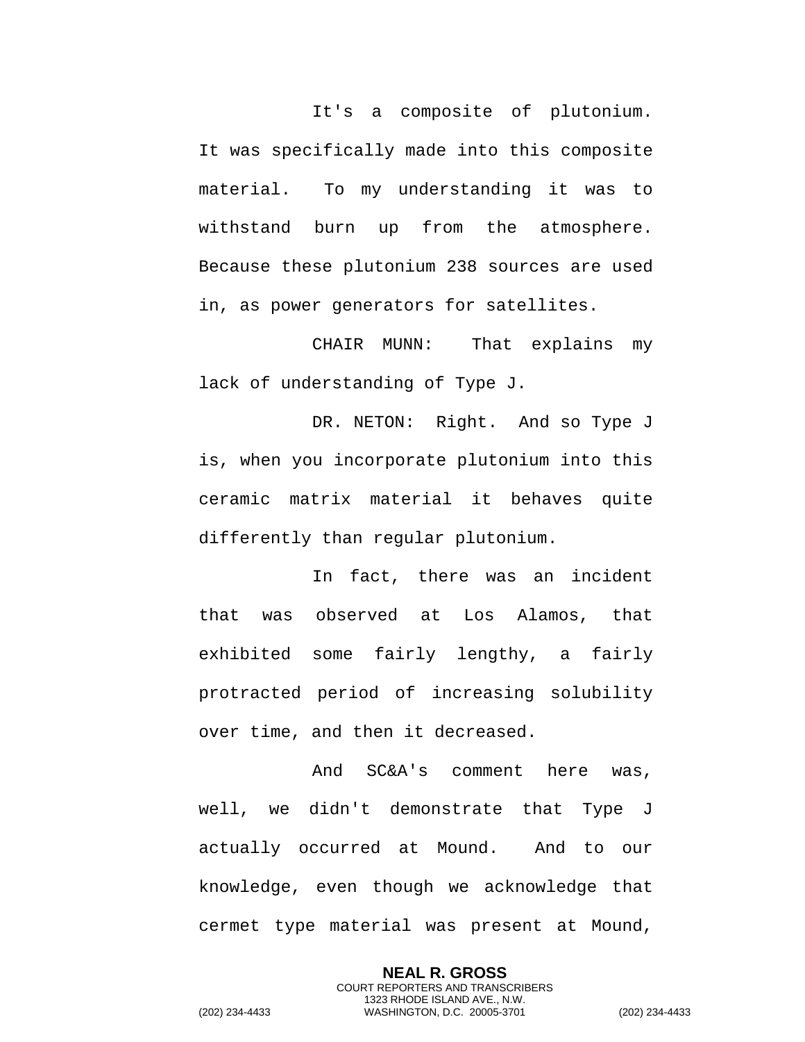It's a composite of plutonium. It was specifically made into this composite material. To my understanding it was to withstand burn up from the atmosphere. Because these plutonium 238 sources are used in, as power generators for satellites.

CHAIR MUNN: That explains my lack of understanding of Type J.

DR. NETON: Right. And so Type J is, when you incorporate plutonium into this ceramic matrix material it behaves quite differently than regular plutonium.

In fact, there was an incident that was observed at Los Alamos, that exhibited some fairly lengthy, a fairly protracted period of increasing solubility over time, and then it decreased.

And SC&A's comment here was, well, we didn't demonstrate that Type J actually occurred at Mound. And to our knowledge, even though we acknowledge that cermet type material was present at Mound,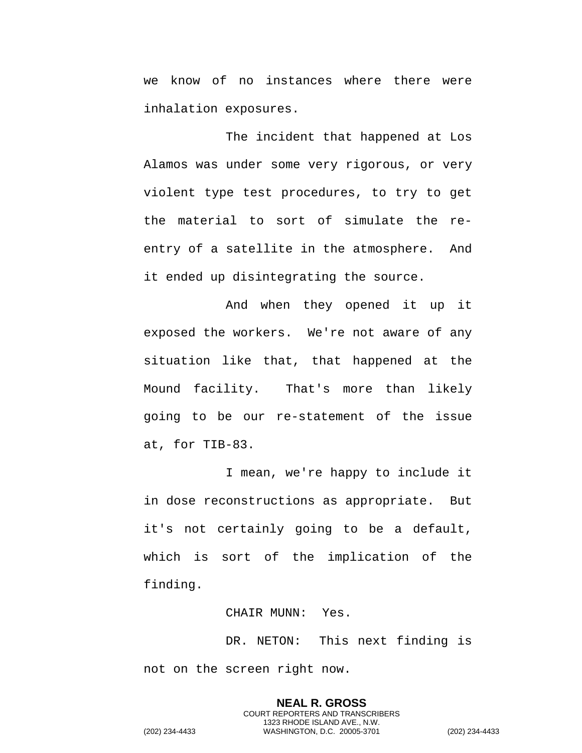we know of no instances where there were inhalation exposures.

The incident that happened at Los Alamos was under some very rigorous, or very violent type test procedures, to try to get the material to sort of simulate the re-entry of a satellite in the atmosphere. And it ended up disintegrating the source.

And when they opened it up it exposed the workers. We're not aware of any situation like that, that happened at the Mound facility. That's more than likely going to be our re-statement of the issue at, for TIB-83.

I mean, we're happy to include it in dose reconstructions as appropriate. But it's not certainly going to be a default, which is sort of the implication of the finding.

CHAIR MUNN: Yes.

DR. NETON: This next finding is not on the screen right now.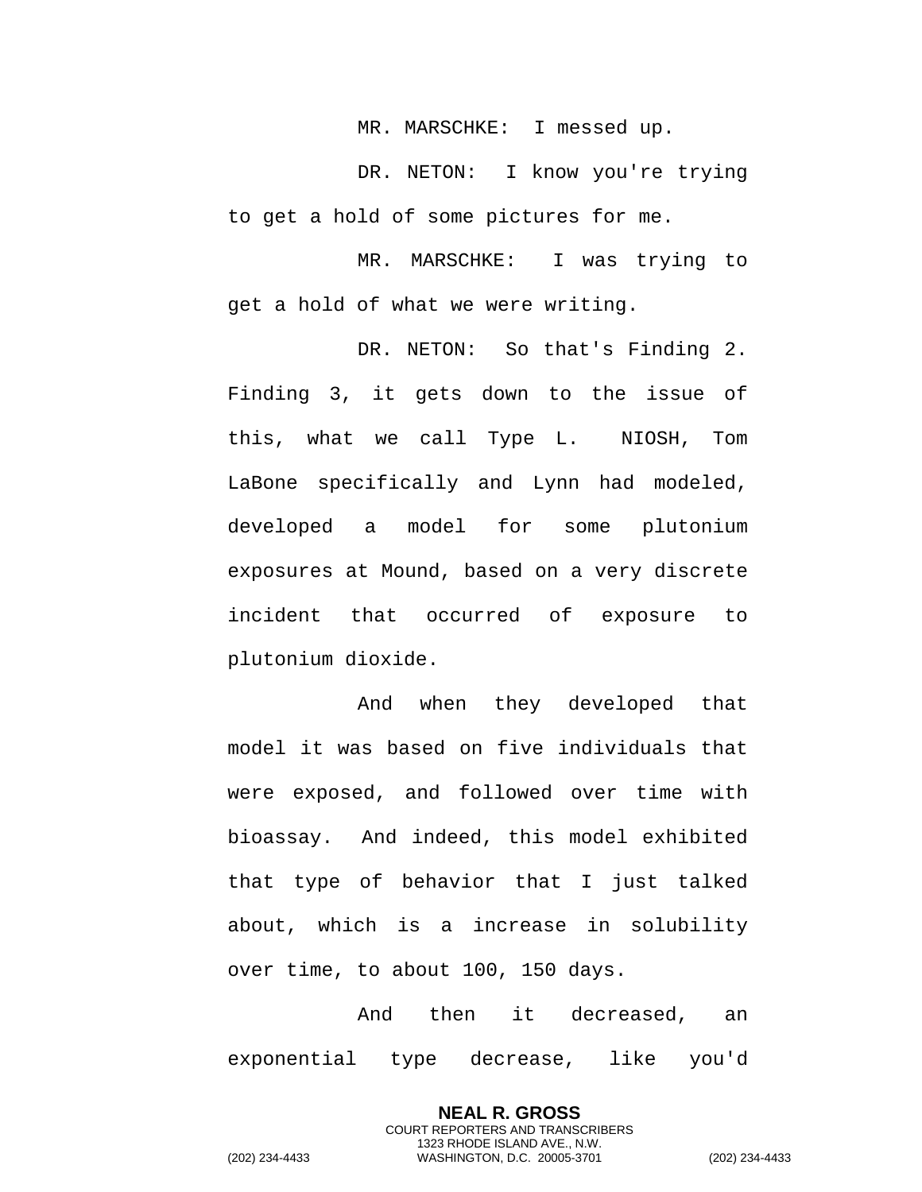MR. MARSCHKE: I messed up.

DR. NETON: I know you're trying to get a hold of some pictures for me.

MR. MARSCHKE: I was trying to get a hold of what we were writing.

DR. NETON: So that's Finding 2. Finding 3, it gets down to the issue of this, what we call Type L. NIOSH, Tom LaBone specifically and Lynn had modeled, developed a model for some plutonium exposures at Mound, based on a very discrete incident that occurred of exposure to plutonium dioxide.

And when they developed that model it was based on five individuals that were exposed, and followed over time with bioassay. And indeed, this model exhibited that type of behavior that I just talked about, which is a increase in solubility over time, to about 100, 150 days.

And then it decreased, an exponential type decrease, like you'd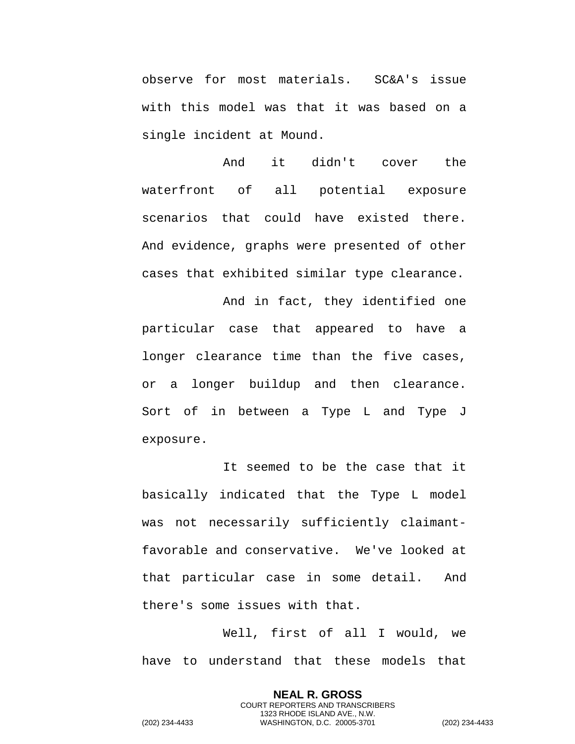observe for most materials. SC&A's issue with this model was that it was based on a single incident at Mound.

And it didn't cover the waterfront of all potential exposure scenarios that could have existed there. And evidence, graphs were presented of other cases that exhibited similar type clearance.

And in fact, they identified one particular case that appeared to have a longer clearance time than the five cases, or a longer buildup and then clearance. Sort of in between a Type L and Type J exposure.

It seemed to be the case that it basically indicated that the Type L model was not necessarily sufficiently claimant-favorable and conservative. We've looked at that particular case in some detail. And there's some issues with that.

Well, first of all I would, we have to understand that these models that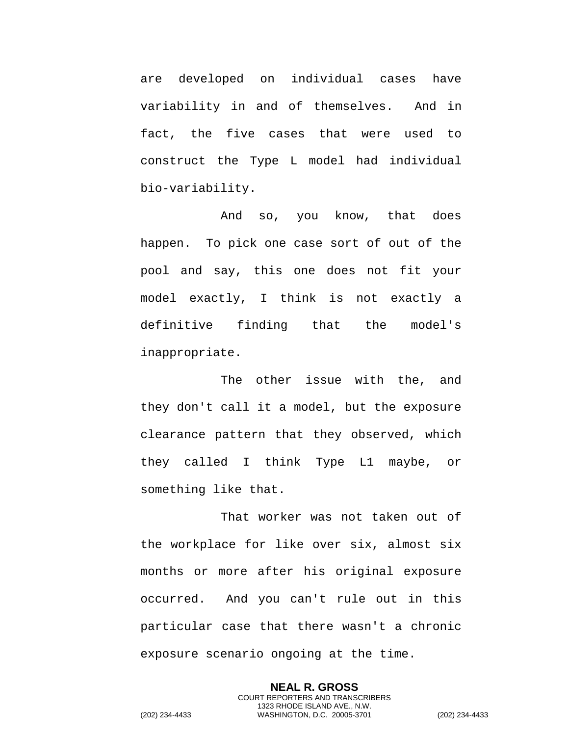are developed on individual cases have variability in and of themselves. And in fact, the five cases that were used to construct the Type L model had individual bio-variability.

And so, you know, that does happen. To pick one case sort of out of the pool and say, this one does not fit your model exactly, I think is not exactly a definitive finding that the model's inappropriate.

The other issue with the, and they don't call it a model, but the exposure clearance pattern that they observed, which they called I think Type L1 maybe, or something like that.

That worker was not taken out of the workplace for like over six, almost six months or more after his original exposure occurred. And you can't rule out in this particular case that there wasn't a chronic exposure scenario ongoing at the time.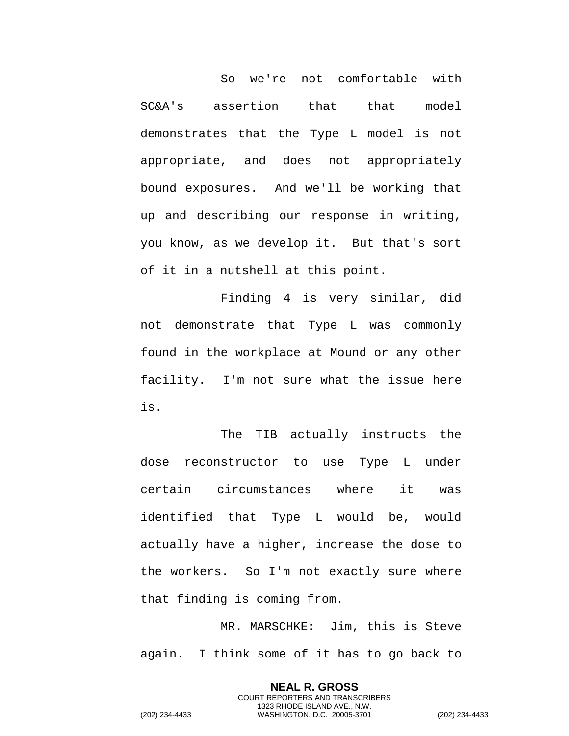So we're not comfortable with SC&A's assertion that that model demonstrates that the Type L model is not appropriate, and does not appropriately bound exposures. And we'll be working that up and describing our response in writing, you know, as we develop it. But that's sort of it in a nutshell at this point.

Finding 4 is very similar, did not demonstrate that Type L was commonly found in the workplace at Mound or any other facility. I'm not sure what the issue here is.

The TIB actually instructs the dose reconstructor to use Type L under certain circumstances where it was identified that Type L would be, would actually have a higher, increase the dose to the workers. So I'm not exactly sure where that finding is coming from.

MR. MARSCHKE: Jim, this is Steve again. I think some of it has to go back to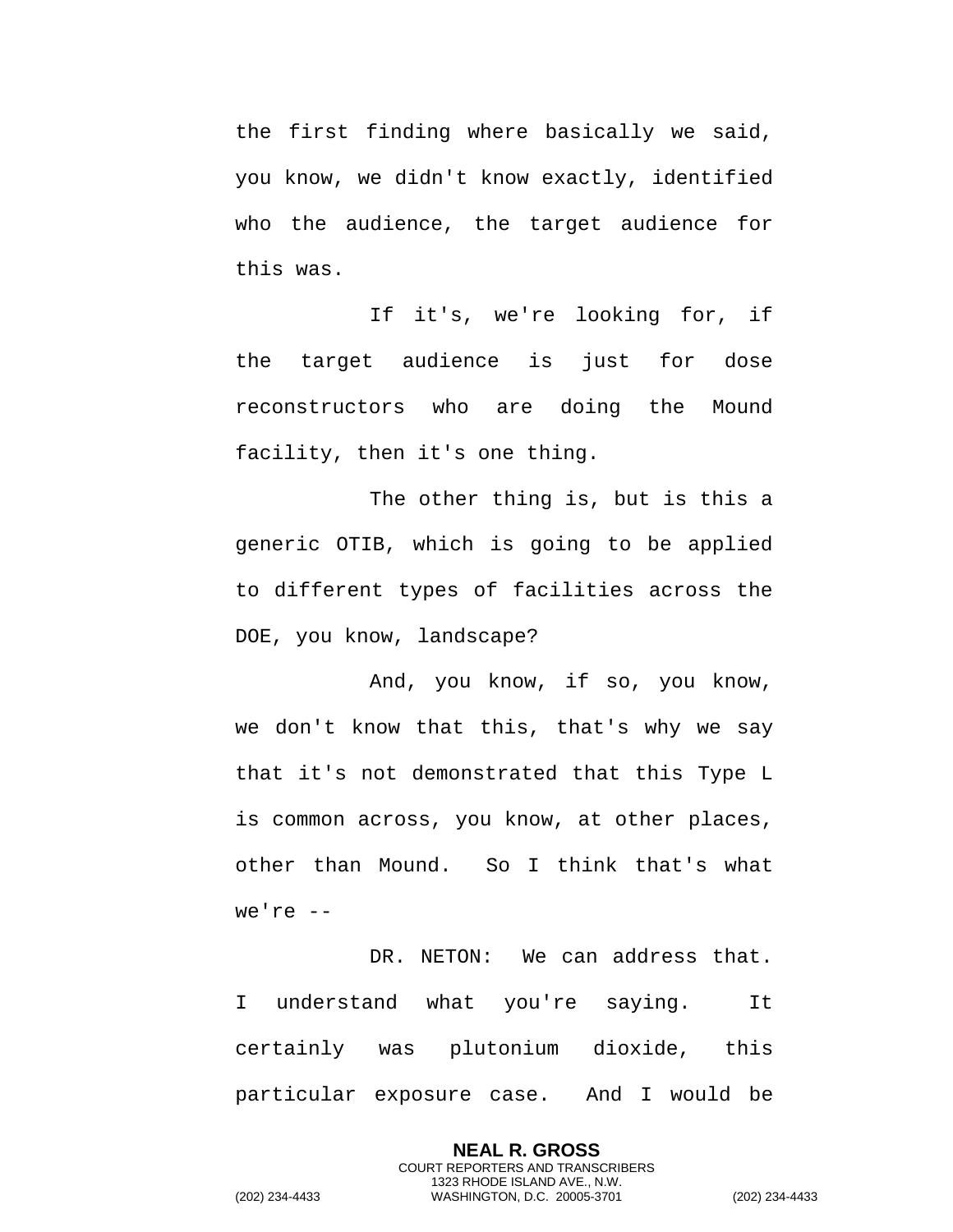the first finding where basically we said, you know, we didn't know exactly, identified who the audience, the target audience for this was.

If it's, we're looking for, if the target audience is just for dose reconstructors who are doing the Mound facility, then it's one thing.

The other thing is, but is this a generic OTIB, which is going to be applied to different types of facilities across the DOE, you know, landscape?

And, you know, if so, you know, we don't know that this, that's why we say that it's not demonstrated that this Type L is common across, you know, at other places, other than Mound. So I think that's what we're --

DR. NETON: We can address that. I understand what you're saying. It certainly was plutonium dioxide, this particular exposure case. And I would be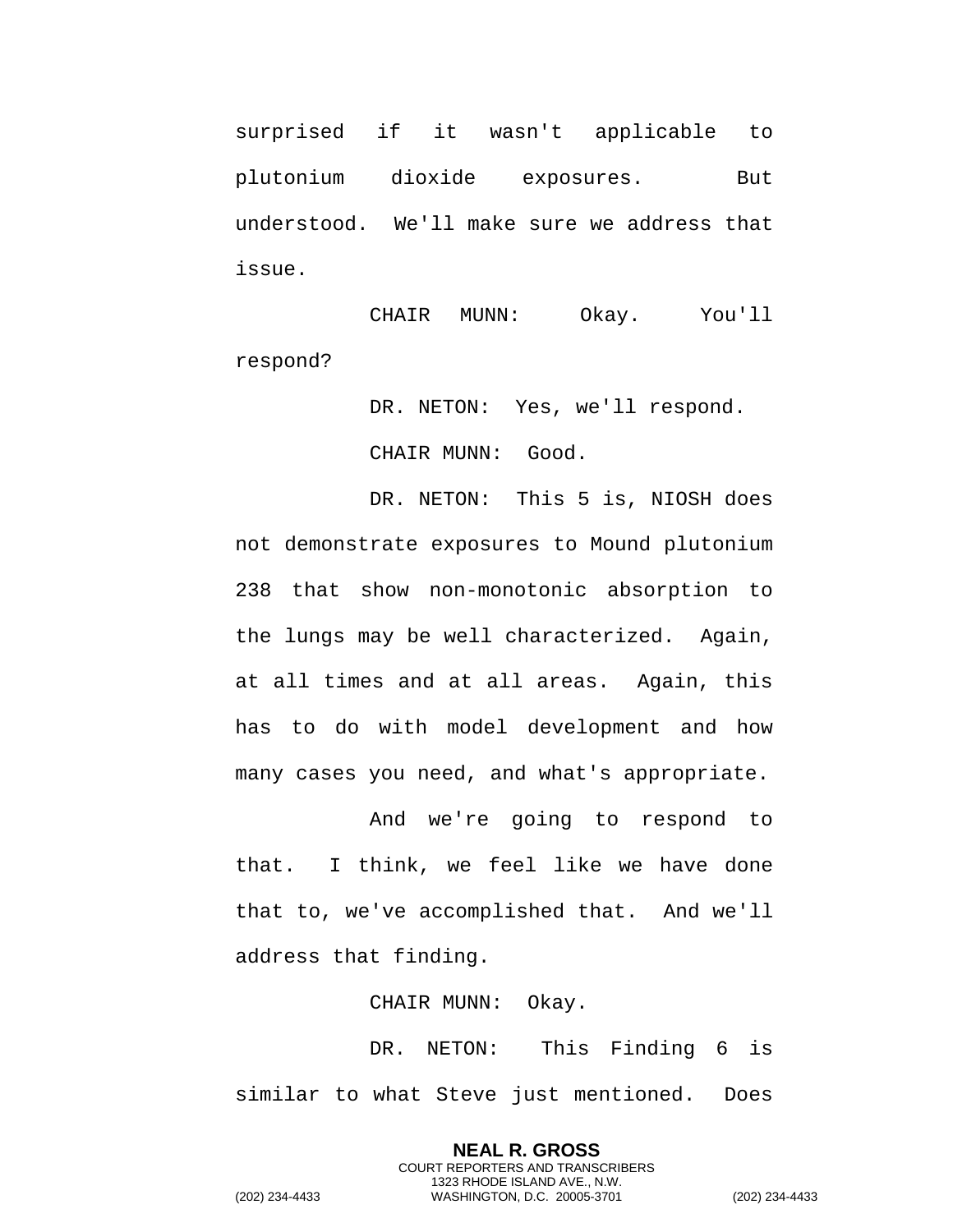surprised if it wasn't applicable to plutonium dioxide exposures. But understood. We'll make sure we address that issue.

CHAIR MUNN: Okay. You'll respond?

DR. NETON: Yes, we'll respond.

CHAIR MUNN: Good.

DR. NETON: This 5 is, NIOSH does not demonstrate exposures to Mound plutonium 238 that show non-monotonic absorption to the lungs may be well characterized. Again, at all times and at all areas. Again, this has to do with model development and how many cases you need, and what's appropriate.

And we're going to respond to that. I think, we feel like we have done that to, we've accomplished that. And we'll address that finding.

CHAIR MUNN: Okay.

DR. NETON: This Finding 6 is similar to what Steve just mentioned. Does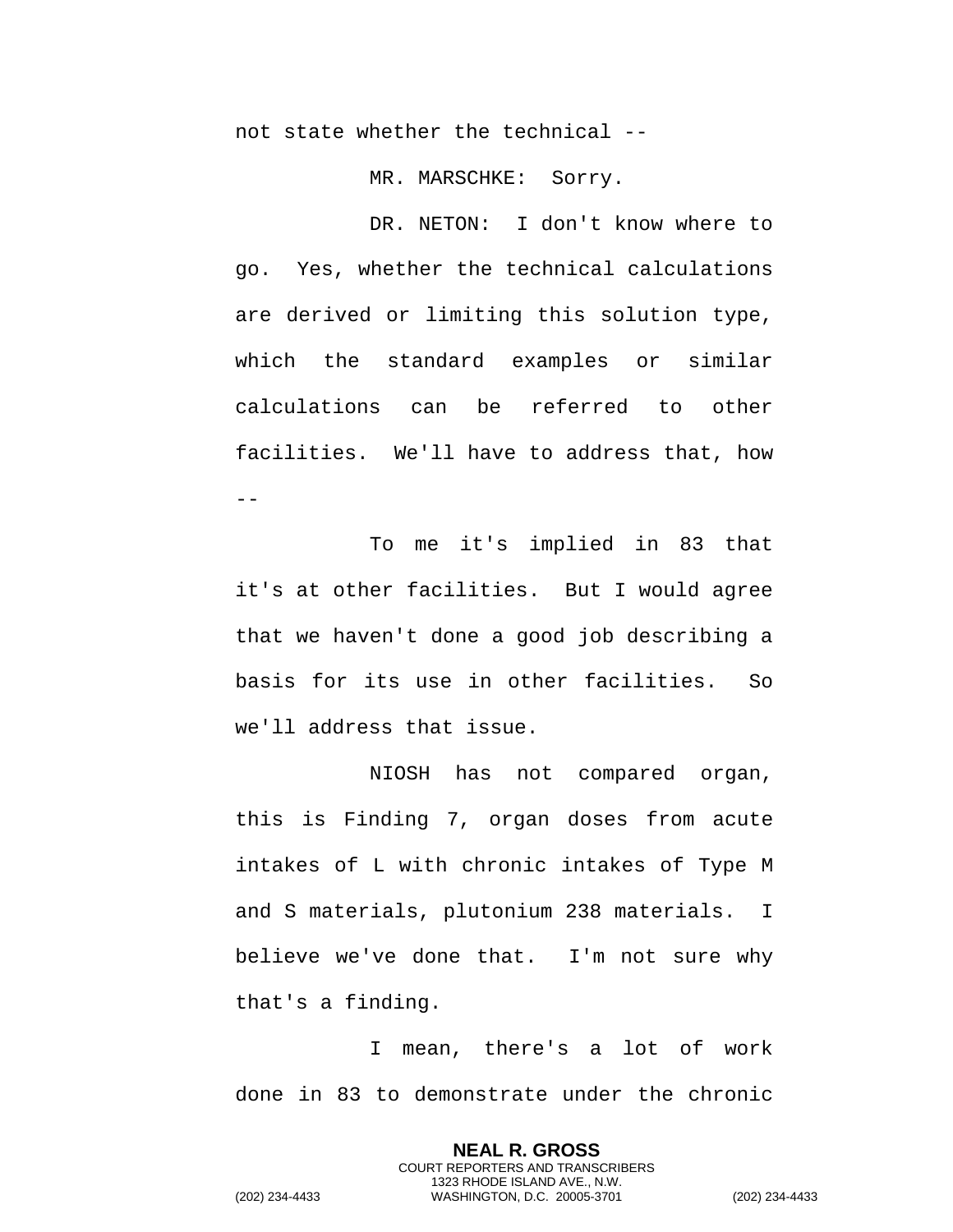not state whether the technical --

MR. MARSCHKE: Sorry.

DR. NETON: I don't know where to go. Yes, whether the technical calculations are derived or limiting this solution type, which the standard examples or similar calculations can be referred to other facilities. We'll have to address that, how --

To me it's implied in 83 that it's at other facilities. But I would agree that we haven't done a good job describing a basis for its use in other facilities. So we'll address that issue.

NIOSH has not compared organ, this is Finding 7, organ doses from acute intakes of L with chronic intakes of Type M and S materials, plutonium 238 materials. I believe we've done that. I'm not sure why that's a finding.

I mean, there's a lot of work done in 83 to demonstrate under the chronic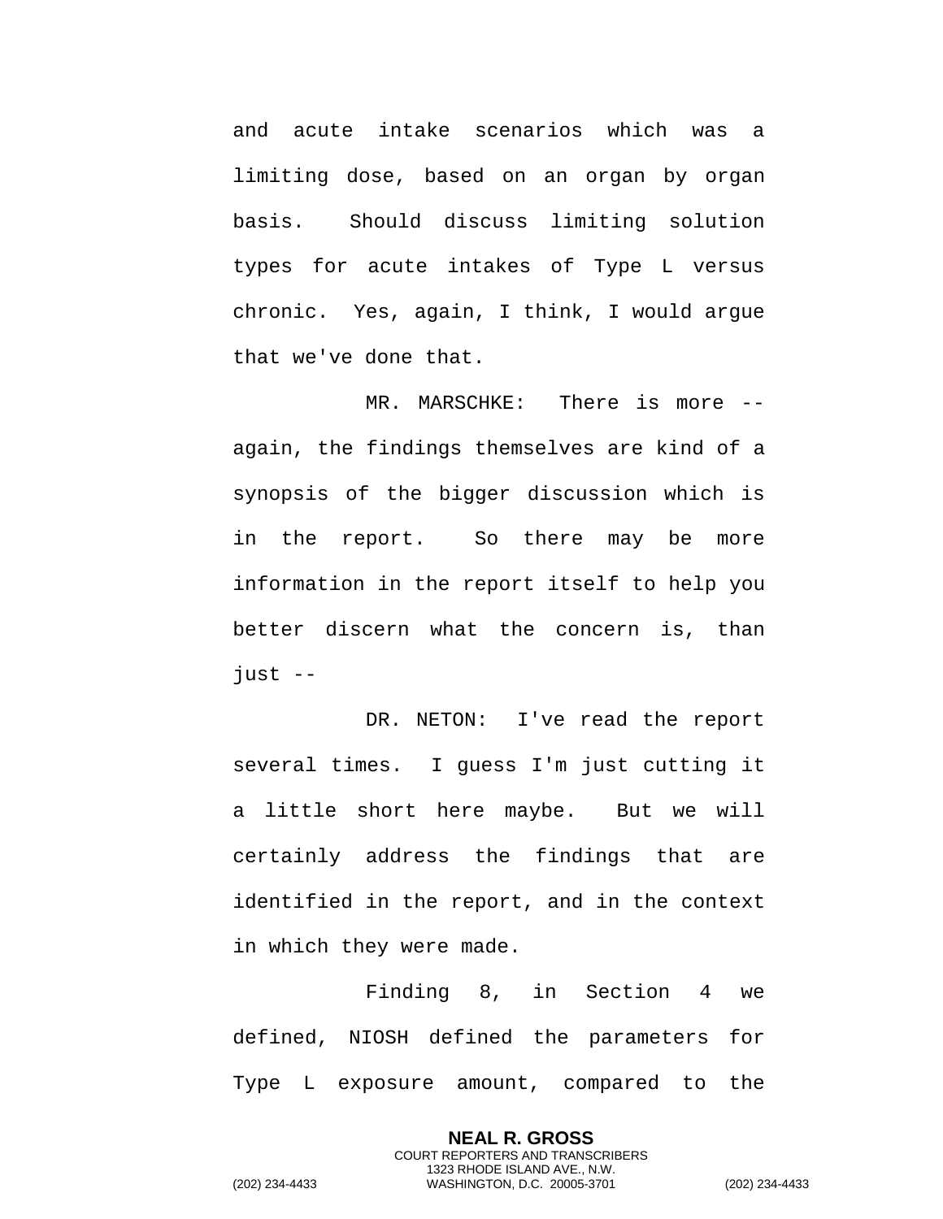and acute intake scenarios which was a limiting dose, based on an organ by organ basis. Should discuss limiting solution types for acute intakes of Type L versus chronic. Yes, again, I think, I would argue that we've done that.

MR. MARSCHKE: There is more -- again, the findings themselves are kind of a synopsis of the bigger discussion which is in the report. So there may be more information in the report itself to help you better discern what the concern is, than just --

DR. NETON: I've read the report several times. I guess I'm just cutting it a little short here maybe. But we will certainly address the findings that are identified in the report, and in the context in which they were made.

Finding 8, in Section 4 we defined, NIOSH defined the parameters for Type L exposure amount, compared to the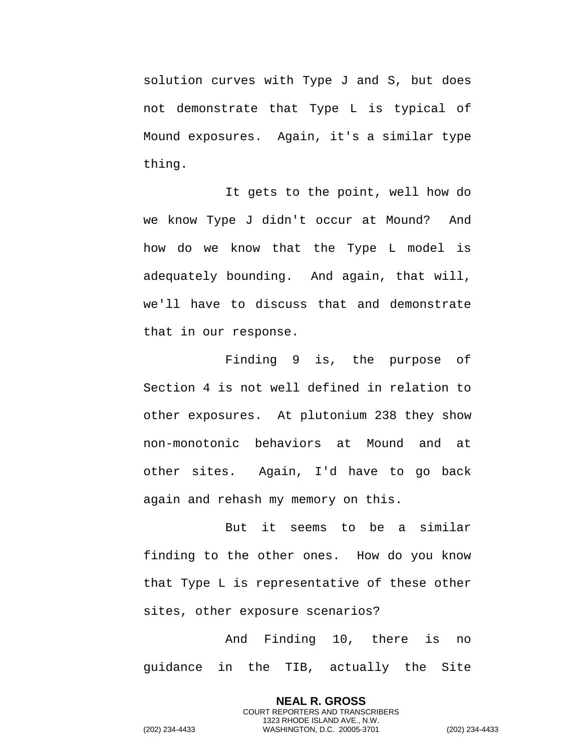solution curves with Type J and S, but does not demonstrate that Type L is typical of Mound exposures. Again, it's a similar type thing.

It gets to the point, well how do we know Type J didn't occur at Mound? And how do we know that the Type L model is adequately bounding. And again, that will, we'll have to discuss that and demonstrate that in our response.

Finding 9 is, the purpose of Section 4 is not well defined in relation to other exposures. At plutonium 238 they show non-monotonic behaviors at Mound and at other sites. Again, I'd have to go back again and rehash my memory on this.

But it seems to be a similar finding to the other ones. How do you know that Type L is representative of these other sites, other exposure scenarios?

And Finding 10, there is no guidance in the TIB, actually the Site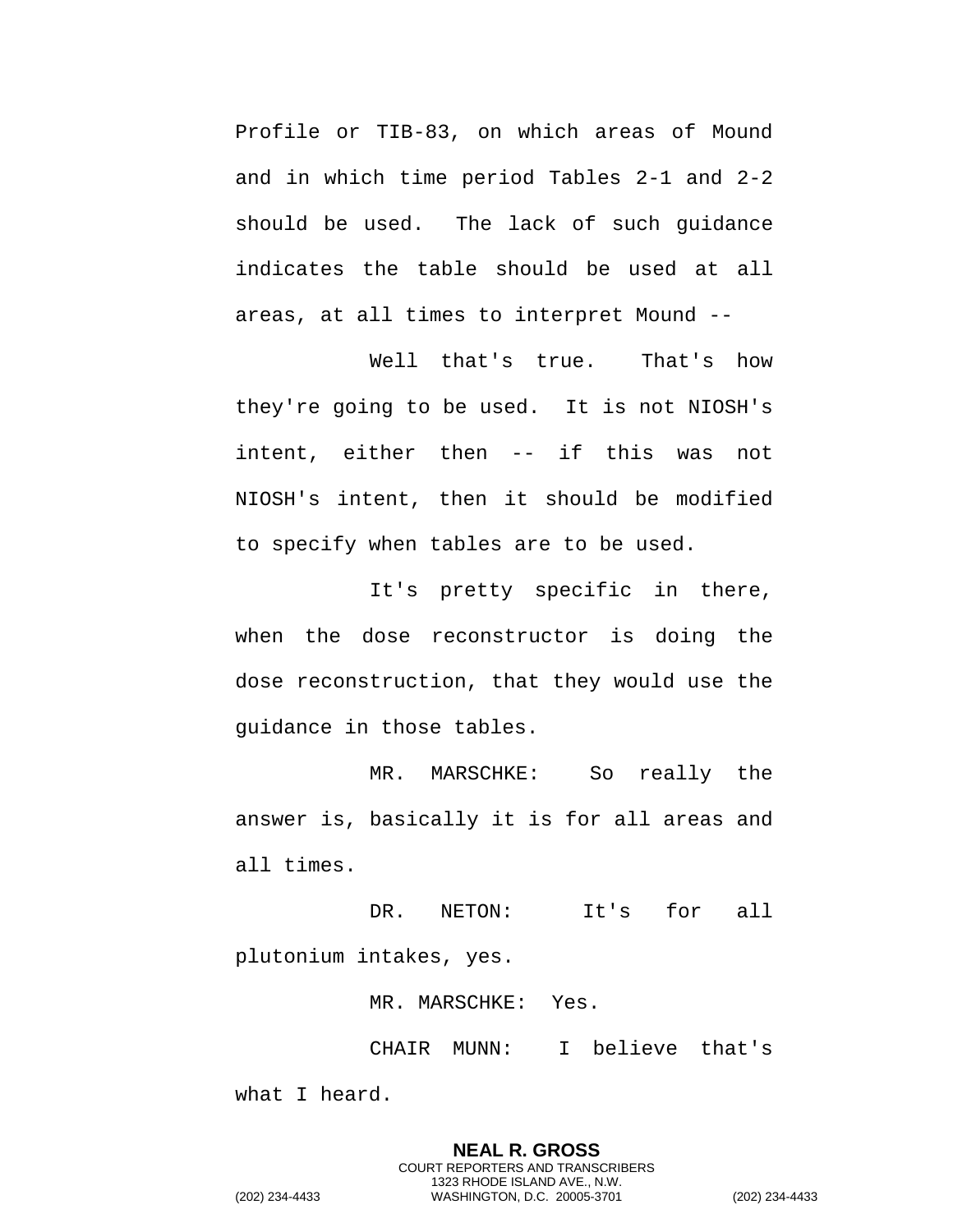Profile or TIB-83, on which areas of Mound and in which time period Tables 2-1 and 2-2 should be used. The lack of such guidance indicates the table should be used at all areas, at all times to interpret Mound --

Well that's true. That's how they're going to be used. It is not NIOSH's intent, either then -- if this was not NIOSH's intent, then it should be modified to specify when tables are to be used.

It's pretty specific in there, when the dose reconstructor is doing the dose reconstruction, that they would use the guidance in those tables.

MR. MARSCHKE: So really the answer is, basically it is for all areas and all times.

DR. NETON: It's for all plutonium intakes, yes.

MR. MARSCHKE: Yes.

CHAIR MUNN: I believe that's what I heard.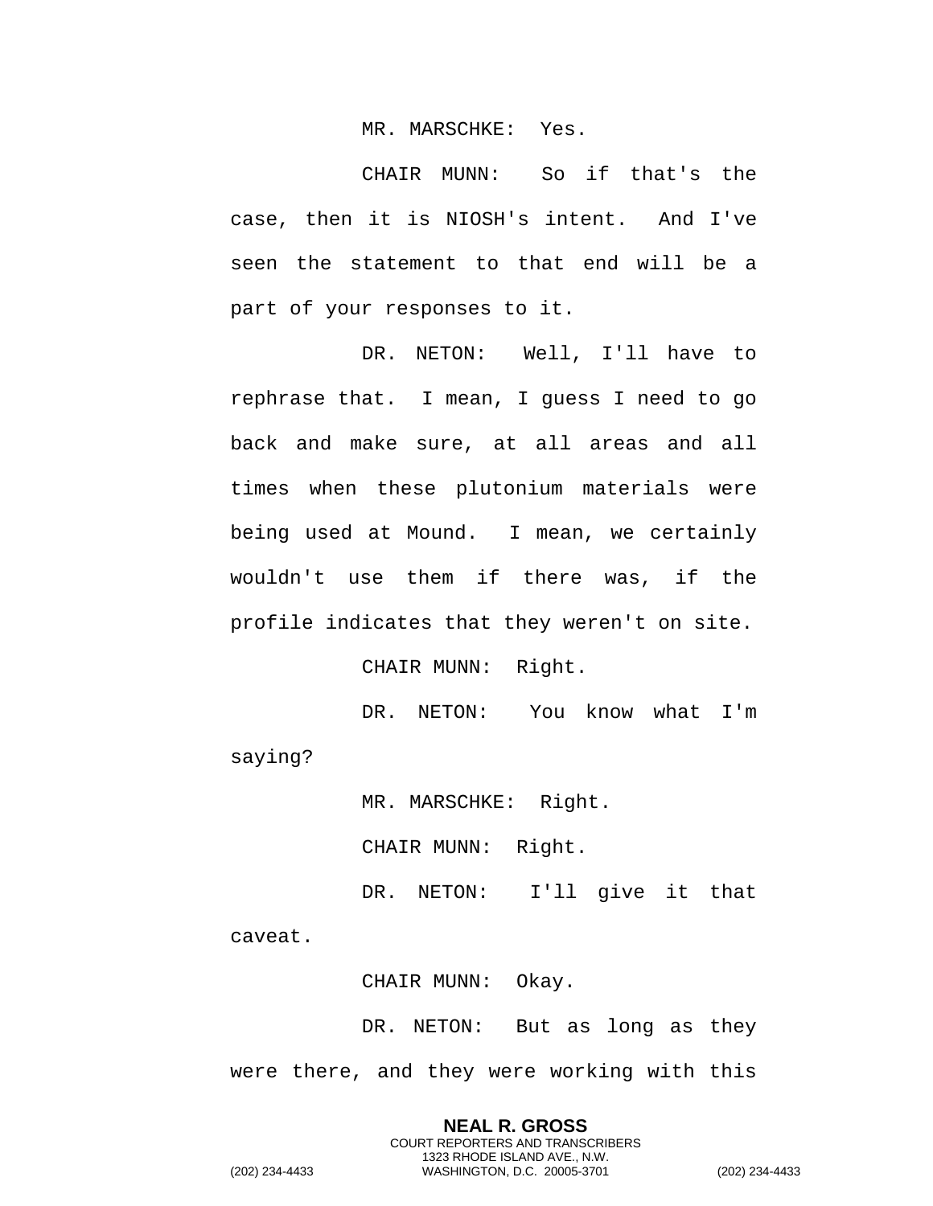MR. MARSCHKE: Yes.

CHAIR MUNN: So if that's the case, then it is NIOSH's intent. And I've seen the statement to that end will be a part of your responses to it.

DR. NETON: Well, I'll have to rephrase that. I mean, I guess I need to go back and make sure, at all areas and all times when these plutonium materials were being used at Mound. I mean, we certainly wouldn't use them if there was, if the profile indicates that they weren't on site.

CHAIR MUNN: Right.

DR. NETON: You know what I'm saying?

MR. MARSCHKE: Right.

CHAIR MUNN: Right.

DR. NETON: I'll give it that caveat.

CHAIR MUNN: Okay.

DR. NETON: But as long as they were there, and they were working with this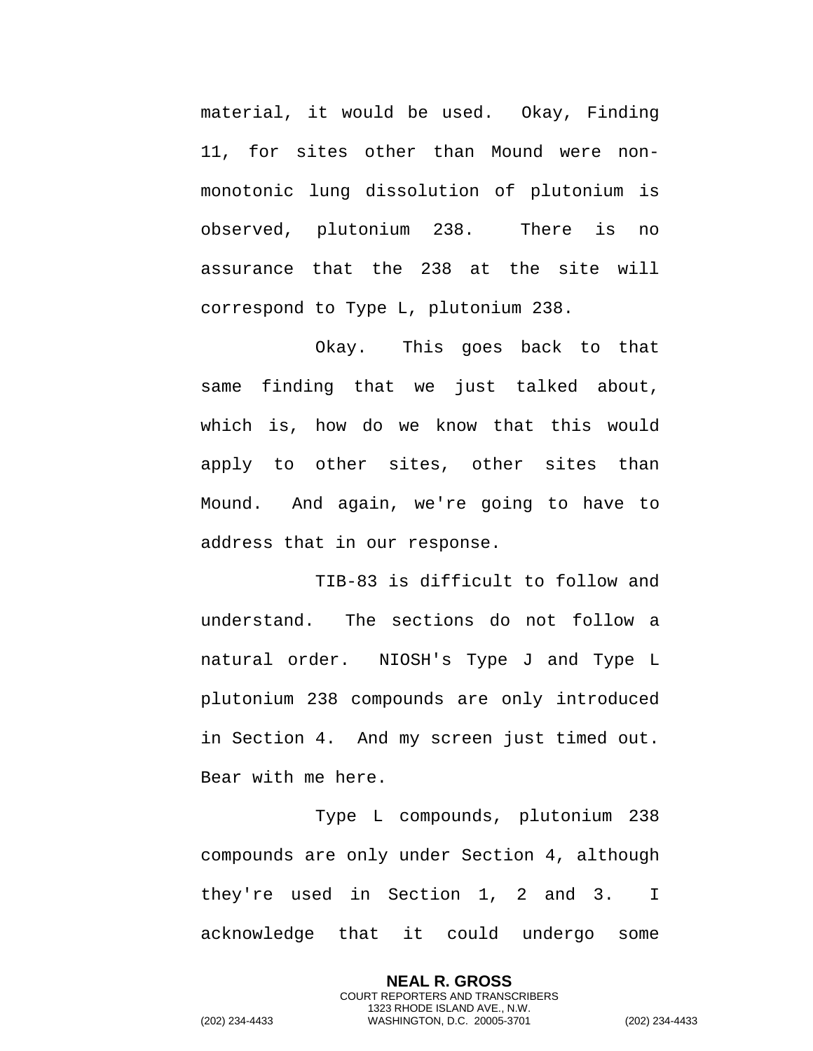material, it would be used. Okay, Finding 11, for sites other than Mound were non-monotonic lung dissolution of plutonium is observed, plutonium 238. There is no assurance that the 238 at the site will correspond to Type L, plutonium 238.

Okay. This goes back to that same finding that we just talked about, which is, how do we know that this would apply to other sites, other sites than Mound. And again, we're going to have to address that in our response.

TIB-83 is difficult to follow and understand. The sections do not follow a natural order. NIOSH's Type J and Type L plutonium 238 compounds are only introduced in Section 4. And my screen just timed out. Bear with me here.

Type L compounds, plutonium 238 compounds are only under Section 4, although they're used in Section 1, 2 and 3. I acknowledge that it could undergo some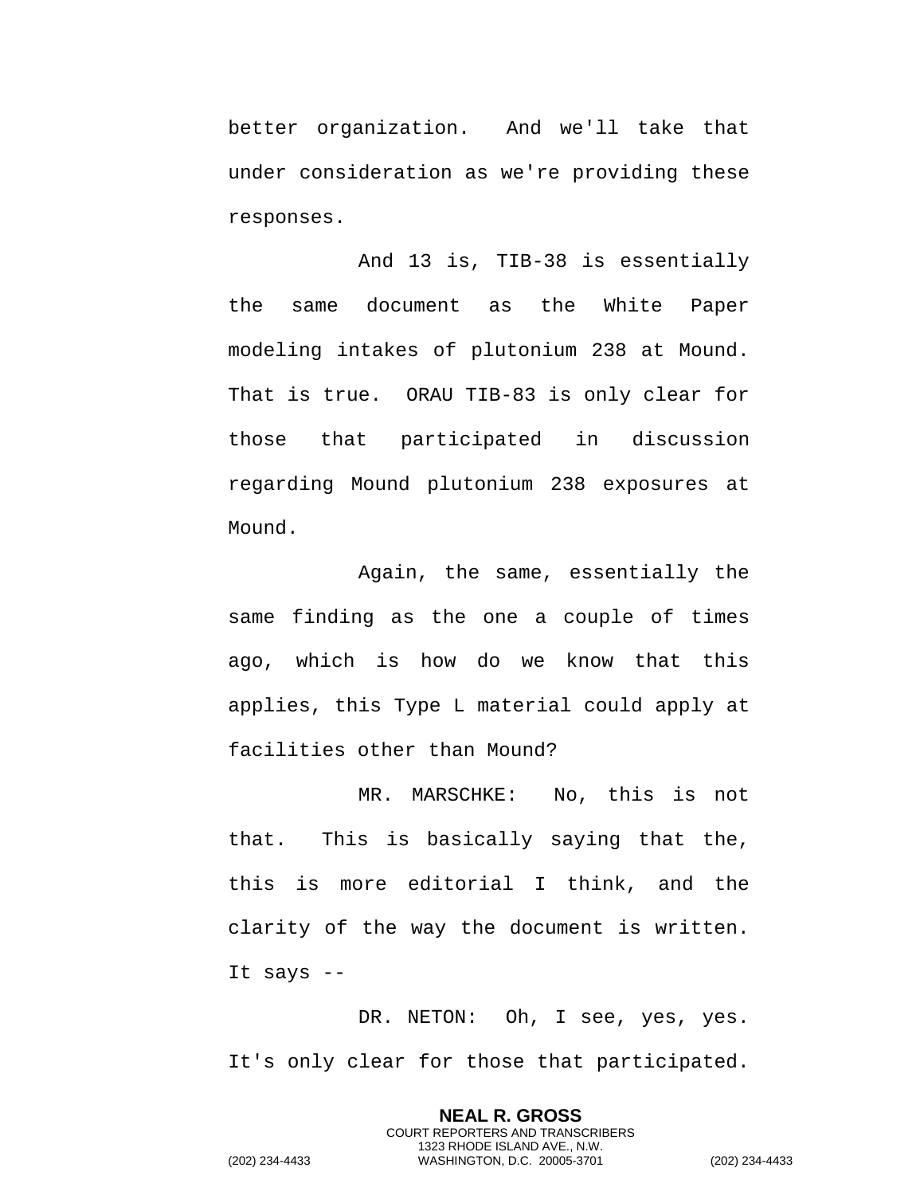better organization. And we'll take that under consideration as we're providing these responses.

And 13 is, TIB-38 is essentially the same document as the White Paper modeling intakes of plutonium 238 at Mound. That is true. ORAU TIB-83 is only clear for those that participated in discussion regarding Mound plutonium 238 exposures at Mound.

Again, the same, essentially the same finding as the one a couple of times ago, which is how do we know that this applies, this Type L material could apply at facilities other than Mound?

MR. MARSCHKE: No, this is not that. This is basically saying that the, this is more editorial I think, and the clarity of the way the document is written. It says --

DR. NETON: Oh, I see, yes, yes. It's only clear for those that participated.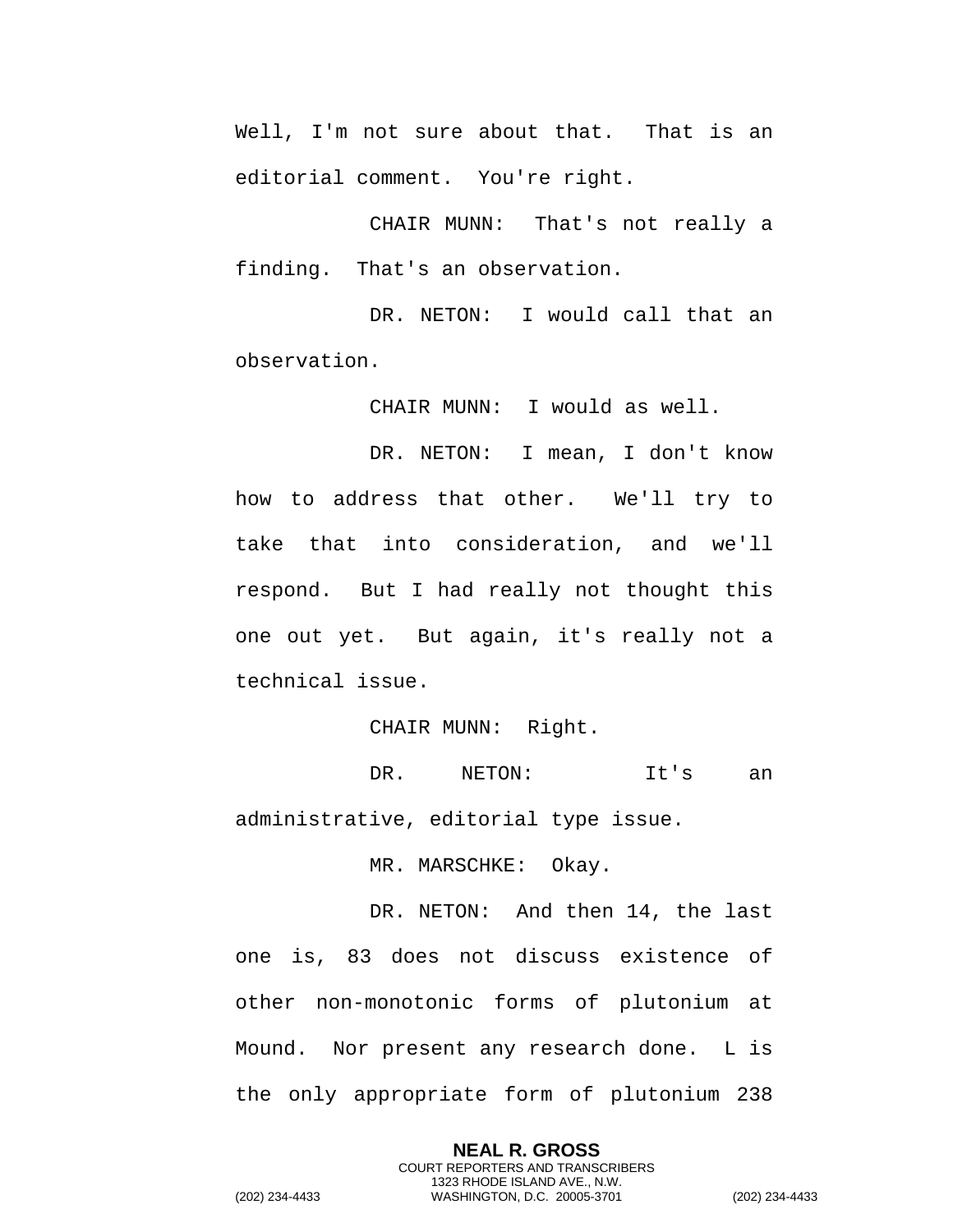Well, I'm not sure about that. That is an editorial comment. You're right.

CHAIR MUNN: That's not really a finding. That's an observation.

DR. NETON: I would call that an observation.

CHAIR MUNN: I would as well.

DR. NETON: I mean, I don't know how to address that other. We'll try to take that into consideration, and we'll respond. But I had really not thought this one out yet. But again, it's really not a technical issue.

CHAIR MUNN: Right.

DR. NETON: It's an administrative, editorial type issue.

MR. MARSCHKE: Okay.

DR. NETON: And then 14, the last one is, 83 does not discuss existence of other non-monotonic forms of plutonium at Mound. Nor present any research done. L is the only appropriate form of plutonium 238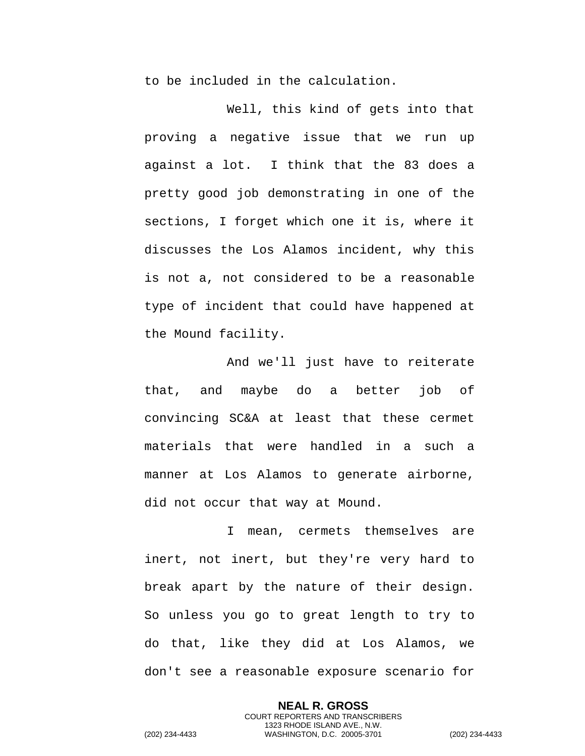to be included in the calculation.

Well, this kind of gets into that proving a negative issue that we run up against a lot. I think that the 83 does a pretty good job demonstrating in one of the sections, I forget which one it is, where it discusses the Los Alamos incident, why this is not a, not considered to be a reasonable type of incident that could have happened at the Mound facility.

And we'll just have to reiterate that, and maybe do a better job of convincing SC&A at least that these cermet materials that were handled in a such a manner at Los Alamos to generate airborne, did not occur that way at Mound.

I mean, cermets themselves are inert, not inert, but they're very hard to break apart by the nature of their design. So unless you go to great length to try to do that, like they did at Los Alamos, we don't see a reasonable exposure scenario for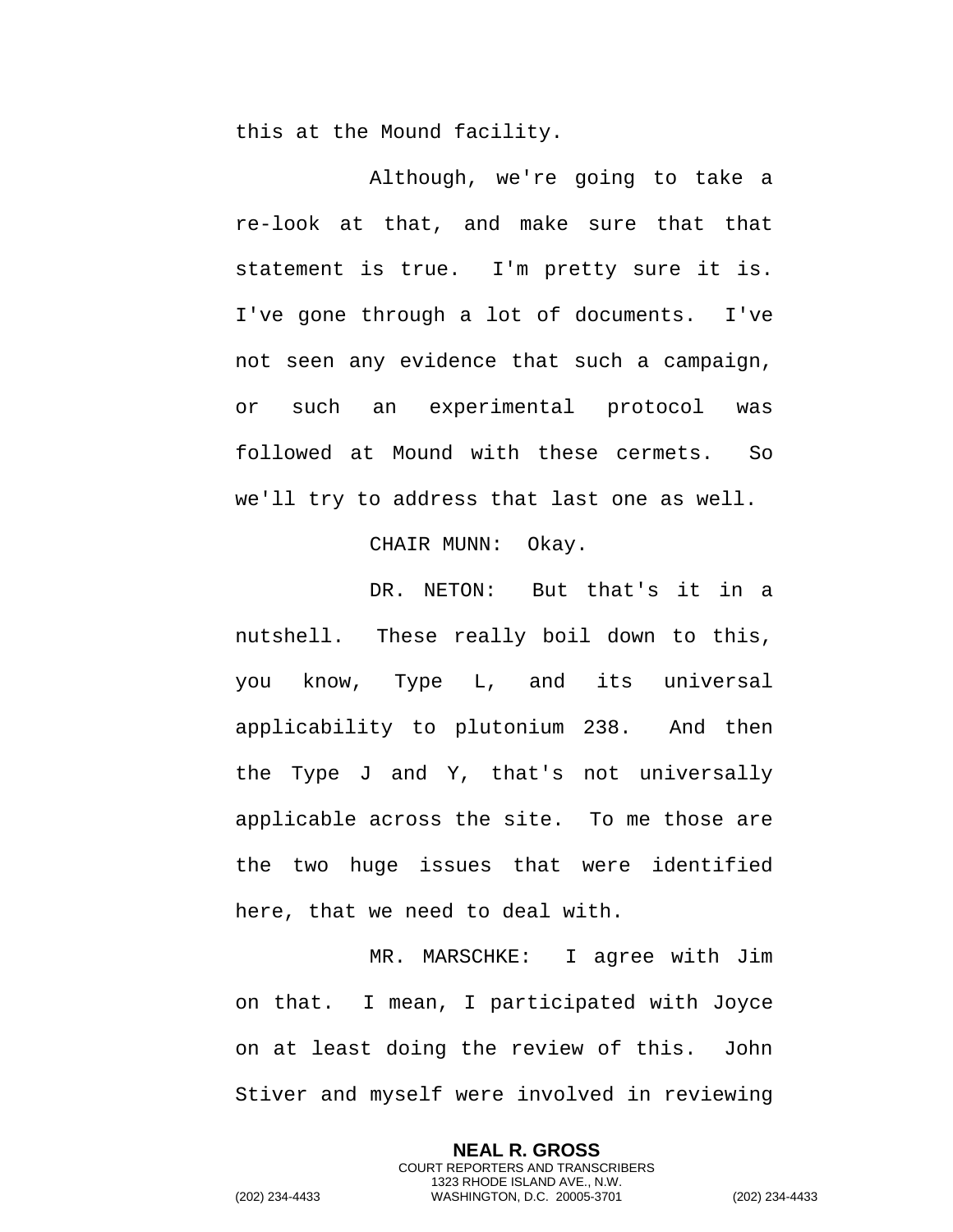this at the Mound facility.

Although, we're going to take a re-look at that, and make sure that that statement is true. I'm pretty sure it is. I've gone through a lot of documents. I've not seen any evidence that such a campaign, or such an experimental protocol was followed at Mound with these cermets. So we'll try to address that last one as well.

CHAIR MUNN: Okay.

DR. NETON: But that's it in a nutshell. These really boil down to this, you know, Type L, and its universal applicability to plutonium 238. And then the Type J and Y, that's not universally applicable across the site. To me those are the two huge issues that were identified here, that we need to deal with.

MR. MARSCHKE: I agree with Jim on that. I mean, I participated with Joyce on at least doing the review of this. John Stiver and myself were involved in reviewing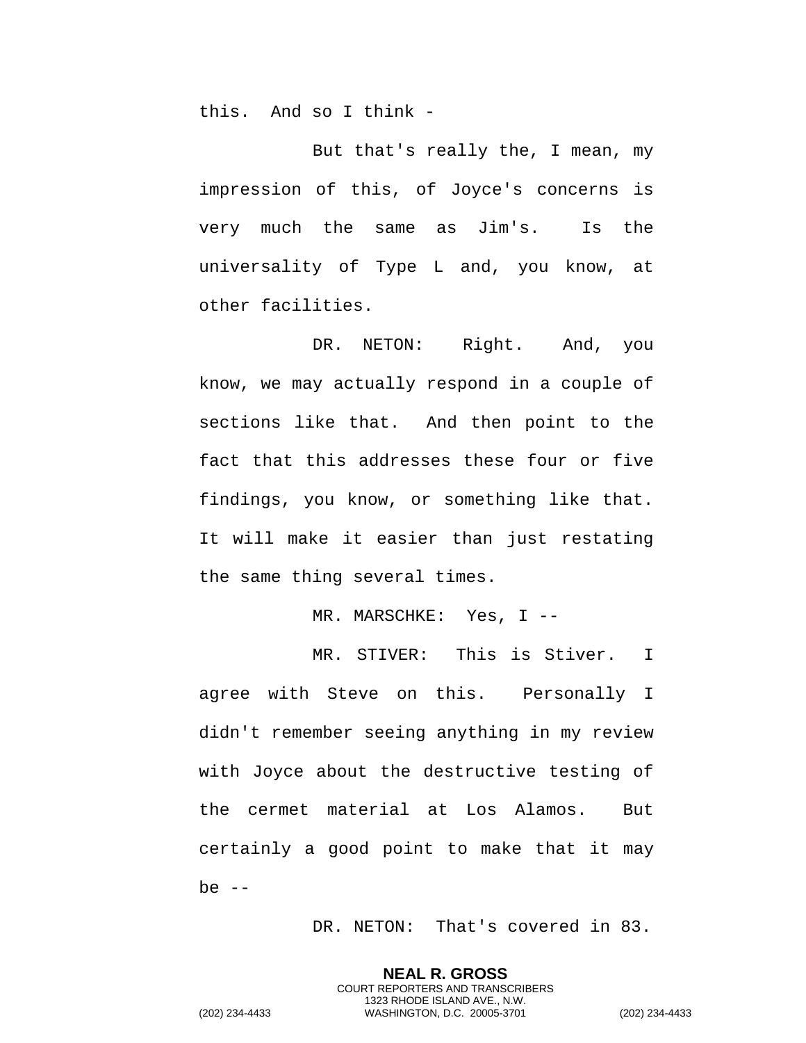this. And so I think -

But that's really the, I mean, my impression of this, of Joyce's concerns is very much the same as Jim's. Is the universality of Type L and, you know, at other facilities.

DR. NETON: Right. And, you know, we may actually respond in a couple of sections like that. And then point to the fact that this addresses these four or five findings, you know, or something like that. It will make it easier than just restating the same thing several times.

MR. MARSCHKE: Yes, I --

MR. STIVER: This is Stiver. I agree with Steve on this. Personally I didn't remember seeing anything in my review with Joyce about the destructive testing of the cermet material at Los Alamos. But certainly a good point to make that it may be --

DR. NETON: That's covered in 83.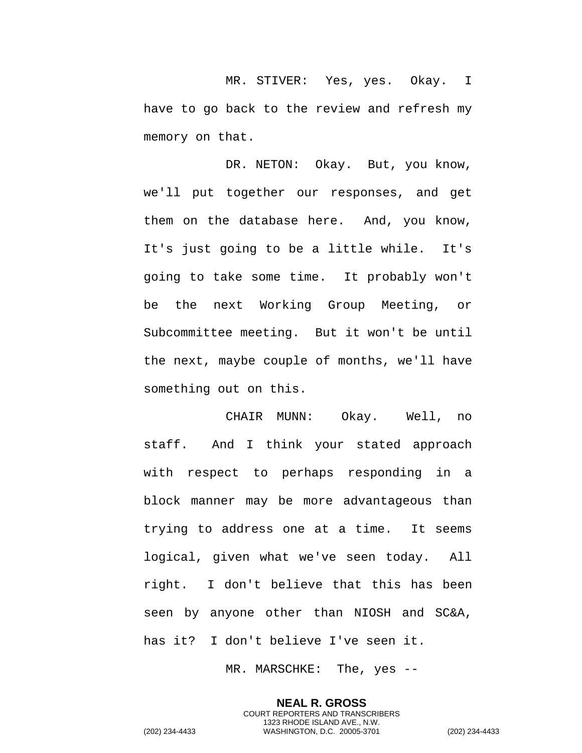MR. STIVER: Yes, yes. Okay. I have to go back to the review and refresh my memory on that.

DR. NETON: Okay. But, you know, we'll put together our responses, and get them on the database here. And, you know, It's just going to be a little while. It's going to take some time. It probably won't be the next Working Group Meeting, or Subcommittee meeting. But it won't be until the next, maybe couple of months, we'll have something out on this.

CHAIR MUNN: Okay. Well, no staff. And I think your stated approach with respect to perhaps responding in a block manner may be more advantageous than trying to address one at a time. It seems logical, given what we've seen today. All right. I don't believe that this has been seen by anyone other than NIOSH and SC&A, has it? I don't believe I've seen it.

MR. MARSCHKE: The, yes --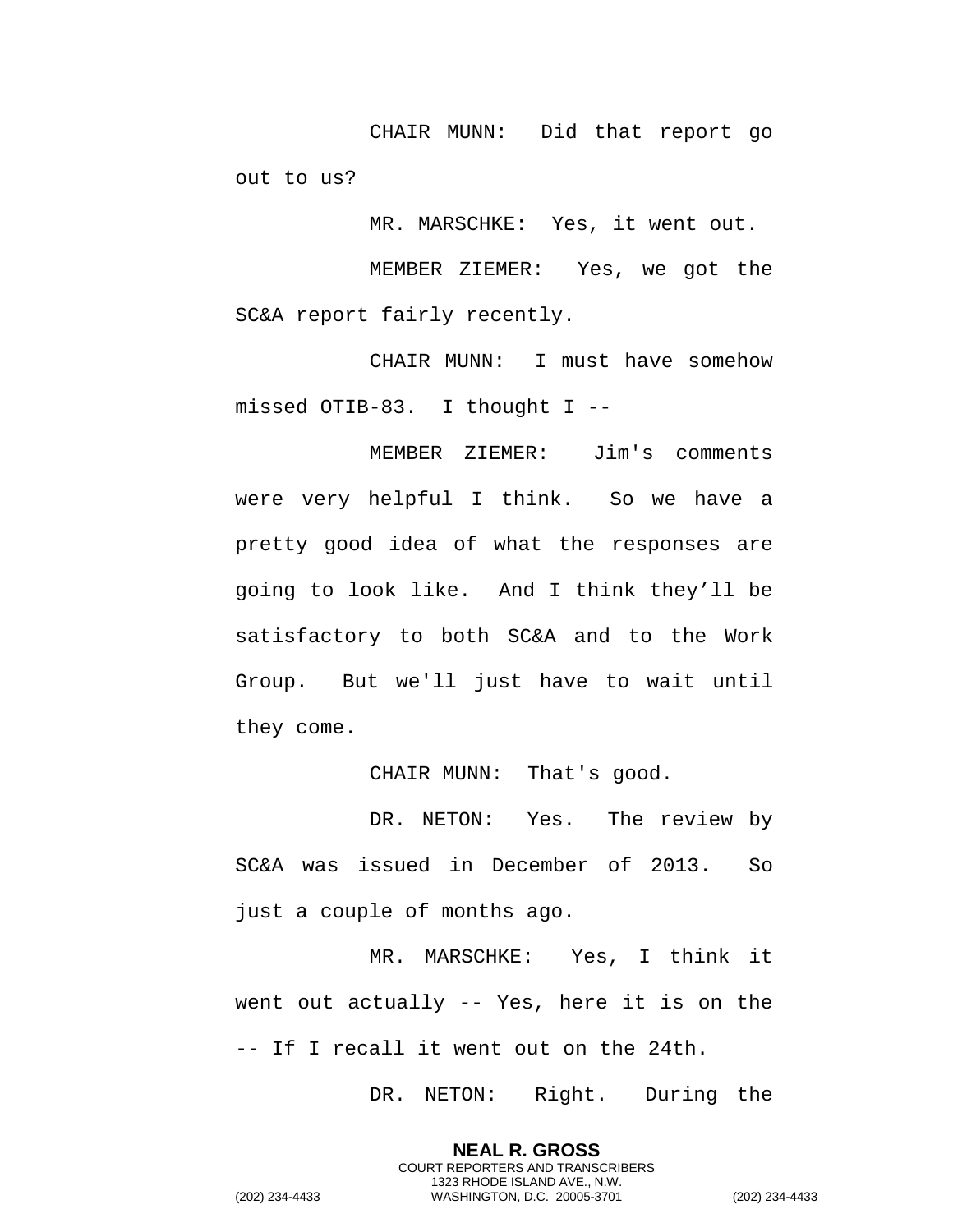CHAIR MUNN: Did that report go out to us?

MR. MARSCHKE: Yes, it went out.

MEMBER ZIEMER: Yes, we got the SC&A report fairly recently.

CHAIR MUNN: I must have somehow missed OTIB-83. I thought I --

MEMBER ZIEMER: Jim's comments were very helpful I think. So we have a pretty good idea of what the responses are going to look like. And I think they'll be satisfactory to both SC&A and to the Work Group. But we'll just have to wait until they come.

CHAIR MUNN: That's good.

DR. NETON: Yes. The review by SC&A was issued in December of 2013. So just a couple of months ago.

MR. MARSCHKE: Yes, I think it went out actually -- Yes, here it is on the -- If I recall it went out on the 24th.

DR. NETON: Right. During the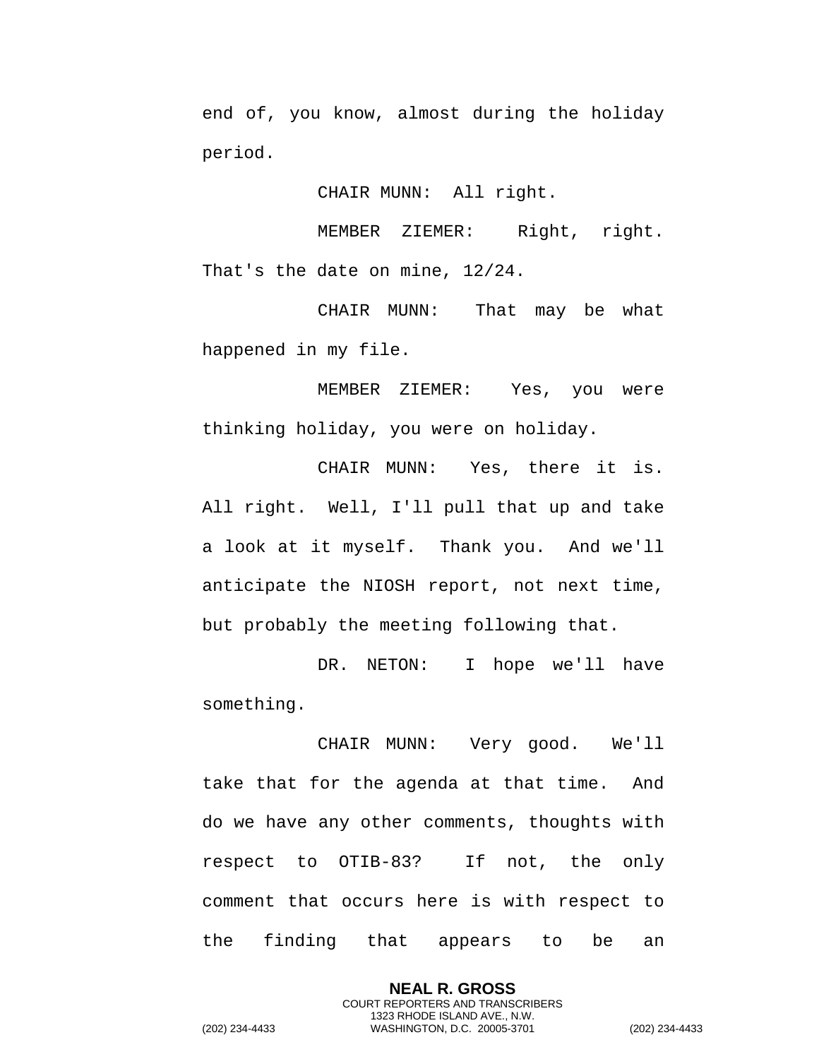end of, you know, almost during the holiday period.

CHAIR MUNN: All right.

MEMBER ZIEMER: Right, right. That's the date on mine, 12/24.

CHAIR MUNN: That may be what happened in my file.

MEMBER ZIEMER: Yes, you were thinking holiday, you were on holiday.

CHAIR MUNN: Yes, there it is. All right. Well, I'll pull that up and take a look at it myself. Thank you. And we'll anticipate the NIOSH report, not next time, but probably the meeting following that.

DR. NETON: I hope we'll have something.

CHAIR MUNN: Very good. We'll take that for the agenda at that time. And do we have any other comments, thoughts with respect to OTIB-83? If not, the only comment that occurs here is with respect to the finding that appears to be an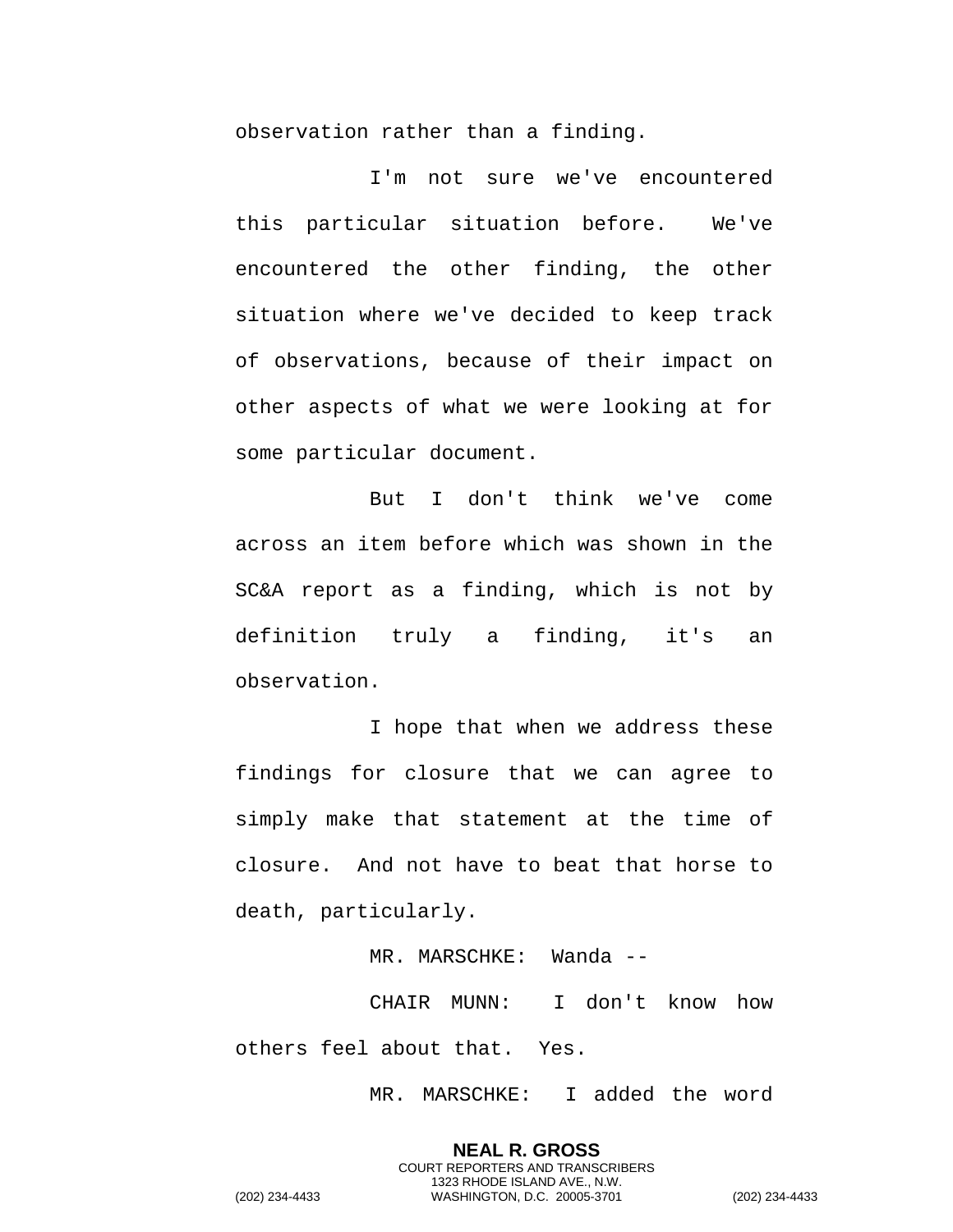observation rather than a finding.

I'm not sure we've encountered this particular situation before. We've encountered the other finding, the other situation where we've decided to keep track of observations, because of their impact on other aspects of what we were looking at for some particular document.

But I don't think we've come across an item before which was shown in the SC&A report as a finding, which is not by definition truly a finding, it's an observation.

I hope that when we address these findings for closure that we can agree to simply make that statement at the time of closure. And not have to beat that horse to death, particularly.

MR. MARSCHKE: Wanda --

CHAIR MUNN: I don't know how others feel about that. Yes.

MR. MARSCHKE: I added the word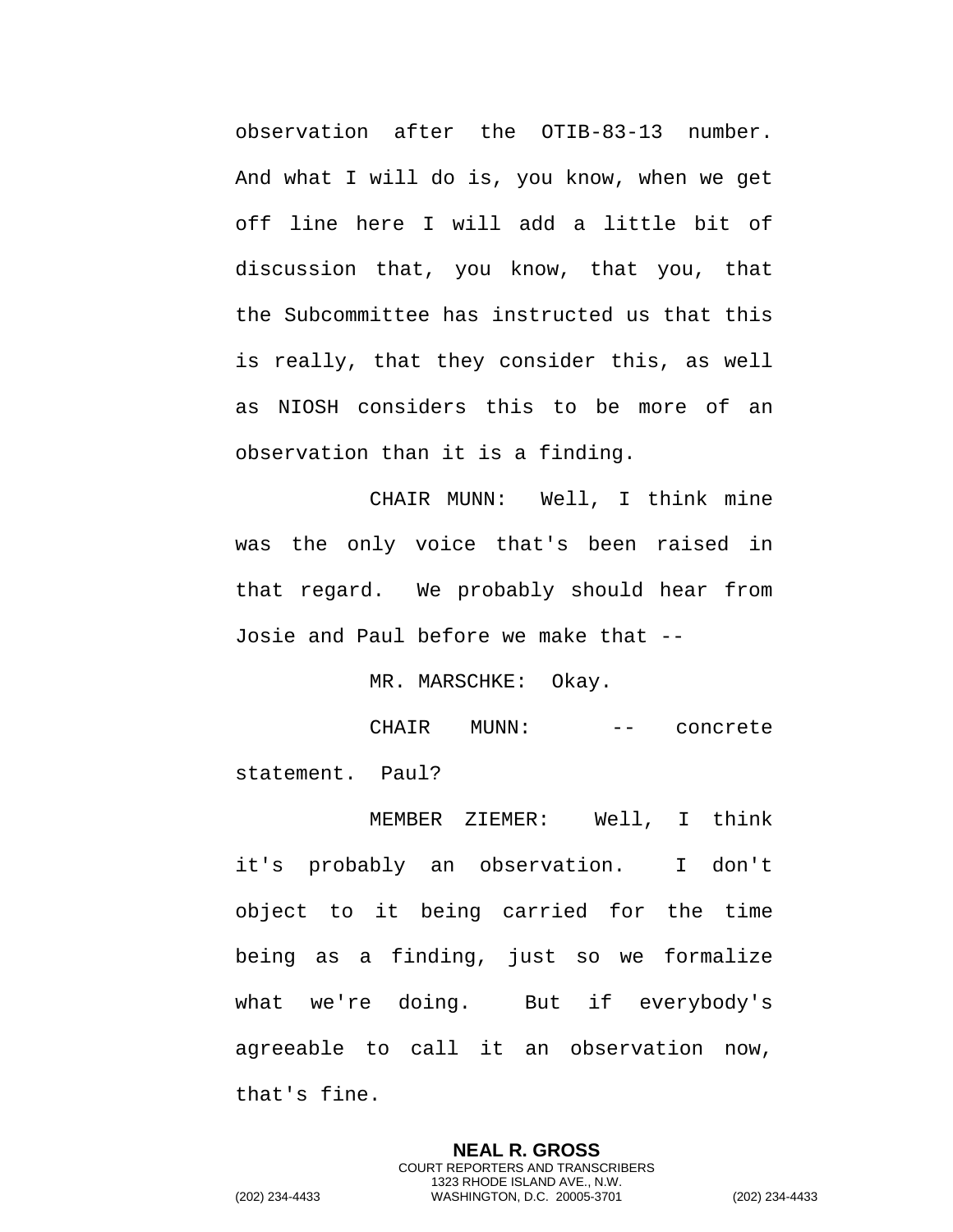observation after the OTIB-83-13 number. And what I will do is, you know, when we get off line here I will add a little bit of discussion that, you know, that you, that the Subcommittee has instructed us that this is really, that they consider this, as well as NIOSH considers this to be more of an observation than it is a finding.

CHAIR MUNN: Well, I think mine was the only voice that's been raised in that regard. We probably should hear from Josie and Paul before we make that --

MR. MARSCHKE: Okay.

CHAIR MUNN: -- concrete statement. Paul?

MEMBER ZIEMER: Well, I think it's probably an observation. I don't object to it being carried for the time being as a finding, just so we formalize what we're doing. But if everybody's agreeable to call it an observation now, that's fine.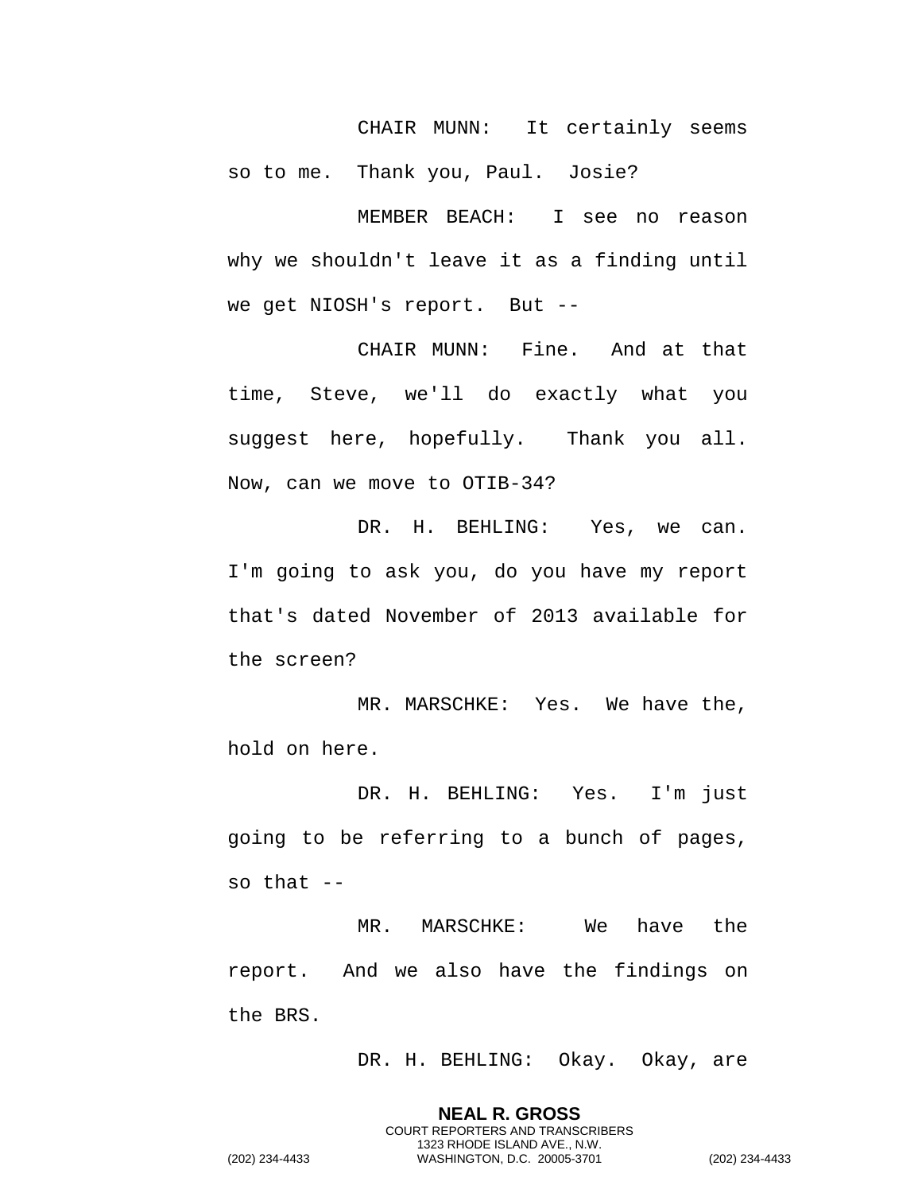CHAIR MUNN: It certainly seems so to me. Thank you, Paul. Josie?

MEMBER BEACH: I see no reason why we shouldn't leave it as a finding until we get NIOSH's report. But --

CHAIR MUNN: Fine. And at that time, Steve, we'll do exactly what you suggest here, hopefully. Thank you all. Now, can we move to OTIB-34?

DR. H. BEHLING: Yes, we can. I'm going to ask you, do you have my report that's dated November of 2013 available for the screen?

MR. MARSCHKE: Yes. We have the, hold on here.

DR. H. BEHLING: Yes. I'm just going to be referring to a bunch of pages, so that --

MR. MARSCHKE: We have the report. And we also have the findings on the BRS.

DR. H. BEHLING: Okay. Okay, are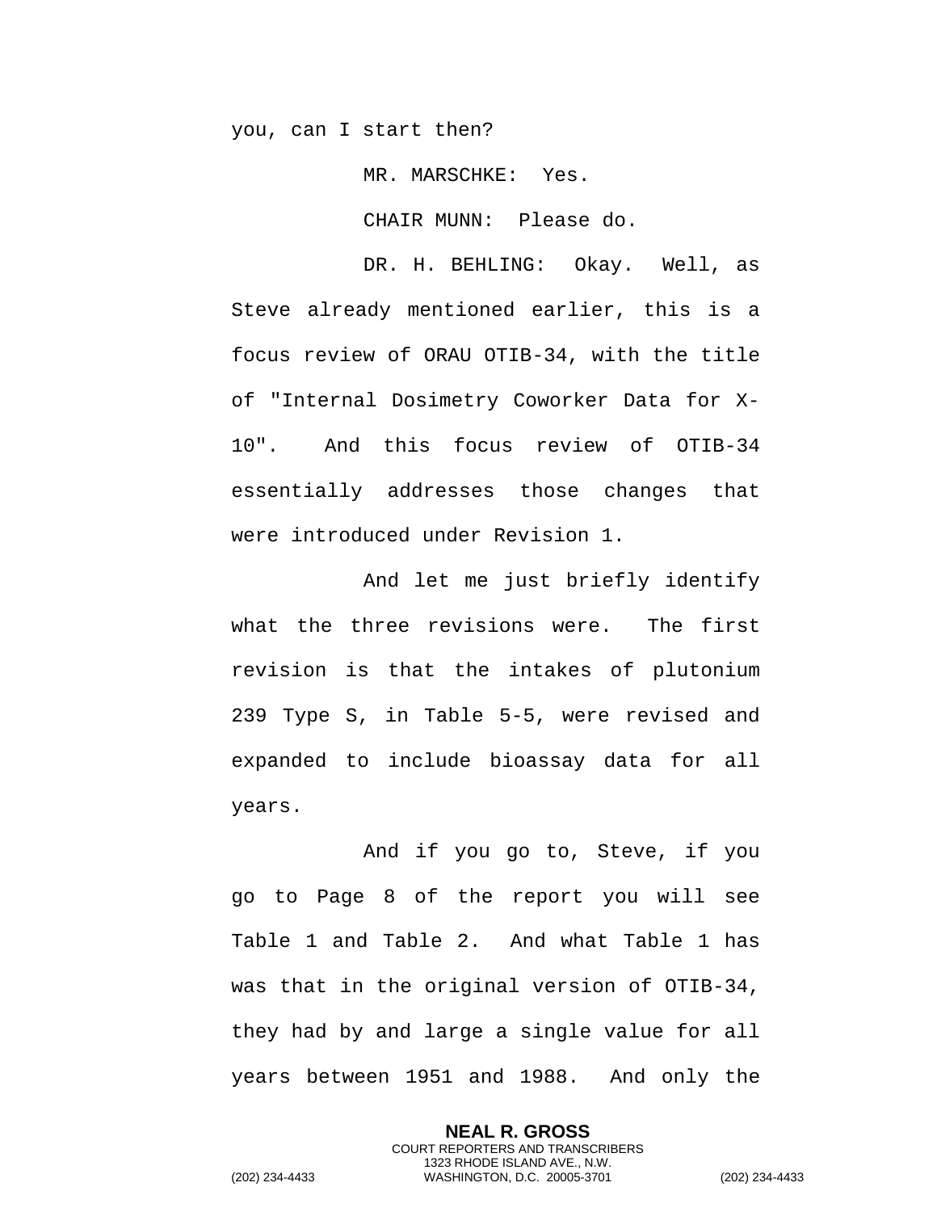you, can I start then?

MR. MARSCHKE: Yes.

CHAIR MUNN: Please do.

DR. H. BEHLING: Okay. Well, as Steve already mentioned earlier, this is a focus review of ORAU OTIB-34, with the title of "Internal Dosimetry Coworker Data for X-10". And this focus review of OTIB-34 essentially addresses those changes that were introduced under Revision 1.

And let me just briefly identify what the three revisions were. The first revision is that the intakes of plutonium 239 Type S, in Table 5-5, were revised and expanded to include bioassay data for all years.

And if you go to, Steve, if you go to Page 8 of the report you will see Table 1 and Table 2. And what Table 1 has was that in the original version of OTIB-34, they had by and large a single value for all years between 1951 and 1988. And only the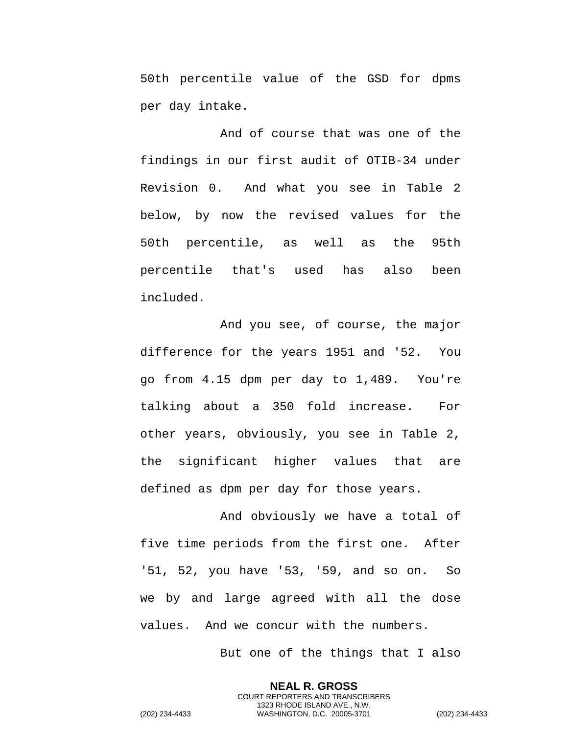50th percentile value of the GSD for dpms per day intake.

And of course that was one of the findings in our first audit of OTIB-34 under Revision 0. And what you see in Table 2 below, by now the revised values for the 50th percentile, as well as the 95th percentile that's used has also been included.

And you see, of course, the major difference for the years 1951 and '52. You go from 4.15 dpm per day to 1,489. You're talking about a 350 fold increase. For other years, obviously, you see in Table 2, the significant higher values that are defined as dpm per day for those years.

And obviously we have a total of five time periods from the first one. After '51, 52, you have '53, '59, and so on. So we by and large agreed with all the dose values. And we concur with the numbers.

But one of the things that I also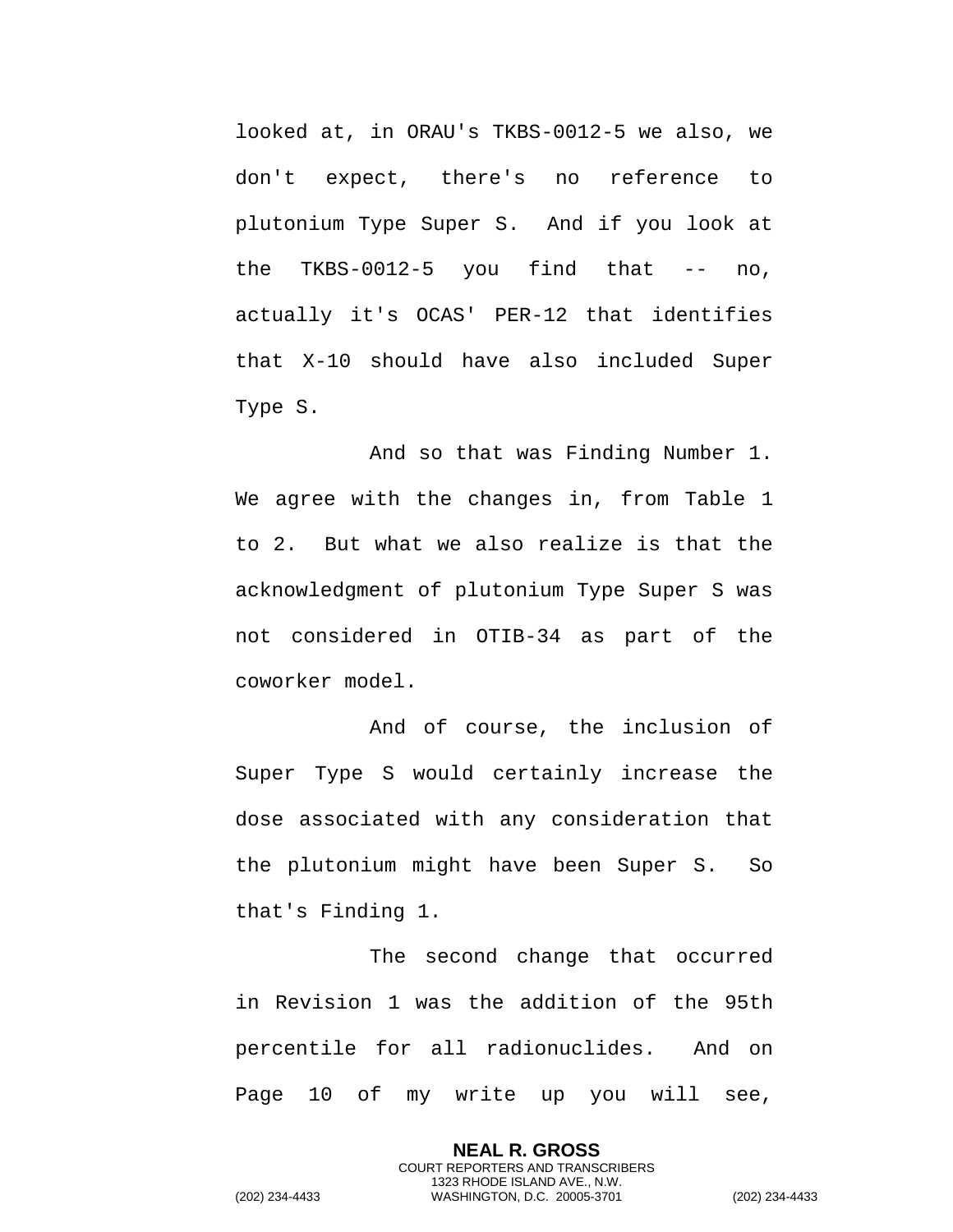looked at, in ORAU's TKBS-0012-5 we also, we don't expect, there's no reference to plutonium Type Super S. And if you look at the TKBS-0012-5 you find that -- no, actually it's OCAS' PER-12 that identifies that X-10 should have also included Super Type S.

And so that was Finding Number 1. We agree with the changes in, from Table 1 to 2. But what we also realize is that the acknowledgment of plutonium Type Super S was not considered in OTIB-34 as part of the coworker model.

And of course, the inclusion of Super Type S would certainly increase the dose associated with any consideration that the plutonium might have been Super S. So that's Finding 1.

The second change that occurred in Revision 1 was the addition of the 95th percentile for all radionuclides. And on Page 10 of my write up you will see,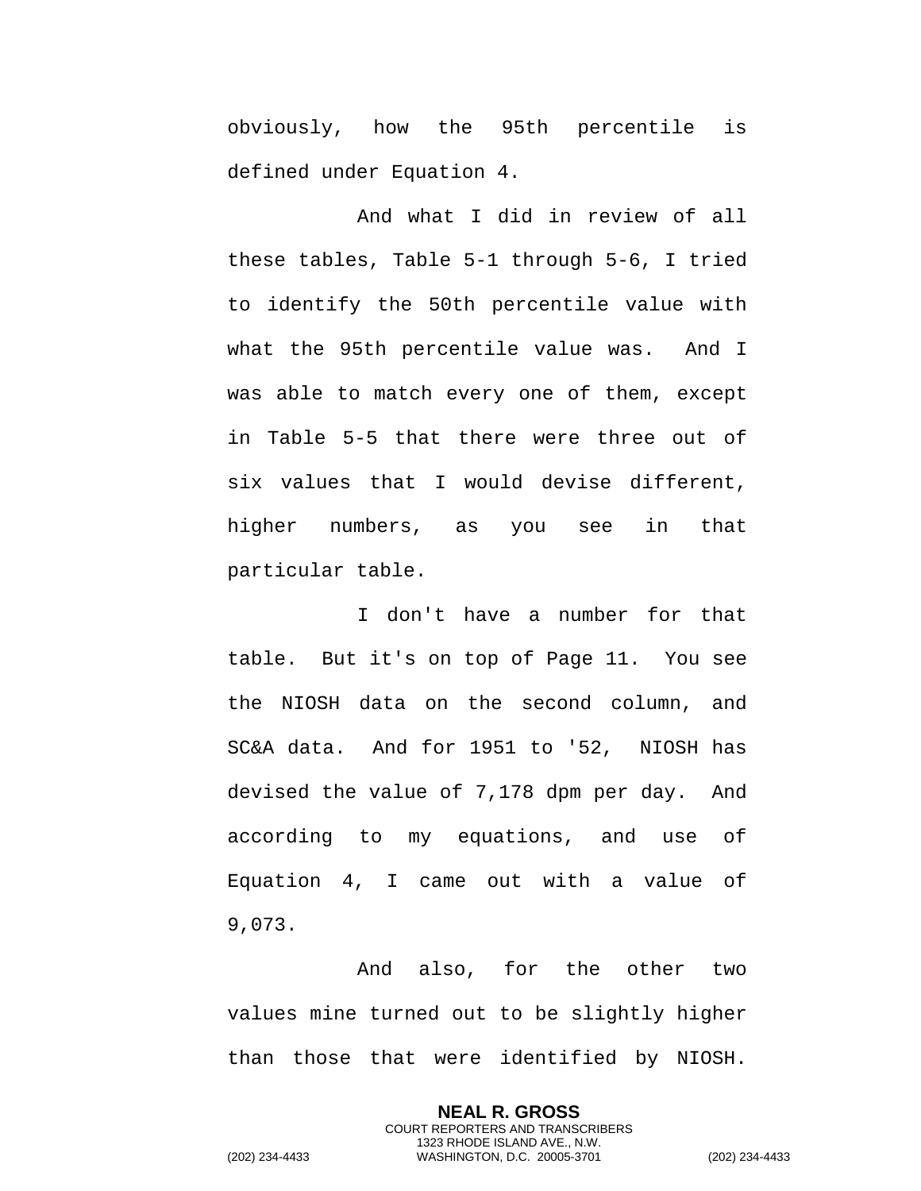obviously, how the 95th percentile is defined under Equation 4.

And what I did in review of all these tables, Table 5-1 through 5-6, I tried to identify the 50th percentile value with what the 95th percentile value was. And I was able to match every one of them, except in Table 5-5 that there were three out of six values that I would devise different, higher numbers, as you see in that particular table.

I don't have a number for that table. But it's on top of Page 11. You see the NIOSH data on the second column, and SC&A data. And for 1951 to '52, NIOSH has devised the value of 7,178 dpm per day. And according to my equations, and use of Equation 4, I came out with a value of 9,073.

And also, for the other two values mine turned out to be slightly higher than those that were identified by NIOSH.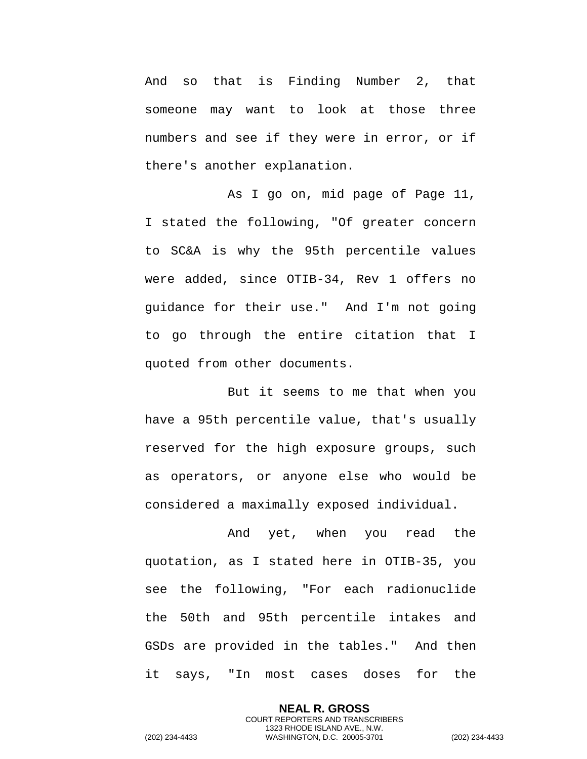And so that is Finding Number 2, that someone may want to look at those three numbers and see if they were in error, or if there's another explanation.

As I go on, mid page of Page 11, I stated the following, "Of greater concern to SC&A is why the 95th percentile values were added, since OTIB-34, Rev 1 offers no guidance for their use." And I'm not going to go through the entire citation that I quoted from other documents.

But it seems to me that when you have a 95th percentile value, that's usually reserved for the high exposure groups, such as operators, or anyone else who would be considered a maximally exposed individual.

And yet, when you read the quotation, as I stated here in OTIB-35, you see the following, "For each radionuclide the 50th and 95th percentile intakes and GSDs are provided in the tables." And then it says, "In most cases doses for the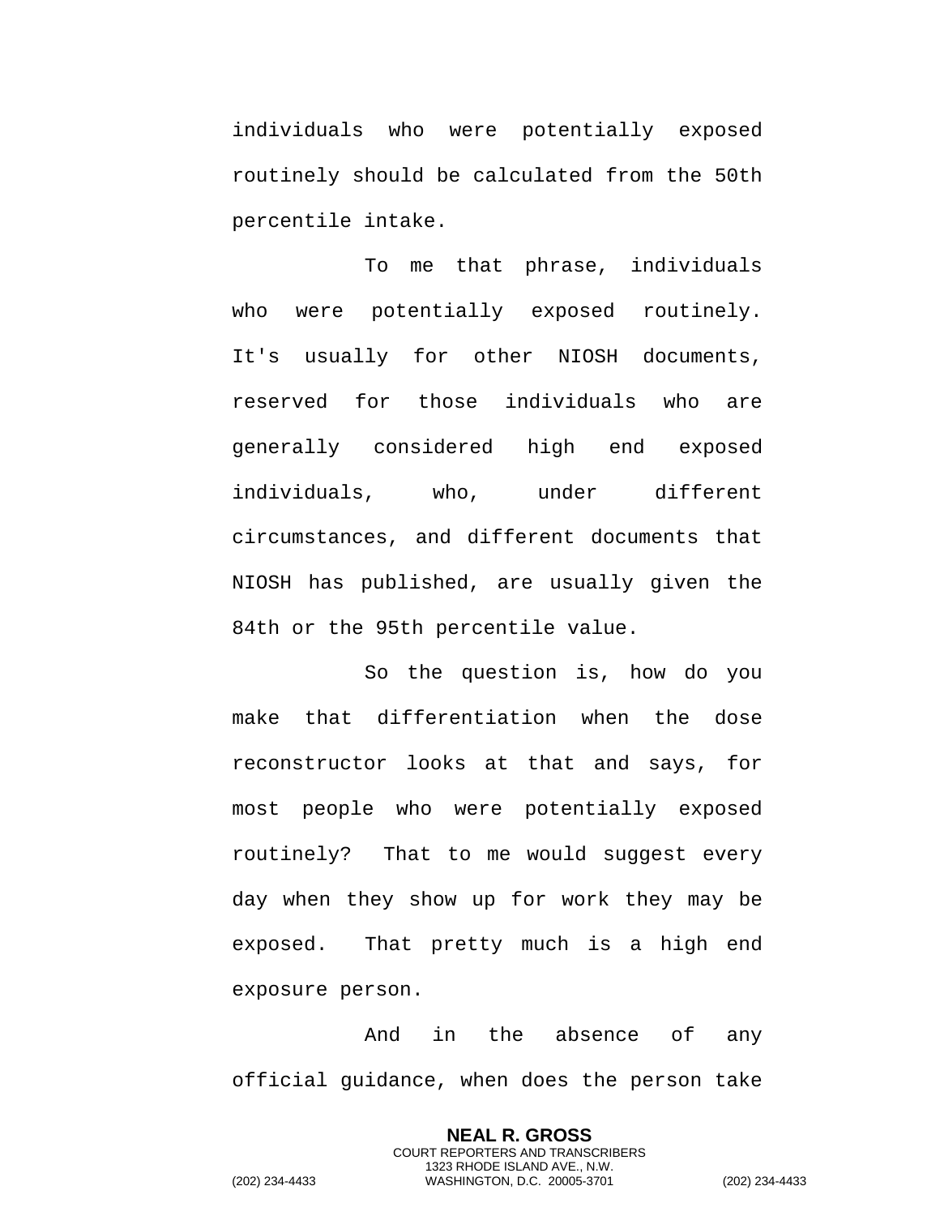individuals who were potentially exposed routinely should be calculated from the 50th percentile intake.

To me that phrase, individuals who were potentially exposed routinely. It's usually for other NIOSH documents, reserved for those individuals who are generally considered high end exposed individuals, who, under different circumstances, and different documents that NIOSH has published, are usually given the 84th or the 95th percentile value.

So the question is, how do you make that differentiation when the dose reconstructor looks at that and says, for most people who were potentially exposed routinely? That to me would suggest every day when they show up for work they may be exposed. That pretty much is a high end exposure person.

And in the absence of any official guidance, when does the person take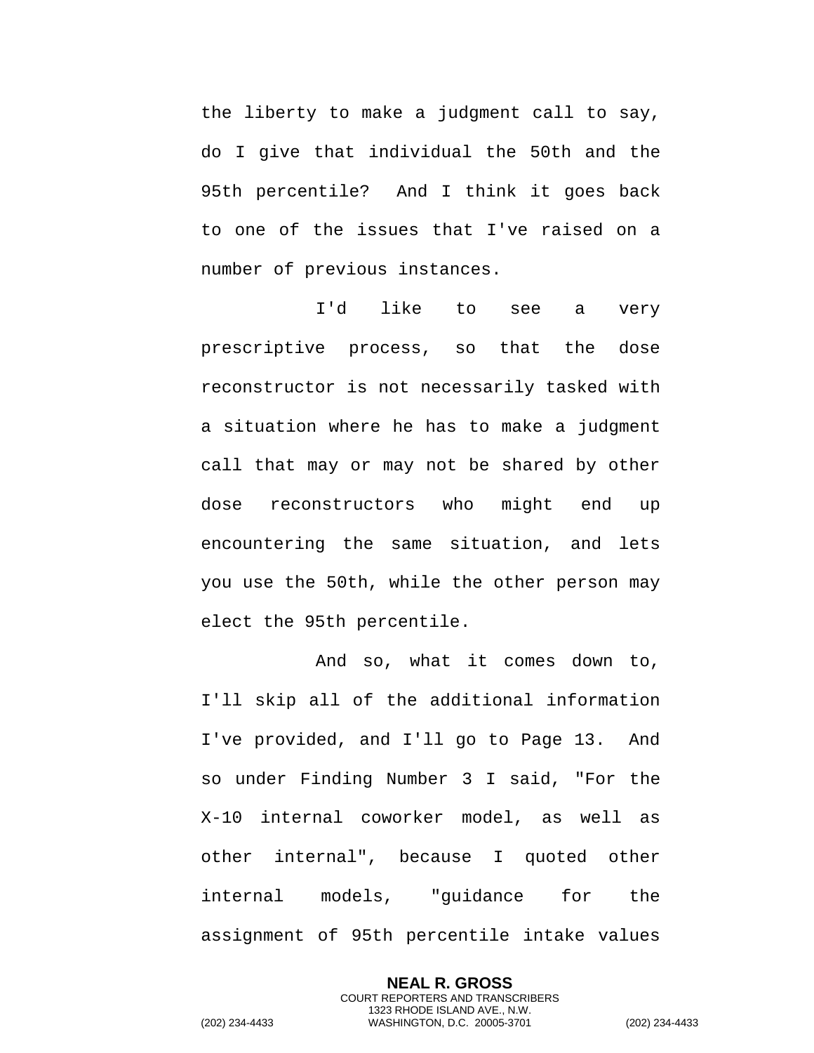the liberty to make a judgment call to say, do I give that individual the 50th and the 95th percentile? And I think it goes back to one of the issues that I've raised on a number of previous instances.

I'd like to see a very prescriptive process, so that the dose reconstructor is not necessarily tasked with a situation where he has to make a judgment call that may or may not be shared by other dose reconstructors who might end up encountering the same situation, and lets you use the 50th, while the other person may elect the 95th percentile.

And so, what it comes down to, I'll skip all of the additional information I've provided, and I'll go to Page 13. And so under Finding Number 3 I said, "For the X-10 internal coworker model, as well as other internal", because I quoted other internal models, "guidance for the assignment of 95th percentile intake values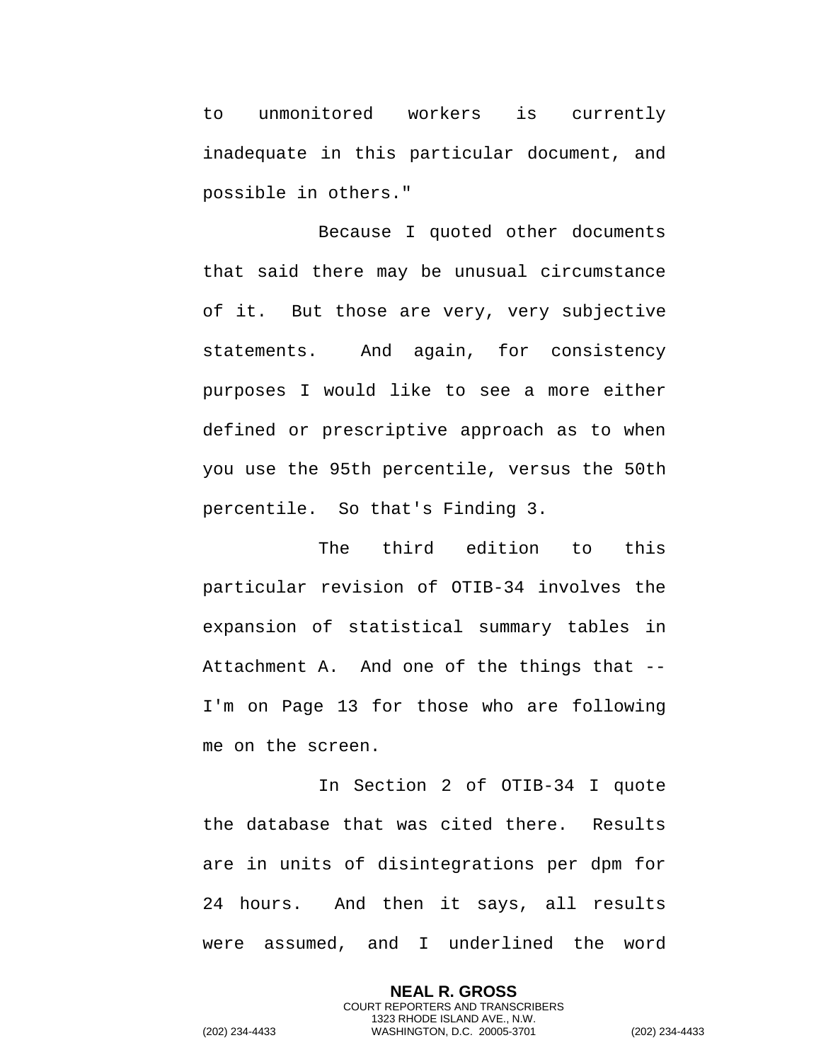to unmonitored workers is currently inadequate in this particular document, and possible in others."

Because I quoted other documents that said there may be unusual circumstance of it. But those are very, very subjective statements. And again, for consistency purposes I would like to see a more either defined or prescriptive approach as to when you use the 95th percentile, versus the 50th percentile. So that's Finding 3.

The third edition to this particular revision of OTIB-34 involves the expansion of statistical summary tables in Attachment A. And one of the things that -- I'm on Page 13 for those who are following me on the screen.

In Section 2 of OTIB-34 I quote the database that was cited there. Results are in units of disintegrations per dpm for 24 hours. And then it says, all results were assumed, and I underlined the word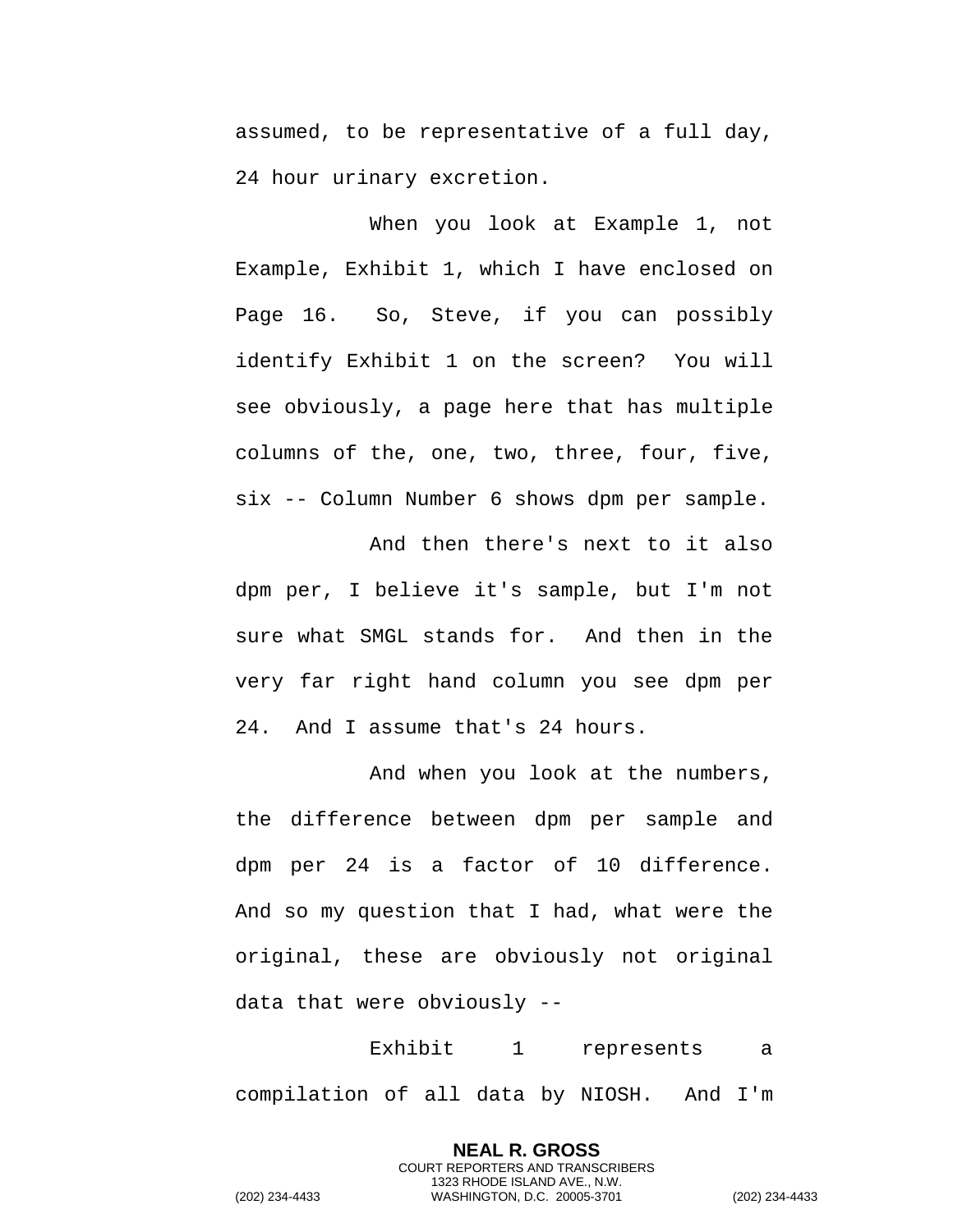assumed, to be representative of a full day, 24 hour urinary excretion.

When you look at Example 1, not Example, Exhibit 1, which I have enclosed on Page 16. So, Steve, if you can possibly identify Exhibit 1 on the screen? You will see obviously, a page here that has multiple columns of the, one, two, three, four, five, six -- Column Number 6 shows dpm per sample.

And then there's next to it also dpm per, I believe it's sample, but I'm not sure what SMGL stands for. And then in the very far right hand column you see dpm per 24. And I assume that's 24 hours.

And when you look at the numbers, the difference between dpm per sample and dpm per 24 is a factor of 10 difference. And so my question that I had, what were the original, these are obviously not original data that were obviously --

Exhibit 1 represents a compilation of all data by NIOSH. And I'm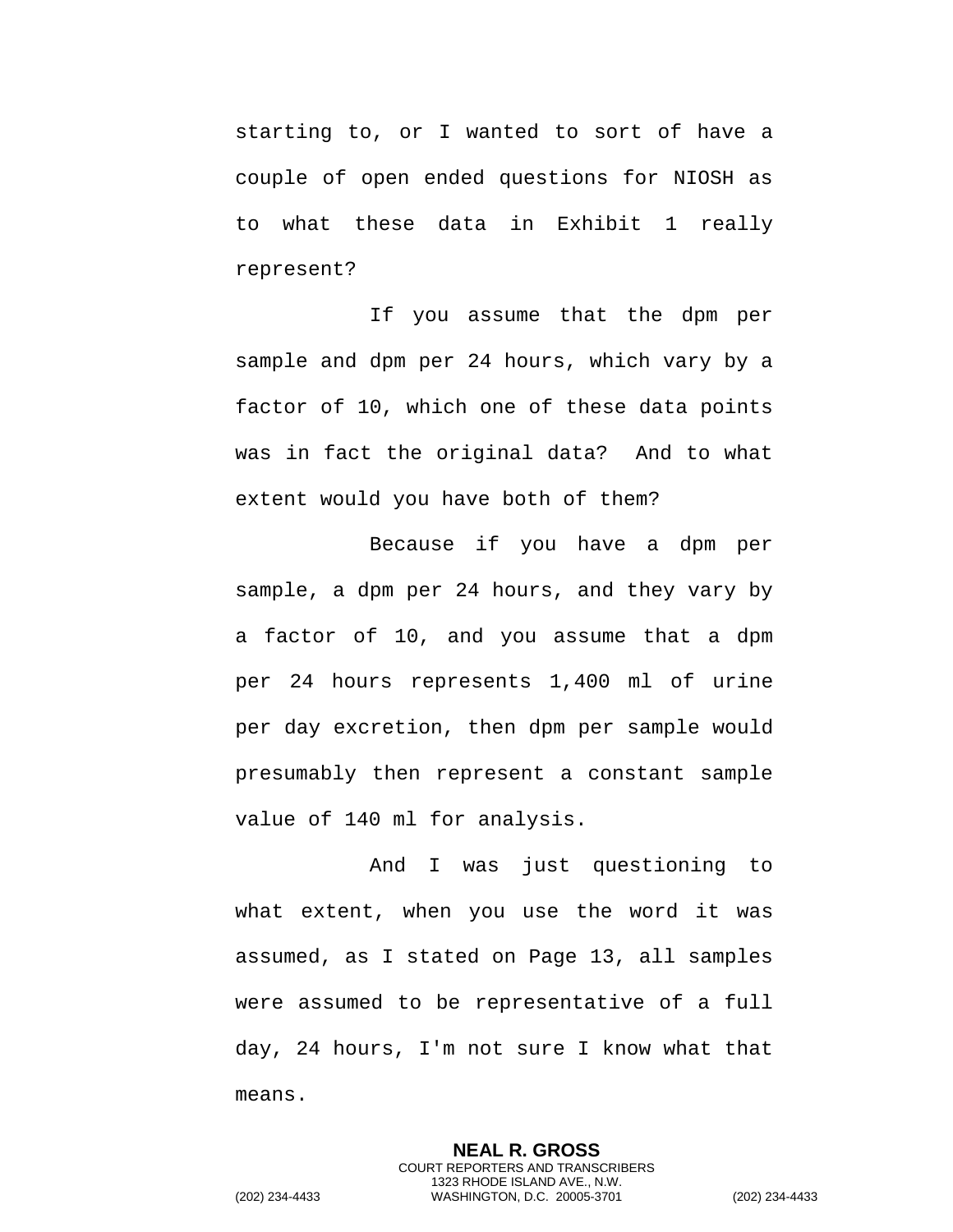starting to, or I wanted to sort of have a couple of open ended questions for NIOSH as to what these data in Exhibit 1 really represent?

If you assume that the dpm per sample and dpm per 24 hours, which vary by a factor of 10, which one of these data points was in fact the original data? And to what extent would you have both of them?

Because if you have a dpm per sample, a dpm per 24 hours, and they vary by a factor of 10, and you assume that a dpm per 24 hours represents 1,400 ml of urine per day excretion, then dpm per sample would presumably then represent a constant sample value of 140 ml for analysis.

And I was just questioning to what extent, when you use the word it was assumed, as I stated on Page 13, all samples were assumed to be representative of a full day, 24 hours, I'm not sure I know what that means.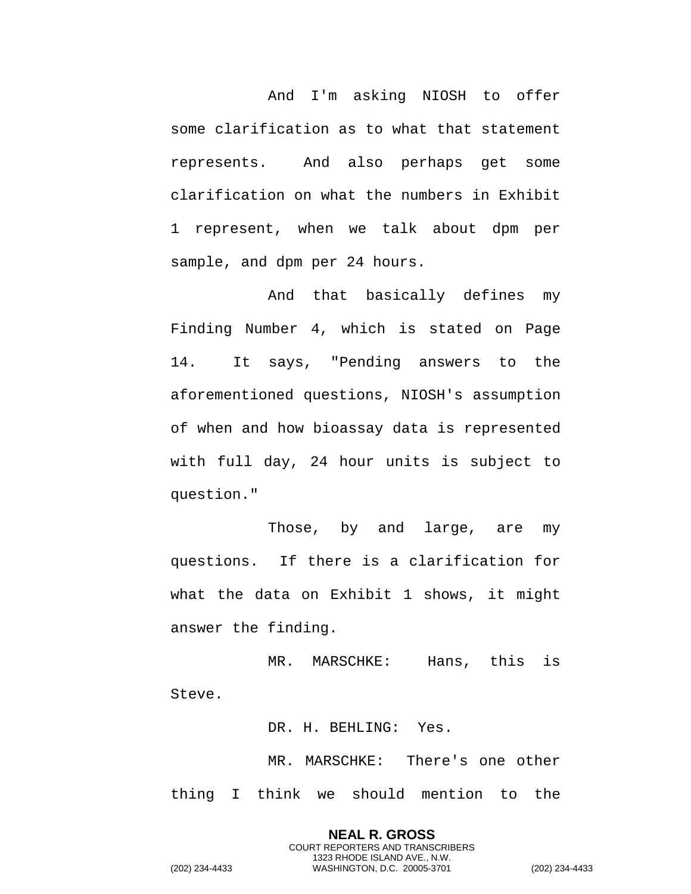And I'm asking NIOSH to offer some clarification as to what that statement represents. And also perhaps get some clarification on what the numbers in Exhibit 1 represent, when we talk about dpm per sample, and dpm per 24 hours.

And that basically defines my Finding Number 4, which is stated on Page 14. It says, "Pending answers to the aforementioned questions, NIOSH's assumption of when and how bioassay data is represented with full day, 24 hour units is subject to question."

Those, by and large, are my questions. If there is a clarification for what the data on Exhibit 1 shows, it might answer the finding.

MR. MARSCHKE: Hans, this is Steve.

DR. H. BEHLING: Yes.

MR. MARSCHKE: There's one other thing I think we should mention to the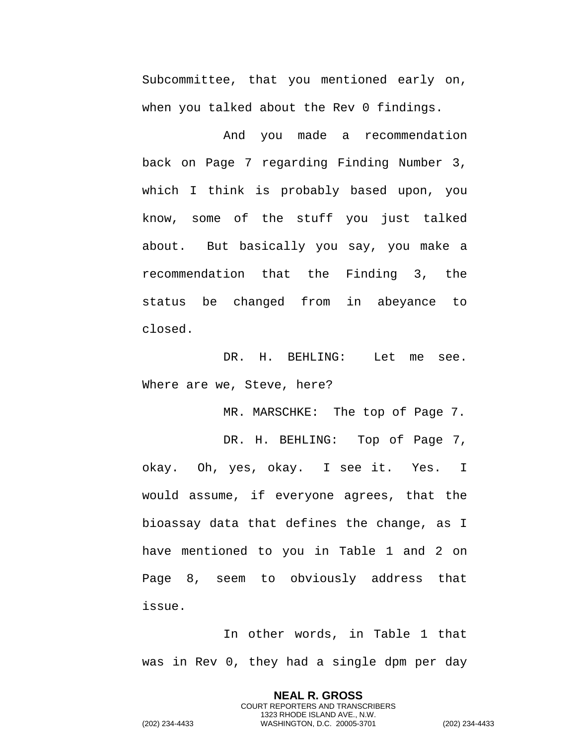Subcommittee, that you mentioned early on, when you talked about the Rev 0 findings.

And you made a recommendation back on Page 7 regarding Finding Number 3, which I think is probably based upon, you know, some of the stuff you just talked about. But basically you say, you make a recommendation that the Finding 3, the status be changed from in abeyance to closed.

DR. H. BEHLING: Let me see. Where are we, Steve, here?

MR. MARSCHKE: The top of Page 7.

DR. H. BEHLING: Top of Page 7, okay. Oh, yes, okay. I see it. Yes. I would assume, if everyone agrees, that the bioassay data that defines the change, as I have mentioned to you in Table 1 and 2 on Page 8, seem to obviously address that issue.

In other words, in Table 1 that was in Rev 0, they had a single dpm per day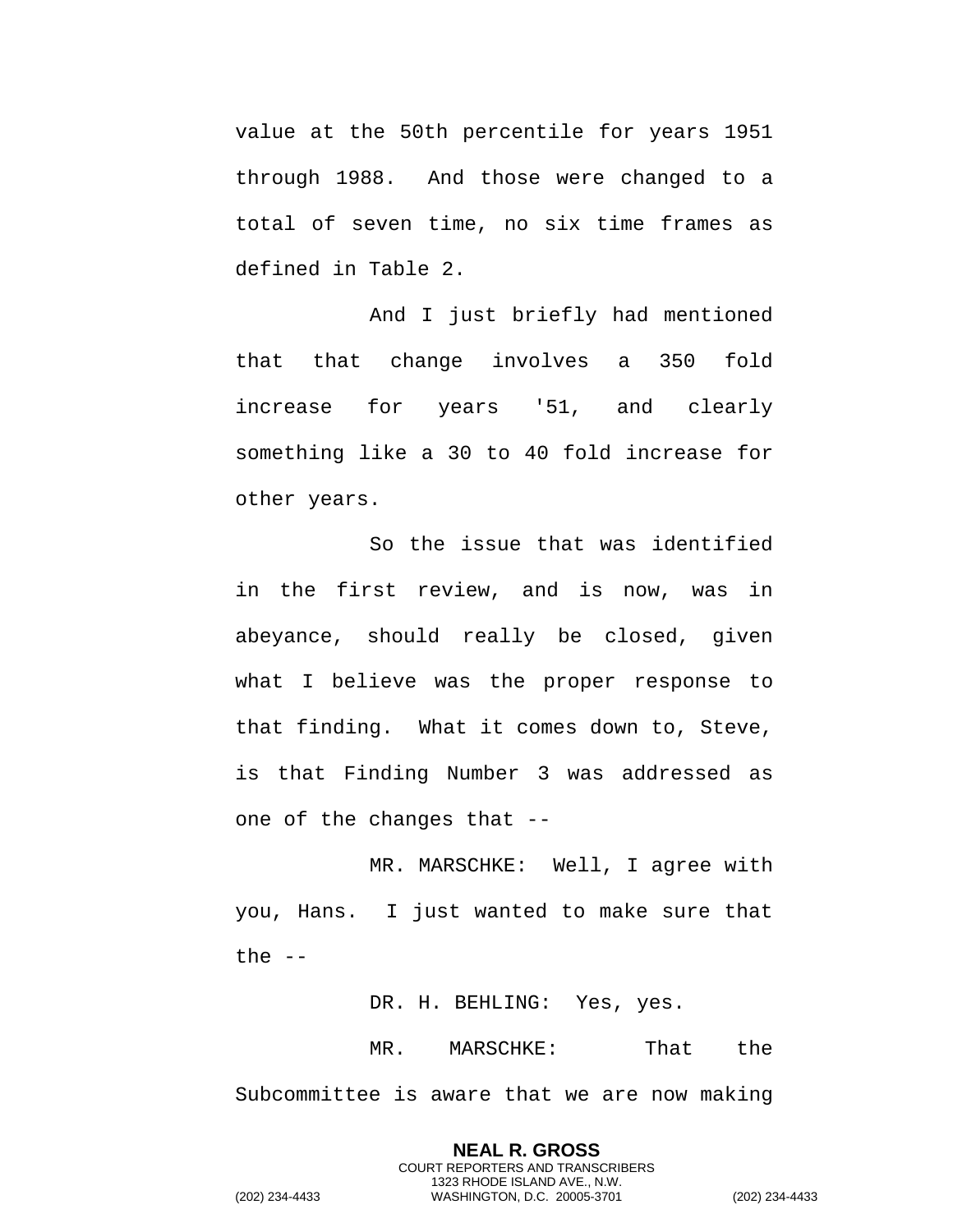value at the 50th percentile for years 1951 through 1988. And those were changed to a total of seven time, no six time frames as defined in Table 2.

And I just briefly had mentioned that that change involves a 350 fold increase for years '51, and clearly something like a 30 to 40 fold increase for other years.

So the issue that was identified in the first review, and is now, was in abeyance, should really be closed, given what I believe was the proper response to that finding. What it comes down to, Steve, is that Finding Number 3 was addressed as one of the changes that --

MR. MARSCHKE: Well, I agree with you, Hans. I just wanted to make sure that the --

DR. H. BEHLING: Yes, yes.

MR. MARSCHKE: That the Subcommittee is aware that we are now making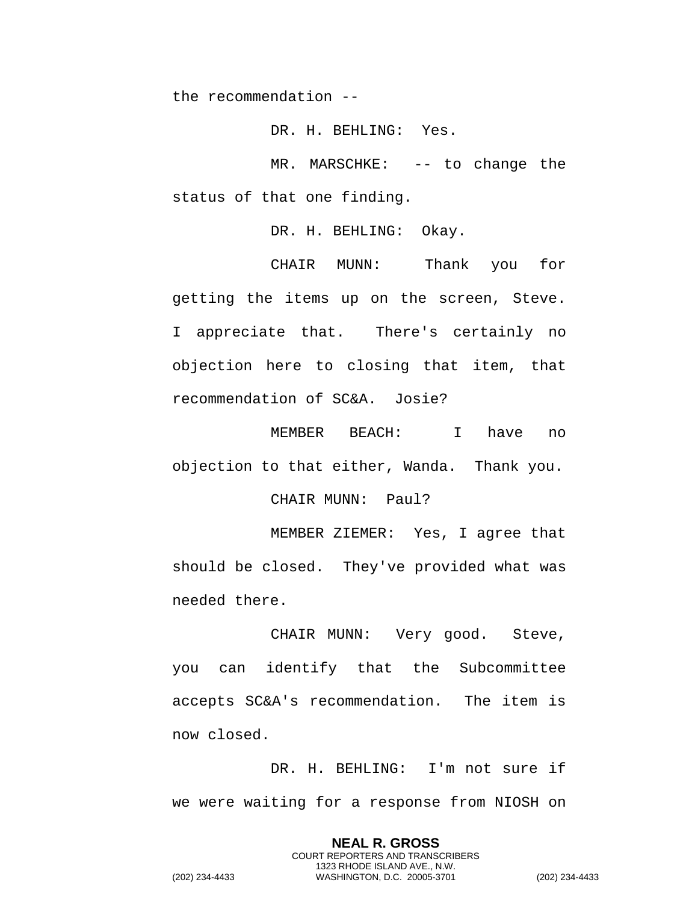the recommendation --

DR. H. BEHLING: Yes.

MR. MARSCHKE: -- to change the status of that one finding.

DR. H. BEHLING: Okay.

CHAIR MUNN: Thank you for getting the items up on the screen, Steve. I appreciate that. There's certainly no objection here to closing that item, that recommendation of SC&A. Josie?

MEMBER BEACH: I have no objection to that either, Wanda. Thank you.

CHAIR MUNN: Paul?

MEMBER ZIEMER: Yes, I agree that should be closed. They've provided what was needed there.

CHAIR MUNN: Very good. Steve, you can identify that the Subcommittee accepts SC&A's recommendation. The item is now closed.

DR. H. BEHLING: I'm not sure if we were waiting for a response from NIOSH on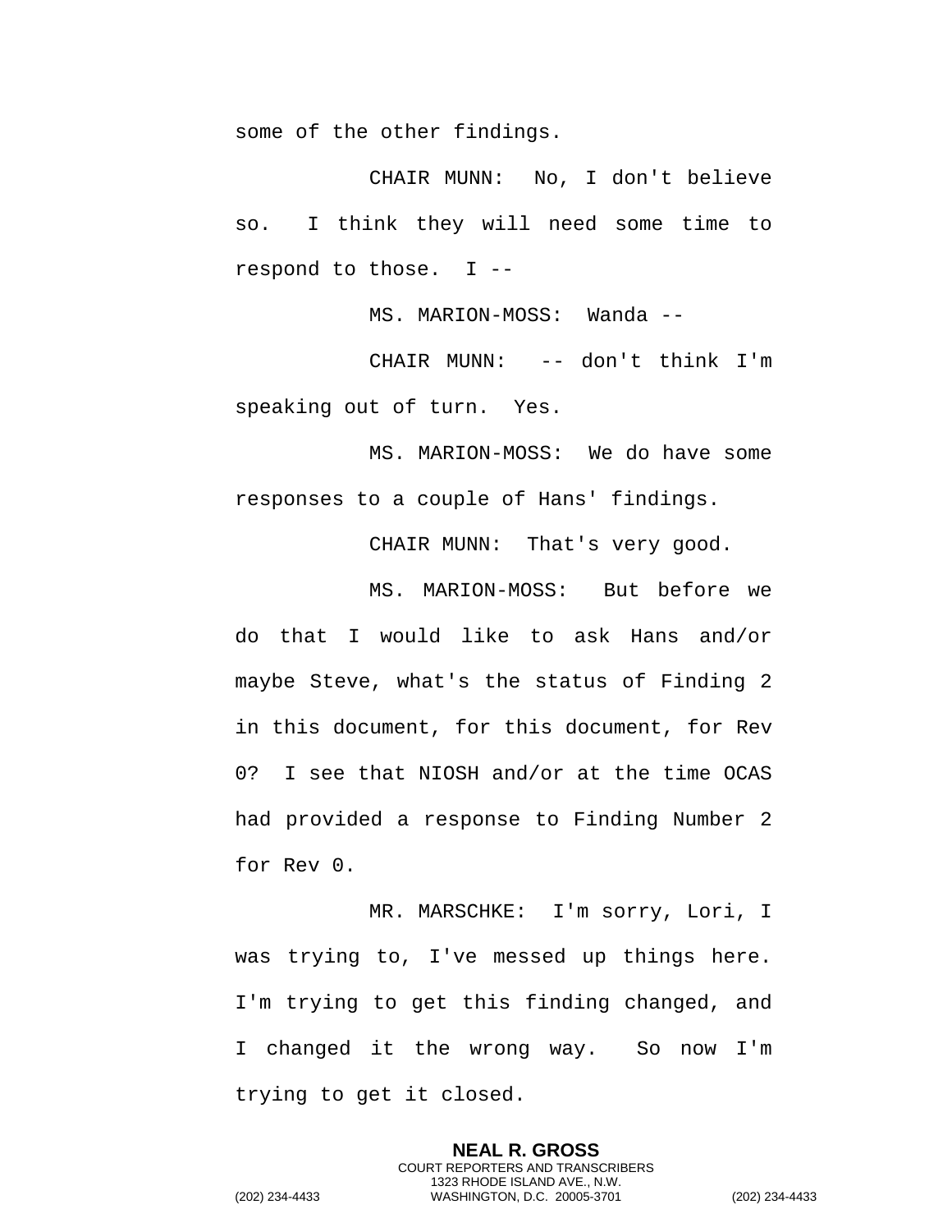some of the other findings.

CHAIR MUNN: No, I don't believe so. I think they will need some time to respond to those. I --

MS. MARION-MOSS: Wanda --

CHAIR MUNN: -- don't think I'm speaking out of turn. Yes.

MS. MARION-MOSS: We do have some responses to a couple of Hans' findings.

CHAIR MUNN: That's very good.

MS. MARION-MOSS: But before we do that I would like to ask Hans and/or maybe Steve, what's the status of Finding 2 in this document, for this document, for Rev 0? I see that NIOSH and/or at the time OCAS had provided a response to Finding Number 2 for Rev 0.

MR. MARSCHKE: I'm sorry, Lori, I was trying to, I've messed up things here. I'm trying to get this finding changed, and I changed it the wrong way. So now I'm trying to get it closed.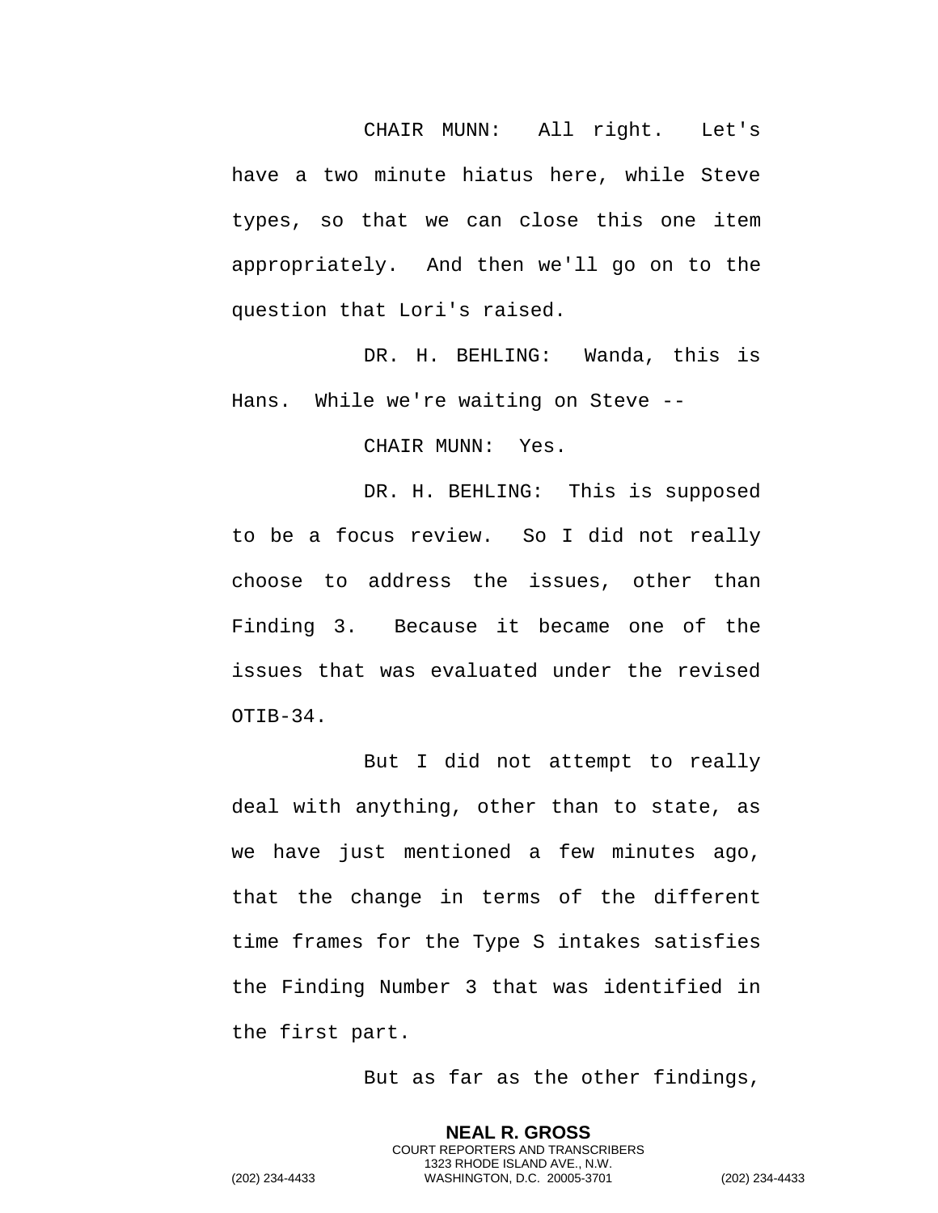CHAIR MUNN: All right. Let's have a two minute hiatus here, while Steve types, so that we can close this one item appropriately. And then we'll go on to the question that Lori's raised.

DR. H. BEHLING: Wanda, this is Hans. While we're waiting on Steve --

CHAIR MUNN: Yes.

DR. H. BEHLING: This is supposed to be a focus review. So I did not really choose to address the issues, other than Finding 3. Because it became one of the issues that was evaluated under the revised OTIB-34.

But I did not attempt to really deal with anything, other than to state, as we have just mentioned a few minutes ago, that the change in terms of the different time frames for the Type S intakes satisfies the Finding Number 3 that was identified in the first part.

But as far as the other findings,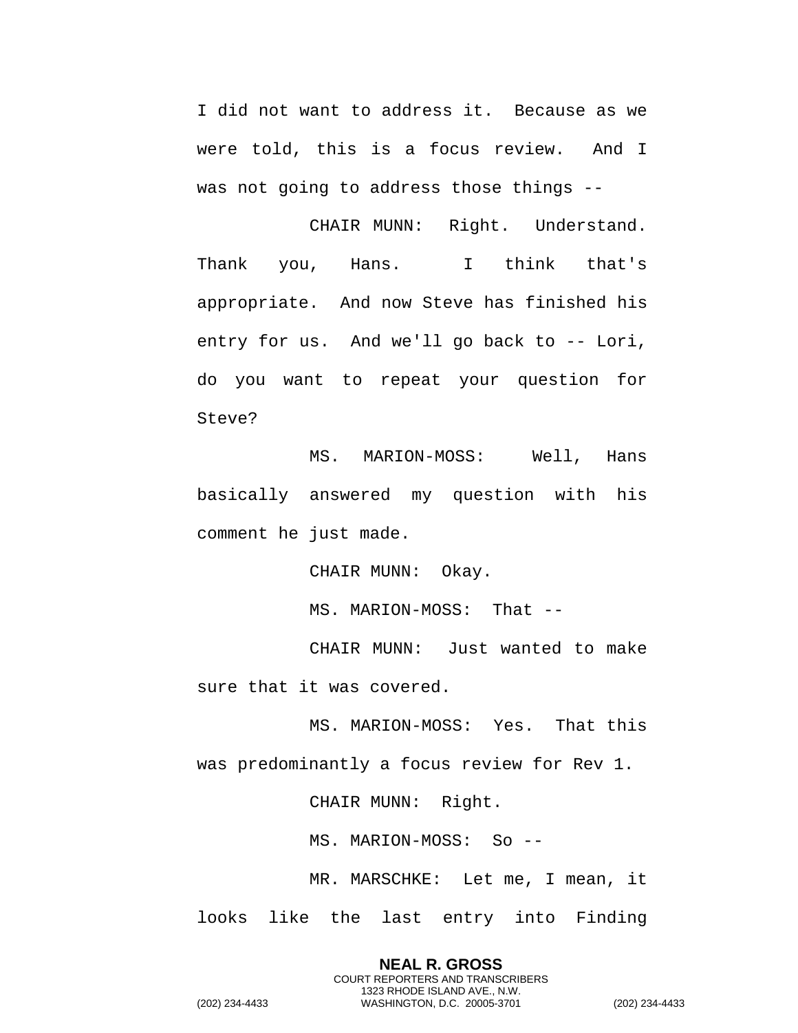I did not want to address it. Because as we were told, this is a focus review. And I was not going to address those things --

CHAIR MUNN: Right. Understand. Thank you, Hans. I think that's appropriate. And now Steve has finished his entry for us. And we'll go back to -- Lori, do you want to repeat your question for Steve?

MS. MARION-MOSS: Well, Hans basically answered my question with his comment he just made.

CHAIR MUNN: Okay.

MS. MARION-MOSS: That --

CHAIR MUNN: Just wanted to make sure that it was covered.

MS. MARION-MOSS: Yes. That this was predominantly a focus review for Rev 1.

CHAIR MUNN: Right.

MS. MARION-MOSS: So --

MR. MARSCHKE: Let me, I mean, it looks like the last entry into Finding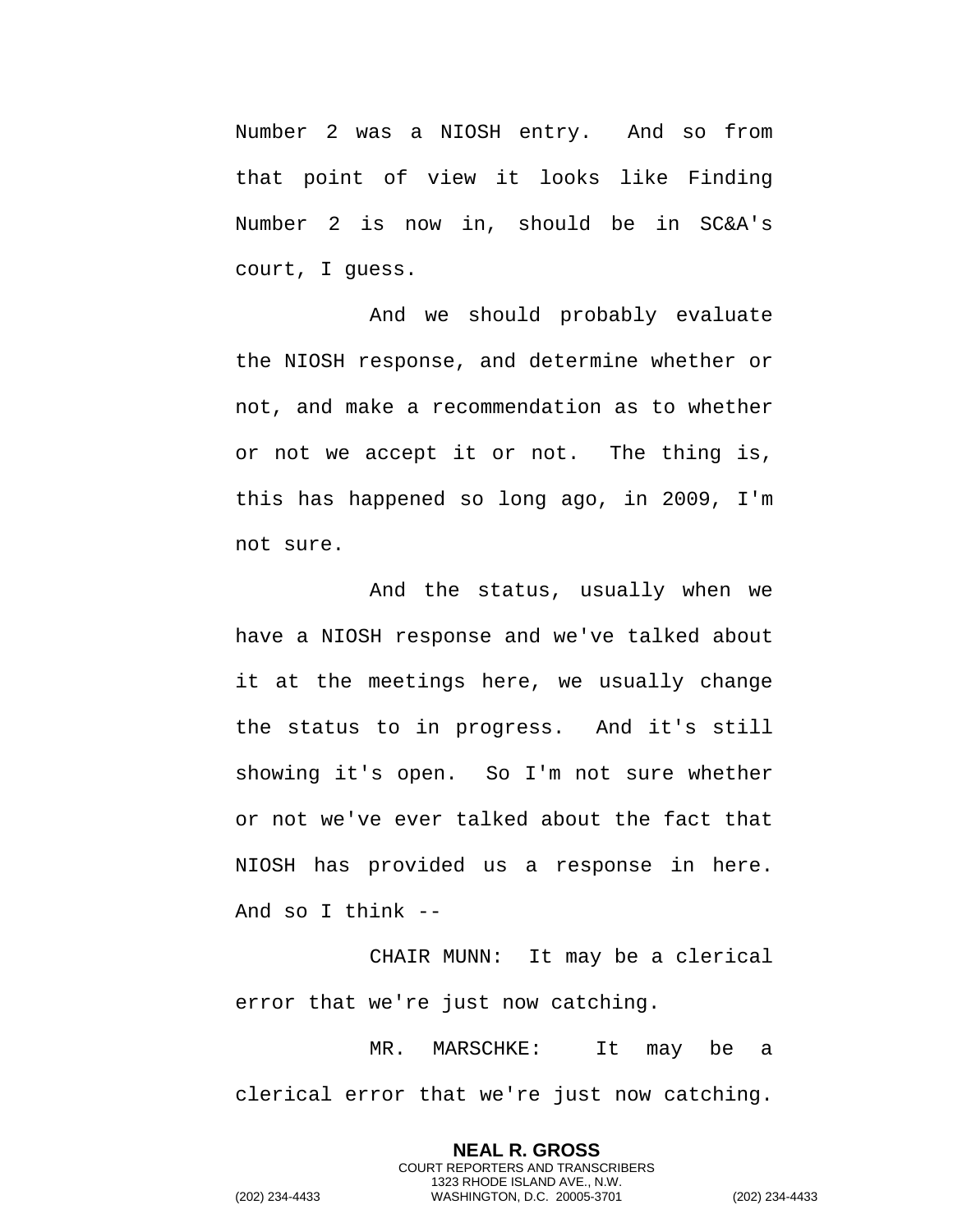Number 2 was a NIOSH entry. And so from that point of view it looks like Finding Number 2 is now in, should be in SC&A's court, I guess.

And we should probably evaluate the NIOSH response, and determine whether or not, and make a recommendation as to whether or not we accept it or not. The thing is, this has happened so long ago, in 2009, I'm not sure.

And the status, usually when we have a NIOSH response and we've talked about it at the meetings here, we usually change the status to in progress. And it's still showing it's open. So I'm not sure whether or not we've ever talked about the fact that NIOSH has provided us a response in here. And so I think --

CHAIR MUNN: It may be a clerical error that we're just now catching.

MR. MARSCHKE: It may be a clerical error that we're just now catching.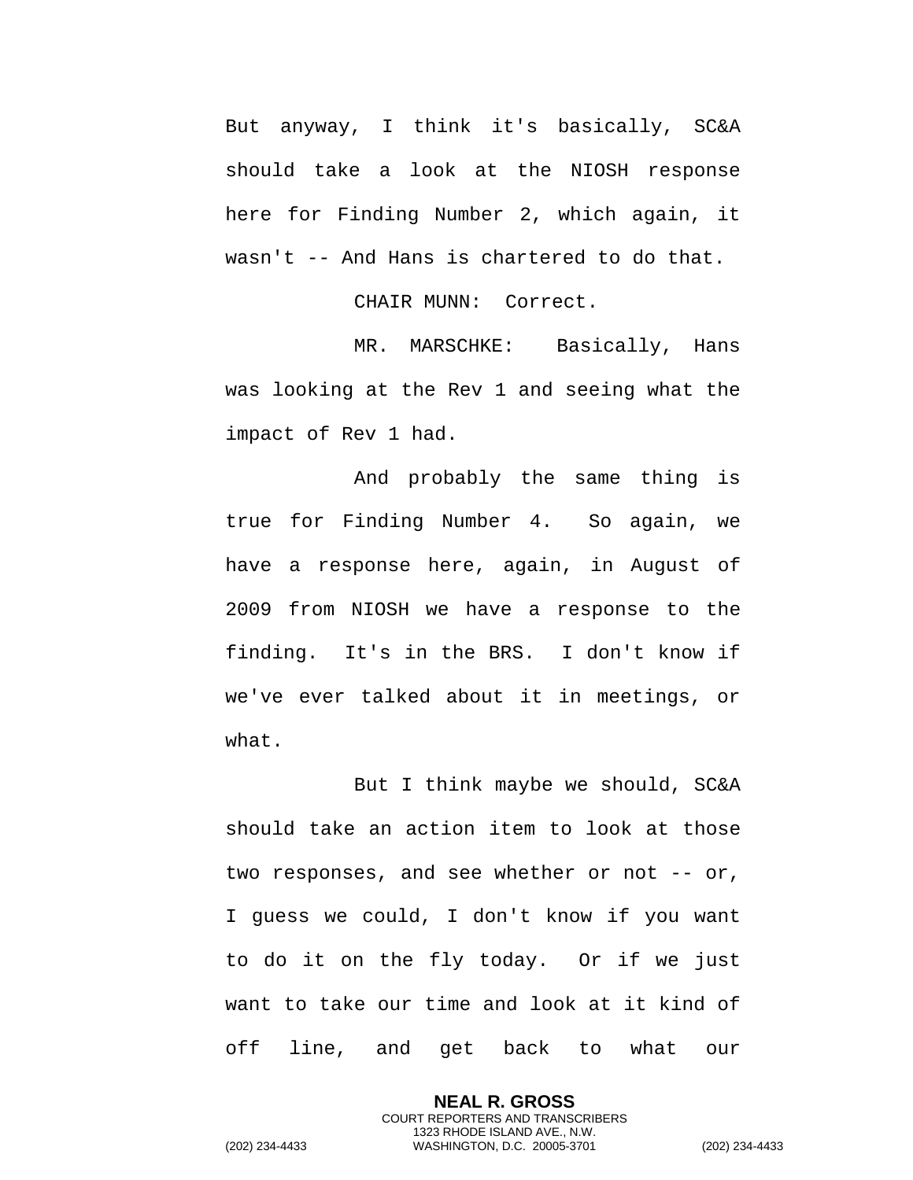But anyway, I think it's basically, SC&A should take a look at the NIOSH response here for Finding Number 2, which again, it wasn't -- And Hans is chartered to do that.

CHAIR MUNN: Correct.

MR. MARSCHKE: Basically, Hans was looking at the Rev 1 and seeing what the impact of Rev 1 had.

And probably the same thing is true for Finding Number 4. So again, we have a response here, again, in August of 2009 from NIOSH we have a response to the finding. It's in the BRS. I don't know if we've ever talked about it in meetings, or what.

But I think maybe we should, SC&A should take an action item to look at those two responses, and see whether or not -- or, I guess we could, I don't know if you want to do it on the fly today. Or if we just want to take our time and look at it kind of off line, and get back to what our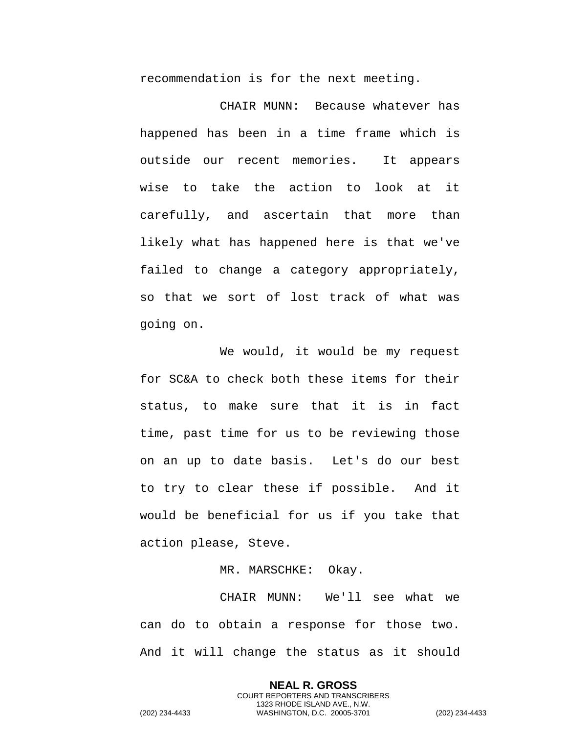recommendation is for the next meeting.

CHAIR MUNN: Because whatever has happened has been in a time frame which is outside our recent memories. It appears wise to take the action to look at it carefully, and ascertain that more than likely what has happened here is that we've failed to change a category appropriately, so that we sort of lost track of what was going on.

We would, it would be my request for SC&A to check both these items for their status, to make sure that it is in fact time, past time for us to be reviewing those on an up to date basis. Let's do our best to try to clear these if possible. And it would be beneficial for us if you take that action please, Steve.

MR. MARSCHKE: Okay.

CHAIR MUNN: We'll see what we can do to obtain a response for those two. And it will change the status as it should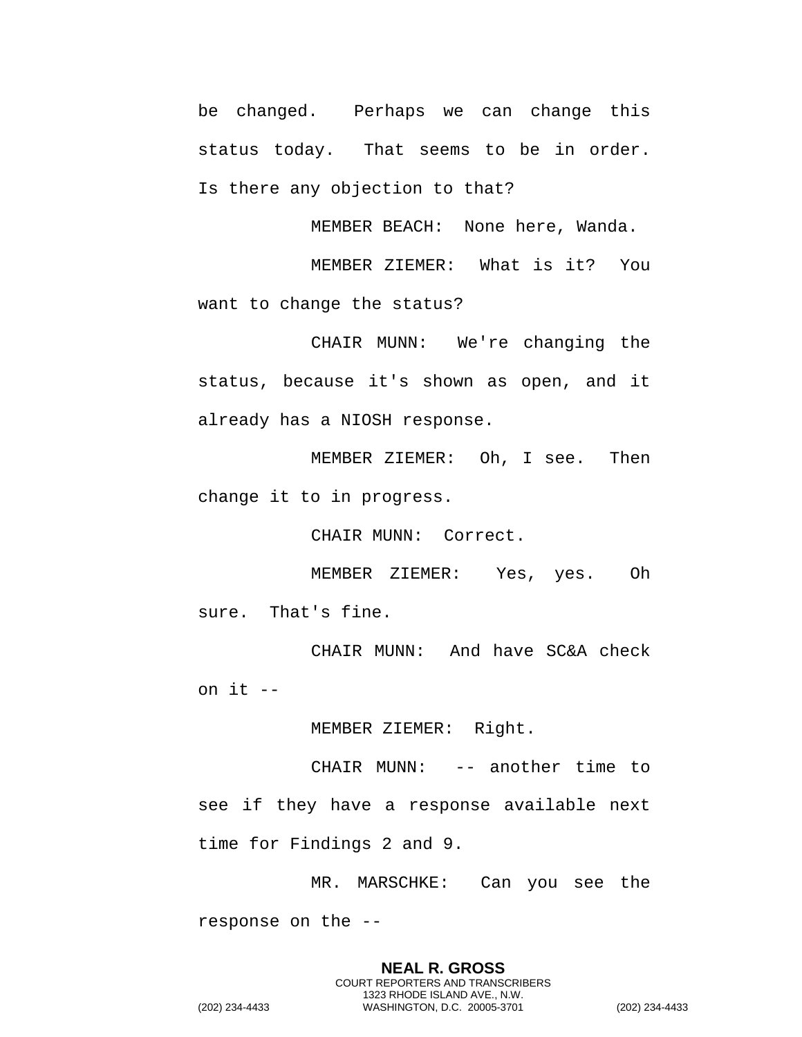be changed. Perhaps we can change this status today. That seems to be in order. Is there any objection to that?

MEMBER BEACH: None here, Wanda.

MEMBER ZIEMER: What is it? You want to change the status?

CHAIR MUNN: We're changing the status, because it's shown as open, and it already has a NIOSH response.

MEMBER ZIEMER: Oh, I see. Then change it to in progress.

CHAIR MUNN: Correct.

MEMBER ZIEMER: Yes, yes. Oh sure. That's fine.

CHAIR MUNN: And have SC&A check on it --

MEMBER ZIEMER: Right.

CHAIR MUNN: -- another time to see if they have a response available next time for Findings 2 and 9.

MR. MARSCHKE: Can you see the response on the --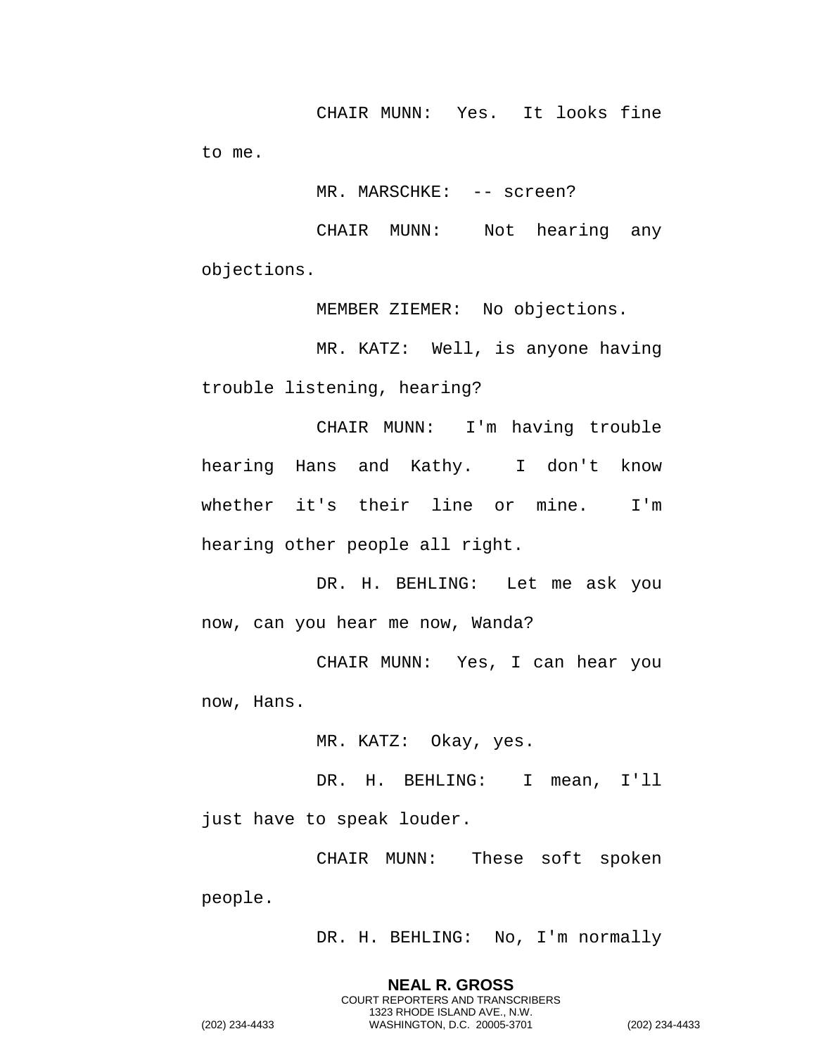CHAIR MUNN: Yes. It looks fine to me.

MR. MARSCHKE: -- screen?

CHAIR MUNN: Not hearing any objections.

MEMBER ZIEMER: No objections.

MR. KATZ: Well, is anyone having trouble listening, hearing?

CHAIR MUNN: I'm having trouble hearing Hans and Kathy. I don't know whether it's their line or mine. I'm hearing other people all right.

DR. H. BEHLING: Let me ask you now, can you hear me now, Wanda?

CHAIR MUNN: Yes, I can hear you now, Hans.

MR. KATZ: Okay, yes.

DR. H. BEHLING: I mean, I'll just have to speak louder.

CHAIR MUNN: These soft spoken people.

DR. H. BEHLING: No, I'm normally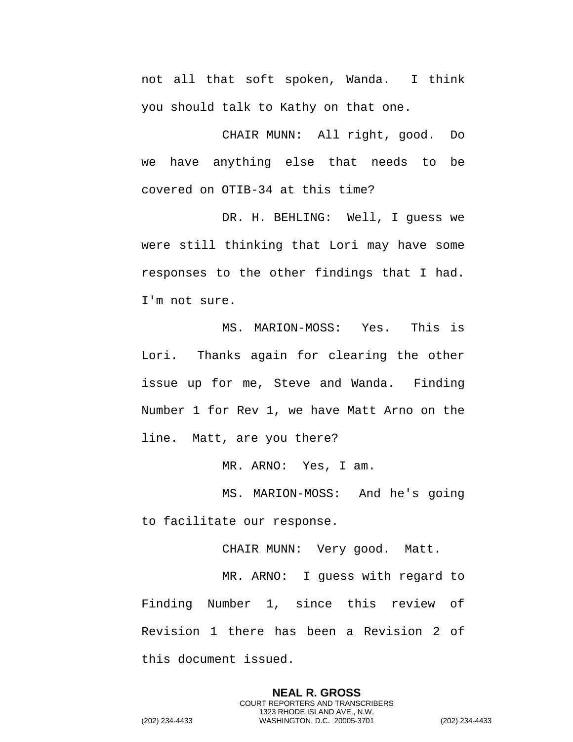not all that soft spoken, Wanda. I think you should talk to Kathy on that one.

CHAIR MUNN: All right, good. Do we have anything else that needs to be covered on OTIB-34 at this time?

DR. H. BEHLING: Well, I guess we were still thinking that Lori may have some responses to the other findings that I had. I'm not sure.

MS. MARION-MOSS: Yes. This is Lori. Thanks again for clearing the other issue up for me, Steve and Wanda. Finding Number 1 for Rev 1, we have Matt Arno on the line. Matt, are you there?

MR. ARNO: Yes, I am.

MS. MARION-MOSS: And he's going to facilitate our response.

CHAIR MUNN: Very good. Matt.

MR. ARNO: I guess with regard to Finding Number 1, since this review of Revision 1 there has been a Revision 2 of this document issued.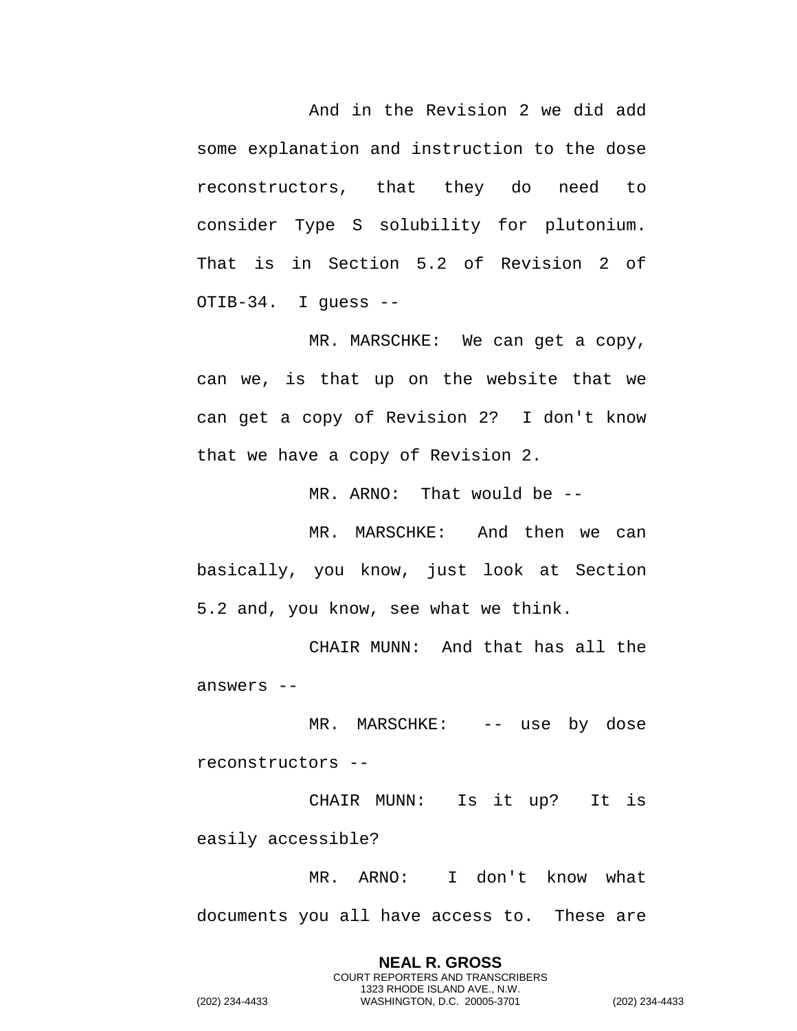And in the Revision 2 we did add some explanation and instruction to the dose reconstructors, that they do need to consider Type S solubility for plutonium. That is in Section 5.2 of Revision 2 of OTIB-34. I guess --

MR. MARSCHKE: We can get a copy, can we, is that up on the website that we can get a copy of Revision 2? I don't know that we have a copy of Revision 2.

MR. ARNO: That would be --

MR. MARSCHKE: And then we can basically, you know, just look at Section 5.2 and, you know, see what we think.

CHAIR MUNN: And that has all the answers --

MR. MARSCHKE: -- use by dose reconstructors --

CHAIR MUNN: Is it up? It is easily accessible?

MR. ARNO: I don't know what documents you all have access to. These are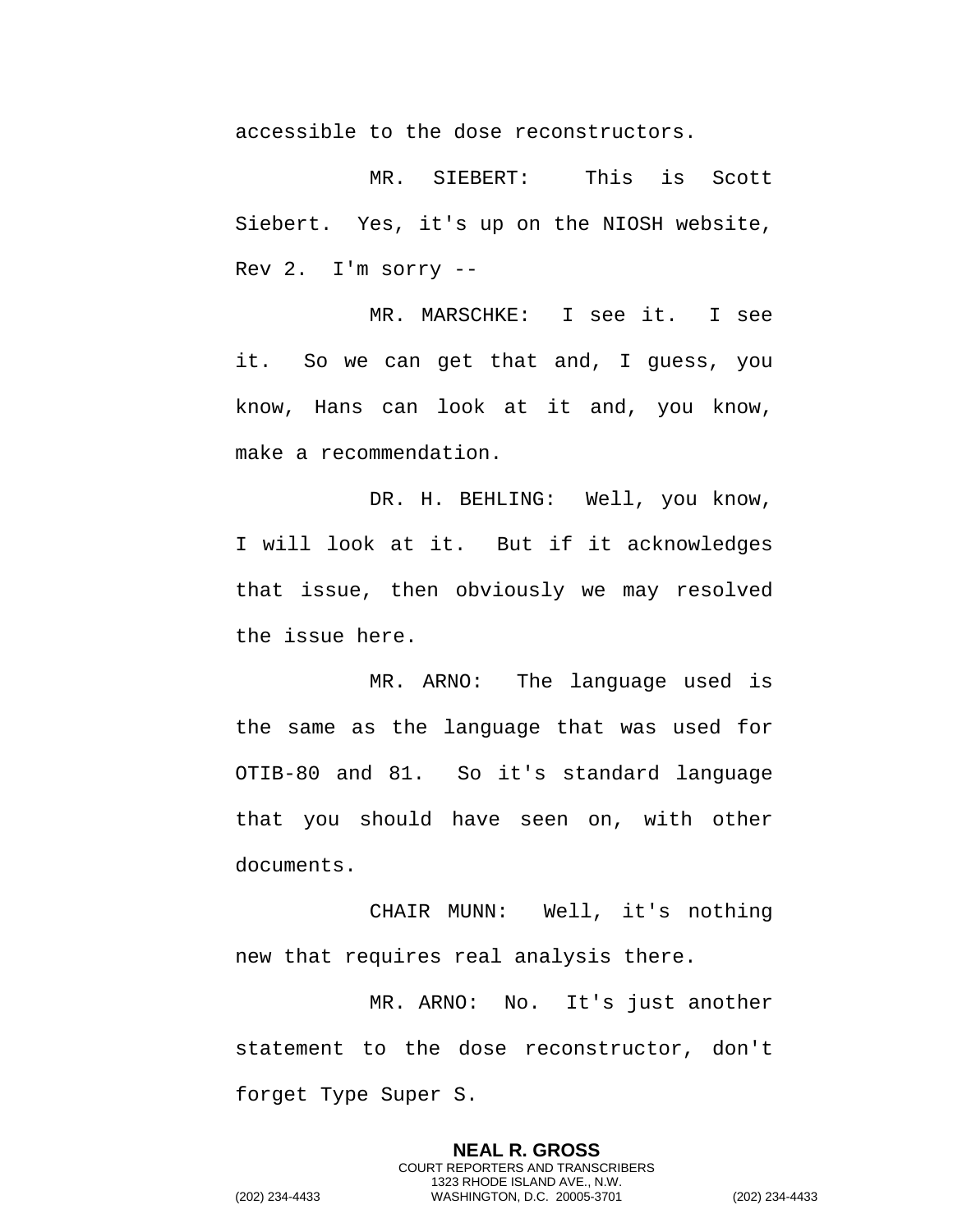accessible to the dose reconstructors.

MR. SIEBERT: This is Scott Siebert. Yes, it's up on the NIOSH website, Rev 2. I'm sorry --

MR. MARSCHKE: I see it. I see it. So we can get that and, I guess, you know, Hans can look at it and, you know, make a recommendation.

DR. H. BEHLING: Well, you know, I will look at it. But if it acknowledges that issue, then obviously we may resolved the issue here.

MR. ARNO: The language used is the same as the language that was used for OTIB-80 and 81. So it's standard language that you should have seen on, with other documents.

CHAIR MUNN: Well, it's nothing new that requires real analysis there.

MR. ARNO: No. It's just another statement to the dose reconstructor, don't forget Type Super S.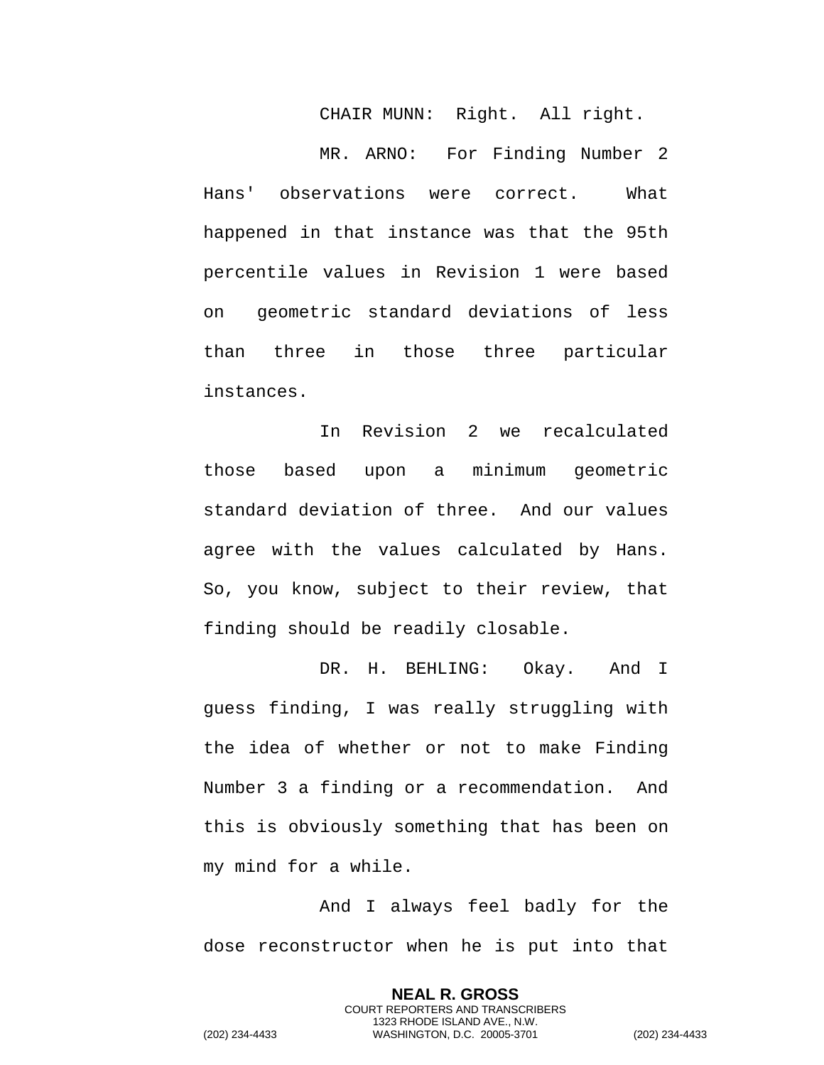CHAIR MUNN: Right. All right.

MR. ARNO: For Finding Number 2 Hans' observations were correct. What happened in that instance was that the 95th percentile values in Revision 1 were based on geometric standard deviations of less than three in those three particular instances.

In Revision 2 we recalculated those based upon a minimum geometric standard deviation of three. And our values agree with the values calculated by Hans. So, you know, subject to their review, that finding should be readily closable.

DR. H. BEHLING: Okay. And I guess finding, I was really struggling with the idea of whether or not to make Finding Number 3 a finding or a recommendation. And this is obviously something that has been on my mind for a while.

And I always feel badly for the dose reconstructor when he is put into that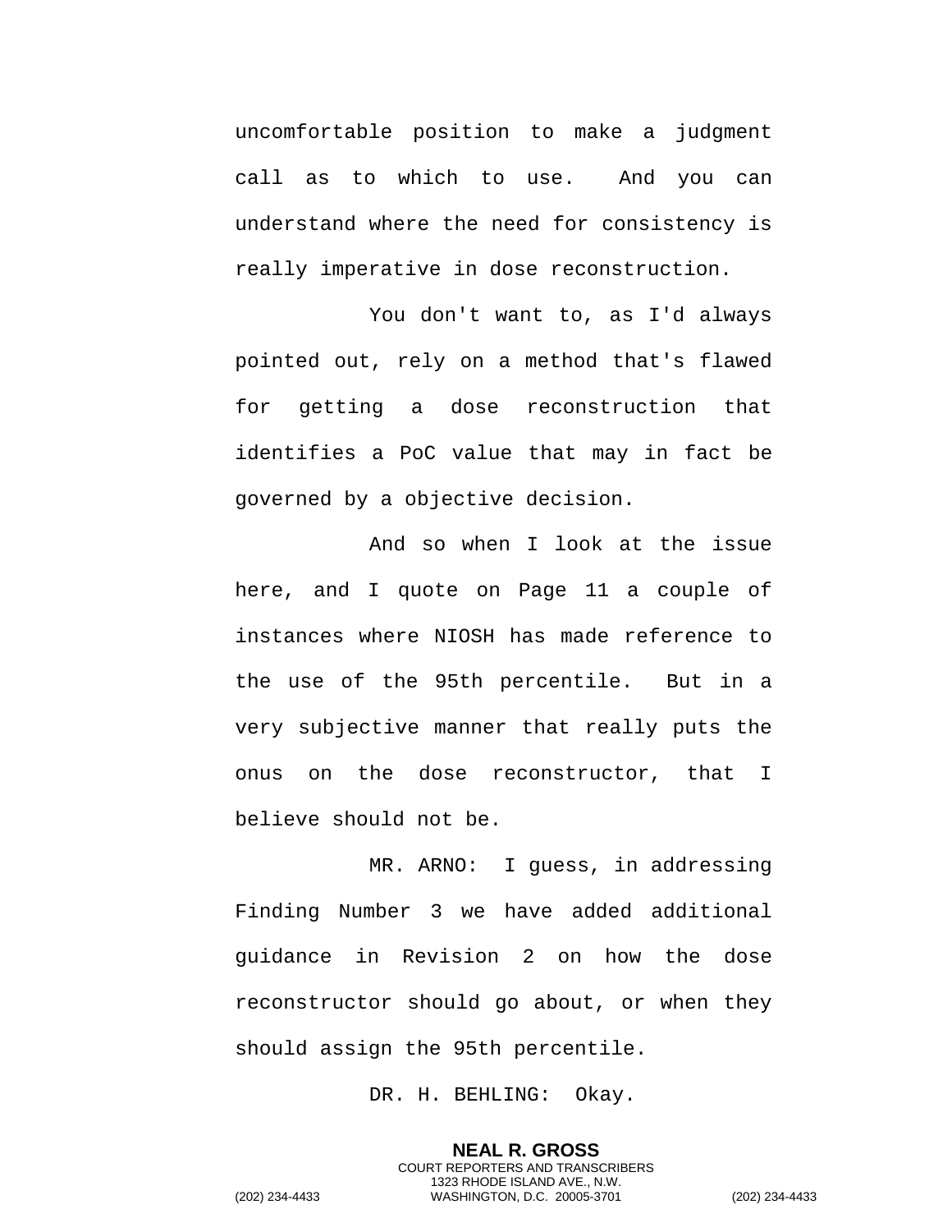uncomfortable position to make a judgment call as to which to use. And you can understand where the need for consistency is really imperative in dose reconstruction.

You don't want to, as I'd always pointed out, rely on a method that's flawed for getting a dose reconstruction that identifies a PoC value that may in fact be governed by a objective decision.

And so when I look at the issue here, and I quote on Page 11 a couple of instances where NIOSH has made reference to the use of the 95th percentile. But in a very subjective manner that really puts the onus on the dose reconstructor, that I believe should not be.

MR. ARNO: I guess, in addressing Finding Number 3 we have added additional guidance in Revision 2 on how the dose reconstructor should go about, or when they should assign the 95th percentile.

DR. H. BEHLING: Okay.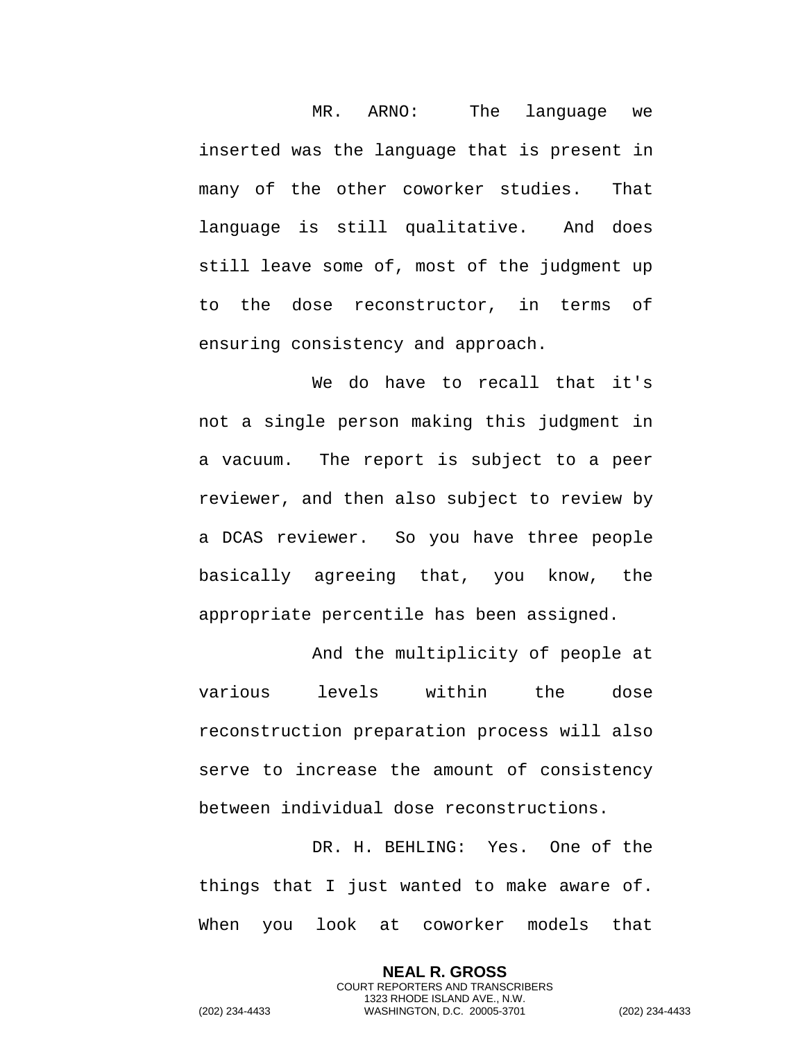MR. ARNO: The language we inserted was the language that is present in many of the other coworker studies. That language is still qualitative. And does still leave some of, most of the judgment up to the dose reconstructor, in terms of ensuring consistency and approach.

We do have to recall that it's not a single person making this judgment in a vacuum. The report is subject to a peer reviewer, and then also subject to review by a DCAS reviewer. So you have three people basically agreeing that, you know, the appropriate percentile has been assigned.

And the multiplicity of people at various levels within the dose reconstruction preparation process will also serve to increase the amount of consistency between individual dose reconstructions.

DR. H. BEHLING: Yes. One of the things that I just wanted to make aware of. When you look at coworker models that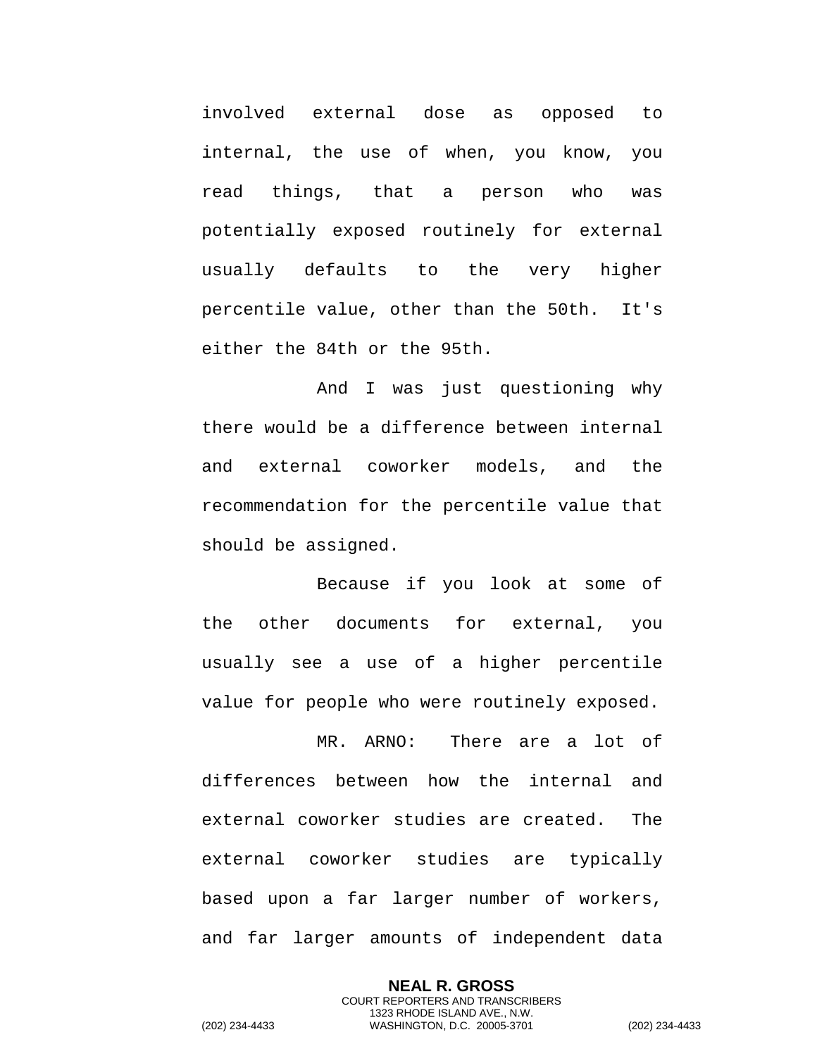involved external dose as opposed to internal, the use of when, you know, you read things, that a person who was potentially exposed routinely for external usually defaults to the very higher percentile value, other than the 50th. It's either the 84th or the 95th.

And I was just questioning why there would be a difference between internal and external coworker models, and the recommendation for the percentile value that should be assigned.

Because if you look at some of the other documents for external, you usually see a use of a higher percentile value for people who were routinely exposed.

MR. ARNO: There are a lot of differences between how the internal and external coworker studies are created. The external coworker studies are typically based upon a far larger number of workers, and far larger amounts of independent data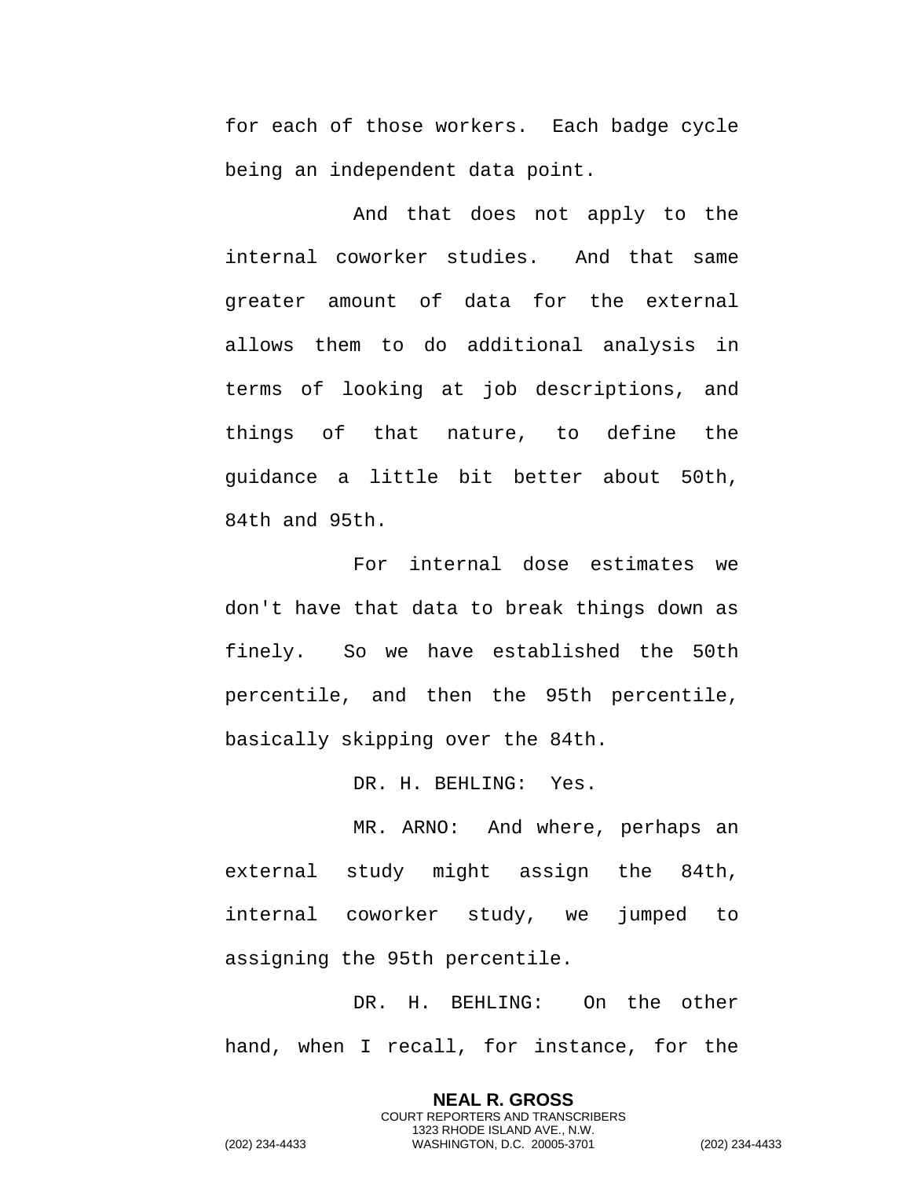for each of those workers. Each badge cycle being an independent data point.

And that does not apply to the internal coworker studies. And that same greater amount of data for the external allows them to do additional analysis in terms of looking at job descriptions, and things of that nature, to define the guidance a little bit better about 50th, 84th and 95th.

For internal dose estimates we don't have that data to break things down as finely. So we have established the 50th percentile, and then the 95th percentile, basically skipping over the 84th.

DR. H. BEHLING: Yes.

MR. ARNO: And where, perhaps an external study might assign the 84th, internal coworker study, we jumped to assigning the 95th percentile.

DR. H. BEHLING: On the other hand, when I recall, for instance, for the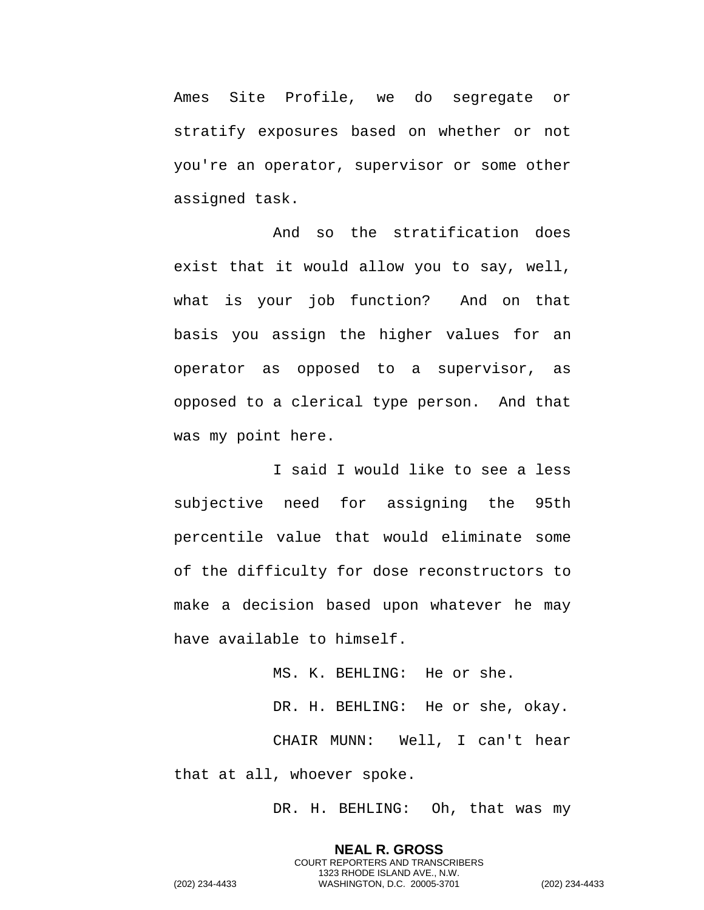Ames Site Profile, we do segregate or stratify exposures based on whether or not you're an operator, supervisor or some other assigned task.

And so the stratification does exist that it would allow you to say, well, what is your job function? And on that basis you assign the higher values for an operator as opposed to a supervisor, as opposed to a clerical type person. And that was my point here.

I said I would like to see a less subjective need for assigning the 95th percentile value that would eliminate some of the difficulty for dose reconstructors to make a decision based upon whatever he may have available to himself.

MS. K. BEHLING: He or she.

DR. H. BEHLING: He or she, okay.

CHAIR MUNN: Well, I can't hear that at all, whoever spoke.

DR. H. BEHLING: Oh, that was my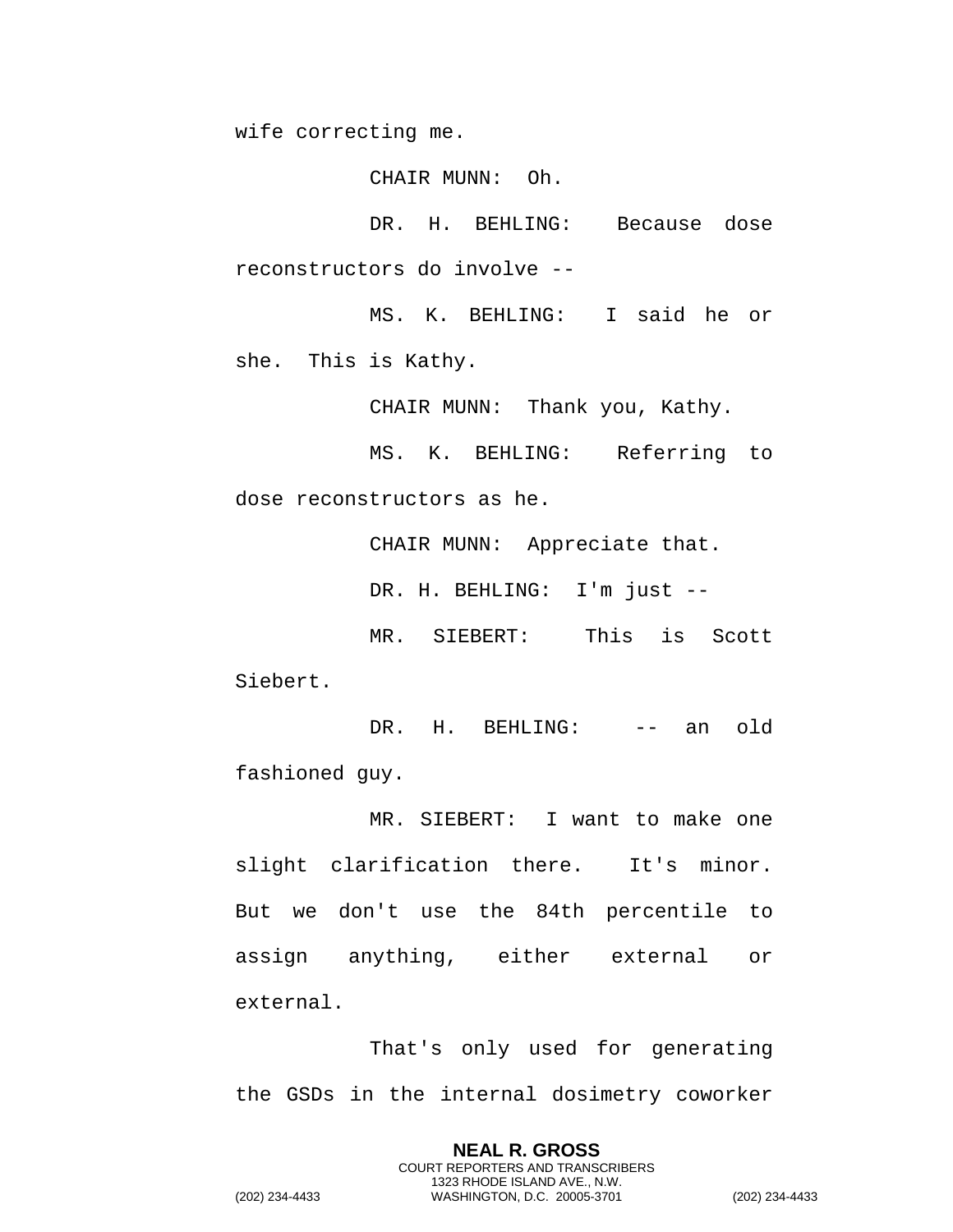wife correcting me.

CHAIR MUNN: Oh.

DR. H. BEHLING: Because dose reconstructors do involve --

MS. K. BEHLING: I said he or she. This is Kathy.

CHAIR MUNN: Thank you, Kathy.

MS. K. BEHLING: Referring to dose reconstructors as he.

CHAIR MUNN: Appreciate that.

DR. H. BEHLING: I'm just --

MR. SIEBERT: This is Scott Siebert.

DR. H. BEHLING: -- an old fashioned guy.

MR. SIEBERT: I want to make one slight clarification there. It's minor. But we don't use the 84th percentile to assign anything, either external or external.

That's only used for generating the GSDs in the internal dosimetry coworker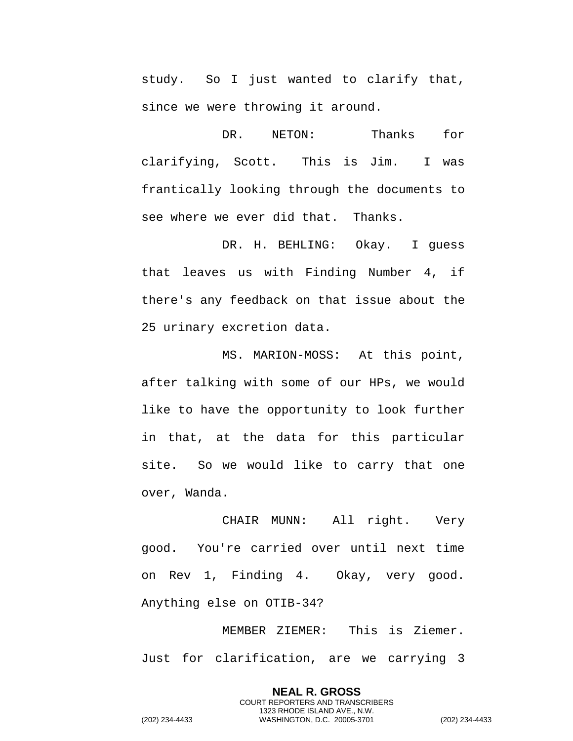study. So I just wanted to clarify that, since we were throwing it around.

DR. NETON: Thanks for clarifying, Scott. This is Jim. I was frantically looking through the documents to see where we ever did that. Thanks.

DR. H. BEHLING: Okay. I guess that leaves us with Finding Number 4, if there's any feedback on that issue about the 25 urinary excretion data.

MS. MARION-MOSS: At this point, after talking with some of our HPs, we would like to have the opportunity to look further in that, at the data for this particular site. So we would like to carry that one over, Wanda.

CHAIR MUNN: All right. Very good. You're carried over until next time on Rev 1, Finding 4. Okay, very good. Anything else on OTIB-34?

MEMBER ZIEMER: This is Ziemer. Just for clarification, are we carrying 3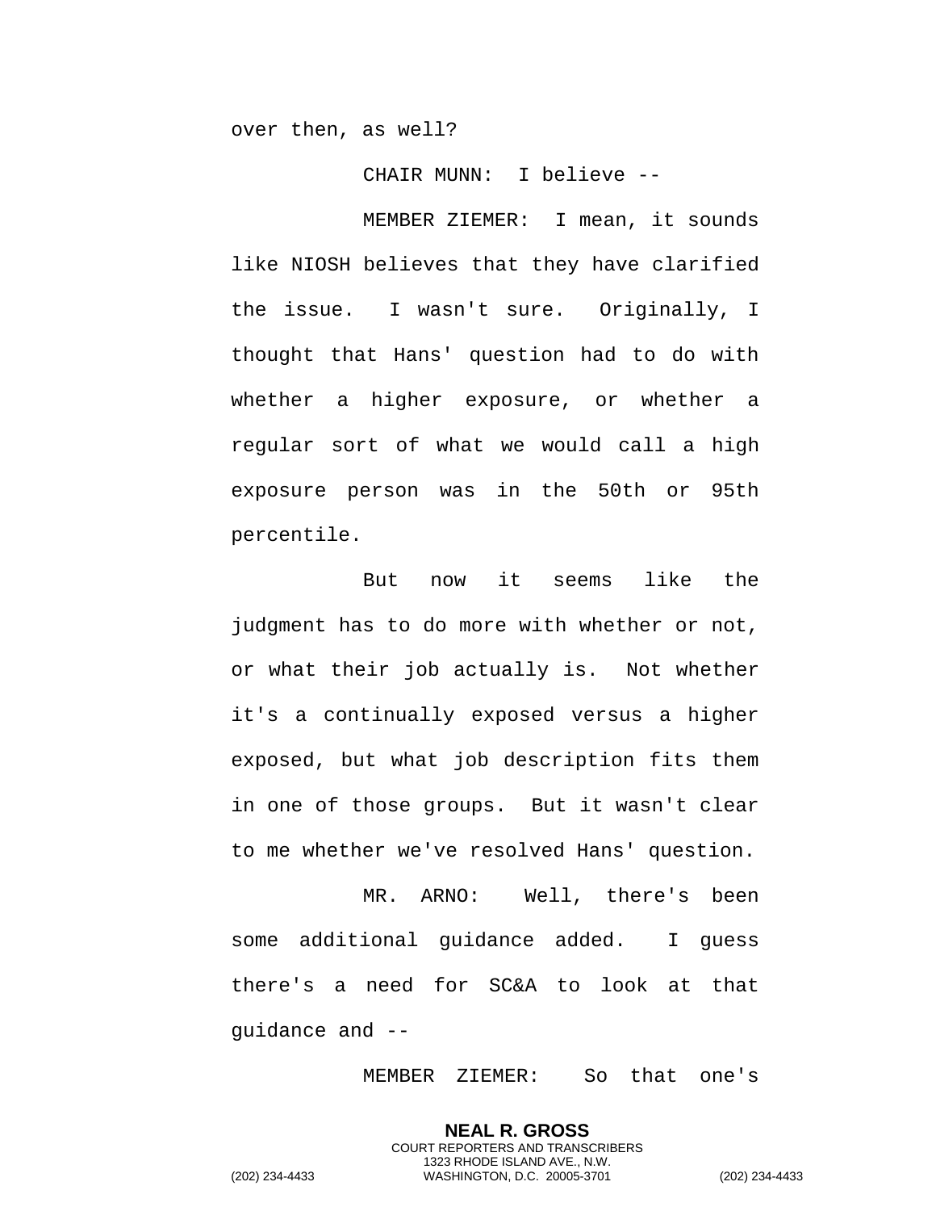over then, as well?

CHAIR MUNN: I believe --

MEMBER ZIEMER: I mean, it sounds like NIOSH believes that they have clarified the issue. I wasn't sure. Originally, I thought that Hans' question had to do with whether a higher exposure, or whether a regular sort of what we would call a high exposure person was in the 50th or 95th percentile.

But now it seems like the judgment has to do more with whether or not, or what their job actually is. Not whether it's a continually exposed versus a higher exposed, but what job description fits them in one of those groups. But it wasn't clear to me whether we've resolved Hans' question.

MR. ARNO: Well, there's been some additional guidance added. I guess there's a need for SC&A to look at that guidance and --

MEMBER ZIEMER: So that one's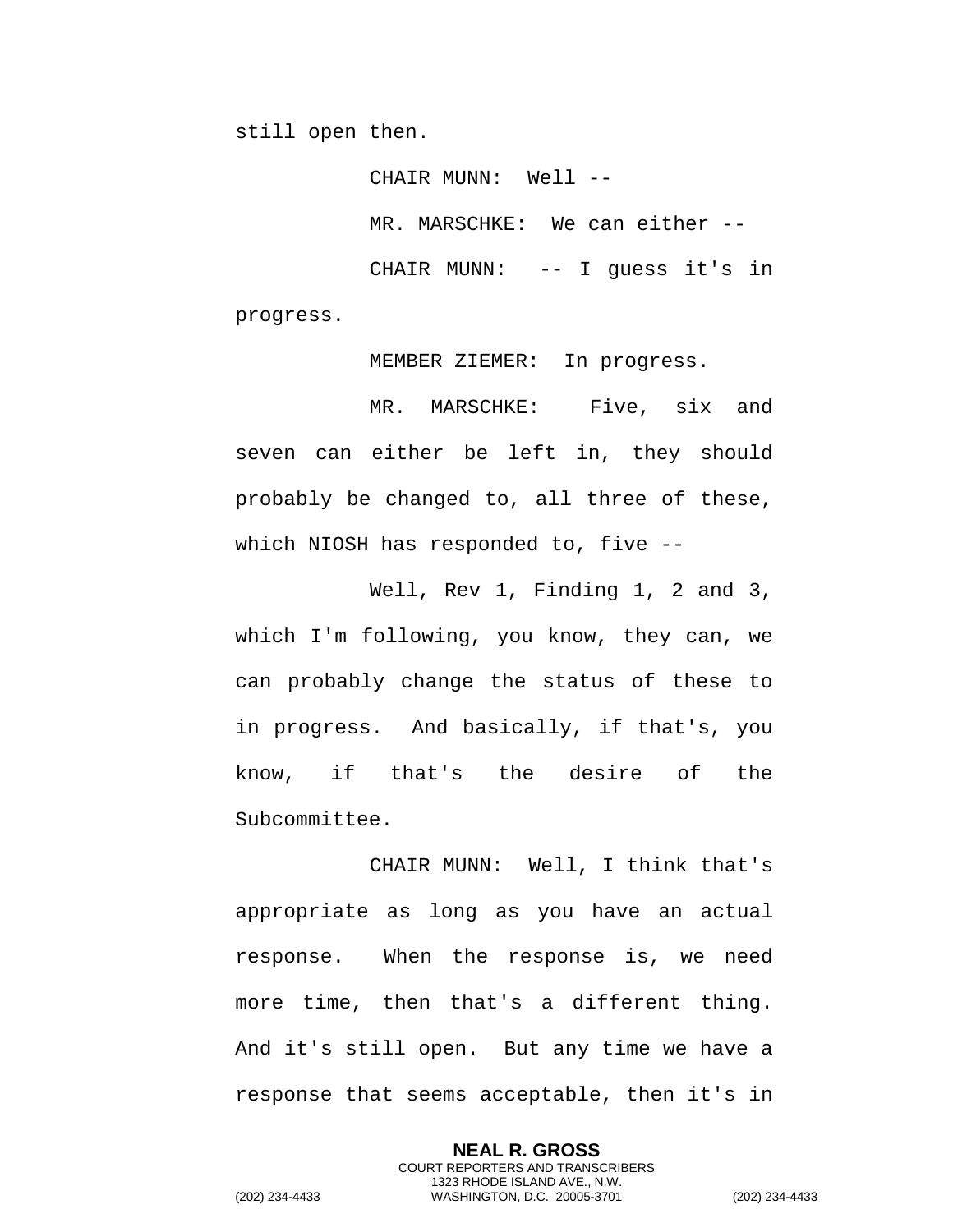still open then.

CHAIR MUNN: Well --

MR. MARSCHKE: We can either --

CHAIR MUNN: -- I guess it's in progress.

MEMBER ZIEMER: In progress.

MR. MARSCHKE: Five, six and seven can either be left in, they should probably be changed to, all three of these, which NIOSH has responded to, five --

Well, Rev 1, Finding 1, 2 and 3, which I'm following, you know, they can, we can probably change the status of these to in progress. And basically, if that's, you know, if that's the desire of the Subcommittee.

CHAIR MUNN: Well, I think that's appropriate as long as you have an actual response. When the response is, we need more time, then that's a different thing. And it's still open. But any time we have a response that seems acceptable, then it's in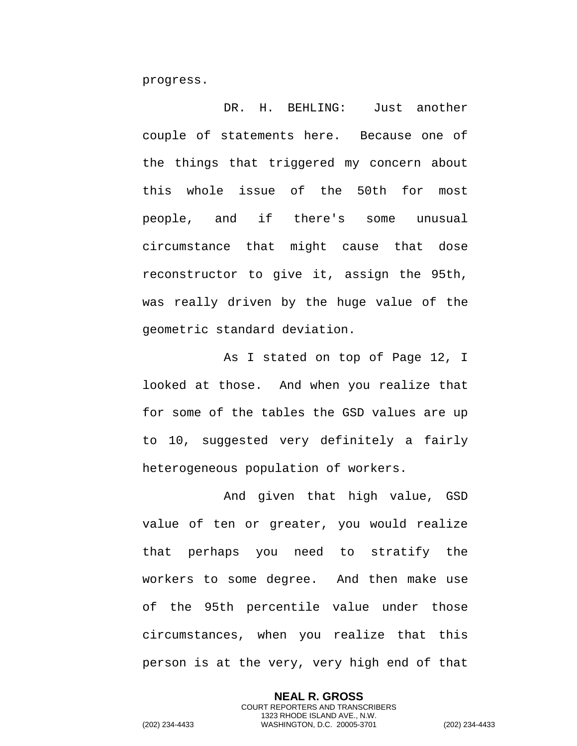progress.

DR. H. BEHLING: Just another couple of statements here. Because one of the things that triggered my concern about this whole issue of the 50th for most people, and if there's some unusual circumstance that might cause that dose reconstructor to give it, assign the 95th, was really driven by the huge value of the geometric standard deviation.

As I stated on top of Page 12, I looked at those. And when you realize that for some of the tables the GSD values are up to 10, suggested very definitely a fairly heterogeneous population of workers.

And given that high value, GSD value of ten or greater, you would realize that perhaps you need to stratify the workers to some degree. And then make use of the 95th percentile value under those circumstances, when you realize that this person is at the very, very high end of that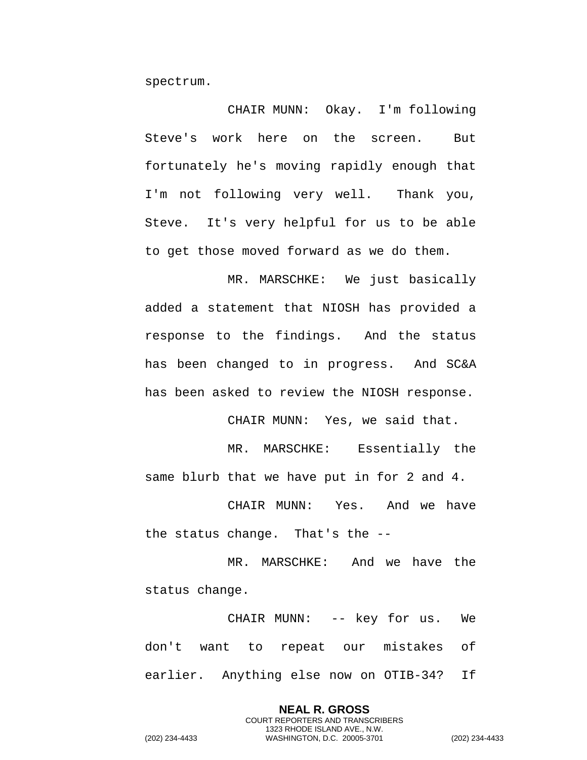spectrum.

CHAIR MUNN: Okay. I'm following Steve's work here on the screen. But fortunately he's moving rapidly enough that I'm not following very well. Thank you, Steve. It's very helpful for us to be able to get those moved forward as we do them.

MR. MARSCHKE: We just basically added a statement that NIOSH has provided a response to the findings. And the status has been changed to in progress. And SC&A has been asked to review the NIOSH response.

CHAIR MUNN: Yes, we said that.

MR. MARSCHKE: Essentially the same blurb that we have put in for 2 and 4.

CHAIR MUNN: Yes. And we have the status change. That's the --

MR. MARSCHKE: And we have the status change.

CHAIR MUNN: -- key for us. We don't want to repeat our mistakes of earlier. Anything else now on OTIB-34? If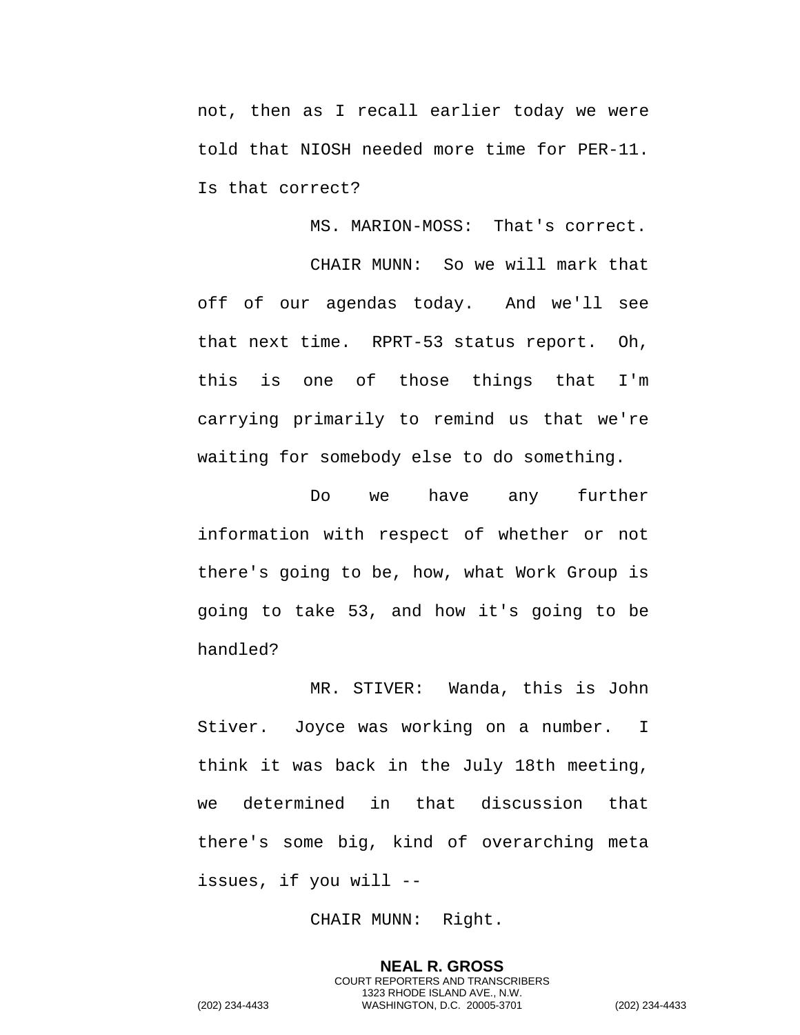not, then as I recall earlier today we were told that NIOSH needed more time for PER-11. Is that correct?

MS. MARION-MOSS: That's correct.

CHAIR MUNN: So we will mark that off of our agendas today. And we'll see that next time. RPRT-53 status report. Oh, this is one of those things that I'm carrying primarily to remind us that we're waiting for somebody else to do something.

Do we have any further information with respect of whether or not there's going to be, how, what Work Group is going to take 53, and how it's going to be handled?

MR. STIVER: Wanda, this is John Stiver. Joyce was working on a number. I think it was back in the July 18th meeting, we determined in that discussion that there's some big, kind of overarching meta issues, if you will --

CHAIR MUNN: Right.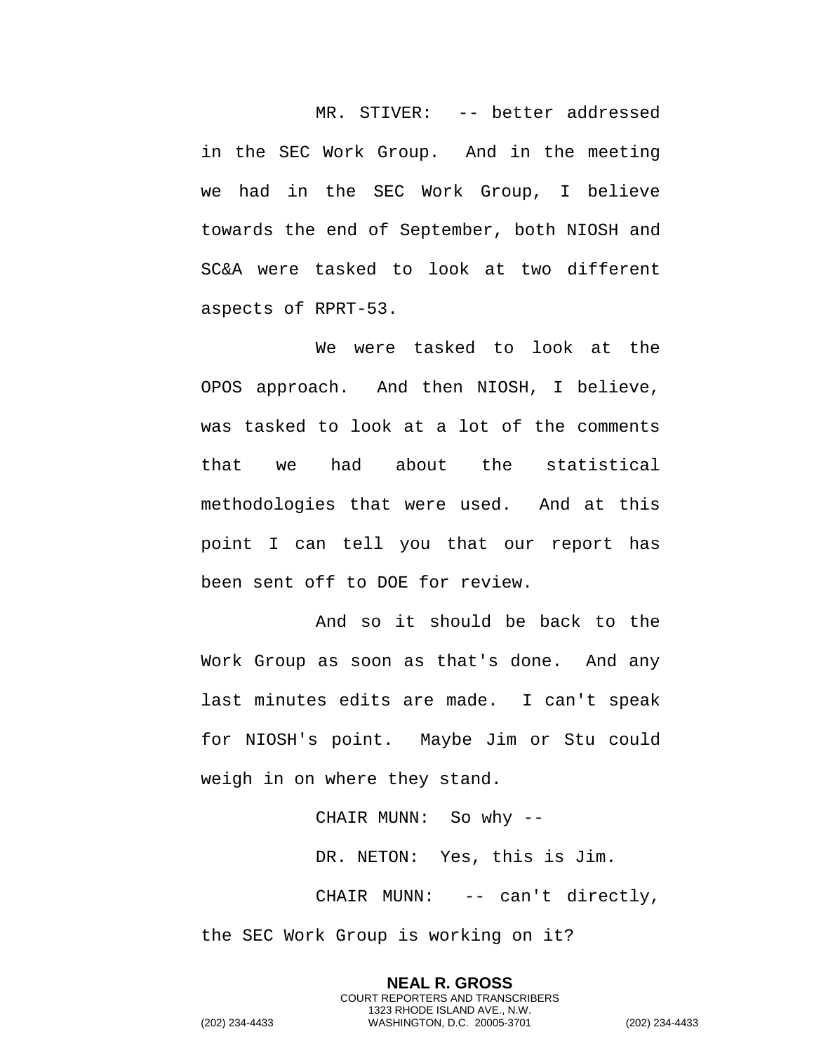MR. STIVER: -- better addressed in the SEC Work Group. And in the meeting we had in the SEC Work Group, I believe towards the end of September, both NIOSH and SC&A were tasked to look at two different aspects of RPRT-53.

We were tasked to look at the OPOS approach. And then NIOSH, I believe, was tasked to look at a lot of the comments that we had about the statistical methodologies that were used. And at this point I can tell you that our report has been sent off to DOE for review.

And so it should be back to the Work Group as soon as that's done. And any last minutes edits are made. I can't speak for NIOSH's point. Maybe Jim or Stu could weigh in on where they stand.

CHAIR MUNN: So why --

DR. NETON: Yes, this is Jim.

CHAIR MUNN: -- can't directly, the SEC Work Group is working on it?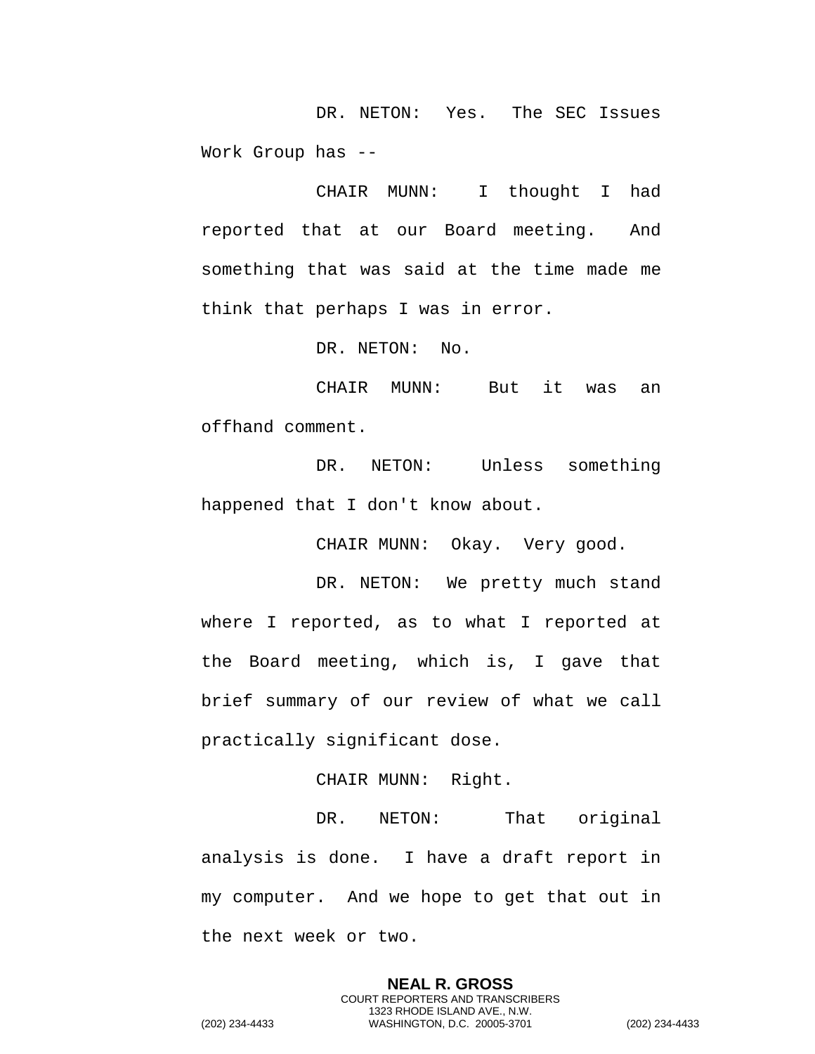DR. NETON: Yes. The SEC Issues Work Group has --

CHAIR MUNN: I thought I had reported that at our Board meeting. And something that was said at the time made me think that perhaps I was in error.

DR. NETON: No.

CHAIR MUNN: But it was an offhand comment.

DR. NETON: Unless something happened that I don't know about.

CHAIR MUNN: Okay. Very good.

DR. NETON: We pretty much stand where I reported, as to what I reported at the Board meeting, which is, I gave that brief summary of our review of what we call practically significant dose.

CHAIR MUNN: Right.

DR. NETON: That original analysis is done. I have a draft report in my computer. And we hope to get that out in the next week or two.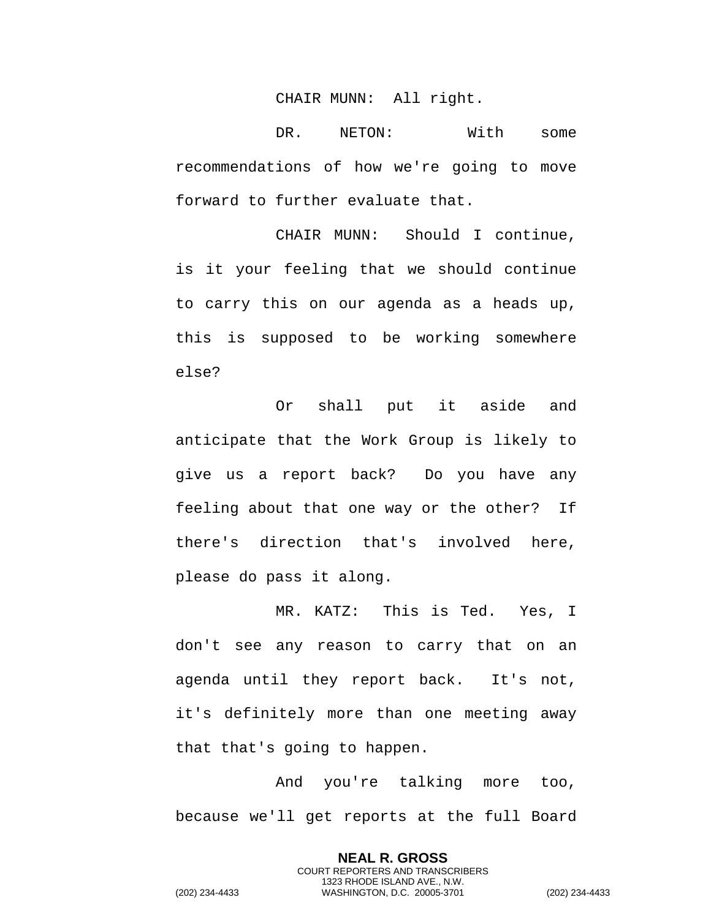CHAIR MUNN: All right.

DR. NETON: With some recommendations of how we're going to move forward to further evaluate that.

CHAIR MUNN: Should I continue, is it your feeling that we should continue to carry this on our agenda as a heads up, this is supposed to be working somewhere else?

Or shall put it aside and anticipate that the Work Group is likely to give us a report back? Do you have any feeling about that one way or the other? If there's direction that's involved here, please do pass it along.

MR. KATZ: This is Ted. Yes, I don't see any reason to carry that on an agenda until they report back. It's not, it's definitely more than one meeting away that that's going to happen.

And you're talking more too, because we'll get reports at the full Board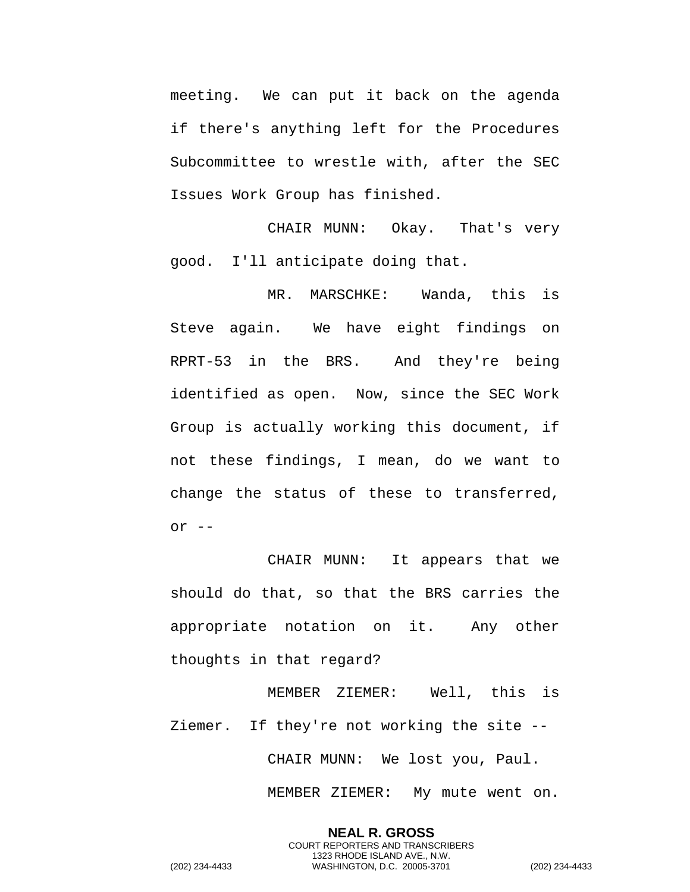meeting. We can put it back on the agenda if there's anything left for the Procedures Subcommittee to wrestle with, after the SEC Issues Work Group has finished.

CHAIR MUNN: Okay. That's very good. I'll anticipate doing that.

MR. MARSCHKE: Wanda, this is Steve again. We have eight findings on RPRT-53 in the BRS. And they're being identified as open. Now, since the SEC Work Group is actually working this document, if not these findings, I mean, do we want to change the status of these to transferred, or --

CHAIR MUNN: It appears that we should do that, so that the BRS carries the appropriate notation on it. Any other thoughts in that regard?

MEMBER ZIEMER: Well, this is Ziemer. If they're not working the site --

CHAIR MUNN: We lost you, Paul.

MEMBER ZIEMER: My mute went on.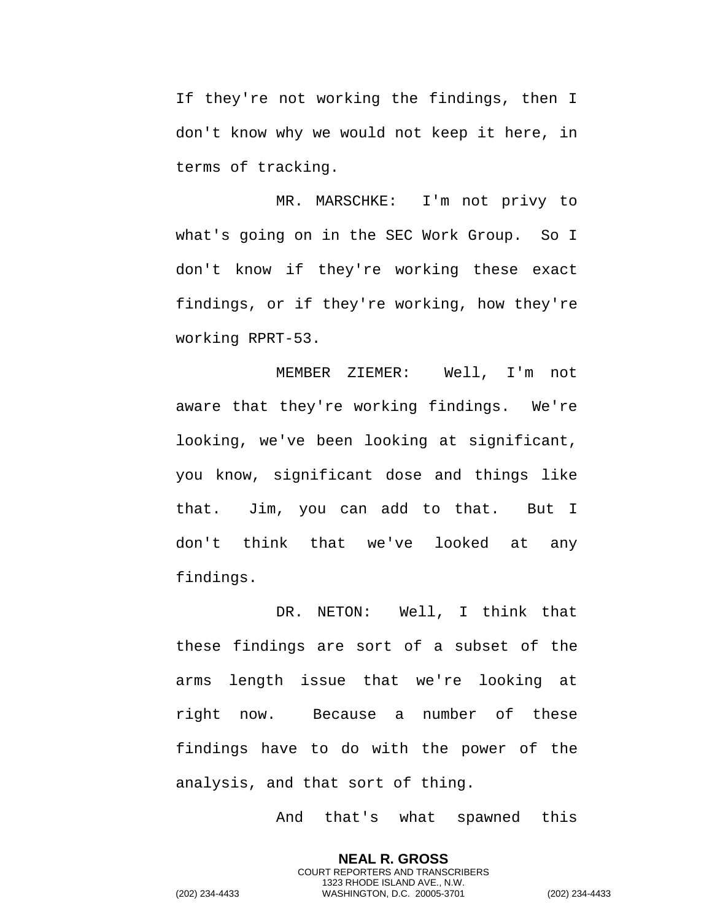If they're not working the findings, then I don't know why we would not keep it here, in terms of tracking.

MR. MARSCHKE: I'm not privy to what's going on in the SEC Work Group. So I don't know if they're working these exact findings, or if they're working, how they're working RPRT-53.

MEMBER ZIEMER: Well, I'm not aware that they're working findings. We're looking, we've been looking at significant, you know, significant dose and things like that. Jim, you can add to that. But I don't think that we've looked at any findings.

DR. NETON: Well, I think that these findings are sort of a subset of the arms length issue that we're looking at right now. Because a number of these findings have to do with the power of the analysis, and that sort of thing.

And that's what spawned this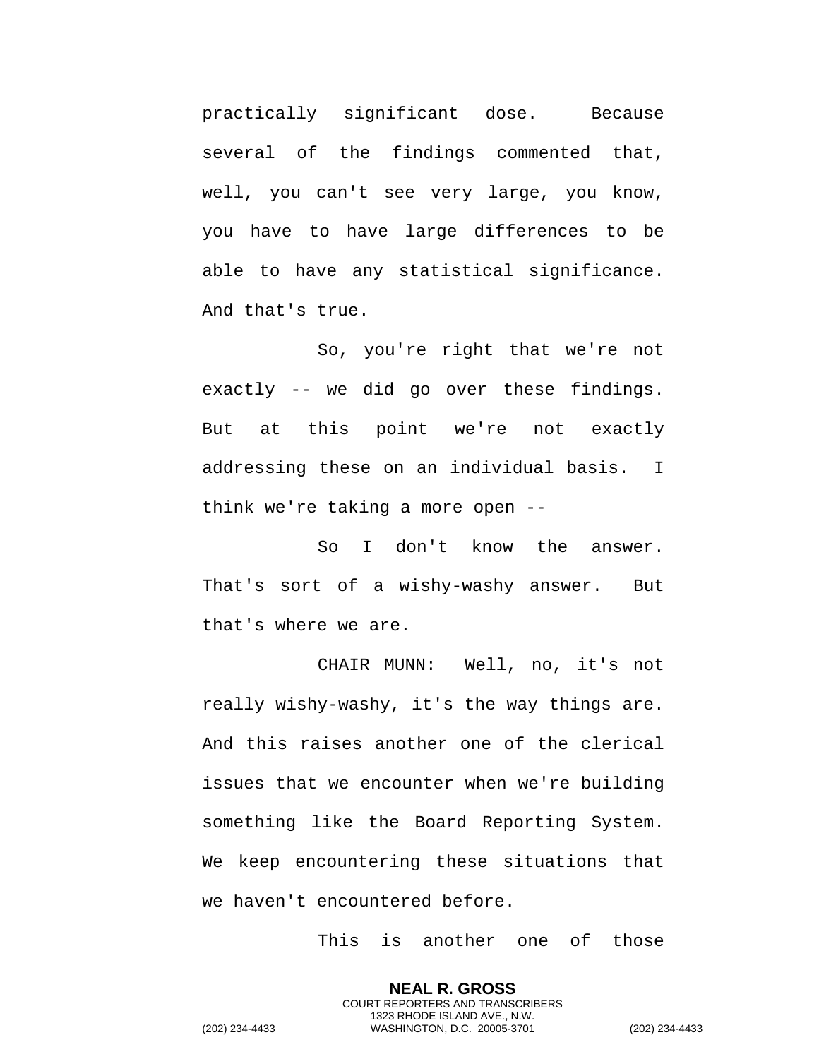practically significant dose. Because several of the findings commented that, well, you can't see very large, you know, you have to have large differences to be able to have any statistical significance. And that's true.

So, you're right that we're not exactly -- we did go over these findings. But at this point we're not exactly addressing these on an individual basis. I think we're taking a more open --

So I don't know the answer. That's sort of a wishy-washy answer. But that's where we are.

CHAIR MUNN: Well, no, it's not really wishy-washy, it's the way things are. And this raises another one of the clerical issues that we encounter when we're building something like the Board Reporting System. We keep encountering these situations that we haven't encountered before.

This is another one of those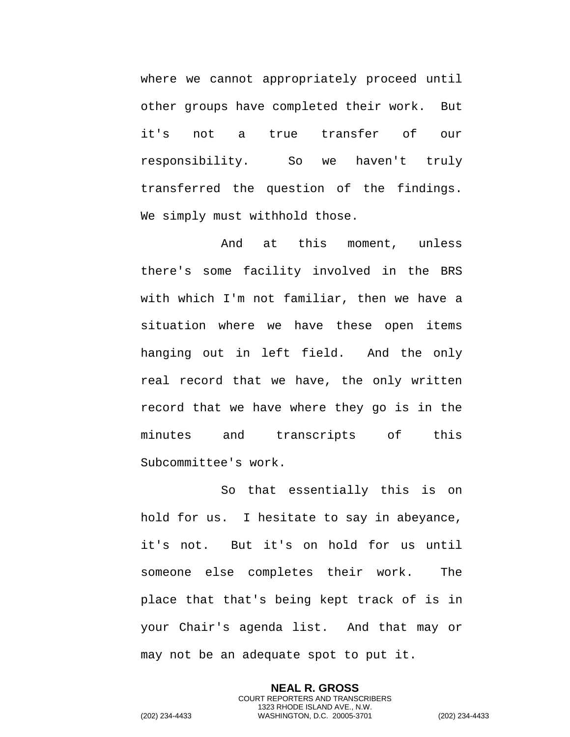where we cannot appropriately proceed until other groups have completed their work. But it's not a true transfer of our responsibility. So we haven't truly transferred the question of the findings. We simply must withhold those.

And at this moment, unless there's some facility involved in the BRS with which I'm not familiar, then we have a situation where we have these open items hanging out in left field. And the only real record that we have, the only written record that we have where they go is in the minutes and transcripts of this Subcommittee's work.

So that essentially this is on hold for us. I hesitate to say in abeyance, it's not. But it's on hold for us until someone else completes their work. The place that that's being kept track of is in your Chair's agenda list. And that may or may not be an adequate spot to put it.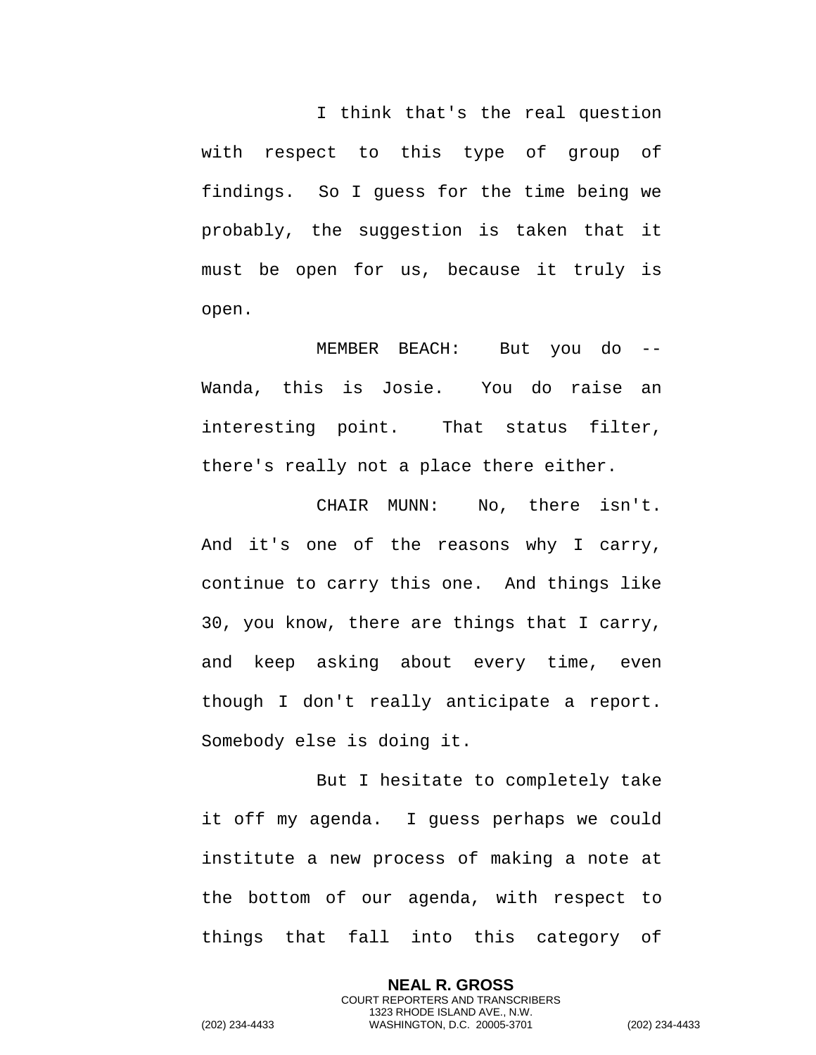I think that's the real question with respect to this type of group of findings. So I guess for the time being we probably, the suggestion is taken that it must be open for us, because it truly is open.

MEMBER BEACH: But you do -- Wanda, this is Josie. You do raise an interesting point. That status filter, there's really not a place there either.

CHAIR MUNN: No, there isn't. And it's one of the reasons why I carry, continue to carry this one. And things like 30, you know, there are things that I carry, and keep asking about every time, even though I don't really anticipate a report. Somebody else is doing it.

But I hesitate to completely take it off my agenda. I guess perhaps we could institute a new process of making a note at the bottom of our agenda, with respect to things that fall into this category of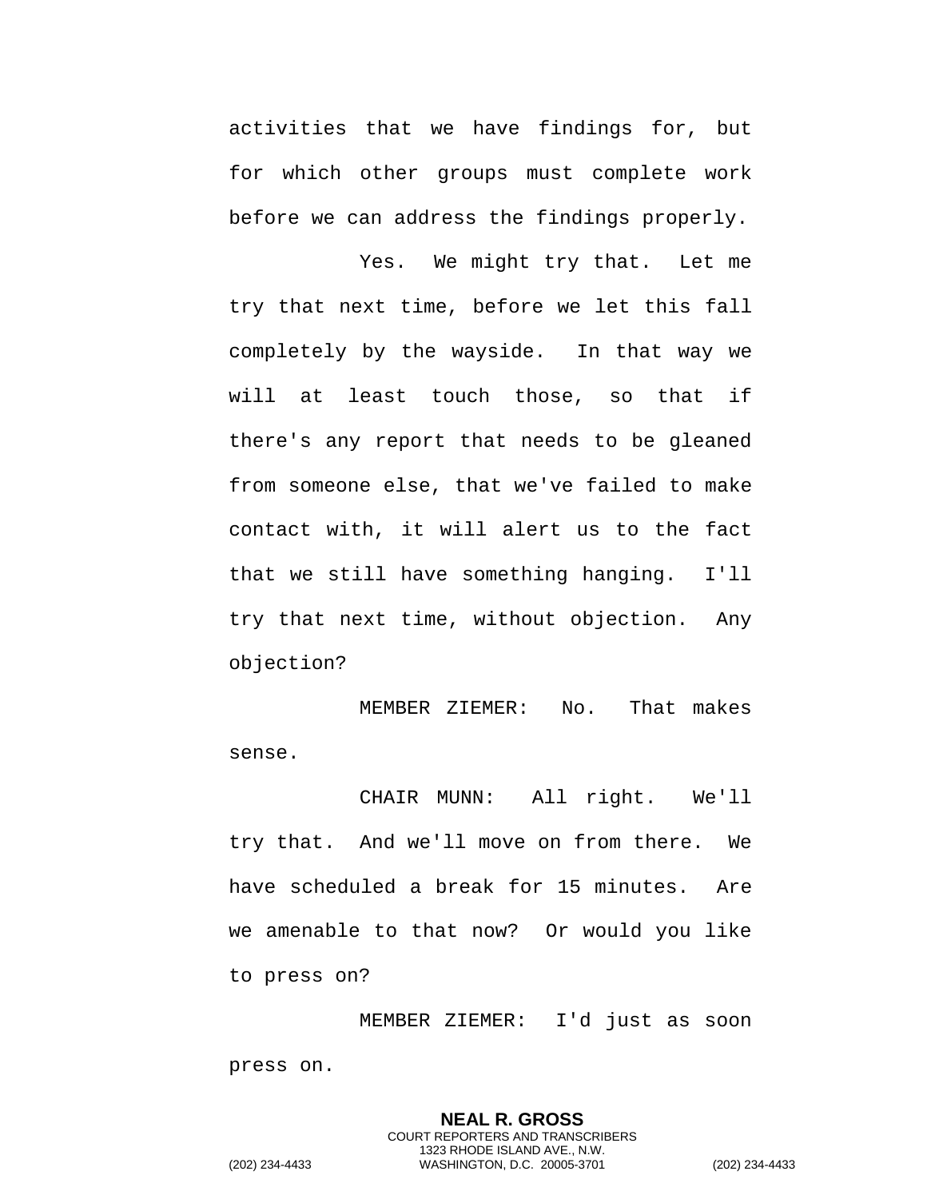activities that we have findings for, but for which other groups must complete work before we can address the findings properly.

Yes. We might try that. Let me try that next time, before we let this fall completely by the wayside. In that way we will at least touch those, so that if there's any report that needs to be gleaned from someone else, that we've failed to make contact with, it will alert us to the fact that we still have something hanging. I'll try that next time, without objection. Any objection?

MEMBER ZIEMER: No. That makes sense.

CHAIR MUNN: All right. We'll try that. And we'll move on from there. We have scheduled a break for 15 minutes. Are we amenable to that now? Or would you like to press on?

MEMBER ZIEMER: I'd just as soon press on.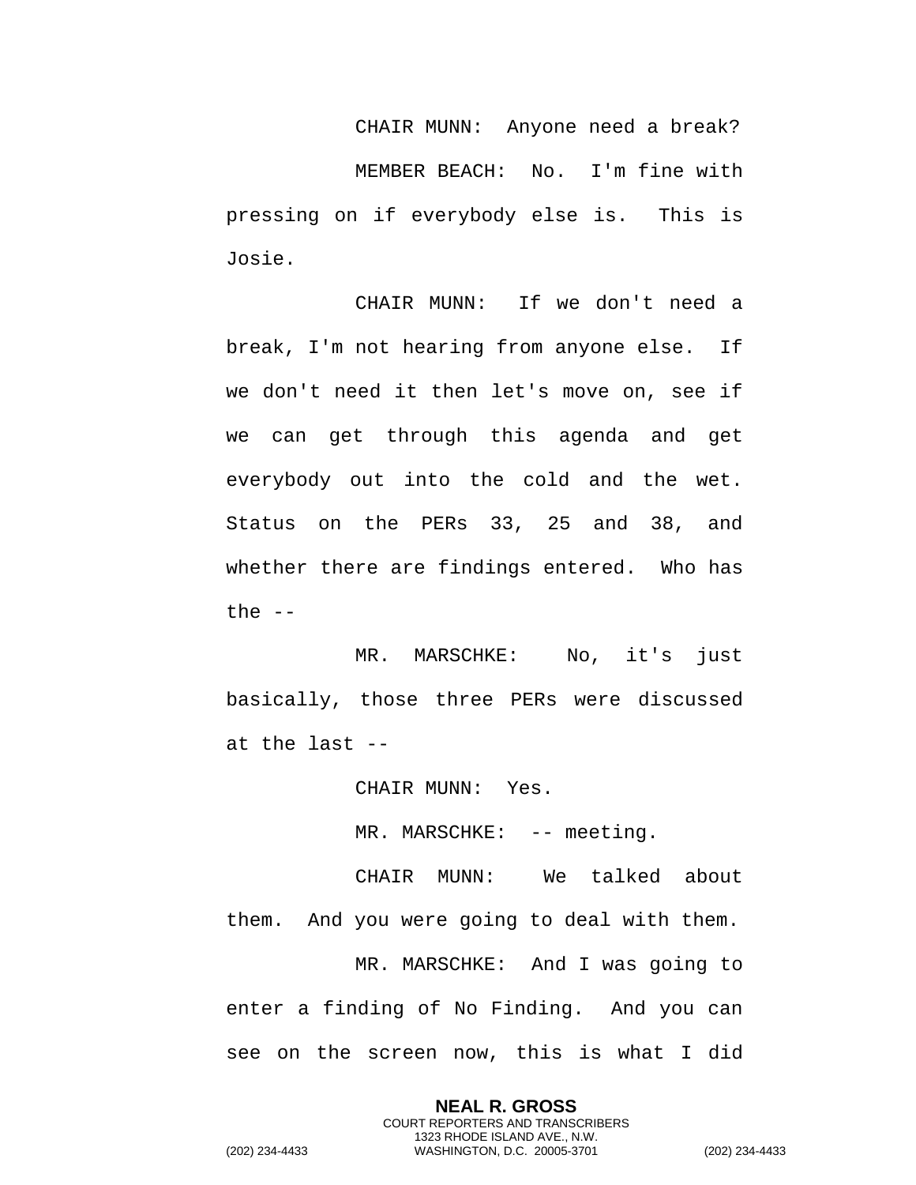CHAIR MUNN: Anyone need a break?

MEMBER BEACH: No. I'm fine with pressing on if everybody else is. This is Josie.

CHAIR MUNN: If we don't need a break, I'm not hearing from anyone else. If we don't need it then let's move on, see if we can get through this agenda and get everybody out into the cold and the wet. Status on the PERs 33, 25 and 38, and whether there are findings entered. Who has the --

MR. MARSCHKE: No, it's just basically, those three PERs were discussed at the last --

CHAIR MUNN: Yes.

MR. MARSCHKE: -- meeting.

CHAIR MUNN: We talked about them. And you were going to deal with them.

MR. MARSCHKE: And I was going to enter a finding of No Finding. And you can see on the screen now, this is what I did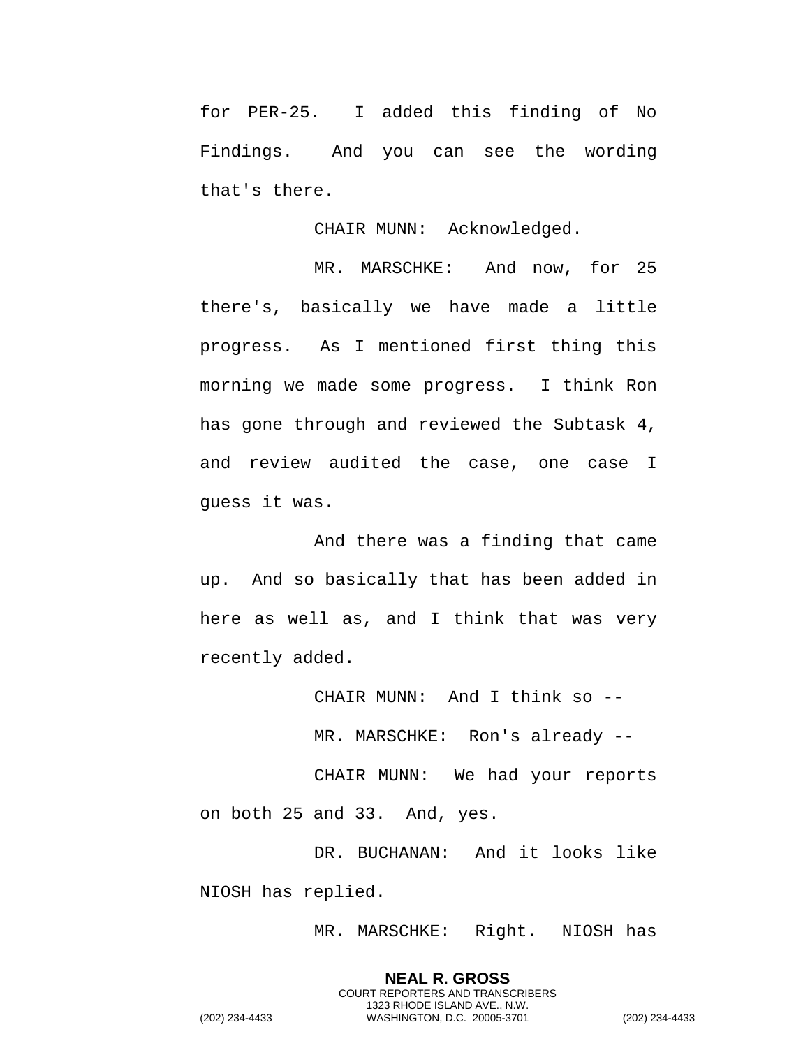for PER-25. I added this finding of No Findings. And you can see the wording that's there.

CHAIR MUNN: Acknowledged.

MR. MARSCHKE: And now, for 25 there's, basically we have made a little progress. As I mentioned first thing this morning we made some progress. I think Ron has gone through and reviewed the Subtask 4, and review audited the case, one case I guess it was.

And there was a finding that came up. And so basically that has been added in here as well as, and I think that was very recently added.

CHAIR MUNN: And I think so --

MR. MARSCHKE: Ron's already --

CHAIR MUNN: We had your reports on both 25 and 33. And, yes.

DR. BUCHANAN: And it looks like NIOSH has replied.

MR. MARSCHKE: Right. NIOSH has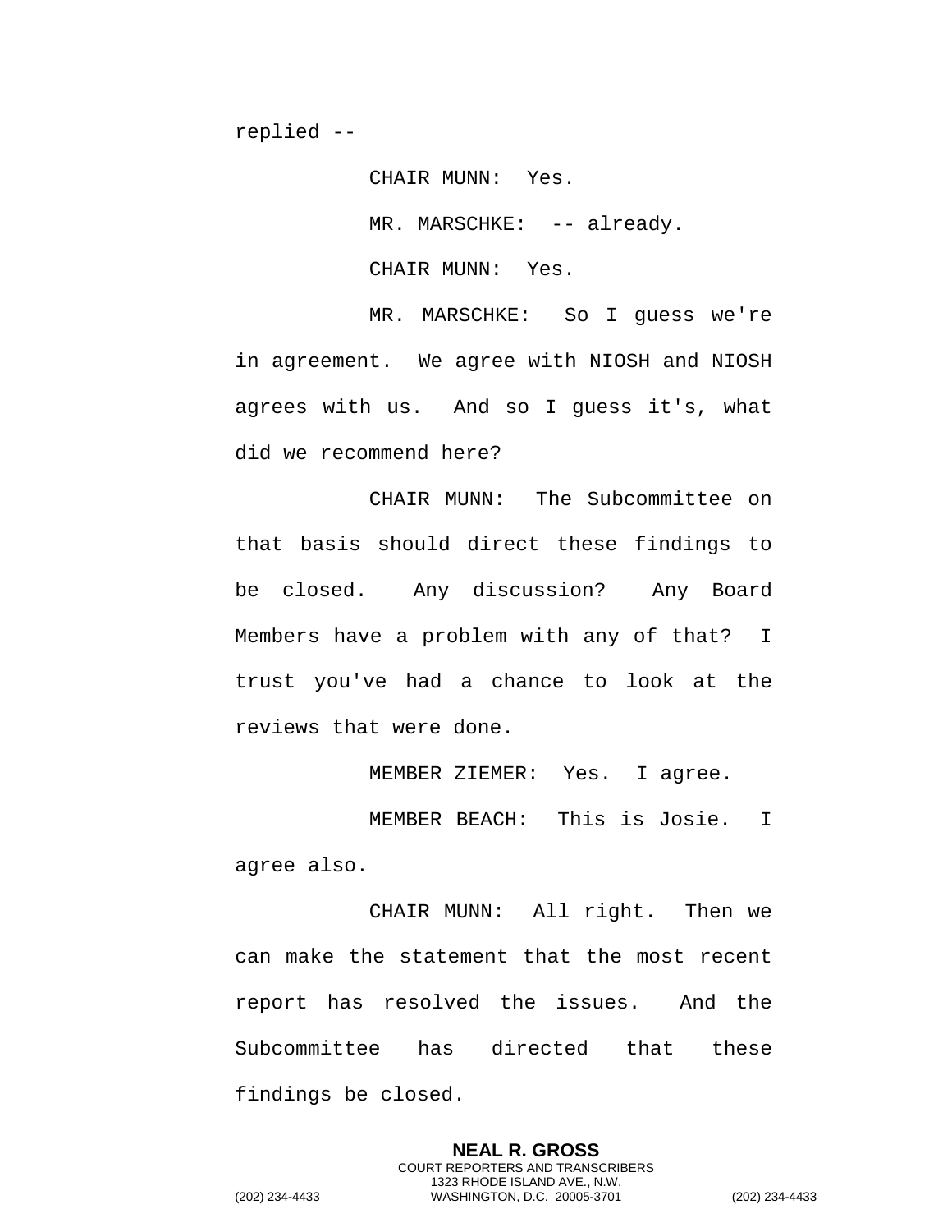replied --

CHAIR MUNN: Yes.

MR. MARSCHKE: -- already.

CHAIR MUNN: Yes.

MR. MARSCHKE: So I guess we're in agreement. We agree with NIOSH and NIOSH agrees with us. And so I guess it's, what did we recommend here?

CHAIR MUNN: The Subcommittee on that basis should direct these findings to be closed. Any discussion? Any Board Members have a problem with any of that? I trust you've had a chance to look at the reviews that were done.

MEMBER ZIEMER: Yes. I agree.

MEMBER BEACH: This is Josie. I agree also.

CHAIR MUNN: All right. Then we can make the statement that the most recent report has resolved the issues. And the Subcommittee has directed that these findings be closed.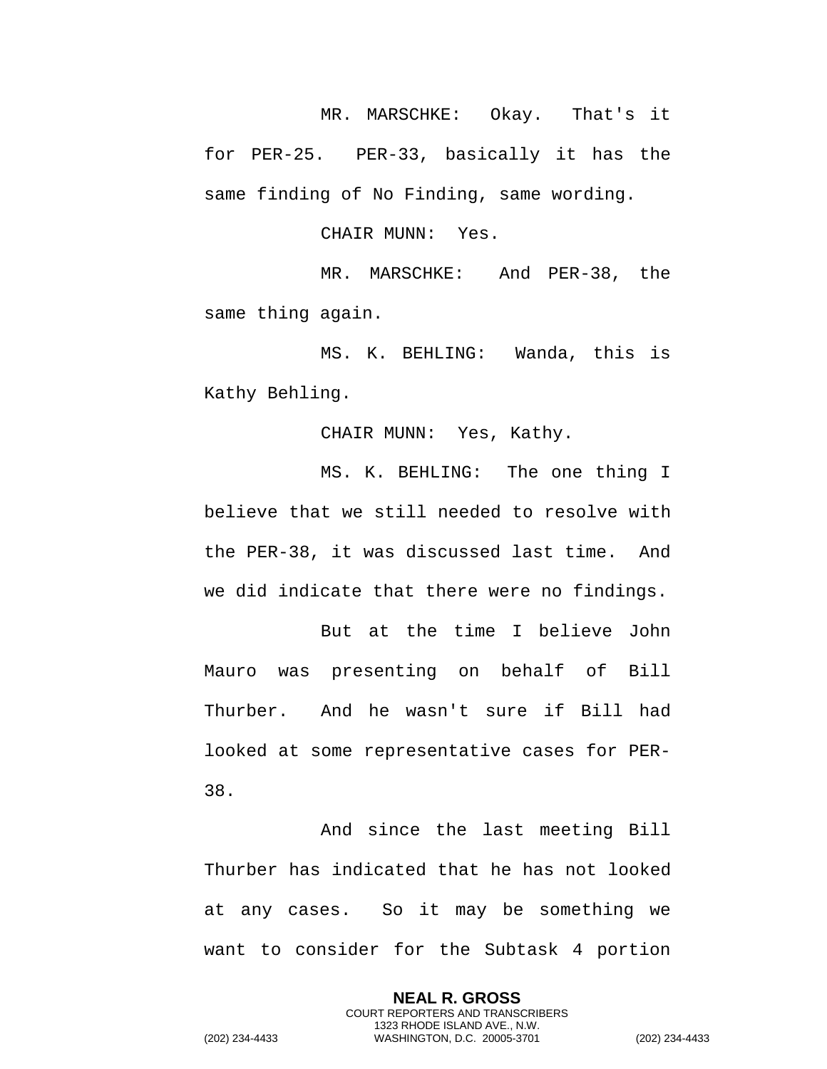MR. MARSCHKE: Okay. That's it for PER-25. PER-33, basically it has the same finding of No Finding, same wording.

CHAIR MUNN: Yes.

MR. MARSCHKE: And PER-38, the same thing again.

MS. K. BEHLING: Wanda, this is Kathy Behling.

CHAIR MUNN: Yes, Kathy.

MS. K. BEHLING: The one thing I believe that we still needed to resolve with the PER-38, it was discussed last time. And we did indicate that there were no findings.

But at the time I believe John Mauro was presenting on behalf of Bill Thurber. And he wasn't sure if Bill had looked at some representative cases for PER-38.

And since the last meeting Bill Thurber has indicated that he has not looked at any cases. So it may be something we want to consider for the Subtask 4 portion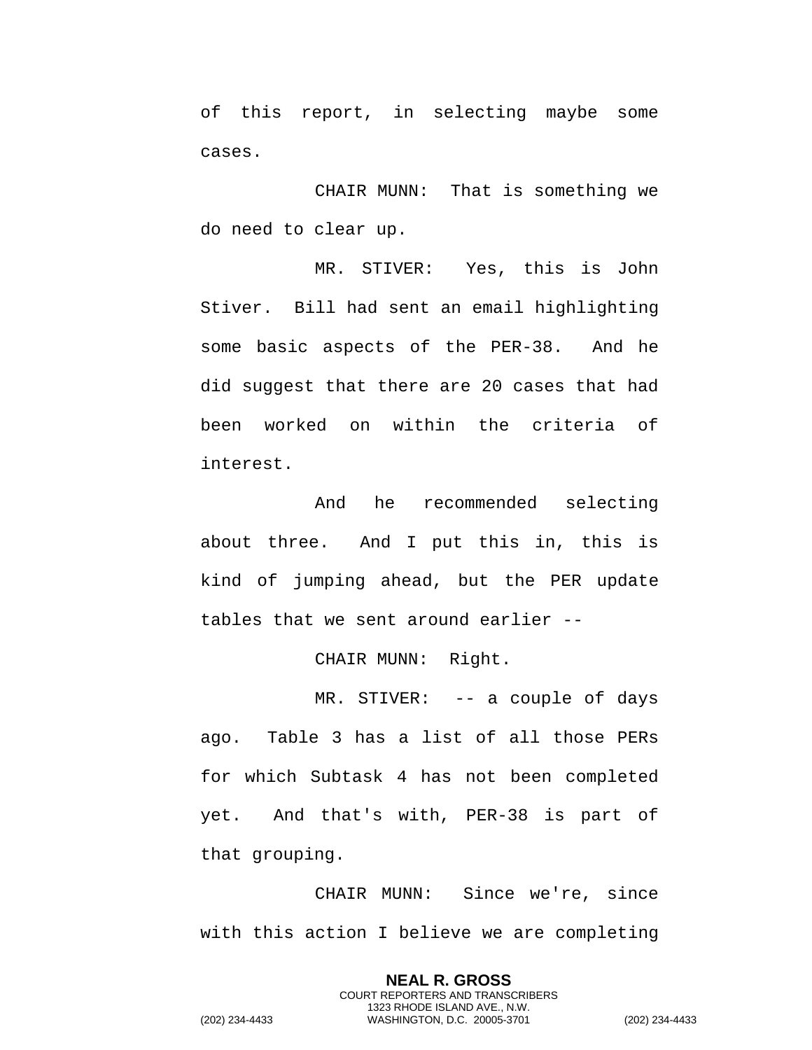of this report, in selecting maybe some cases.

CHAIR MUNN: That is something we do need to clear up.

MR. STIVER: Yes, this is John Stiver. Bill had sent an email highlighting some basic aspects of the PER-38. And he did suggest that there are 20 cases that had been worked on within the criteria of interest.

And he recommended selecting about three. And I put this in, this is kind of jumping ahead, but the PER update tables that we sent around earlier --

CHAIR MUNN: Right.

MR. STIVER: -- a couple of days ago. Table 3 has a list of all those PERs for which Subtask 4 has not been completed yet. And that's with, PER-38 is part of that grouping.

CHAIR MUNN: Since we're, since with this action I believe we are completing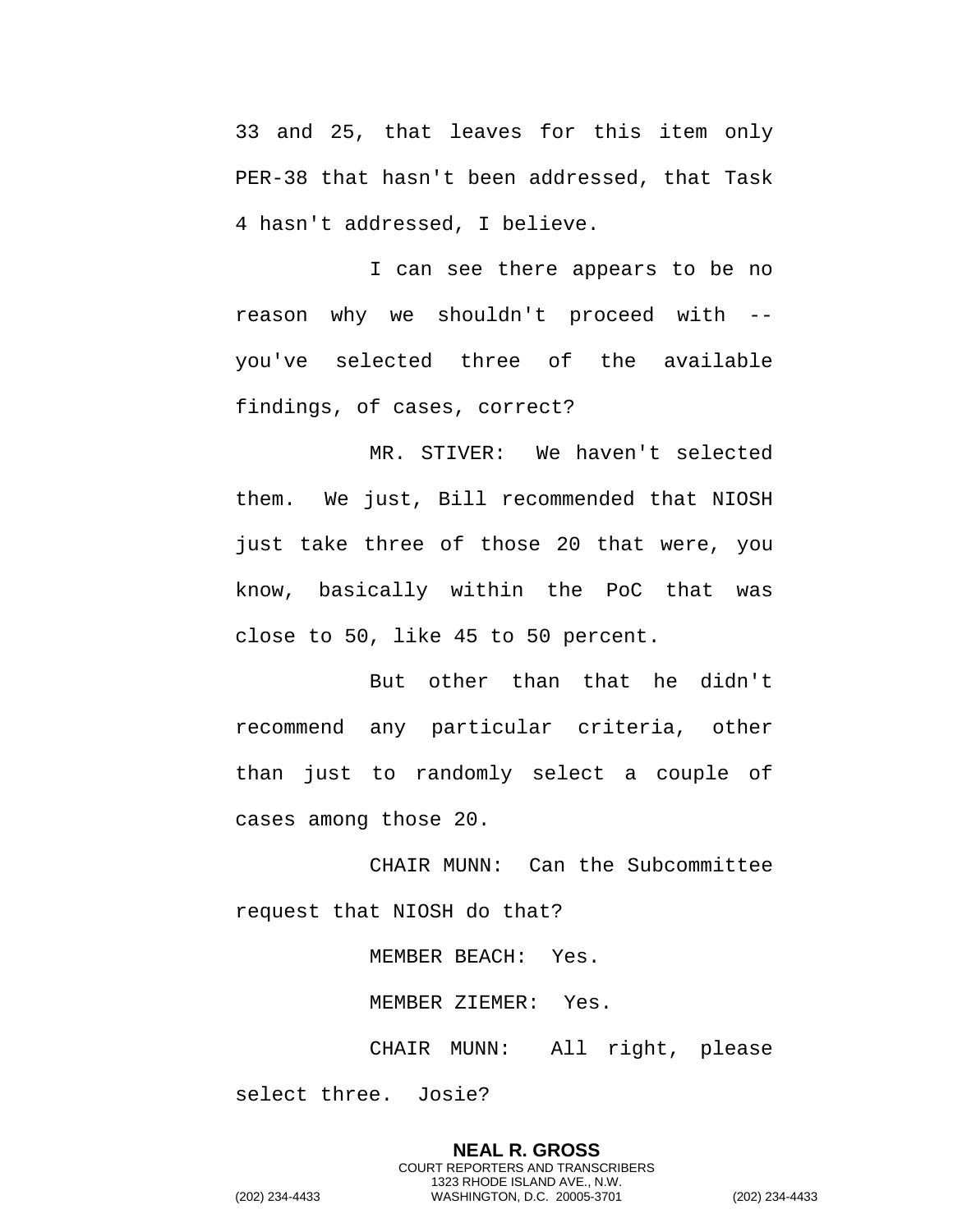33 and 25, that leaves for this item only PER-38 that hasn't been addressed, that Task 4 hasn't addressed, I believe.

I can see there appears to be no reason why we shouldn't proceed with -- you've selected three of the available findings, of cases, correct?

MR. STIVER: We haven't selected them. We just, Bill recommended that NIOSH just take three of those 20 that were, you know, basically within the PoC that was close to 50, like 45 to 50 percent.

But other than that he didn't recommend any particular criteria, other than just to randomly select a couple of cases among those 20.

CHAIR MUNN: Can the Subcommittee request that NIOSH do that?

MEMBER BEACH: Yes.

MEMBER ZIEMER: Yes.

CHAIR MUNN: All right, please select three. Josie?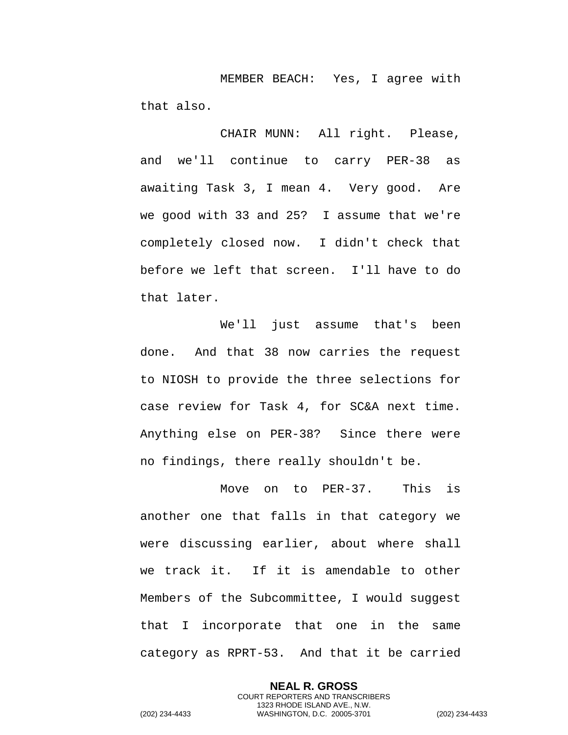MEMBER BEACH: Yes, I agree with that also.

CHAIR MUNN: All right. Please, and we'll continue to carry PER-38 as awaiting Task 3, I mean 4. Very good. Are we good with 33 and 25? I assume that we're completely closed now. I didn't check that before we left that screen. I'll have to do that later.

We'll just assume that's been done. And that 38 now carries the request to NIOSH to provide the three selections for case review for Task 4, for SC&A next time. Anything else on PER-38? Since there were no findings, there really shouldn't be.

Move on to PER-37. This is another one that falls in that category we were discussing earlier, about where shall we track it. If it is amendable to other Members of the Subcommittee, I would suggest that I incorporate that one in the same category as RPRT-53. And that it be carried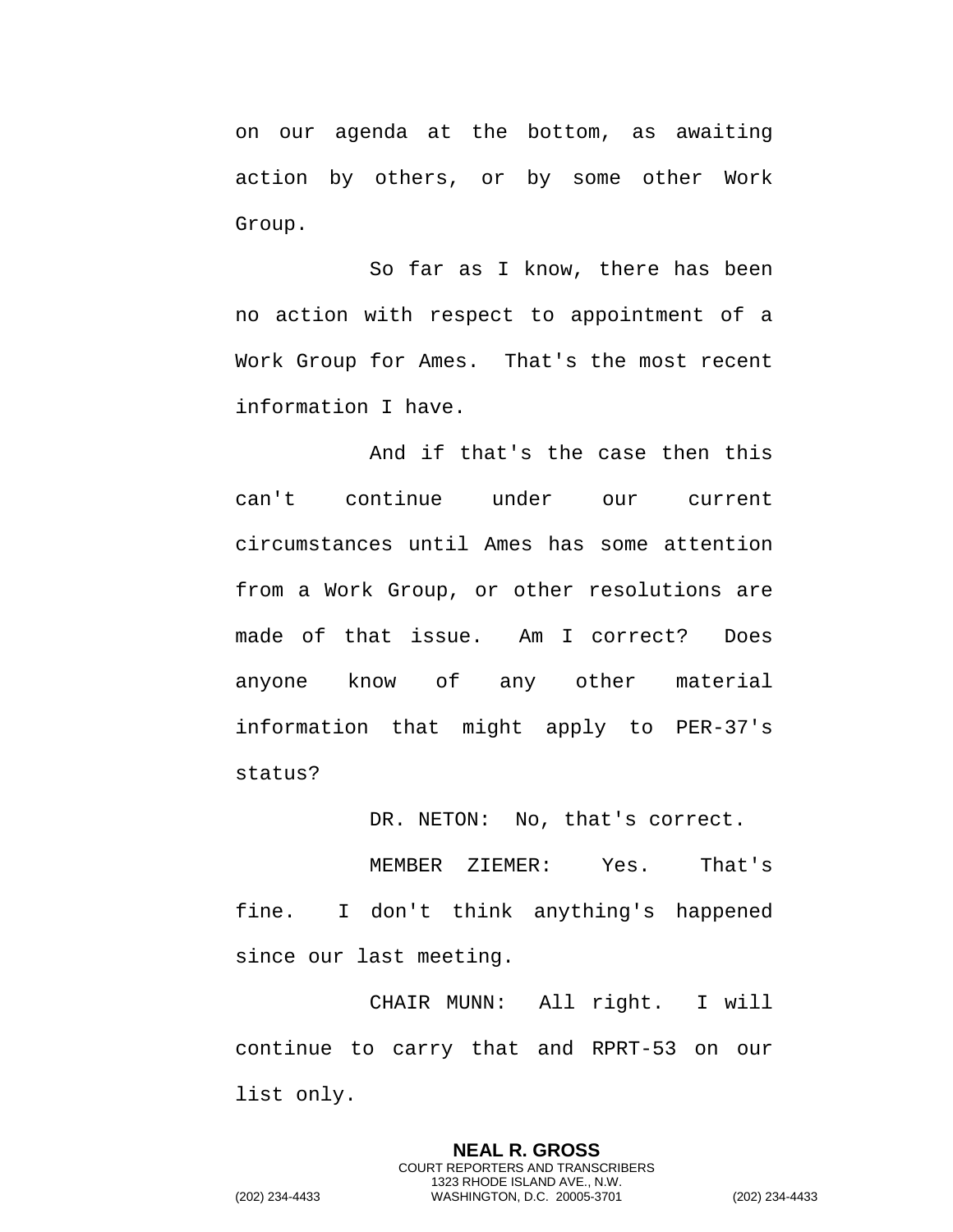on our agenda at the bottom, as awaiting action by others, or by some other Work Group.

So far as I know, there has been no action with respect to appointment of a Work Group for Ames. That's the most recent information I have.

And if that's the case then this can't continue under our current circumstances until Ames has some attention from a Work Group, or other resolutions are made of that issue. Am I correct? Does anyone know of any other material information that might apply to PER-37's status?

DR. NETON: No, that's correct.

MEMBER ZIEMER: Yes. That's fine. I don't think anything's happened since our last meeting.

CHAIR MUNN: All right. I will continue to carry that and RPRT-53 on our list only.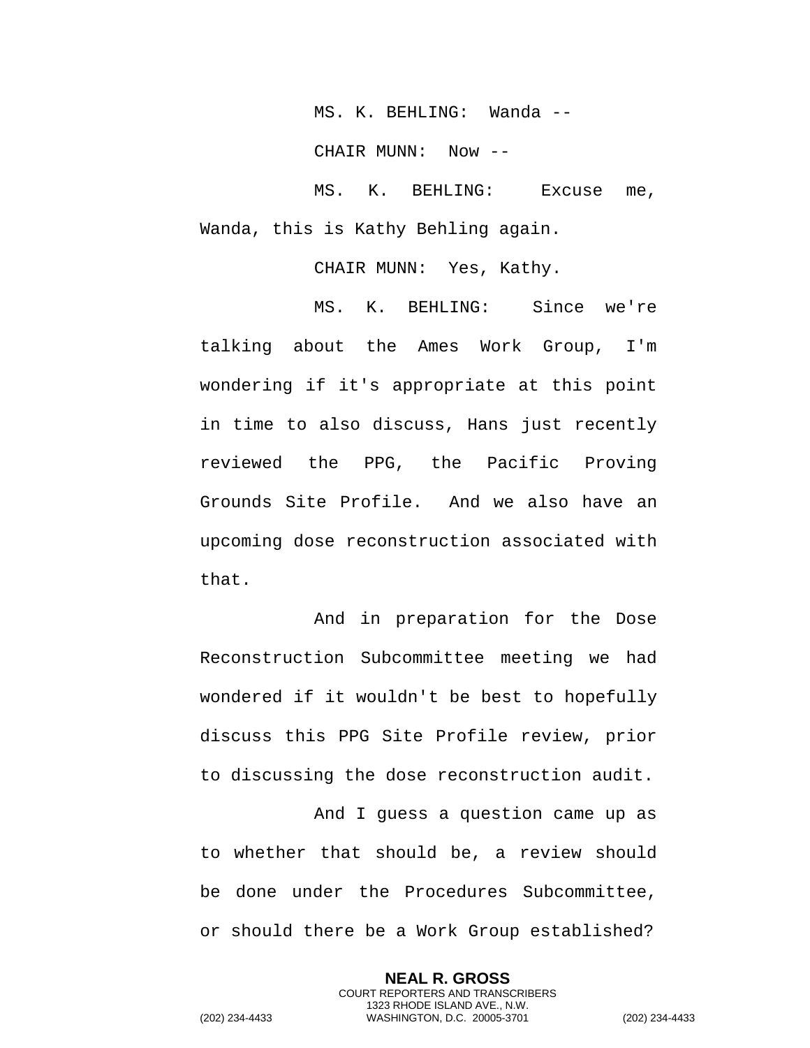MS. K. BEHLING: Wanda --

CHAIR MUNN: Now --

MS. K. BEHLING: Excuse me, Wanda, this is Kathy Behling again.

CHAIR MUNN: Yes, Kathy.

MS. K. BEHLING: Since we're talking about the Ames Work Group, I'm wondering if it's appropriate at this point in time to also discuss, Hans just recently reviewed the PPG, the Pacific Proving Grounds Site Profile. And we also have an upcoming dose reconstruction associated with that.

And in preparation for the Dose Reconstruction Subcommittee meeting we had wondered if it wouldn't be best to hopefully discuss this PPG Site Profile review, prior to discussing the dose reconstruction audit.

And I guess a question came up as to whether that should be, a review should be done under the Procedures Subcommittee, or should there be a Work Group established?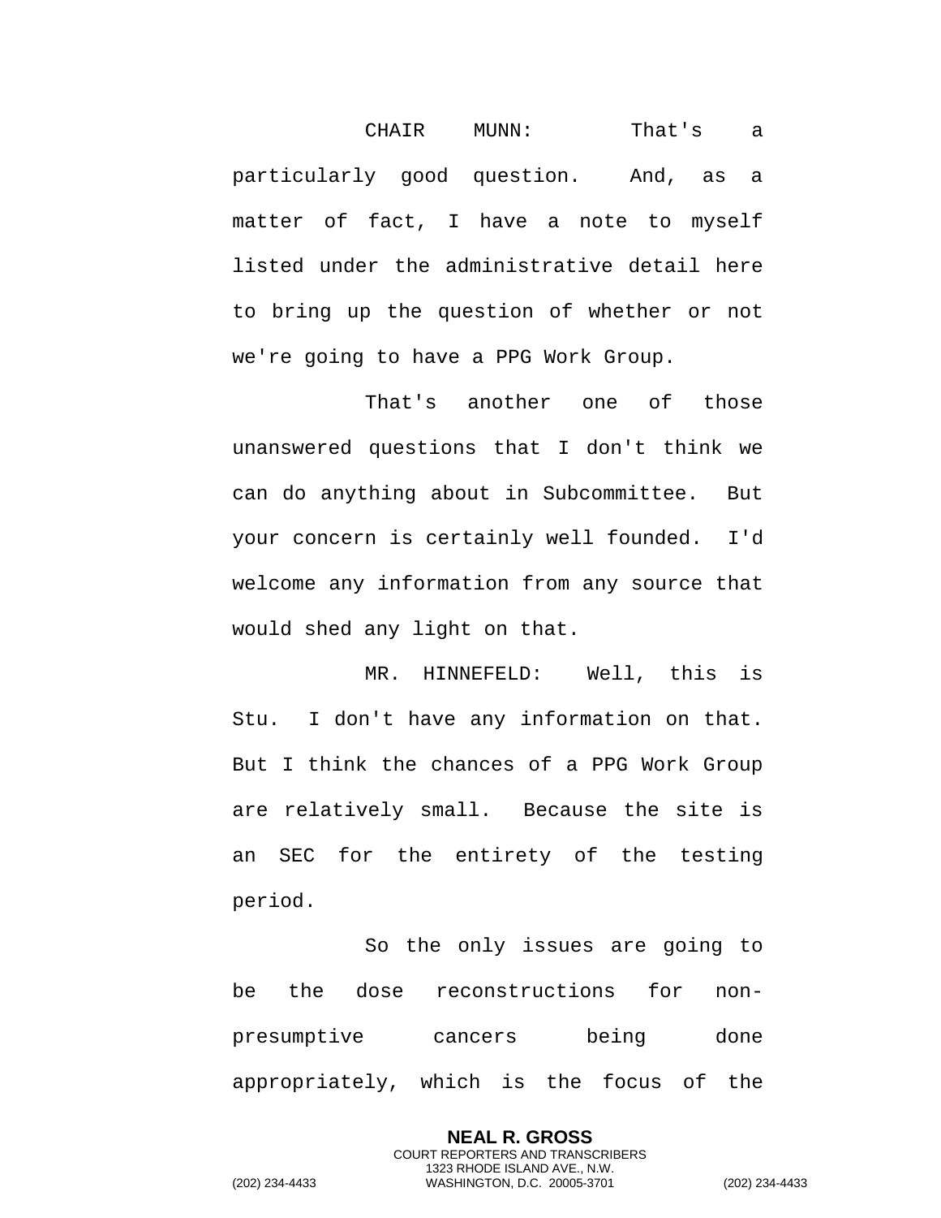CHAIR MUNN: That's a particularly good question. And, as a matter of fact, I have a note to myself listed under the administrative detail here to bring up the question of whether or not we're going to have a PPG Work Group.

That's another one of those unanswered questions that I don't think we can do anything about in Subcommittee. But your concern is certainly well founded. I'd welcome any information from any source that would shed any light on that.

MR. HINNEFELD: Well, this is Stu. I don't have any information on that. But I think the chances of a PPG Work Group are relatively small. Because the site is an SEC for the entirety of the testing period.

So the only issues are going to be the dose reconstructions for non-presumptive cancers being done appropriately, which is the focus of the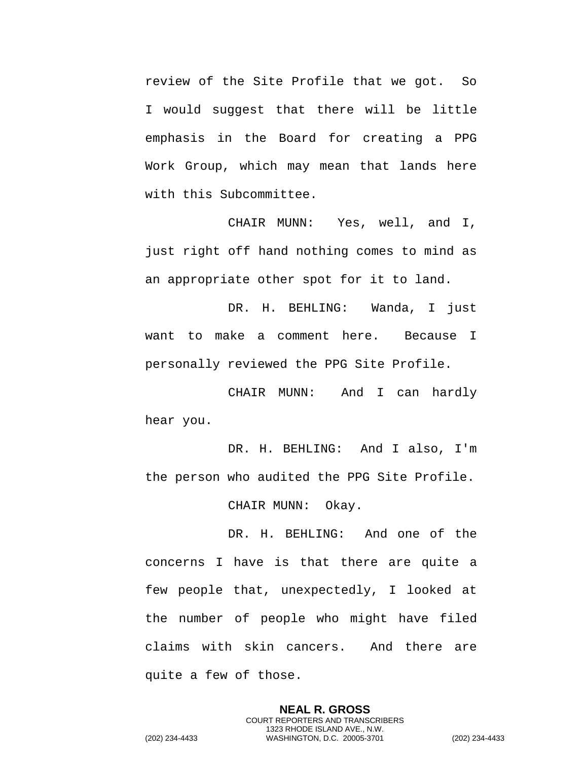review of the Site Profile that we got. So I would suggest that there will be little emphasis in the Board for creating a PPG Work Group, which may mean that lands here with this Subcommittee.

CHAIR MUNN: Yes, well, and I, just right off hand nothing comes to mind as an appropriate other spot for it to land.

DR. H. BEHLING: Wanda, I just want to make a comment here. Because I personally reviewed the PPG Site Profile.

CHAIR MUNN: And I can hardly hear you.

DR. H. BEHLING: And I also, I'm the person who audited the PPG Site Profile.

CHAIR MUNN: Okay.

DR. H. BEHLING: And one of the concerns I have is that there are quite a few people that, unexpectedly, I looked at the number of people who might have filed claims with skin cancers. And there are quite a few of those.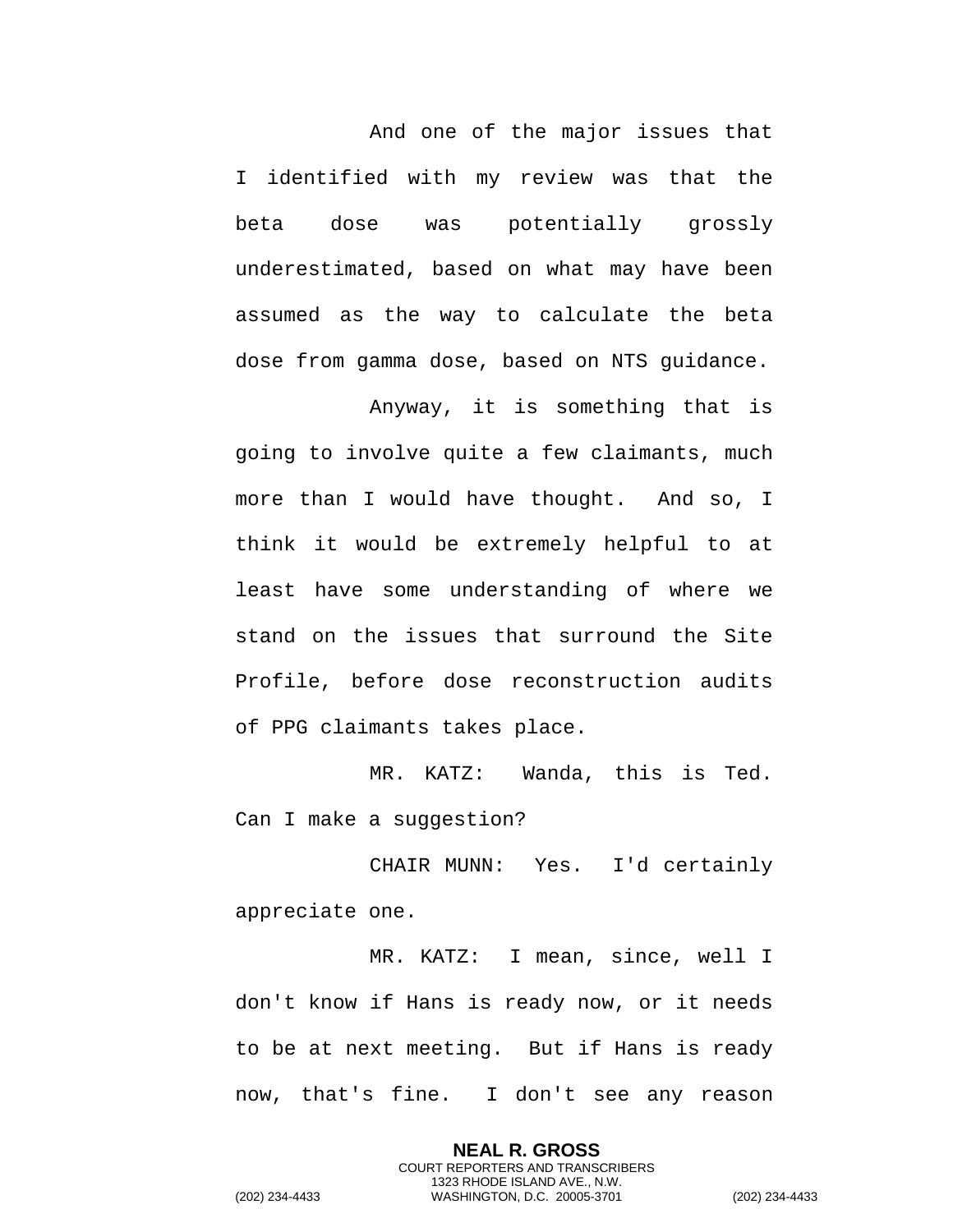And one of the major issues that I identified with my review was that the beta dose was potentially grossly underestimated, based on what may have been assumed as the way to calculate the beta dose from gamma dose, based on NTS guidance.

Anyway, it is something that is going to involve quite a few claimants, much more than I would have thought. And so, I think it would be extremely helpful to at least have some understanding of where we stand on the issues that surround the Site Profile, before dose reconstruction audits of PPG claimants takes place.

MR. KATZ: Wanda, this is Ted. Can I make a suggestion?

CHAIR MUNN: Yes. I'd certainly appreciate one.

MR. KATZ: I mean, since, well I don't know if Hans is ready now, or it needs to be at next meeting. But if Hans is ready now, that's fine. I don't see any reason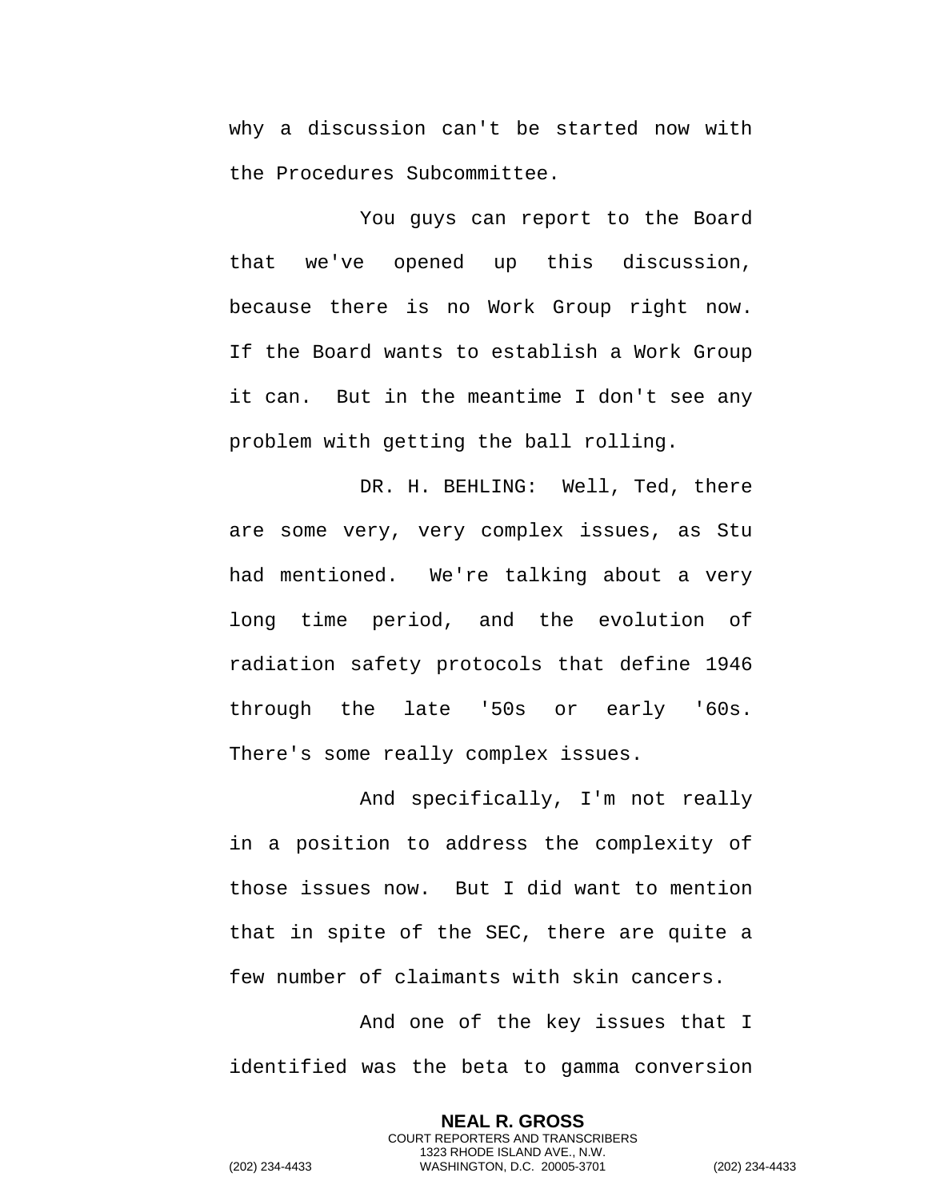why a discussion can't be started now with the Procedures Subcommittee.

You guys can report to the Board that we've opened up this discussion, because there is no Work Group right now. If the Board wants to establish a Work Group it can. But in the meantime I don't see any problem with getting the ball rolling.

DR. H. BEHLING: Well, Ted, there are some very, very complex issues, as Stu had mentioned. We're talking about a very long time period, and the evolution of radiation safety protocols that define 1946 through the late '50s or early '60s. There's some really complex issues.

And specifically, I'm not really in a position to address the complexity of those issues now. But I did want to mention that in spite of the SEC, there are quite a few number of claimants with skin cancers.

And one of the key issues that I identified was the beta to gamma conversion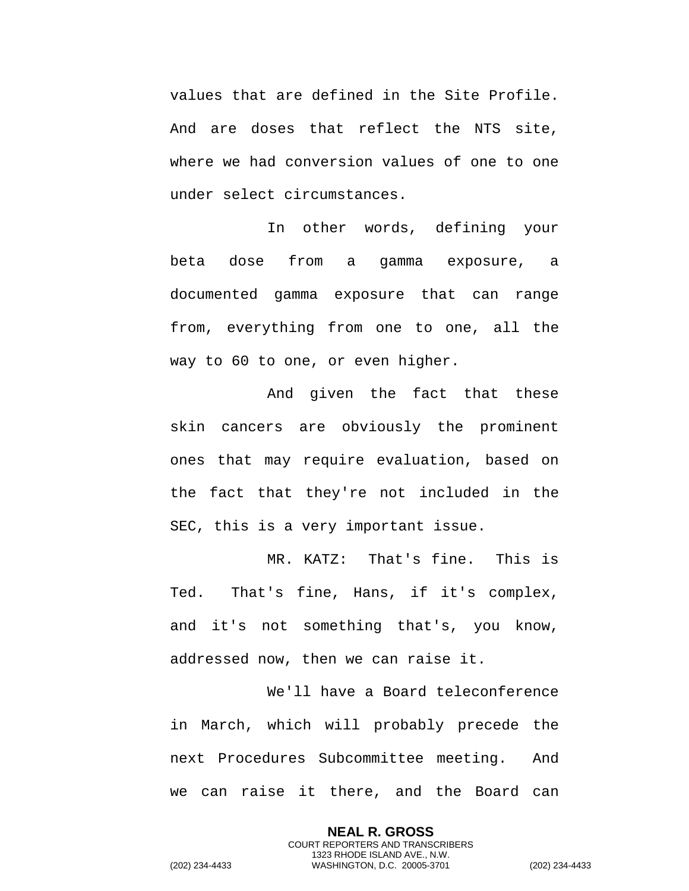values that are defined in the Site Profile. And are doses that reflect the NTS site, where we had conversion values of one to one under select circumstances.

In other words, defining your beta dose from a gamma exposure, a documented gamma exposure that can range from, everything from one to one, all the way to 60 to one, or even higher.

And given the fact that these skin cancers are obviously the prominent ones that may require evaluation, based on the fact that they're not included in the SEC, this is a very important issue.

MR. KATZ: That's fine. This is Ted. That's fine, Hans, if it's complex, and it's not something that's, you know, addressed now, then we can raise it.

We'll have a Board teleconference in March, which will probably precede the next Procedures Subcommittee meeting. And we can raise it there, and the Board can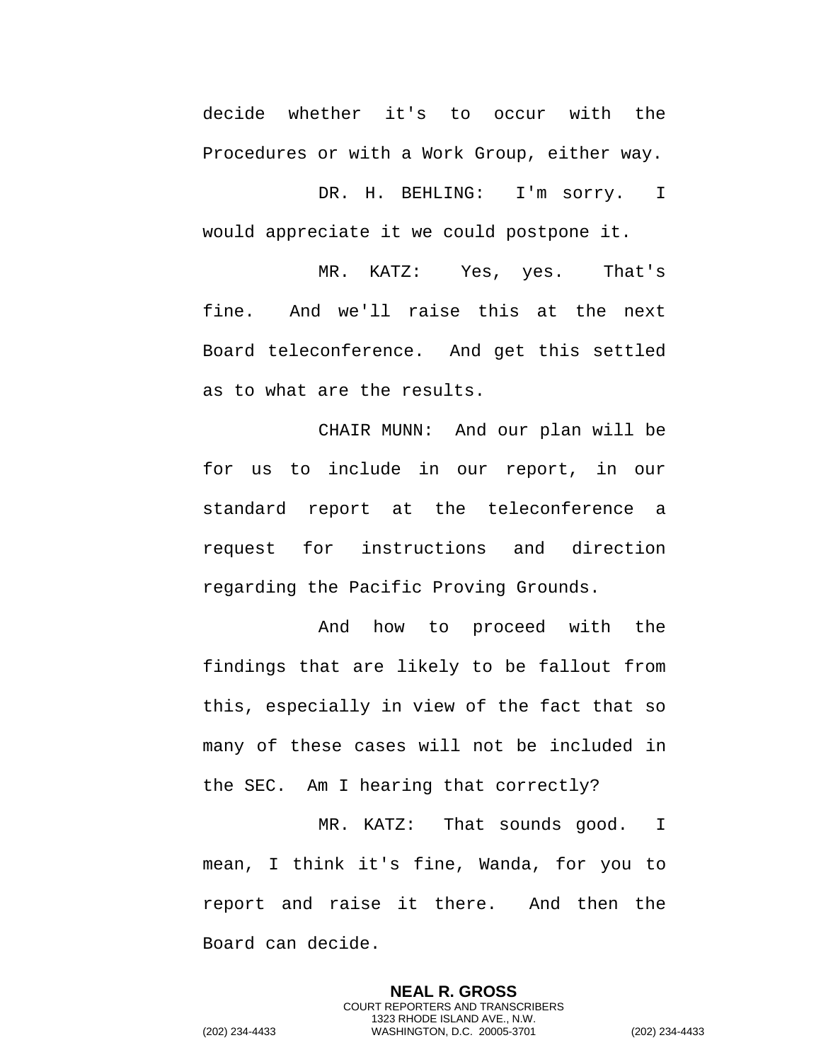decide whether it's to occur with the Procedures or with a Work Group, either way.

DR. H. BEHLING: I'm sorry. I would appreciate it we could postpone it.

MR. KATZ: Yes, yes. That's fine. And we'll raise this at the next Board teleconference. And get this settled as to what are the results.

CHAIR MUNN: And our plan will be for us to include in our report, in our standard report at the teleconference a request for instructions and direction regarding the Pacific Proving Grounds.

And how to proceed with the findings that are likely to be fallout from this, especially in view of the fact that so many of these cases will not be included in the SEC. Am I hearing that correctly?

MR. KATZ: That sounds good. I mean, I think it's fine, Wanda, for you to report and raise it there. And then the Board can decide.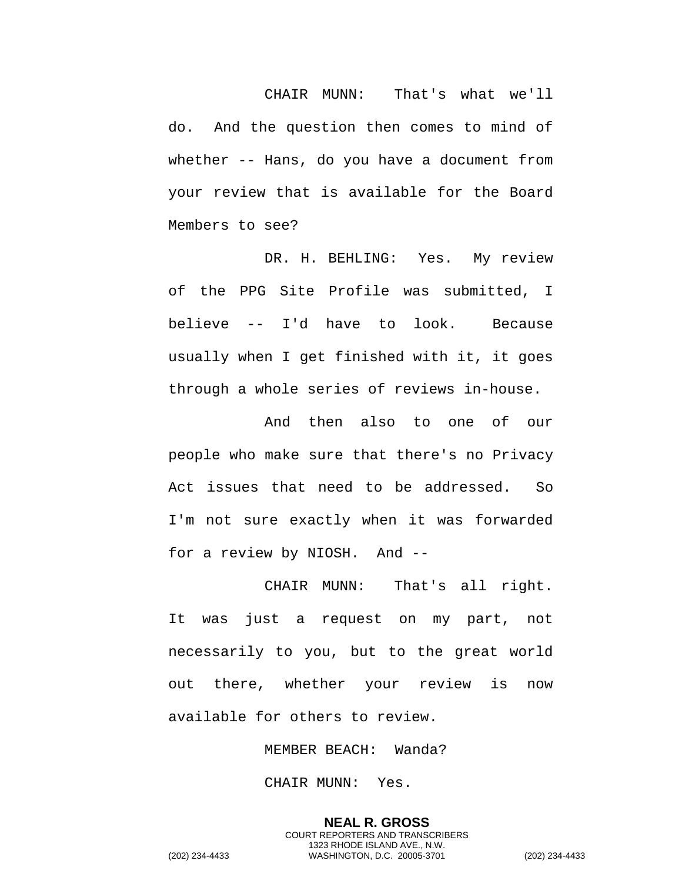CHAIR MUNN: That's what we'll do. And the question then comes to mind of whether -- Hans, do you have a document from your review that is available for the Board Members to see?

DR. H. BEHLING: Yes. My review of the PPG Site Profile was submitted, I believe -- I'd have to look. Because usually when I get finished with it, it goes through a whole series of reviews in-house.

And then also to one of our people who make sure that there's no Privacy Act issues that need to be addressed. So I'm not sure exactly when it was forwarded for a review by NIOSH. And --

CHAIR MUNN: That's all right. It was just a request on my part, not necessarily to you, but to the great world out there, whether your review is now available for others to review.

MEMBER BEACH: Wanda?

CHAIR MUNN: Yes.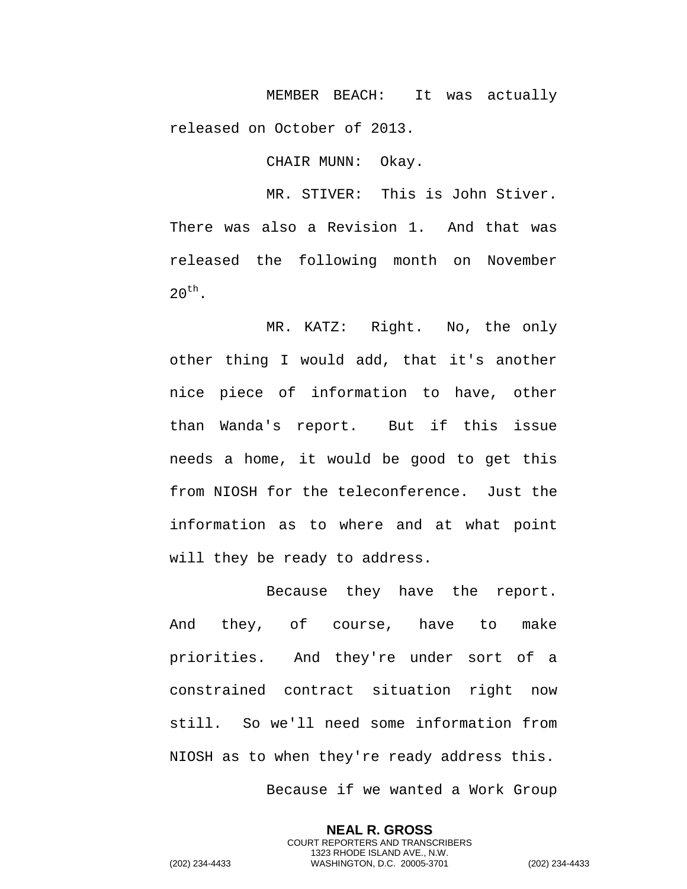MEMBER BEACH: It was actually released on October of 2013.

CHAIR MUNN: Okay.

MR. STIVER: This is John Stiver. There was also a Revision 1. And that was released the following month on November 20th.

MR. KATZ: Right. No, the only other thing I would add, that it's another nice piece of information to have, other than Wanda's report. But if this issue needs a home, it would be good to get this from NIOSH for the teleconference. Just the information as to where and at what point will they be ready to address.

Because they have the report. And they, of course, have to make priorities. And they're under sort of a constrained contract situation right now still. So we'll need some information from NIOSH as to when they're ready address this.

Because if we wanted a Work Group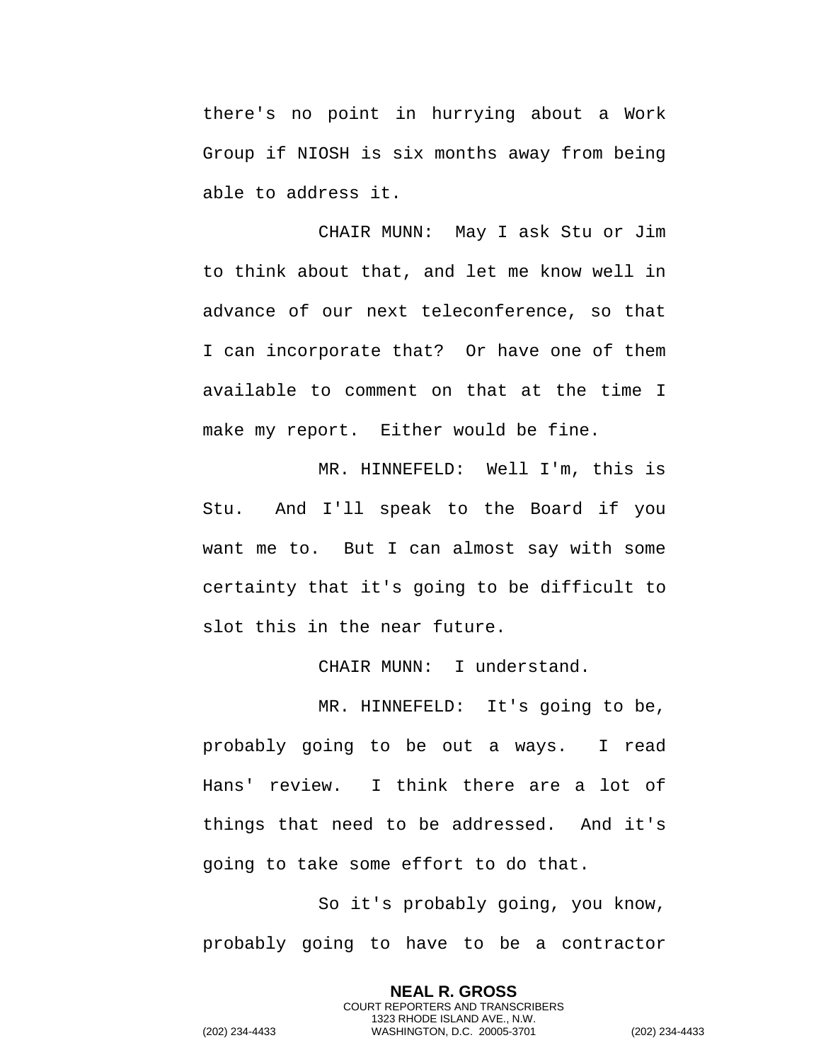there's no point in hurrying about a Work Group if NIOSH is six months away from being able to address it.

CHAIR MUNN: May I ask Stu or Jim to think about that, and let me know well in advance of our next teleconference, so that I can incorporate that? Or have one of them available to comment on that at the time I make my report. Either would be fine.

MR. HINNEFELD: Well I'm, this is Stu. And I'll speak to the Board if you want me to. But I can almost say with some certainty that it's going to be difficult to slot this in the near future.

CHAIR MUNN: I understand.

MR. HINNEFELD: It's going to be, probably going to be out a ways. I read Hans' review. I think there are a lot of things that need to be addressed. And it's going to take some effort to do that.

So it's probably going, you know, probably going to have to be a contractor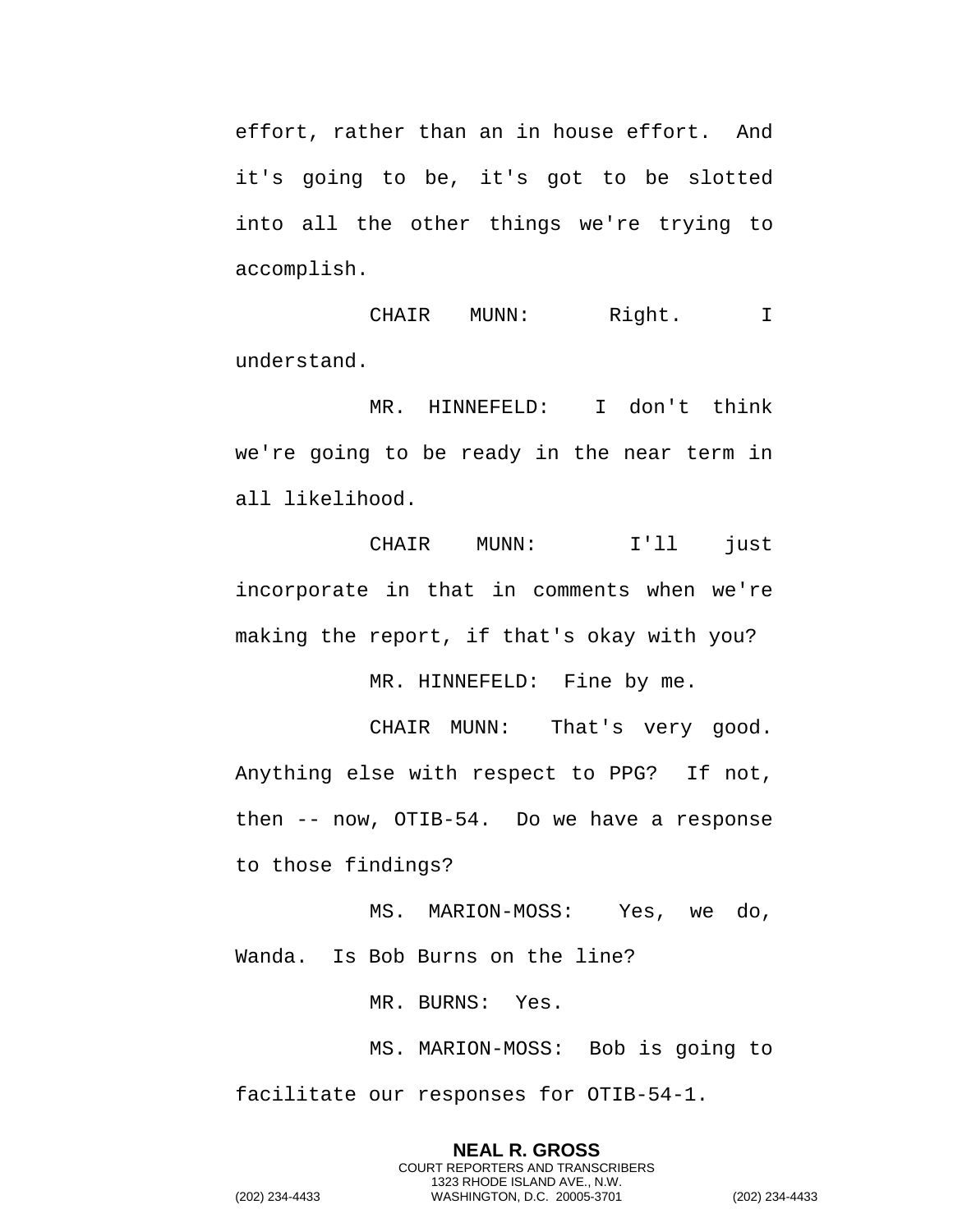effort, rather than an in house effort. And it's going to be, it's got to be slotted into all the other things we're trying to accomplish.

CHAIR MUNN: Right. I understand.

MR. HINNEFELD: I don't think we're going to be ready in the near term in all likelihood.

CHAIR MUNN: I'll just incorporate in that in comments when we're making the report, if that's okay with you?

MR. HINNEFELD: Fine by me.

CHAIR MUNN: That's very good. Anything else with respect to PPG? If not, then -- now, OTIB-54. Do we have a response to those findings?

MS. MARION-MOSS: Yes, we do, Wanda. Is Bob Burns on the line?

MR. BURNS: Yes.

MS. MARION-MOSS: Bob is going to facilitate our responses for OTIB-54-1.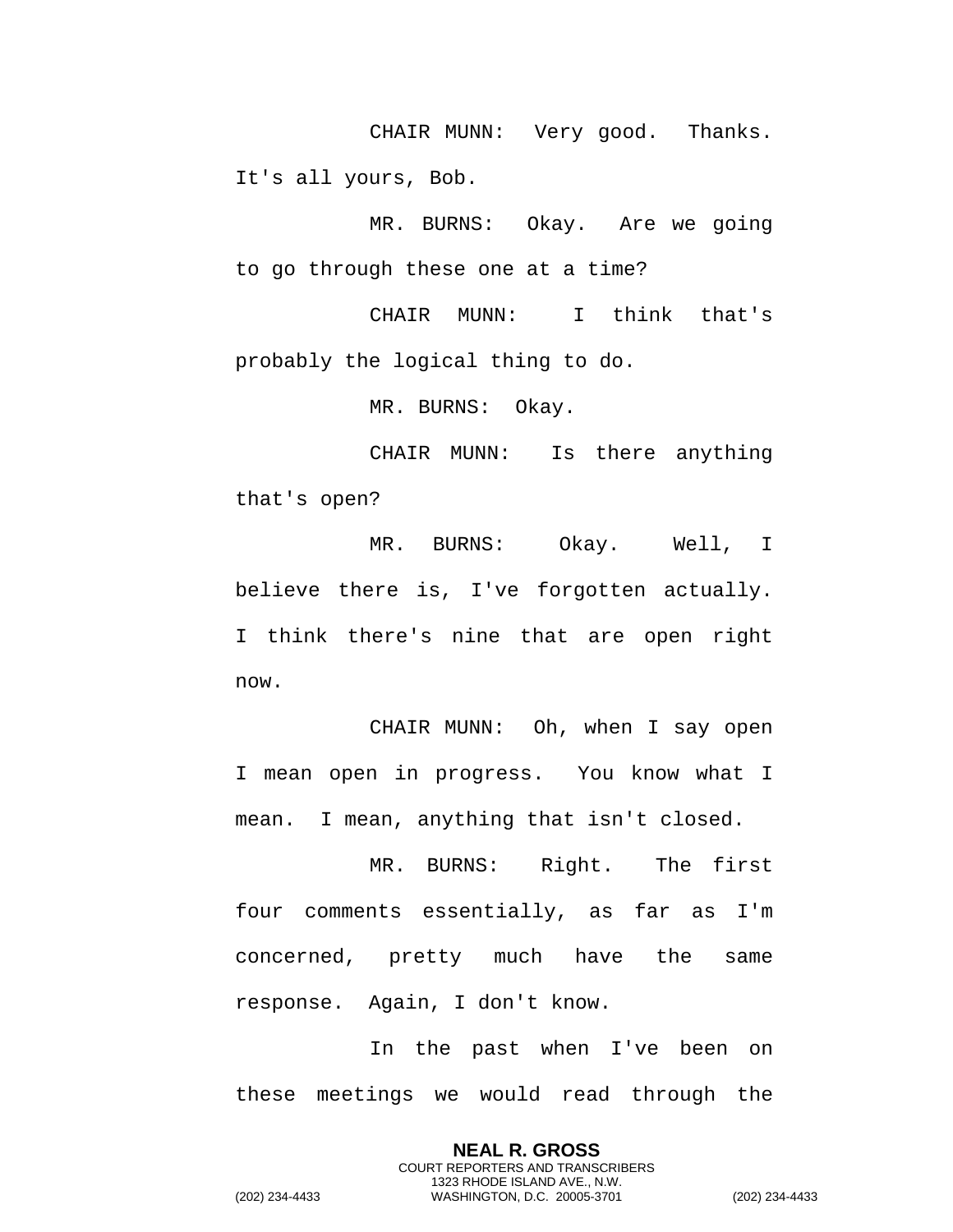CHAIR MUNN: Very good. Thanks. It's all yours, Bob.

MR. BURNS: Okay. Are we going to go through these one at a time?

CHAIR MUNN: I think that's probably the logical thing to do.

MR. BURNS: Okay.

CHAIR MUNN: Is there anything that's open?

MR. BURNS: Okay. Well, I believe there is, I've forgotten actually. I think there's nine that are open right now.

CHAIR MUNN: Oh, when I say open I mean open in progress. You know what I mean. I mean, anything that isn't closed.

MR. BURNS: Right. The first four comments essentially, as far as I'm concerned, pretty much have the same response. Again, I don't know.

In the past when I've been on these meetings we would read through the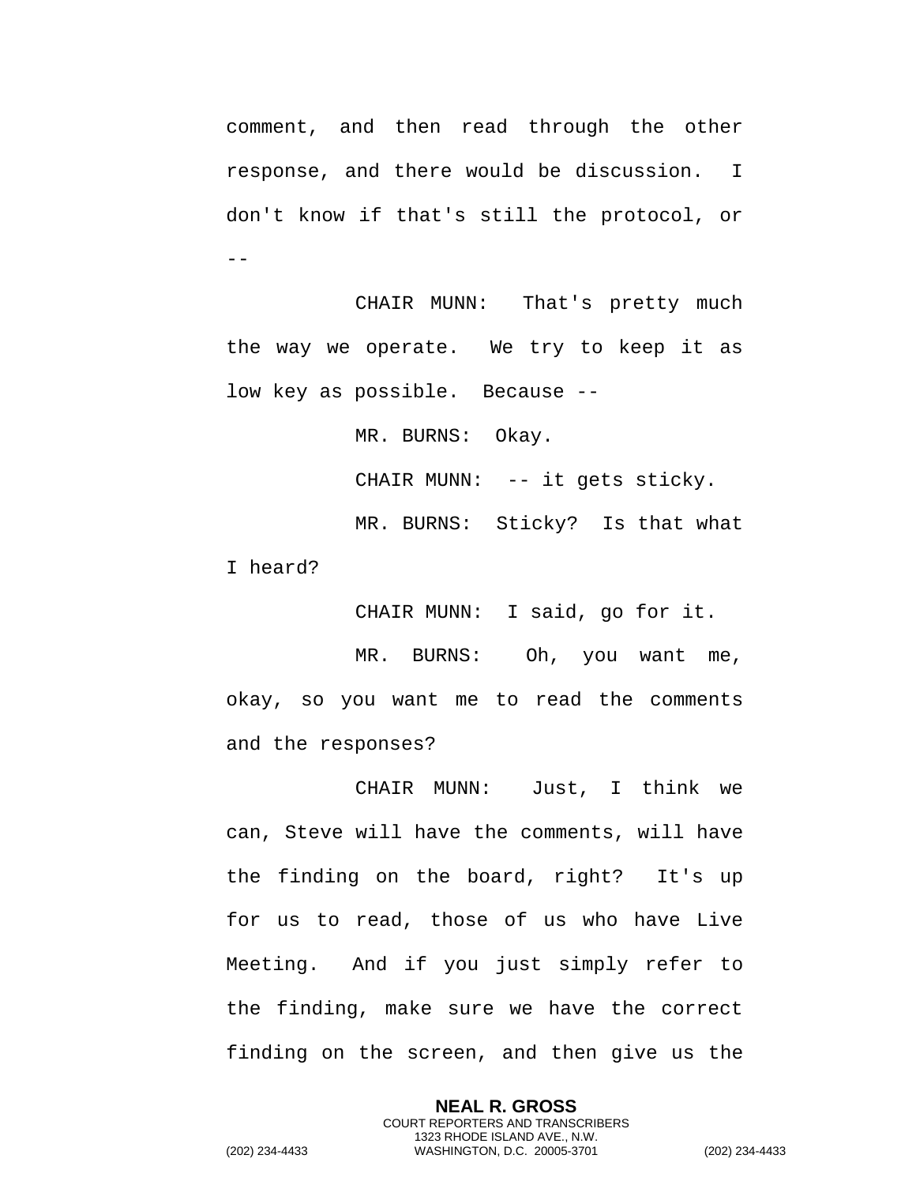comment, and then read through the other response, and there would be discussion. I don't know if that's still the protocol, or --

CHAIR MUNN: That's pretty much the way we operate. We try to keep it as low key as possible. Because --

MR. BURNS: Okay.

CHAIR MUNN: -- it gets sticky.

MR. BURNS: Sticky? Is that what I heard?

CHAIR MUNN: I said, go for it.

MR. BURNS: Oh, you want me, okay, so you want me to read the comments and the responses?

CHAIR MUNN: Just, I think we can, Steve will have the comments, will have the finding on the board, right? It's up for us to read, those of us who have Live Meeting. And if you just simply refer to the finding, make sure we have the correct finding on the screen, and then give us the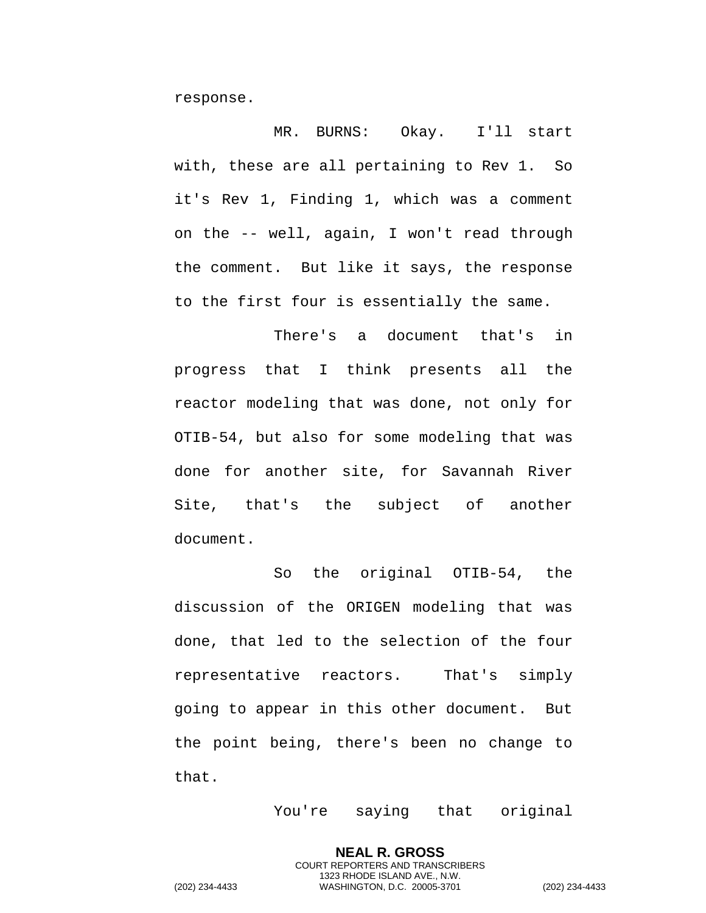response.

MR. BURNS: Okay. I'll start with, these are all pertaining to Rev 1. So it's Rev 1, Finding 1, which was a comment on the -- well, again, I won't read through the comment. But like it says, the response to the first four is essentially the same.

There's a document that's in progress that I think presents all the reactor modeling that was done, not only for OTIB-54, but also for some modeling that was done for another site, for Savannah River Site, that's the subject of another document.

So the original OTIB-54, the discussion of the ORIGEN modeling that was done, that led to the selection of the four representative reactors. That's simply going to appear in this other document. But the point being, there's been no change to that.

You're saying that original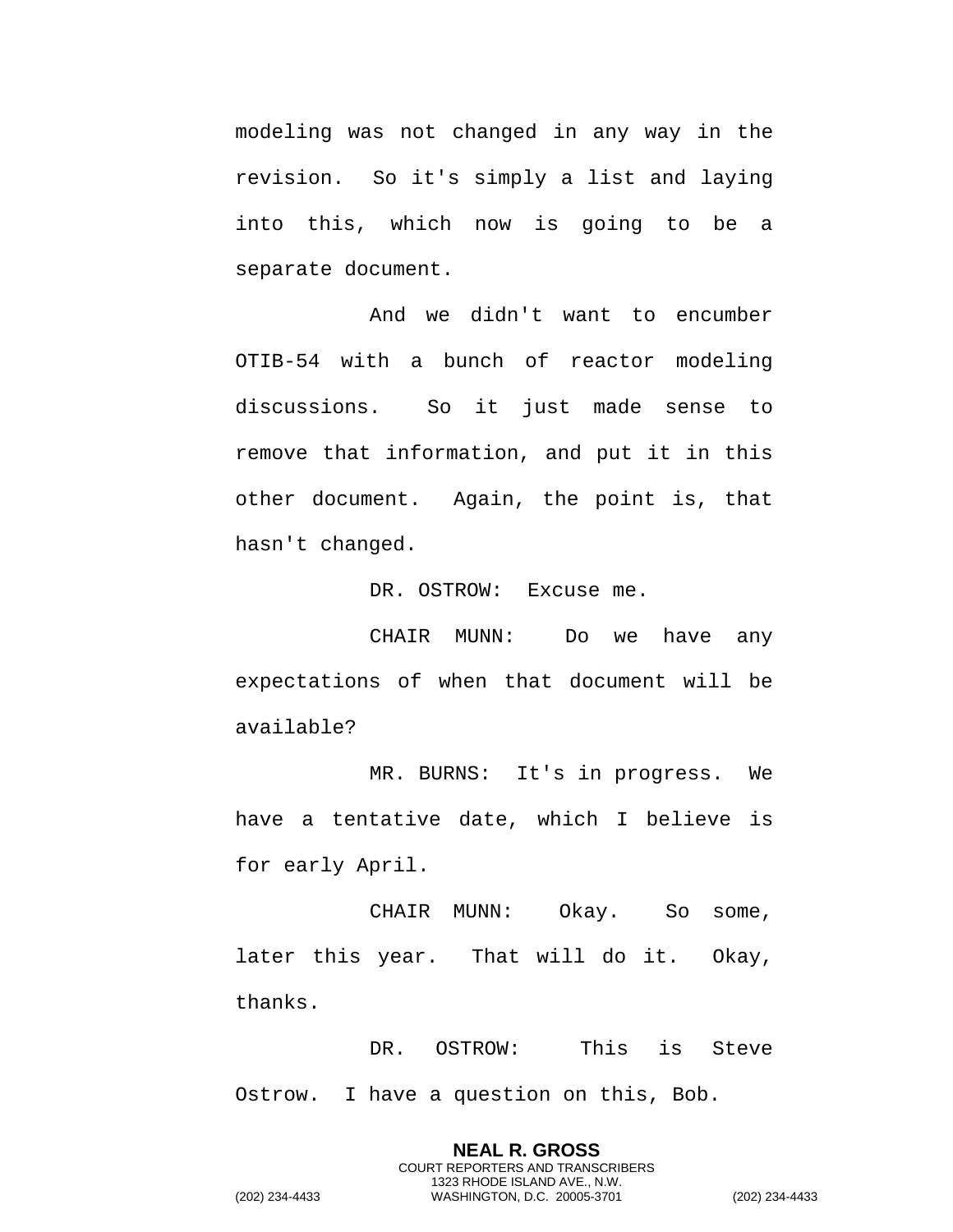modeling was not changed in any way in the revision. So it's simply a list and laying into this, which now is going to be a separate document.

And we didn't want to encumber OTIB-54 with a bunch of reactor modeling discussions. So it just made sense to remove that information, and put it in this other document. Again, the point is, that hasn't changed.

DR. OSTROW: Excuse me.

CHAIR MUNN: Do we have any expectations of when that document will be available?

MR. BURNS: It's in progress. We have a tentative date, which I believe is for early April.

CHAIR MUNN: Okay. So some, later this year. That will do it. Okay, thanks.

DR. OSTROW: This is Steve Ostrow. I have a question on this, Bob.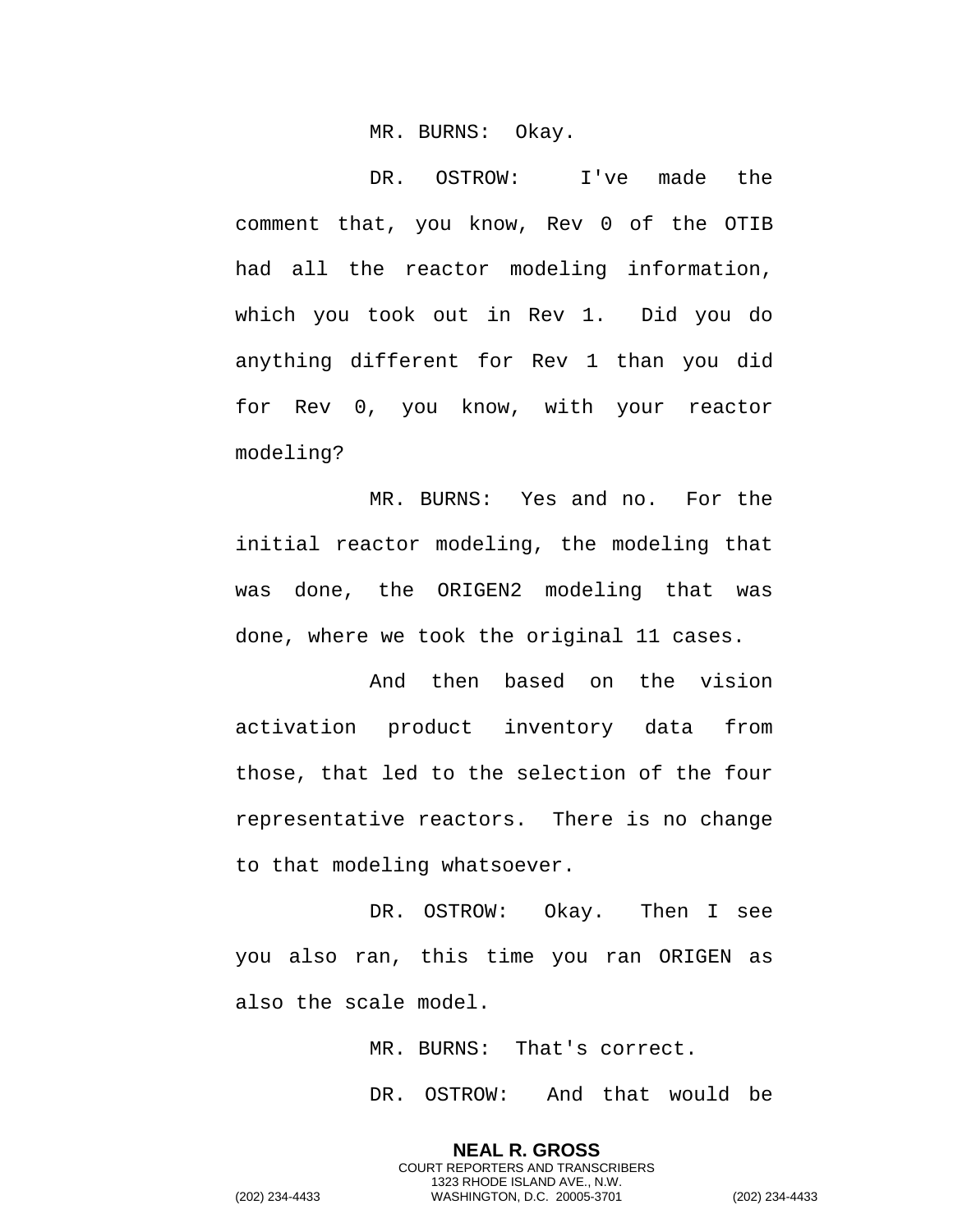MR. BURNS: Okay.

DR. OSTROW: I've made the comment that, you know, Rev 0 of the OTIB had all the reactor modeling information, which you took out in Rev 1. Did you do anything different for Rev 1 than you did for Rev 0, you know, with your reactor modeling?

MR. BURNS: Yes and no. For the initial reactor modeling, the modeling that was done, the ORIGEN2 modeling that was done, where we took the original 11 cases.

And then based on the vision activation product inventory data from those, that led to the selection of the four representative reactors. There is no change to that modeling whatsoever.

DR. OSTROW: Okay. Then I see you also ran, this time you ran ORIGEN as also the scale model.

MR. BURNS: That's correct.

DR. OSTROW: And that would be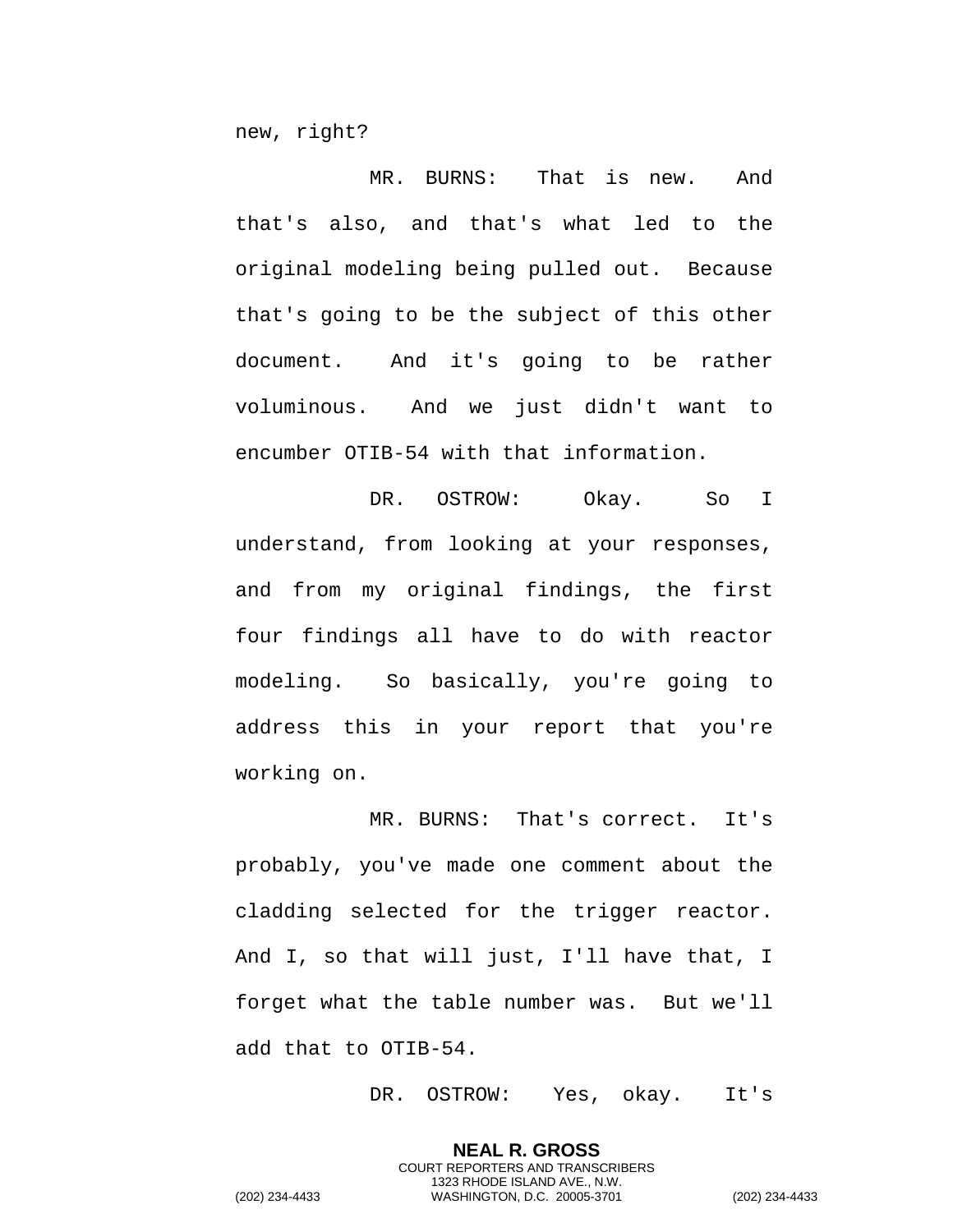new, right?

MR. BURNS: That is new. And that's also, and that's what led to the original modeling being pulled out. Because that's going to be the subject of this other document. And it's going to be rather voluminous. And we just didn't want to encumber OTIB-54 with that information.

DR. OSTROW: Okay. So I understand, from looking at your responses, and from my original findings, the first four findings all have to do with reactor modeling. So basically, you're going to address this in your report that you're working on.

MR. BURNS: That's correct. It's probably, you've made one comment about the cladding selected for the trigger reactor. And I, so that will just, I'll have that, I forget what the table number was. But we'll add that to OTIB-54.

DR. OSTROW: Yes, okay. It's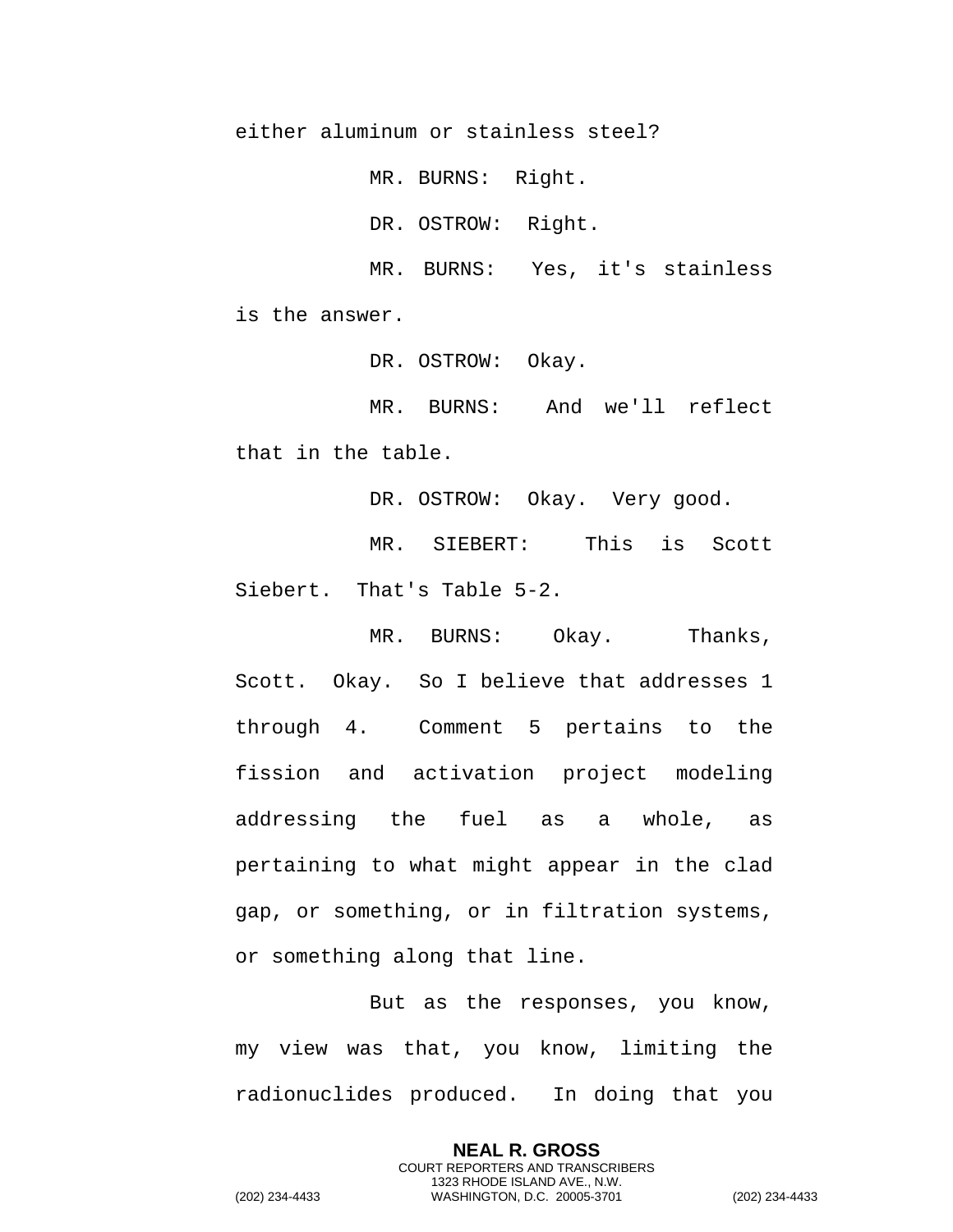either aluminum or stainless steel?

MR. BURNS: Right.

DR. OSTROW: Right.

MR. BURNS: Yes, it's stainless is the answer.

DR. OSTROW: Okay.

MR. BURNS: And we'll reflect that in the table.

DR. OSTROW: Okay. Very good.

MR. SIEBERT: This is Scott Siebert. That's Table 5-2.

MR. BURNS: Okay. Thanks, Scott. Okay. So I believe that addresses 1 through 4. Comment 5 pertains to the fission and activation project modeling addressing the fuel as a whole, as pertaining to what might appear in the clad gap, or something, or in filtration systems, or something along that line.

But as the responses, you know, my view was that, you know, limiting the radionuclides produced. In doing that you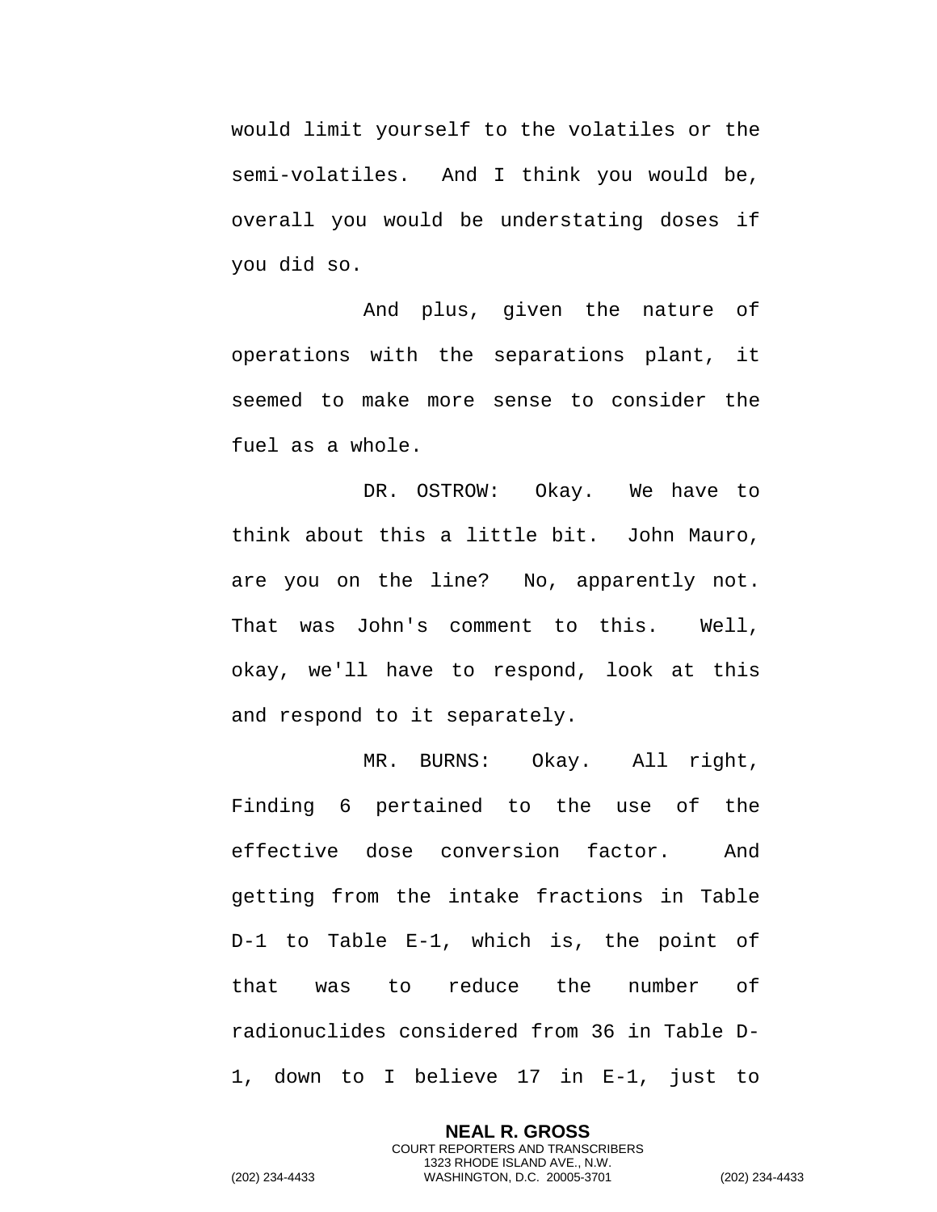would limit yourself to the volatiles or the semi-volatiles. And I think you would be, overall you would be understating doses if you did so.

And plus, given the nature of operations with the separations plant, it seemed to make more sense to consider the fuel as a whole.

DR. OSTROW: Okay. We have to think about this a little bit. John Mauro, are you on the line? No, apparently not. That was John's comment to this. Well, okay, we'll have to respond, look at this and respond to it separately.

MR. BURNS: Okay. All right, Finding 6 pertained to the use of the effective dose conversion factor. And getting from the intake fractions in Table D-1 to Table E-1, which is, the point of that was to reduce the number of radionuclides considered from 36 in Table D-1, down to I believe 17 in E-1, just to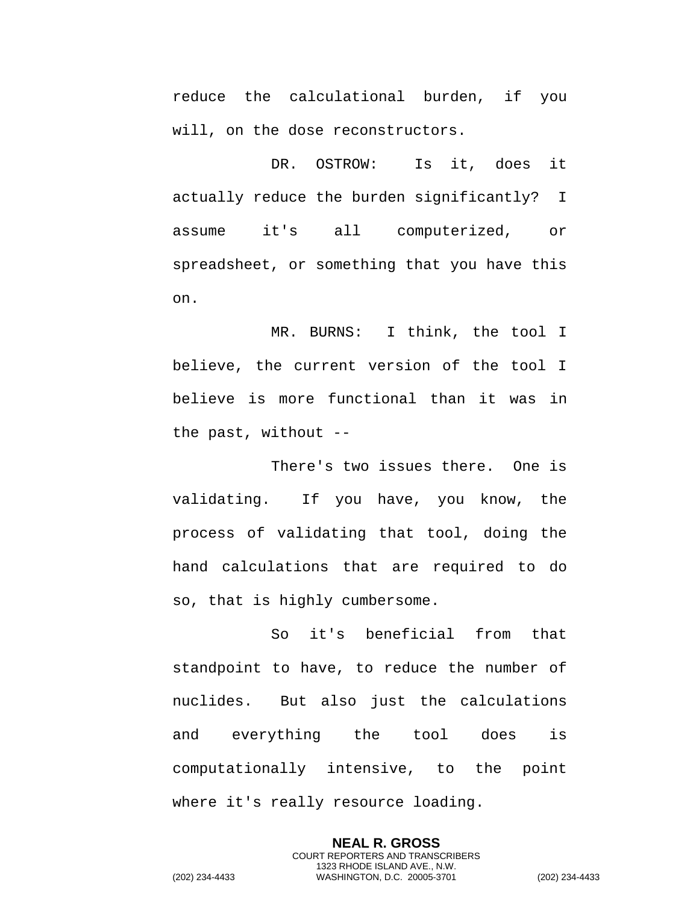reduce the calculational burden, if you will, on the dose reconstructors.

DR. OSTROW: Is it, does it actually reduce the burden significantly? I assume it's all computerized, or spreadsheet, or something that you have this on.

MR. BURNS: I think, the tool I believe, the current version of the tool I believe is more functional than it was in the past, without --

There's two issues there. One is validating. If you have, you know, the process of validating that tool, doing the hand calculations that are required to do so, that is highly cumbersome.

So it's beneficial from that standpoint to have, to reduce the number of nuclides. But also just the calculations and everything the tool does is computationally intensive, to the point where it's really resource loading.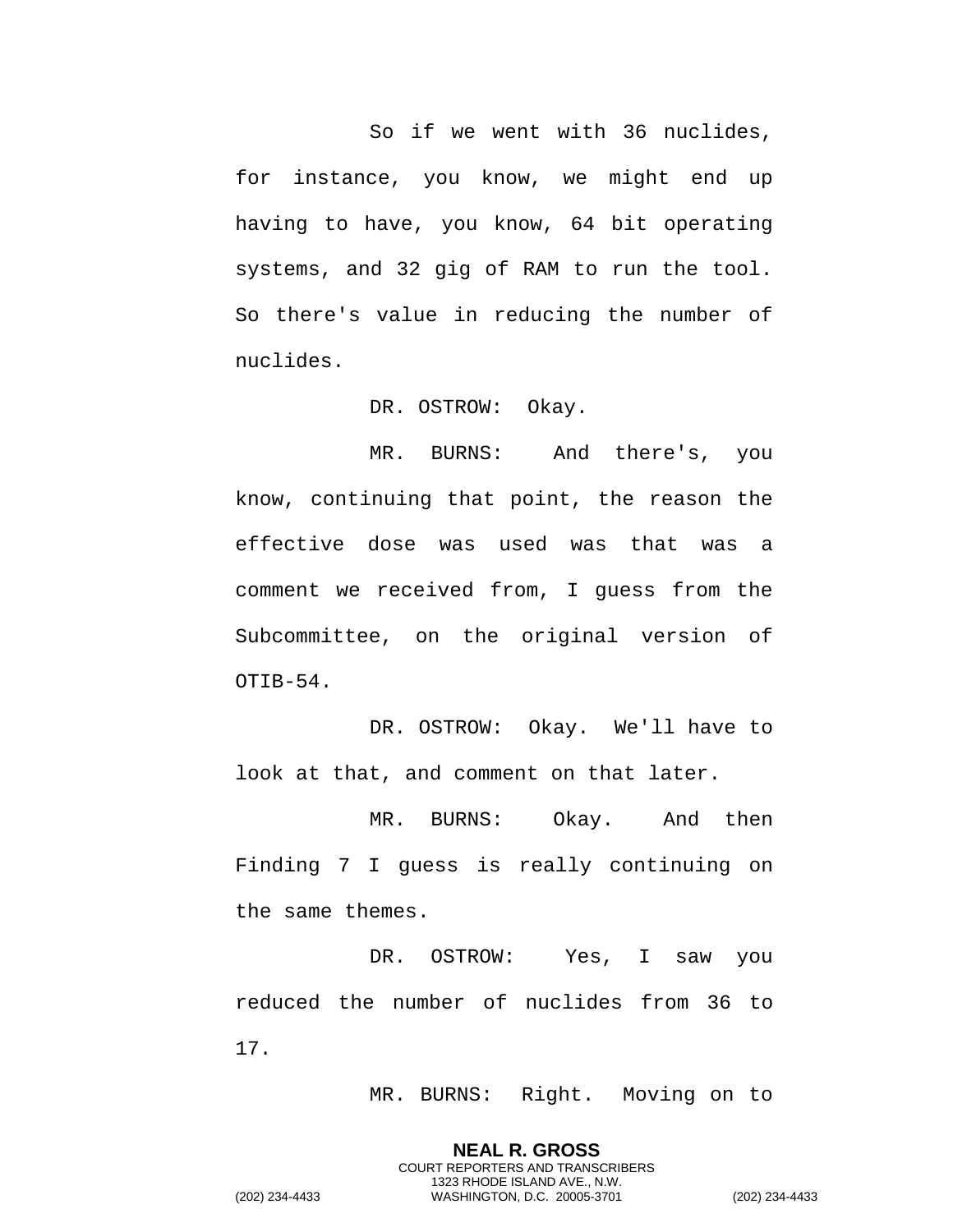So if we went with 36 nuclides, for instance, you know, we might end up having to have, you know, 64 bit operating systems, and 32 gig of RAM to run the tool. So there's value in reducing the number of nuclides.

DR. OSTROW: Okay.

MR. BURNS: And there's, you know, continuing that point, the reason the effective dose was used was that was a comment we received from, I guess from the Subcommittee, on the original version of OTIB-54.

DR. OSTROW: Okay. We'll have to look at that, and comment on that later.

MR. BURNS: Okay. And then Finding 7 I guess is really continuing on the same themes.

DR. OSTROW: Yes, I saw you reduced the number of nuclides from 36 to 17.

MR. BURNS: Right. Moving on to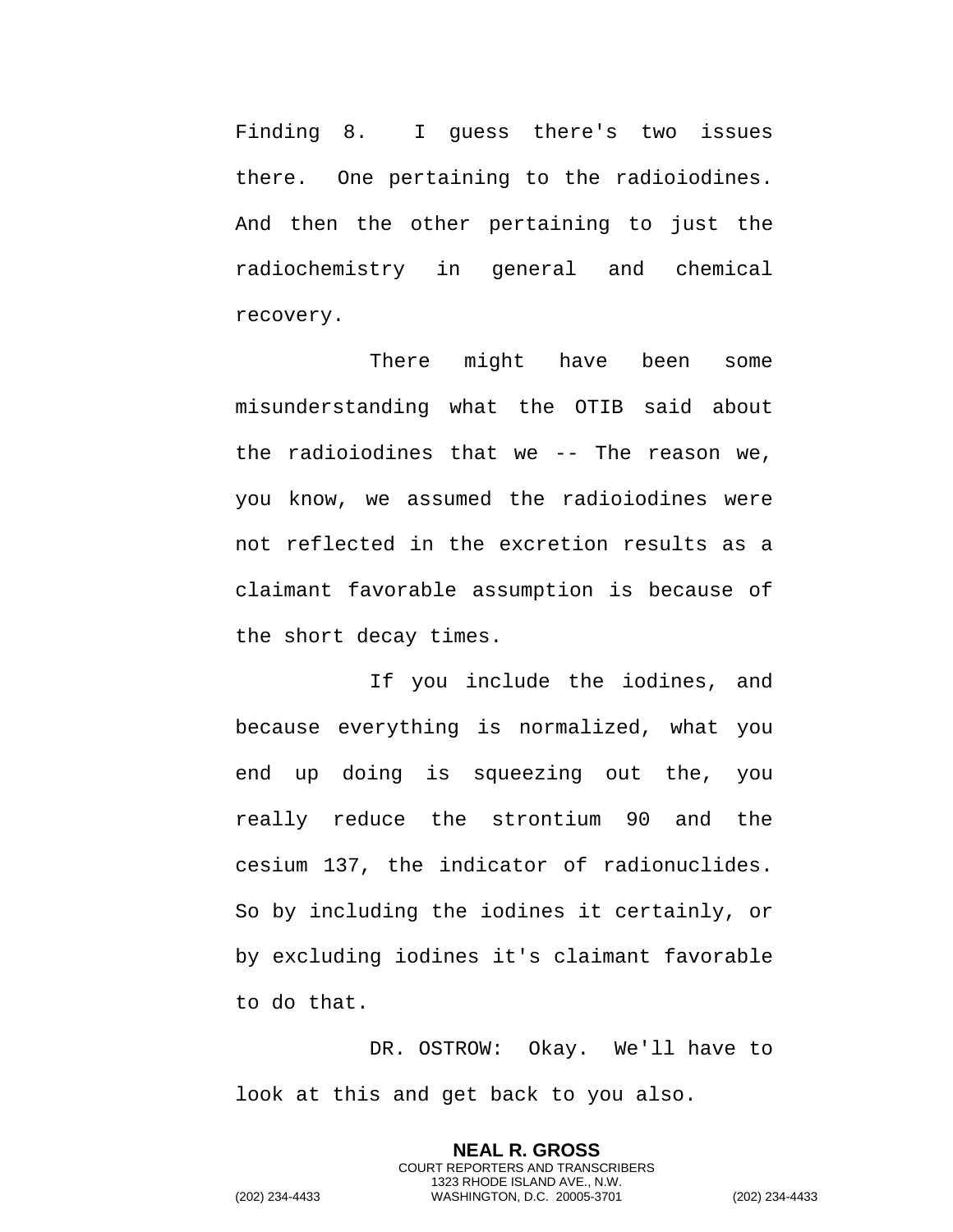Finding 8. I guess there's two issues there. One pertaining to the radioiodines. And then the other pertaining to just the radiochemistry in general and chemical recovery.

There might have been some misunderstanding what the OTIB said about the radioiodines that we -- The reason we, you know, we assumed the radioiodines were not reflected in the excretion results as a claimant favorable assumption is because of the short decay times.

If you include the iodines, and because everything is normalized, what you end up doing is squeezing out the, you really reduce the strontium 90 and the cesium 137, the indicator of radionuclides. So by including the iodines it certainly, or by excluding iodines it's claimant favorable to do that.

DR. OSTROW: Okay. We'll have to look at this and get back to you also.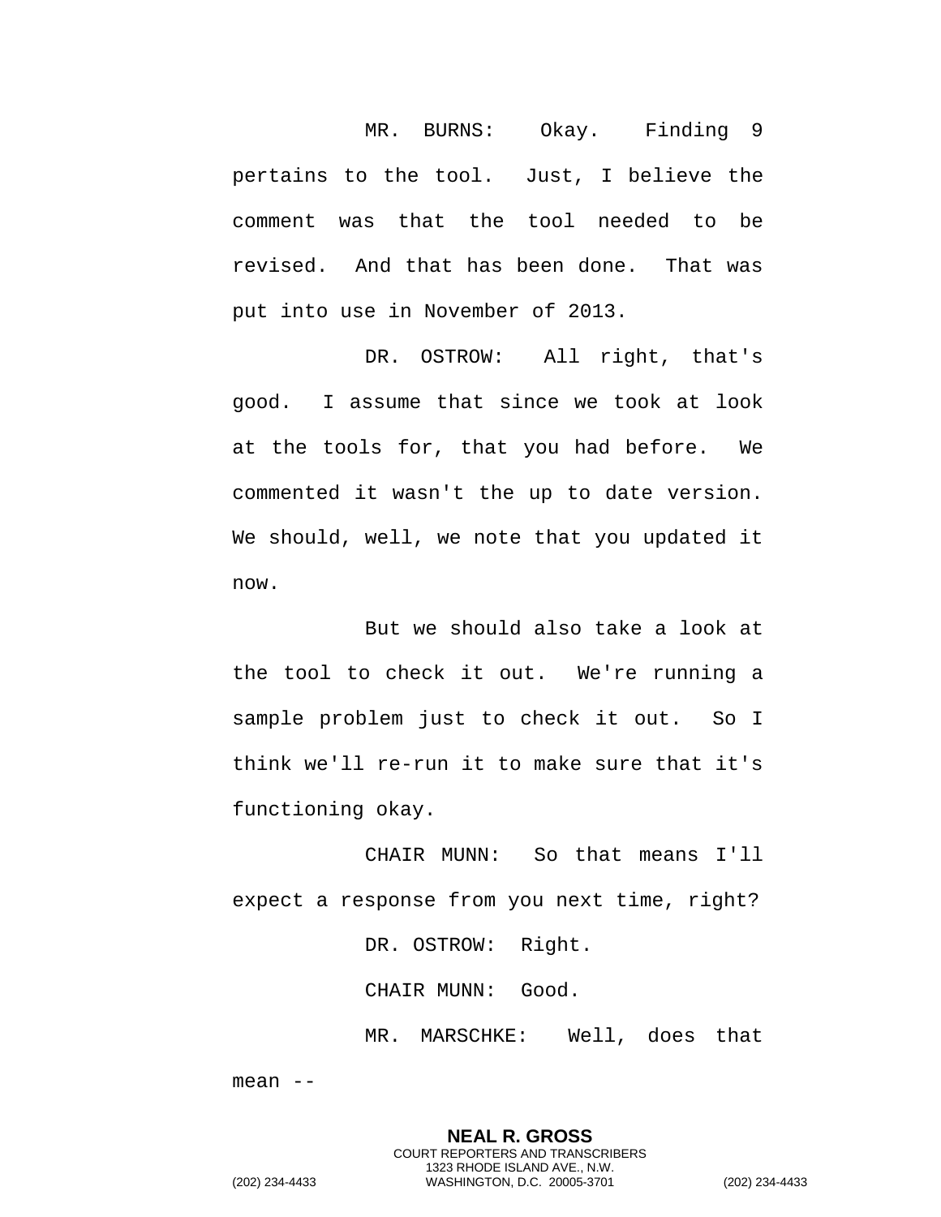MR. BURNS: Okay. Finding 9 pertains to the tool. Just, I believe the comment was that the tool needed to be revised. And that has been done. That was put into use in November of 2013.

DR. OSTROW: All right, that's good. I assume that since we took at look at the tools for, that you had before. We commented it wasn't the up to date version. We should, well, we note that you updated it now.

But we should also take a look at the tool to check it out. We're running a sample problem just to check it out. So I think we'll re-run it to make sure that it's functioning okay.

CHAIR MUNN: So that means I'll expect a response from you next time, right?

DR. OSTROW: Right.

CHAIR MUNN: Good.

MR. MARSCHKE: Well, does that mean --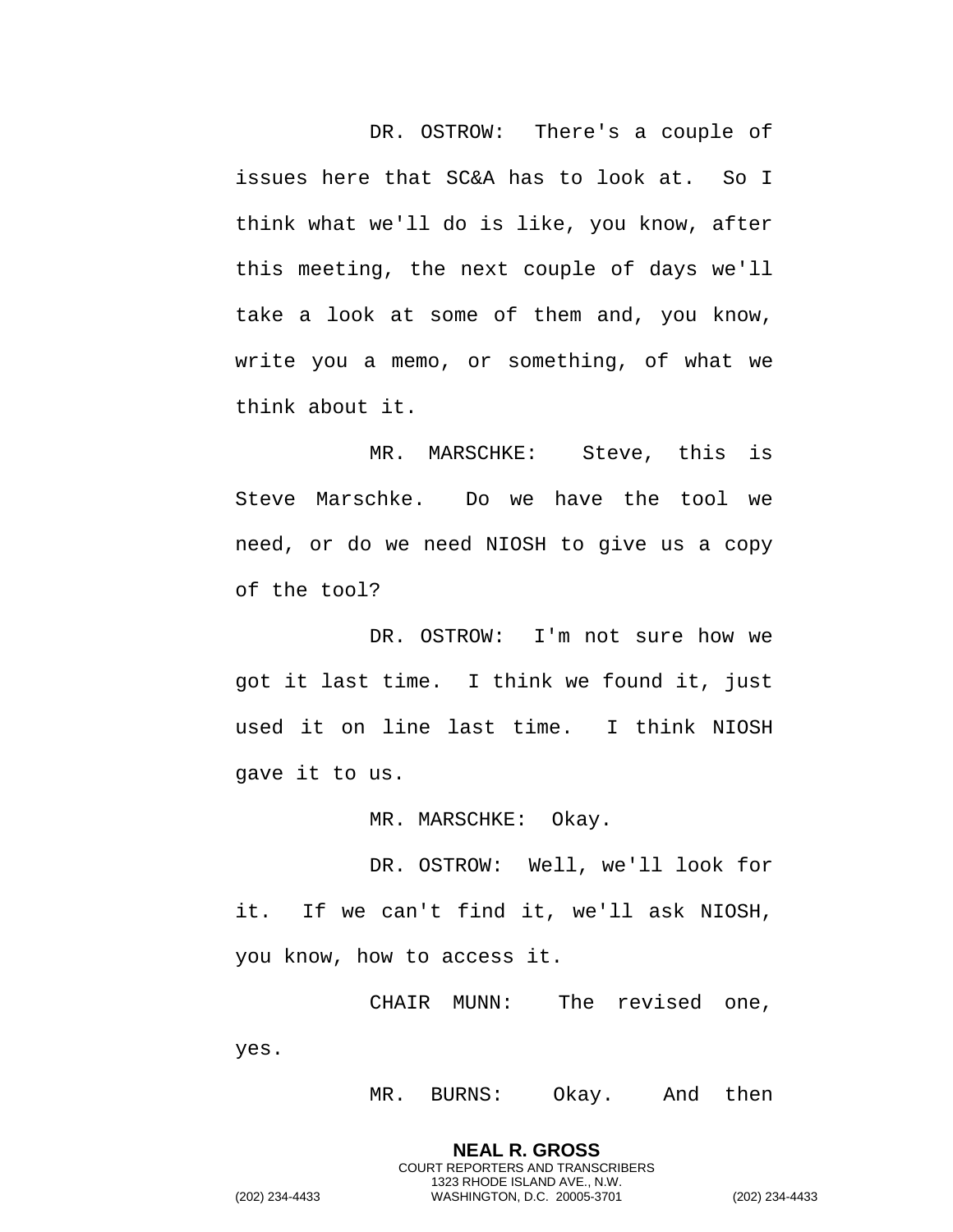DR. OSTROW: There's a couple of issues here that SC&A has to look at. So I think what we'll do is like, you know, after this meeting, the next couple of days we'll take a look at some of them and, you know, write you a memo, or something, of what we think about it.

MR. MARSCHKE: Steve, this is Steve Marschke. Do we have the tool we need, or do we need NIOSH to give us a copy of the tool?

DR. OSTROW: I'm not sure how we got it last time. I think we found it, just used it on line last time. I think NIOSH gave it to us.

MR. MARSCHKE: Okay.

DR. OSTROW: Well, we'll look for it. If we can't find it, we'll ask NIOSH, you know, how to access it.

CHAIR MUNN: The revised one, yes.

MR. BURNS: Okay. And then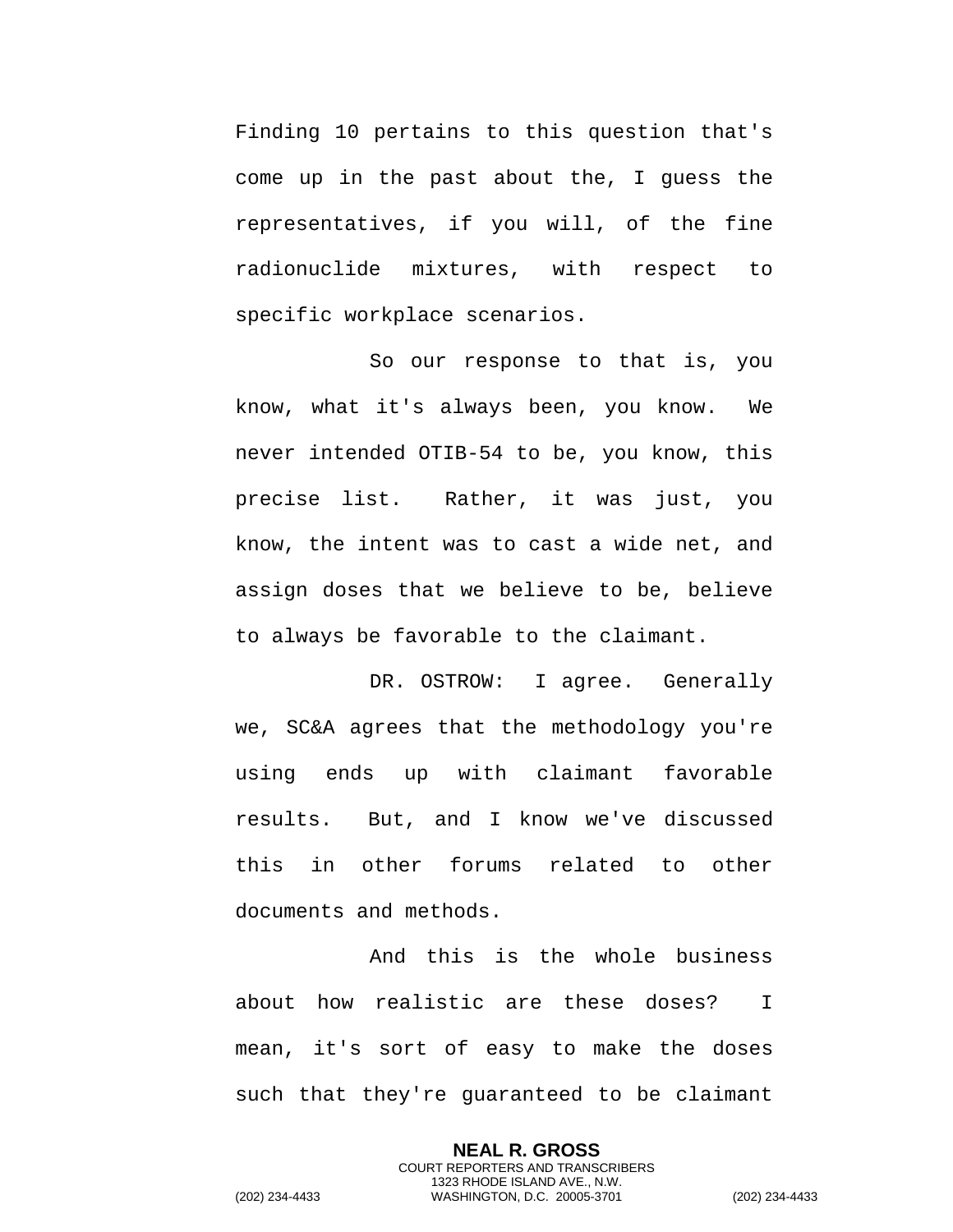Finding 10 pertains to this question that's come up in the past about the, I guess the representatives, if you will, of the fine radionuclide mixtures, with respect to specific workplace scenarios.

So our response to that is, you know, what it's always been, you know. We never intended OTIB-54 to be, you know, this precise list. Rather, it was just, you know, the intent was to cast a wide net, and assign doses that we believe to be, believe to always be favorable to the claimant.

DR. OSTROW: I agree. Generally we, SC&A agrees that the methodology you're using ends up with claimant favorable results. But, and I know we've discussed this in other forums related to other documents and methods.

And this is the whole business about how realistic are these doses? I mean, it's sort of easy to make the doses such that they're guaranteed to be claimant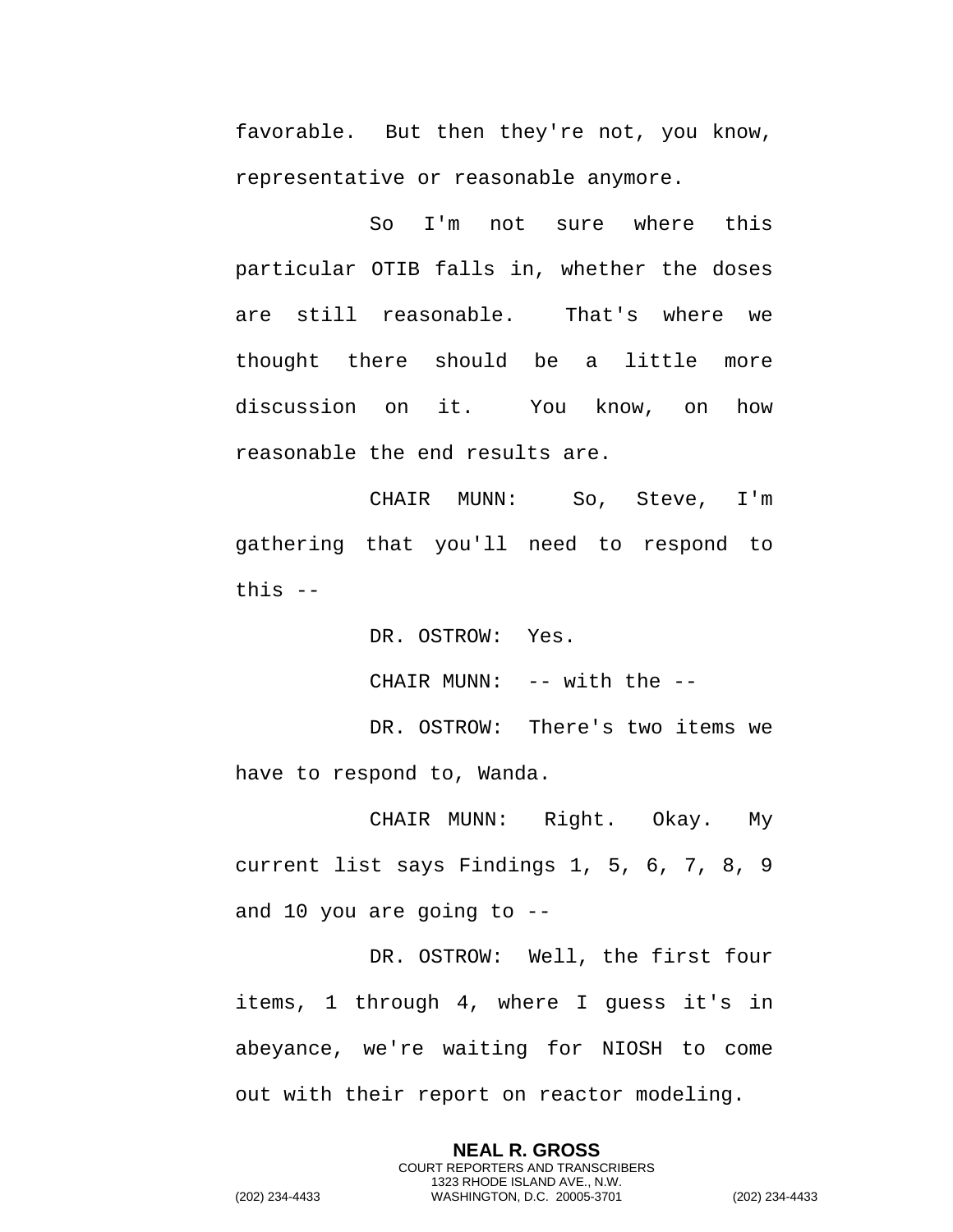favorable. But then they're not, you know, representative or reasonable anymore.

So I'm not sure where this particular OTIB falls in, whether the doses are still reasonable. That's where we thought there should be a little more discussion on it. You know, on how reasonable the end results are.

CHAIR MUNN: So, Steve, I'm gathering that you'll need to respond to this --

DR. OSTROW: Yes.

CHAIR MUNN: -- with the --

DR. OSTROW: There's two items we have to respond to, Wanda.

CHAIR MUNN: Right. Okay. My current list says Findings 1, 5, 6, 7, 8, 9 and 10 you are going to --

DR. OSTROW: Well, the first four items, 1 through 4, where I guess it's in abeyance, we're waiting for NIOSH to come out with their report on reactor modeling.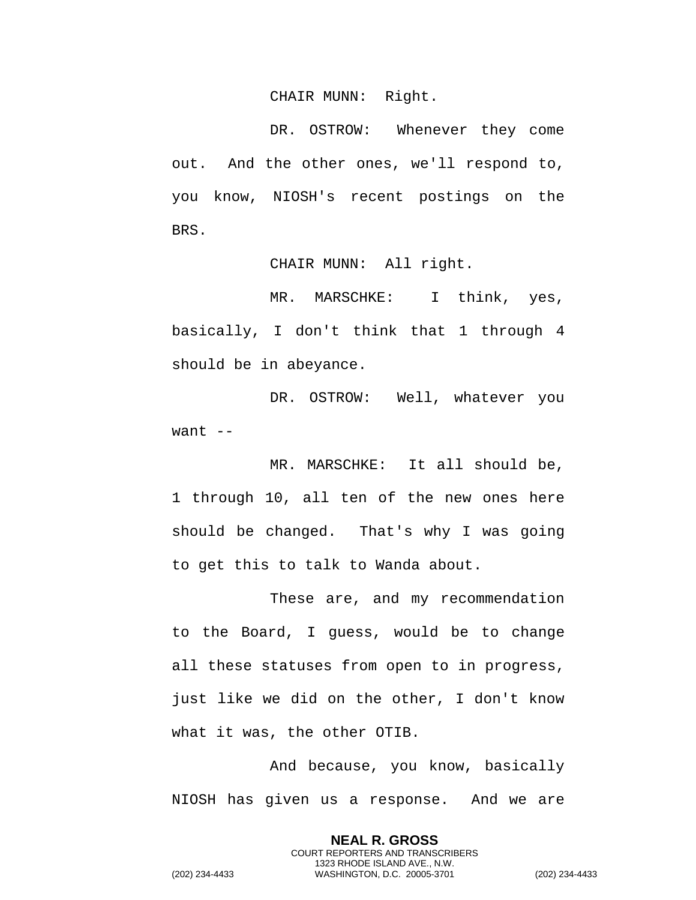CHAIR MUNN: Right.

DR. OSTROW: Whenever they come out. And the other ones, we'll respond to, you know, NIOSH's recent postings on the BRS.

CHAIR MUNN: All right.

MR. MARSCHKE: I think, yes, basically, I don't think that 1 through 4 should be in abeyance.

DR. OSTROW: Well, whatever you want --

MR. MARSCHKE: It all should be, 1 through 10, all ten of the new ones here should be changed. That's why I was going to get this to talk to Wanda about.

These are, and my recommendation to the Board, I guess, would be to change all these statuses from open to in progress, just like we did on the other, I don't know what it was, the other OTIB.

And because, you know, basically NIOSH has given us a response. And we are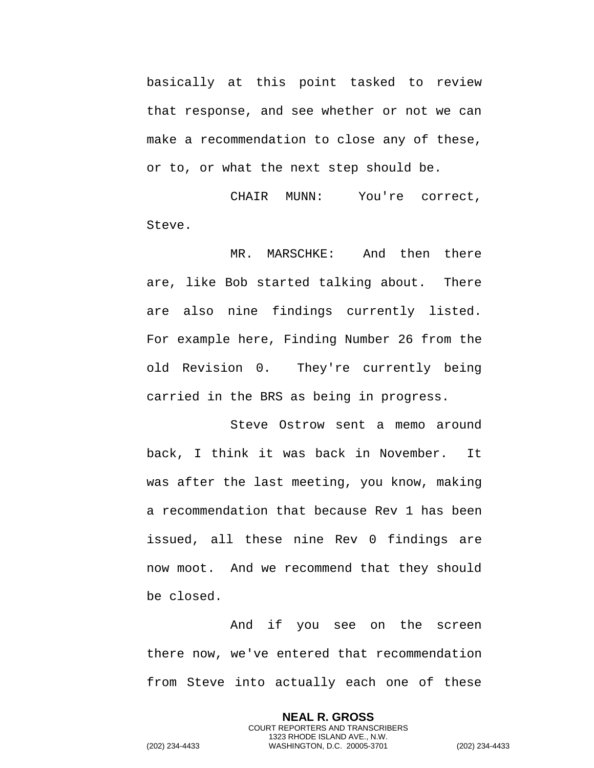basically at this point tasked to review that response, and see whether or not we can make a recommendation to close any of these, or to, or what the next step should be.

CHAIR MUNN: You're correct, Steve.

MR. MARSCHKE: And then there are, like Bob started talking about. There are also nine findings currently listed. For example here, Finding Number 26 from the old Revision 0. They're currently being carried in the BRS as being in progress.

Steve Ostrow sent a memo around back, I think it was back in November. It was after the last meeting, you know, making a recommendation that because Rev 1 has been issued, all these nine Rev 0 findings are now moot. And we recommend that they should be closed.

And if you see on the screen there now, we've entered that recommendation from Steve into actually each one of these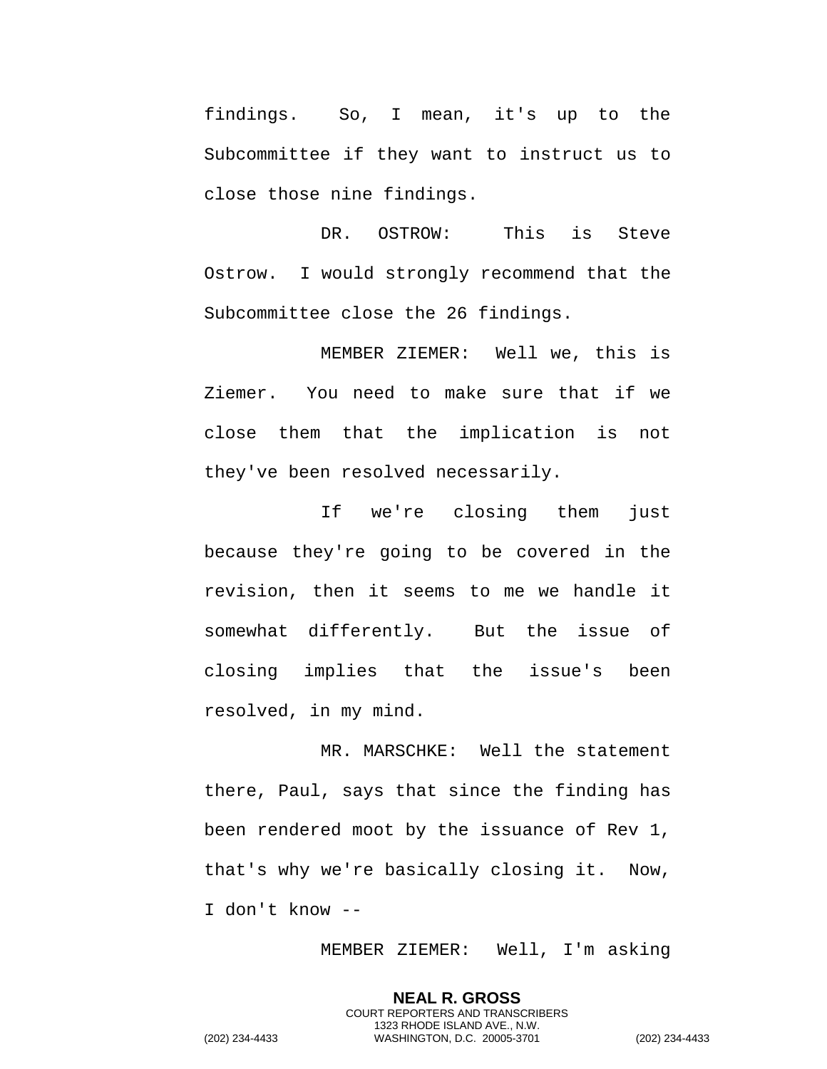findings. So, I mean, it's up to the Subcommittee if they want to instruct us to close those nine findings.

DR. OSTROW: This is Steve Ostrow. I would strongly recommend that the Subcommittee close the 26 findings.

MEMBER ZIEMER: Well we, this is Ziemer. You need to make sure that if we close them that the implication is not they've been resolved necessarily.

If we're closing them just because they're going to be covered in the revision, then it seems to me we handle it somewhat differently. But the issue of closing implies that the issue's been resolved, in my mind.

MR. MARSCHKE: Well the statement there, Paul, says that since the finding has been rendered moot by the issuance of Rev 1, that's why we're basically closing it. Now, I don't know --

MEMBER ZIEMER: Well, I'm asking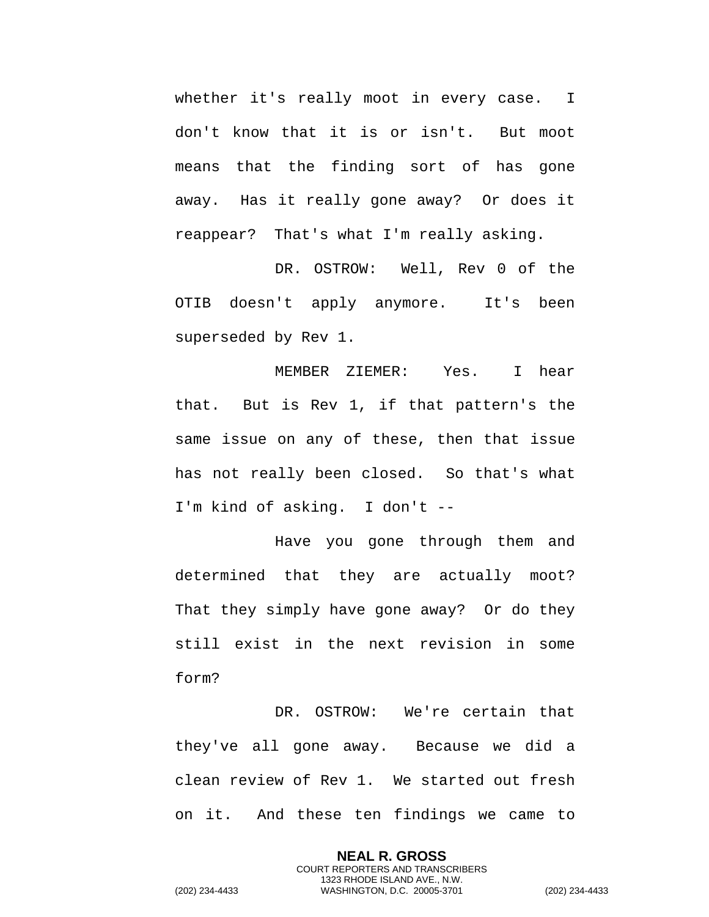whether it's really moot in every case. I don't know that it is or isn't. But moot means that the finding sort of has gone away. Has it really gone away? Or does it reappear? That's what I'm really asking.

DR. OSTROW: Well, Rev 0 of the OTIB doesn't apply anymore. It's been superseded by Rev 1.

MEMBER ZIEMER: Yes. I hear that. But is Rev 1, if that pattern's the same issue on any of these, then that issue has not really been closed. So that's what I'm kind of asking. I don't --

Have you gone through them and determined that they are actually moot? That they simply have gone away? Or do they still exist in the next revision in some form?

DR. OSTROW: We're certain that they've all gone away. Because we did a clean review of Rev 1. We started out fresh on it. And these ten findings we came to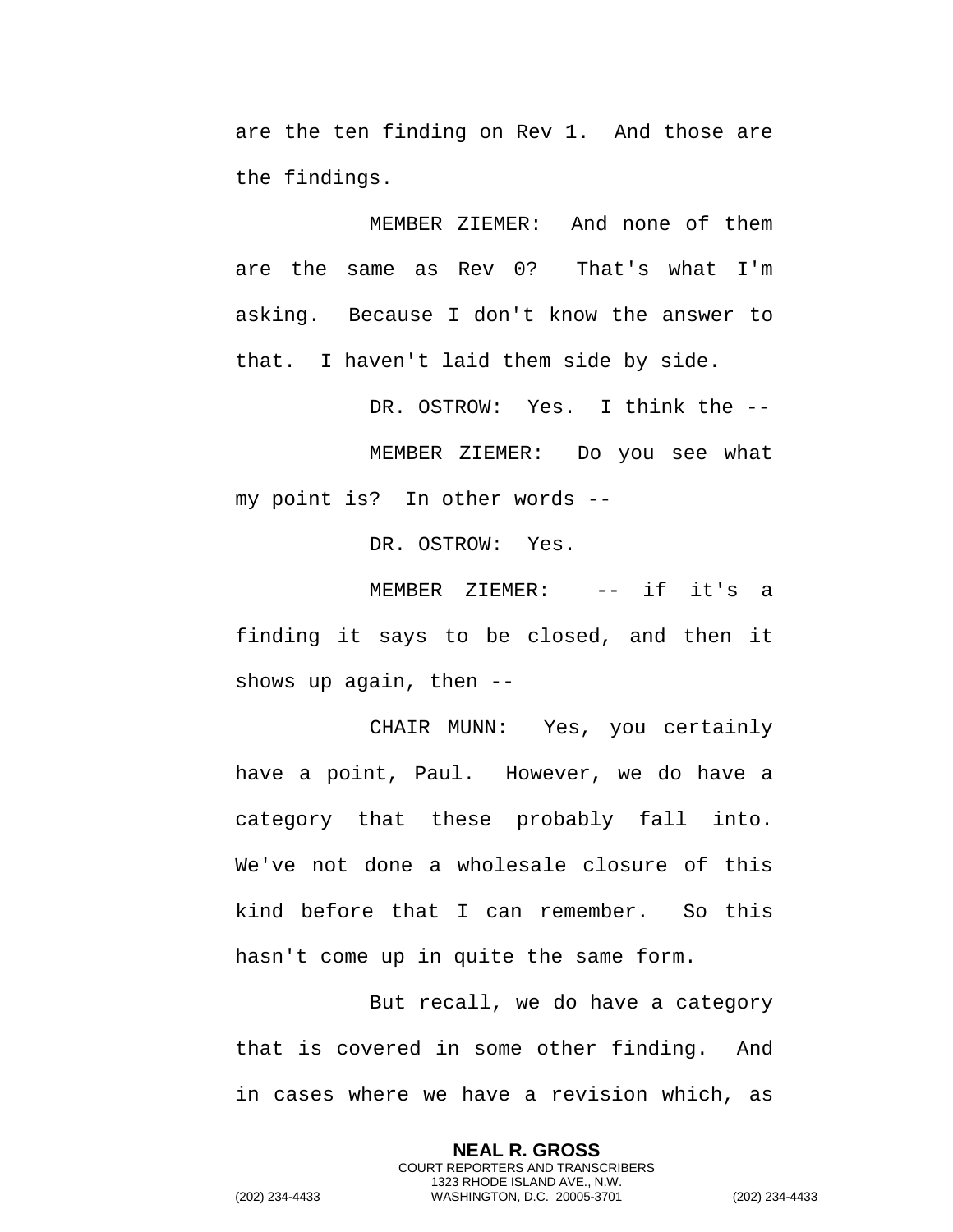are the ten finding on Rev 1. And those are the findings.

MEMBER ZIEMER: And none of them are the same as Rev 0? That's what I'm asking. Because I don't know the answer to that. I haven't laid them side by side.

DR. OSTROW: Yes. I think the --

MEMBER ZIEMER: Do you see what my point is? In other words --

DR. OSTROW: Yes.

MEMBER ZIEMER: -- if it's a finding it says to be closed, and then it shows up again, then --

CHAIR MUNN: Yes, you certainly have a point, Paul. However, we do have a category that these probably fall into. We've not done a wholesale closure of this kind before that I can remember. So this hasn't come up in quite the same form.

But recall, we do have a category that is covered in some other finding. And in cases where we have a revision which, as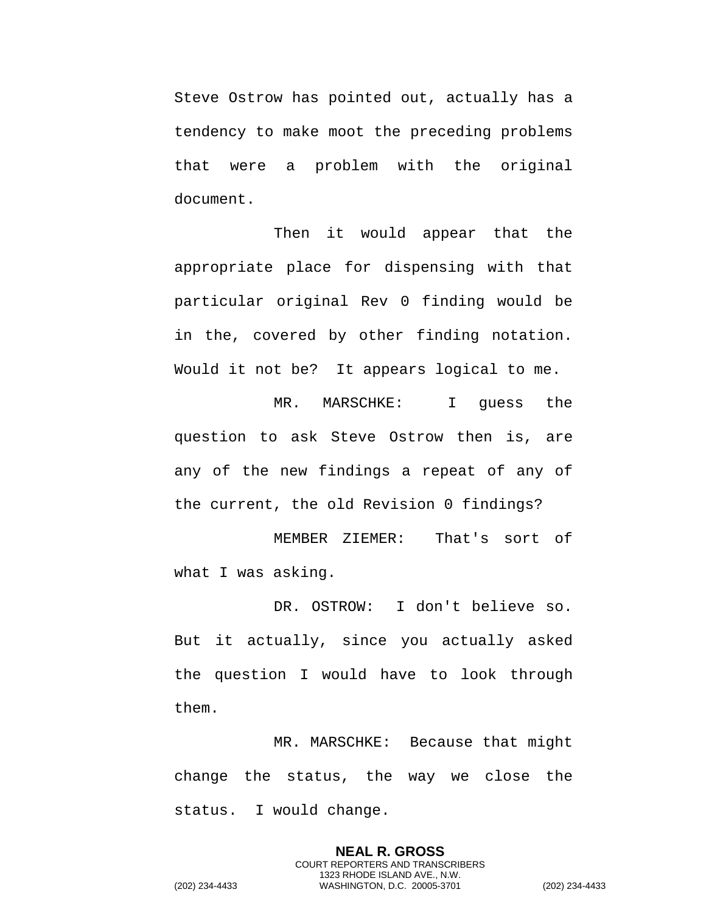Steve Ostrow has pointed out, actually has a tendency to make moot the preceding problems that were a problem with the original document.

Then it would appear that the appropriate place for dispensing with that particular original Rev 0 finding would be in the, covered by other finding notation. Would it not be? It appears logical to me.

MR. MARSCHKE: I guess the question to ask Steve Ostrow then is, are any of the new findings a repeat of any of the current, the old Revision 0 findings?

MEMBER ZIEMER: That's sort of what I was asking.

DR. OSTROW: I don't believe so. But it actually, since you actually asked the question I would have to look through them.

MR. MARSCHKE: Because that might change the status, the way we close the status. I would change.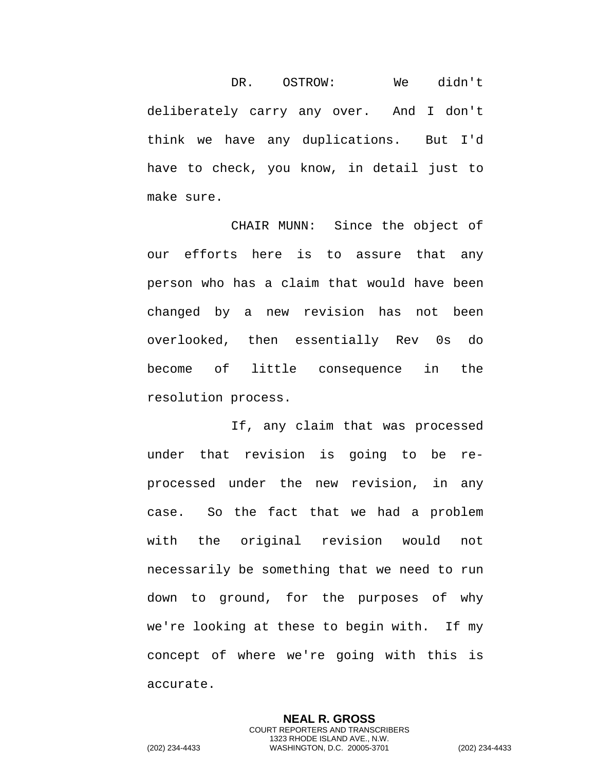DR. OSTROW: We didn't deliberately carry any over. And I don't think we have any duplications. But I'd have to check, you know, in detail just to make sure.

CHAIR MUNN: Since the object of our efforts here is to assure that any person who has a claim that would have been changed by a new revision has not been overlooked, then essentially Rev 0s do become of little consequence in the resolution process.

If, any claim that was processed under that revision is going to be re-processed under the new revision, in any case. So the fact that we had a problem with the original revision would not necessarily be something that we need to run down to ground, for the purposes of why we're looking at these to begin with. If my concept of where we're going with this is accurate.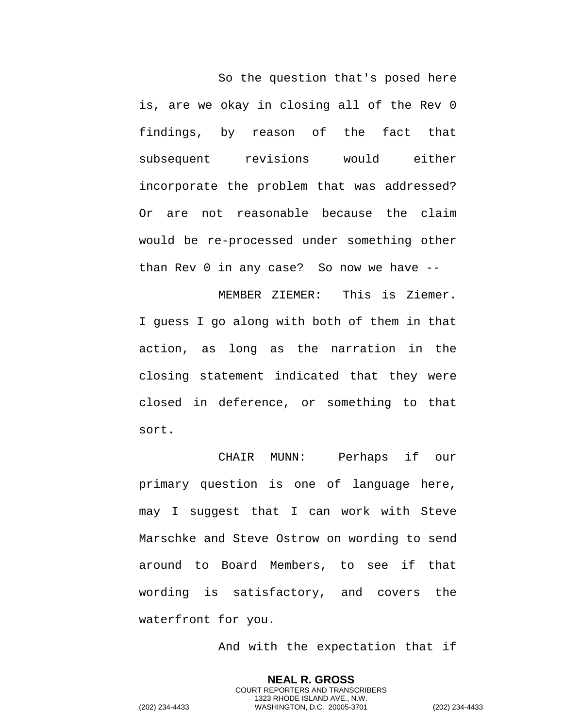So the question that's posed here is, are we okay in closing all of the Rev 0 findings, by reason of the fact that subsequent revisions would either incorporate the problem that was addressed? Or are not reasonable because the claim would be re-processed under something other than Rev 0 in any case? So now we have --

MEMBER ZIEMER: This is Ziemer. I guess I go along with both of them in that action, as long as the narration in the closing statement indicated that they were closed in deference, or something to that sort.

CHAIR MUNN: Perhaps if our primary question is one of language here, may I suggest that I can work with Steve Marschke and Steve Ostrow on wording to send around to Board Members, to see if that wording is satisfactory, and covers the waterfront for you.

And with the expectation that if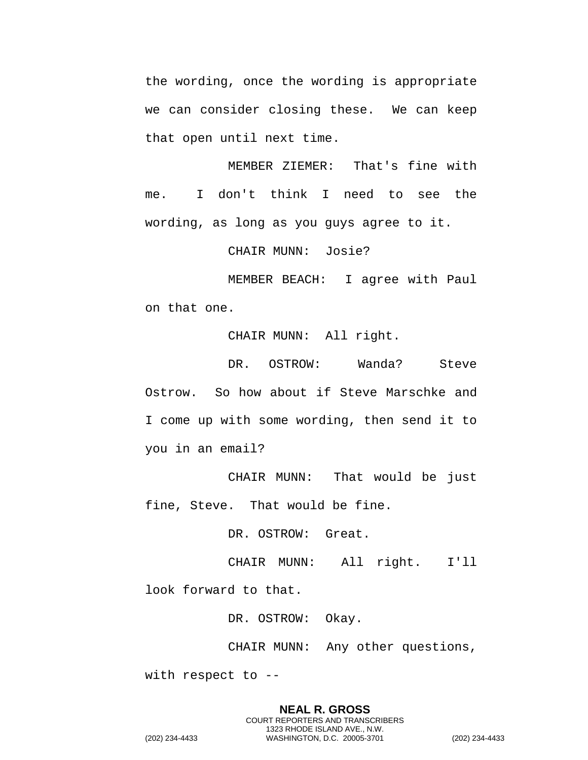the wording, once the wording is appropriate we can consider closing these. We can keep that open until next time.

MEMBER ZIEMER: That's fine with me. I don't think I need to see the wording, as long as you guys agree to it.

CHAIR MUNN: Josie?

MEMBER BEACH: I agree with Paul on that one.

CHAIR MUNN: All right.

DR. OSTROW: Wanda? Steve Ostrow. So how about if Steve Marschke and I come up with some wording, then send it to you in an email?

CHAIR MUNN: That would be just fine, Steve. That would be fine.

DR. OSTROW: Great.

CHAIR MUNN: All right. I'll look forward to that.

DR. OSTROW: Okay.

CHAIR MUNN: Any other questions, with respect to --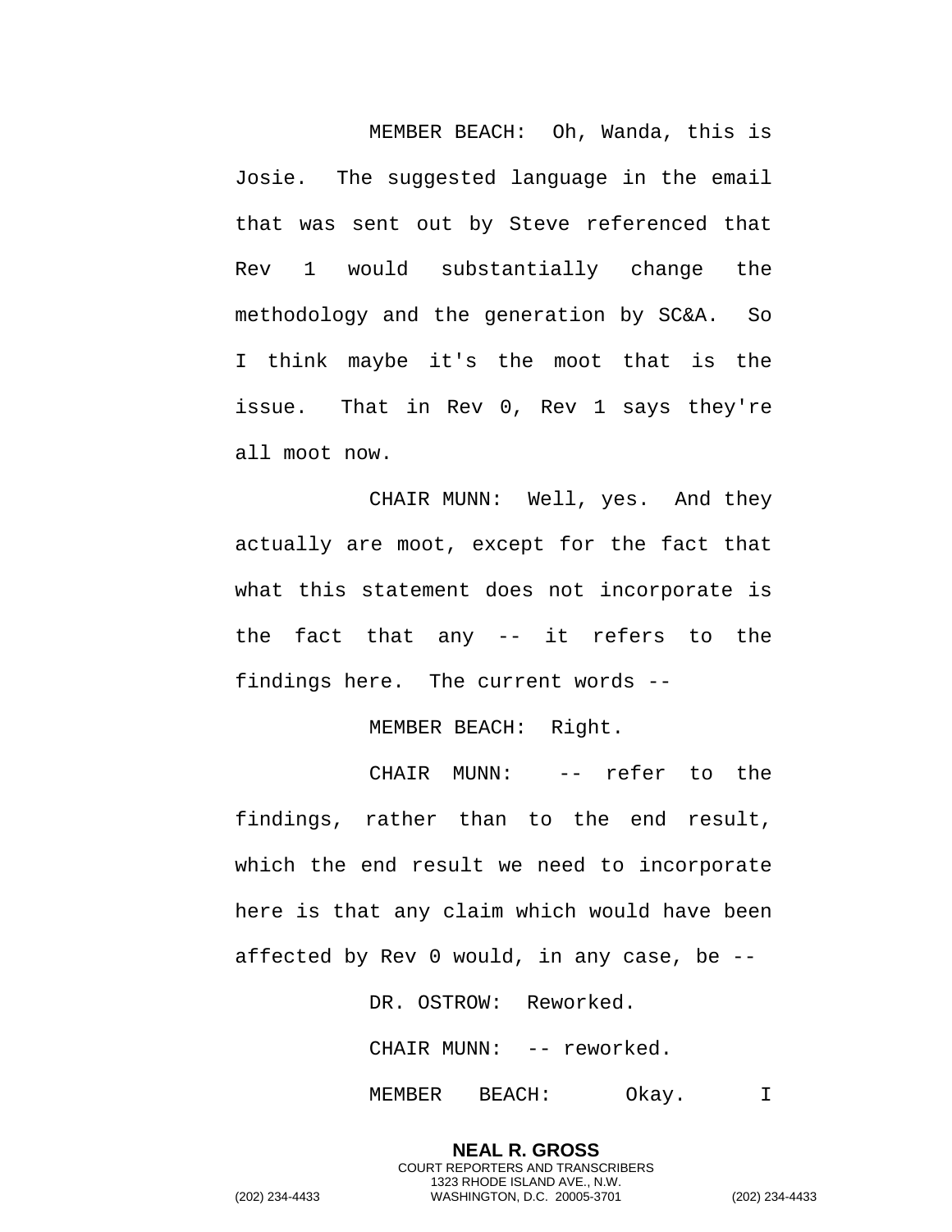MEMBER BEACH: Oh, Wanda, this is Josie. The suggested language in the email that was sent out by Steve referenced that Rev 1 would substantially change the methodology and the generation by SC&A. So I think maybe it's the moot that is the issue. That in Rev 0, Rev 1 says they're all moot now.

CHAIR MUNN: Well, yes. And they actually are moot, except for the fact that what this statement does not incorporate is the fact that any -- it refers to the findings here. The current words --

MEMBER BEACH: Right.

CHAIR MUNN: -- refer to the findings, rather than to the end result, which the end result we need to incorporate here is that any claim which would have been affected by Rev 0 would, in any case, be --

DR. OSTROW: Reworked.

CHAIR MUNN: -- reworked.

MEMBER BEACH: Okay. I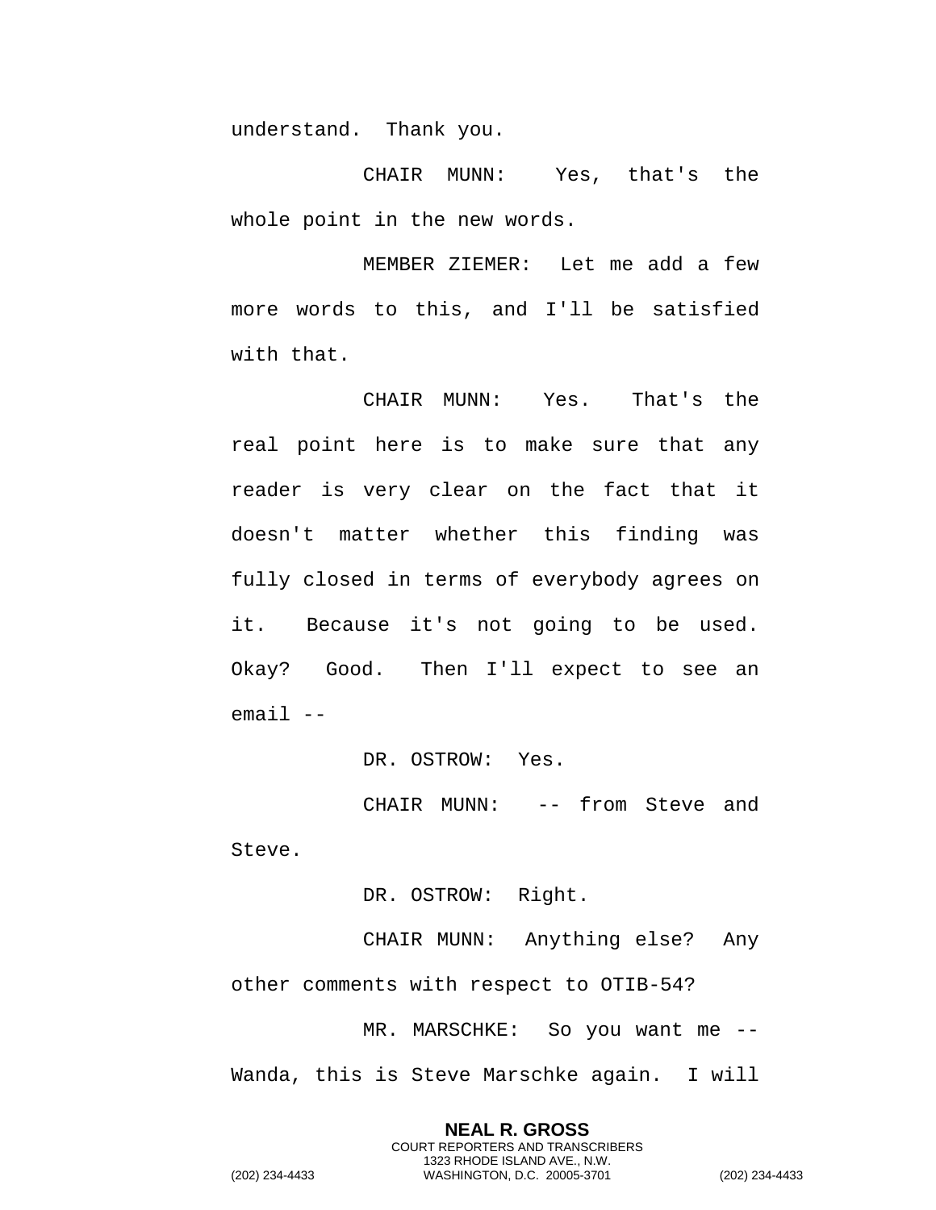understand. Thank you.

CHAIR MUNN: Yes, that's the whole point in the new words.

MEMBER ZIEMER: Let me add a few more words to this, and I'll be satisfied with that.

CHAIR MUNN: Yes. That's the real point here is to make sure that any reader is very clear on the fact that it doesn't matter whether this finding was fully closed in terms of everybody agrees on it. Because it's not going to be used. Okay? Good. Then I'll expect to see an email --

DR. OSTROW: Yes.

CHAIR MUNN: -- from Steve and Steve.

DR. OSTROW: Right.

CHAIR MUNN: Anything else? Any other comments with respect to OTIB-54?

MR. MARSCHKE: So you want me -- Wanda, this is Steve Marschke again. I will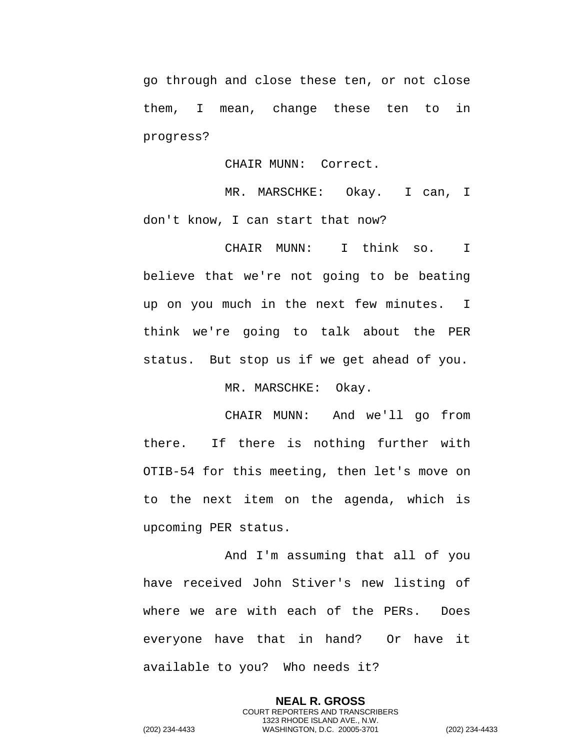go through and close these ten, or not close them, I mean, change these ten to in progress?

CHAIR MUNN: Correct.

MR. MARSCHKE: Okay. I can, I don't know, I can start that now?

CHAIR MUNN: I think so. I believe that we're not going to be beating up on you much in the next few minutes. I think we're going to talk about the PER status. But stop us if we get ahead of you.

MR. MARSCHKE: Okay.

CHAIR MUNN: And we'll go from there. If there is nothing further with OTIB-54 for this meeting, then let's move on to the next item on the agenda, which is upcoming PER status.

And I'm assuming that all of you have received John Stiver's new listing of where we are with each of the PERs. Does everyone have that in hand? Or have it available to you? Who needs it?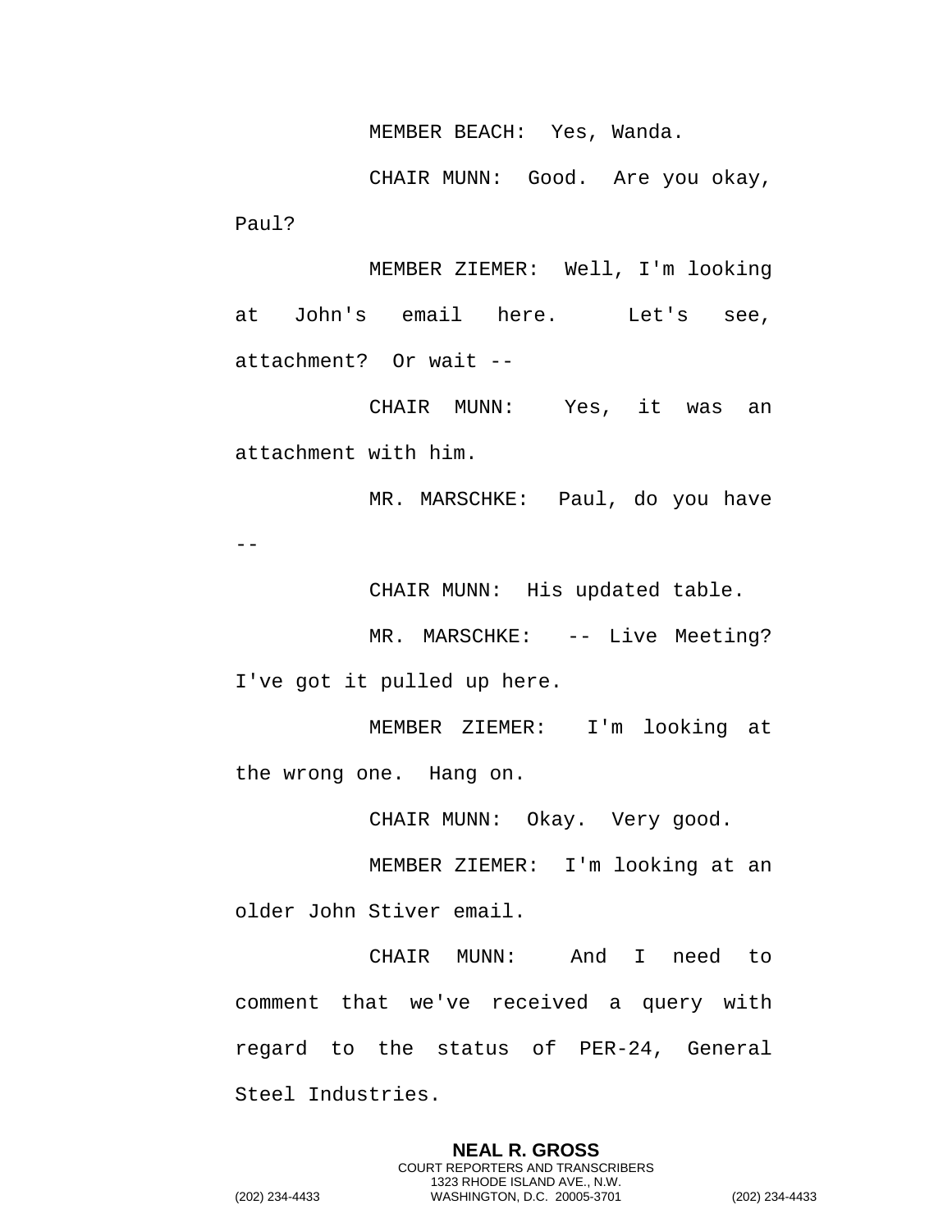MEMBER BEACH: Yes, Wanda.

CHAIR MUNN: Good. Are you okay, Paul?

MEMBER ZIEMER: Well, I'm looking at John's email here. Let's see, attachment? Or wait --

CHAIR MUNN: Yes, it was an attachment with him.

MR. MARSCHKE: Paul, do you have --

CHAIR MUNN: His updated table.

MR. MARSCHKE: -- Live Meeting? I've got it pulled up here.

MEMBER ZIEMER: I'm looking at the wrong one. Hang on.

CHAIR MUNN: Okay. Very good.

MEMBER ZIEMER: I'm looking at an older John Stiver email.

CHAIR MUNN: And I need to comment that we've received a query with regard to the status of PER-24, General Steel Industries.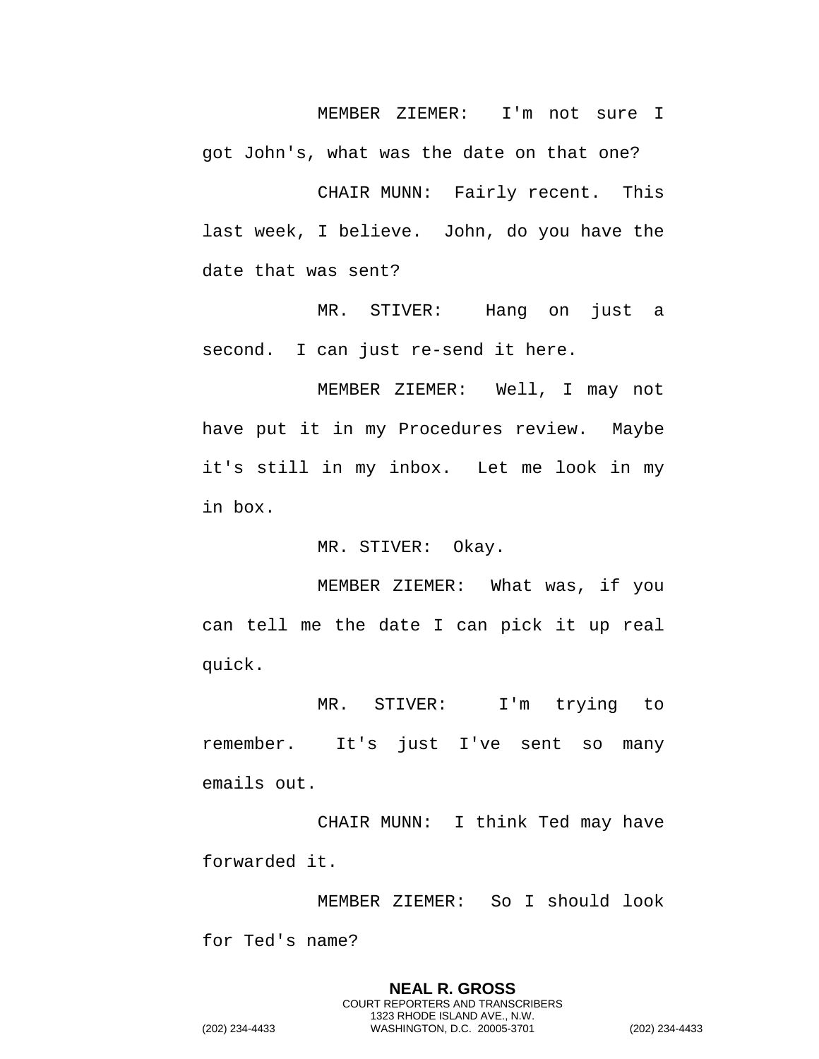MEMBER ZIEMER: I'm not sure I got John's, what was the date on that one?

CHAIR MUNN: Fairly recent. This last week, I believe. John, do you have the date that was sent?

MR. STIVER: Hang on just a second. I can just re-send it here.

MEMBER ZIEMER: Well, I may not have put it in my Procedures review. Maybe it's still in my inbox. Let me look in my in box.

MR. STIVER: Okay.

MEMBER ZIEMER: What was, if you can tell me the date I can pick it up real quick.

MR. STIVER: I'm trying to remember. It's just I've sent so many emails out.

CHAIR MUNN: I think Ted may have forwarded it.

MEMBER ZIEMER: So I should look for Ted's name?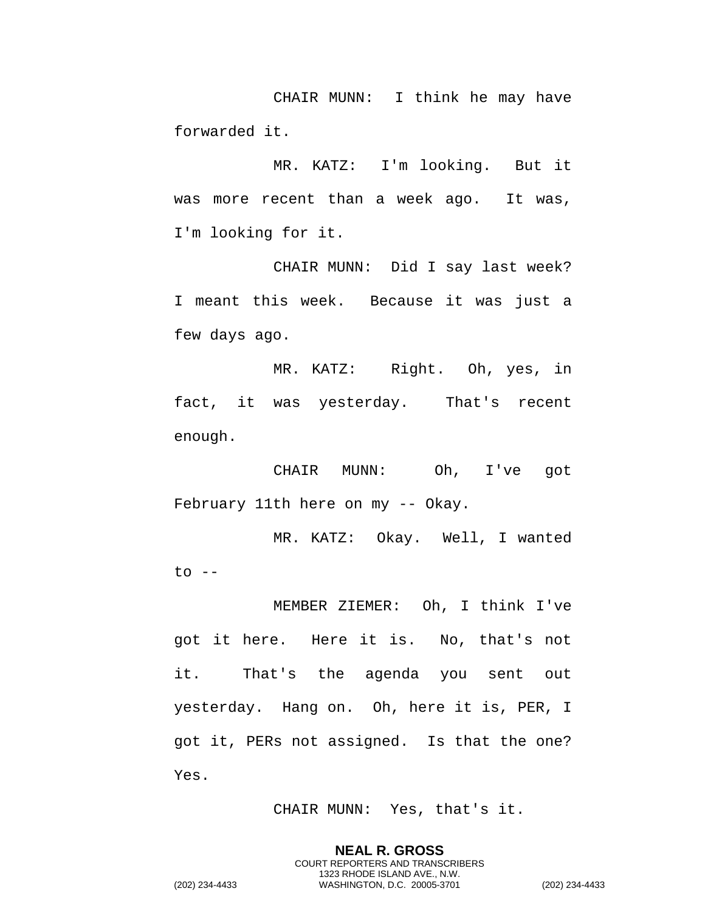CHAIR MUNN: I think he may have forwarded it.

MR. KATZ: I'm looking. But it was more recent than a week ago. It was, I'm looking for it.

CHAIR MUNN: Did I say last week? I meant this week. Because it was just a few days ago.

MR. KATZ: Right. Oh, yes, in fact, it was yesterday. That's recent enough.

CHAIR MUNN: Oh, I've got February 11th here on my -- Okay.

MR. KATZ: Okay. Well, I wanted to --

MEMBER ZIEMER: Oh, I think I've got it here. Here it is. No, that's not it. That's the agenda you sent out yesterday. Hang on. Oh, here it is, PER, I got it, PERs not assigned. Is that the one? Yes.

CHAIR MUNN: Yes, that's it.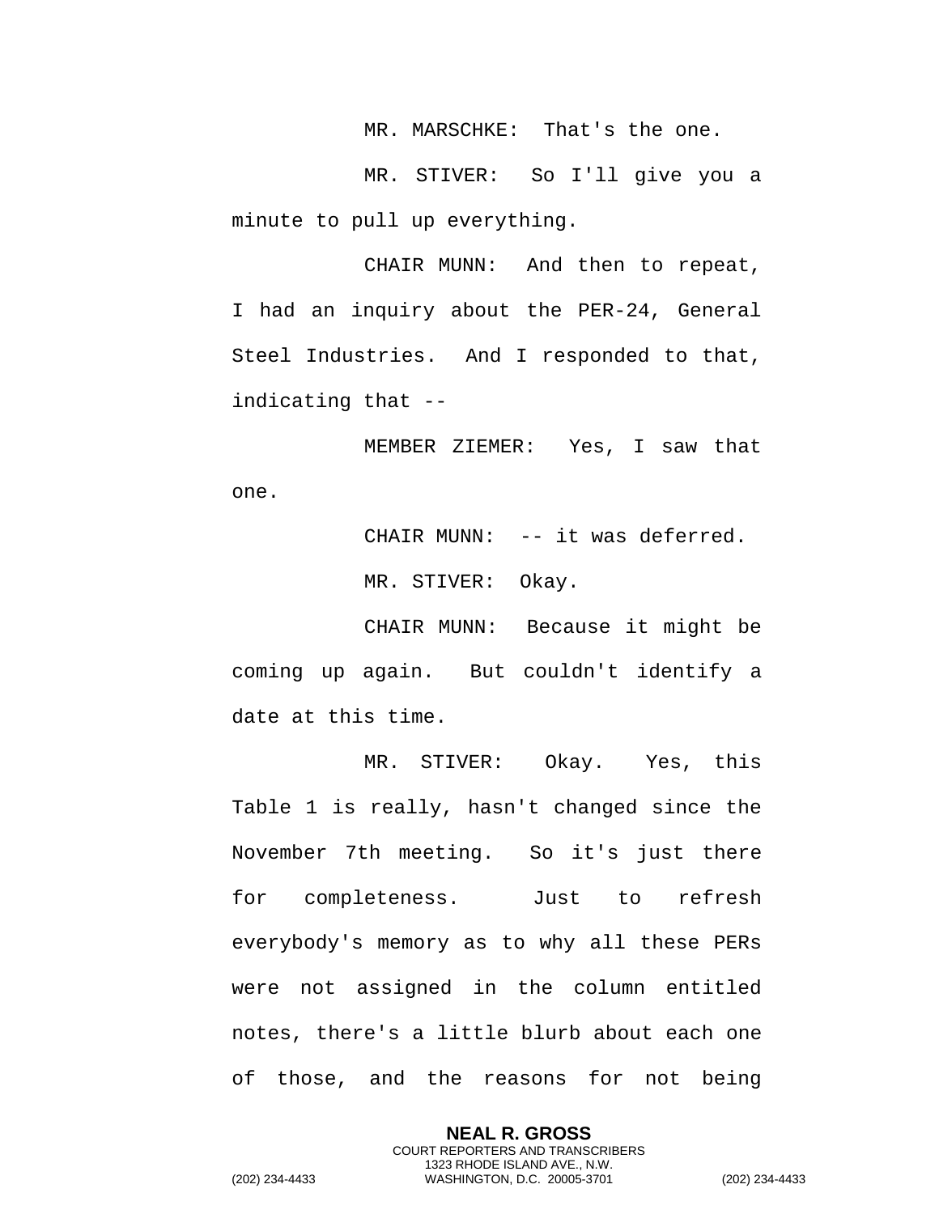MR. MARSCHKE: That's the one.

MR. STIVER: So I'll give you a minute to pull up everything.

CHAIR MUNN: And then to repeat, I had an inquiry about the PER-24, General Steel Industries. And I responded to that, indicating that --

MEMBER ZIEMER: Yes, I saw that one.

CHAIR MUNN: -- it was deferred.

MR. STIVER: Okay.

CHAIR MUNN: Because it might be coming up again. But couldn't identify a date at this time.

MR. STIVER: Okay. Yes, this Table 1 is really, hasn't changed since the November 7th meeting. So it's just there for completeness. Just to refresh everybody's memory as to why all these PERs were not assigned in the column entitled notes, there's a little blurb about each one of those, and the reasons for not being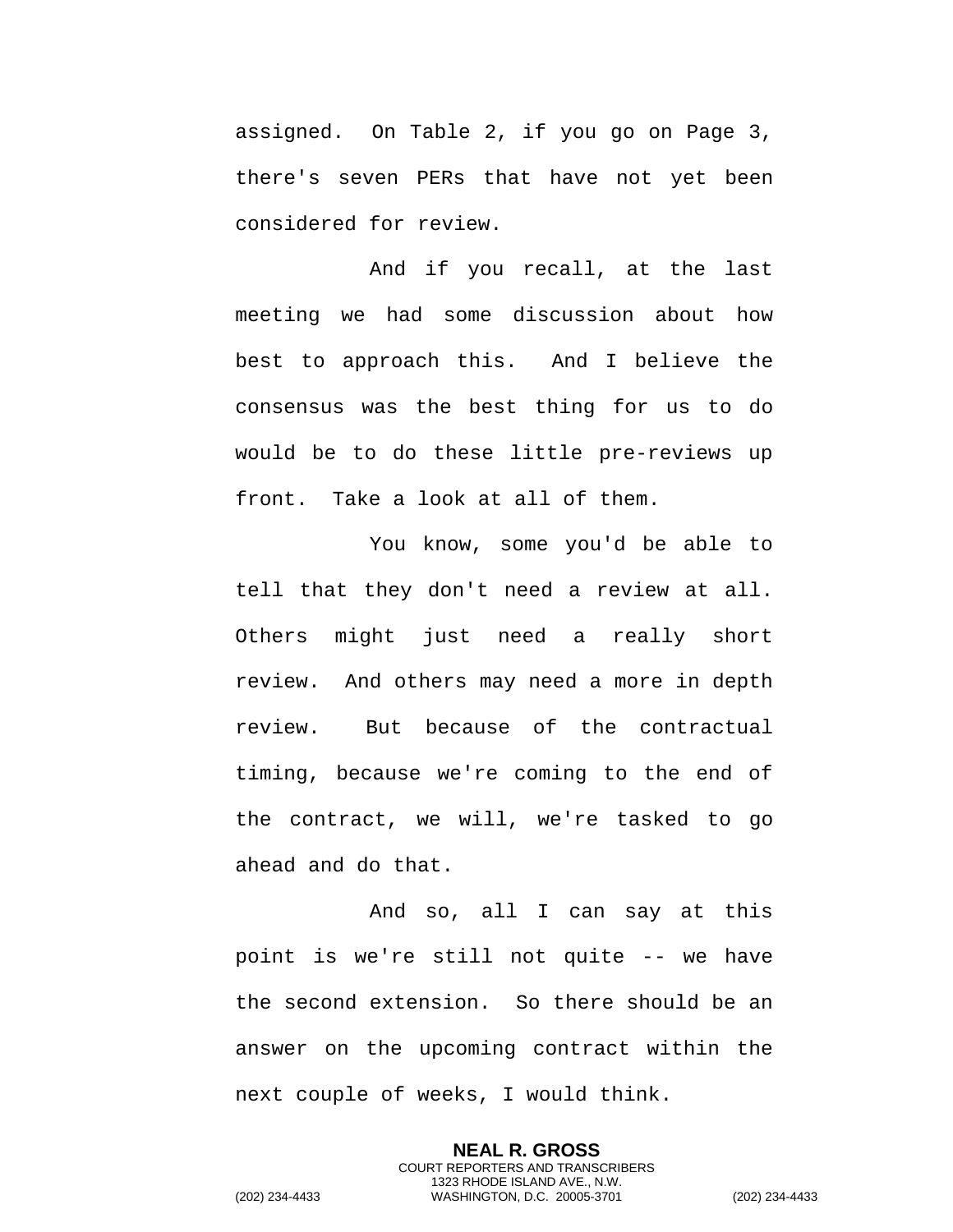assigned. On Table 2, if you go on Page 3, there's seven PERs that have not yet been considered for review.

And if you recall, at the last meeting we had some discussion about how best to approach this. And I believe the consensus was the best thing for us to do would be to do these little pre-reviews up front. Take a look at all of them.

You know, some you'd be able to tell that they don't need a review at all. Others might just need a really short review. And others may need a more in depth review. But because of the contractual timing, because we're coming to the end of the contract, we will, we're tasked to go ahead and do that.

And so, all I can say at this point is we're still not quite -- we have the second extension. So there should be an answer on the upcoming contract within the next couple of weeks, I would think.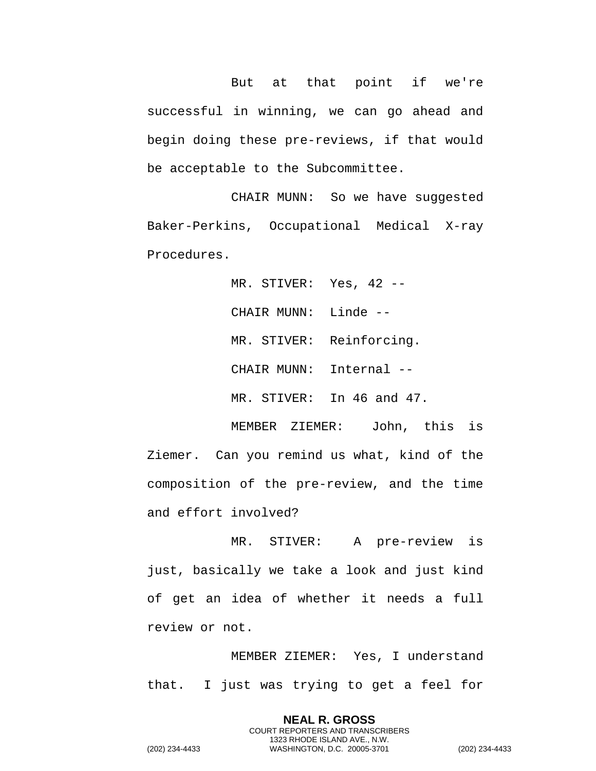But at that point if we're successful in winning, we can go ahead and begin doing these pre-reviews, if that would be acceptable to the Subcommittee.

CHAIR MUNN: So we have suggested Baker-Perkins, Occupational Medical X-ray Procedures.

MR. STIVER: Yes, 42 --

CHAIR MUNN: Linde --

MR. STIVER: Reinforcing.

CHAIR MUNN: Internal --

MR. STIVER: In 46 and 47.

MEMBER ZIEMER: John, this is Ziemer. Can you remind us what, kind of the composition of the pre-review, and the time and effort involved?

MR. STIVER: A pre-review is just, basically we take a look and just kind of get an idea of whether it needs a full review or not.

MEMBER ZIEMER: Yes, I understand that. I just was trying to get a feel for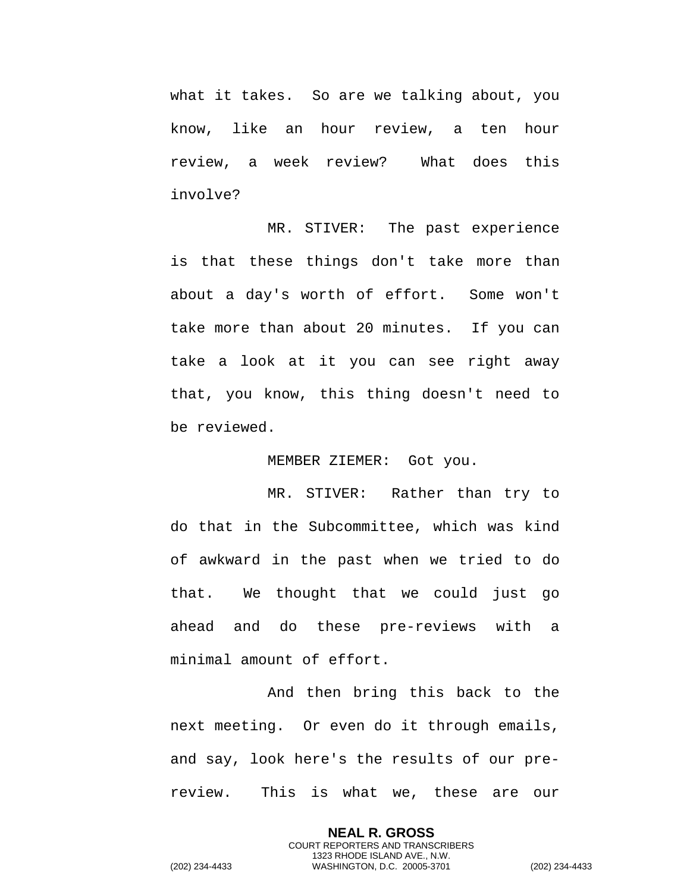what it takes. So are we talking about, you know, like an hour review, a ten hour review, a week review? What does this involve?

MR. STIVER: The past experience is that these things don't take more than about a day's worth of effort. Some won't take more than about 20 minutes. If you can take a look at it you can see right away that, you know, this thing doesn't need to be reviewed.

MEMBER ZIEMER: Got you.

MR. STIVER: Rather than try to do that in the Subcommittee, which was kind of awkward in the past when we tried to do that. We thought that we could just go ahead and do these pre-reviews with a minimal amount of effort.

And then bring this back to the next meeting. Or even do it through emails, and say, look here's the results of our pre-review. This is what we, these are our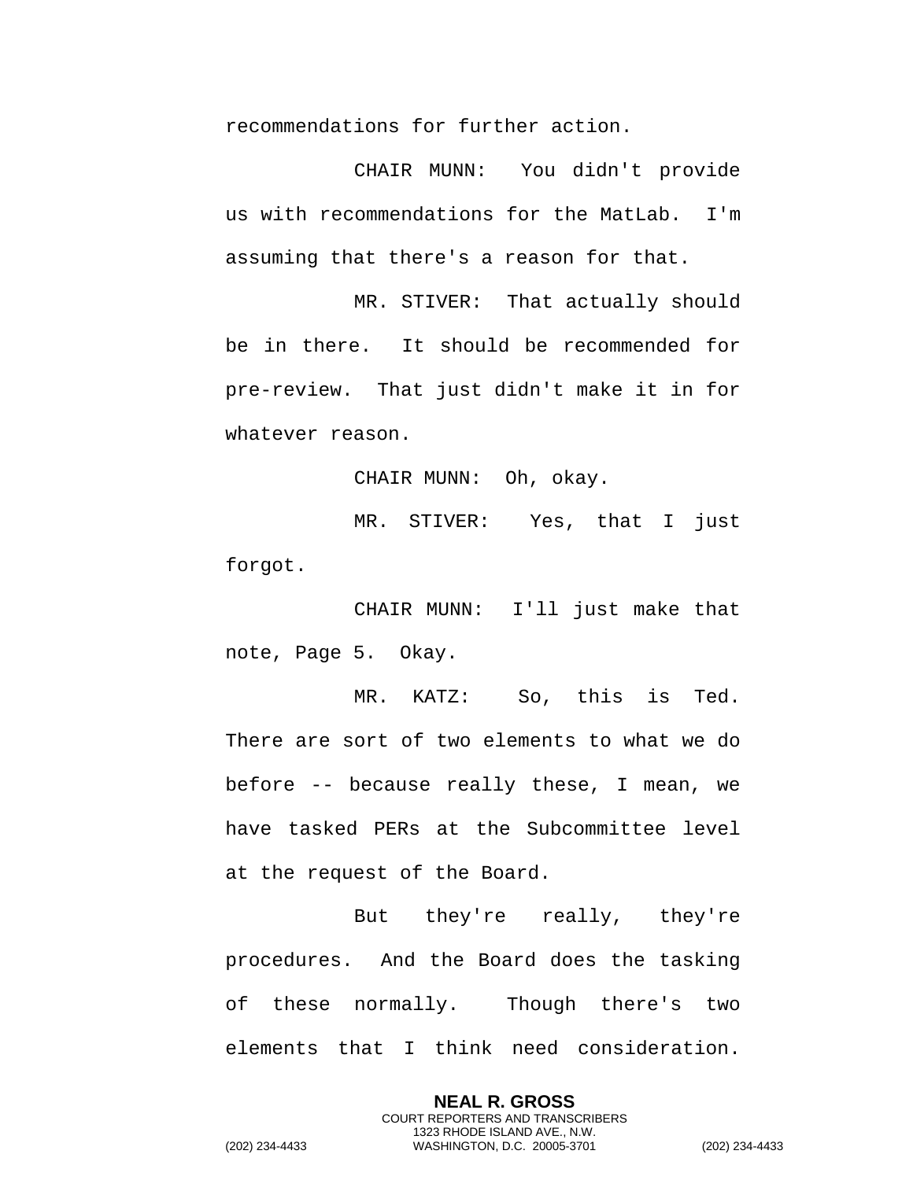recommendations for further action.

CHAIR MUNN: You didn't provide us with recommendations for the MatLab. I'm assuming that there's a reason for that.

MR. STIVER: That actually should be in there. It should be recommended for pre-review. That just didn't make it in for whatever reason.

CHAIR MUNN: Oh, okay.

MR. STIVER: Yes, that I just forgot.

CHAIR MUNN: I'll just make that note, Page 5. Okay.

MR. KATZ: So, this is Ted. There are sort of two elements to what we do before -- because really these, I mean, we have tasked PERs at the Subcommittee level at the request of the Board.

But they're really, they're procedures. And the Board does the tasking of these normally. Though there's two elements that I think need consideration.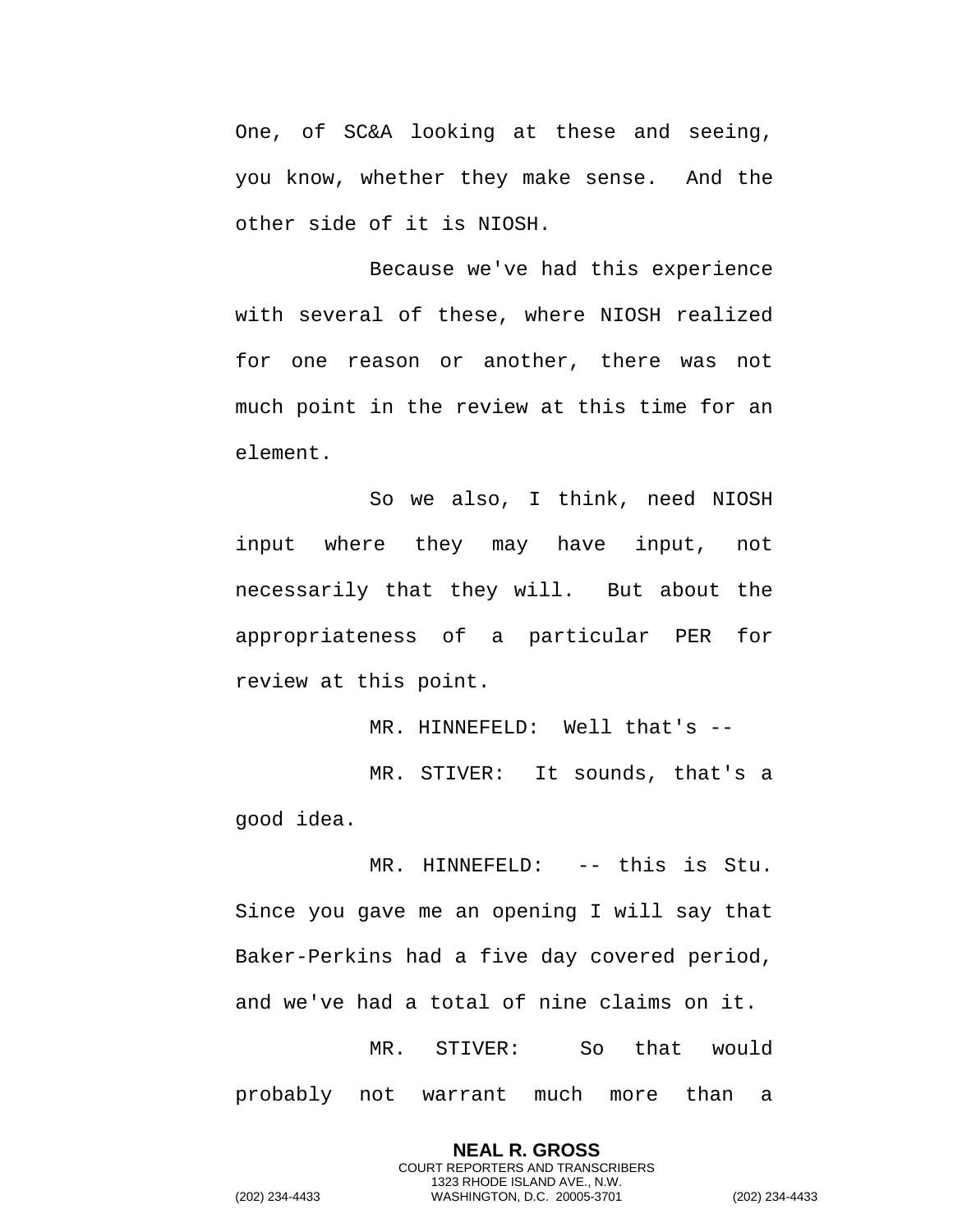One, of SC&A looking at these and seeing, you know, whether they make sense. And the other side of it is NIOSH.

Because we've had this experience with several of these, where NIOSH realized for one reason or another, there was not much point in the review at this time for an element.

So we also, I think, need NIOSH input where they may have input, not necessarily that they will. But about the appropriateness of a particular PER for review at this point.

MR. HINNEFELD: Well that's --

MR. STIVER: It sounds, that's a good idea.

MR. HINNEFELD: -- this is Stu. Since you gave me an opening I will say that Baker-Perkins had a five day covered period, and we've had a total of nine claims on it.

MR. STIVER: So that would probably not warrant much more than a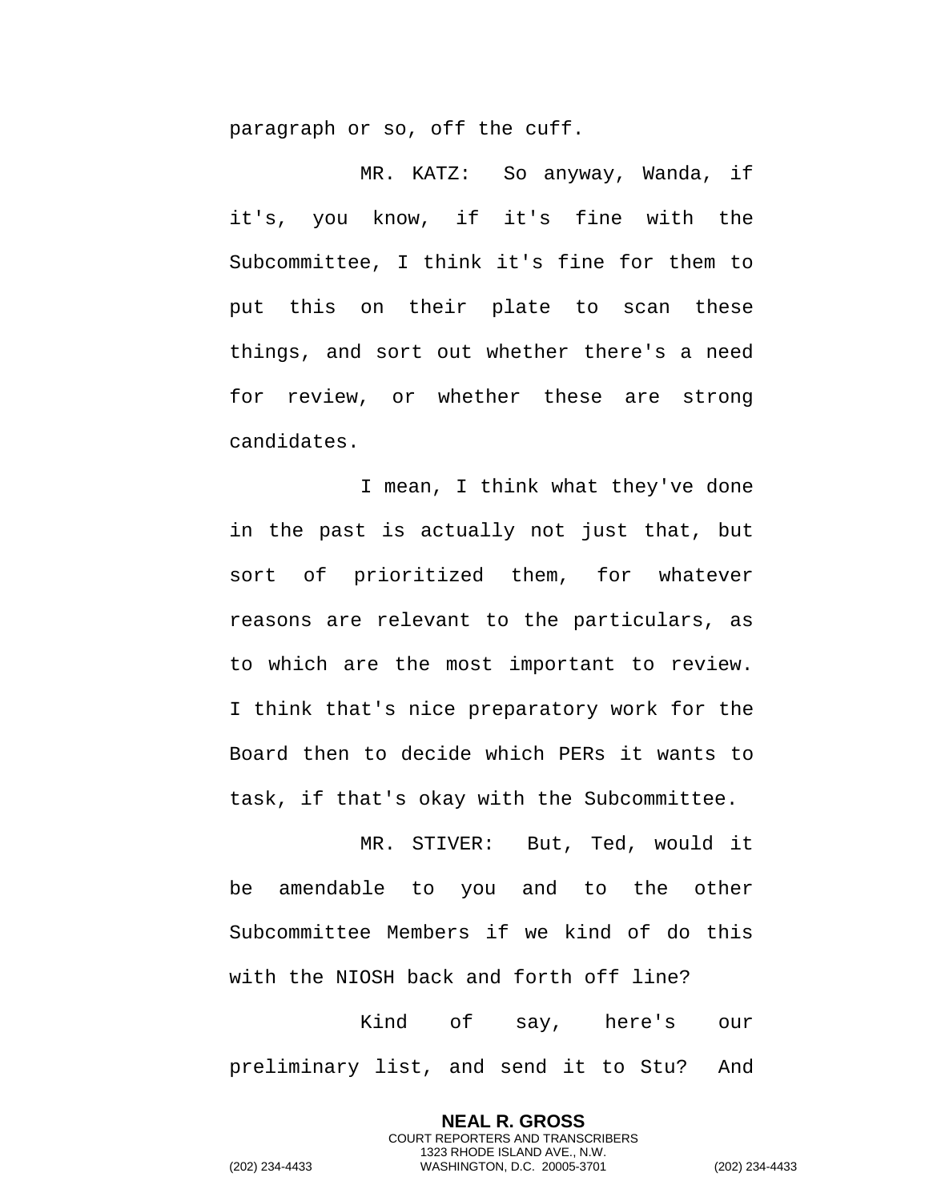paragraph or so, off the cuff.

MR. KATZ: So anyway, Wanda, if it's, you know, if it's fine with the Subcommittee, I think it's fine for them to put this on their plate to scan these things, and sort out whether there's a need for review, or whether these are strong candidates.

I mean, I think what they've done in the past is actually not just that, but sort of prioritized them, for whatever reasons are relevant to the particulars, as to which are the most important to review. I think that's nice preparatory work for the Board then to decide which PERs it wants to task, if that's okay with the Subcommittee.

MR. STIVER: But, Ted, would it be amendable to you and to the other Subcommittee Members if we kind of do this with the NIOSH back and forth off line?

Kind of say, here's our preliminary list, and send it to Stu? And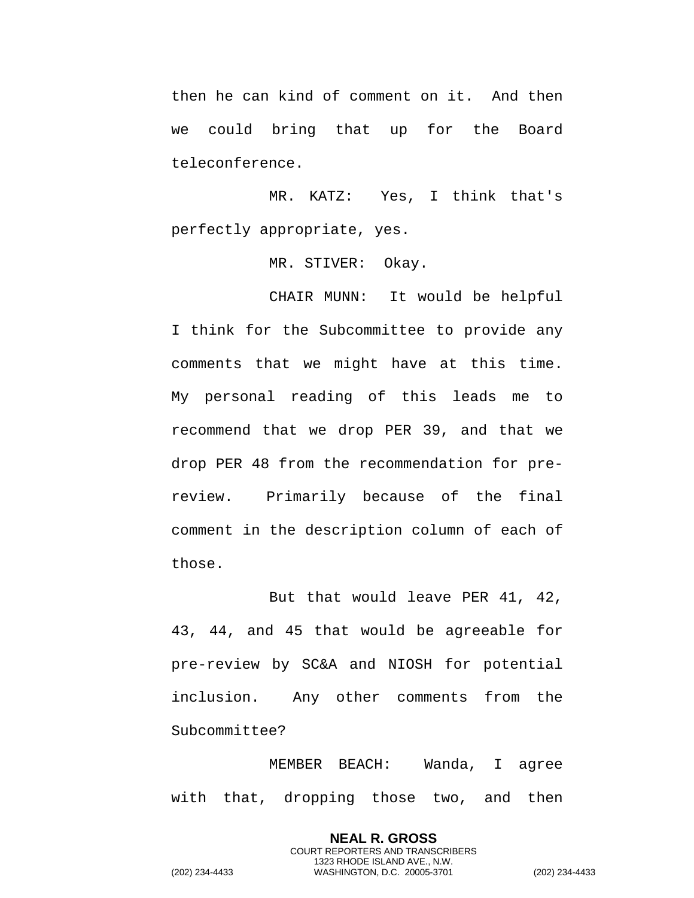then he can kind of comment on it. And then we could bring that up for the Board teleconference.

MR. KATZ: Yes, I think that's perfectly appropriate, yes.

MR. STIVER: Okay.

CHAIR MUNN: It would be helpful I think for the Subcommittee to provide any comments that we might have at this time. My personal reading of this leads me to recommend that we drop PER 39, and that we drop PER 48 from the recommendation for pre-review. Primarily because of the final comment in the description column of each of those.

But that would leave PER 41, 42, 43, 44, and 45 that would be agreeable for pre-review by SC&A and NIOSH for potential inclusion. Any other comments from the Subcommittee?

MEMBER BEACH: Wanda, I agree with that, dropping those two, and then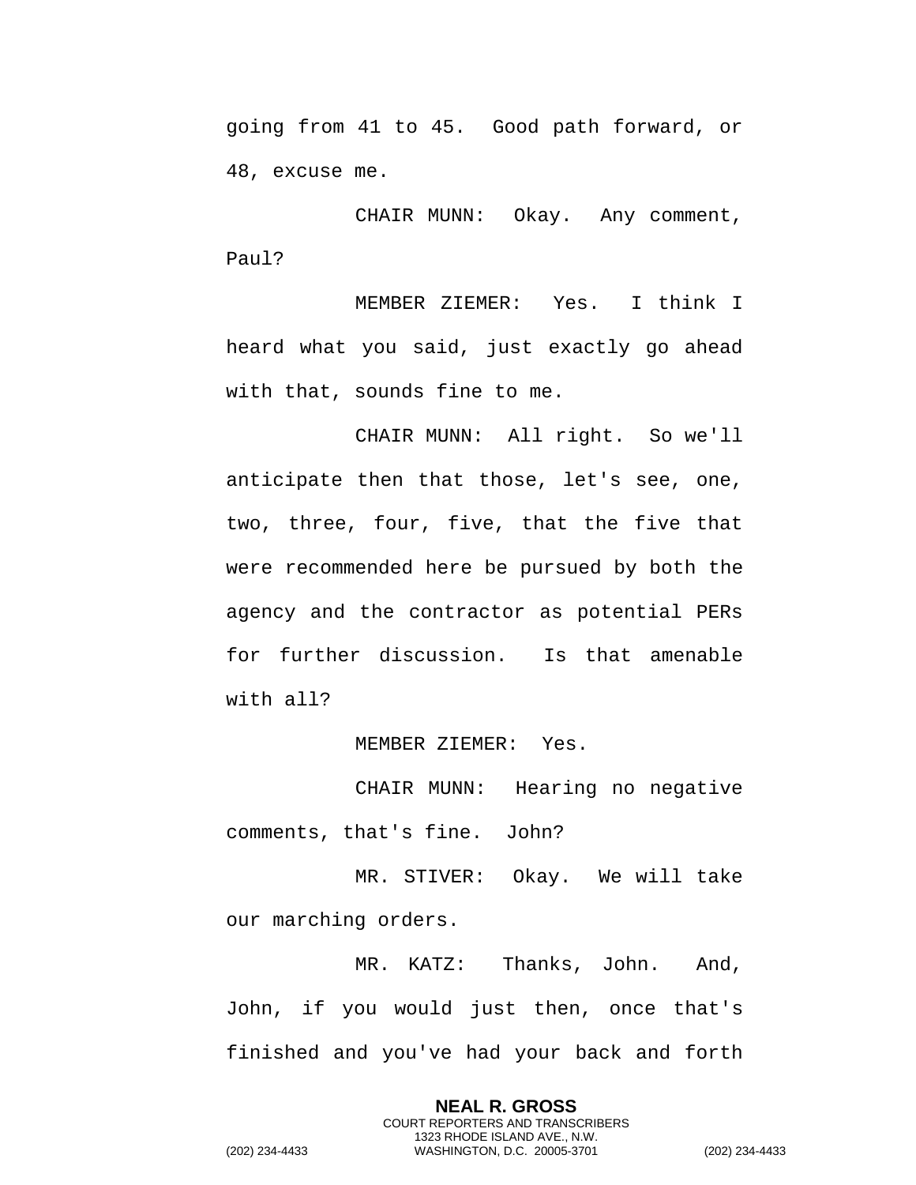going from 41 to 45. Good path forward, or 48, excuse me.

CHAIR MUNN: Okay. Any comment, Paul?

MEMBER ZIEMER: Yes. I think I heard what you said, just exactly go ahead with that, sounds fine to me.

CHAIR MUNN: All right. So we'll anticipate then that those, let's see, one, two, three, four, five, that the five that were recommended here be pursued by both the agency and the contractor as potential PERs for further discussion. Is that amenable with all?

MEMBER ZIEMER: Yes.

CHAIR MUNN: Hearing no negative comments, that's fine. John?

MR. STIVER: Okay. We will take our marching orders.

MR. KATZ: Thanks, John. And, John, if you would just then, once that's finished and you've had your back and forth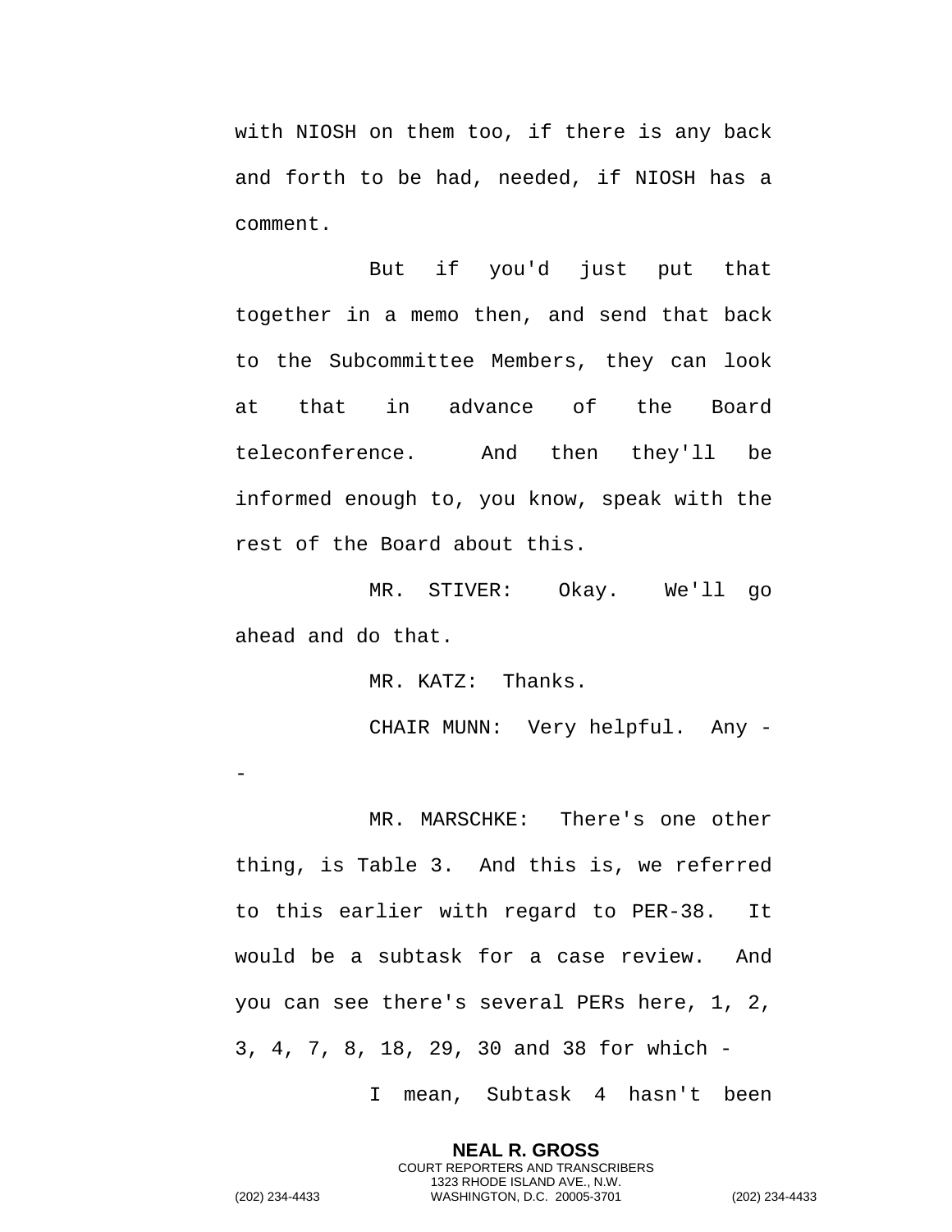with NIOSH on them too, if there is any back and forth to be had, needed, if NIOSH has a comment.

But if you'd just put that together in a memo then, and send that back to the Subcommittee Members, they can look at that in advance of the Board teleconference. And then they'll be informed enough to, you know, speak with the rest of the Board about this.

MR. STIVER: Okay. We'll go ahead and do that.

MR. KATZ: Thanks.

CHAIR MUNN: Very helpful. Any --

MR. MARSCHKE: There's one other thing, is Table 3. And this is, we referred to this earlier with regard to PER-38. It would be a subtask for a case review. And you can see there's several PERs here, 1, 2, 3, 4, 7, 8, 18, 29, 30 and 38 for which -

I mean, Subtask 4 hasn't been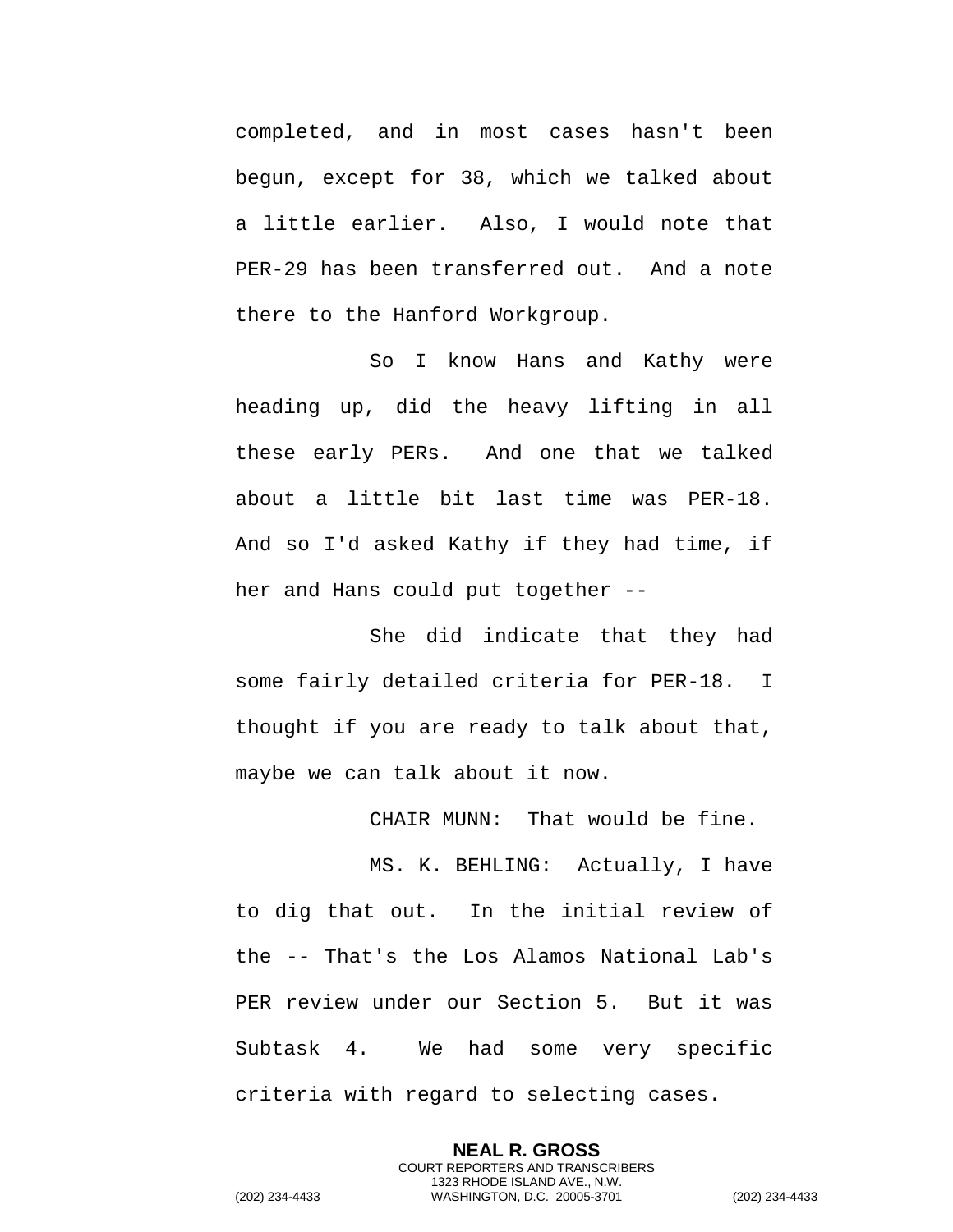completed, and in most cases hasn't been begun, except for 38, which we talked about a little earlier. Also, I would note that PER-29 has been transferred out. And a note there to the Hanford Workgroup.

So I know Hans and Kathy were heading up, did the heavy lifting in all these early PERs. And one that we talked about a little bit last time was PER-18. And so I'd asked Kathy if they had time, if her and Hans could put together --

She did indicate that they had some fairly detailed criteria for PER-18. I thought if you are ready to talk about that, maybe we can talk about it now.

CHAIR MUNN: That would be fine.

MS. K. BEHLING: Actually, I have to dig that out. In the initial review of the -- That's the Los Alamos National Lab's PER review under our Section 5. But it was Subtask 4. We had some very specific criteria with regard to selecting cases.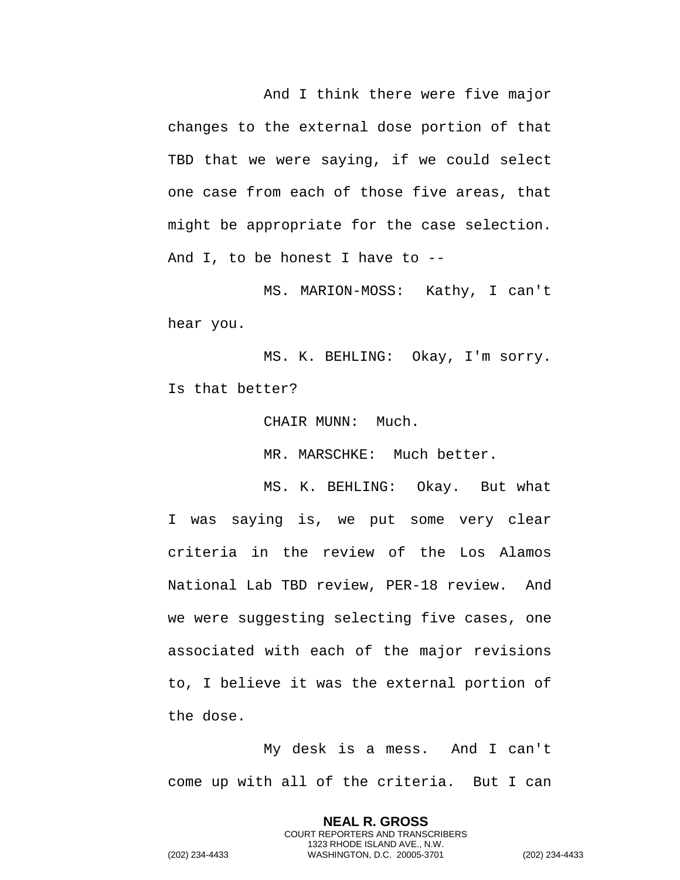And I think there were five major changes to the external dose portion of that TBD that we were saying, if we could select one case from each of those five areas, that might be appropriate for the case selection. And I, to be honest I have to --

MS. MARION-MOSS: Kathy, I can't hear you.

MS. K. BEHLING: Okay, I'm sorry. Is that better?

CHAIR MUNN: Much.

MR. MARSCHKE: Much better.

MS. K. BEHLING: Okay. But what I was saying is, we put some very clear criteria in the review of the Los Alamos National Lab TBD review, PER-18 review. And we were suggesting selecting five cases, one associated with each of the major revisions to, I believe it was the external portion of the dose.

My desk is a mess. And I can't come up with all of the criteria. But I can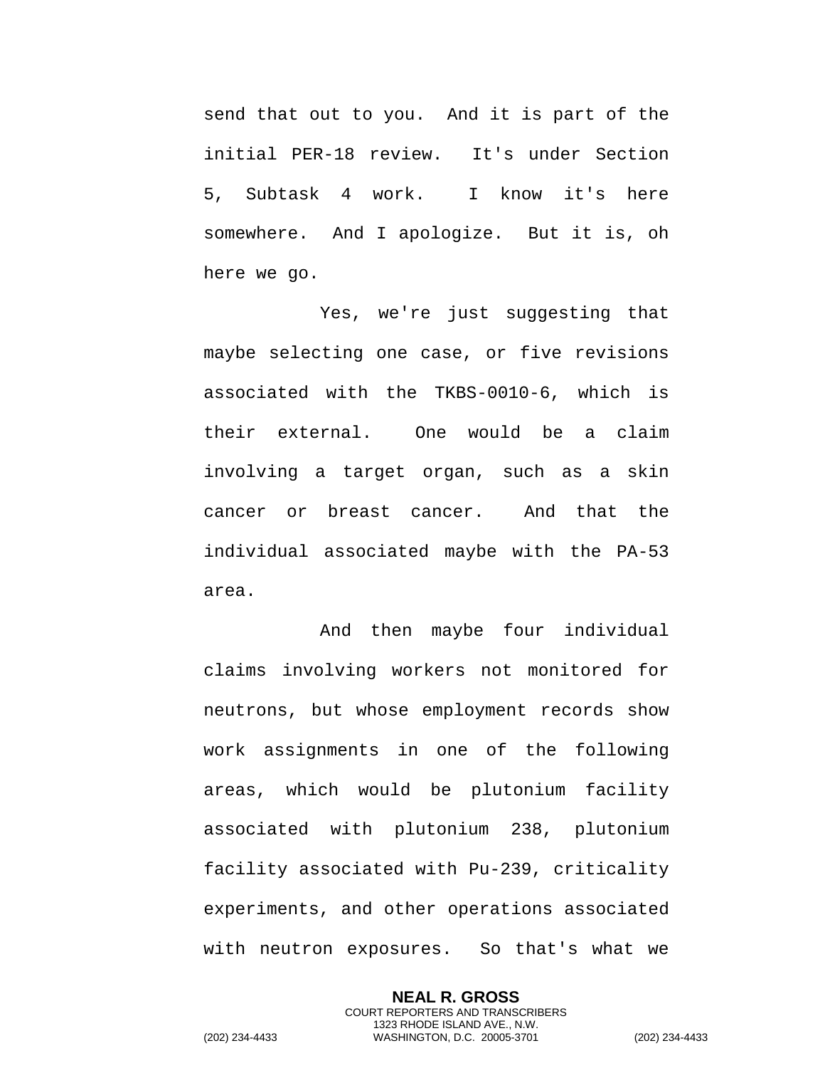send that out to you. And it is part of the initial PER-18 review. It's under Section 5, Subtask 4 work. I know it's here somewhere. And I apologize. But it is, oh here we go.

Yes, we're just suggesting that maybe selecting one case, or five revisions associated with the TKBS-0010-6, which is their external. One would be a claim involving a target organ, such as a skin cancer or breast cancer. And that the individual associated maybe with the PA-53 area.

And then maybe four individual claims involving workers not monitored for neutrons, but whose employment records show work assignments in one of the following areas, which would be plutonium facility associated with plutonium 238, plutonium facility associated with Pu-239, criticality experiments, and other operations associated with neutron exposures. So that's what we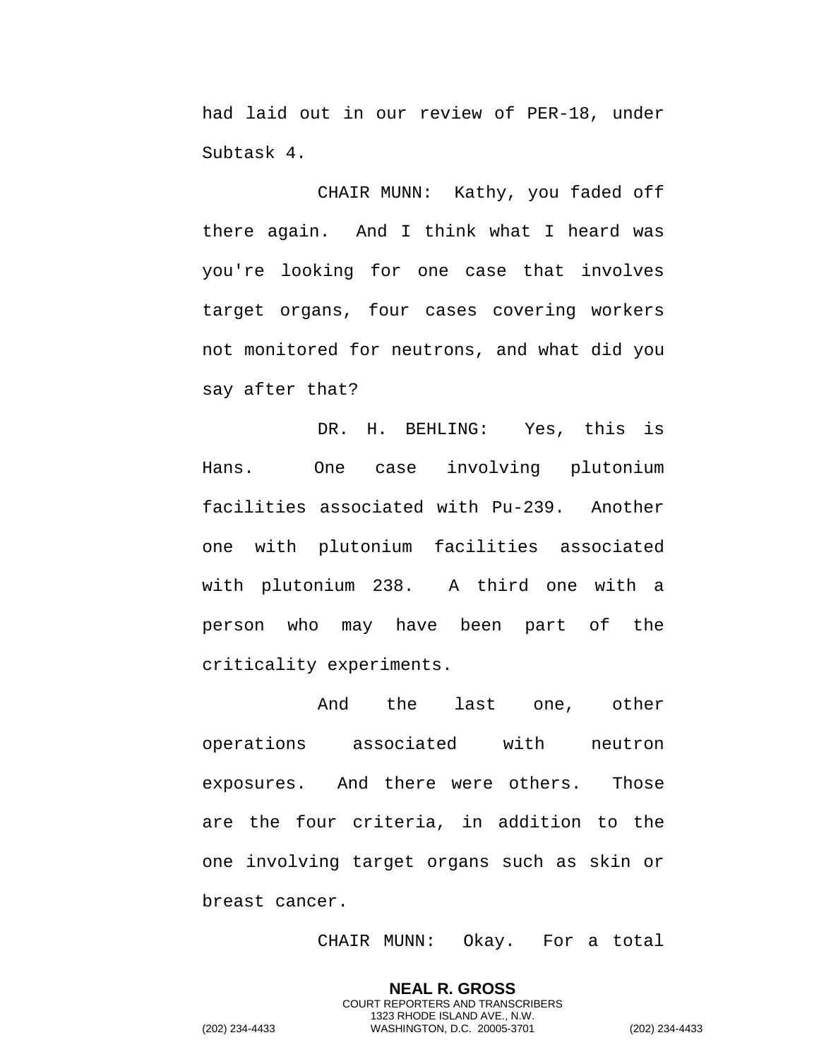had laid out in our review of PER-18, under Subtask 4.

CHAIR MUNN: Kathy, you faded off there again. And I think what I heard was you're looking for one case that involves target organs, four cases covering workers not monitored for neutrons, and what did you say after that?

DR. H. BEHLING: Yes, this is Hans. One case involving plutonium facilities associated with Pu-239. Another one with plutonium facilities associated with plutonium 238. A third one with a person who may have been part of the criticality experiments.

And the last one, other operations associated with neutron exposures. And there were others. Those are the four criteria, in addition to the one involving target organs such as skin or breast cancer.

CHAIR MUNN: Okay. For a total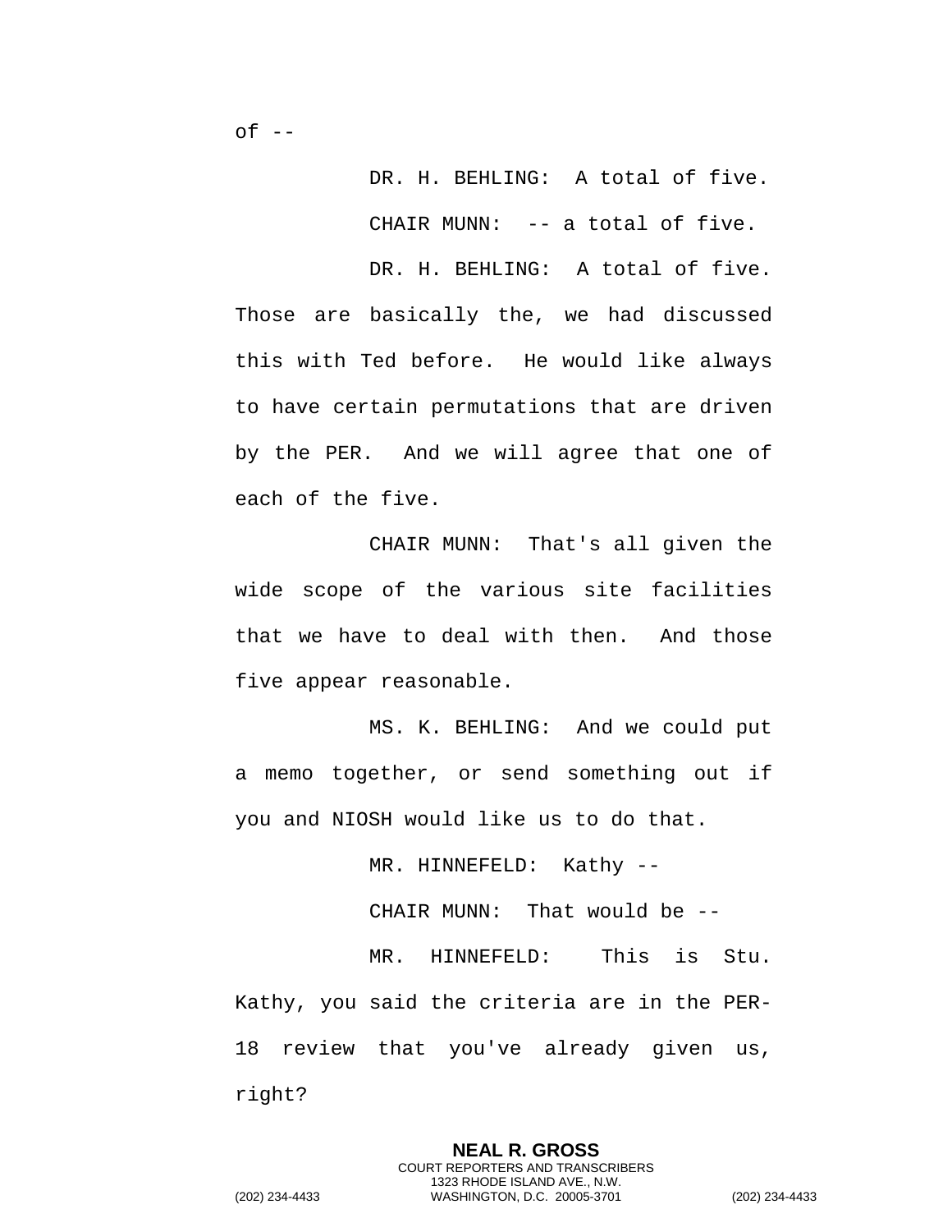of --

DR. H. BEHLING: A total of five.

CHAIR MUNN: -- a total of five.

DR. H. BEHLING: A total of five. Those are basically the, we had discussed this with Ted before. He would like always to have certain permutations that are driven by the PER. And we will agree that one of each of the five.

CHAIR MUNN: That's all given the wide scope of the various site facilities that we have to deal with then. And those five appear reasonable.

MS. K. BEHLING: And we could put a memo together, or send something out if you and NIOSH would like us to do that.

MR. HINNEFELD: Kathy --

CHAIR MUNN: That would be --

MR. HINNEFELD: This is Stu. Kathy, you said the criteria are in the PER-18 review that you've already given us, right?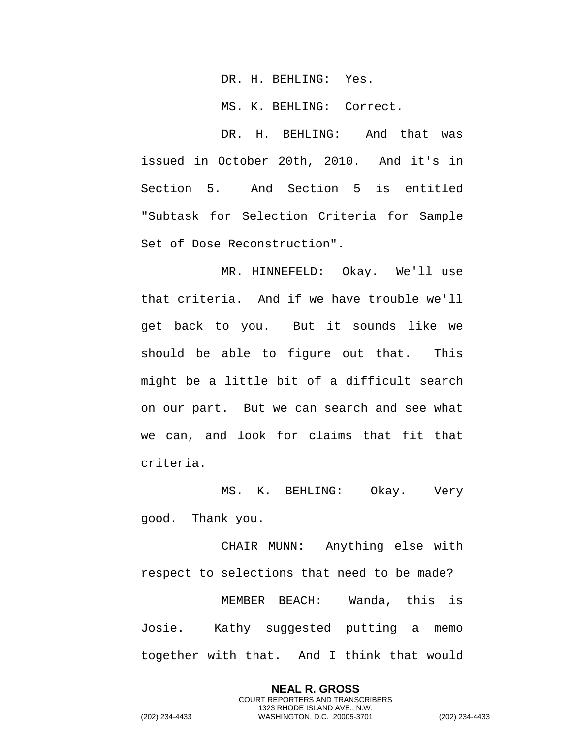DR. H. BEHLING: Yes.

MS. K. BEHLING: Correct.

DR. H. BEHLING: And that was issued in October 20th, 2010. And it's in Section 5. And Section 5 is entitled "Subtask for Selection Criteria for Sample Set of Dose Reconstruction".

MR. HINNEFELD: Okay. We'll use that criteria. And if we have trouble we'll get back to you. But it sounds like we should be able to figure out that. This might be a little bit of a difficult search on our part. But we can search and see what we can, and look for claims that fit that criteria.

MS. K. BEHLING: Okay. Very good. Thank you.

CHAIR MUNN: Anything else with respect to selections that need to be made?

MEMBER BEACH: Wanda, this is Josie. Kathy suggested putting a memo together with that. And I think that would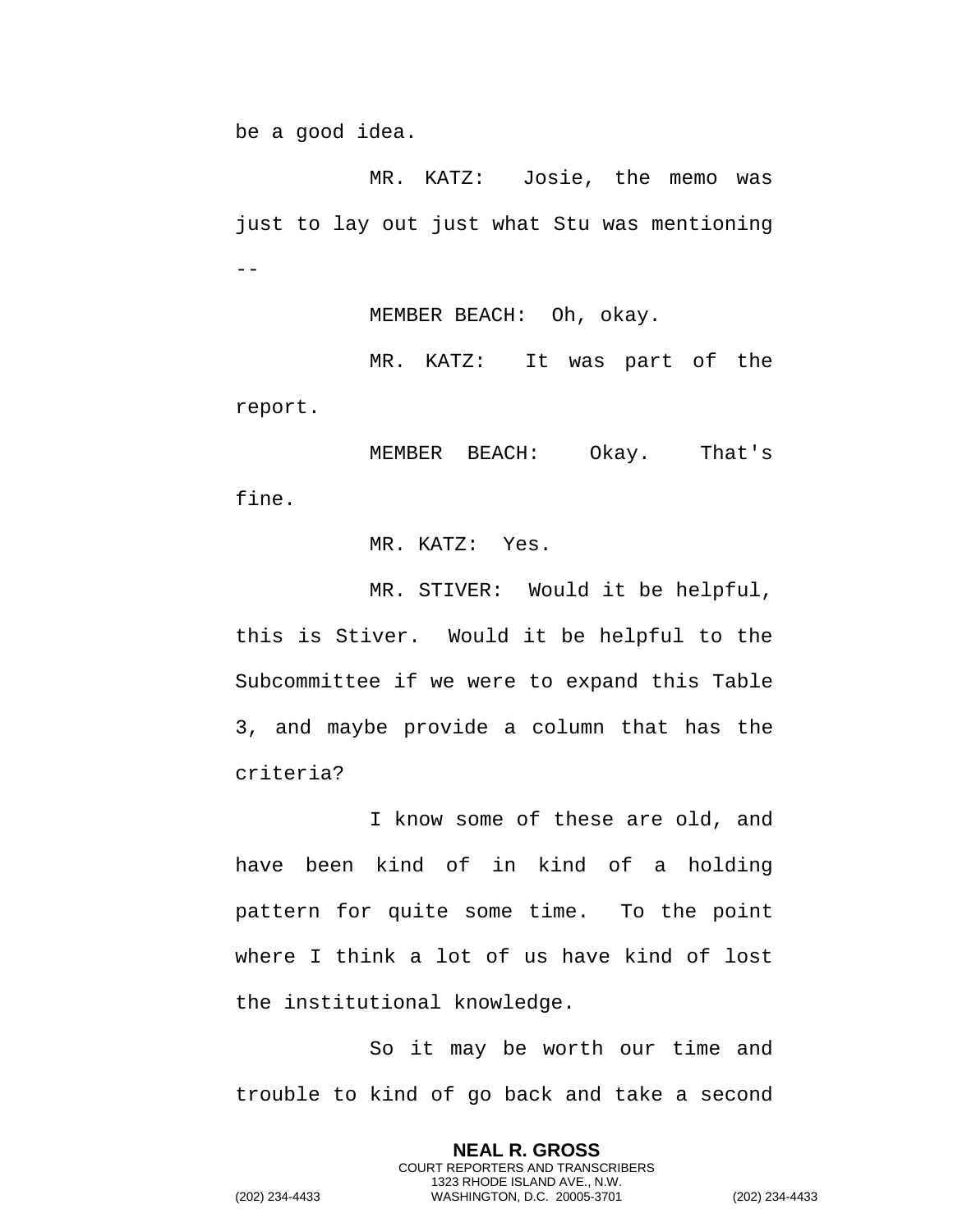be a good idea.

MR. KATZ: Josie, the memo was just to lay out just what Stu was mentioning --

MEMBER BEACH: Oh, okay.

MR. KATZ: It was part of the report.

MEMBER BEACH: Okay. That's fine.

MR. KATZ: Yes.

MR. STIVER: Would it be helpful, this is Stiver. Would it be helpful to the Subcommittee if we were to expand this Table 3, and maybe provide a column that has the criteria?

I know some of these are old, and have been kind of in kind of a holding pattern for quite some time. To the point where I think a lot of us have kind of lost the institutional knowledge.

So it may be worth our time and trouble to kind of go back and take a second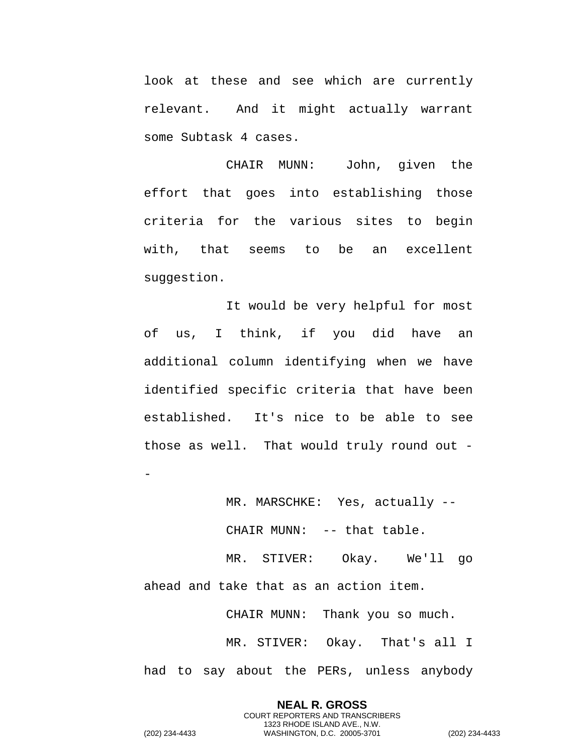look at these and see which are currently relevant. And it might actually warrant some Subtask 4 cases.

CHAIR MUNN: John, given the effort that goes into establishing those criteria for the various sites to begin with, that seems to be an excellent suggestion.

It would be very helpful for most of us, I think, if you did have an additional column identifying when we have identified specific criteria that have been established. It's nice to be able to see those as well. That would truly round out --

MR. MARSCHKE: Yes, actually --

CHAIR MUNN: -- that table.

MR. STIVER: Okay. We'll go ahead and take that as an action item.

CHAIR MUNN: Thank you so much.

MR. STIVER: Okay. That's all I had to say about the PERs, unless anybody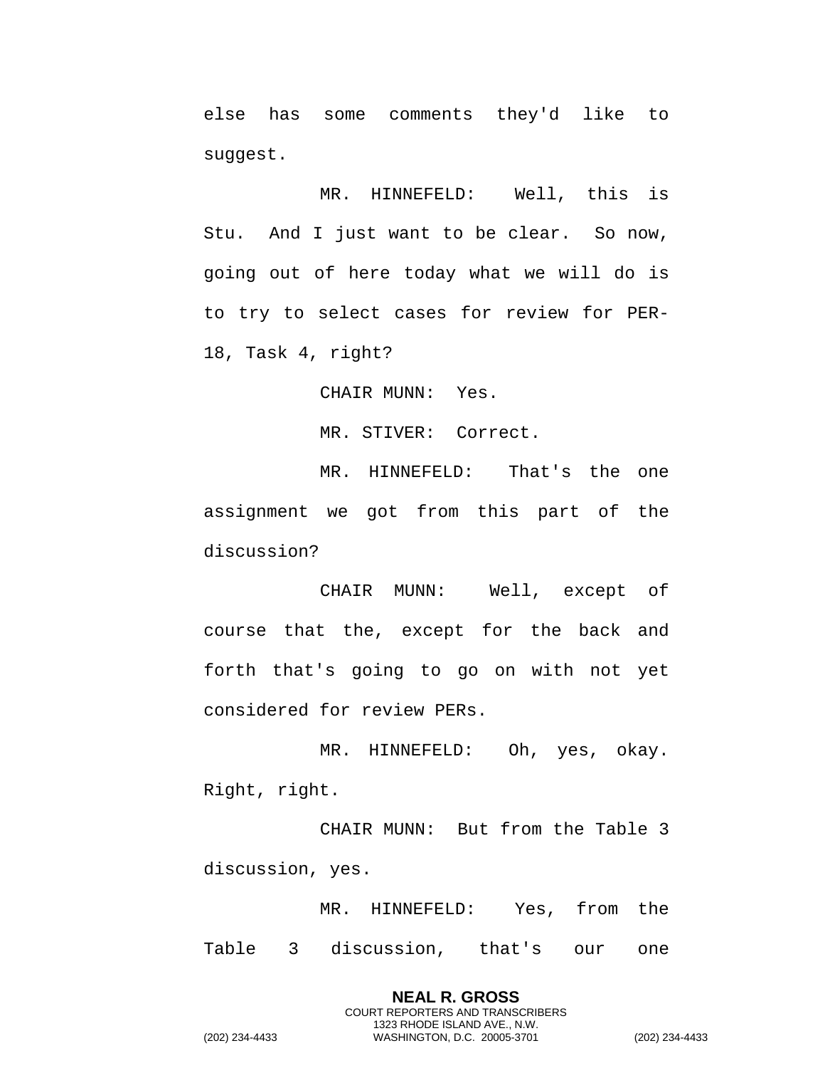else has some comments they'd like to suggest.

MR. HINNEFELD: Well, this is Stu. And I just want to be clear. So now, going out of here today what we will do is to try to select cases for review for PER-18, Task 4, right?

CHAIR MUNN: Yes.

MR. STIVER: Correct.

MR. HINNEFELD: That's the one assignment we got from this part of the discussion?

CHAIR MUNN: Well, except of course that the, except for the back and forth that's going to go on with not yet considered for review PERs.

MR. HINNEFELD: Oh, yes, okay. Right, right.

CHAIR MUNN: But from the Table 3 discussion, yes.

MR. HINNEFELD: Yes, from the Table 3 discussion, that's our one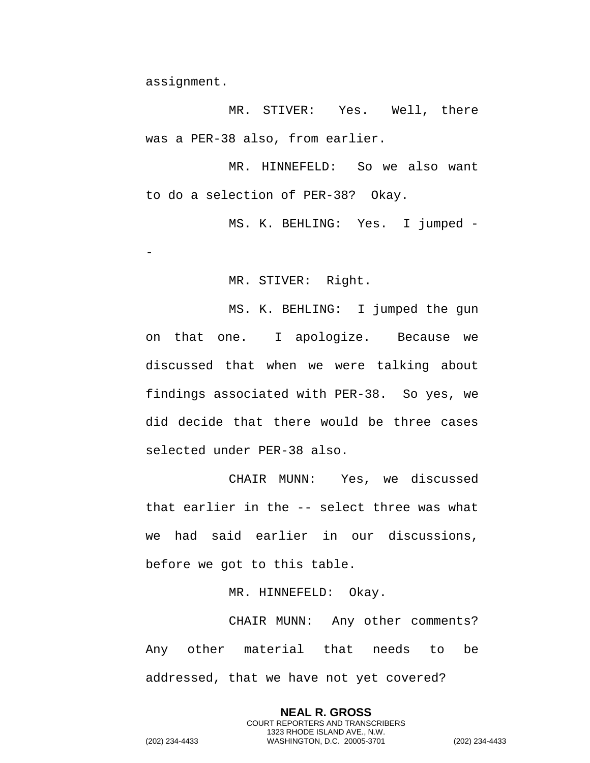assignment.

MR. STIVER: Yes. Well, there was a PER-38 also, from earlier.

MR. HINNEFELD: So we also want to do a selection of PER-38? Okay.

MS. K. BEHLING: Yes. I jumped --

MR. STIVER: Right.

MS. K. BEHLING: I jumped the gun on that one. I apologize. Because we discussed that when we were talking about findings associated with PER-38. So yes, we did decide that there would be three cases selected under PER-38 also.

CHAIR MUNN: Yes, we discussed that earlier in the -- select three was what we had said earlier in our discussions, before we got to this table.

MR. HINNEFELD: Okay.

CHAIR MUNN: Any other comments? Any other material that needs to be addressed, that we have not yet covered?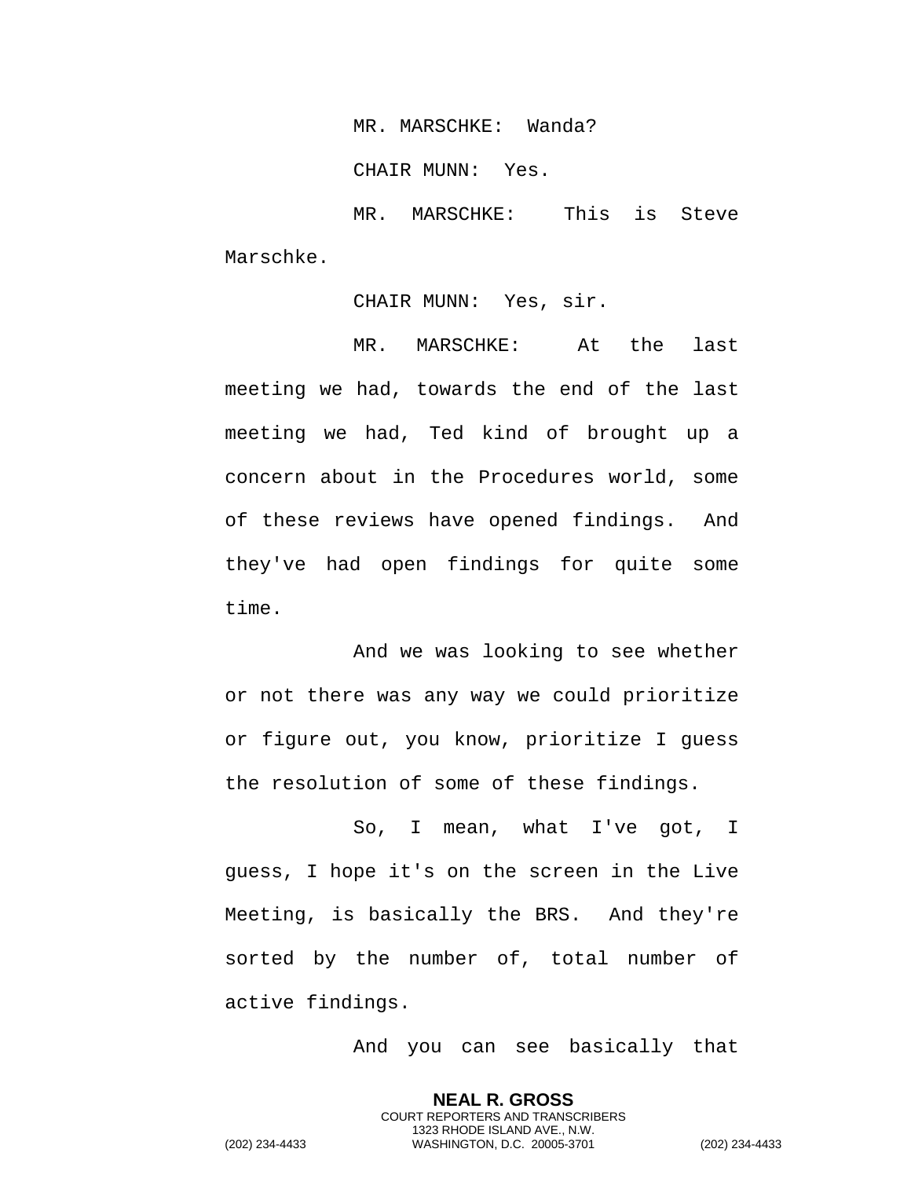MR. MARSCHKE: Wanda?

CHAIR MUNN: Yes.

MR. MARSCHKE: This is Steve Marschke.

CHAIR MUNN: Yes, sir.

MR. MARSCHKE: At the last meeting we had, towards the end of the last meeting we had, Ted kind of brought up a concern about in the Procedures world, some of these reviews have opened findings. And they've had open findings for quite some time.

And we was looking to see whether or not there was any way we could prioritize or figure out, you know, prioritize I guess the resolution of some of these findings.

So, I mean, what I've got, I guess, I hope it's on the screen in the Live Meeting, is basically the BRS. And they're sorted by the number of, total number of active findings.

And you can see basically that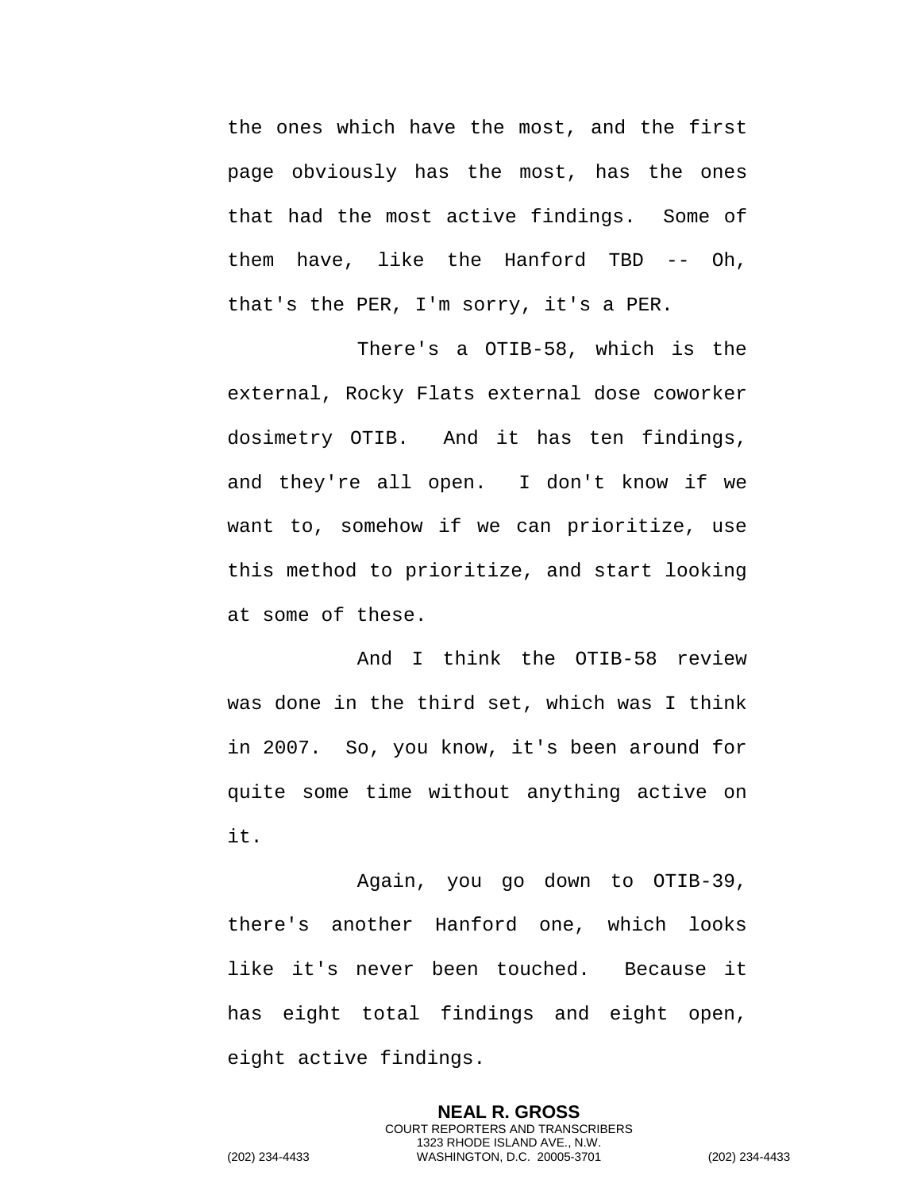the ones which have the most, and the first page obviously has the most, has the ones that had the most active findings. Some of them have, like the Hanford TBD -- Oh, that's the PER, I'm sorry, it's a PER.

There's a OTIB-58, which is the external, Rocky Flats external dose coworker dosimetry OTIB. And it has ten findings, and they're all open. I don't know if we want to, somehow if we can prioritize, use this method to prioritize, and start looking at some of these.

And I think the OTIB-58 review was done in the third set, which was I think in 2007. So, you know, it's been around for quite some time without anything active on it.

Again, you go down to OTIB-39, there's another Hanford one, which looks like it's never been touched. Because it has eight total findings and eight open, eight active findings.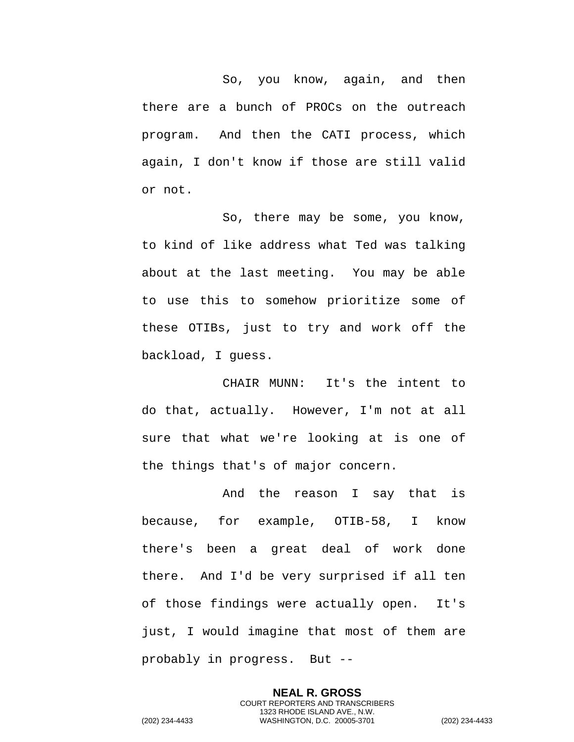So, you know, again, and then there are a bunch of PROCs on the outreach program. And then the CATI process, which again, I don't know if those are still valid or not.

So, there may be some, you know, to kind of like address what Ted was talking about at the last meeting. You may be able to use this to somehow prioritize some of these OTIBs, just to try and work off the backload, I guess.

CHAIR MUNN: It's the intent to do that, actually. However, I'm not at all sure that what we're looking at is one of the things that's of major concern.

And the reason I say that is because, for example, OTIB-58, I know there's been a great deal of work done there. And I'd be very surprised if all ten of those findings were actually open. It's just, I would imagine that most of them are probably in progress. But --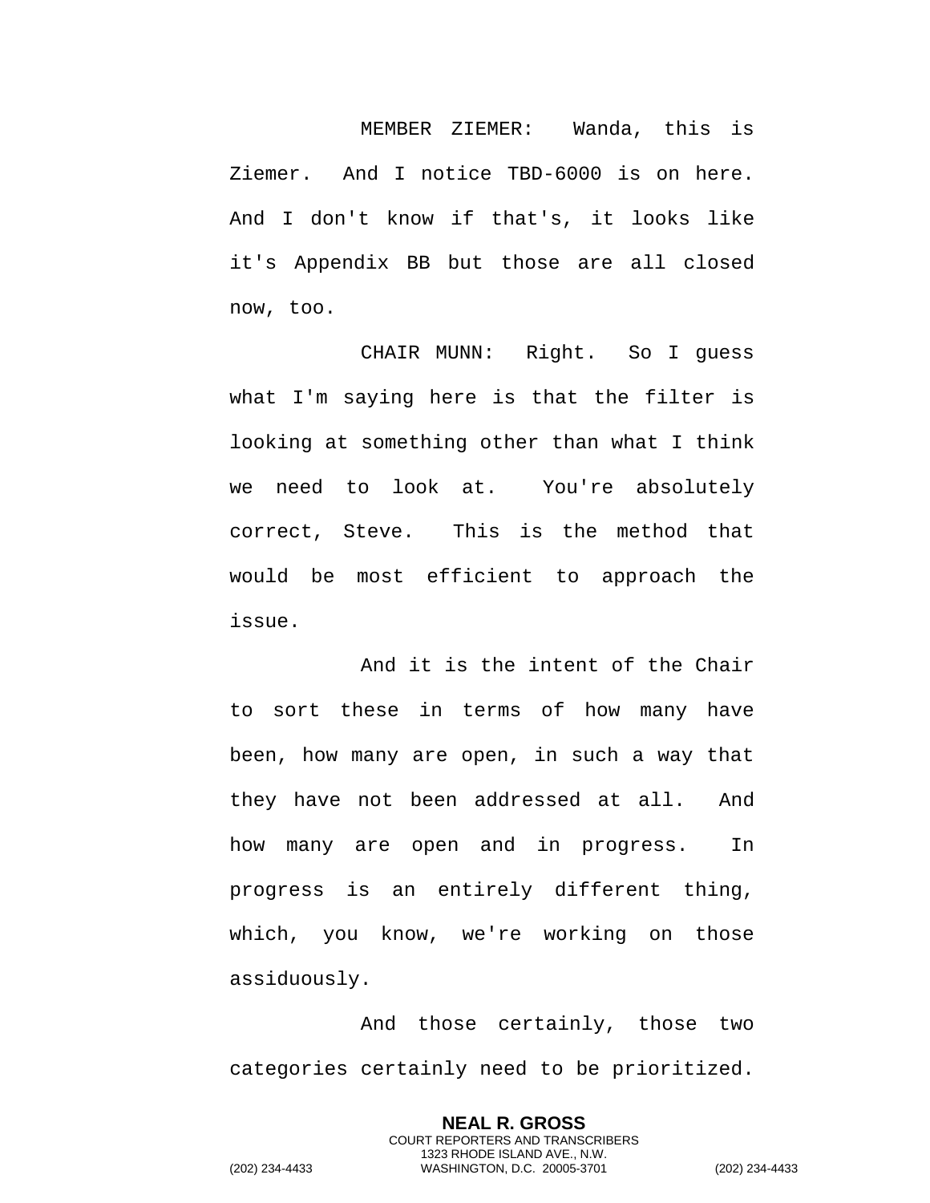MEMBER ZIEMER: Wanda, this is Ziemer. And I notice TBD-6000 is on here. And I don't know if that's, it looks like it's Appendix BB but those are all closed now, too.

CHAIR MUNN: Right. So I guess what I'm saying here is that the filter is looking at something other than what I think we need to look at. You're absolutely correct, Steve. This is the method that would be most efficient to approach the issue.

And it is the intent of the Chair to sort these in terms of how many have been, how many are open, in such a way that they have not been addressed at all. And how many are open and in progress. In progress is an entirely different thing, which, you know, we're working on those assiduously.

And those certainly, those two categories certainly need to be prioritized.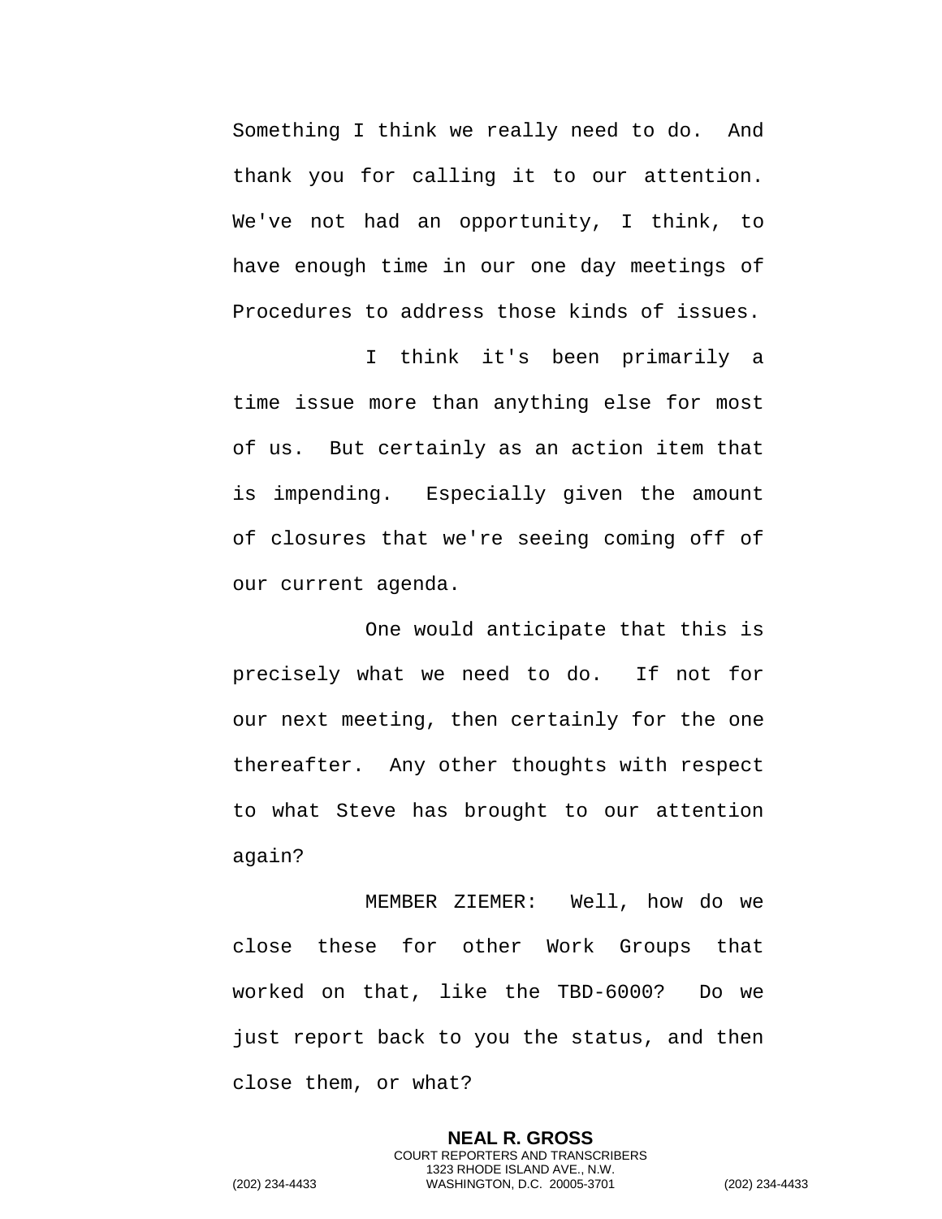Something I think we really need to do. And thank you for calling it to our attention. We've not had an opportunity, I think, to have enough time in our one day meetings of Procedures to address those kinds of issues.

I think it's been primarily a time issue more than anything else for most of us. But certainly as an action item that is impending. Especially given the amount of closures that we're seeing coming off of our current agenda.

One would anticipate that this is precisely what we need to do. If not for our next meeting, then certainly for the one thereafter. Any other thoughts with respect to what Steve has brought to our attention again?

MEMBER ZIEMER: Well, how do we close these for other Work Groups that worked on that, like the TBD-6000? Do we just report back to you the status, and then close them, or what?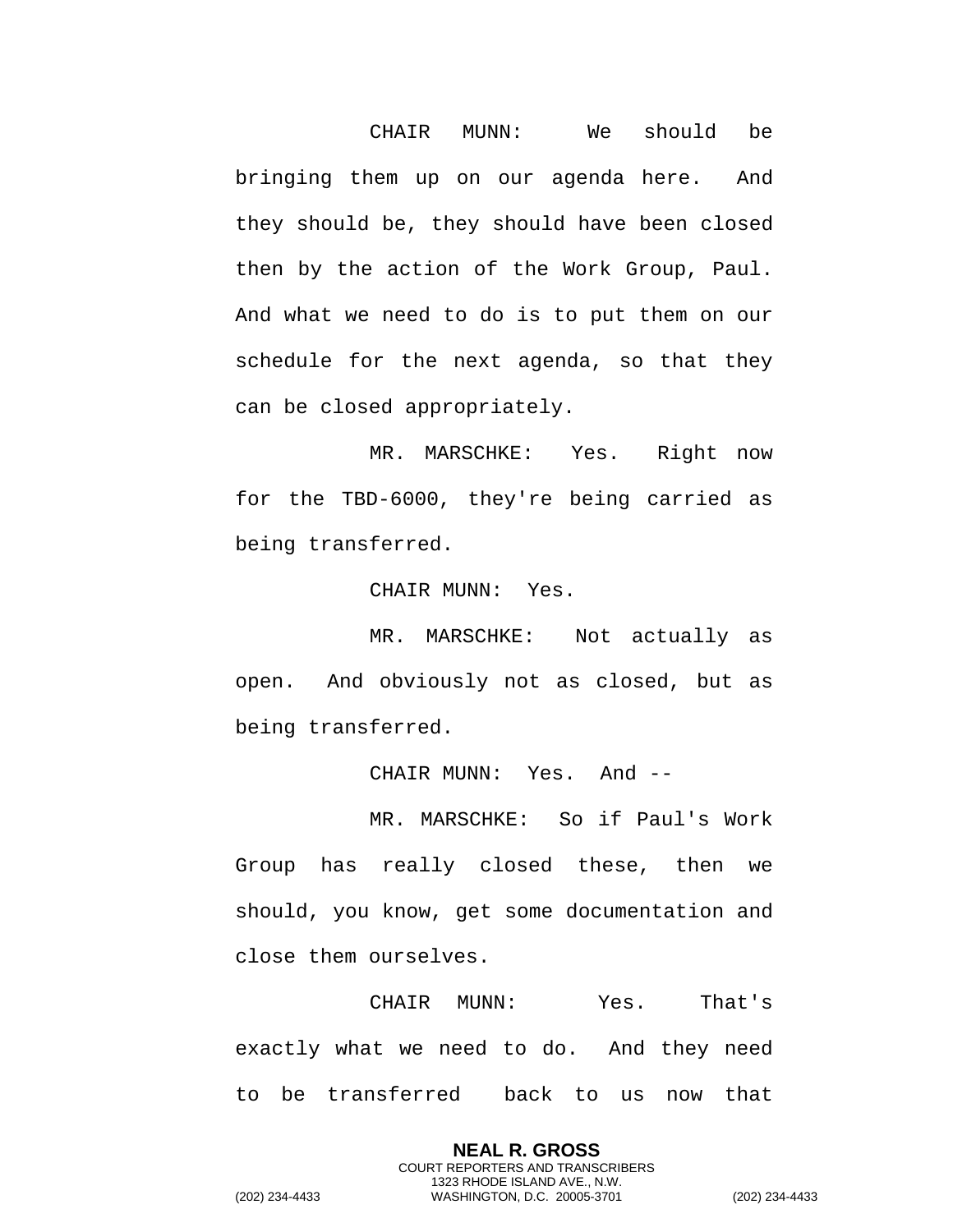CHAIR MUNN: We should be bringing them up on our agenda here. And they should be, they should have been closed then by the action of the Work Group, Paul. And what we need to do is to put them on our schedule for the next agenda, so that they can be closed appropriately.

MR. MARSCHKE: Yes. Right now for the TBD-6000, they're being carried as being transferred.

CHAIR MUNN: Yes.

MR. MARSCHKE: Not actually as open. And obviously not as closed, but as being transferred.

CHAIR MUNN: Yes. And --

MR. MARSCHKE: So if Paul's Work Group has really closed these, then we should, you know, get some documentation and close them ourselves.

CHAIR MUNN: Yes. That's exactly what we need to do. And they need to be transferred back to us now that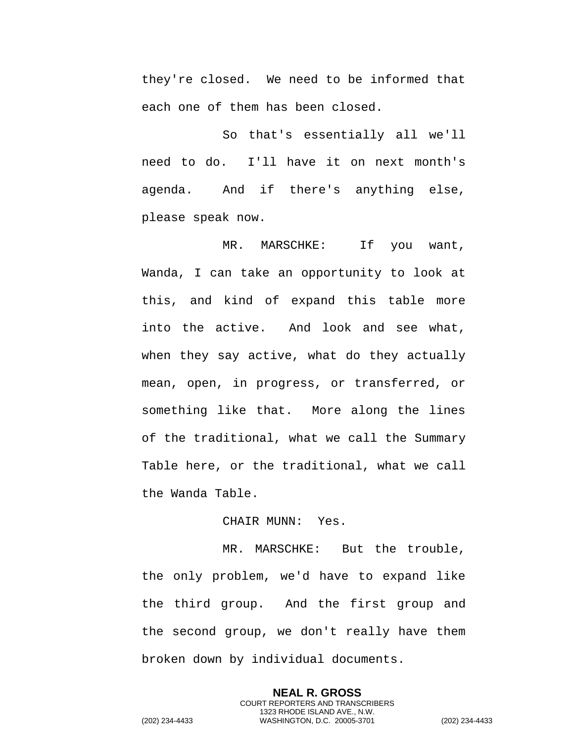they're closed. We need to be informed that each one of them has been closed.

So that's essentially all we'll need to do. I'll have it on next month's agenda. And if there's anything else, please speak now.

MR. MARSCHKE: If you want, Wanda, I can take an opportunity to look at this, and kind of expand this table more into the active. And look and see what, when they say active, what do they actually mean, open, in progress, or transferred, or something like that. More along the lines of the traditional, what we call the Summary Table here, or the traditional, what we call the Wanda Table.

CHAIR MUNN: Yes.

MR. MARSCHKE: But the trouble, the only problem, we'd have to expand like the third group. And the first group and the second group, we don't really have them broken down by individual documents.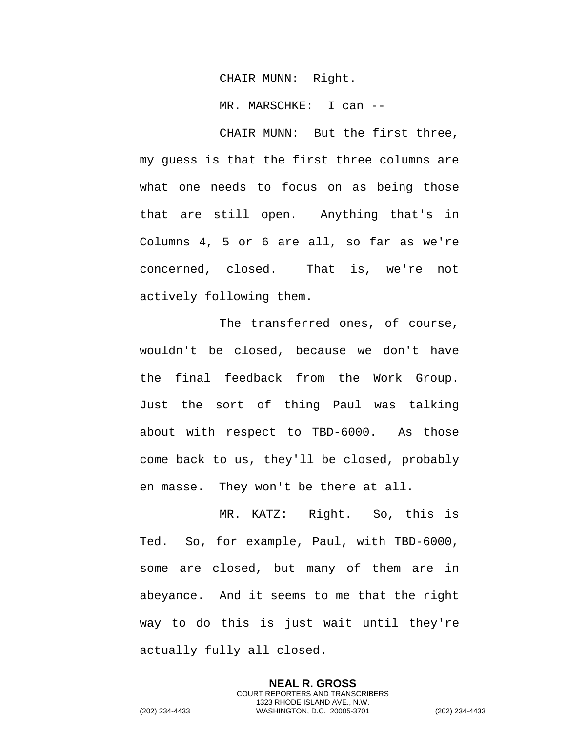CHAIR MUNN: Right.

MR. MARSCHKE: I can --

CHAIR MUNN: But the first three, my guess is that the first three columns are what one needs to focus on as being those that are still open. Anything that's in Columns 4, 5 or 6 are all, so far as we're concerned, closed. That is, we're not actively following them.

The transferred ones, of course, wouldn't be closed, because we don't have the final feedback from the Work Group. Just the sort of thing Paul was talking about with respect to TBD-6000. As those come back to us, they'll be closed, probably en masse. They won't be there at all.

MR. KATZ: Right. So, this is Ted. So, for example, Paul, with TBD-6000, some are closed, but many of them are in abeyance. And it seems to me that the right way to do this is just wait until they're actually fully all closed.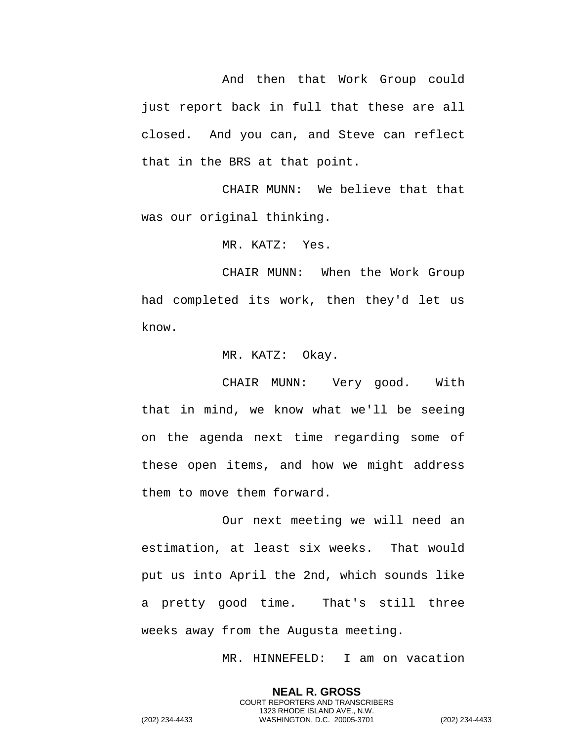And then that Work Group could just report back in full that these are all closed. And you can, and Steve can reflect that in the BRS at that point.

CHAIR MUNN: We believe that that was our original thinking.

MR. KATZ: Yes.

CHAIR MUNN: When the Work Group had completed its work, then they'd let us know.

MR. KATZ: Okay.

CHAIR MUNN: Very good. With that in mind, we know what we'll be seeing on the agenda next time regarding some of these open items, and how we might address them to move them forward.

Our next meeting we will need an estimation, at least six weeks. That would put us into April the 2nd, which sounds like a pretty good time. That's still three weeks away from the Augusta meeting.

MR. HINNEFELD: I am on vacation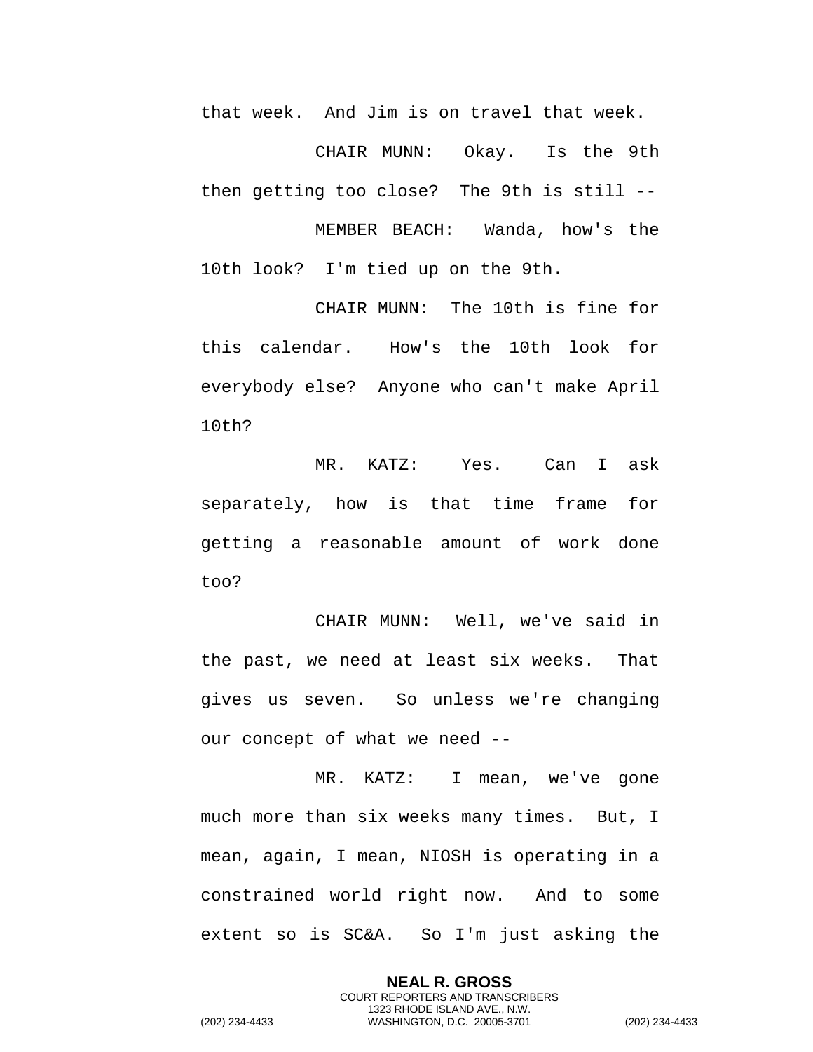that week. And Jim is on travel that week.

CHAIR MUNN: Okay. Is the 9th then getting too close? The 9th is still --

MEMBER BEACH: Wanda, how's the 10th look? I'm tied up on the 9th.

CHAIR MUNN: The 10th is fine for this calendar. How's the 10th look for everybody else? Anyone who can't make April 10th?

MR. KATZ: Yes. Can I ask separately, how is that time frame for getting a reasonable amount of work done too?

CHAIR MUNN: Well, we've said in the past, we need at least six weeks. That gives us seven. So unless we're changing our concept of what we need --

MR. KATZ: I mean, we've gone much more than six weeks many times. But, I mean, again, I mean, NIOSH is operating in a constrained world right now. And to some extent so is SC&A. So I'm just asking the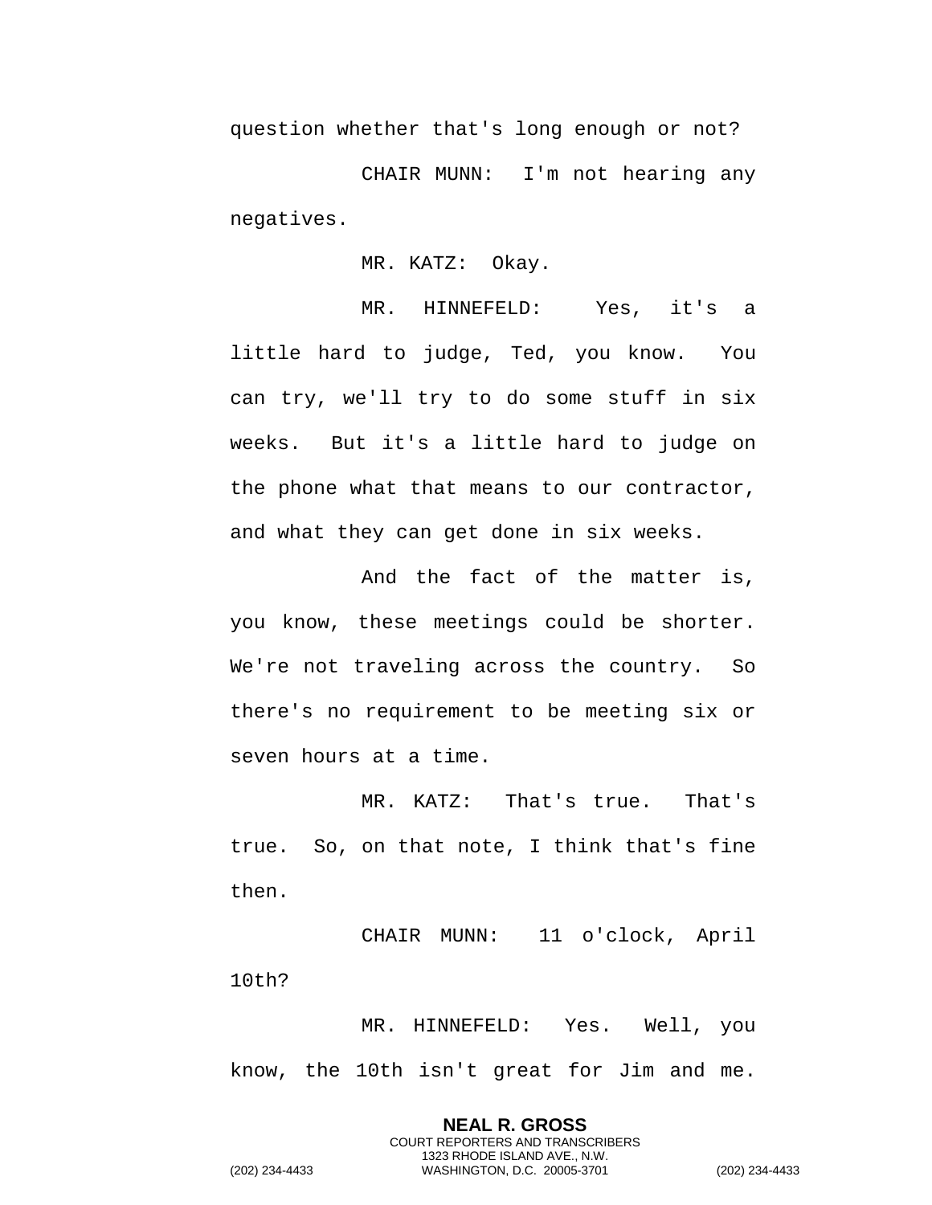question whether that's long enough or not?

CHAIR MUNN: I'm not hearing any negatives.

MR. KATZ: Okay.

MR. HINNEFELD: Yes, it's a little hard to judge, Ted, you know. You can try, we'll try to do some stuff in six weeks. But it's a little hard to judge on the phone what that means to our contractor, and what they can get done in six weeks.

And the fact of the matter is, you know, these meetings could be shorter. We're not traveling across the country. So there's no requirement to be meeting six or seven hours at a time.

MR. KATZ: That's true. That's true. So, on that note, I think that's fine then.

CHAIR MUNN: 11 o'clock, April 10th?

MR. HINNEFELD: Yes. Well, you know, the 10th isn't great for Jim and me.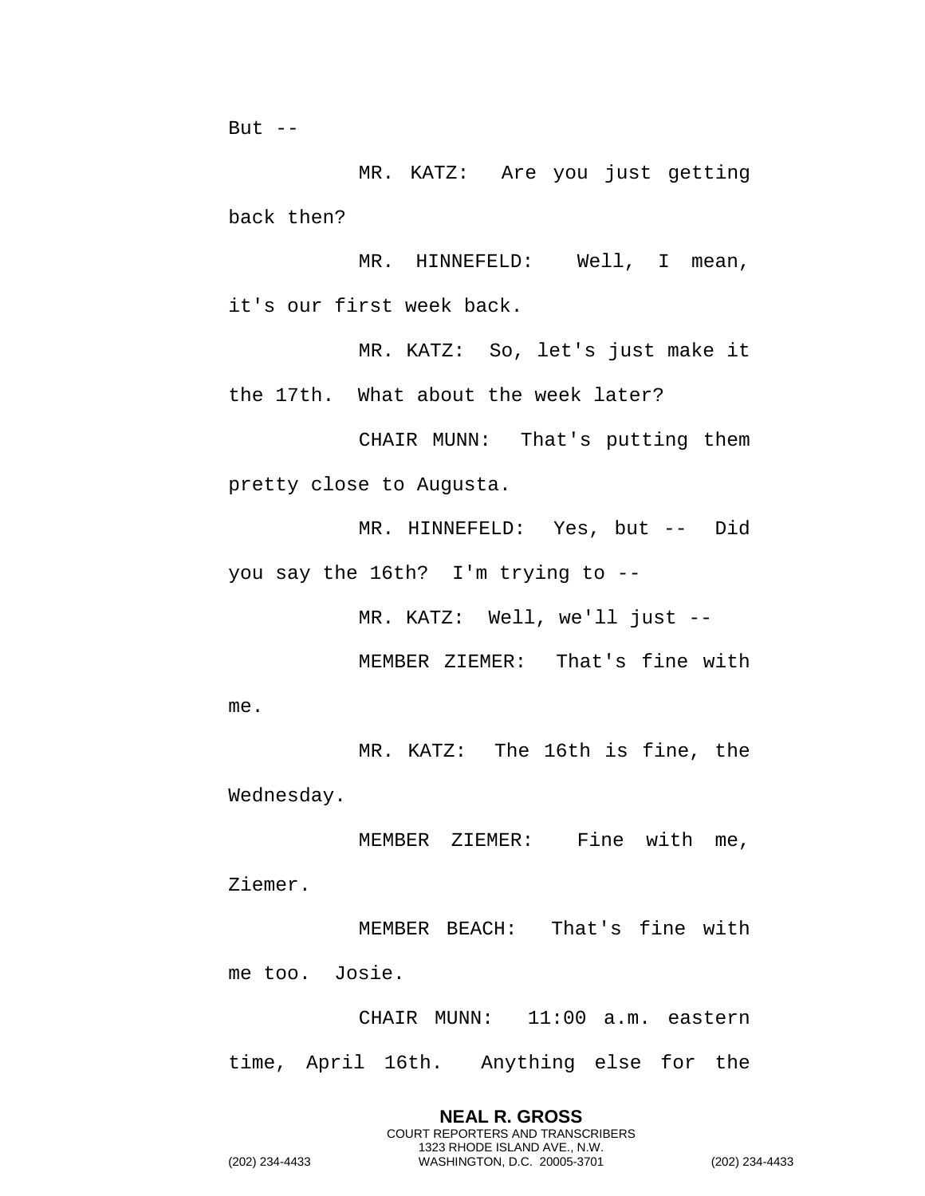But --

MR. KATZ: Are you just getting back then?

MR. HINNEFELD: Well, I mean, it's our first week back.

MR. KATZ: So, let's just make it the 17th. What about the week later?

CHAIR MUNN: That's putting them pretty close to Augusta.

MR. HINNEFELD: Yes, but -- Did you say the 16th? I'm trying to --

MR. KATZ: Well, we'll just --

MEMBER ZIEMER: That's fine with me.

MR. KATZ: The 16th is fine, the Wednesday.

MEMBER ZIEMER: Fine with me, Ziemer.

MEMBER BEACH: That's fine with me too. Josie.

CHAIR MUNN: 11:00 a.m. eastern time, April 16th. Anything else for the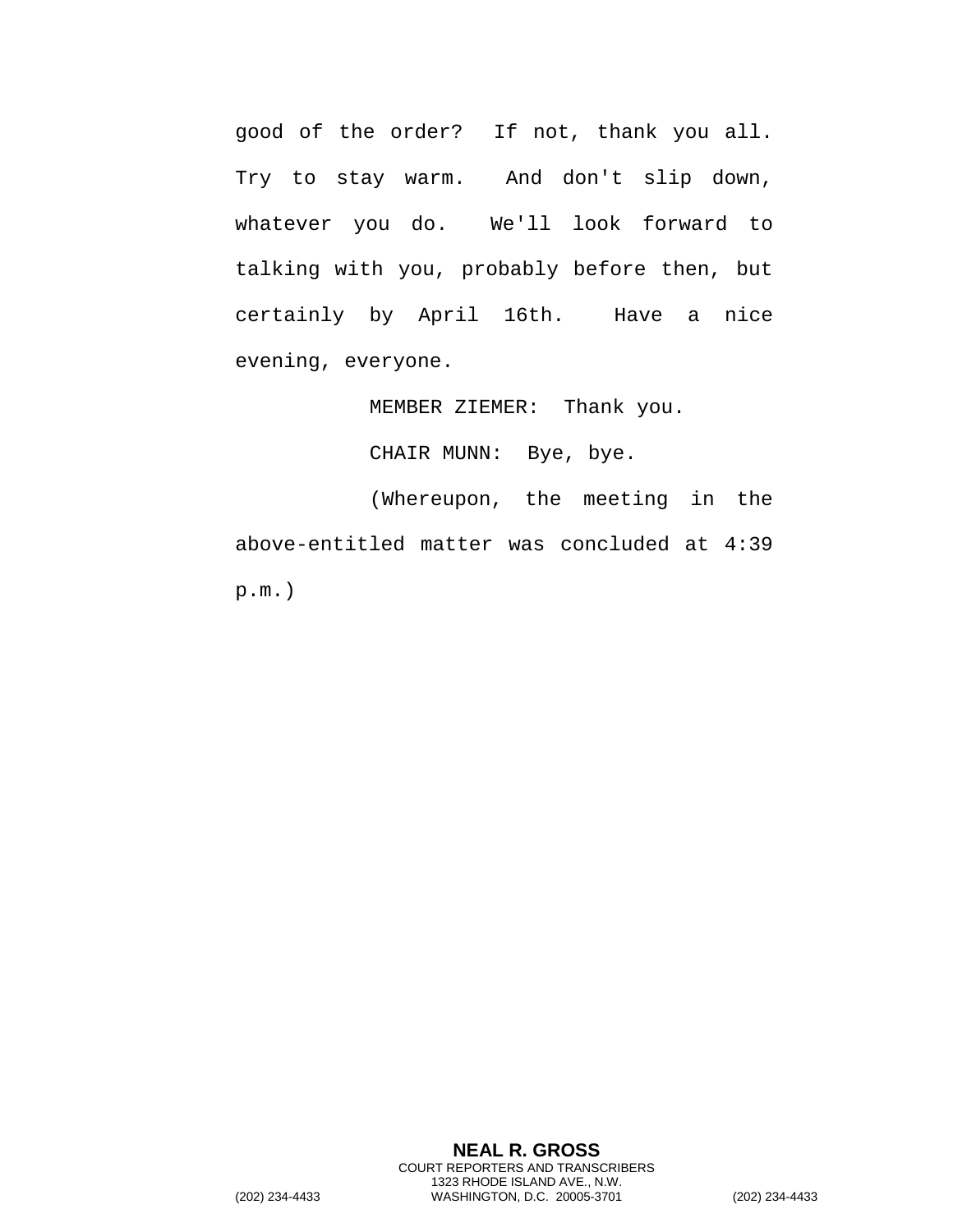good of the order? If not, thank you all. Try to stay warm. And don't slip down, whatever you do. We'll look forward to talking with you, probably before then, but certainly by April 16th. Have a nice evening, everyone.

MEMBER ZIEMER: Thank you.

CHAIR MUNN: Bye, bye.

(Whereupon, the meeting in the above-entitled matter was concluded at 4:39 p.m.)